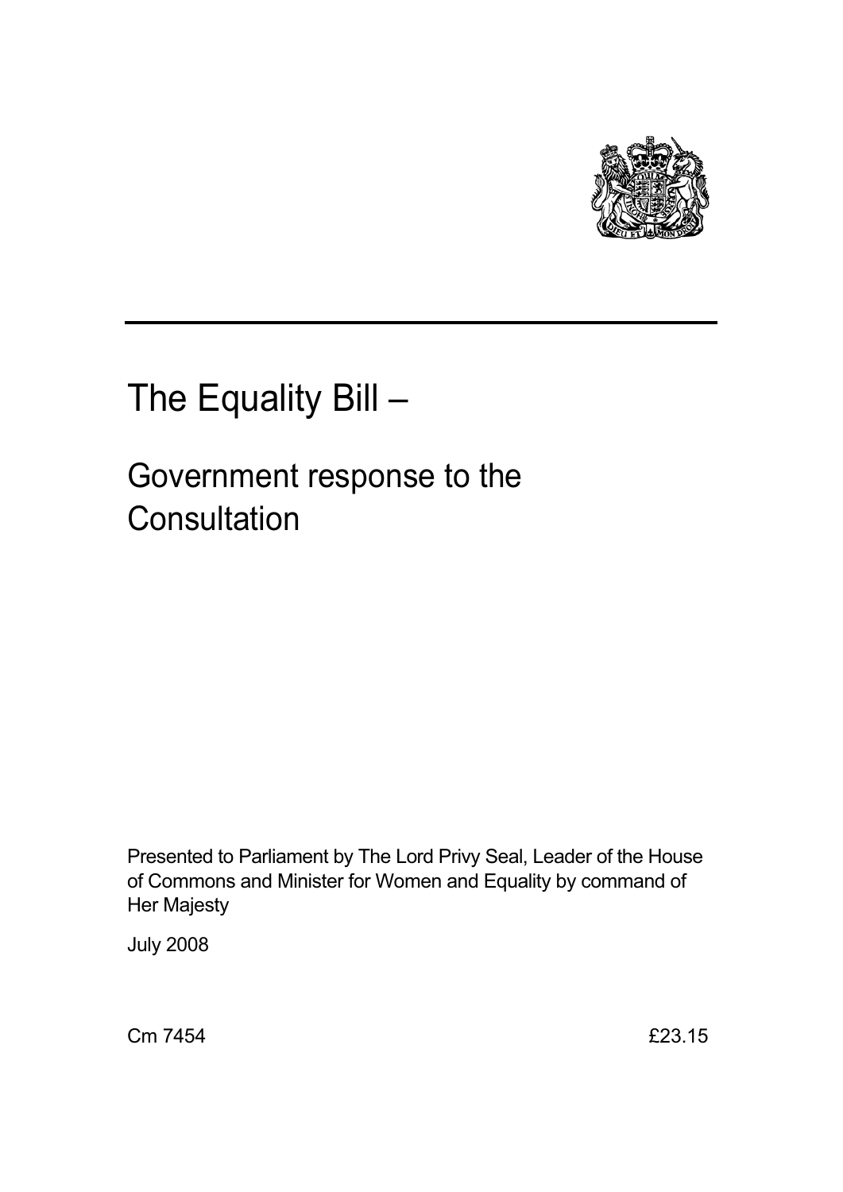# The Equality Bill –

## Government response to the Consultation

Presented to Parliament by The Lord Privy Seal, Leader of the House of Commons and Minister for Women and Equality by command of Her Majesty

July 2008

Cm 7454 £23.15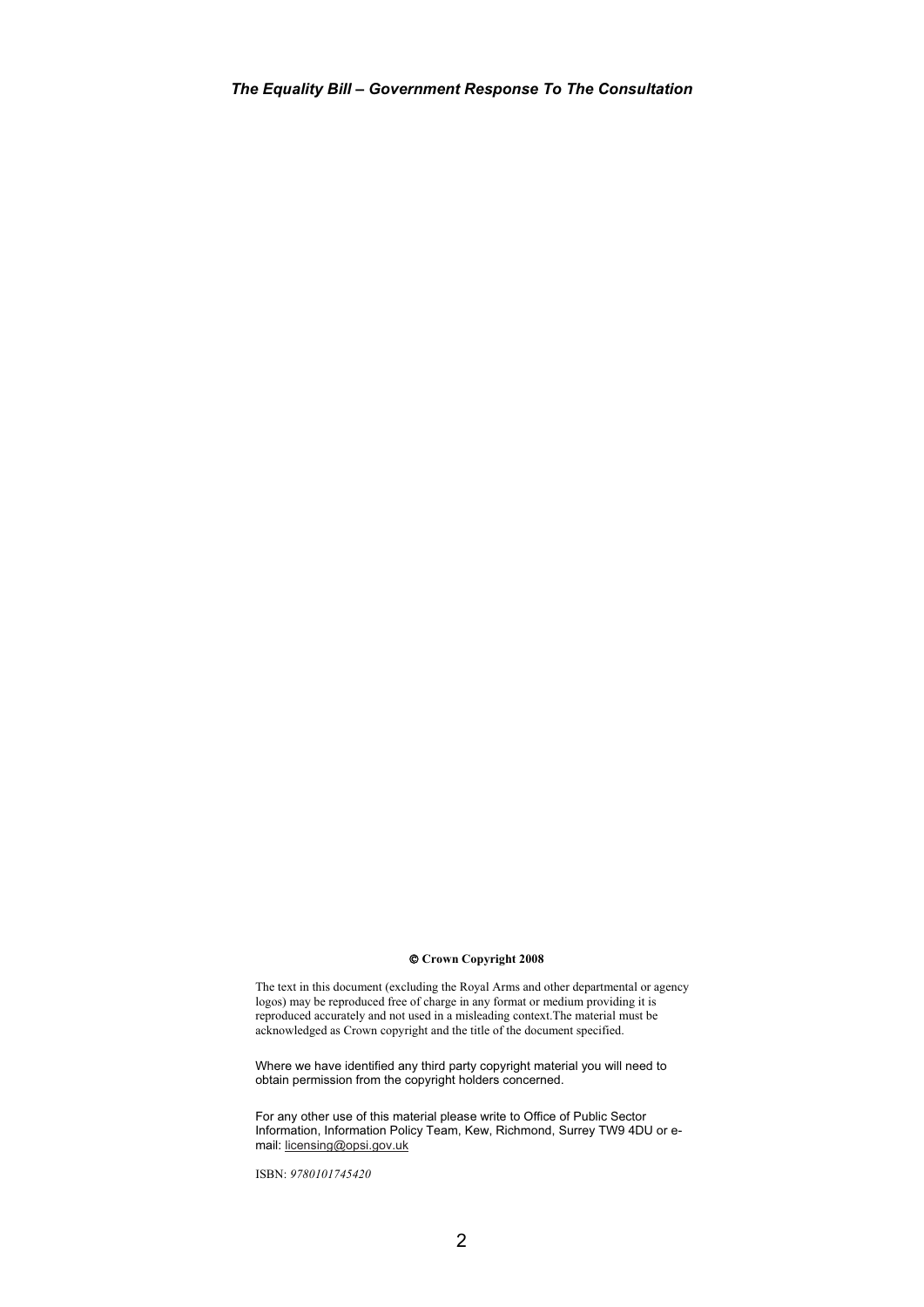**© Crown Copyright 2008**

The text in this document (excluding the Royal Arms and other departmental or agency logos) may be reproduced free of charge in any format or medium providing it is reproduced accurately and not used in a misleading context.The material must be acknowledged as Crown copyright and the title of the document specified.

Where we have identified any third party copyright material you will need to obtain permission from the copyright holders concerned.

For any other use of this material please write to Office of Public Sector Information, Information Policy Team, Kew, Richmond, Surrey TW9 4DU or e-mail: licensing@opsi.gov.uk

ISBN: *9780101745420*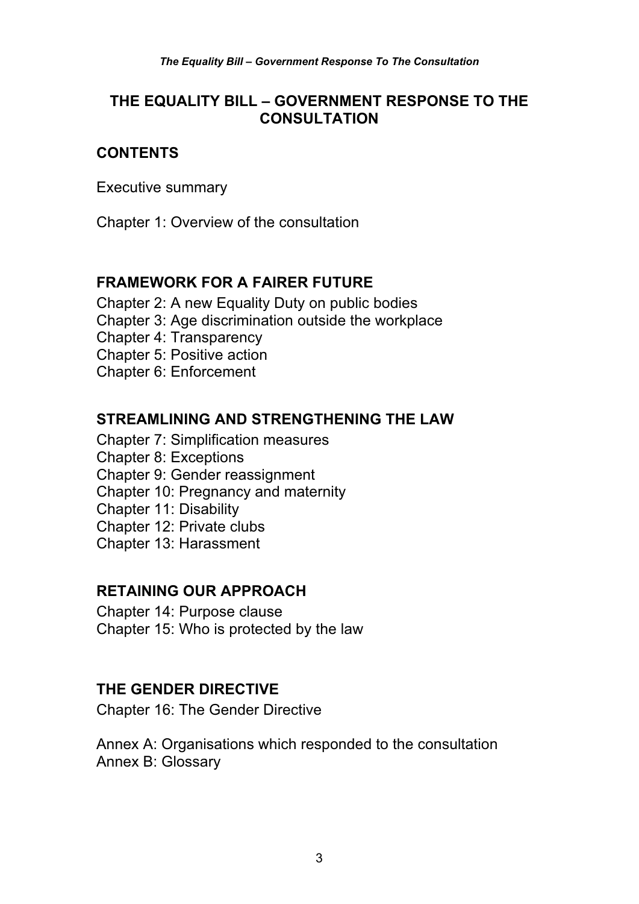# THE EQUALITY BILL – GOVERNMENT RESPONSE TO THE CONSULTATION

## CONTENTS

Executive summary

Chapter 1: Overview of the consultation

### FRAMEWORK FOR A FAIRER FUTURE

Chapter 2: A new Equality Duty on public bodies
Chapter 3: Age discrimination outside the workplace
Chapter 4: Transparency
Chapter 5: Positive action
Chapter 6: Enforcement

### STREAMLINING AND STRENGTHENING THE LAW

Chapter 7: Simplification measures
Chapter 8: Exceptions
Chapter 9: Gender reassignment
Chapter 10: Pregnancy and maternity
Chapter 11: Disability
Chapter 12: Private clubs
Chapter 13: Harassment

### RETAINING OUR APPROACH

Chapter 14: Purpose clause
Chapter 15: Who is protected by the law

### THE GENDER DIRECTIVE

Chapter 16: The Gender Directive

Annex A: Organisations which responded to the consultation
Annex B: Glossary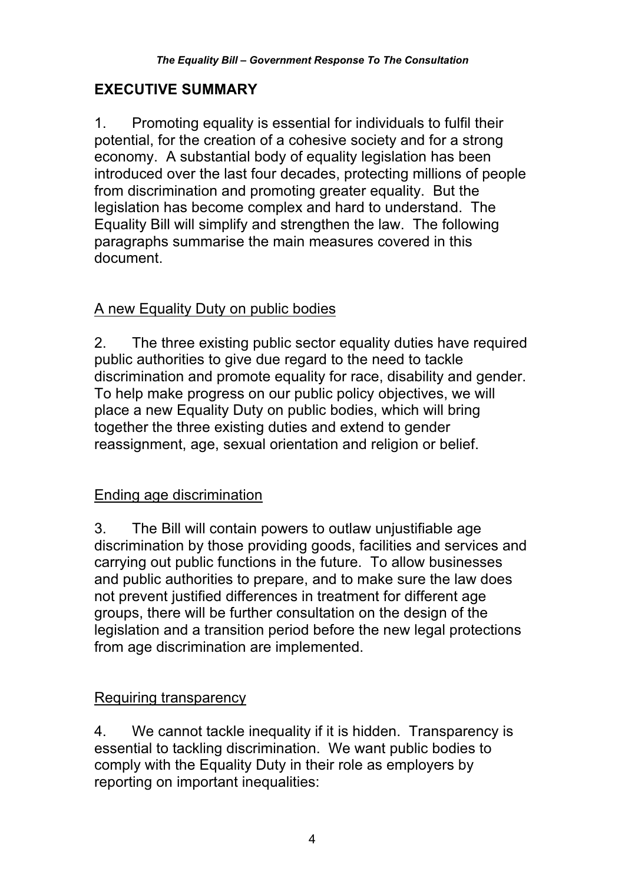## EXECUTIVE SUMMARY

1. Promoting equality is essential for individuals to fulfil their potential, for the creation of a cohesive society and for a strong economy. A substantial body of equality legislation has been introduced over the last four decades, protecting millions of people from discrimination and promoting greater equality. But the legislation has become complex and hard to understand. The Equality Bill will simplify and strengthen the law. The following paragraphs summarise the main measures covered in this document.

### A new Equality Duty on public bodies

2. The three existing public sector equality duties have required public authorities to give due regard to the need to tackle discrimination and promote equality for race, disability and gender. To help make progress on our public policy objectives, we will place a new Equality Duty on public bodies, which will bring together the three existing duties and extend to gender reassignment, age, sexual orientation and religion or belief.

### Ending age discrimination

3. The Bill will contain powers to outlaw unjustifiable age discrimination by those providing goods, facilities and services and carrying out public functions in the future. To allow businesses and public authorities to prepare, and to make sure the law does not prevent justified differences in treatment for different age groups, there will be further consultation on the design of the legislation and a transition period before the new legal protections from age discrimination are implemented.

### Requiring transparency

4. We cannot tackle inequality if it is hidden. Transparency is essential to tackling discrimination. We want public bodies to comply with the Equality Duty in their role as employers by reporting on important inequalities: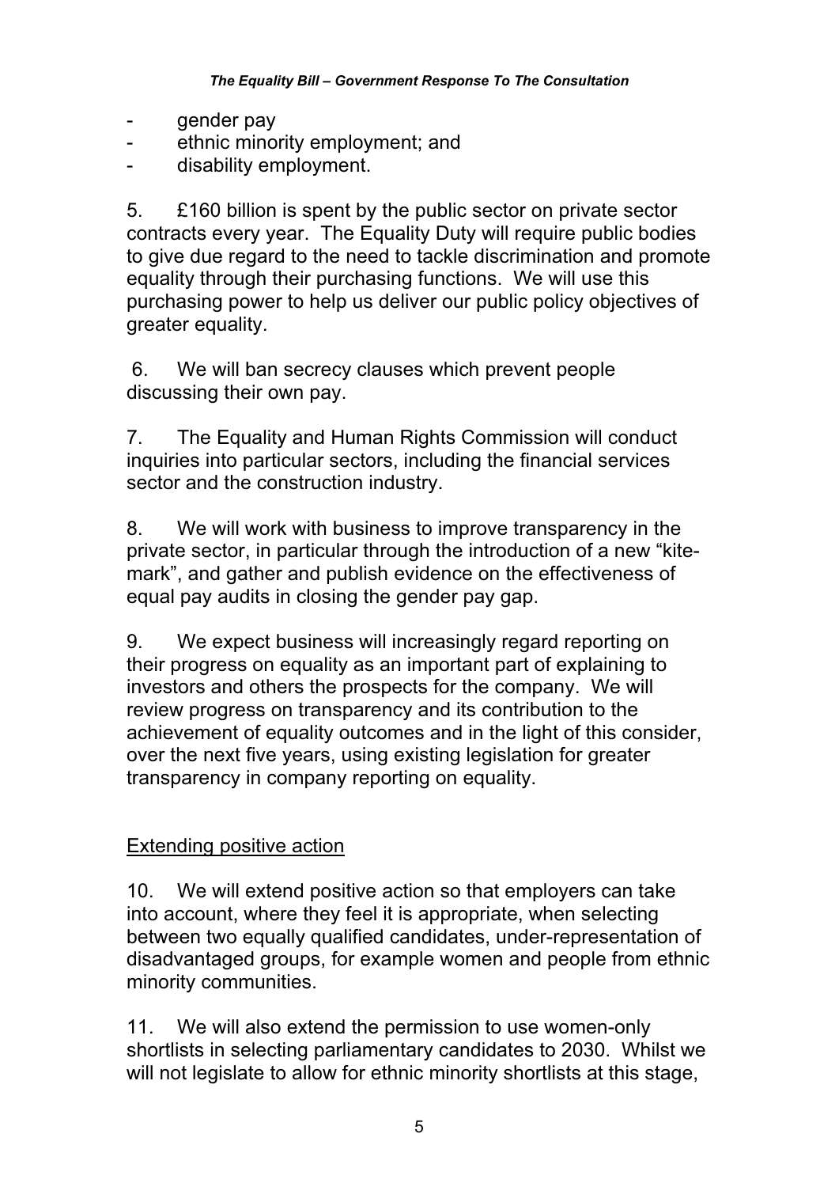- gender pay
- ethnic minority employment; and
- disability employment.

5. £160 billion is spent by the public sector on private sector contracts every year. The Equality Duty will require public bodies to give due regard to the need to tackle discrimination and promote equality through their purchasing functions. We will use this purchasing power to help us deliver our public policy objectives of greater equality.

6. We will ban secrecy clauses which prevent people discussing their own pay.

7. The Equality and Human Rights Commission will conduct inquiries into particular sectors, including the financial services sector and the construction industry.

8. We will work with business to improve transparency in the private sector, in particular through the introduction of a new "kite-mark", and gather and publish evidence on the effectiveness of equal pay audits in closing the gender pay gap.

9. We expect business will increasingly regard reporting on their progress on equality as an important part of explaining to investors and others the prospects for the company. We will review progress on transparency and its contribution to the achievement of equality outcomes and in the light of this consider, over the next five years, using existing legislation for greater transparency in company reporting on equality.

## Extending positive action

10. We will extend positive action so that employers can take into account, where they feel it is appropriate, when selecting between two equally qualified candidates, under-representation of disadvantaged groups, for example women and people from ethnic minority communities.

11. We will also extend the permission to use women-only shortlists in selecting parliamentary candidates to 2030. Whilst we will not legislate to allow for ethnic minority shortlists at this stage,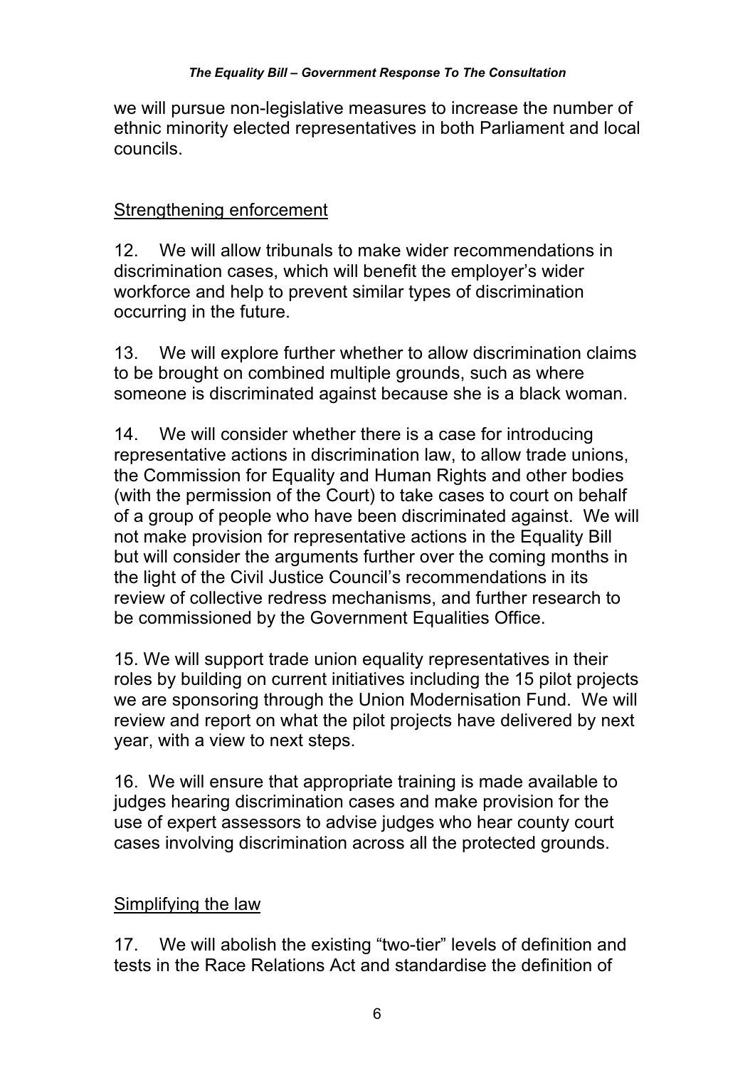we will pursue non-legislative measures to increase the number of ethnic minority elected representatives in both Parliament and local councils.

## Strengthening enforcement

12. We will allow tribunals to make wider recommendations in discrimination cases, which will benefit the employer's wider workforce and help to prevent similar types of discrimination occurring in the future.

13. We will explore further whether to allow discrimination claims to be brought on combined multiple grounds, such as where someone is discriminated against because she is a black woman.

14. We will consider whether there is a case for introducing representative actions in discrimination law, to allow trade unions, the Commission for Equality and Human Rights and other bodies (with the permission of the Court) to take cases to court on behalf of a group of people who have been discriminated against. We will not make provision for representative actions in the Equality Bill but will consider the arguments further over the coming months in the light of the Civil Justice Council's recommendations in its review of collective redress mechanisms, and further research to be commissioned by the Government Equalities Office.

15. We will support trade union equality representatives in their roles by building on current initiatives including the 15 pilot projects we are sponsoring through the Union Modernisation Fund. We will review and report on what the pilot projects have delivered by next year, with a view to next steps.

16. We will ensure that appropriate training is made available to judges hearing discrimination cases and make provision for the use of expert assessors to advise judges who hear county court cases involving discrimination across all the protected grounds.

## Simplifying the law

17. We will abolish the existing "two-tier" levels of definition and tests in the Race Relations Act and standardise the definition of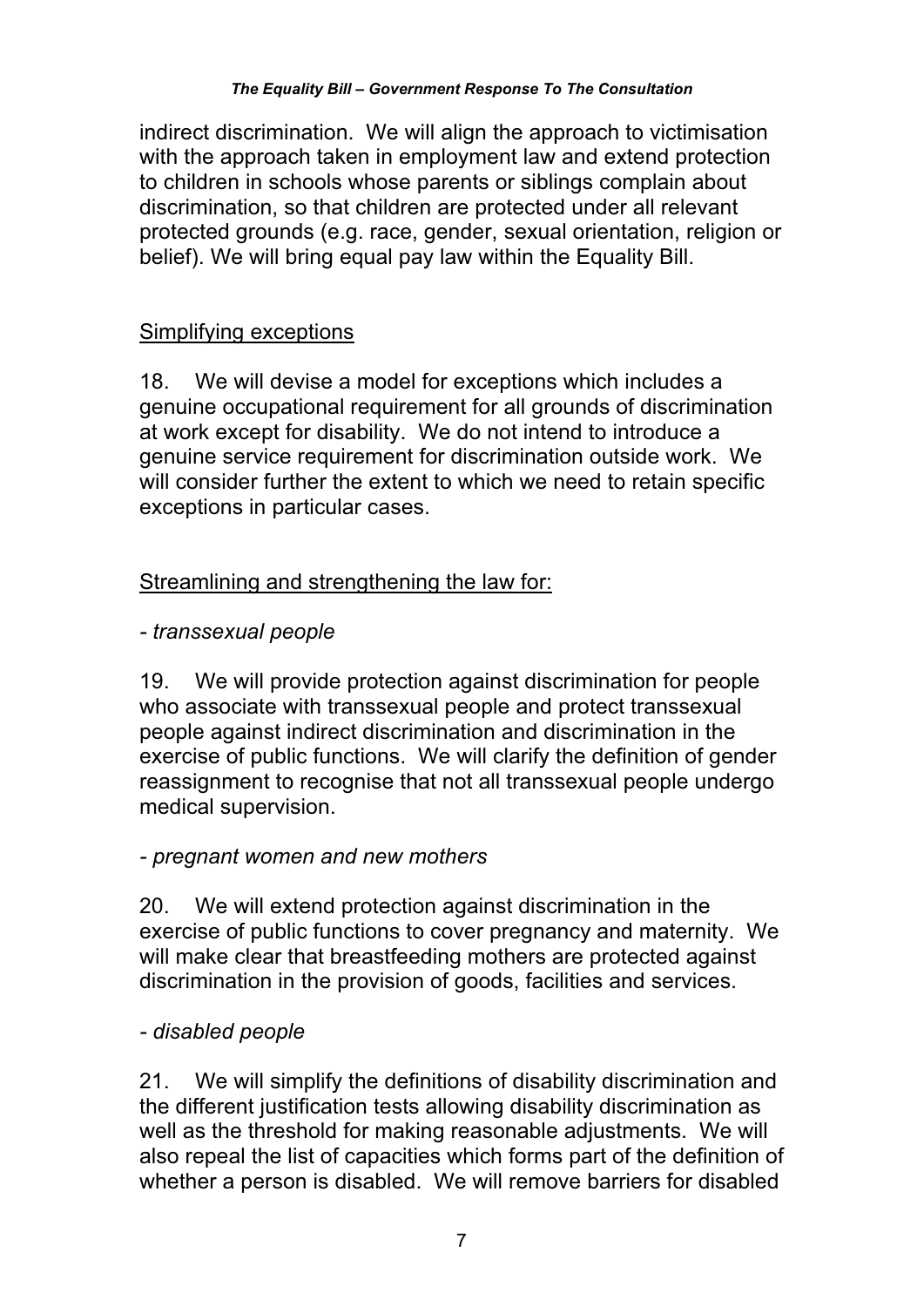indirect discrimination. We will align the approach to victimisation with the approach taken in employment law and extend protection to children in schools whose parents or siblings complain about discrimination, so that children are protected under all relevant protected grounds (e.g. race, gender, sexual orientation, religion or belief). We will bring equal pay law within the Equality Bill.

## Simplifying exceptions

18. We will devise a model for exceptions which includes a genuine occupational requirement for all grounds of discrimination at work except for disability. We do not intend to introduce a genuine service requirement for discrimination outside work. We will consider further the extent to which we need to retain specific exceptions in particular cases.

## Streamlining and strengthening the law for:

### *- transsexual people*

19. We will provide protection against discrimination for people who associate with transsexual people and protect transsexual people against indirect discrimination and discrimination in the exercise of public functions. We will clarify the definition of gender reassignment to recognise that not all transsexual people undergo medical supervision.

### *- pregnant women and new mothers*

20. We will extend protection against discrimination in the exercise of public functions to cover pregnancy and maternity. We will make clear that breastfeeding mothers are protected against discrimination in the provision of goods, facilities and services.

### *- disabled people*

21. We will simplify the definitions of disability discrimination and the different justification tests allowing disability discrimination as well as the threshold for making reasonable adjustments. We will also repeal the list of capacities which forms part of the definition of whether a person is disabled. We will remove barriers for disabled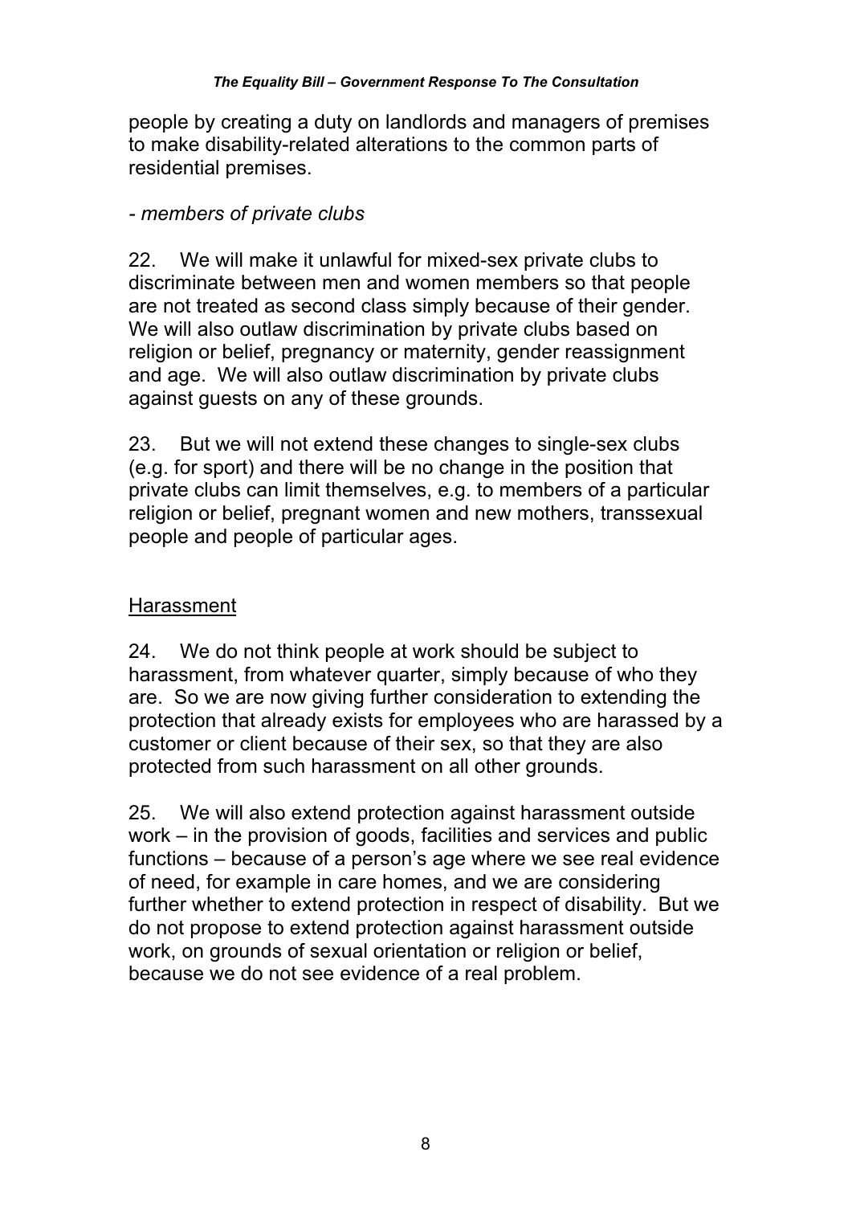people by creating a duty on landlords and managers of premises to make disability-related alterations to the common parts of residential premises.

*- members of private clubs*

22. We will make it unlawful for mixed-sex private clubs to discriminate between men and women members so that people are not treated as second class simply because of their gender. We will also outlaw discrimination by private clubs based on religion or belief, pregnancy or maternity, gender reassignment and age. We will also outlaw discrimination by private clubs against guests on any of these grounds.

23. But we will not extend these changes to single-sex clubs (e.g. for sport) and there will be no change in the position that private clubs can limit themselves, e.g. to members of a particular religion or belief, pregnant women and new mothers, transsexual people and people of particular ages.

<u>Harassment</u>

24. We do not think people at work should be subject to harassment, from whatever quarter, simply because of who they are. So we are now giving further consideration to extending the protection that already exists for employees who are harassed by a customer or client because of their sex, so that they are also protected from such harassment on all other grounds.

25. We will also extend protection against harassment outside work – in the provision of goods, facilities and services and public functions – because of a person's age where we see real evidence of need, for example in care homes, and we are considering further whether to extend protection in respect of disability. But we do not propose to extend protection against harassment outside work, on grounds of sexual orientation or religion or belief, because we do not see evidence of a real problem.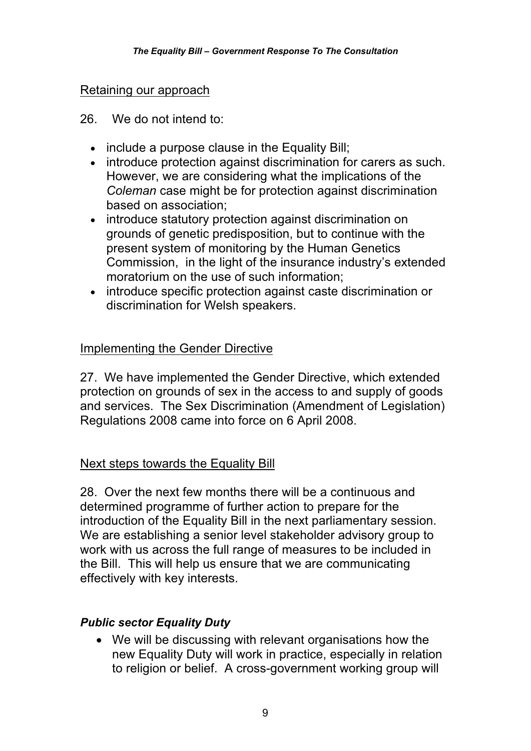Retaining our approach

26. We do not intend to:

- include a purpose clause in the Equality Bill;
- introduce protection against discrimination for carers as such. However, we are considering what the implications of the *Coleman* case might be for protection against discrimination based on association;
- introduce statutory protection against discrimination on grounds of genetic predisposition, but to continue with the present system of monitoring by the Human Genetics Commission, in the light of the insurance industry's extended moratorium on the use of such information;
- introduce specific protection against caste discrimination or discrimination for Welsh speakers.

Implementing the Gender Directive

27. We have implemented the Gender Directive, which extended protection on grounds of sex in the access to and supply of goods and services. The Sex Discrimination (Amendment of Legislation) Regulations 2008 came into force on 6 April 2008.

Next steps towards the Equality Bill

28. Over the next few months there will be a continuous and determined programme of further action to prepare for the introduction of the Equality Bill in the next parliamentary session. We are establishing a senior level stakeholder advisory group to work with us across the full range of measures to be included in the Bill. This will help us ensure that we are communicating effectively with key interests.

***Public sector Equality Duty***

- We will be discussing with relevant organisations how the new Equality Duty will work in practice, especially in relation to religion or belief. A cross-government working group will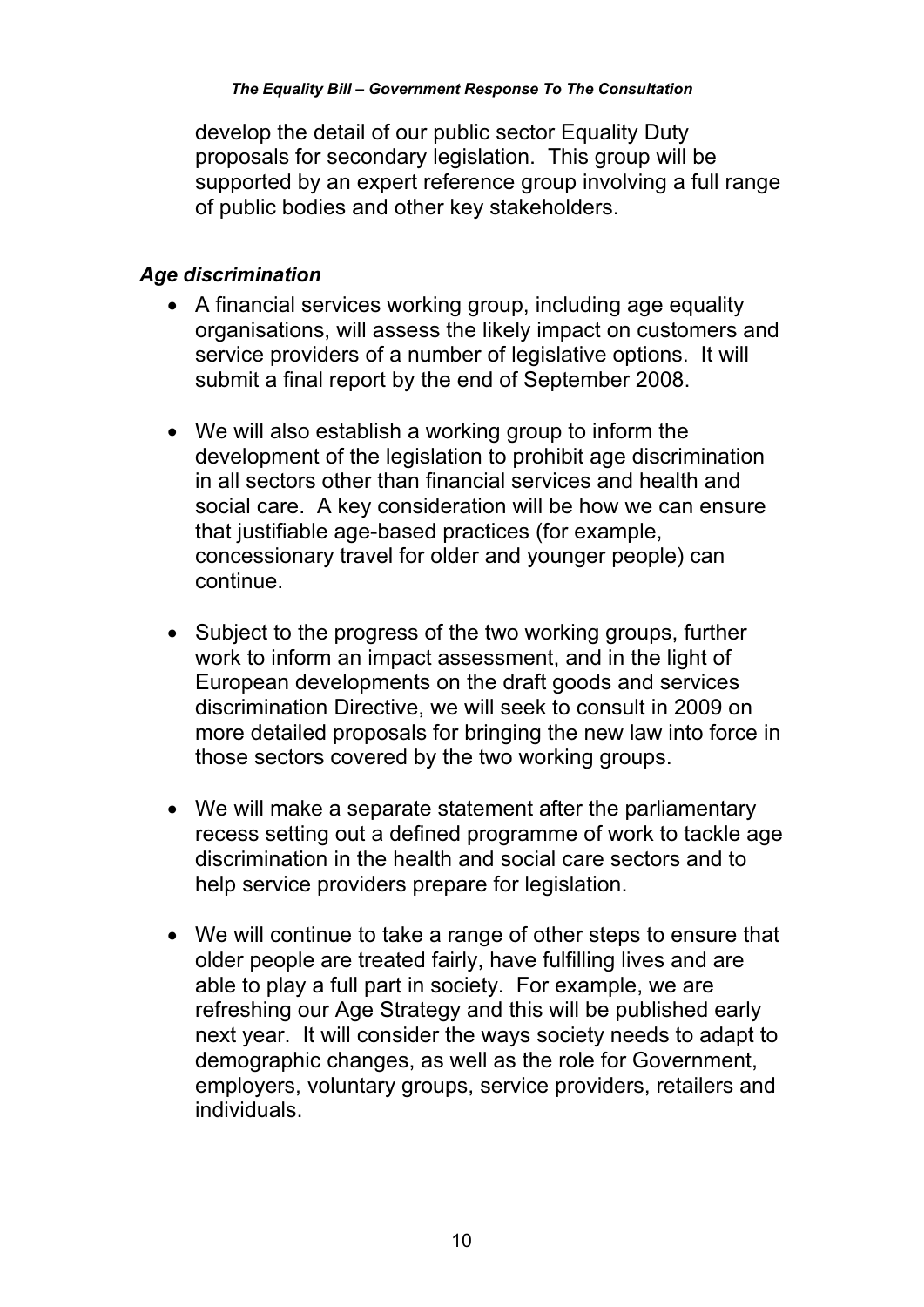develop the detail of our public sector Equality Duty proposals for secondary legislation. This group will be supported by an expert reference group involving a full range of public bodies and other key stakeholders.

***Age discrimination***

- A financial services working group, including age equality organisations, will assess the likely impact on customers and service providers of a number of legislative options. It will submit a final report by the end of September 2008.

- We will also establish a working group to inform the development of the legislation to prohibit age discrimination in all sectors other than financial services and health and social care. A key consideration will be how we can ensure that justifiable age-based practices (for example, concessionary travel for older and younger people) can continue.

- Subject to the progress of the two working groups, further work to inform an impact assessment, and in the light of European developments on the draft goods and services discrimination Directive, we will seek to consult in 2009 on more detailed proposals for bringing the new law into force in those sectors covered by the two working groups.

- We will make a separate statement after the parliamentary recess setting out a defined programme of work to tackle age discrimination in the health and social care sectors and to help service providers prepare for legislation.

- We will continue to take a range of other steps to ensure that older people are treated fairly, have fulfilling lives and are able to play a full part in society. For example, we are refreshing our Age Strategy and this will be published early next year. It will consider the ways society needs to adapt to demographic changes, as well as the role for Government, employers, voluntary groups, service providers, retailers and individuals.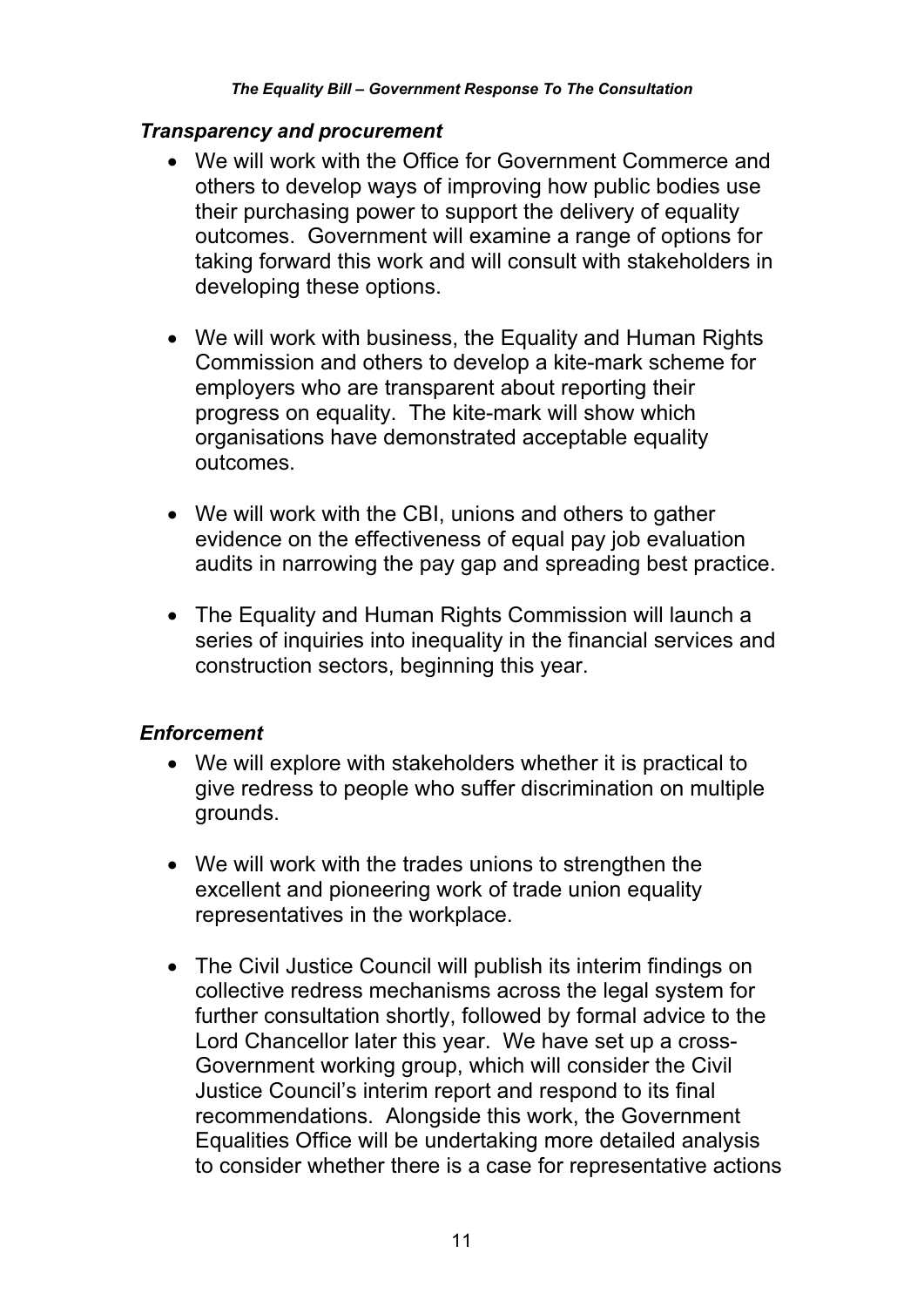*Transparency and procurement*

- We will work with the Office for Government Commerce and others to develop ways of improving how public bodies use their purchasing power to support the delivery of equality outcomes. Government will examine a range of options for taking forward this work and will consult with stakeholders in developing these options.

- We will work with business, the Equality and Human Rights Commission and others to develop a kite-mark scheme for employers who are transparent about reporting their progress on equality. The kite-mark will show which organisations have demonstrated acceptable equality outcomes.

- We will work with the CBI, unions and others to gather evidence on the effectiveness of equal pay job evaluation audits in narrowing the pay gap and spreading best practice.

- The Equality and Human Rights Commission will launch a series of inquiries into inequality in the financial services and construction sectors, beginning this year.

*Enforcement*

- We will explore with stakeholders whether it is practical to give redress to people who suffer discrimination on multiple grounds.

- We will work with the trades unions to strengthen the excellent and pioneering work of trade union equality representatives in the workplace.

- The Civil Justice Council will publish its interim findings on collective redress mechanisms across the legal system for further consultation shortly, followed by formal advice to the Lord Chancellor later this year. We have set up a cross-Government working group, which will consider the Civil Justice Council's interim report and respond to its final recommendations. Alongside this work, the Government Equalities Office will be undertaking more detailed analysis to consider whether there is a case for representative actions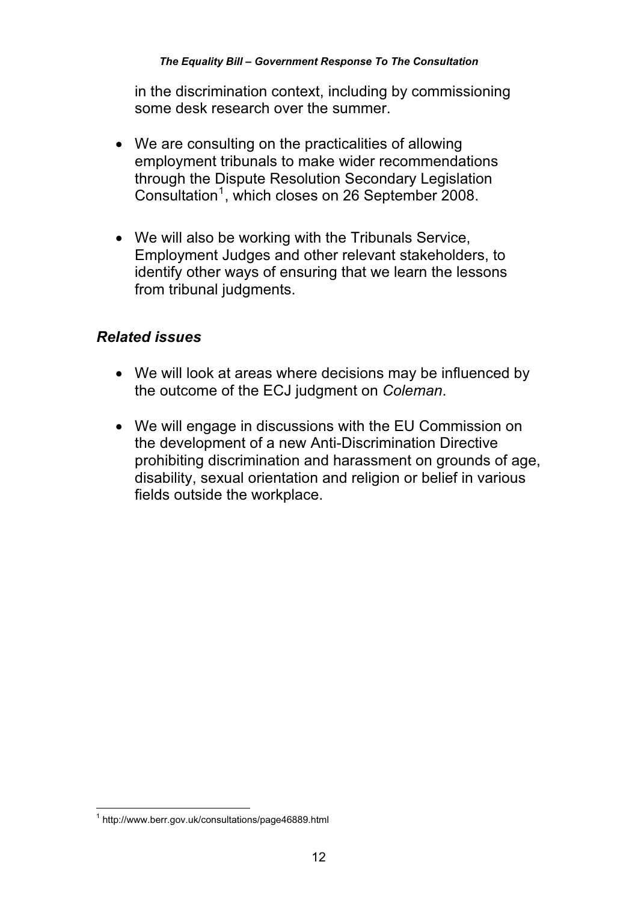in the discrimination context, including by commissioning some desk research over the summer.

- We are consulting on the practicalities of allowing employment tribunals to make wider recommendations through the Dispute Resolution Secondary Legislation Consultation[1], which closes on 26 September 2008.

- We will also be working with the Tribunals Service, Employment Judges and other relevant stakeholders, to identify other ways of ensuring that we learn the lessons from tribunal judgments.

### *Related issues*

- We will look at areas where decisions may be influenced by the outcome of the ECJ judgment on *Coleman*.

- We will engage in discussions with the EU Commission on the development of a new Anti-Discrimination Directive prohibiting discrimination and harassment on grounds of age, disability, sexual orientation and religion or belief in various fields outside the workplace.

[1] http://www.berr.gov.uk/consultations/page46889.html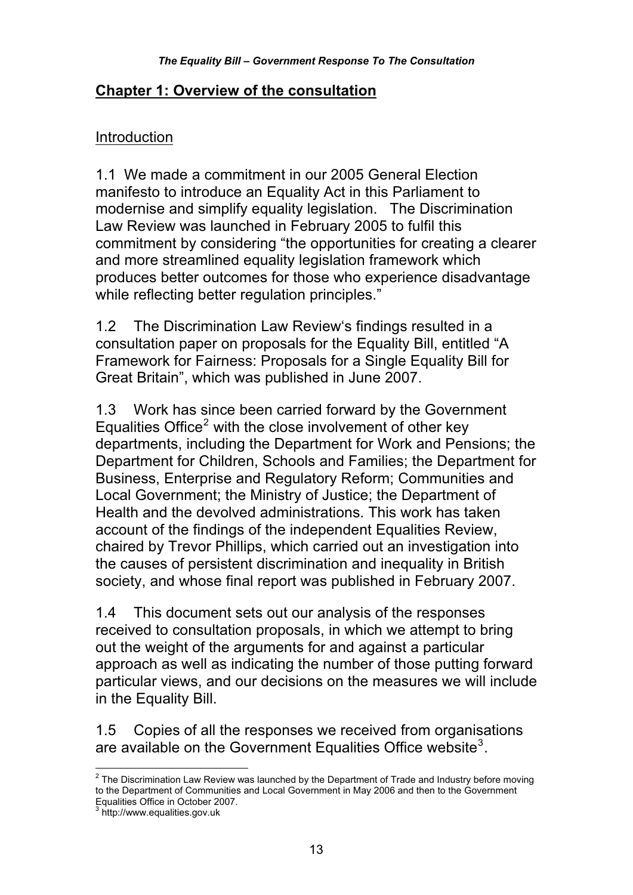## Chapter 1: Overview of the consultation

### Introduction

1.1 We made a commitment in our 2005 General Election manifesto to introduce an Equality Act in this Parliament to modernise and simplify equality legislation. The Discrimination Law Review was launched in February 2005 to fulfil this commitment by considering "the opportunities for creating a clearer and more streamlined equality legislation framework which produces better outcomes for those who experience disadvantage while reflecting better regulation principles."

1.2 The Discrimination Law Review's findings resulted in a consultation paper on proposals for the Equality Bill, entitled "A Framework for Fairness: Proposals for a Single Equality Bill for Great Britain", which was published in June 2007.

1.3 Work has since been carried forward by the Government Equalities Office[2] with the close involvement of other key departments, including the Department for Work and Pensions; the Department for Children, Schools and Families; the Department for Business, Enterprise and Regulatory Reform; Communities and Local Government; the Ministry of Justice; the Department of Health and the devolved administrations. This work has taken account of the findings of the independent Equalities Review, chaired by Trevor Phillips, which carried out an investigation into the causes of persistent discrimination and inequality in British society, and whose final report was published in February 2007.

1.4 This document sets out our analysis of the responses received to consultation proposals, in which we attempt to bring out the weight of the arguments for and against a particular approach as well as indicating the number of those putting forward particular views, and our decisions on the measures we will include in the Equality Bill.

1.5 Copies of all the responses we received from organisations are available on the Government Equalities Office website[3].

---

[2] The Discrimination Law Review was launched by the Department of Trade and Industry before moving to the Department of Communities and Local Government in May 2006 and then to the Government Equalities Office in October 2007.

[3] http://www.equalities.gov.uk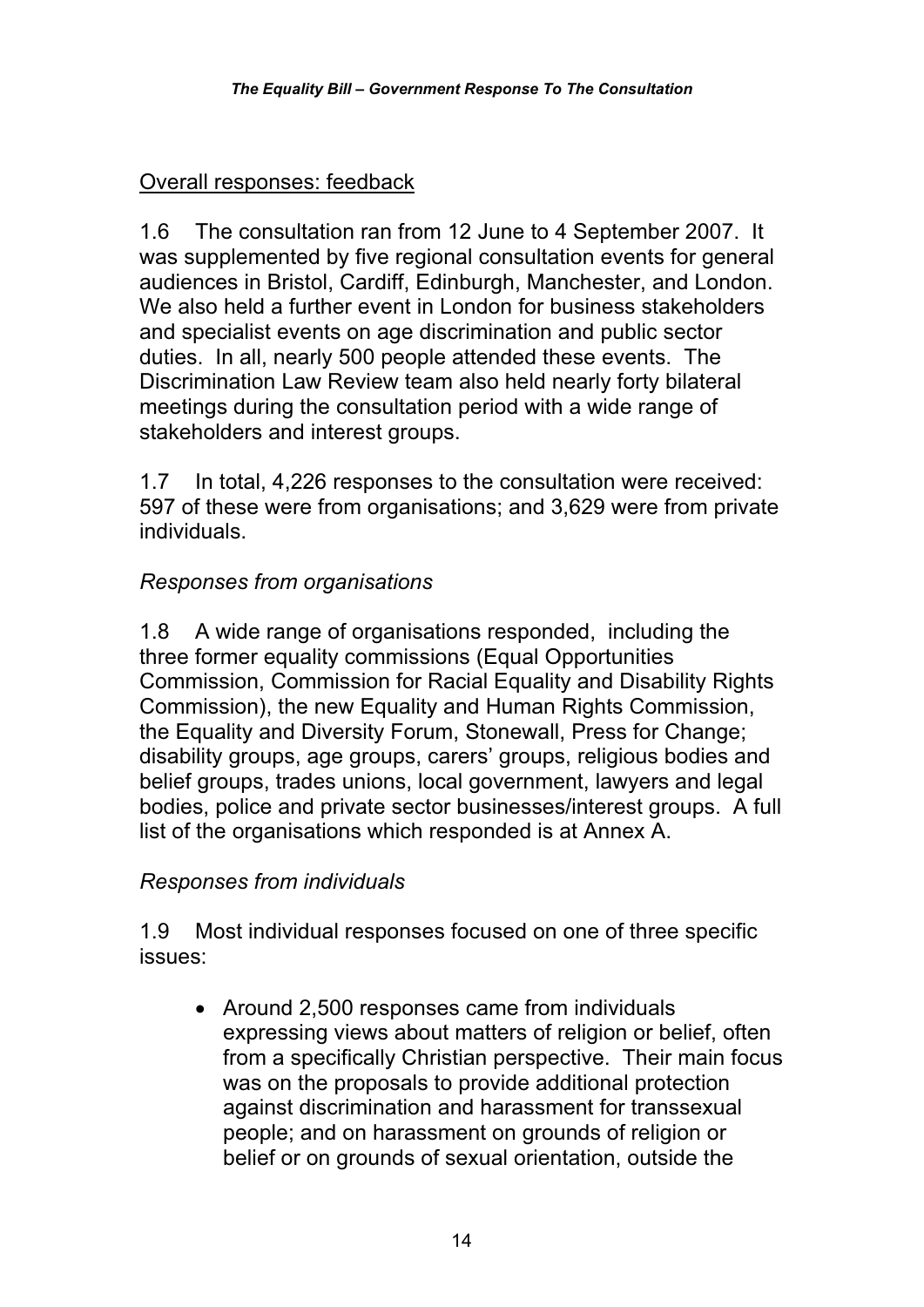Overall responses: feedback

1.6 The consultation ran from 12 June to 4 September 2007. It was supplemented by five regional consultation events for general audiences in Bristol, Cardiff, Edinburgh, Manchester, and London. We also held a further event in London for business stakeholders and specialist events on age discrimination and public sector duties. In all, nearly 500 people attended these events. The Discrimination Law Review team also held nearly forty bilateral meetings during the consultation period with a wide range of stakeholders and interest groups.

1.7 In total, 4,226 responses to the consultation were received: 597 of these were from organisations; and 3,629 were from private individuals.

*Responses from organisations*

1.8 A wide range of organisations responded, including the three former equality commissions (Equal Opportunities Commission, Commission for Racial Equality and Disability Rights Commission), the new Equality and Human Rights Commission, the Equality and Diversity Forum, Stonewall, Press for Change; disability groups, age groups, carers' groups, religious bodies and belief groups, trades unions, local government, lawyers and legal bodies, police and private sector businesses/interest groups. A full list of the organisations which responded is at Annex A.

*Responses from individuals*

1.9 Most individual responses focused on one of three specific issues:

- Around 2,500 responses came from individuals expressing views about matters of religion or belief, often from a specifically Christian perspective. Their main focus was on the proposals to provide additional protection against discrimination and harassment for transsexual people; and on harassment on grounds of religion or belief or on grounds of sexual orientation, outside the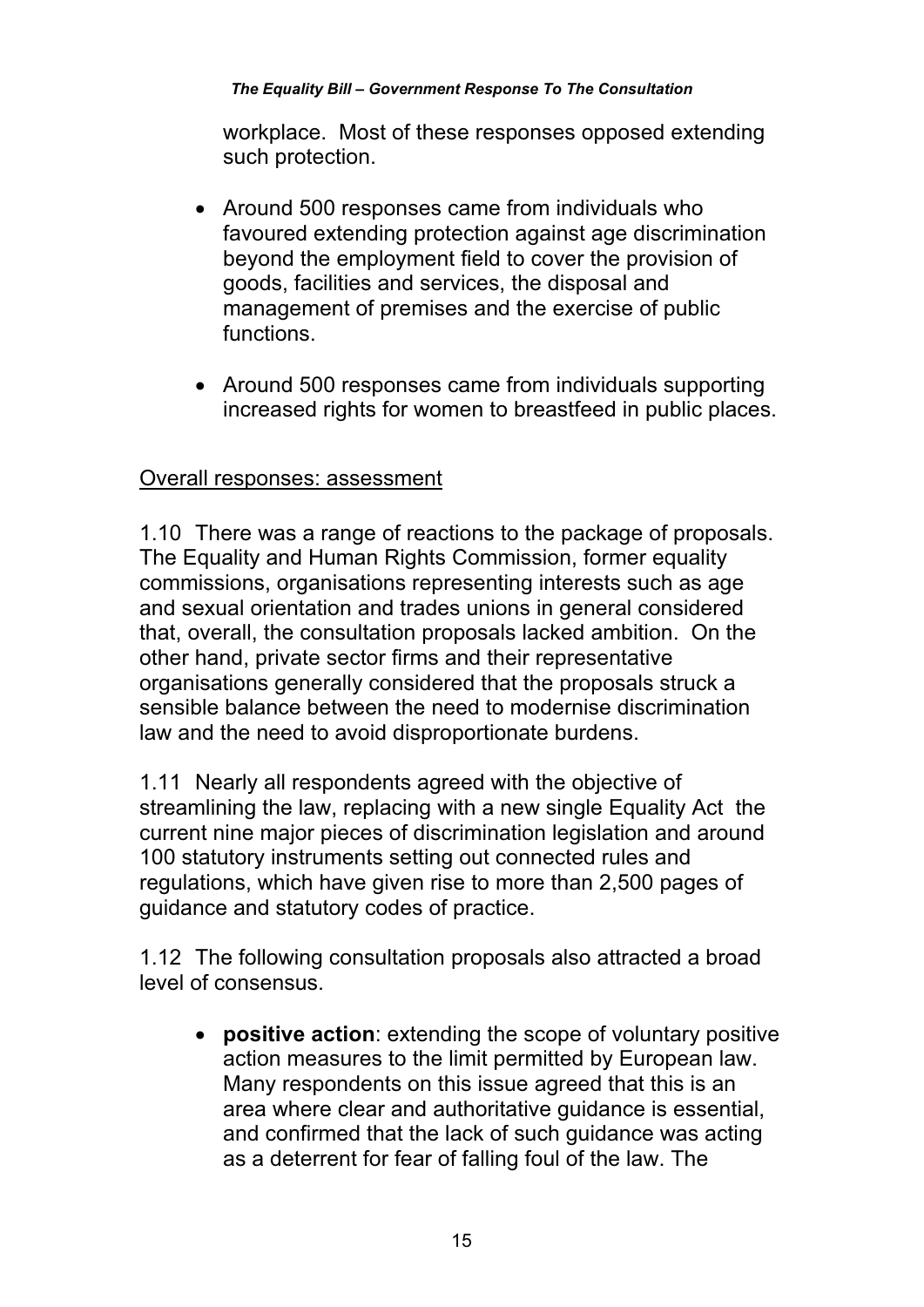workplace. Most of these responses opposed extending such protection.

- Around 500 responses came from individuals who favoured extending protection against age discrimination beyond the employment field to cover the provision of goods, facilities and services, the disposal and management of premises and the exercise of public functions.

- Around 500 responses came from individuals supporting increased rights for women to breastfeed in public places.

<u>Overall responses: assessment</u>

1.10 There was a range of reactions to the package of proposals. The Equality and Human Rights Commission, former equality commissions, organisations representing interests such as age and sexual orientation and trades unions in general considered that, overall, the consultation proposals lacked ambition. On the other hand, private sector firms and their representative organisations generally considered that the proposals struck a sensible balance between the need to modernise discrimination law and the need to avoid disproportionate burdens.

1.11 Nearly all respondents agreed with the objective of streamlining the law, replacing with a new single Equality Act the current nine major pieces of discrimination legislation and around 100 statutory instruments setting out connected rules and regulations, which have given rise to more than 2,500 pages of guidance and statutory codes of practice.

1.12 The following consultation proposals also attracted a broad level of consensus.

- **positive action**: extending the scope of voluntary positive action measures to the limit permitted by European law. Many respondents on this issue agreed that this is an area where clear and authoritative guidance is essential, and confirmed that the lack of such guidance was acting as a deterrent for fear of falling foul of the law. The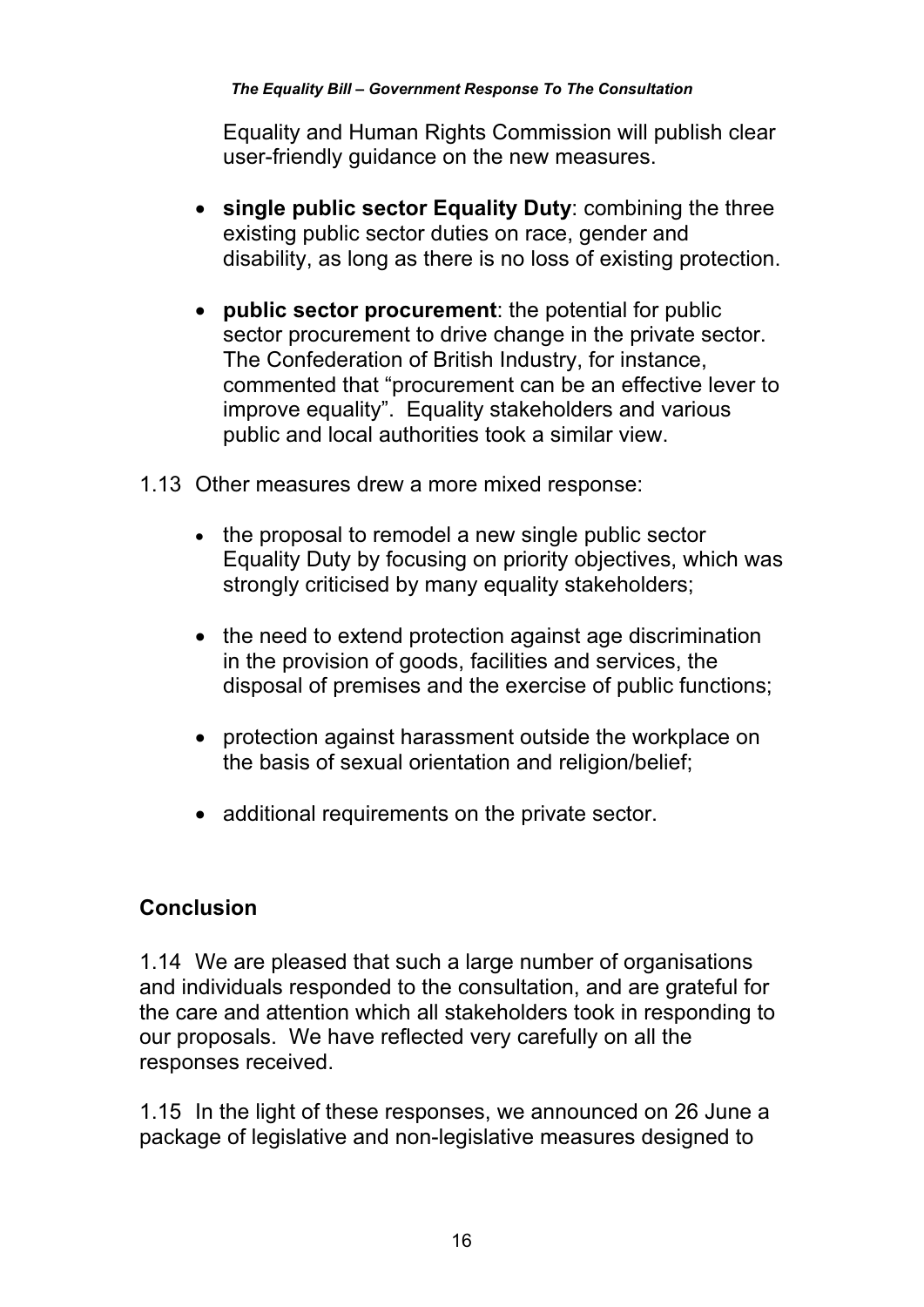Equality and Human Rights Commission will publish clear user-friendly guidance on the new measures.

- **single public sector Equality Duty**: combining the three existing public sector duties on race, gender and disability, as long as there is no loss of existing protection.

- **public sector procurement**: the potential for public sector procurement to drive change in the private sector. The Confederation of British Industry, for instance, commented that "procurement can be an effective lever to improve equality". Equality stakeholders and various public and local authorities took a similar view.

1.13 Other measures drew a more mixed response:

- the proposal to remodel a new single public sector Equality Duty by focusing on priority objectives, which was strongly criticised by many equality stakeholders;

- the need to extend protection against age discrimination in the provision of goods, facilities and services, the disposal of premises and the exercise of public functions;

- protection against harassment outside the workplace on the basis of sexual orientation and religion/belief;

- additional requirements on the private sector.

## Conclusion

1.14 We are pleased that such a large number of organisations and individuals responded to the consultation, and are grateful for the care and attention which all stakeholders took in responding to our proposals. We have reflected very carefully on all the responses received.

1.15 In the light of these responses, we announced on 26 June a package of legislative and non-legislative measures designed to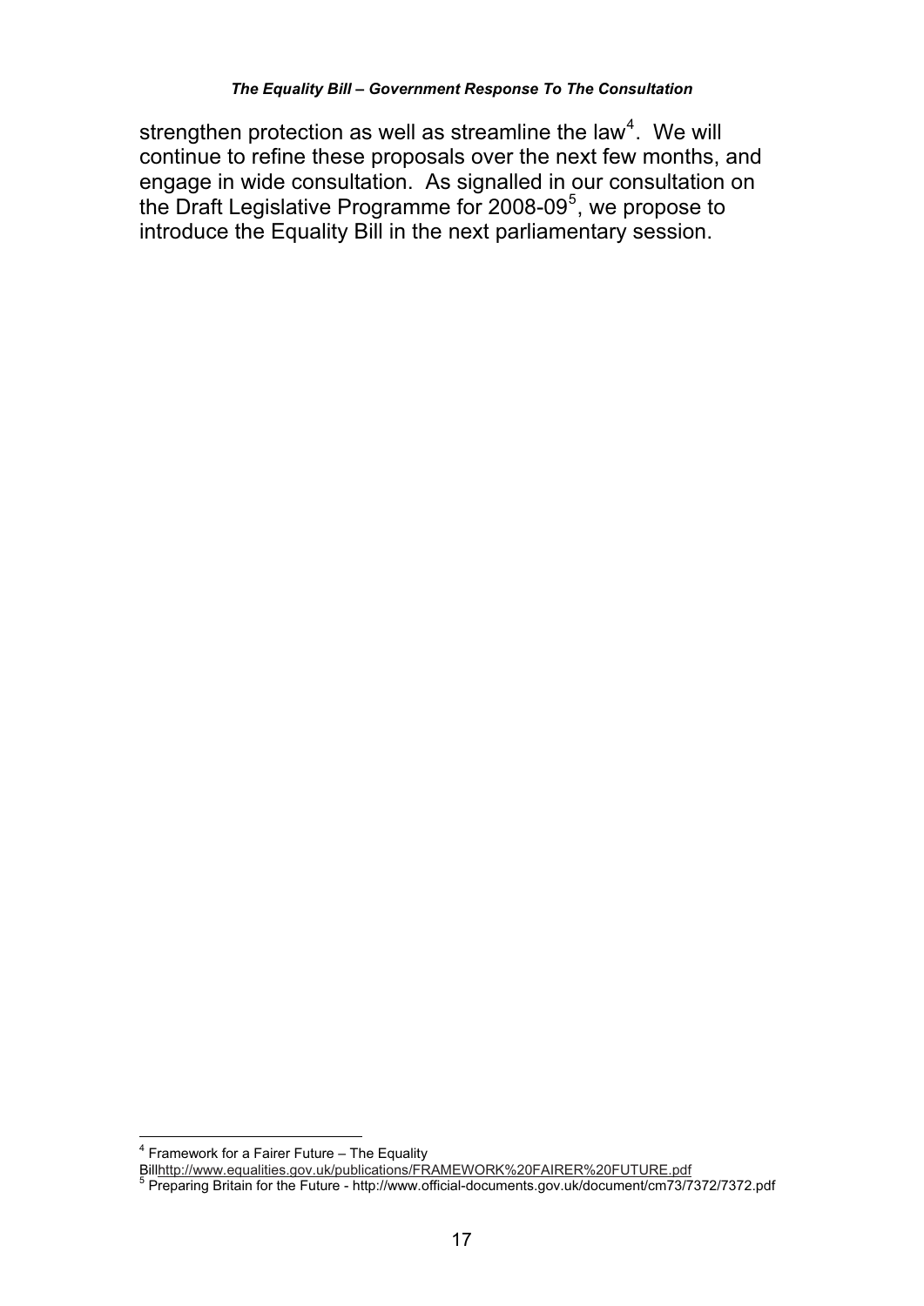strengthen protection as well as streamline the law[4]. We will continue to refine these proposals over the next few months, and engage in wide consultation. As signalled in our consultation on the Draft Legislative Programme for 2008-09[5], we propose to introduce the Equality Bill in the next parliamentary session.

---

[4] Framework for a Fairer Future – The Equality Billhttp://www.equalities.gov.uk/publications/FRAMEWORK%20FAIRER%20FUTURE.pdf

[5] Preparing Britain for the Future - http://www.official-documents.gov.uk/document/cm73/7372/7372.pdf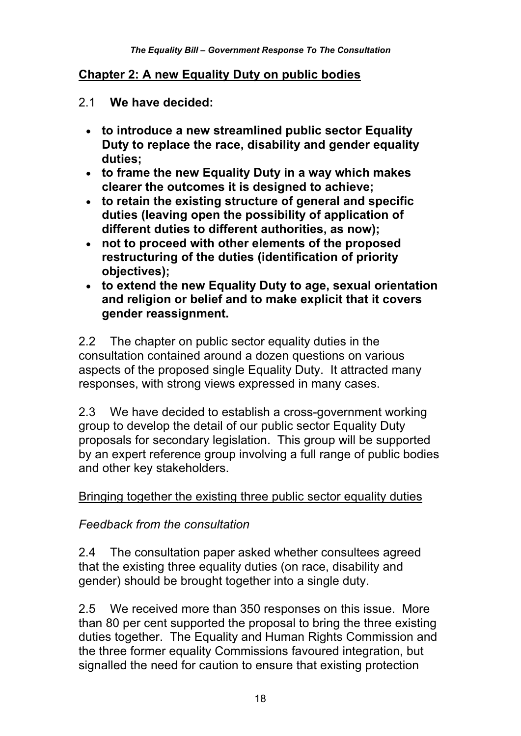## Chapter 2: A new Equality Duty on public bodies

2.1 **We have decided:**

- **to introduce a new streamlined public sector Equality Duty to replace the race, disability and gender equality duties;**
- **to frame the new Equality Duty in a way which makes clearer the outcomes it is designed to achieve;**
- **to retain the existing structure of general and specific duties (leaving open the possibility of application of different duties to different authorities, as now);**
- **not to proceed with other elements of the proposed restructuring of the duties (identification of priority objectives);**
- **to extend the new Equality Duty to age, sexual orientation and religion or belief and to make explicit that it covers gender reassignment.**

2.2 The chapter on public sector equality duties in the consultation contained around a dozen questions on various aspects of the proposed single Equality Duty. It attracted many responses, with strong views expressed in many cases.

2.3 We have decided to establish a cross-government working group to develop the detail of our public sector Equality Duty proposals for secondary legislation. This group will be supported by an expert reference group involving a full range of public bodies and other key stakeholders.

Bringing together the existing three public sector equality duties

*Feedback from the consultation*

2.4 The consultation paper asked whether consultees agreed that the existing three equality duties (on race, disability and gender) should be brought together into a single duty.

2.5 We received more than 350 responses on this issue. More than 80 per cent supported the proposal to bring the three existing duties together. The Equality and Human Rights Commission and the three former equality Commissions favoured integration, but signalled the need for caution to ensure that existing protection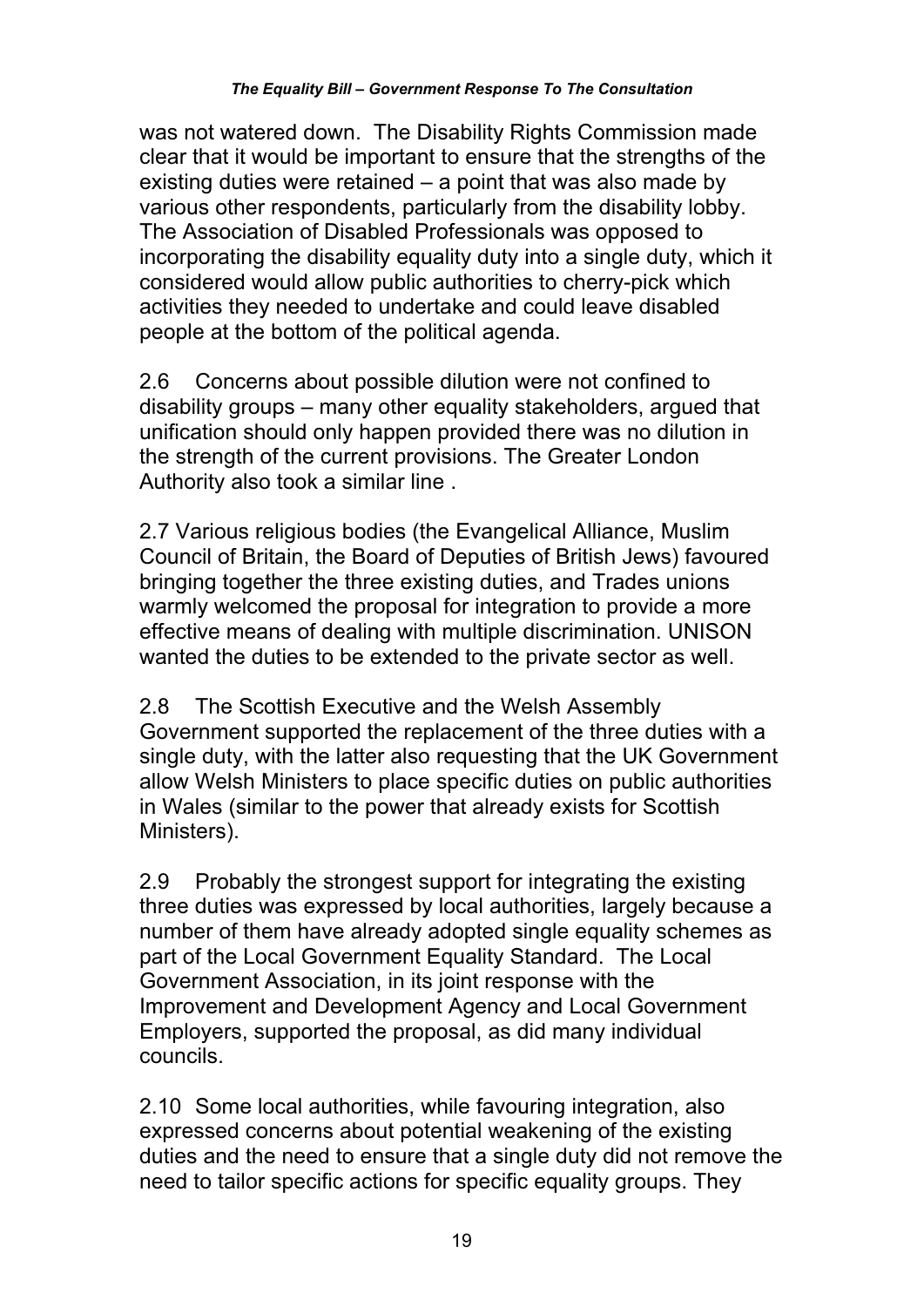was not watered down. The Disability Rights Commission made clear that it would be important to ensure that the strengths of the existing duties were retained – a point that was also made by various other respondents, particularly from the disability lobby. The Association of Disabled Professionals was opposed to incorporating the disability equality duty into a single duty, which it considered would allow public authorities to cherry-pick which activities they needed to undertake and could leave disabled people at the bottom of the political agenda.

2.6 Concerns about possible dilution were not confined to disability groups – many other equality stakeholders, argued that unification should only happen provided there was no dilution in the strength of the current provisions. The Greater London Authority also took a similar line .

2.7 Various religious bodies (the Evangelical Alliance, Muslim Council of Britain, the Board of Deputies of British Jews) favoured bringing together the three existing duties, and Trades unions warmly welcomed the proposal for integration to provide a more effective means of dealing with multiple discrimination. UNISON wanted the duties to be extended to the private sector as well.

2.8 The Scottish Executive and the Welsh Assembly Government supported the replacement of the three duties with a single duty, with the latter also requesting that the UK Government allow Welsh Ministers to place specific duties on public authorities in Wales (similar to the power that already exists for Scottish Ministers).

2.9 Probably the strongest support for integrating the existing three duties was expressed by local authorities, largely because a number of them have already adopted single equality schemes as part of the Local Government Equality Standard. The Local Government Association, in its joint response with the Improvement and Development Agency and Local Government Employers, supported the proposal, as did many individual councils.

2.10 Some local authorities, while favouring integration, also expressed concerns about potential weakening of the existing duties and the need to ensure that a single duty did not remove the need to tailor specific actions for specific equality groups. They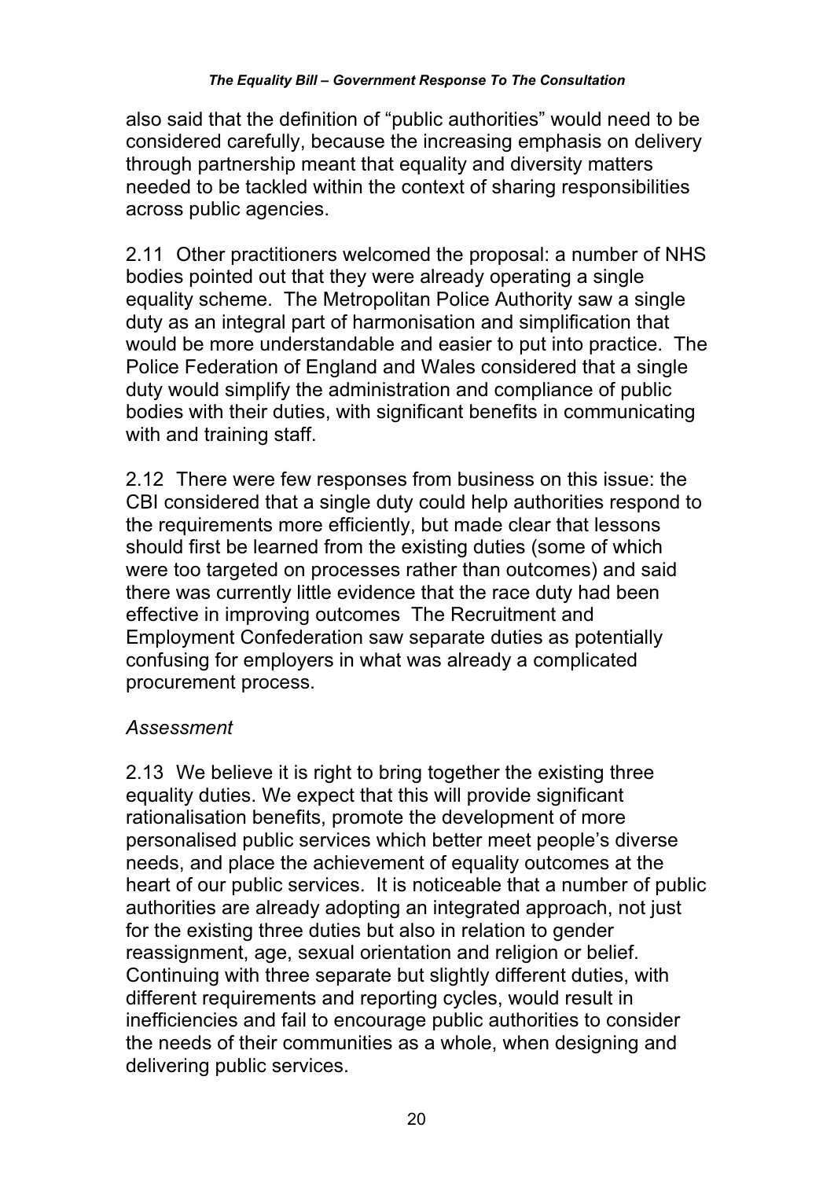also said that the definition of "public authorities" would need to be considered carefully, because the increasing emphasis on delivery through partnership meant that equality and diversity matters needed to be tackled within the context of sharing responsibilities across public agencies.

2.11 Other practitioners welcomed the proposal: a number of NHS bodies pointed out that they were already operating a single equality scheme. The Metropolitan Police Authority saw a single duty as an integral part of harmonisation and simplification that would be more understandable and easier to put into practice. The Police Federation of England and Wales considered that a single duty would simplify the administration and compliance of public bodies with their duties, with significant benefits in communicating with and training staff.

2.12 There were few responses from business on this issue: the CBI considered that a single duty could help authorities respond to the requirements more efficiently, but made clear that lessons should first be learned from the existing duties (some of which were too targeted on processes rather than outcomes) and said there was currently little evidence that the race duty had been effective in improving outcomes The Recruitment and Employment Confederation saw separate duties as potentially confusing for employers in what was already a complicated procurement process.

*Assessment*

2.13 We believe it is right to bring together the existing three equality duties. We expect that this will provide significant rationalisation benefits, promote the development of more personalised public services which better meet people's diverse needs, and place the achievement of equality outcomes at the heart of our public services. It is noticeable that a number of public authorities are already adopting an integrated approach, not just for the existing three duties but also in relation to gender reassignment, age, sexual orientation and religion or belief. Continuing with three separate but slightly different duties, with different requirements and reporting cycles, would result in inefficiencies and fail to encourage public authorities to consider the needs of their communities as a whole, when designing and delivering public services.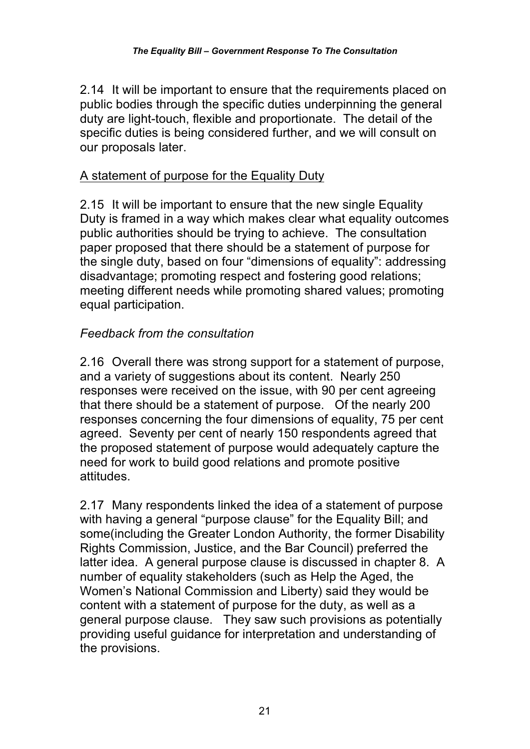2.14 It will be important to ensure that the requirements placed on public bodies through the specific duties underpinning the general duty are light-touch, flexible and proportionate. The detail of the specific duties is being considered further, and we will consult on our proposals later.

<u>A statement of purpose for the Equality Duty</u>

2.15 It will be important to ensure that the new single Equality Duty is framed in a way which makes clear what equality outcomes public authorities should be trying to achieve. The consultation paper proposed that there should be a statement of purpose for the single duty, based on four "dimensions of equality": addressing disadvantage; promoting respect and fostering good relations; meeting different needs while promoting shared values; promoting equal participation.

*Feedback from the consultation*

2.16 Overall there was strong support for a statement of purpose, and a variety of suggestions about its content. Nearly 250 responses were received on the issue, with 90 per cent agreeing that there should be a statement of purpose. Of the nearly 200 responses concerning the four dimensions of equality, 75 per cent agreed. Seventy per cent of nearly 150 respondents agreed that the proposed statement of purpose would adequately capture the need for work to build good relations and promote positive attitudes.

2.17 Many respondents linked the idea of a statement of purpose with having a general "purpose clause" for the Equality Bill; and some(including the Greater London Authority, the former Disability Rights Commission, Justice, and the Bar Council) preferred the latter idea. A general purpose clause is discussed in chapter 8. A number of equality stakeholders (such as Help the Aged, the Women's National Commission and Liberty) said they would be content with a statement of purpose for the duty, as well as a general purpose clause. They saw such provisions as potentially providing useful guidance for interpretation and understanding of the provisions.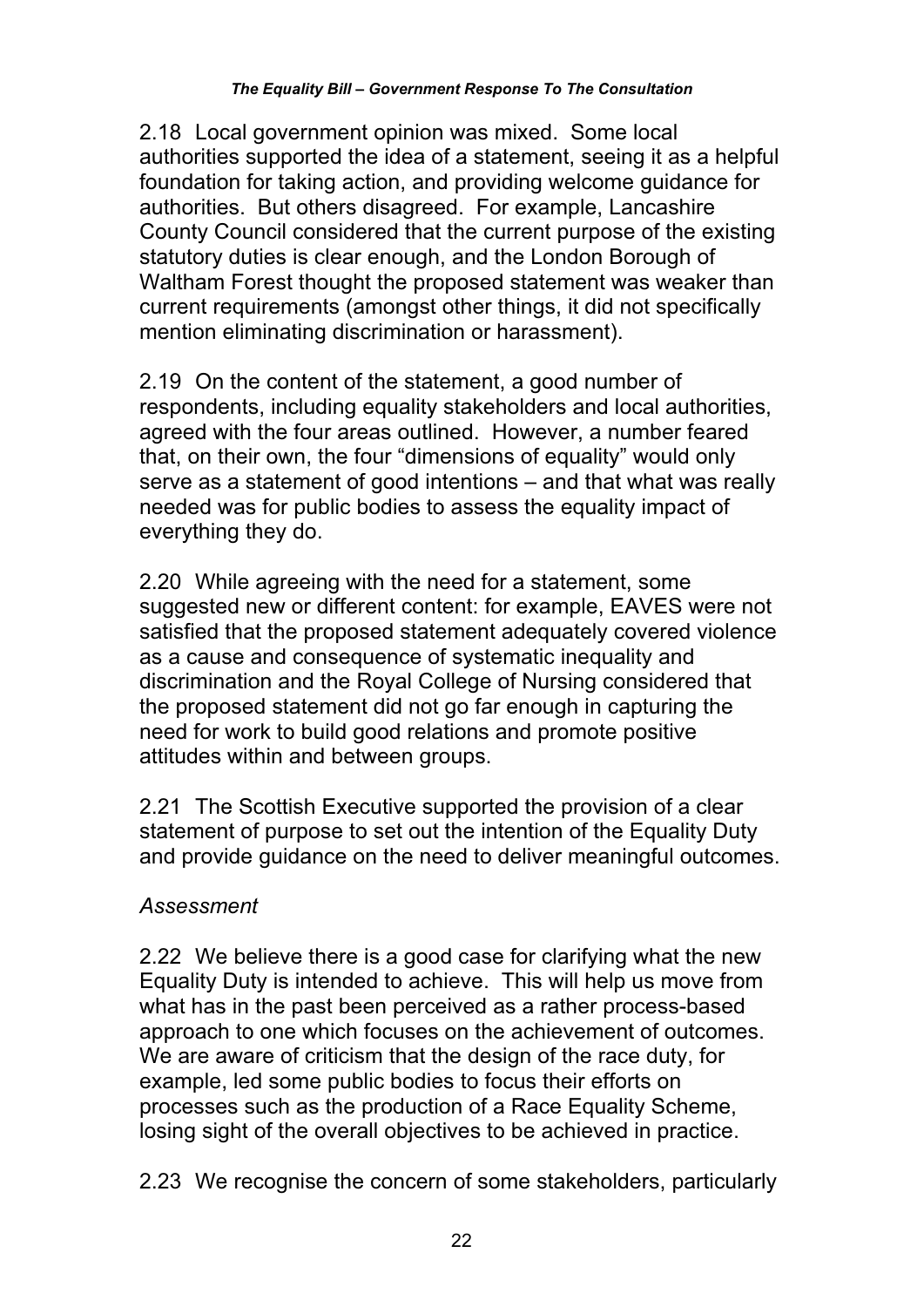2.18 Local government opinion was mixed. Some local authorities supported the idea of a statement, seeing it as a helpful foundation for taking action, and providing welcome guidance for authorities. But others disagreed. For example, Lancashire County Council considered that the current purpose of the existing statutory duties is clear enough, and the London Borough of Waltham Forest thought the proposed statement was weaker than current requirements (amongst other things, it did not specifically mention eliminating discrimination or harassment).

2.19 On the content of the statement, a good number of respondents, including equality stakeholders and local authorities, agreed with the four areas outlined. However, a number feared that, on their own, the four "dimensions of equality" would only serve as a statement of good intentions – and that what was really needed was for public bodies to assess the equality impact of everything they do.

2.20 While agreeing with the need for a statement, some suggested new or different content: for example, EAVES were not satisfied that the proposed statement adequately covered violence as a cause and consequence of systematic inequality and discrimination and the Royal College of Nursing considered that the proposed statement did not go far enough in capturing the need for work to build good relations and promote positive attitudes within and between groups.

2.21 The Scottish Executive supported the provision of a clear statement of purpose to set out the intention of the Equality Duty and provide guidance on the need to deliver meaningful outcomes.

*Assessment*

2.22 We believe there is a good case for clarifying what the new Equality Duty is intended to achieve. This will help us move from what has in the past been perceived as a rather process-based approach to one which focuses on the achievement of outcomes. We are aware of criticism that the design of the race duty, for example, led some public bodies to focus their efforts on processes such as the production of a Race Equality Scheme, losing sight of the overall objectives to be achieved in practice.

2.23 We recognise the concern of some stakeholders, particularly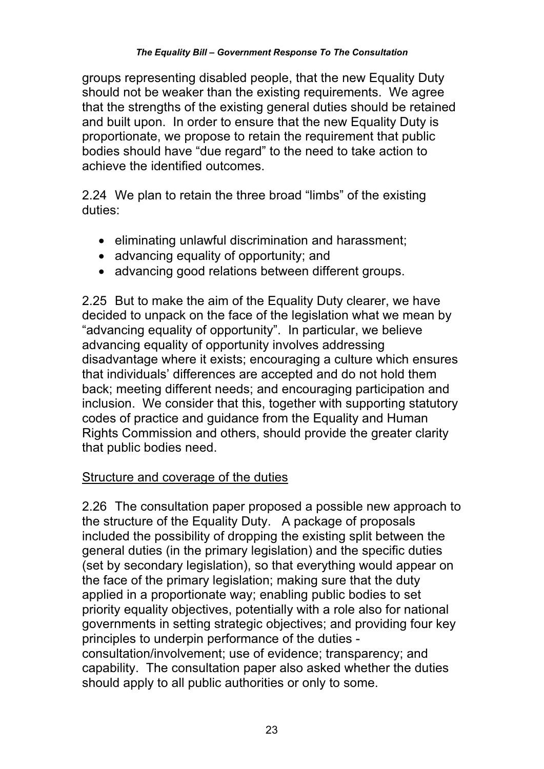groups representing disabled people, that the new Equality Duty should not be weaker than the existing requirements. We agree that the strengths of the existing general duties should be retained and built upon. In order to ensure that the new Equality Duty is proportionate, we propose to retain the requirement that public bodies should have "due regard" to the need to take action to achieve the identified outcomes.

2.24 We plan to retain the three broad "limbs" of the existing duties:

- eliminating unlawful discrimination and harassment;
- advancing equality of opportunity; and
- advancing good relations between different groups.

2.25 But to make the aim of the Equality Duty clearer, we have decided to unpack on the face of the legislation what we mean by "advancing equality of opportunity". In particular, we believe advancing equality of opportunity involves addressing disadvantage where it exists; encouraging a culture which ensures that individuals' differences are accepted and do not hold them back; meeting different needs; and encouraging participation and inclusion. We consider that this, together with supporting statutory codes of practice and guidance from the Equality and Human Rights Commission and others, should provide the greater clarity that public bodies need.

<u>Structure and coverage of the duties</u>

2.26 The consultation paper proposed a possible new approach to the structure of the Equality Duty. A package of proposals included the possibility of dropping the existing split between the general duties (in the primary legislation) and the specific duties (set by secondary legislation), so that everything would appear on the face of the primary legislation; making sure that the duty applied in a proportionate way; enabling public bodies to set priority equality objectives, potentially with a role also for national governments in setting strategic objectives; and providing four key principles to underpin performance of the duties - consultation/involvement; use of evidence; transparency; and capability. The consultation paper also asked whether the duties should apply to all public authorities or only to some.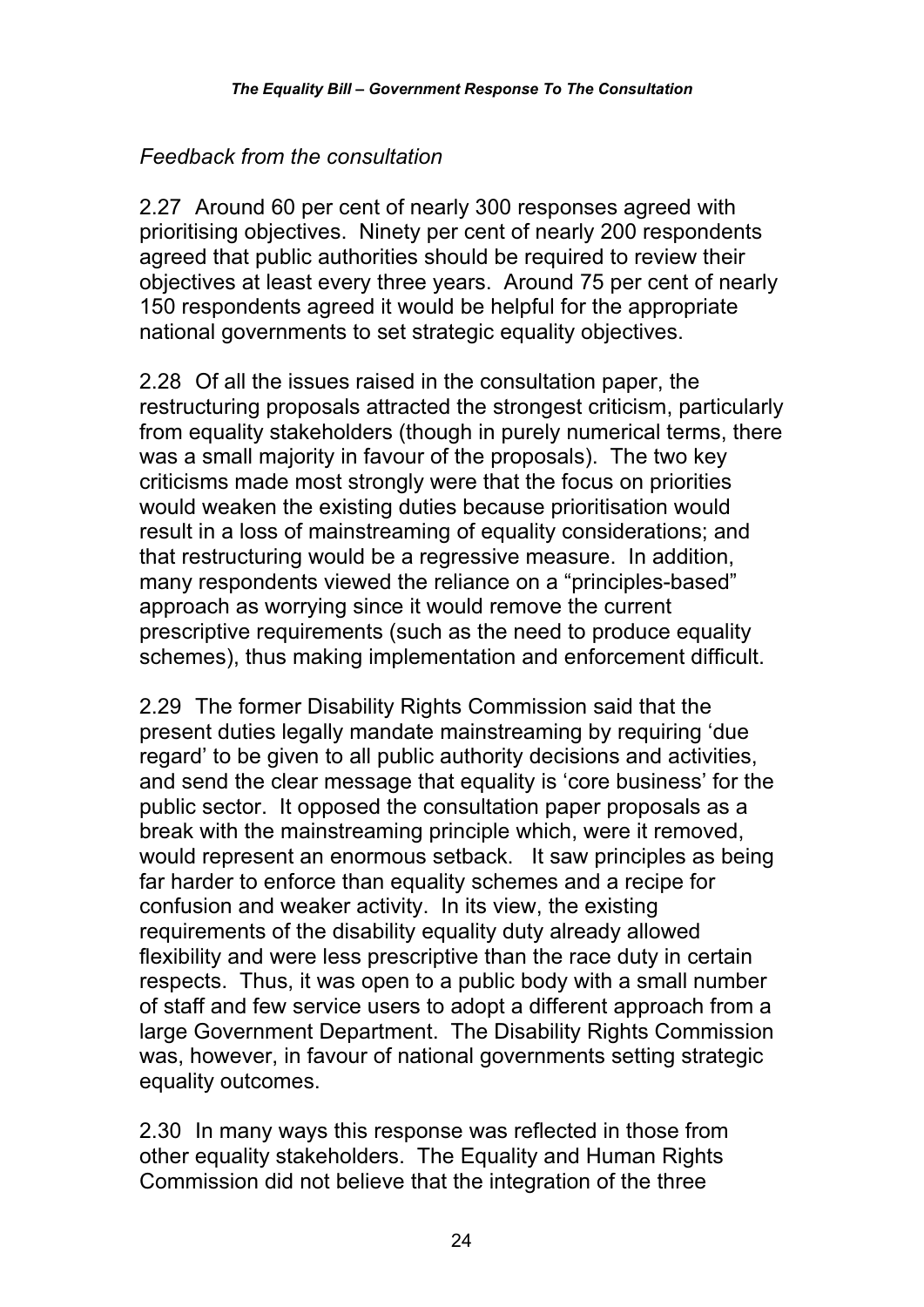*Feedback from the consultation*

2.27 Around 60 per cent of nearly 300 responses agreed with prioritising objectives. Ninety per cent of nearly 200 respondents agreed that public authorities should be required to review their objectives at least every three years. Around 75 per cent of nearly 150 respondents agreed it would be helpful for the appropriate national governments to set strategic equality objectives.

2.28 Of all the issues raised in the consultation paper, the restructuring proposals attracted the strongest criticism, particularly from equality stakeholders (though in purely numerical terms, there was a small majority in favour of the proposals). The two key criticisms made most strongly were that the focus on priorities would weaken the existing duties because prioritisation would result in a loss of mainstreaming of equality considerations; and that restructuring would be a regressive measure. In addition, many respondents viewed the reliance on a "principles-based" approach as worrying since it would remove the current prescriptive requirements (such as the need to produce equality schemes), thus making implementation and enforcement difficult.

2.29 The former Disability Rights Commission said that the present duties legally mandate mainstreaming by requiring 'due regard' to be given to all public authority decisions and activities, and send the clear message that equality is 'core business' for the public sector. It opposed the consultation paper proposals as a break with the mainstreaming principle which, were it removed, would represent an enormous setback. It saw principles as being far harder to enforce than equality schemes and a recipe for confusion and weaker activity. In its view, the existing requirements of the disability equality duty already allowed flexibility and were less prescriptive than the race duty in certain respects. Thus, it was open to a public body with a small number of staff and few service users to adopt a different approach from a large Government Department. The Disability Rights Commission was, however, in favour of national governments setting strategic equality outcomes.

2.30 In many ways this response was reflected in those from other equality stakeholders. The Equality and Human Rights Commission did not believe that the integration of the three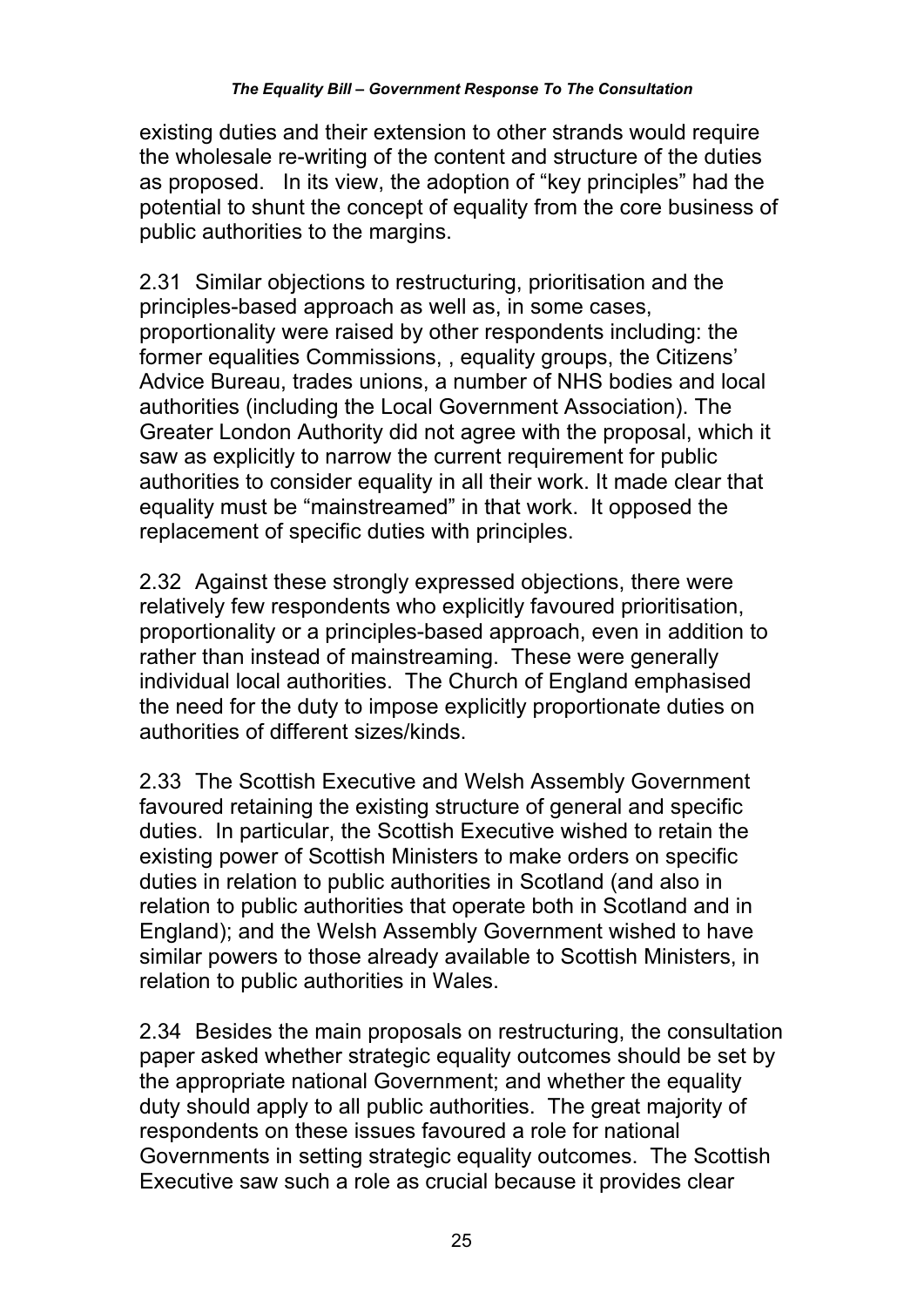existing duties and their extension to other strands would require the wholesale re-writing of the content and structure of the duties as proposed. In its view, the adoption of "key principles" had the potential to shunt the concept of equality from the core business of public authorities to the margins.

2.31 Similar objections to restructuring, prioritisation and the principles-based approach as well as, in some cases, proportionality were raised by other respondents including: the former equalities Commissions, , equality groups, the Citizens' Advice Bureau, trades unions, a number of NHS bodies and local authorities (including the Local Government Association). The Greater London Authority did not agree with the proposal, which it saw as explicitly to narrow the current requirement for public authorities to consider equality in all their work. It made clear that equality must be "mainstreamed" in that work. It opposed the replacement of specific duties with principles.

2.32 Against these strongly expressed objections, there were relatively few respondents who explicitly favoured prioritisation, proportionality or a principles-based approach, even in addition to rather than instead of mainstreaming. These were generally individual local authorities. The Church of England emphasised the need for the duty to impose explicitly proportionate duties on authorities of different sizes/kinds.

2.33 The Scottish Executive and Welsh Assembly Government favoured retaining the existing structure of general and specific duties. In particular, the Scottish Executive wished to retain the existing power of Scottish Ministers to make orders on specific duties in relation to public authorities in Scotland (and also in relation to public authorities that operate both in Scotland and in England); and the Welsh Assembly Government wished to have similar powers to those already available to Scottish Ministers, in relation to public authorities in Wales.

2.34 Besides the main proposals on restructuring, the consultation paper asked whether strategic equality outcomes should be set by the appropriate national Government; and whether the equality duty should apply to all public authorities. The great majority of respondents on these issues favoured a role for national Governments in setting strategic equality outcomes. The Scottish Executive saw such a role as crucial because it provides clear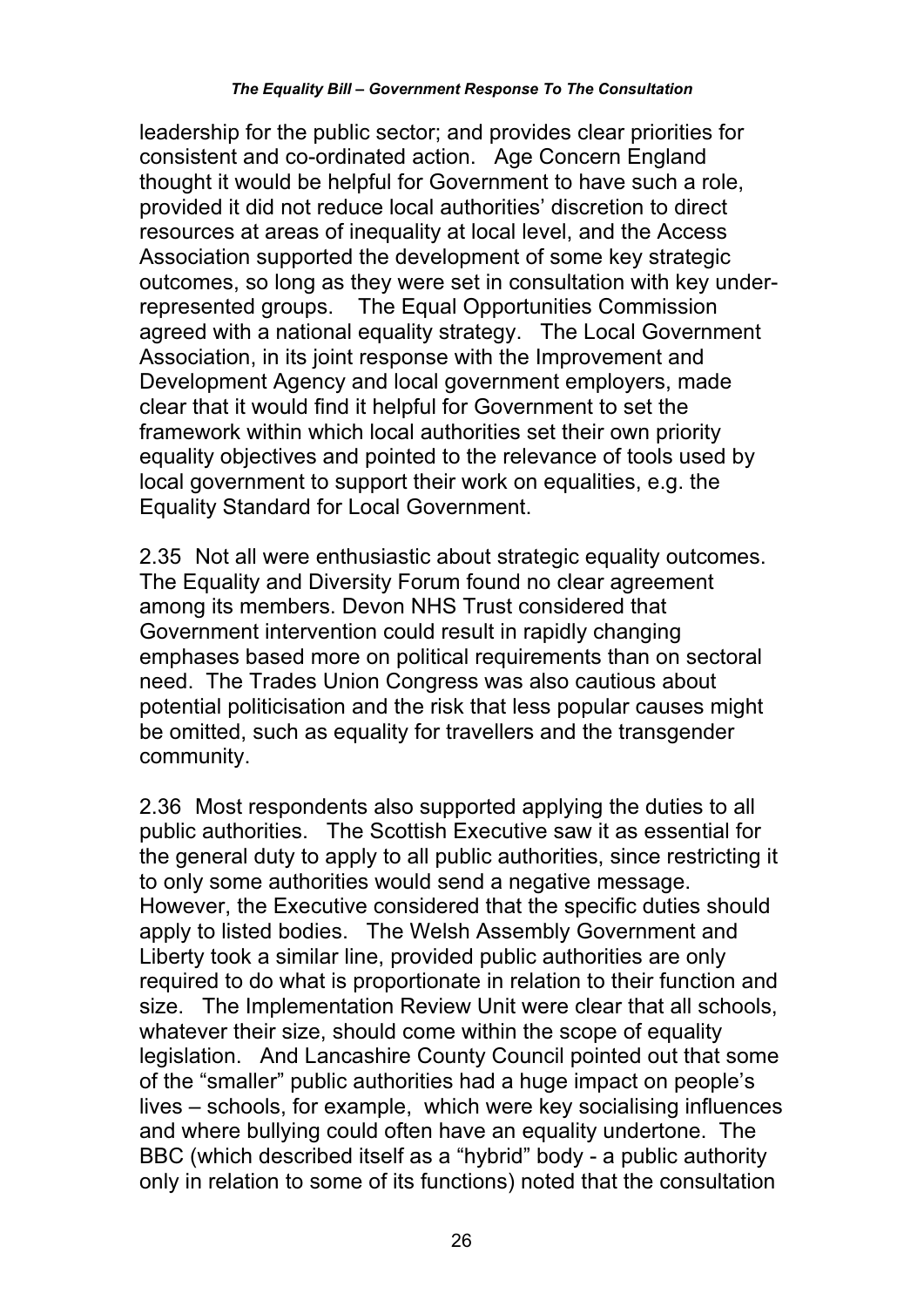leadership for the public sector; and provides clear priorities for consistent and co-ordinated action. Age Concern England thought it would be helpful for Government to have such a role, provided it did not reduce local authorities' discretion to direct resources at areas of inequality at local level, and the Access Association supported the development of some key strategic outcomes, so long as they were set in consultation with key under-represented groups. The Equal Opportunities Commission agreed with a national equality strategy. The Local Government Association, in its joint response with the Improvement and Development Agency and local government employers, made clear that it would find it helpful for Government to set the framework within which local authorities set their own priority equality objectives and pointed to the relevance of tools used by local government to support their work on equalities, e.g. the Equality Standard for Local Government.

2.35 Not all were enthusiastic about strategic equality outcomes. The Equality and Diversity Forum found no clear agreement among its members. Devon NHS Trust considered that Government intervention could result in rapidly changing emphases based more on political requirements than on sectoral need. The Trades Union Congress was also cautious about potential politicisation and the risk that less popular causes might be omitted, such as equality for travellers and the transgender community.

2.36 Most respondents also supported applying the duties to all public authorities. The Scottish Executive saw it as essential for the general duty to apply to all public authorities, since restricting it to only some authorities would send a negative message. However, the Executive considered that the specific duties should apply to listed bodies. The Welsh Assembly Government and Liberty took a similar line, provided public authorities are only required to do what is proportionate in relation to their function and size. The Implementation Review Unit were clear that all schools, whatever their size, should come within the scope of equality legislation. And Lancashire County Council pointed out that some of the "smaller" public authorities had a huge impact on people's lives – schools, for example, which were key socialising influences and where bullying could often have an equality undertone. The BBC (which described itself as a "hybrid" body - a public authority only in relation to some of its functions) noted that the consultation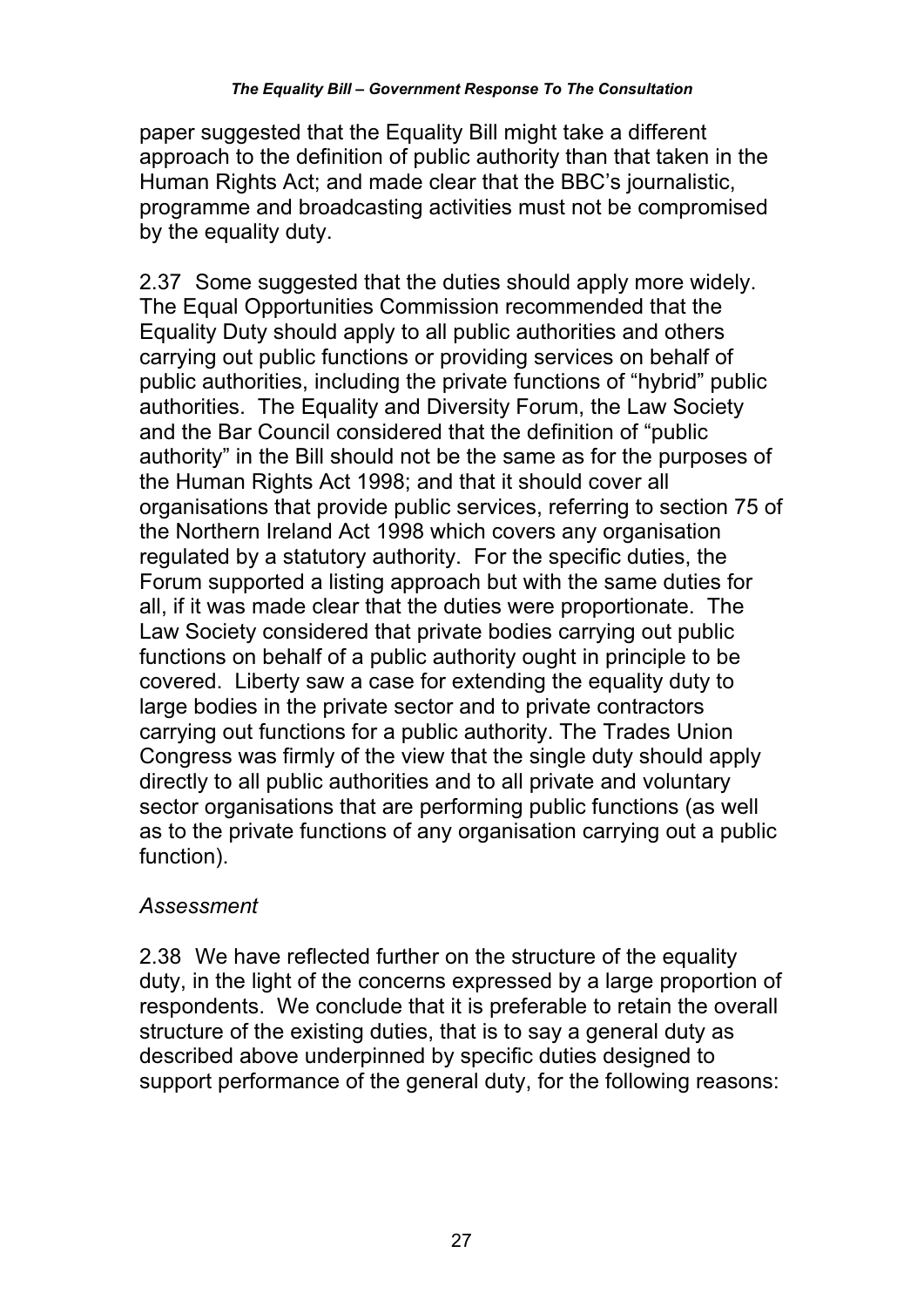paper suggested that the Equality Bill might take a different approach to the definition of public authority than that taken in the Human Rights Act; and made clear that the BBC's journalistic, programme and broadcasting activities must not be compromised by the equality duty.

2.37 Some suggested that the duties should apply more widely. The Equal Opportunities Commission recommended that the Equality Duty should apply to all public authorities and others carrying out public functions or providing services on behalf of public authorities, including the private functions of "hybrid" public authorities. The Equality and Diversity Forum, the Law Society and the Bar Council considered that the definition of "public authority" in the Bill should not be the same as for the purposes of the Human Rights Act 1998; and that it should cover all organisations that provide public services, referring to section 75 of the Northern Ireland Act 1998 which covers any organisation regulated by a statutory authority. For the specific duties, the Forum supported a listing approach but with the same duties for all, if it was made clear that the duties were proportionate. The Law Society considered that private bodies carrying out public functions on behalf of a public authority ought in principle to be covered. Liberty saw a case for extending the equality duty to large bodies in the private sector and to private contractors carrying out functions for a public authority. The Trades Union Congress was firmly of the view that the single duty should apply directly to all public authorities and to all private and voluntary sector organisations that are performing public functions (as well as to the private functions of any organisation carrying out a public function).

*Assessment*

2.38 We have reflected further on the structure of the equality duty, in the light of the concerns expressed by a large proportion of respondents. We conclude that it is preferable to retain the overall structure of the existing duties, that is to say a general duty as described above underpinned by specific duties designed to support performance of the general duty, for the following reasons: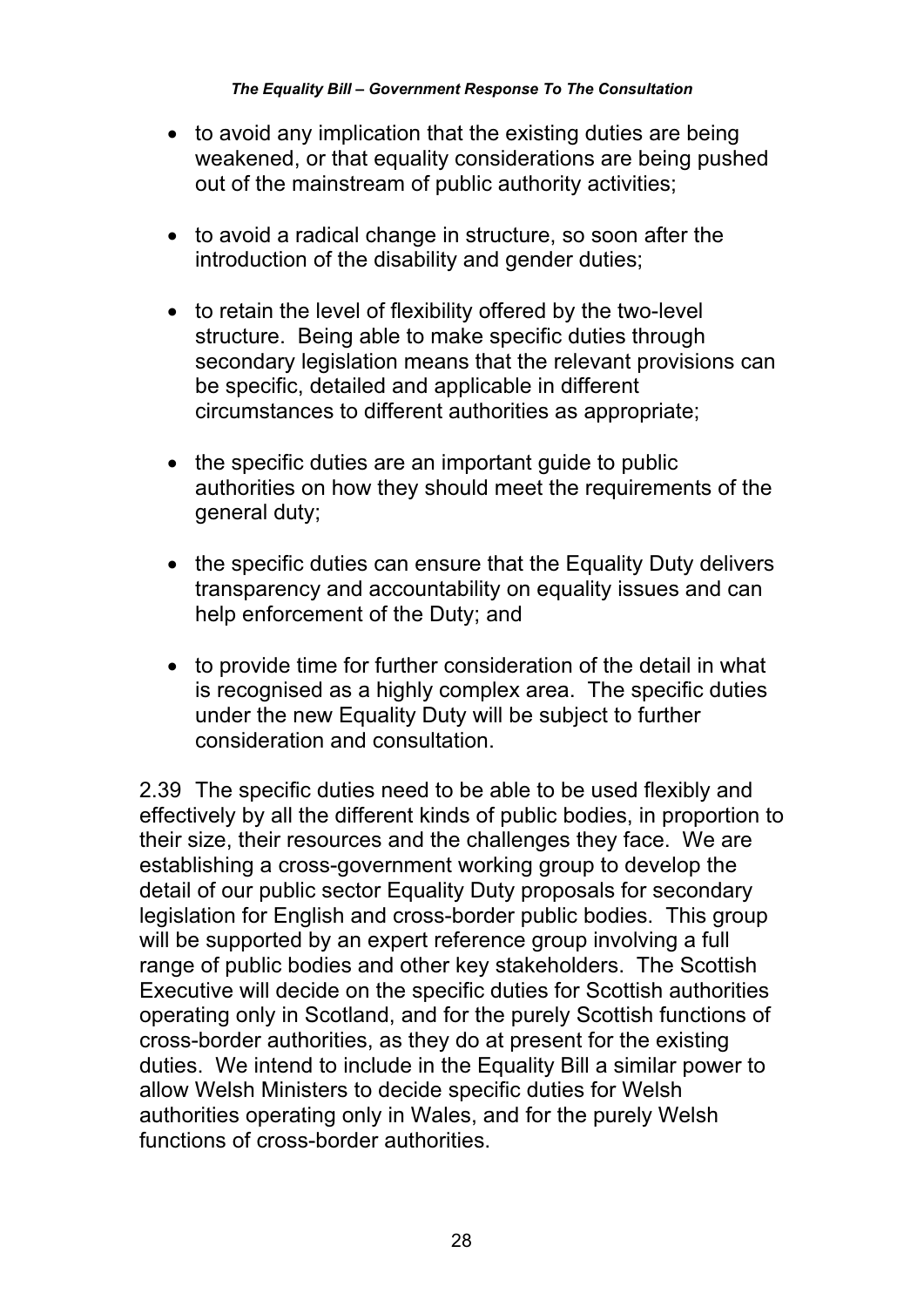- to avoid any implication that the existing duties are being weakened, or that equality considerations are being pushed out of the mainstream of public authority activities;
- to avoid a radical change in structure, so soon after the introduction of the disability and gender duties;
- to retain the level of flexibility offered by the two-level structure. Being able to make specific duties through secondary legislation means that the relevant provisions can be specific, detailed and applicable in different circumstances to different authorities as appropriate;
- the specific duties are an important guide to public authorities on how they should meet the requirements of the general duty;
- the specific duties can ensure that the Equality Duty delivers transparency and accountability on equality issues and can help enforcement of the Duty; and
- to provide time for further consideration of the detail in what is recognised as a highly complex area. The specific duties under the new Equality Duty will be subject to further consideration and consultation.

2.39 The specific duties need to be able to be used flexibly and effectively by all the different kinds of public bodies, in proportion to their size, their resources and the challenges they face. We are establishing a cross-government working group to develop the detail of our public sector Equality Duty proposals for secondary legislation for English and cross-border public bodies. This group will be supported by an expert reference group involving a full range of public bodies and other key stakeholders. The Scottish Executive will decide on the specific duties for Scottish authorities operating only in Scotland, and for the purely Scottish functions of cross-border authorities, as they do at present for the existing duties. We intend to include in the Equality Bill a similar power to allow Welsh Ministers to decide specific duties for Welsh authorities operating only in Wales, and for the purely Welsh functions of cross-border authorities.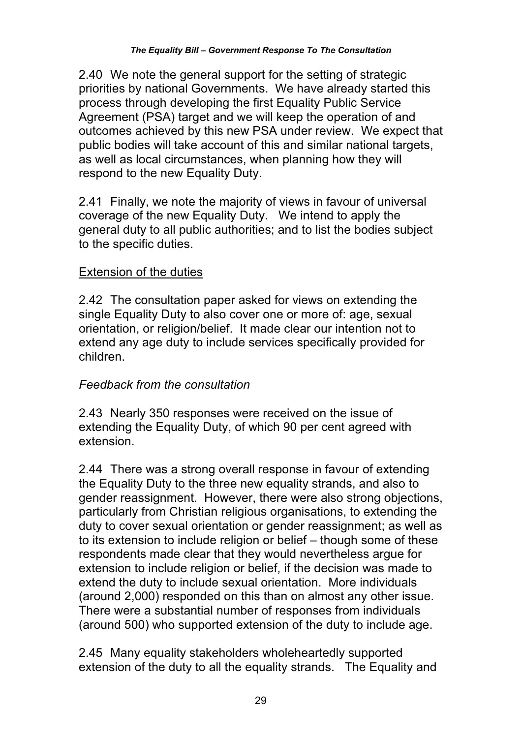2.40 We note the general support for the setting of strategic priorities by national Governments. We have already started this process through developing the first Equality Public Service Agreement (PSA) target and we will keep the operation of and outcomes achieved by this new PSA under review. We expect that public bodies will take account of this and similar national targets, as well as local circumstances, when planning how they will respond to the new Equality Duty.

2.41 Finally, we note the majority of views in favour of universal coverage of the new Equality Duty. We intend to apply the general duty to all public authorities; and to list the bodies subject to the specific duties.

Extension of the duties

2.42 The consultation paper asked for views on extending the single Equality Duty to also cover one or more of: age, sexual orientation, or religion/belief. It made clear our intention not to extend any age duty to include services specifically provided for children.

*Feedback from the consultation*

2.43 Nearly 350 responses were received on the issue of extending the Equality Duty, of which 90 per cent agreed with extension.

2.44 There was a strong overall response in favour of extending the Equality Duty to the three new equality strands, and also to gender reassignment. However, there were also strong objections, particularly from Christian religious organisations, to extending the duty to cover sexual orientation or gender reassignment; as well as to its extension to include religion or belief – though some of these respondents made clear that they would nevertheless argue for extension to include religion or belief, if the decision was made to extend the duty to include sexual orientation. More individuals (around 2,000) responded on this than on almost any other issue. There were a substantial number of responses from individuals (around 500) who supported extension of the duty to include age.

2.45 Many equality stakeholders wholeheartedly supported extension of the duty to all the equality strands. The Equality and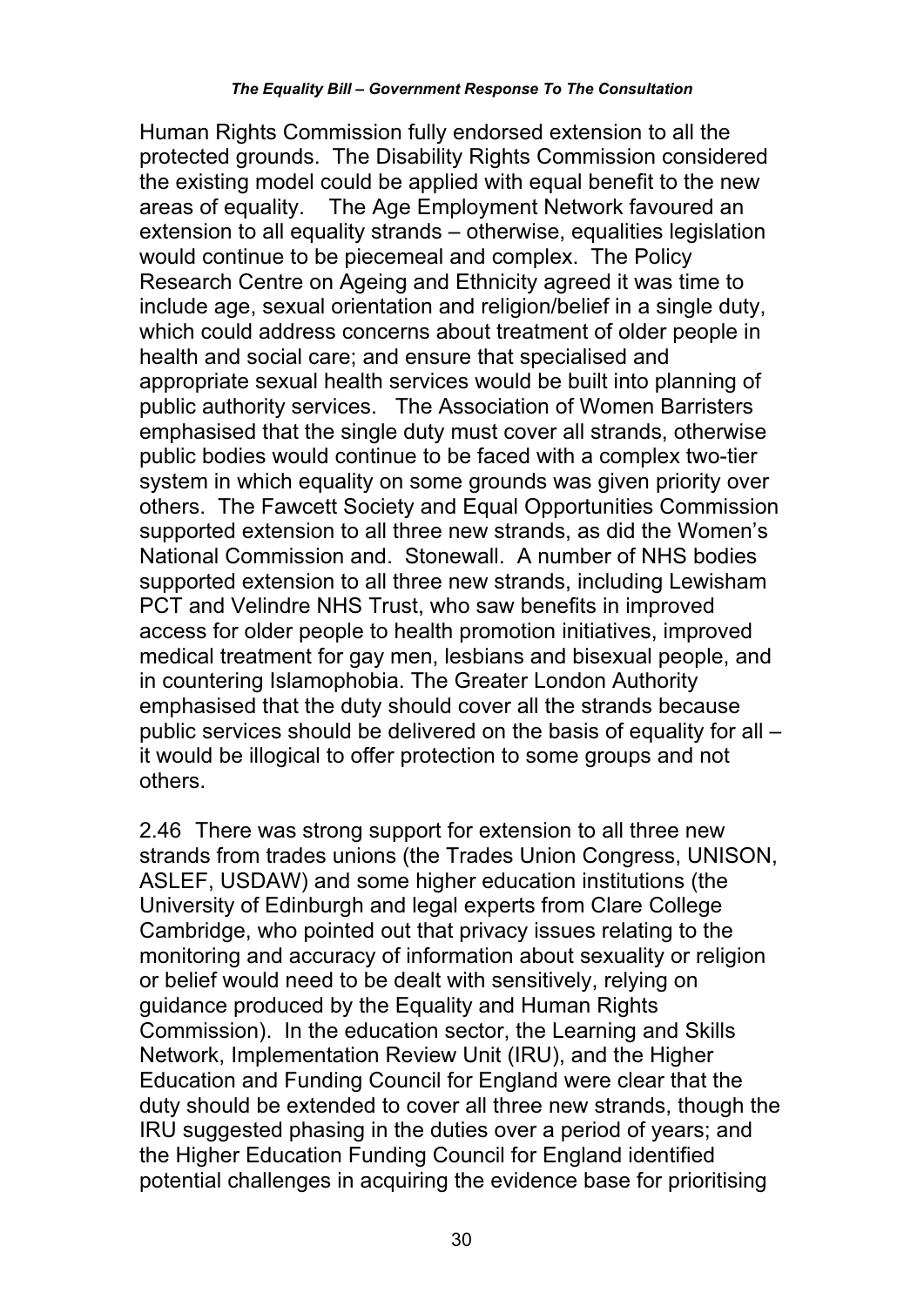Human Rights Commission fully endorsed extension to all the protected grounds. The Disability Rights Commission considered the existing model could be applied with equal benefit to the new areas of equality. The Age Employment Network favoured an extension to all equality strands – otherwise, equalities legislation would continue to be piecemeal and complex. The Policy Research Centre on Ageing and Ethnicity agreed it was time to include age, sexual orientation and religion/belief in a single duty, which could address concerns about treatment of older people in health and social care; and ensure that specialised and appropriate sexual health services would be built into planning of public authority services. The Association of Women Barristers emphasised that the single duty must cover all strands, otherwise public bodies would continue to be faced with a complex two-tier system in which equality on some grounds was given priority over others. The Fawcett Society and Equal Opportunities Commission supported extension to all three new strands, as did the Women's National Commission and. Stonewall. A number of NHS bodies supported extension to all three new strands, including Lewisham PCT and Velindre NHS Trust, who saw benefits in improved access for older people to health promotion initiatives, improved medical treatment for gay men, lesbians and bisexual people, and in countering Islamophobia. The Greater London Authority emphasised that the duty should cover all the strands because public services should be delivered on the basis of equality for all – it would be illogical to offer protection to some groups and not others.

2.46 There was strong support for extension to all three new strands from trades unions (the Trades Union Congress, UNISON, ASLEF, USDAW) and some higher education institutions (the University of Edinburgh and legal experts from Clare College Cambridge, who pointed out that privacy issues relating to the monitoring and accuracy of information about sexuality or religion or belief would need to be dealt with sensitively, relying on guidance produced by the Equality and Human Rights Commission). In the education sector, the Learning and Skills Network, Implementation Review Unit (IRU), and the Higher Education and Funding Council for England were clear that the duty should be extended to cover all three new strands, though the IRU suggested phasing in the duties over a period of years; and the Higher Education Funding Council for England identified potential challenges in acquiring the evidence base for prioritising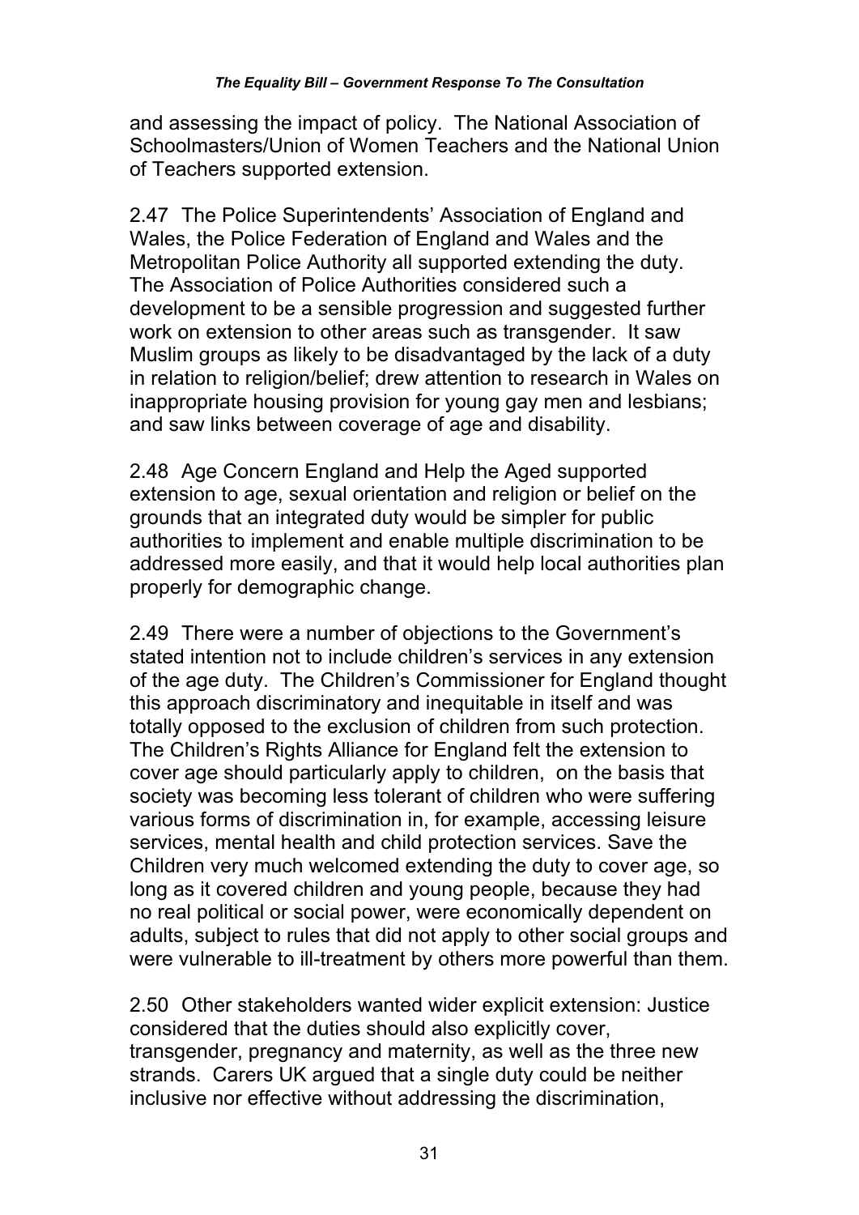and assessing the impact of policy. The National Association of Schoolmasters/Union of Women Teachers and the National Union of Teachers supported extension.

2.47 The Police Superintendents' Association of England and Wales, the Police Federation of England and Wales and the Metropolitan Police Authority all supported extending the duty. The Association of Police Authorities considered such a development to be a sensible progression and suggested further work on extension to other areas such as transgender. It saw Muslim groups as likely to be disadvantaged by the lack of a duty in relation to religion/belief; drew attention to research in Wales on inappropriate housing provision for young gay men and lesbians; and saw links between coverage of age and disability.

2.48 Age Concern England and Help the Aged supported extension to age, sexual orientation and religion or belief on the grounds that an integrated duty would be simpler for public authorities to implement and enable multiple discrimination to be addressed more easily, and that it would help local authorities plan properly for demographic change.

2.49 There were a number of objections to the Government's stated intention not to include children's services in any extension of the age duty. The Children's Commissioner for England thought this approach discriminatory and inequitable in itself and was totally opposed to the exclusion of children from such protection. The Children's Rights Alliance for England felt the extension to cover age should particularly apply to children, on the basis that society was becoming less tolerant of children who were suffering various forms of discrimination in, for example, accessing leisure services, mental health and child protection services. Save the Children very much welcomed extending the duty to cover age, so long as it covered children and young people, because they had no real political or social power, were economically dependent on adults, subject to rules that did not apply to other social groups and were vulnerable to ill-treatment by others more powerful than them.

2.50 Other stakeholders wanted wider explicit extension: Justice considered that the duties should also explicitly cover, transgender, pregnancy and maternity, as well as the three new strands. Carers UK argued that a single duty could be neither inclusive nor effective without addressing the discrimination,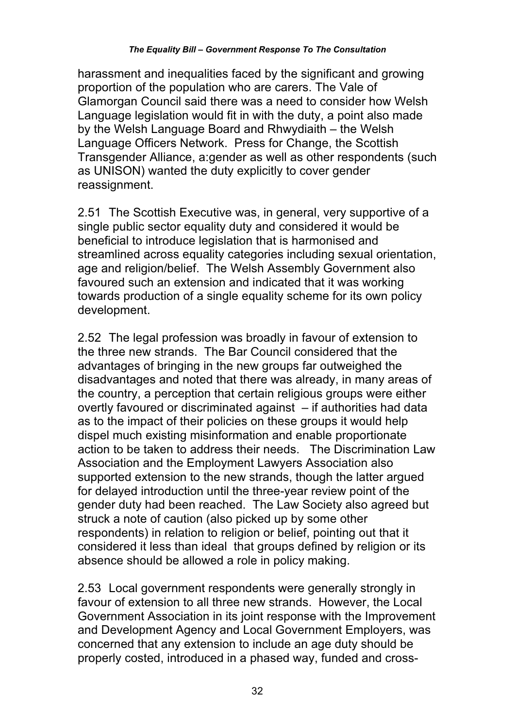harassment and inequalities faced by the significant and growing proportion of the population who are carers. The Vale of Glamorgan Council said there was a need to consider how Welsh Language legislation would fit in with the duty, a point also made by the Welsh Language Board and Rhwydiaith – the Welsh Language Officers Network. Press for Change, the Scottish Transgender Alliance, a:gender as well as other respondents (such as UNISON) wanted the duty explicitly to cover gender reassignment.

2.51 The Scottish Executive was, in general, very supportive of a single public sector equality duty and considered it would be beneficial to introduce legislation that is harmonised and streamlined across equality categories including sexual orientation, age and religion/belief. The Welsh Assembly Government also favoured such an extension and indicated that it was working towards production of a single equality scheme for its own policy development.

2.52 The legal profession was broadly in favour of extension to the three new strands. The Bar Council considered that the advantages of bringing in the new groups far outweighed the disadvantages and noted that there was already, in many areas of the country, a perception that certain religious groups were either overtly favoured or discriminated against – if authorities had data as to the impact of their policies on these groups it would help dispel much existing misinformation and enable proportionate action to be taken to address their needs. The Discrimination Law Association and the Employment Lawyers Association also supported extension to the new strands, though the latter argued for delayed introduction until the three-year review point of the gender duty had been reached. The Law Society also agreed but struck a note of caution (also picked up by some other respondents) in relation to religion or belief, pointing out that it considered it less than ideal that groups defined by religion or its absence should be allowed a role in policy making.

2.53 Local government respondents were generally strongly in favour of extension to all three new strands. However, the Local Government Association in its joint response with the Improvement and Development Agency and Local Government Employers, was concerned that any extension to include an age duty should be properly costed, introduced in a phased way, funded and cross-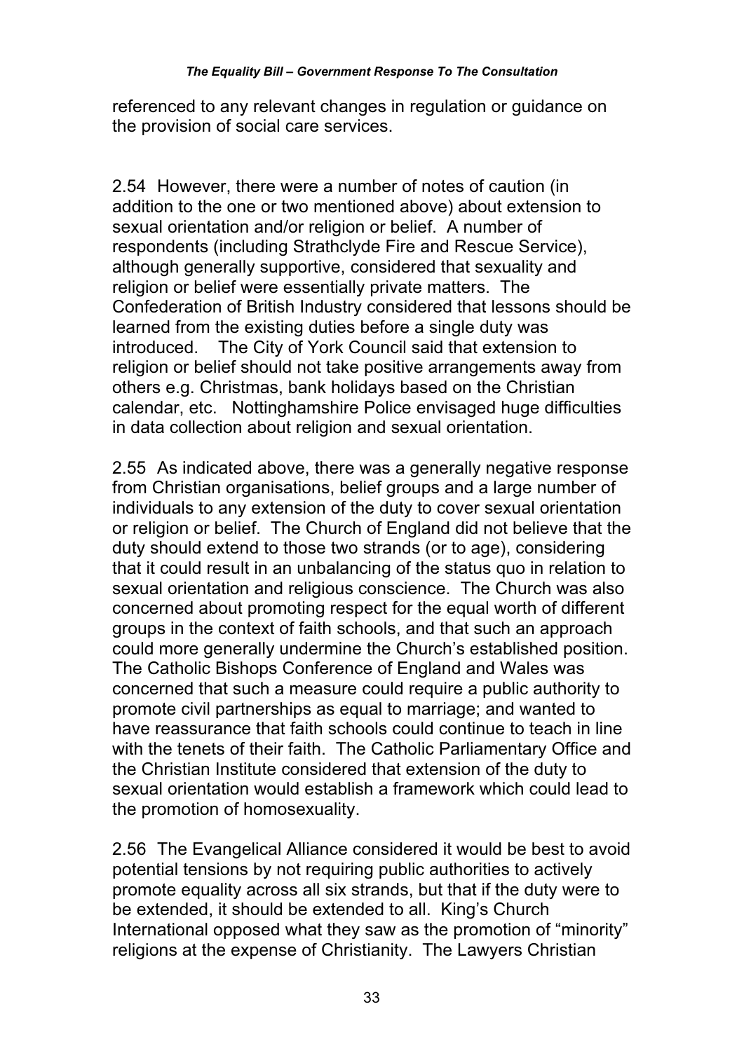referenced to any relevant changes in regulation or guidance on the provision of social care services.

2.54 However, there were a number of notes of caution (in addition to the one or two mentioned above) about extension to sexual orientation and/or religion or belief. A number of respondents (including Strathclyde Fire and Rescue Service), although generally supportive, considered that sexuality and religion or belief were essentially private matters. The Confederation of British Industry considered that lessons should be learned from the existing duties before a single duty was introduced. The City of York Council said that extension to religion or belief should not take positive arrangements away from others e.g. Christmas, bank holidays based on the Christian calendar, etc. Nottinghamshire Police envisaged huge difficulties in data collection about religion and sexual orientation.

2.55 As indicated above, there was a generally negative response from Christian organisations, belief groups and a large number of individuals to any extension of the duty to cover sexual orientation or religion or belief. The Church of England did not believe that the duty should extend to those two strands (or to age), considering that it could result in an unbalancing of the status quo in relation to sexual orientation and religious conscience. The Church was also concerned about promoting respect for the equal worth of different groups in the context of faith schools, and that such an approach could more generally undermine the Church's established position. The Catholic Bishops Conference of England and Wales was concerned that such a measure could require a public authority to promote civil partnerships as equal to marriage; and wanted to have reassurance that faith schools could continue to teach in line with the tenets of their faith. The Catholic Parliamentary Office and the Christian Institute considered that extension of the duty to sexual orientation would establish a framework which could lead to the promotion of homosexuality.

2.56 The Evangelical Alliance considered it would be best to avoid potential tensions by not requiring public authorities to actively promote equality across all six strands, but that if the duty were to be extended, it should be extended to all. King's Church International opposed what they saw as the promotion of "minority" religions at the expense of Christianity. The Lawyers Christian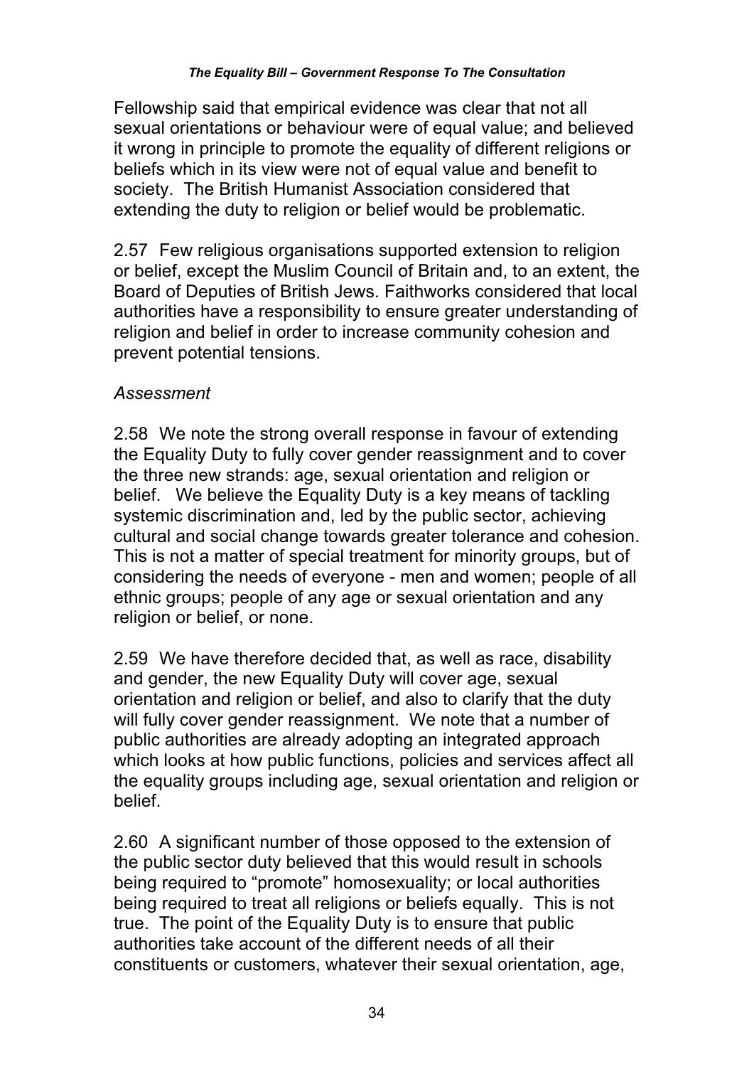Fellowship said that empirical evidence was clear that not all sexual orientations or behaviour were of equal value; and believed it wrong in principle to promote the equality of different religions or beliefs which in its view were not of equal value and benefit to society. The British Humanist Association considered that extending the duty to religion or belief would be problematic.

2.57 Few religious organisations supported extension to religion or belief, except the Muslim Council of Britain and, to an extent, the Board of Deputies of British Jews. Faithworks considered that local authorities have a responsibility to ensure greater understanding of religion and belief in order to increase community cohesion and prevent potential tensions.

*Assessment*

2.58 We note the strong overall response in favour of extending the Equality Duty to fully cover gender reassignment and to cover the three new strands: age, sexual orientation and religion or belief. We believe the Equality Duty is a key means of tackling systemic discrimination and, led by the public sector, achieving cultural and social change towards greater tolerance and cohesion. This is not a matter of special treatment for minority groups, but of considering the needs of everyone - men and women; people of all ethnic groups; people of any age or sexual orientation and any religion or belief, or none.

2.59 We have therefore decided that, as well as race, disability and gender, the new Equality Duty will cover age, sexual orientation and religion or belief, and also to clarify that the duty will fully cover gender reassignment. We note that a number of public authorities are already adopting an integrated approach which looks at how public functions, policies and services affect all the equality groups including age, sexual orientation and religion or belief.

2.60 A significant number of those opposed to the extension of the public sector duty believed that this would result in schools being required to "promote" homosexuality; or local authorities being required to treat all religions or beliefs equally. This is not true. The point of the Equality Duty is to ensure that public authorities take account of the different needs of all their constituents or customers, whatever their sexual orientation, age,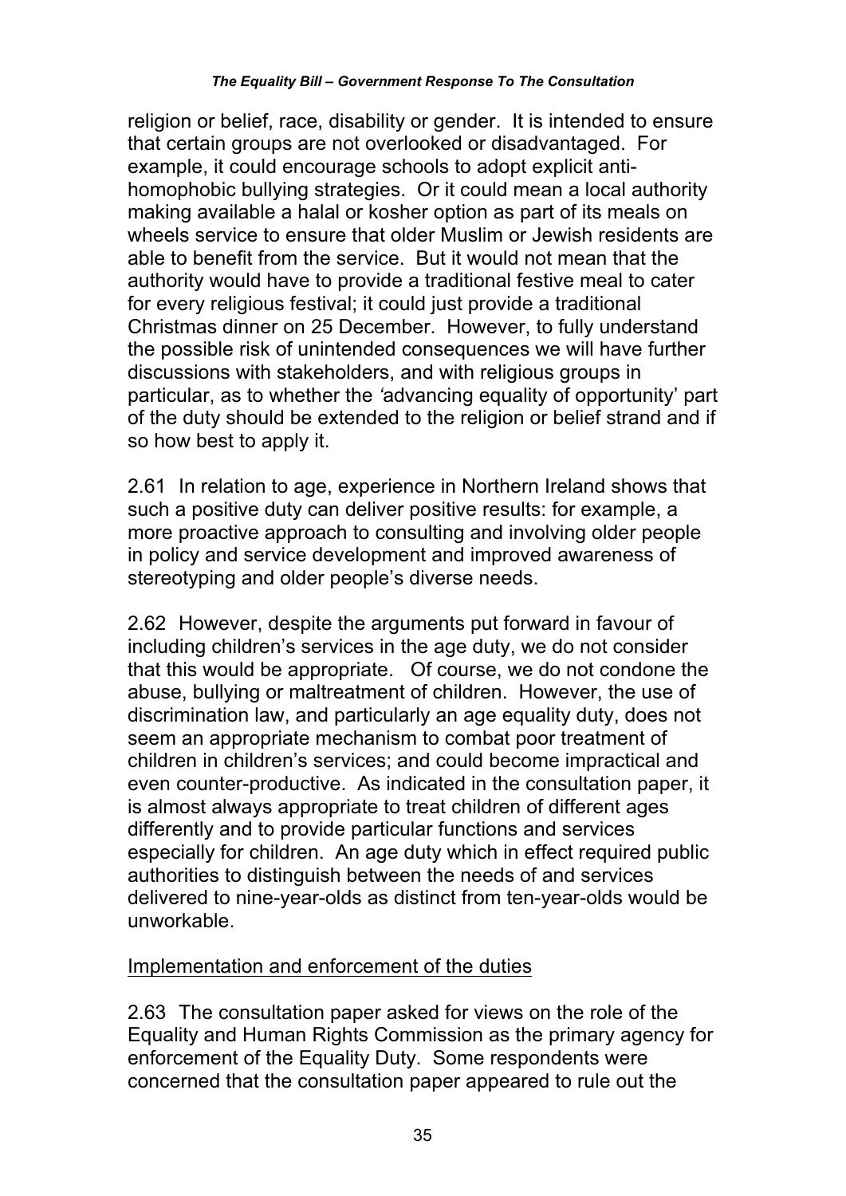religion or belief, race, disability or gender. It is intended to ensure that certain groups are not overlooked or disadvantaged. For example, it could encourage schools to adopt explicit anti-homophobic bullying strategies. Or it could mean a local authority making available a halal or kosher option as part of its meals on wheels service to ensure that older Muslim or Jewish residents are able to benefit from the service. But it would not mean that the authority would have to provide a traditional festive meal to cater for every religious festival; it could just provide a traditional Christmas dinner on 25 December. However, to fully understand the possible risk of unintended consequences we will have further discussions with stakeholders, and with religious groups in particular, as to whether the 'advancing equality of opportunity' part of the duty should be extended to the religion or belief strand and if so how best to apply it.

2.61 In relation to age, experience in Northern Ireland shows that such a positive duty can deliver positive results: for example, a more proactive approach to consulting and involving older people in policy and service development and improved awareness of stereotyping and older people's diverse needs.

2.62 However, despite the arguments put forward in favour of including children's services in the age duty, we do not consider that this would be appropriate. Of course, we do not condone the abuse, bullying or maltreatment of children. However, the use of discrimination law, and particularly an age equality duty, does not seem an appropriate mechanism to combat poor treatment of children in children's services; and could become impractical and even counter-productive. As indicated in the consultation paper, it is almost always appropriate to treat children of different ages differently and to provide particular functions and services especially for children. An age duty which in effect required public authorities to distinguish between the needs of and services delivered to nine-year-olds as distinct from ten-year-olds would be unworkable.

Implementation and enforcement of the duties

2.63 The consultation paper asked for views on the role of the Equality and Human Rights Commission as the primary agency for enforcement of the Equality Duty. Some respondents were concerned that the consultation paper appeared to rule out the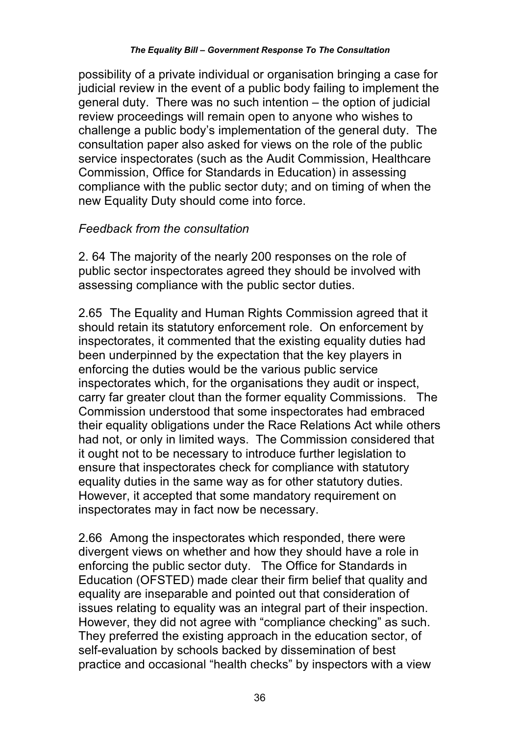possibility of a private individual or organisation bringing a case for judicial review in the event of a public body failing to implement the general duty. There was no such intention – the option of judicial review proceedings will remain open to anyone who wishes to challenge a public body's implementation of the general duty. The consultation paper also asked for views on the role of the public service inspectorates (such as the Audit Commission, Healthcare Commission, Office for Standards in Education) in assessing compliance with the public sector duty; and on timing of when the new Equality Duty should come into force.

*Feedback from the consultation*

2. 64 The majority of the nearly 200 responses on the role of public sector inspectorates agreed they should be involved with assessing compliance with the public sector duties.

2.65 The Equality and Human Rights Commission agreed that it should retain its statutory enforcement role. On enforcement by inspectorates, it commented that the existing equality duties had been underpinned by the expectation that the key players in enforcing the duties would be the various public service inspectorates which, for the organisations they audit or inspect, carry far greater clout than the former equality Commissions. The Commission understood that some inspectorates had embraced their equality obligations under the Race Relations Act while others had not, or only in limited ways. The Commission considered that it ought not to be necessary to introduce further legislation to ensure that inspectorates check for compliance with statutory equality duties in the same way as for other statutory duties. However, it accepted that some mandatory requirement on inspectorates may in fact now be necessary.

2.66 Among the inspectorates which responded, there were divergent views on whether and how they should have a role in enforcing the public sector duty. The Office for Standards in Education (OFSTED) made clear their firm belief that quality and equality are inseparable and pointed out that consideration of issues relating to equality was an integral part of their inspection. However, they did not agree with "compliance checking" as such. They preferred the existing approach in the education sector, of self-evaluation by schools backed by dissemination of best practice and occasional "health checks" by inspectors with a view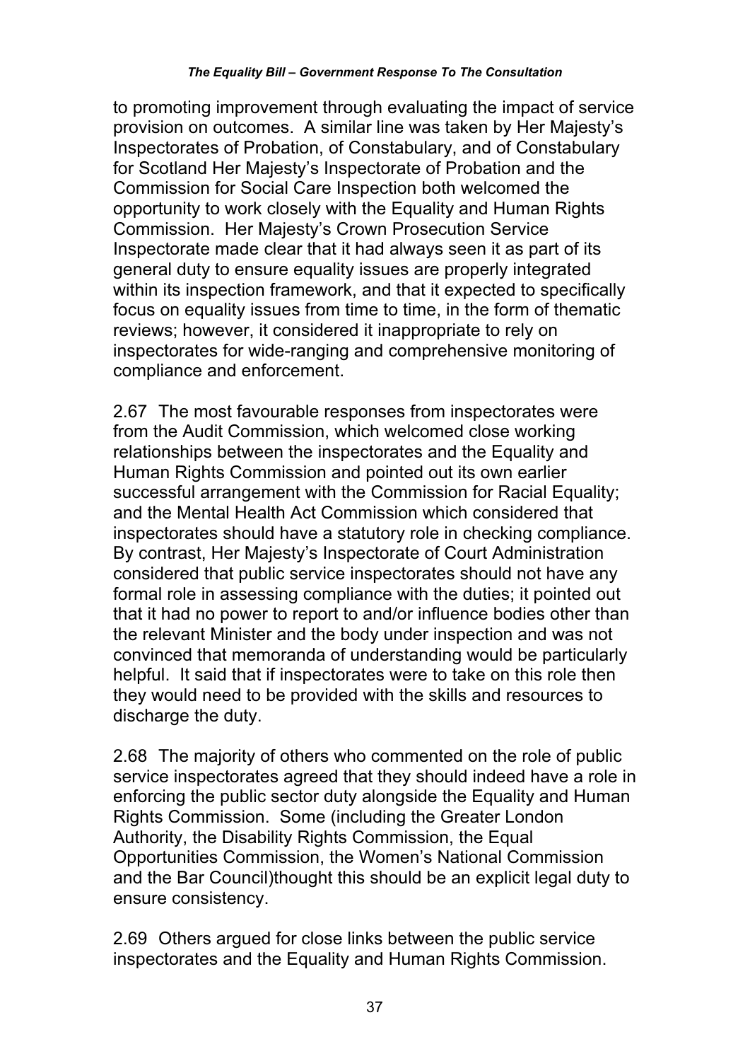to promoting improvement through evaluating the impact of service provision on outcomes. A similar line was taken by Her Majesty's Inspectorates of Probation, of Constabulary, and of Constabulary for Scotland Her Majesty's Inspectorate of Probation and the Commission for Social Care Inspection both welcomed the opportunity to work closely with the Equality and Human Rights Commission. Her Majesty's Crown Prosecution Service Inspectorate made clear that it had always seen it as part of its general duty to ensure equality issues are properly integrated within its inspection framework, and that it expected to specifically focus on equality issues from time to time, in the form of thematic reviews; however, it considered it inappropriate to rely on inspectorates for wide-ranging and comprehensive monitoring of compliance and enforcement.

2.67 The most favourable responses from inspectorates were from the Audit Commission, which welcomed close working relationships between the inspectorates and the Equality and Human Rights Commission and pointed out its own earlier successful arrangement with the Commission for Racial Equality; and the Mental Health Act Commission which considered that inspectorates should have a statutory role in checking compliance. By contrast, Her Majesty's Inspectorate of Court Administration considered that public service inspectorates should not have any formal role in assessing compliance with the duties; it pointed out that it had no power to report to and/or influence bodies other than the relevant Minister and the body under inspection and was not convinced that memoranda of understanding would be particularly helpful. It said that if inspectorates were to take on this role then they would need to be provided with the skills and resources to discharge the duty.

2.68 The majority of others who commented on the role of public service inspectorates agreed that they should indeed have a role in enforcing the public sector duty alongside the Equality and Human Rights Commission. Some (including the Greater London Authority, the Disability Rights Commission, the Equal Opportunities Commission, the Women's National Commission and the Bar Council)thought this should be an explicit legal duty to ensure consistency.

2.69 Others argued for close links between the public service inspectorates and the Equality and Human Rights Commission.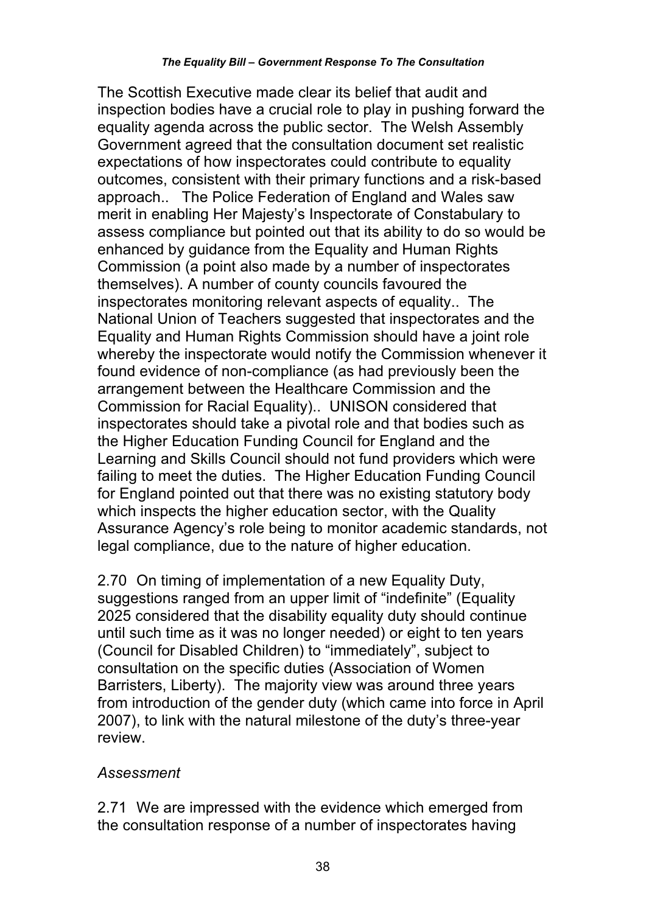The Scottish Executive made clear its belief that audit and inspection bodies have a crucial role to play in pushing forward the equality agenda across the public sector. The Welsh Assembly Government agreed that the consultation document set realistic expectations of how inspectorates could contribute to equality outcomes, consistent with their primary functions and a risk-based approach.. The Police Federation of England and Wales saw merit in enabling Her Majesty's Inspectorate of Constabulary to assess compliance but pointed out that its ability to do so would be enhanced by guidance from the Equality and Human Rights Commission (a point also made by a number of inspectorates themselves). A number of county councils favoured the inspectorates monitoring relevant aspects of equality.. The National Union of Teachers suggested that inspectorates and the Equality and Human Rights Commission should have a joint role whereby the inspectorate would notify the Commission whenever it found evidence of non-compliance (as had previously been the arrangement between the Healthcare Commission and the Commission for Racial Equality).. UNISON considered that inspectorates should take a pivotal role and that bodies such as the Higher Education Funding Council for England and the Learning and Skills Council should not fund providers which were failing to meet the duties. The Higher Education Funding Council for England pointed out that there was no existing statutory body which inspects the higher education sector, with the Quality Assurance Agency's role being to monitor academic standards, not legal compliance, due to the nature of higher education.

2.70 On timing of implementation of a new Equality Duty, suggestions ranged from an upper limit of "indefinite" (Equality 2025 considered that the disability equality duty should continue until such time as it was no longer needed) or eight to ten years (Council for Disabled Children) to "immediately", subject to consultation on the specific duties (Association of Women Barristers, Liberty). The majority view was around three years from introduction of the gender duty (which came into force in April 2007), to link with the natural milestone of the duty's three-year review.

*Assessment*

2.71 We are impressed with the evidence which emerged from the consultation response of a number of inspectorates having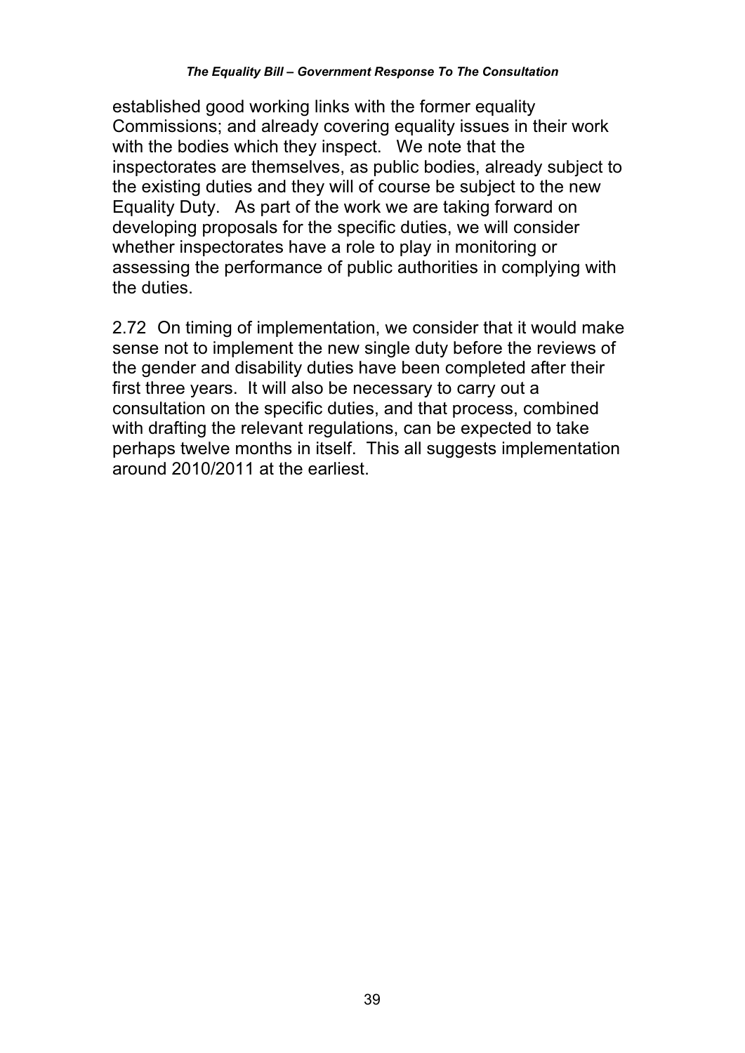established good working links with the former equality Commissions; and already covering equality issues in their work with the bodies which they inspect. We note that the inspectorates are themselves, as public bodies, already subject to the existing duties and they will of course be subject to the new Equality Duty. As part of the work we are taking forward on developing proposals for the specific duties, we will consider whether inspectorates have a role to play in monitoring or assessing the performance of public authorities in complying with the duties.

2.72 On timing of implementation, we consider that it would make sense not to implement the new single duty before the reviews of the gender and disability duties have been completed after their first three years. It will also be necessary to carry out a consultation on the specific duties, and that process, combined with drafting the relevant regulations, can be expected to take perhaps twelve months in itself. This all suggests implementation around 2010/2011 at the earliest.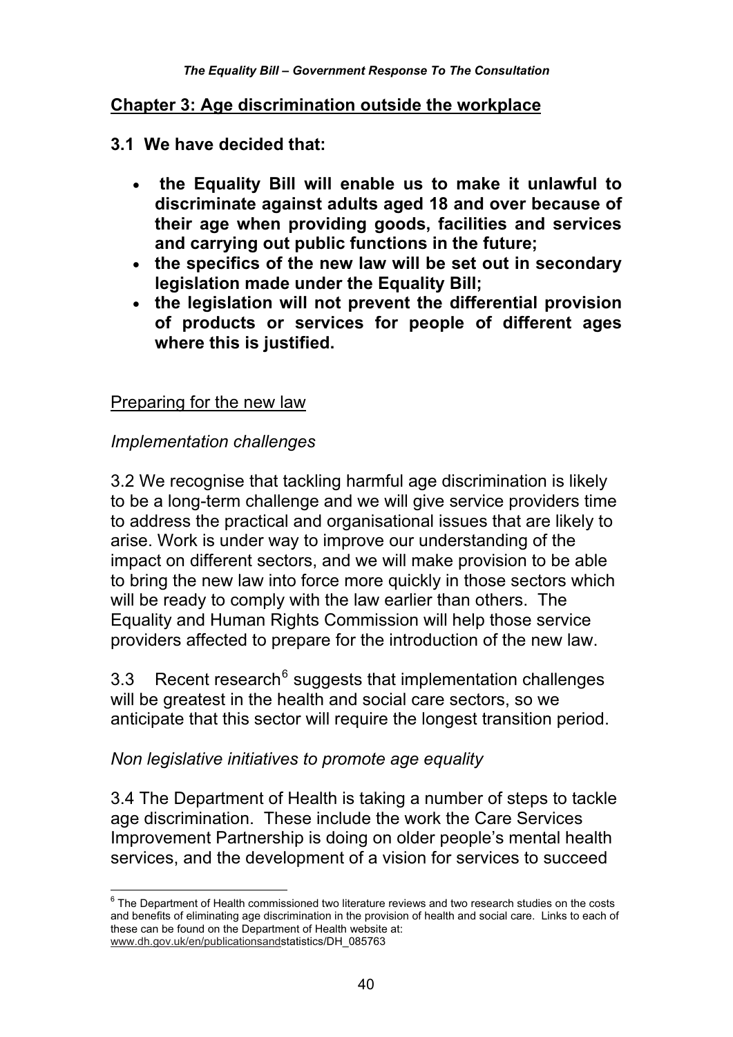## Chapter 3: Age discrimination outside the workplace

**3.1 We have decided that:**

- **the Equality Bill will enable us to make it unlawful to discriminate against adults aged 18 and over because of their age when providing goods, facilities and services and carrying out public functions in the future;**
- **the specifics of the new law will be set out in secondary legislation made under the Equality Bill;**
- **the legislation will not prevent the differential provision of products or services for people of different ages where this is justified.**

Preparing for the new law

*Implementation challenges*

3.2 We recognise that tackling harmful age discrimination is likely to be a long-term challenge and we will give service providers time to address the practical and organisational issues that are likely to arise. Work is under way to improve our understanding of the impact on different sectors, and we will make provision to be able to bring the new law into force more quickly in those sectors which will be ready to comply with the law earlier than others. The Equality and Human Rights Commission will help those service providers affected to prepare for the introduction of the new law.

3.3 Recent research[6] suggests that implementation challenges will be greatest in the health and social care sectors, so we anticipate that this sector will require the longest transition period.

*Non legislative initiatives to promote age equality*

3.4 The Department of Health is taking a number of steps to tackle age discrimination. These include the work the Care Services Improvement Partnership is doing on older people's mental health services, and the development of a vision for services to succeed

---

[6] The Department of Health commissioned two literature reviews and two research studies on the costs and benefits of eliminating age discrimination in the provision of health and social care. Links to each of these can be found on the Department of Health website at: www.dh.gov.uk/en/publicationsandstatistics/DH_085763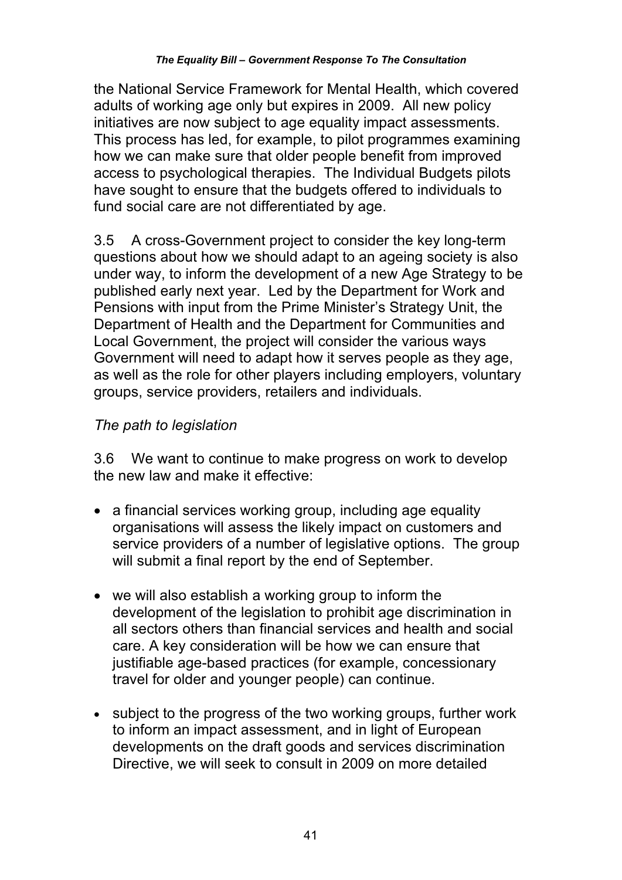the National Service Framework for Mental Health, which covered adults of working age only but expires in 2009. All new policy initiatives are now subject to age equality impact assessments. This process has led, for example, to pilot programmes examining how we can make sure that older people benefit from improved access to psychological therapies. The Individual Budgets pilots have sought to ensure that the budgets offered to individuals to fund social care are not differentiated by age.

3.5 A cross-Government project to consider the key long-term questions about how we should adapt to an ageing society is also under way, to inform the development of a new Age Strategy to be published early next year. Led by the Department for Work and Pensions with input from the Prime Minister's Strategy Unit, the Department of Health and the Department for Communities and Local Government, the project will consider the various ways Government will need to adapt how it serves people as they age, as well as the role for other players including employers, voluntary groups, service providers, retailers and individuals.

*The path to legislation*

3.6 We want to continue to make progress on work to develop the new law and make it effective:

- a financial services working group, including age equality organisations will assess the likely impact on customers and service providers of a number of legislative options. The group will submit a final report by the end of September.

- we will also establish a working group to inform the development of the legislation to prohibit age discrimination in all sectors others than financial services and health and social care. A key consideration will be how we can ensure that justifiable age-based practices (for example, concessionary travel for older and younger people) can continue.

- subject to the progress of the two working groups, further work to inform an impact assessment, and in light of European developments on the draft goods and services discrimination Directive, we will seek to consult in 2009 on more detailed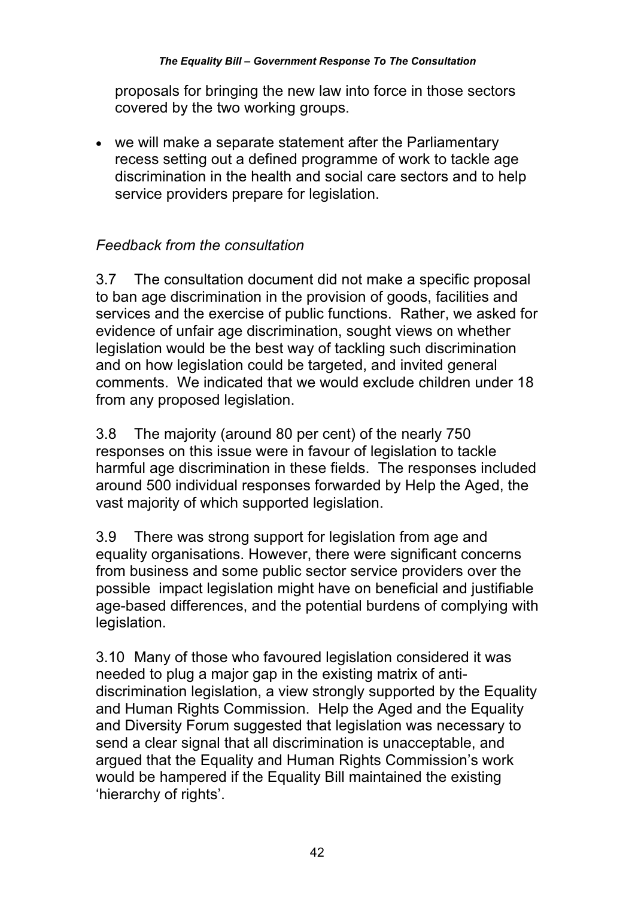proposals for bringing the new law into force in those sectors covered by the two working groups.

- we will make a separate statement after the Parliamentary recess setting out a defined programme of work to tackle age discrimination in the health and social care sectors and to help service providers prepare for legislation.

*Feedback from the consultation*

3.7 The consultation document did not make a specific proposal to ban age discrimination in the provision of goods, facilities and services and the exercise of public functions. Rather, we asked for evidence of unfair age discrimination, sought views on whether legislation would be the best way of tackling such discrimination and on how legislation could be targeted, and invited general comments. We indicated that we would exclude children under 18 from any proposed legislation.

3.8 The majority (around 80 per cent) of the nearly 750 responses on this issue were in favour of legislation to tackle harmful age discrimination in these fields. The responses included around 500 individual responses forwarded by Help the Aged, the vast majority of which supported legislation.

3.9 There was strong support for legislation from age and equality organisations. However, there were significant concerns from business and some public sector service providers over the possible impact legislation might have on beneficial and justifiable age-based differences, and the potential burdens of complying with legislation.

3.10 Many of those who favoured legislation considered it was needed to plug a major gap in the existing matrix of anti-discrimination legislation, a view strongly supported by the Equality and Human Rights Commission. Help the Aged and the Equality and Diversity Forum suggested that legislation was necessary to send a clear signal that all discrimination is unacceptable, and argued that the Equality and Human Rights Commission's work would be hampered if the Equality Bill maintained the existing 'hierarchy of rights'.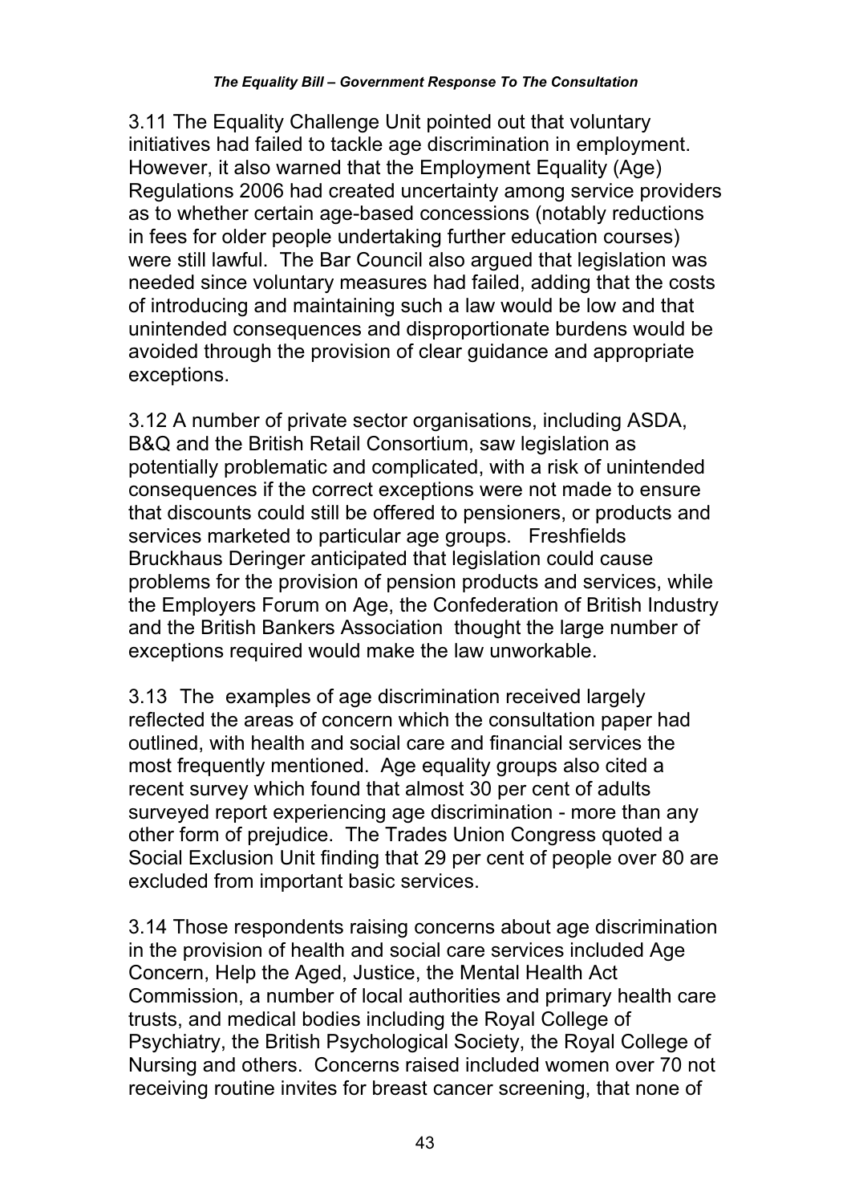3.11 The Equality Challenge Unit pointed out that voluntary initiatives had failed to tackle age discrimination in employment. However, it also warned that the Employment Equality (Age) Regulations 2006 had created uncertainty among service providers as to whether certain age-based concessions (notably reductions in fees for older people undertaking further education courses) were still lawful. The Bar Council also argued that legislation was needed since voluntary measures had failed, adding that the costs of introducing and maintaining such a law would be low and that unintended consequences and disproportionate burdens would be avoided through the provision of clear guidance and appropriate exceptions.

3.12 A number of private sector organisations, including ASDA, B&Q and the British Retail Consortium, saw legislation as potentially problematic and complicated, with a risk of unintended consequences if the correct exceptions were not made to ensure that discounts could still be offered to pensioners, or products and services marketed to particular age groups. Freshfields Bruckhaus Deringer anticipated that legislation could cause problems for the provision of pension products and services, while the Employers Forum on Age, the Confederation of British Industry and the British Bankers Association thought the large number of exceptions required would make the law unworkable.

3.13 The examples of age discrimination received largely reflected the areas of concern which the consultation paper had outlined, with health and social care and financial services the most frequently mentioned. Age equality groups also cited a recent survey which found that almost 30 per cent of adults surveyed report experiencing age discrimination - more than any other form of prejudice. The Trades Union Congress quoted a Social Exclusion Unit finding that 29 per cent of people over 80 are excluded from important basic services.

3.14 Those respondents raising concerns about age discrimination in the provision of health and social care services included Age Concern, Help the Aged, Justice, the Mental Health Act Commission, a number of local authorities and primary health care trusts, and medical bodies including the Royal College of Psychiatry, the British Psychological Society, the Royal College of Nursing and others. Concerns raised included women over 70 not receiving routine invites for breast cancer screening, that none of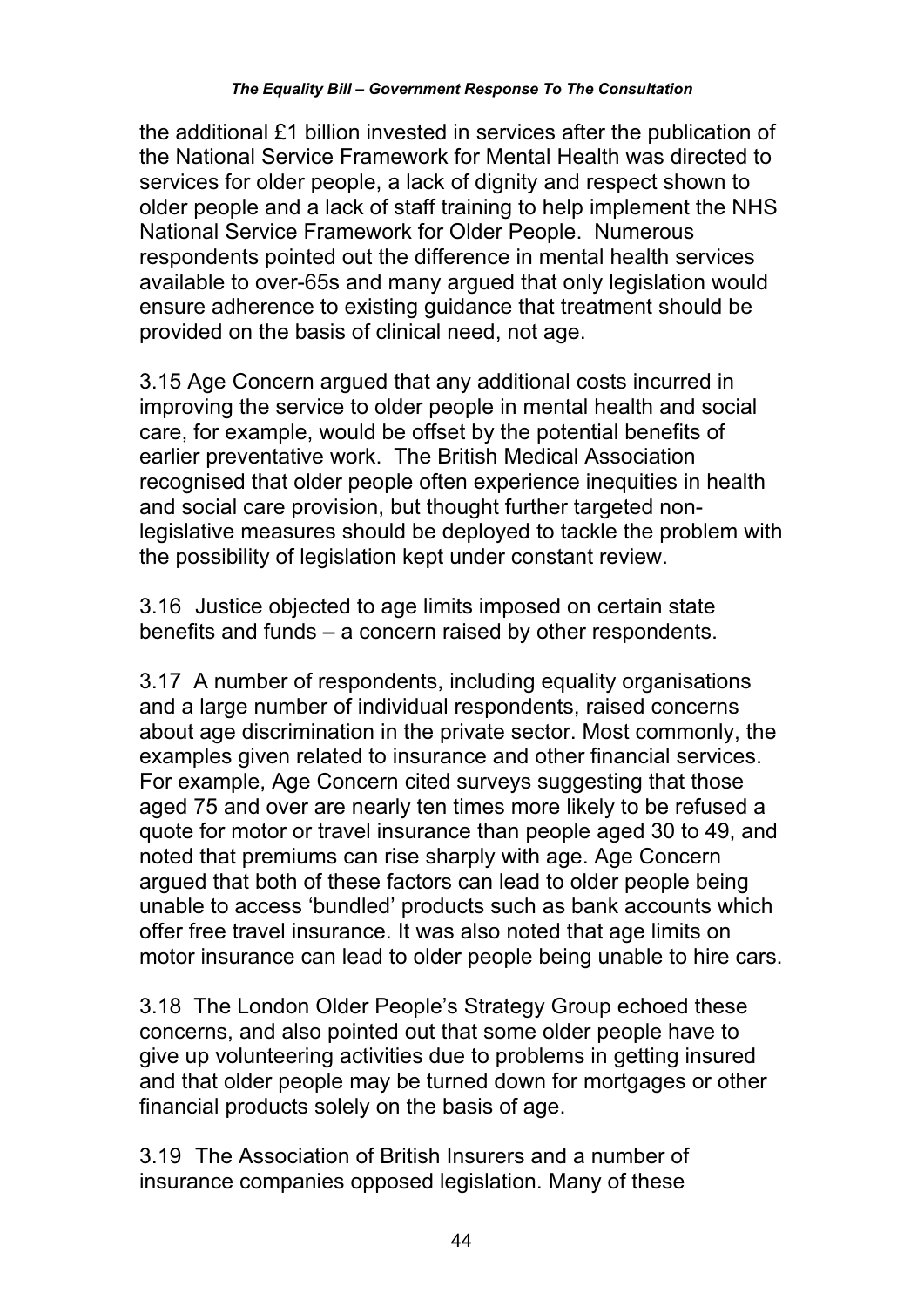the additional £1 billion invested in services after the publication of the National Service Framework for Mental Health was directed to services for older people, a lack of dignity and respect shown to older people and a lack of staff training to help implement the NHS National Service Framework for Older People. Numerous respondents pointed out the difference in mental health services available to over-65s and many argued that only legislation would ensure adherence to existing guidance that treatment should be provided on the basis of clinical need, not age.

3.15 Age Concern argued that any additional costs incurred in improving the service to older people in mental health and social care, for example, would be offset by the potential benefits of earlier preventative work. The British Medical Association recognised that older people often experience inequities in health and social care provision, but thought further targeted non-legislative measures should be deployed to tackle the problem with the possibility of legislation kept under constant review.

3.16 Justice objected to age limits imposed on certain state benefits and funds – a concern raised by other respondents.

3.17 A number of respondents, including equality organisations and a large number of individual respondents, raised concerns about age discrimination in the private sector. Most commonly, the examples given related to insurance and other financial services. For example, Age Concern cited surveys suggesting that those aged 75 and over are nearly ten times more likely to be refused a quote for motor or travel insurance than people aged 30 to 49, and noted that premiums can rise sharply with age. Age Concern argued that both of these factors can lead to older people being unable to access 'bundled' products such as bank accounts which offer free travel insurance. It was also noted that age limits on motor insurance can lead to older people being unable to hire cars.

3.18 The London Older People's Strategy Group echoed these concerns, and also pointed out that some older people have to give up volunteering activities due to problems in getting insured and that older people may be turned down for mortgages or other financial products solely on the basis of age.

3.19 The Association of British Insurers and a number of insurance companies opposed legislation. Many of these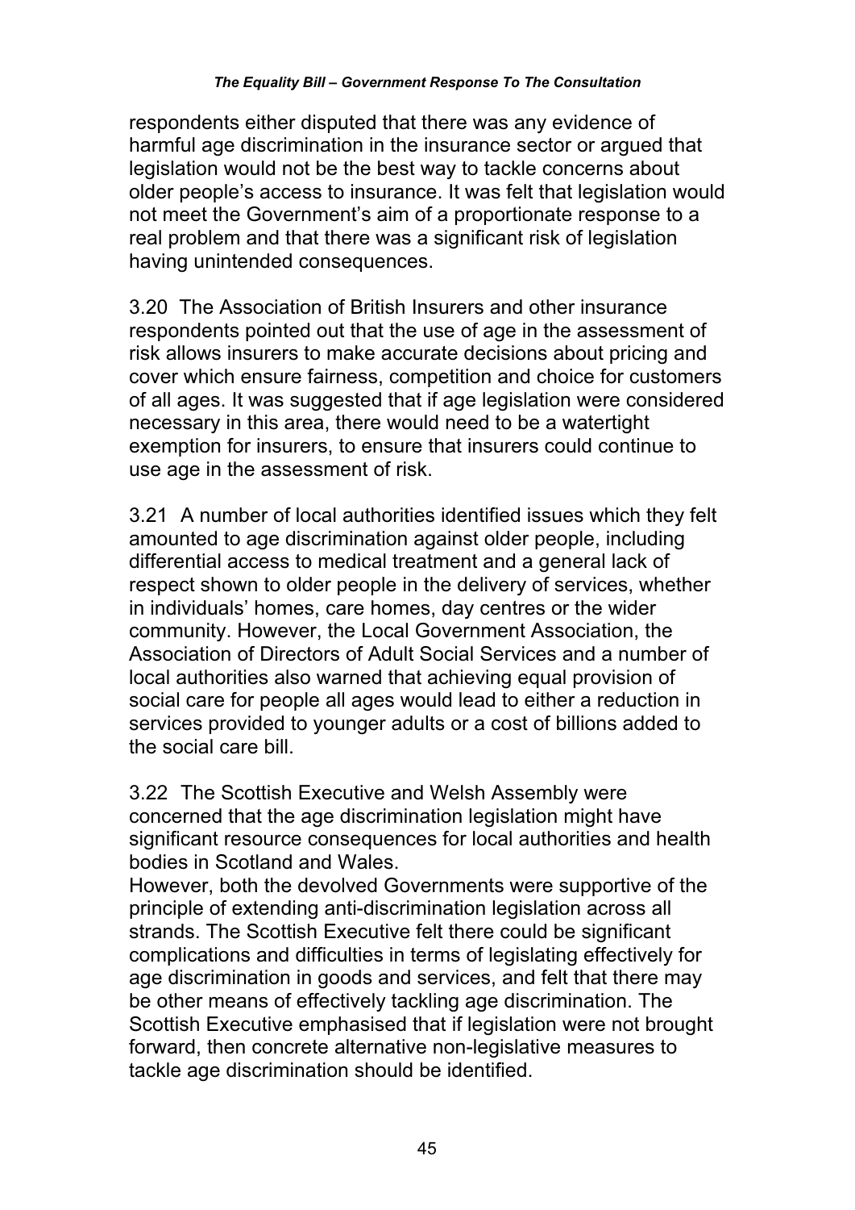respondents either disputed that there was any evidence of harmful age discrimination in the insurance sector or argued that legislation would not be the best way to tackle concerns about older people's access to insurance. It was felt that legislation would not meet the Government's aim of a proportionate response to a real problem and that there was a significant risk of legislation having unintended consequences.

3.20 The Association of British Insurers and other insurance respondents pointed out that the use of age in the assessment of risk allows insurers to make accurate decisions about pricing and cover which ensure fairness, competition and choice for customers of all ages. It was suggested that if age legislation were considered necessary in this area, there would need to be a watertight exemption for insurers, to ensure that insurers could continue to use age in the assessment of risk.

3.21 A number of local authorities identified issues which they felt amounted to age discrimination against older people, including differential access to medical treatment and a general lack of respect shown to older people in the delivery of services, whether in individuals' homes, care homes, day centres or the wider community. However, the Local Government Association, the Association of Directors of Adult Social Services and a number of local authorities also warned that achieving equal provision of social care for people all ages would lead to either a reduction in services provided to younger adults or a cost of billions added to the social care bill.

3.22 The Scottish Executive and Welsh Assembly were concerned that the age discrimination legislation might have significant resource consequences for local authorities and health bodies in Scotland and Wales.
However, both the devolved Governments were supportive of the principle of extending anti-discrimination legislation across all strands. The Scottish Executive felt there could be significant complications and difficulties in terms of legislating effectively for age discrimination in goods and services, and felt that there may be other means of effectively tackling age discrimination. The Scottish Executive emphasised that if legislation were not brought forward, then concrete alternative non-legislative measures to tackle age discrimination should be identified.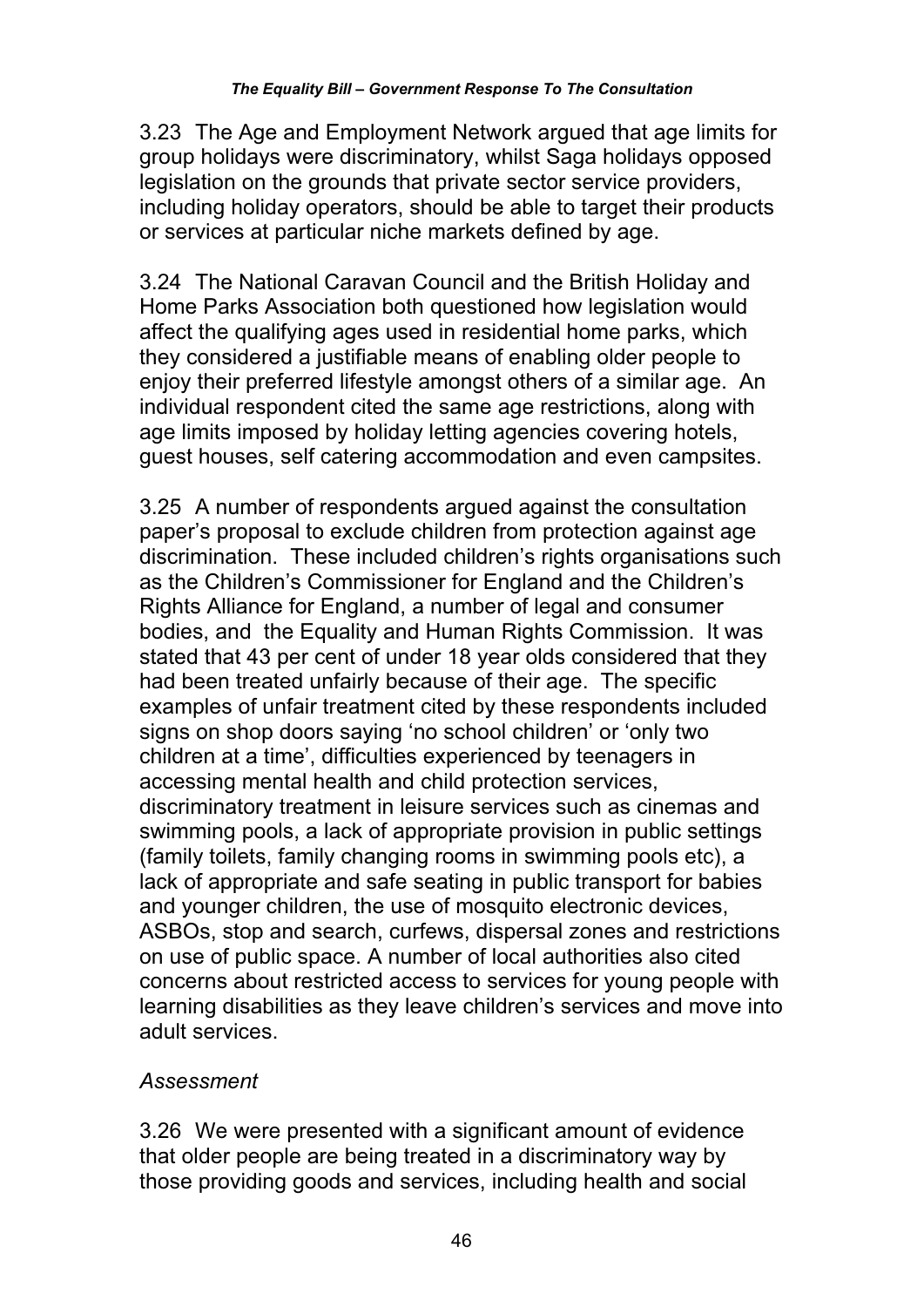3.23 The Age and Employment Network argued that age limits for group holidays were discriminatory, whilst Saga holidays opposed legislation on the grounds that private sector service providers, including holiday operators, should be able to target their products or services at particular niche markets defined by age.

3.24 The National Caravan Council and the British Holiday and Home Parks Association both questioned how legislation would affect the qualifying ages used in residential home parks, which they considered a justifiable means of enabling older people to enjoy their preferred lifestyle amongst others of a similar age. An individual respondent cited the same age restrictions, along with age limits imposed by holiday letting agencies covering hotels, guest houses, self catering accommodation and even campsites.

3.25 A number of respondents argued against the consultation paper's proposal to exclude children from protection against age discrimination. These included children's rights organisations such as the Children's Commissioner for England and the Children's Rights Alliance for England, a number of legal and consumer bodies, and the Equality and Human Rights Commission. It was stated that 43 per cent of under 18 year olds considered that they had been treated unfairly because of their age. The specific examples of unfair treatment cited by these respondents included signs on shop doors saying 'no school children' or 'only two children at a time', difficulties experienced by teenagers in accessing mental health and child protection services, discriminatory treatment in leisure services such as cinemas and swimming pools, a lack of appropriate provision in public settings (family toilets, family changing rooms in swimming pools etc), a lack of appropriate and safe seating in public transport for babies and younger children, the use of mosquito electronic devices, ASBOs, stop and search, curfews, dispersal zones and restrictions on use of public space. A number of local authorities also cited concerns about restricted access to services for young people with learning disabilities as they leave children's services and move into adult services.

*Assessment*

3.26 We were presented with a significant amount of evidence that older people are being treated in a discriminatory way by those providing goods and services, including health and social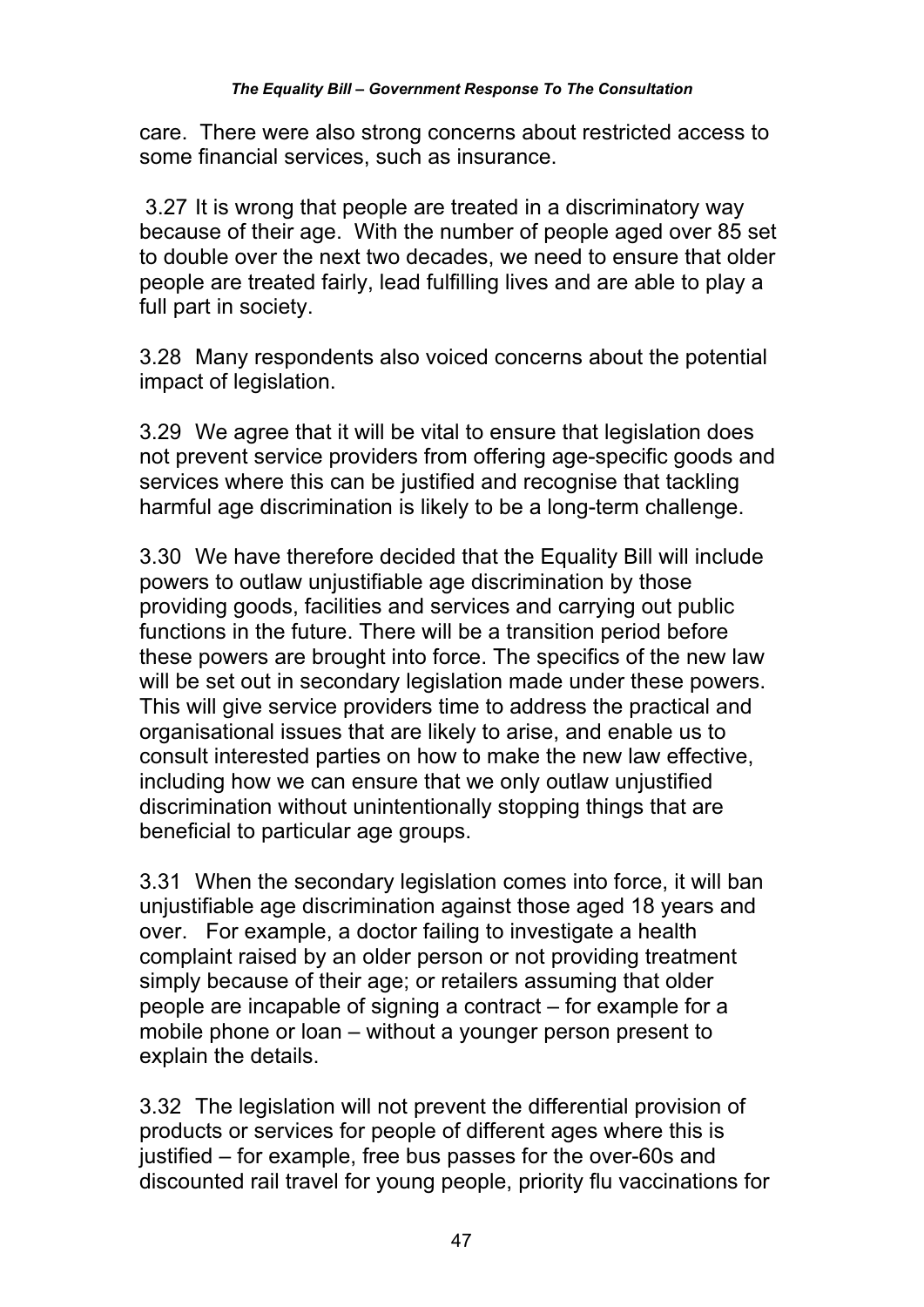care. There were also strong concerns about restricted access to some financial services, such as insurance.

3.27 It is wrong that people are treated in a discriminatory way because of their age. With the number of people aged over 85 set to double over the next two decades, we need to ensure that older people are treated fairly, lead fulfilling lives and are able to play a full part in society.

3.28 Many respondents also voiced concerns about the potential impact of legislation.

3.29 We agree that it will be vital to ensure that legislation does not prevent service providers from offering age-specific goods and services where this can be justified and recognise that tackling harmful age discrimination is likely to be a long-term challenge.

3.30 We have therefore decided that the Equality Bill will include powers to outlaw unjustifiable age discrimination by those providing goods, facilities and services and carrying out public functions in the future. There will be a transition period before these powers are brought into force. The specifics of the new law will be set out in secondary legislation made under these powers. This will give service providers time to address the practical and organisational issues that are likely to arise, and enable us to consult interested parties on how to make the new law effective, including how we can ensure that we only outlaw unjustified discrimination without unintentionally stopping things that are beneficial to particular age groups.

3.31 When the secondary legislation comes into force, it will ban unjustifiable age discrimination against those aged 18 years and over. For example, a doctor failing to investigate a health complaint raised by an older person or not providing treatment simply because of their age; or retailers assuming that older people are incapable of signing a contract – for example for a mobile phone or loan – without a younger person present to explain the details.

3.32 The legislation will not prevent the differential provision of products or services for people of different ages where this is justified – for example, free bus passes for the over-60s and discounted rail travel for young people, priority flu vaccinations for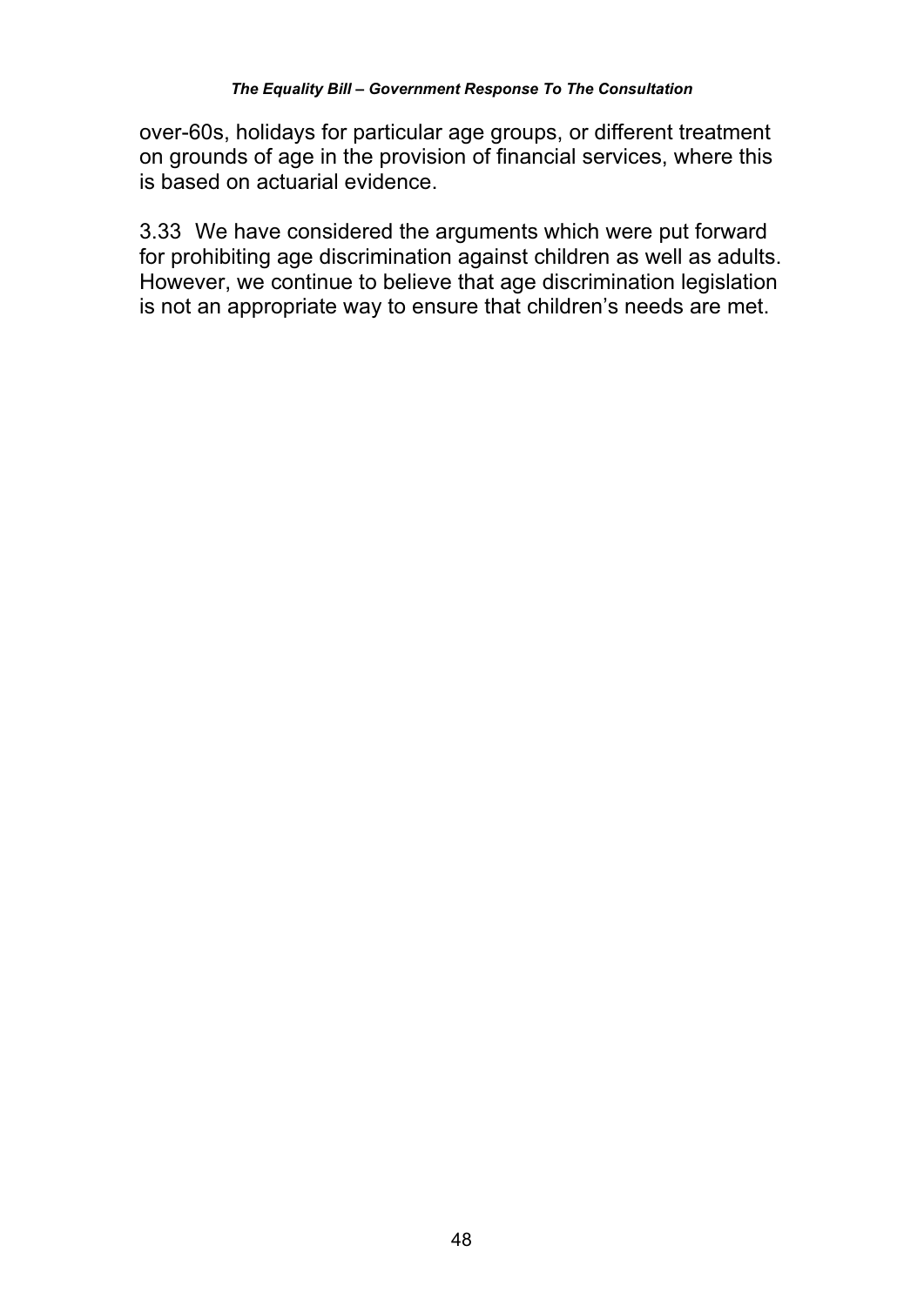over-60s, holidays for particular age groups, or different treatment on grounds of age in the provision of financial services, where this is based on actuarial evidence.

3.33 We have considered the arguments which were put forward for prohibiting age discrimination against children as well as adults. However, we continue to believe that age discrimination legislation is not an appropriate way to ensure that children's needs are met.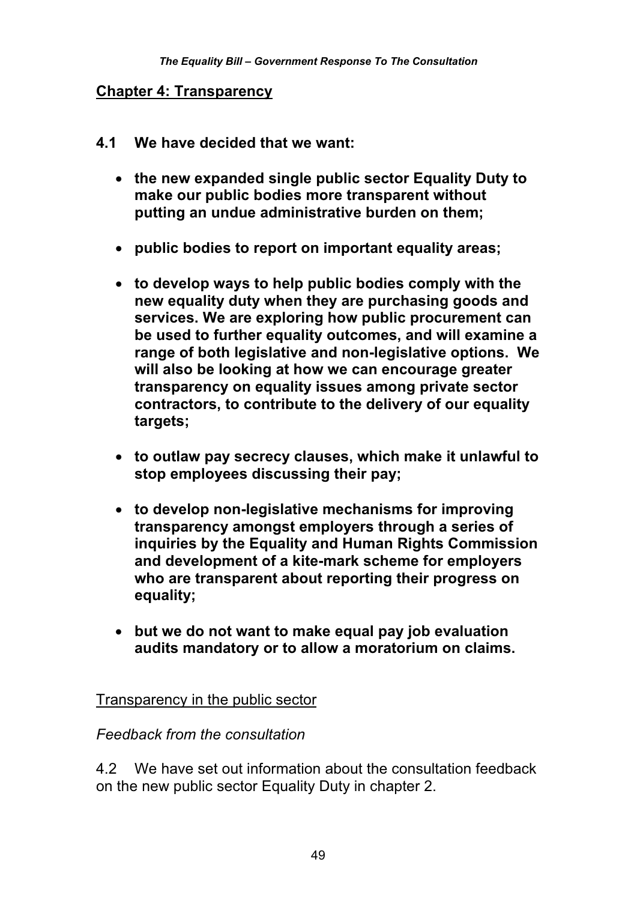## Chapter 4: Transparency

**4.1 We have decided that we want:**

- **the new expanded single public sector Equality Duty to make our public bodies more transparent without putting an undue administrative burden on them;**
- **public bodies to report on important equality areas;**
- **to develop ways to help public bodies comply with the new equality duty when they are purchasing goods and services. We are exploring how public procurement can be used to further equality outcomes, and will examine a range of both legislative and non-legislative options. We will also be looking at how we can encourage greater transparency on equality issues among private sector contractors, to contribute to the delivery of our equality targets;**
- **to outlaw pay secrecy clauses, which make it unlawful to stop employees discussing their pay;**
- **to develop non-legislative mechanisms for improving transparency amongst employers through a series of inquiries by the Equality and Human Rights Commission and development of a kite-mark scheme for employers who are transparent about reporting their progress on equality;**
- **but we do not want to make equal pay job evaluation audits mandatory or to allow a moratorium on claims.**

### Transparency in the public sector

*Feedback from the consultation*

4.2 We have set out information about the consultation feedback on the new public sector Equality Duty in chapter 2.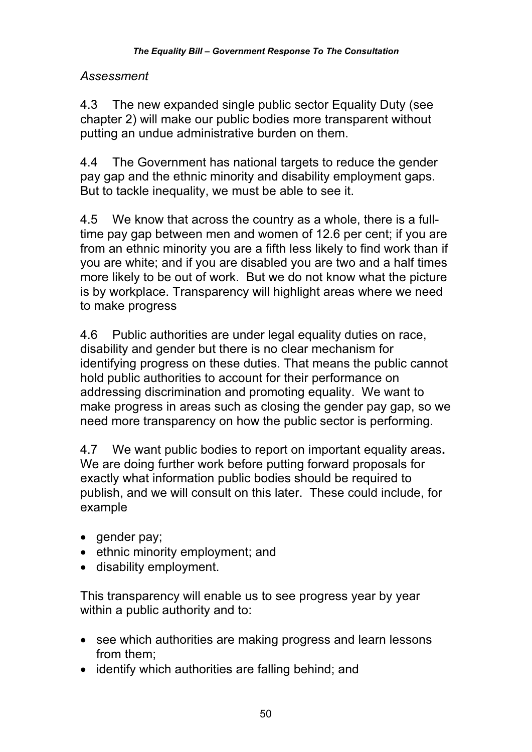*Assessment*

4.3 The new expanded single public sector Equality Duty (see chapter 2) will make our public bodies more transparent without putting an undue administrative burden on them.

4.4 The Government has national targets to reduce the gender pay gap and the ethnic minority and disability employment gaps. But to tackle inequality, we must be able to see it.

4.5 We know that across the country as a whole, there is a full-time pay gap between men and women of 12.6 per cent; if you are from an ethnic minority you are a fifth less likely to find work than if you are white; and if you are disabled you are two and a half times more likely to be out of work. But we do not know what the picture is by workplace. Transparency will highlight areas where we need to make progress

4.6 Public authorities are under legal equality duties on race, disability and gender but there is no clear mechanism for identifying progress on these duties. That means the public cannot hold public authorities to account for their performance on addressing discrimination and promoting equality. We want to make progress in areas such as closing the gender pay gap, so we need more transparency on how the public sector is performing.

4.7 We want public bodies to report on important equality areas**.** We are doing further work before putting forward proposals for exactly what information public bodies should be required to publish, and we will consult on this later. These could include, for example

- gender pay;
- ethnic minority employment; and
- disability employment.

This transparency will enable us to see progress year by year within a public authority and to:

- see which authorities are making progress and learn lessons from them;
- identify which authorities are falling behind; and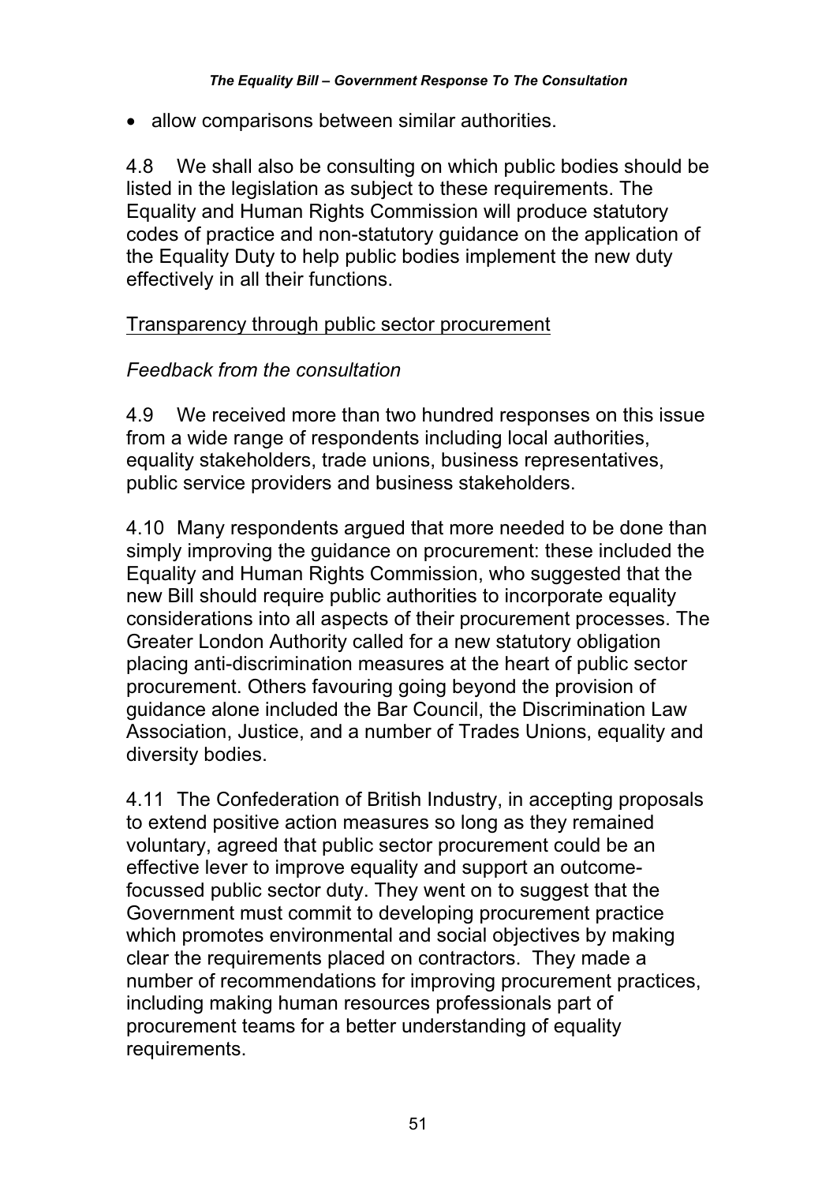- allow comparisons between similar authorities.

4.8 We shall also be consulting on which public bodies should be listed in the legislation as subject to these requirements. The Equality and Human Rights Commission will produce statutory codes of practice and non-statutory guidance on the application of the Equality Duty to help public bodies implement the new duty effectively in all their functions.

<u>Transparency through public sector procurement</u>

*Feedback from the consultation*

4.9 We received more than two hundred responses on this issue from a wide range of respondents including local authorities, equality stakeholders, trade unions, business representatives, public service providers and business stakeholders.

4.10 Many respondents argued that more needed to be done than simply improving the guidance on procurement: these included the Equality and Human Rights Commission, who suggested that the new Bill should require public authorities to incorporate equality considerations into all aspects of their procurement processes. The Greater London Authority called for a new statutory obligation placing anti-discrimination measures at the heart of public sector procurement. Others favouring going beyond the provision of guidance alone included the Bar Council, the Discrimination Law Association, Justice, and a number of Trades Unions, equality and diversity bodies.

4.11 The Confederation of British Industry, in accepting proposals to extend positive action measures so long as they remained voluntary, agreed that public sector procurement could be an effective lever to improve equality and support an outcome-focussed public sector duty. They went on to suggest that the Government must commit to developing procurement practice which promotes environmental and social objectives by making clear the requirements placed on contractors. They made a number of recommendations for improving procurement practices, including making human resources professionals part of procurement teams for a better understanding of equality requirements.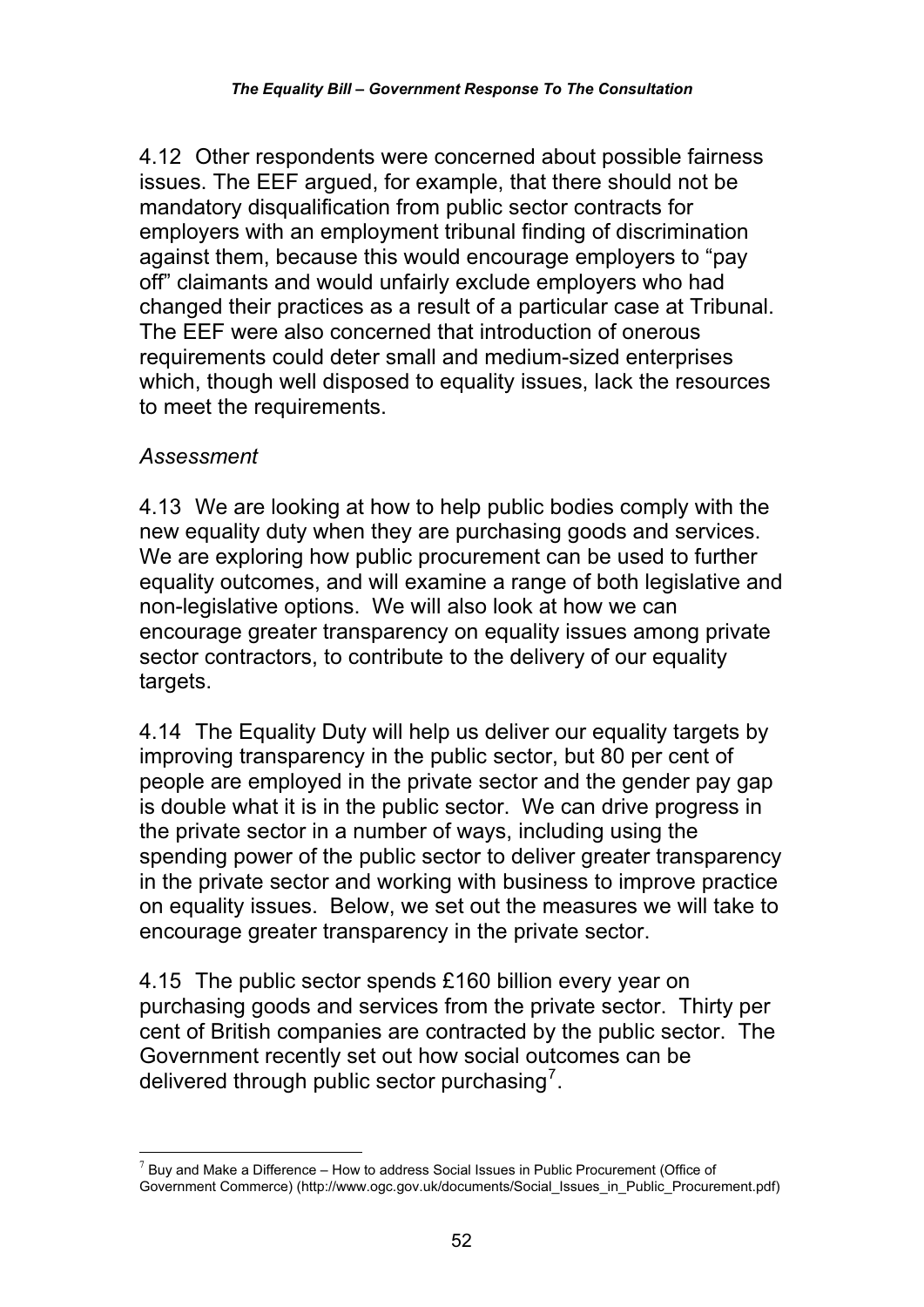4.12 Other respondents were concerned about possible fairness issues. The EEF argued, for example, that there should not be mandatory disqualification from public sector contracts for employers with an employment tribunal finding of discrimination against them, because this would encourage employers to "pay off" claimants and would unfairly exclude employers who had changed their practices as a result of a particular case at Tribunal. The EEF were also concerned that introduction of onerous requirements could deter small and medium-sized enterprises which, though well disposed to equality issues, lack the resources to meet the requirements.

*Assessment*

4.13 We are looking at how to help public bodies comply with the new equality duty when they are purchasing goods and services. We are exploring how public procurement can be used to further equality outcomes, and will examine a range of both legislative and non-legislative options. We will also look at how we can encourage greater transparency on equality issues among private sector contractors, to contribute to the delivery of our equality targets.

4.14 The Equality Duty will help us deliver our equality targets by improving transparency in the public sector, but 80 per cent of people are employed in the private sector and the gender pay gap is double what it is in the public sector. We can drive progress in the private sector in a number of ways, including using the spending power of the public sector to deliver greater transparency in the private sector and working with business to improve practice on equality issues. Below, we set out the measures we will take to encourage greater transparency in the private sector.

4.15 The public sector spends £160 billion every year on purchasing goods and services from the private sector. Thirty per cent of British companies are contracted by the public sector. The Government recently set out how social outcomes can be delivered through public sector purchasing[7].

[7] Buy and Make a Difference – How to address Social Issues in Public Procurement (Office of Government Commerce) (http://www.ogc.gov.uk/documents/Social_Issues_in_Public_Procurement.pdf)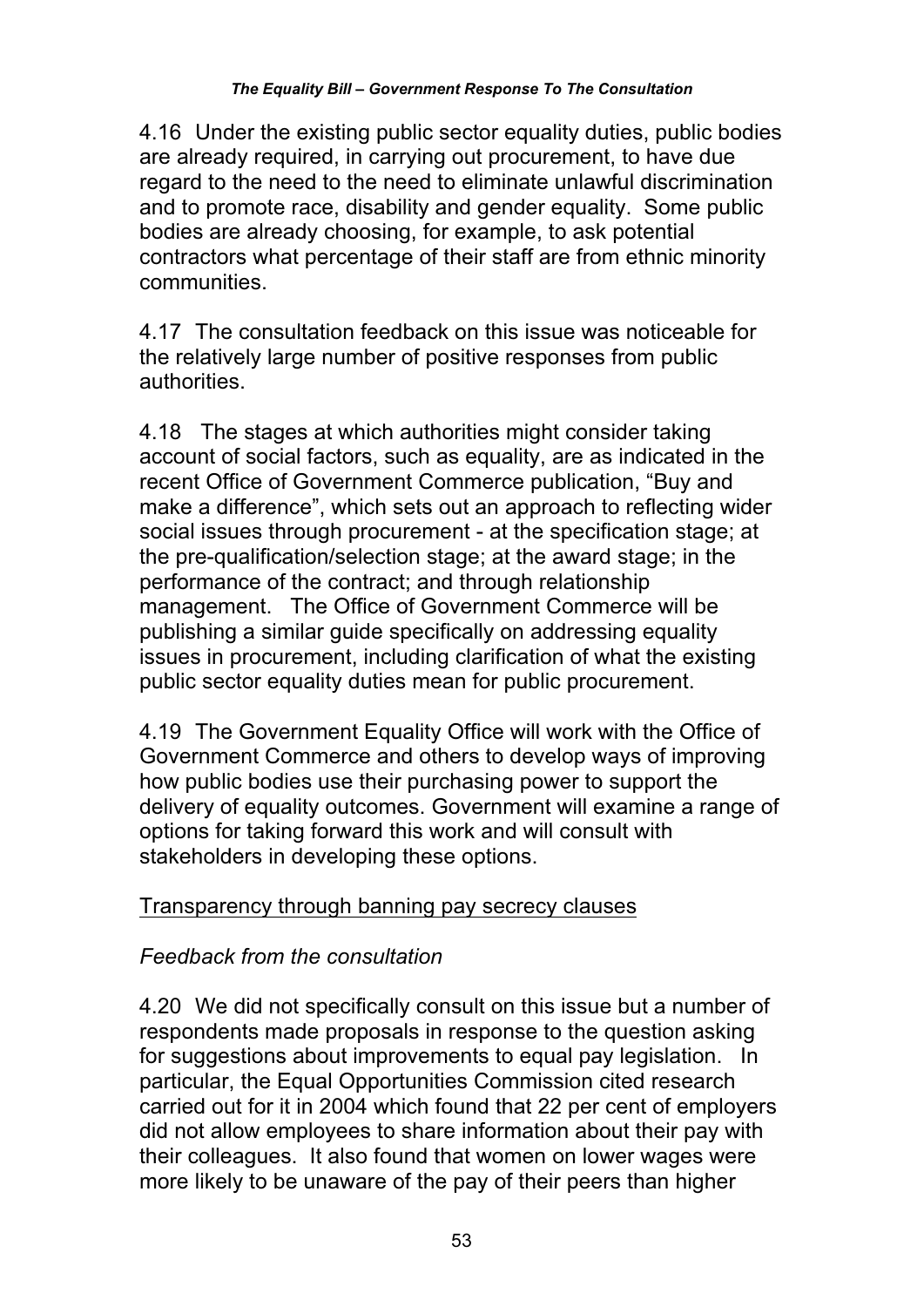4.16 Under the existing public sector equality duties, public bodies are already required, in carrying out procurement, to have due regard to the need to the need to eliminate unlawful discrimination and to promote race, disability and gender equality. Some public bodies are already choosing, for example, to ask potential contractors what percentage of their staff are from ethnic minority communities.

4.17 The consultation feedback on this issue was noticeable for the relatively large number of positive responses from public authorities.

4.18 The stages at which authorities might consider taking account of social factors, such as equality, are as indicated in the recent Office of Government Commerce publication, "Buy and make a difference", which sets out an approach to reflecting wider social issues through procurement - at the specification stage; at the pre-qualification/selection stage; at the award stage; in the performance of the contract; and through relationship management. The Office of Government Commerce will be publishing a similar guide specifically on addressing equality issues in procurement, including clarification of what the existing public sector equality duties mean for public procurement.

4.19 The Government Equality Office will work with the Office of Government Commerce and others to develop ways of improving how public bodies use their purchasing power to support the delivery of equality outcomes. Government will examine a range of options for taking forward this work and will consult with stakeholders in developing these options.

<u>Transparency through banning pay secrecy clauses</u>

*Feedback from the consultation*

4.20 We did not specifically consult on this issue but a number of respondents made proposals in response to the question asking for suggestions about improvements to equal pay legislation. In particular, the Equal Opportunities Commission cited research carried out for it in 2004 which found that 22 per cent of employers did not allow employees to share information about their pay with their colleagues. It also found that women on lower wages were more likely to be unaware of the pay of their peers than higher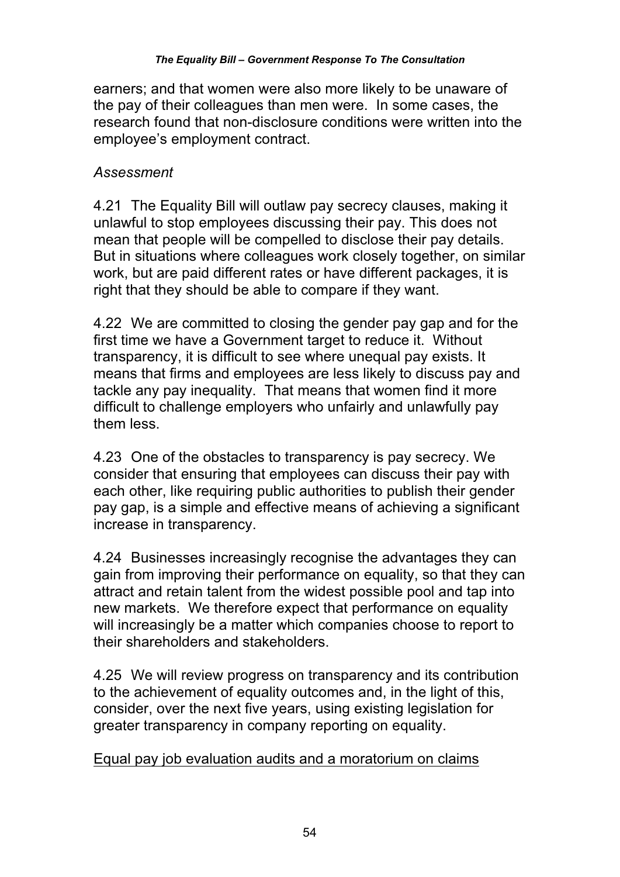earners; and that women were also more likely to be unaware of the pay of their colleagues than men were. In some cases, the research found that non-disclosure conditions were written into the employee's employment contract.

*Assessment*

4.21 The Equality Bill will outlaw pay secrecy clauses, making it unlawful to stop employees discussing their pay. This does not mean that people will be compelled to disclose their pay details. But in situations where colleagues work closely together, on similar work, but are paid different rates or have different packages, it is right that they should be able to compare if they want.

4.22 We are committed to closing the gender pay gap and for the first time we have a Government target to reduce it. Without transparency, it is difficult to see where unequal pay exists. It means that firms and employees are less likely to discuss pay and tackle any pay inequality. That means that women find it more difficult to challenge employers who unfairly and unlawfully pay them less.

4.23 One of the obstacles to transparency is pay secrecy. We consider that ensuring that employees can discuss their pay with each other, like requiring public authorities to publish their gender pay gap, is a simple and effective means of achieving a significant increase in transparency.

4.24 Businesses increasingly recognise the advantages they can gain from improving their performance on equality, so that they can attract and retain talent from the widest possible pool and tap into new markets. We therefore expect that performance on equality will increasingly be a matter which companies choose to report to their shareholders and stakeholders.

4.25 We will review progress on transparency and its contribution to the achievement of equality outcomes and, in the light of this, consider, over the next five years, using existing legislation for greater transparency in company reporting on equality.

<u>Equal pay job evaluation audits and a moratorium on claims</u>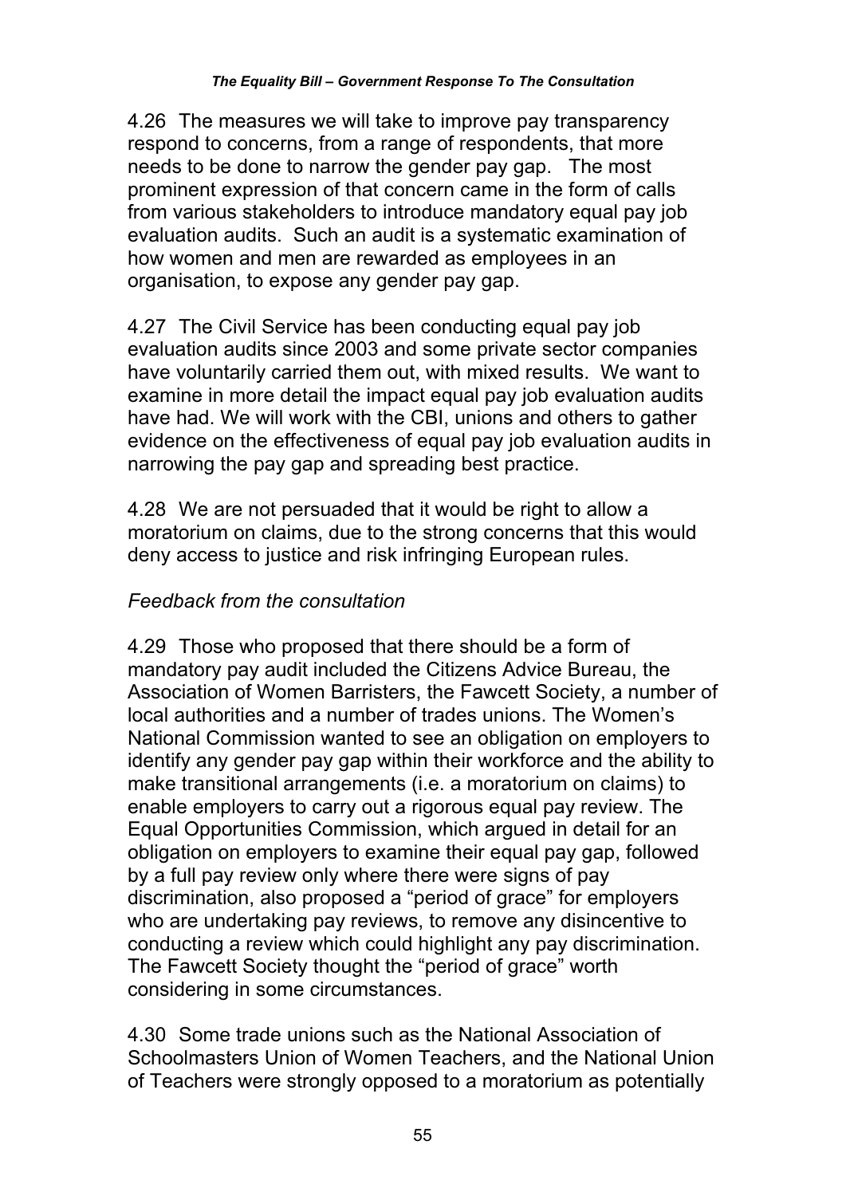4.26 The measures we will take to improve pay transparency respond to concerns, from a range of respondents, that more needs to be done to narrow the gender pay gap. The most prominent expression of that concern came in the form of calls from various stakeholders to introduce mandatory equal pay job evaluation audits. Such an audit is a systematic examination of how women and men are rewarded as employees in an organisation, to expose any gender pay gap.

4.27 The Civil Service has been conducting equal pay job evaluation audits since 2003 and some private sector companies have voluntarily carried them out, with mixed results. We want to examine in more detail the impact equal pay job evaluation audits have had. We will work with the CBI, unions and others to gather evidence on the effectiveness of equal pay job evaluation audits in narrowing the pay gap and spreading best practice.

4.28 We are not persuaded that it would be right to allow a moratorium on claims, due to the strong concerns that this would deny access to justice and risk infringing European rules.

*Feedback from the consultation*

4.29 Those who proposed that there should be a form of mandatory pay audit included the Citizens Advice Bureau, the Association of Women Barristers, the Fawcett Society, a number of local authorities and a number of trades unions. The Women's National Commission wanted to see an obligation on employers to identify any gender pay gap within their workforce and the ability to make transitional arrangements (i.e. a moratorium on claims) to enable employers to carry out a rigorous equal pay review. The Equal Opportunities Commission, which argued in detail for an obligation on employers to examine their equal pay gap, followed by a full pay review only where there were signs of pay discrimination, also proposed a "period of grace" for employers who are undertaking pay reviews, to remove any disincentive to conducting a review which could highlight any pay discrimination. The Fawcett Society thought the "period of grace" worth considering in some circumstances.

4.30 Some trade unions such as the National Association of Schoolmasters Union of Women Teachers, and the National Union of Teachers were strongly opposed to a moratorium as potentially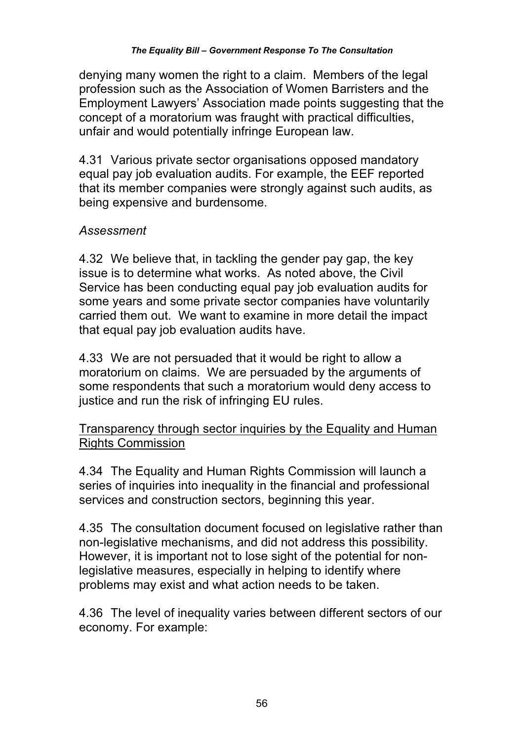denying many women the right to a claim. Members of the legal profession such as the Association of Women Barristers and the Employment Lawyers' Association made points suggesting that the concept of a moratorium was fraught with practical difficulties, unfair and would potentially infringe European law.

4.31 Various private sector organisations opposed mandatory equal pay job evaluation audits. For example, the EEF reported that its member companies were strongly against such audits, as being expensive and burdensome.

*Assessment*

4.32 We believe that, in tackling the gender pay gap, the key issue is to determine what works. As noted above, the Civil Service has been conducting equal pay job evaluation audits for some years and some private sector companies have voluntarily carried them out. We want to examine in more detail the impact that equal pay job evaluation audits have.

4.33 We are not persuaded that it would be right to allow a moratorium on claims. We are persuaded by the arguments of some respondents that such a moratorium would deny access to justice and run the risk of infringing EU rules.

<u>Transparency through sector inquiries by the Equality and Human Rights Commission</u>

4.34 The Equality and Human Rights Commission will launch a series of inquiries into inequality in the financial and professional services and construction sectors, beginning this year.

4.35 The consultation document focused on legislative rather than non-legislative mechanisms, and did not address this possibility. However, it is important not to lose sight of the potential for non-legislative measures, especially in helping to identify where problems may exist and what action needs to be taken.

4.36 The level of inequality varies between different sectors of our economy. For example: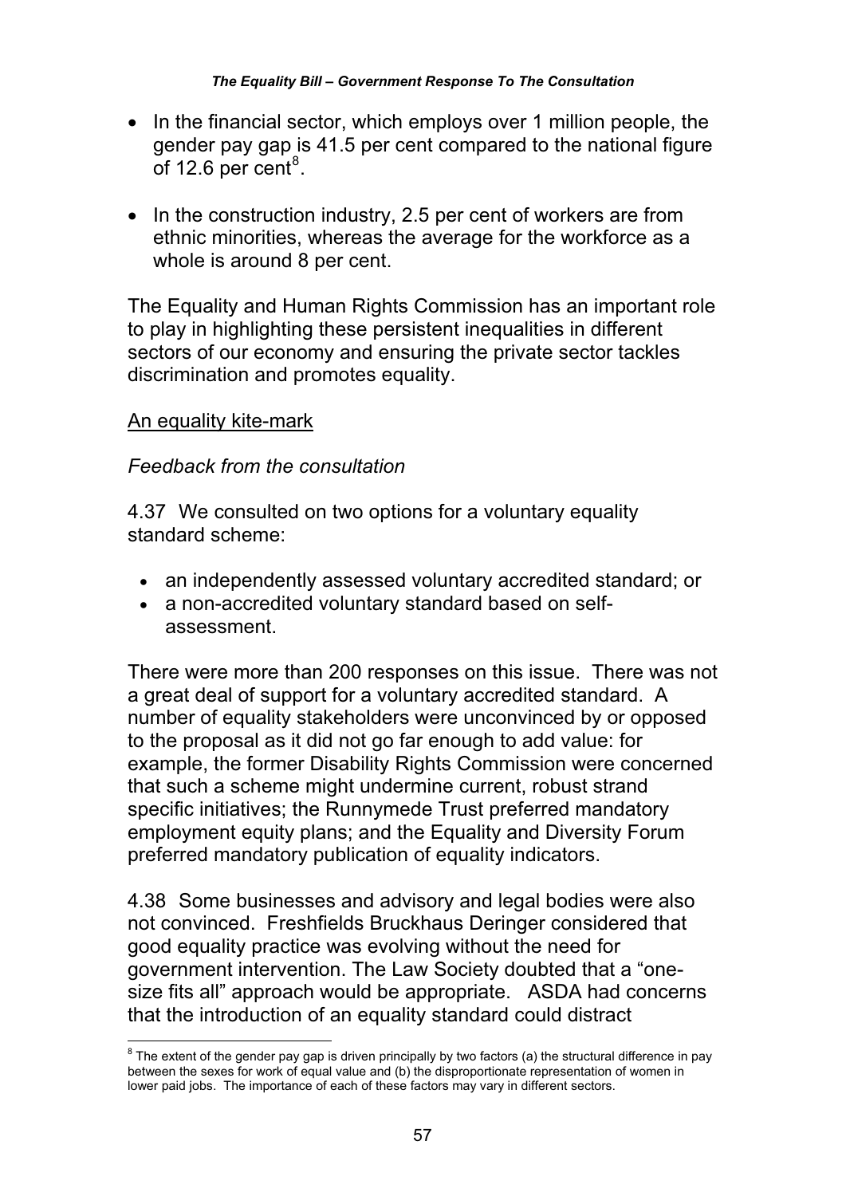- In the financial sector, which employs over 1 million people, the gender pay gap is 41.5 per cent compared to the national figure of 12.6 per cent[8].

- In the construction industry, 2.5 per cent of workers are from ethnic minorities, whereas the average for the workforce as a whole is around 8 per cent.

The Equality and Human Rights Commission has an important role to play in highlighting these persistent inequalities in different sectors of our economy and ensuring the private sector tackles discrimination and promotes equality.

<u>An equality kite-mark</u>

*Feedback from the consultation*

4.37 We consulted on two options for a voluntary equality standard scheme:

- an independently assessed voluntary accredited standard; or
- a non-accredited voluntary standard based on self-assessment.

There were more than 200 responses on this issue. There was not a great deal of support for a voluntary accredited standard. A number of equality stakeholders were unconvinced by or opposed to the proposal as it did not go far enough to add value: for example, the former Disability Rights Commission were concerned that such a scheme might undermine current, robust strand specific initiatives; the Runnymede Trust preferred mandatory employment equity plans; and the Equality and Diversity Forum preferred mandatory publication of equality indicators.

4.38 Some businesses and advisory and legal bodies were also not convinced. Freshfields Bruckhaus Deringer considered that good equality practice was evolving without the need for government intervention. The Law Society doubted that a "one-size fits all" approach would be appropriate. ASDA had concerns that the introduction of an equality standard could distract

[8] The extent of the gender pay gap is driven principally by two factors (a) the structural difference in pay between the sexes for work of equal value and (b) the disproportionate representation of women in lower paid jobs. The importance of each of these factors may vary in different sectors.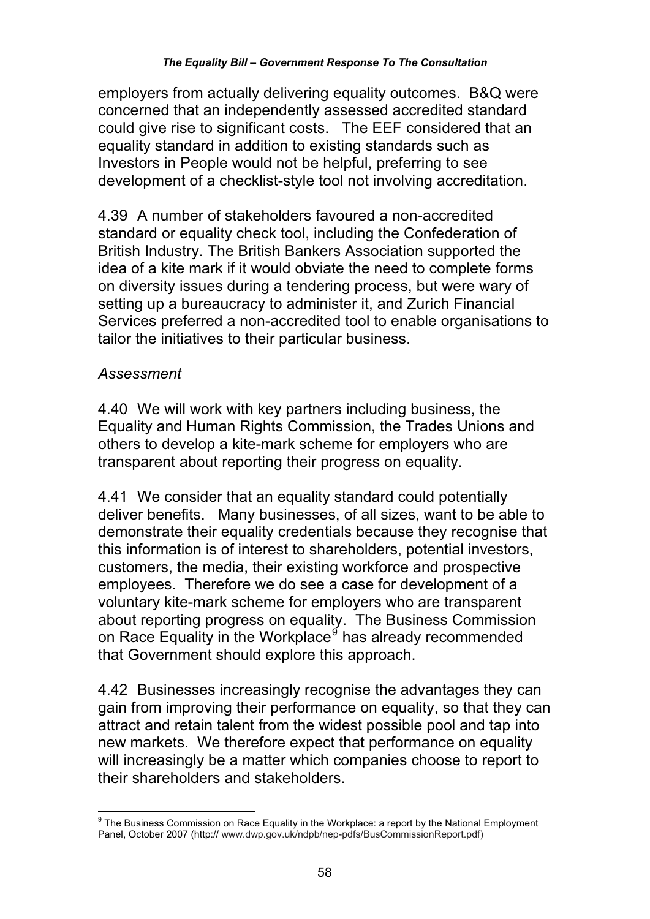employers from actually delivering equality outcomes. B&Q were concerned that an independently assessed accredited standard could give rise to significant costs. The EEF considered that an equality standard in addition to existing standards such as Investors in People would not be helpful, preferring to see development of a checklist-style tool not involving accreditation.

4.39 A number of stakeholders favoured a non-accredited standard or equality check tool, including the Confederation of British Industry. The British Bankers Association supported the idea of a kite mark if it would obviate the need to complete forms on diversity issues during a tendering process, but were wary of setting up a bureaucracy to administer it, and Zurich Financial Services preferred a non-accredited tool to enable organisations to tailor the initiatives to their particular business.

*Assessment*

4.40 We will work with key partners including business, the Equality and Human Rights Commission, the Trades Unions and others to develop a kite-mark scheme for employers who are transparent about reporting their progress on equality.

4.41 We consider that an equality standard could potentially deliver benefits. Many businesses, of all sizes, want to be able to demonstrate their equality credentials because they recognise that this information is of interest to shareholders, potential investors, customers, the media, their existing workforce and prospective employees. Therefore we do see a case for development of a voluntary kite-mark scheme for employers who are transparent about reporting progress on equality. The Business Commission on Race Equality in the Workplace[9] has already recommended that Government should explore this approach.

4.42 Businesses increasingly recognise the advantages they can gain from improving their performance on equality, so that they can attract and retain talent from the widest possible pool and tap into new markets. We therefore expect that performance on equality will increasingly be a matter which companies choose to report to their shareholders and stakeholders.

---

[9] The Business Commission on Race Equality in the Workplace: a report by the National Employment Panel, October 2007 (http:// www.dwp.gov.uk/ndpb/nep-pdfs/BusCommissionReport.pdf)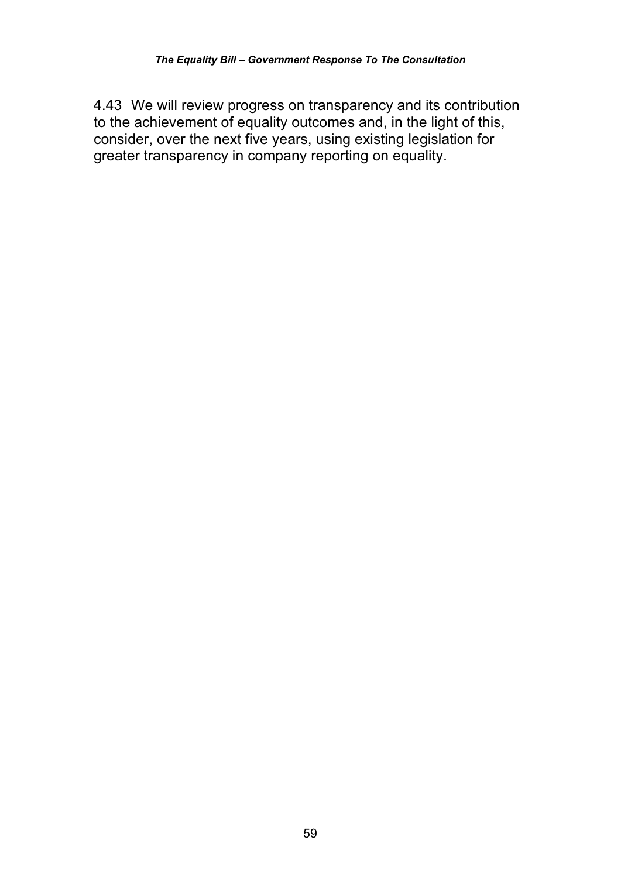4.43 We will review progress on transparency and its contribution to the achievement of equality outcomes and, in the light of this, consider, over the next five years, using existing legislation for greater transparency in company reporting on equality.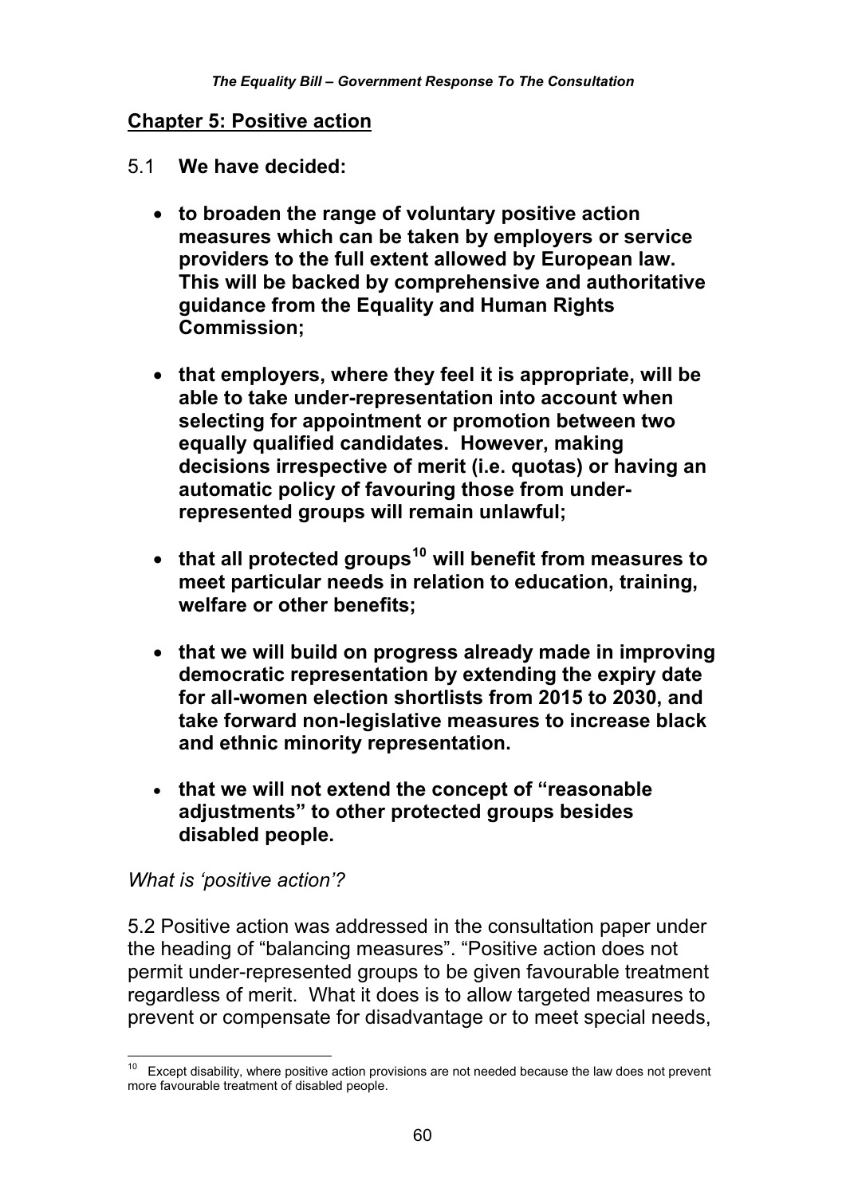## Chapter 5: Positive action

5.1 **We have decided:**

- **to broaden the range of voluntary positive action measures which can be taken by employers or service providers to the full extent allowed by European law. This will be backed by comprehensive and authoritative guidance from the Equality and Human Rights Commission;**

- **that employers, where they feel it is appropriate, will be able to take under-representation into account when selecting for appointment or promotion between two equally qualified candidates. However, making decisions irrespective of merit (i.e. quotas) or having an automatic policy of favouring those from under-represented groups will remain unlawful;**

- **that all protected groups[10] will benefit from measures to meet particular needs in relation to education, training, welfare or other benefits;**

- **that we will build on progress already made in improving democratic representation by extending the expiry date for all-women election shortlists from 2015 to 2030, and take forward non-legislative measures to increase black and ethnic minority representation.**

- **that we will not extend the concept of "reasonable adjustments" to other protected groups besides disabled people.**

*What is 'positive action'?*

5.2 Positive action was addressed in the consultation paper under the heading of "balancing measures". "Positive action does not permit under-represented groups to be given favourable treatment regardless of merit. What it does is to allow targeted measures to prevent or compensate for disadvantage or to meet special needs,

[10] Except disability, where positive action provisions are not needed because the law does not prevent more favourable treatment of disabled people.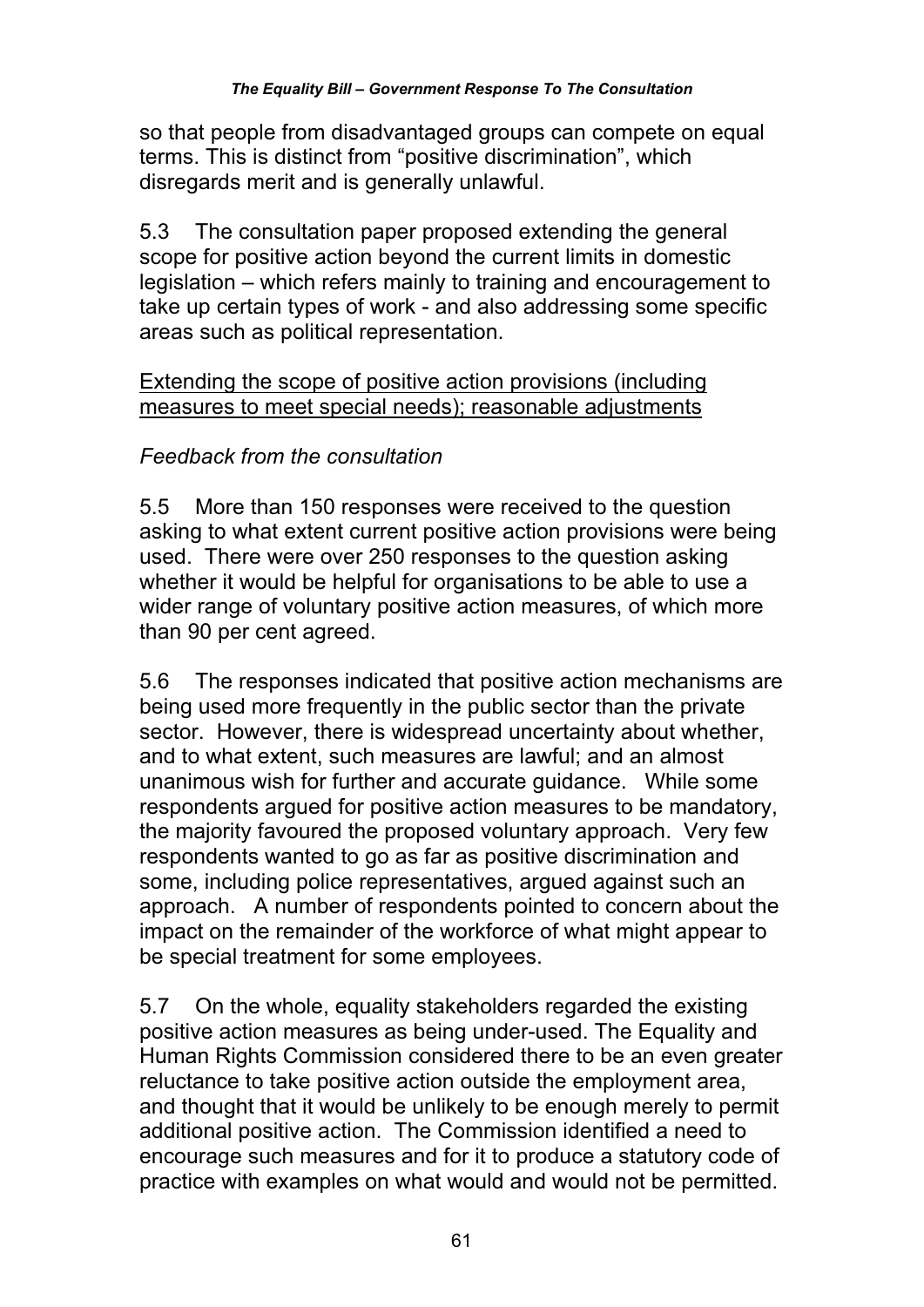so that people from disadvantaged groups can compete on equal terms. This is distinct from "positive discrimination", which disregards merit and is generally unlawful.

5.3 The consultation paper proposed extending the general scope for positive action beyond the current limits in domestic legislation – which refers mainly to training and encouragement to take up certain types of work - and also addressing some specific areas such as political representation.

<u>Extending the scope of positive action provisions (including measures to meet special needs); reasonable adjustments</u>

*Feedback from the consultation*

5.5 More than 150 responses were received to the question asking to what extent current positive action provisions were being used. There were over 250 responses to the question asking whether it would be helpful for organisations to be able to use a wider range of voluntary positive action measures, of which more than 90 per cent agreed.

5.6 The responses indicated that positive action mechanisms are being used more frequently in the public sector than the private sector. However, there is widespread uncertainty about whether, and to what extent, such measures are lawful; and an almost unanimous wish for further and accurate guidance. While some respondents argued for positive action measures to be mandatory, the majority favoured the proposed voluntary approach. Very few respondents wanted to go as far as positive discrimination and some, including police representatives, argued against such an approach. A number of respondents pointed to concern about the impact on the remainder of the workforce of what might appear to be special treatment for some employees.

5.7 On the whole, equality stakeholders regarded the existing positive action measures as being under-used. The Equality and Human Rights Commission considered there to be an even greater reluctance to take positive action outside the employment area, and thought that it would be unlikely to be enough merely to permit additional positive action. The Commission identified a need to encourage such measures and for it to produce a statutory code of practice with examples on what would and would not be permitted.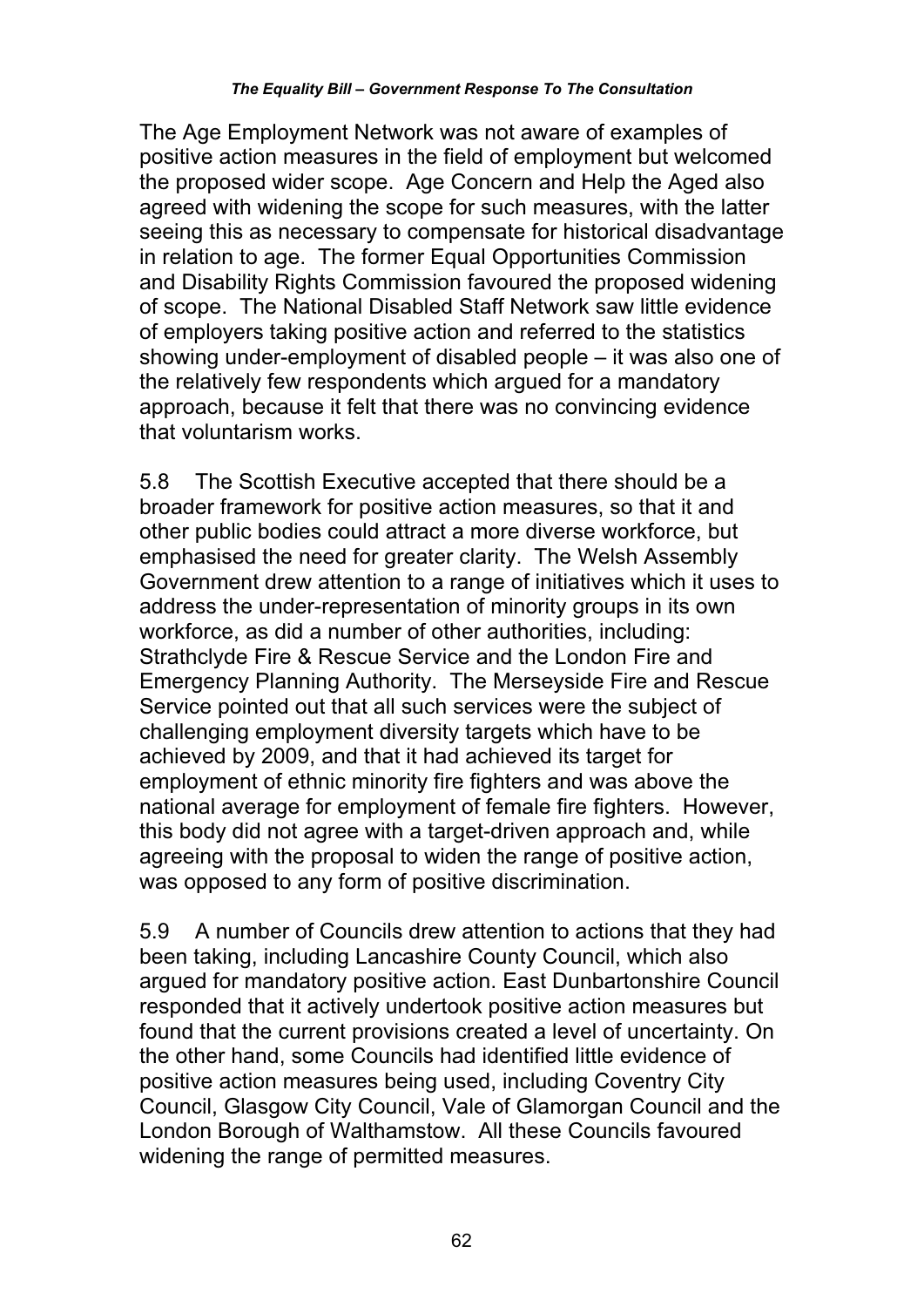The Age Employment Network was not aware of examples of positive action measures in the field of employment but welcomed the proposed wider scope. Age Concern and Help the Aged also agreed with widening the scope for such measures, with the latter seeing this as necessary to compensate for historical disadvantage in relation to age. The former Equal Opportunities Commission and Disability Rights Commission favoured the proposed widening of scope. The National Disabled Staff Network saw little evidence of employers taking positive action and referred to the statistics showing under-employment of disabled people – it was also one of the relatively few respondents which argued for a mandatory approach, because it felt that there was no convincing evidence that voluntarism works.

5.8 The Scottish Executive accepted that there should be a broader framework for positive action measures, so that it and other public bodies could attract a more diverse workforce, but emphasised the need for greater clarity. The Welsh Assembly Government drew attention to a range of initiatives which it uses to address the under-representation of minority groups in its own workforce, as did a number of other authorities, including: Strathclyde Fire & Rescue Service and the London Fire and Emergency Planning Authority. The Merseyside Fire and Rescue Service pointed out that all such services were the subject of challenging employment diversity targets which have to be achieved by 2009, and that it had achieved its target for employment of ethnic minority fire fighters and was above the national average for employment of female fire fighters. However, this body did not agree with a target-driven approach and, while agreeing with the proposal to widen the range of positive action, was opposed to any form of positive discrimination.

5.9 A number of Councils drew attention to actions that they had been taking, including Lancashire County Council, which also argued for mandatory positive action. East Dunbartonshire Council responded that it actively undertook positive action measures but found that the current provisions created a level of uncertainty. On the other hand, some Councils had identified little evidence of positive action measures being used, including Coventry City Council, Glasgow City Council, Vale of Glamorgan Council and the London Borough of Walthamstow. All these Councils favoured widening the range of permitted measures.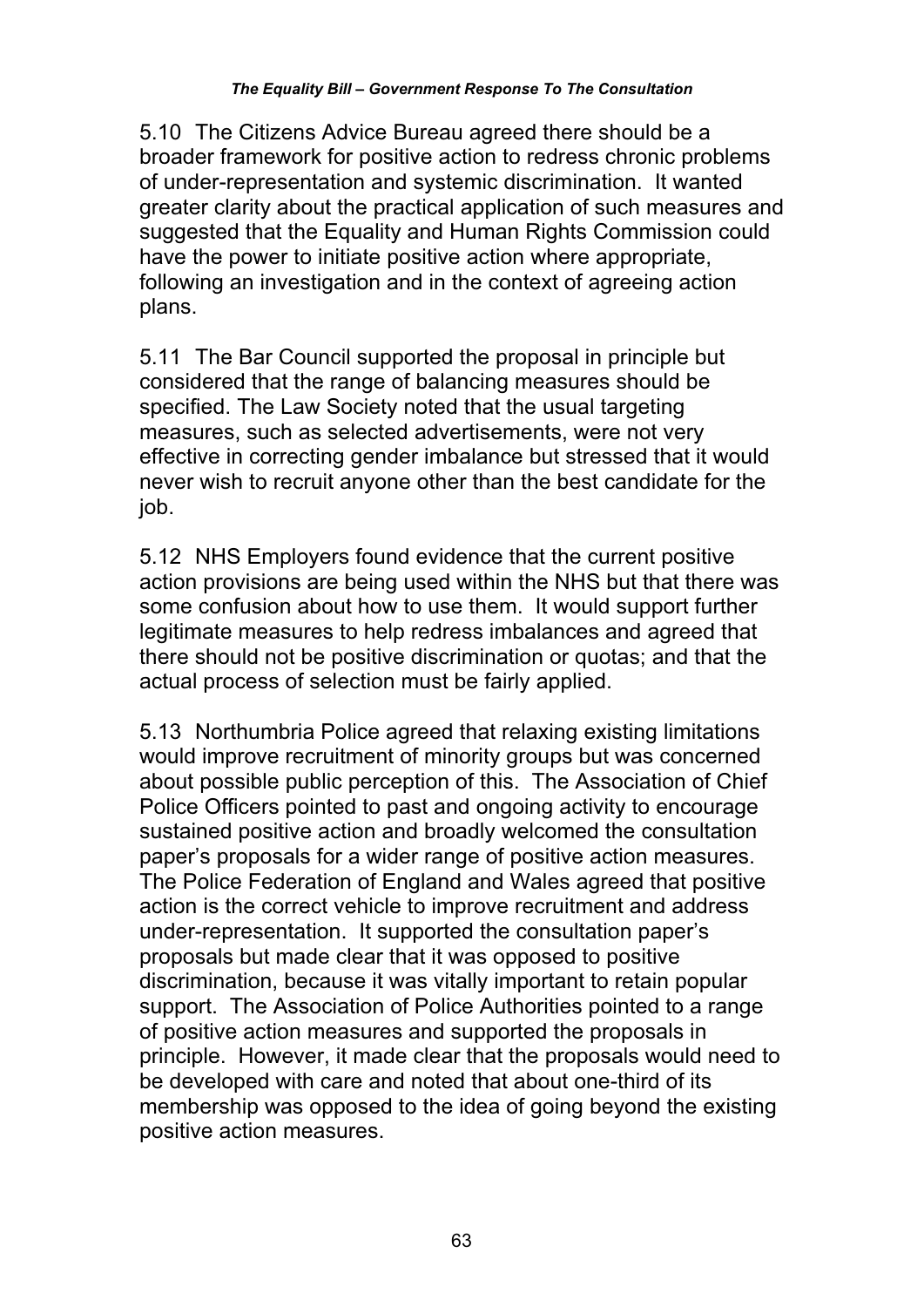5.10 The Citizens Advice Bureau agreed there should be a broader framework for positive action to redress chronic problems of under-representation and systemic discrimination. It wanted greater clarity about the practical application of such measures and suggested that the Equality and Human Rights Commission could have the power to initiate positive action where appropriate, following an investigation and in the context of agreeing action plans.

5.11 The Bar Council supported the proposal in principle but considered that the range of balancing measures should be specified. The Law Society noted that the usual targeting measures, such as selected advertisements, were not very effective in correcting gender imbalance but stressed that it would never wish to recruit anyone other than the best candidate for the job.

5.12 NHS Employers found evidence that the current positive action provisions are being used within the NHS but that there was some confusion about how to use them. It would support further legitimate measures to help redress imbalances and agreed that there should not be positive discrimination or quotas; and that the actual process of selection must be fairly applied.

5.13 Northumbria Police agreed that relaxing existing limitations would improve recruitment of minority groups but was concerned about possible public perception of this. The Association of Chief Police Officers pointed to past and ongoing activity to encourage sustained positive action and broadly welcomed the consultation paper's proposals for a wider range of positive action measures. The Police Federation of England and Wales agreed that positive action is the correct vehicle to improve recruitment and address under-representation. It supported the consultation paper's proposals but made clear that it was opposed to positive discrimination, because it was vitally important to retain popular support. The Association of Police Authorities pointed to a range of positive action measures and supported the proposals in principle. However, it made clear that the proposals would need to be developed with care and noted that about one-third of its membership was opposed to the idea of going beyond the existing positive action measures.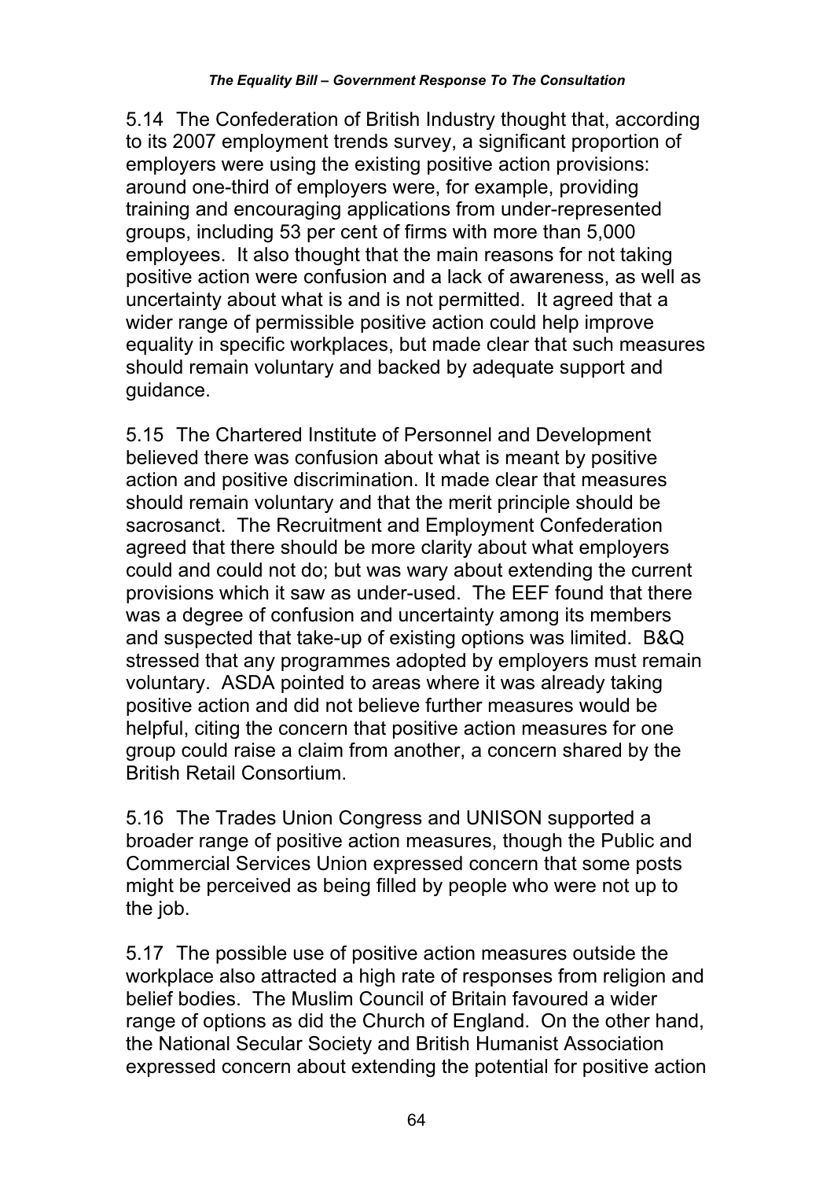5.14 The Confederation of British Industry thought that, according to its 2007 employment trends survey, a significant proportion of employers were using the existing positive action provisions: around one-third of employers were, for example, providing training and encouraging applications from under-represented groups, including 53 per cent of firms with more than 5,000 employees. It also thought that the main reasons for not taking positive action were confusion and a lack of awareness, as well as uncertainty about what is and is not permitted. It agreed that a wider range of permissible positive action could help improve equality in specific workplaces, but made clear that such measures should remain voluntary and backed by adequate support and guidance.

5.15 The Chartered Institute of Personnel and Development believed there was confusion about what is meant by positive action and positive discrimination. It made clear that measures should remain voluntary and that the merit principle should be sacrosanct. The Recruitment and Employment Confederation agreed that there should be more clarity about what employers could and could not do; but was wary about extending the current provisions which it saw as under-used. The EEF found that there was a degree of confusion and uncertainty among its members and suspected that take-up of existing options was limited. B&Q stressed that any programmes adopted by employers must remain voluntary. ASDA pointed to areas where it was already taking positive action and did not believe further measures would be helpful, citing the concern that positive action measures for one group could raise a claim from another, a concern shared by the British Retail Consortium.

5.16 The Trades Union Congress and UNISON supported a broader range of positive action measures, though the Public and Commercial Services Union expressed concern that some posts might be perceived as being filled by people who were not up to the job.

5.17 The possible use of positive action measures outside the workplace also attracted a high rate of responses from religion and belief bodies. The Muslim Council of Britain favoured a wider range of options as did the Church of England. On the other hand, the National Secular Society and British Humanist Association expressed concern about extending the potential for positive action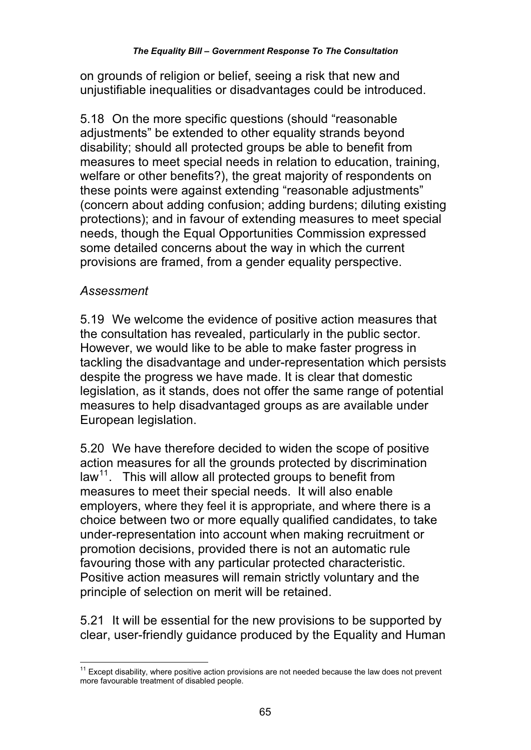on grounds of religion or belief, seeing a risk that new and unjustifiable inequalities or disadvantages could be introduced.

5.18 On the more specific questions (should "reasonable adjustments" be extended to other equality strands beyond disability; should all protected groups be able to benefit from measures to meet special needs in relation to education, training, welfare or other benefits?), the great majority of respondents on these points were against extending "reasonable adjustments" (concern about adding confusion; adding burdens; diluting existing protections); and in favour of extending measures to meet special needs, though the Equal Opportunities Commission expressed some detailed concerns about the way in which the current provisions are framed, from a gender equality perspective.

*Assessment*

5.19 We welcome the evidence of positive action measures that the consultation has revealed, particularly in the public sector. However, we would like to be able to make faster progress in tackling the disadvantage and under-representation which persists despite the progress we have made. It is clear that domestic legislation, as it stands, does not offer the same range of potential measures to help disadvantaged groups as are available under European legislation.

5.20 We have therefore decided to widen the scope of positive action measures for all the grounds protected by discrimination law[11]. This will allow all protected groups to benefit from measures to meet their special needs. It will also enable employers, where they feel it is appropriate, and where there is a choice between two or more equally qualified candidates, to take under-representation into account when making recruitment or promotion decisions, provided there is not an automatic rule favouring those with any particular protected characteristic. Positive action measures will remain strictly voluntary and the principle of selection on merit will be retained.

5.21 It will be essential for the new provisions to be supported by clear, user-friendly guidance produced by the Equality and Human

[11] Except disability, where positive action provisions are not needed because the law does not prevent more favourable treatment of disabled people.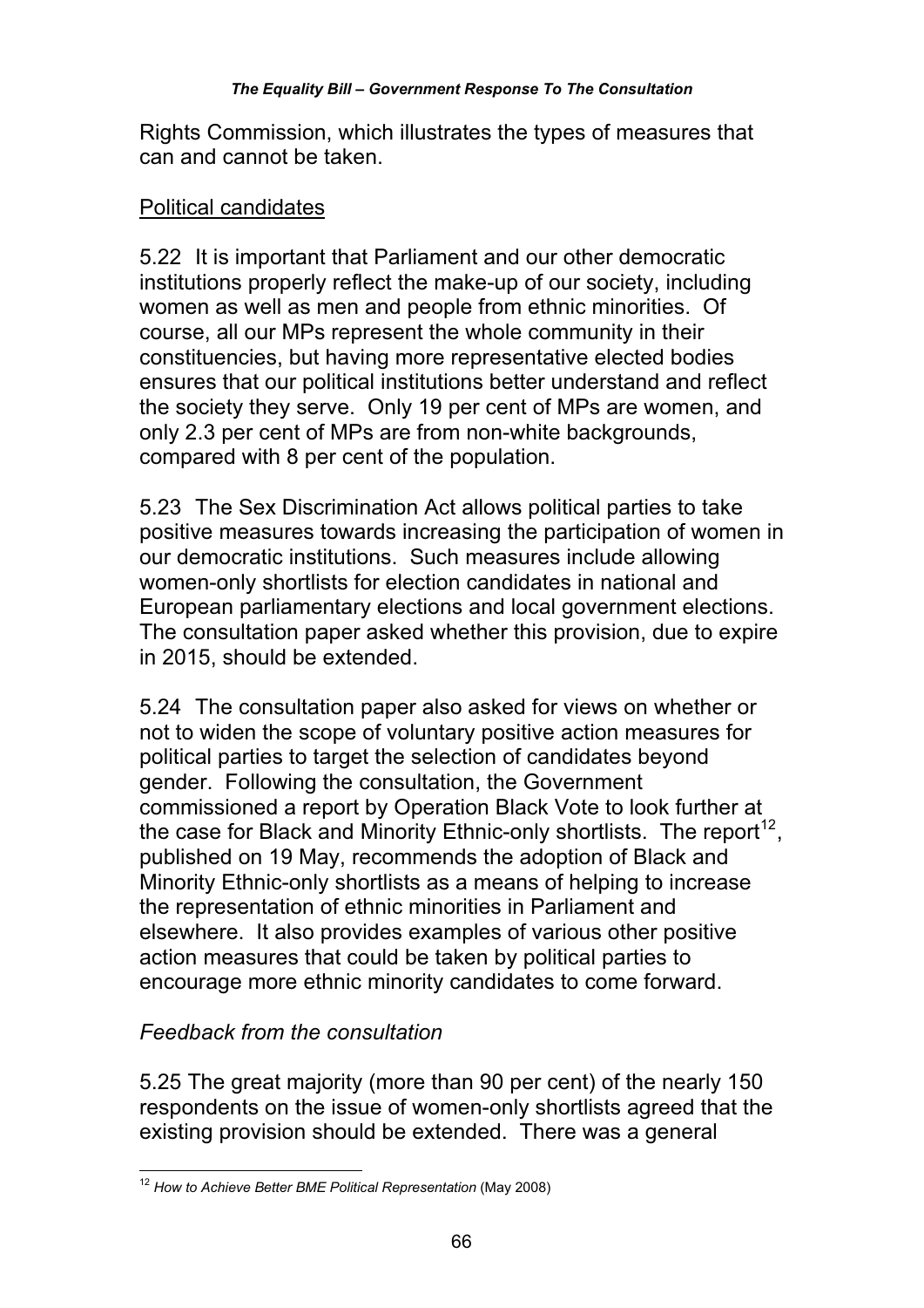Rights Commission, which illustrates the types of measures that can and cannot be taken.

Political candidates

5.22 It is important that Parliament and our other democratic institutions properly reflect the make-up of our society, including women as well as men and people from ethnic minorities. Of course, all our MPs represent the whole community in their constituencies, but having more representative elected bodies ensures that our political institutions better understand and reflect the society they serve. Only 19 per cent of MPs are women, and only 2.3 per cent of MPs are from non-white backgrounds, compared with 8 per cent of the population.

5.23 The Sex Discrimination Act allows political parties to take positive measures towards increasing the participation of women in our democratic institutions. Such measures include allowing women-only shortlists for election candidates in national and European parliamentary elections and local government elections. The consultation paper asked whether this provision, due to expire in 2015, should be extended.

5.24 The consultation paper also asked for views on whether or not to widen the scope of voluntary positive action measures for political parties to target the selection of candidates beyond gender. Following the consultation, the Government commissioned a report by Operation Black Vote to look further at the case for Black and Minority Ethnic-only shortlists. The report[12], published on 19 May, recommends the adoption of Black and Minority Ethnic-only shortlists as a means of helping to increase the representation of ethnic minorities in Parliament and elsewhere. It also provides examples of various other positive action measures that could be taken by political parties to encourage more ethnic minority candidates to come forward.

*Feedback from the consultation*

5.25 The great majority (more than 90 per cent) of the nearly 150 respondents on the issue of women-only shortlists agreed that the existing provision should be extended. There was a general

[12] *How to Achieve Better BME Political Representation* (May 2008)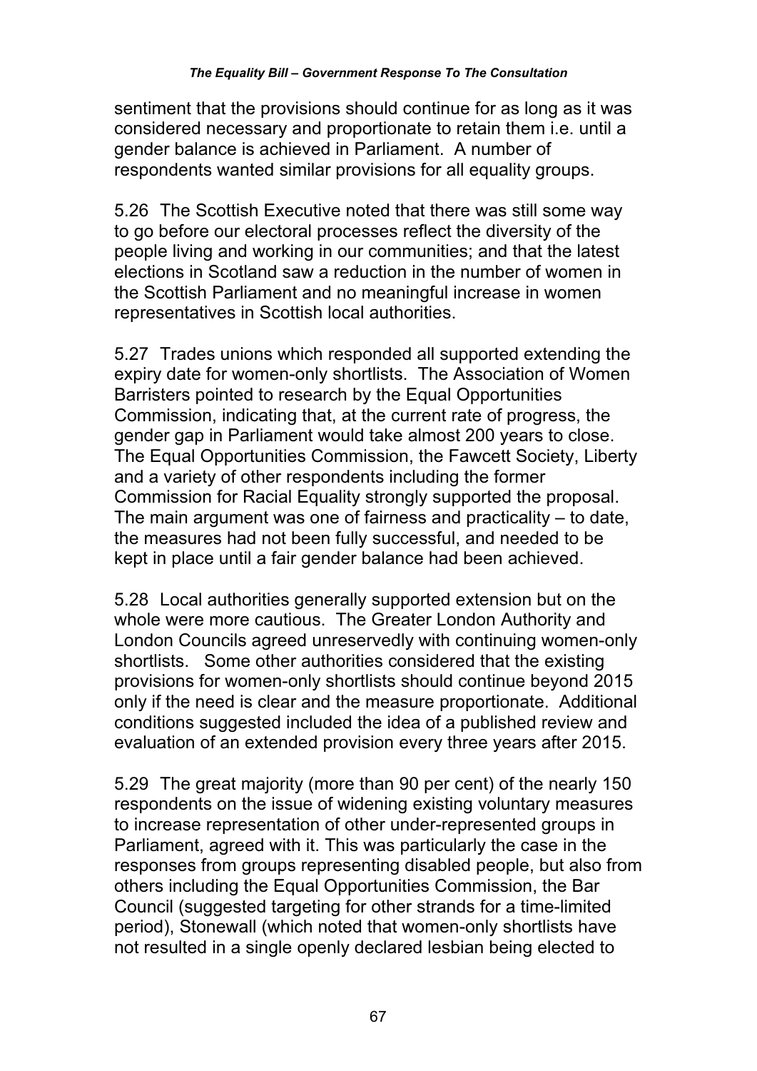sentiment that the provisions should continue for as long as it was considered necessary and proportionate to retain them i.e. until a gender balance is achieved in Parliament. A number of respondents wanted similar provisions for all equality groups.

5.26 The Scottish Executive noted that there was still some way to go before our electoral processes reflect the diversity of the people living and working in our communities; and that the latest elections in Scotland saw a reduction in the number of women in the Scottish Parliament and no meaningful increase in women representatives in Scottish local authorities.

5.27 Trades unions which responded all supported extending the expiry date for women-only shortlists. The Association of Women Barristers pointed to research by the Equal Opportunities Commission, indicating that, at the current rate of progress, the gender gap in Parliament would take almost 200 years to close. The Equal Opportunities Commission, the Fawcett Society, Liberty and a variety of other respondents including the former Commission for Racial Equality strongly supported the proposal. The main argument was one of fairness and practicality – to date, the measures had not been fully successful, and needed to be kept in place until a fair gender balance had been achieved.

5.28 Local authorities generally supported extension but on the whole were more cautious. The Greater London Authority and London Councils agreed unreservedly with continuing women-only shortlists. Some other authorities considered that the existing provisions for women-only shortlists should continue beyond 2015 only if the need is clear and the measure proportionate. Additional conditions suggested included the idea of a published review and evaluation of an extended provision every three years after 2015.

5.29 The great majority (more than 90 per cent) of the nearly 150 respondents on the issue of widening existing voluntary measures to increase representation of other under-represented groups in Parliament, agreed with it. This was particularly the case in the responses from groups representing disabled people, but also from others including the Equal Opportunities Commission, the Bar Council (suggested targeting for other strands for a time-limited period), Stonewall (which noted that women-only shortlists have not resulted in a single openly declared lesbian being elected to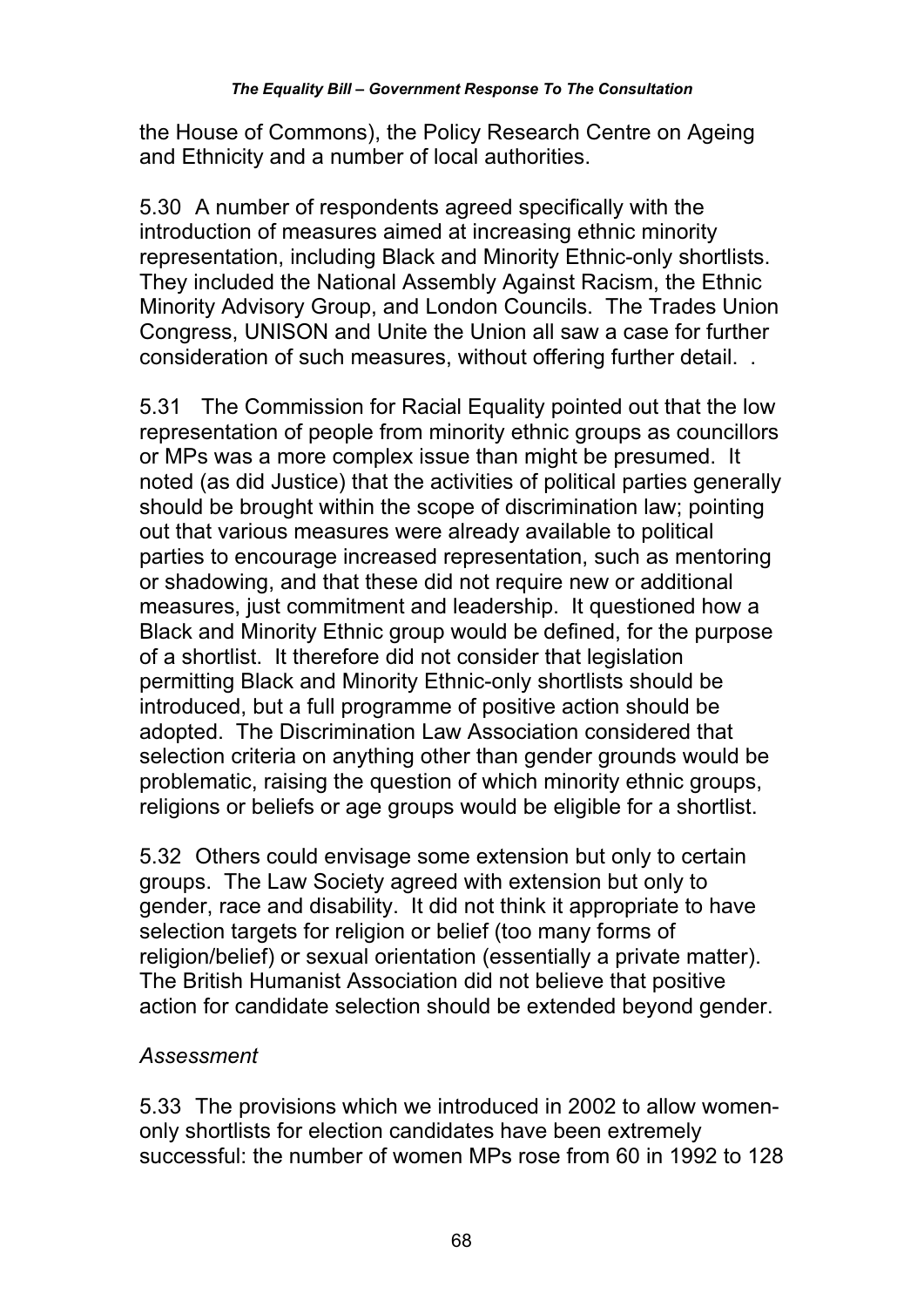the House of Commons), the Policy Research Centre on Ageing and Ethnicity and a number of local authorities.

5.30 A number of respondents agreed specifically with the introduction of measures aimed at increasing ethnic minority representation, including Black and Minority Ethnic-only shortlists. They included the National Assembly Against Racism, the Ethnic Minority Advisory Group, and London Councils. The Trades Union Congress, UNISON and Unite the Union all saw a case for further consideration of such measures, without offering further detail. .

5.31 The Commission for Racial Equality pointed out that the low representation of people from minority ethnic groups as councillors or MPs was a more complex issue than might be presumed. It noted (as did Justice) that the activities of political parties generally should be brought within the scope of discrimination law; pointing out that various measures were already available to political parties to encourage increased representation, such as mentoring or shadowing, and that these did not require new or additional measures, just commitment and leadership. It questioned how a Black and Minority Ethnic group would be defined, for the purpose of a shortlist. It therefore did not consider that legislation permitting Black and Minority Ethnic-only shortlists should be introduced, but a full programme of positive action should be adopted. The Discrimination Law Association considered that selection criteria on anything other than gender grounds would be problematic, raising the question of which minority ethnic groups, religions or beliefs or age groups would be eligible for a shortlist.

5.32 Others could envisage some extension but only to certain groups. The Law Society agreed with extension but only to gender, race and disability. It did not think it appropriate to have selection targets for religion or belief (too many forms of religion/belief) or sexual orientation (essentially a private matter). The British Humanist Association did not believe that positive action for candidate selection should be extended beyond gender.

*Assessment*

5.33 The provisions which we introduced in 2002 to allow women-only shortlists for election candidates have been extremely successful: the number of women MPs rose from 60 in 1992 to 128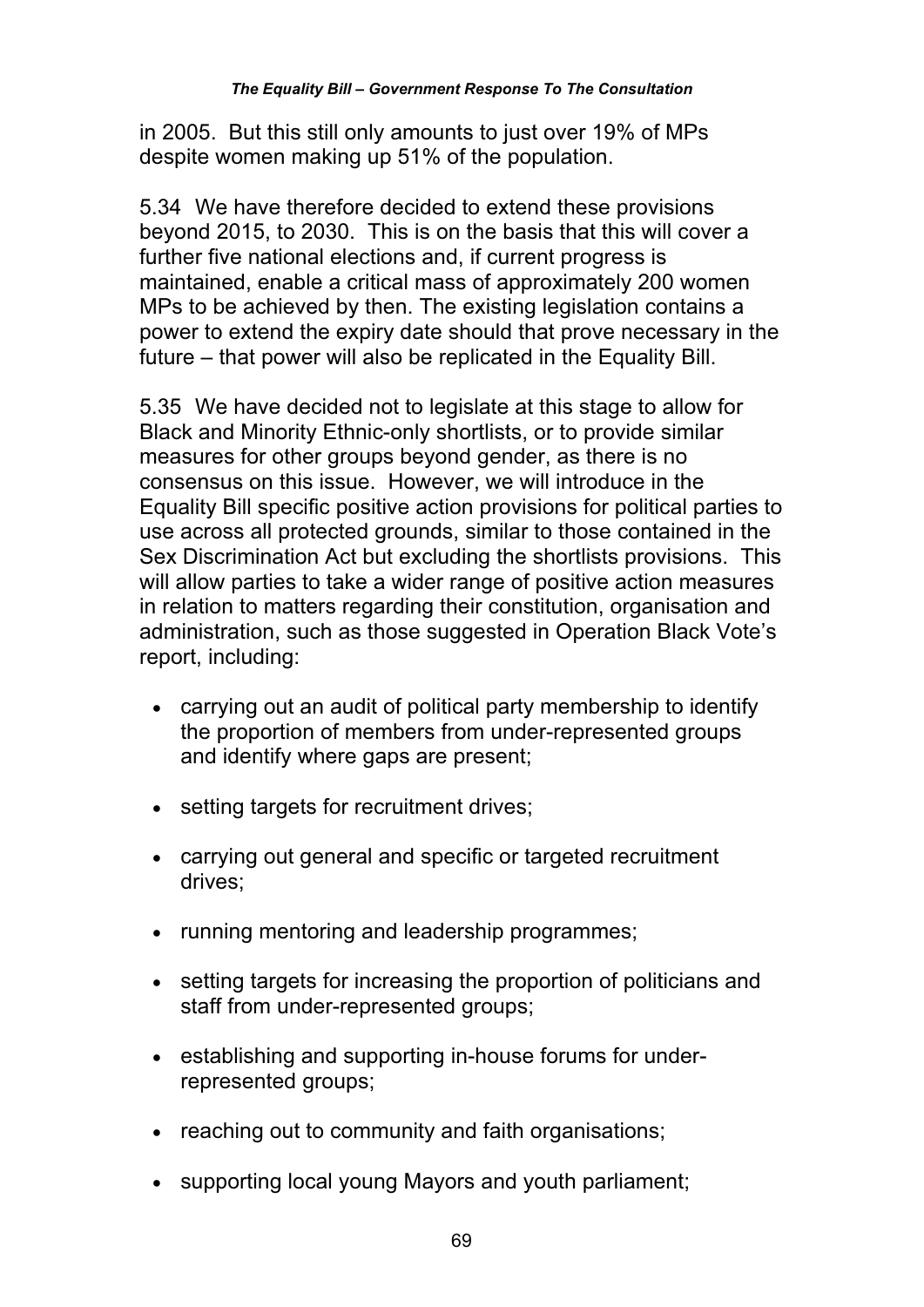in 2005. But this still only amounts to just over 19% of MPs despite women making up 51% of the population.

5.34 We have therefore decided to extend these provisions beyond 2015, to 2030. This is on the basis that this will cover a further five national elections and, if current progress is maintained, enable a critical mass of approximately 200 women MPs to be achieved by then. The existing legislation contains a power to extend the expiry date should that prove necessary in the future – that power will also be replicated in the Equality Bill.

5.35 We have decided not to legislate at this stage to allow for Black and Minority Ethnic-only shortlists, or to provide similar measures for other groups beyond gender, as there is no consensus on this issue. However, we will introduce in the Equality Bill specific positive action provisions for political parties to use across all protected grounds, similar to those contained in the Sex Discrimination Act but excluding the shortlists provisions. This will allow parties to take a wider range of positive action measures in relation to matters regarding their constitution, organisation and administration, such as those suggested in Operation Black Vote's report, including:

- carrying out an audit of political party membership to identify the proportion of members from under-represented groups and identify where gaps are present;
- setting targets for recruitment drives;
- carrying out general and specific or targeted recruitment drives;
- running mentoring and leadership programmes;
- setting targets for increasing the proportion of politicians and staff from under-represented groups;
- establishing and supporting in-house forums for under-represented groups;
- reaching out to community and faith organisations;
- supporting local young Mayors and youth parliament;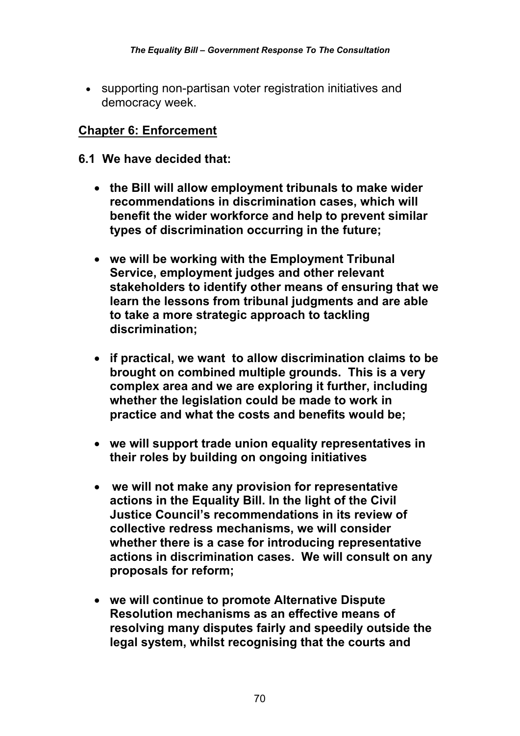- supporting non-partisan voter registration initiatives and democracy week.

## Chapter 6: Enforcement

**6.1 We have decided that:**

- **the Bill will allow employment tribunals to make wider recommendations in discrimination cases, which will benefit the wider workforce and help to prevent similar types of discrimination occurring in the future;**

- **we will be working with the Employment Tribunal Service, employment judges and other relevant stakeholders to identify other means of ensuring that we learn the lessons from tribunal judgments and are able to take a more strategic approach to tackling discrimination;**

- **if practical, we want to allow discrimination claims to be brought on combined multiple grounds. This is a very complex area and we are exploring it further, including whether the legislation could be made to work in practice and what the costs and benefits would be;**

- **we will support trade union equality representatives in their roles by building on ongoing initiatives**

- **we will not make any provision for representative actions in the Equality Bill. In the light of the Civil Justice Council's recommendations in its review of collective redress mechanisms, we will consider whether there is a case for introducing representative actions in discrimination cases. We will consult on any proposals for reform;**

- **we will continue to promote Alternative Dispute Resolution mechanisms as an effective means of resolving many disputes fairly and speedily outside the legal system, whilst recognising that the courts and**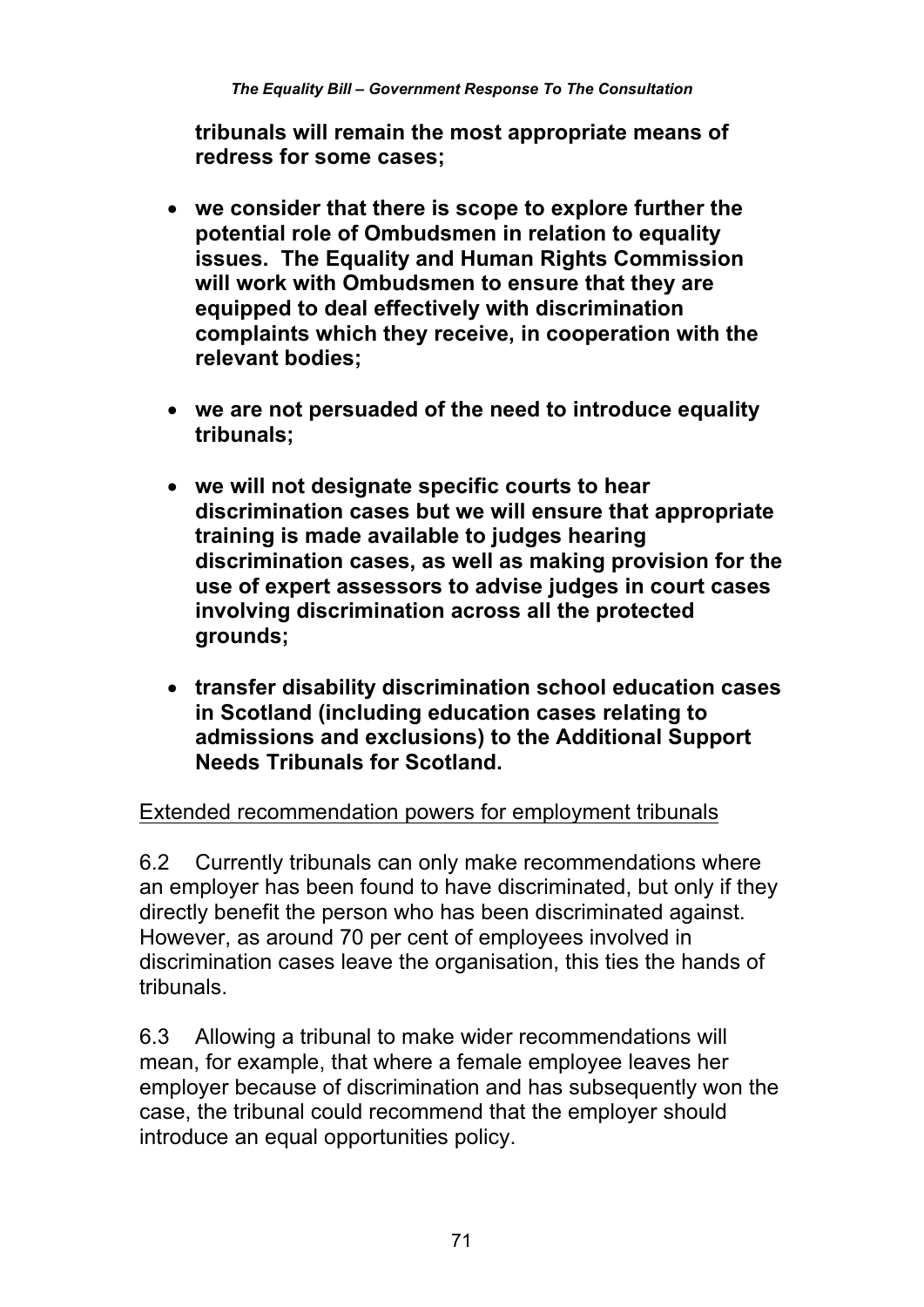**tribunals will remain the most appropriate means of redress for some cases;**

- **we consider that there is scope to explore further the potential role of Ombudsmen in relation to equality issues. The Equality and Human Rights Commission will work with Ombudsmen to ensure that they are equipped to deal effectively with discrimination complaints which they receive, in cooperation with the relevant bodies;**

- **we are not persuaded of the need to introduce equality tribunals;**

- **we will not designate specific courts to hear discrimination cases but we will ensure that appropriate training is made available to judges hearing discrimination cases, as well as making provision for the use of expert assessors to advise judges in court cases involving discrimination across all the protected grounds;**

- **transfer disability discrimination school education cases in Scotland (including education cases relating to admissions and exclusions) to the Additional Support Needs Tribunals for Scotland.**

Extended recommendation powers for employment tribunals

6.2 Currently tribunals can only make recommendations where an employer has been found to have discriminated, but only if they directly benefit the person who has been discriminated against. However, as around 70 per cent of employees involved in discrimination cases leave the organisation, this ties the hands of tribunals.

6.3 Allowing a tribunal to make wider recommendations will mean, for example, that where a female employee leaves her employer because of discrimination and has subsequently won the case, the tribunal could recommend that the employer should introduce an equal opportunities policy.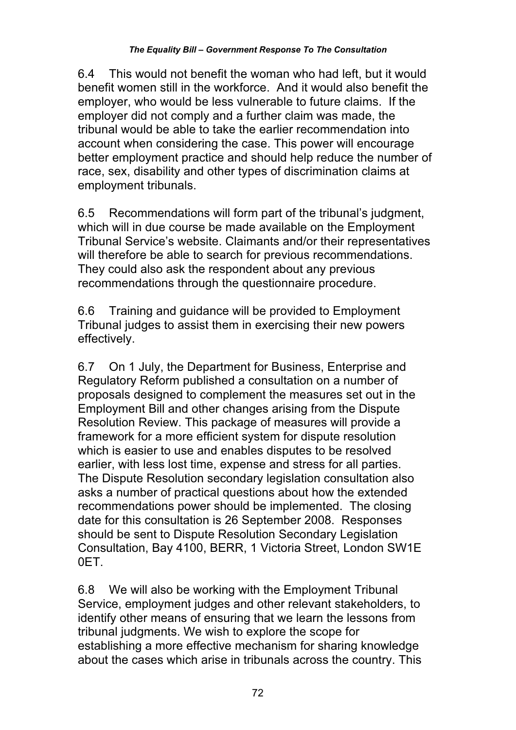6.4 This would not benefit the woman who had left, but it would benefit women still in the workforce. And it would also benefit the employer, who would be less vulnerable to future claims. If the employer did not comply and a further claim was made, the tribunal would be able to take the earlier recommendation into account when considering the case. This power will encourage better employment practice and should help reduce the number of race, sex, disability and other types of discrimination claims at employment tribunals.

6.5 Recommendations will form part of the tribunal's judgment, which will in due course be made available on the Employment Tribunal Service's website. Claimants and/or their representatives will therefore be able to search for previous recommendations. They could also ask the respondent about any previous recommendations through the questionnaire procedure.

6.6 Training and guidance will be provided to Employment Tribunal judges to assist them in exercising their new powers effectively.

6.7 On 1 July, the Department for Business, Enterprise and Regulatory Reform published a consultation on a number of proposals designed to complement the measures set out in the Employment Bill and other changes arising from the Dispute Resolution Review. This package of measures will provide a framework for a more efficient system for dispute resolution which is easier to use and enables disputes to be resolved earlier, with less lost time, expense and stress for all parties. The Dispute Resolution secondary legislation consultation also asks a number of practical questions about how the extended recommendations power should be implemented. The closing date for this consultation is 26 September 2008. Responses should be sent to Dispute Resolution Secondary Legislation Consultation, Bay 4100, BERR, 1 Victoria Street, London SW1E 0ET.

6.8 We will also be working with the Employment Tribunal Service, employment judges and other relevant stakeholders, to identify other means of ensuring that we learn the lessons from tribunal judgments. We wish to explore the scope for establishing a more effective mechanism for sharing knowledge about the cases which arise in tribunals across the country. This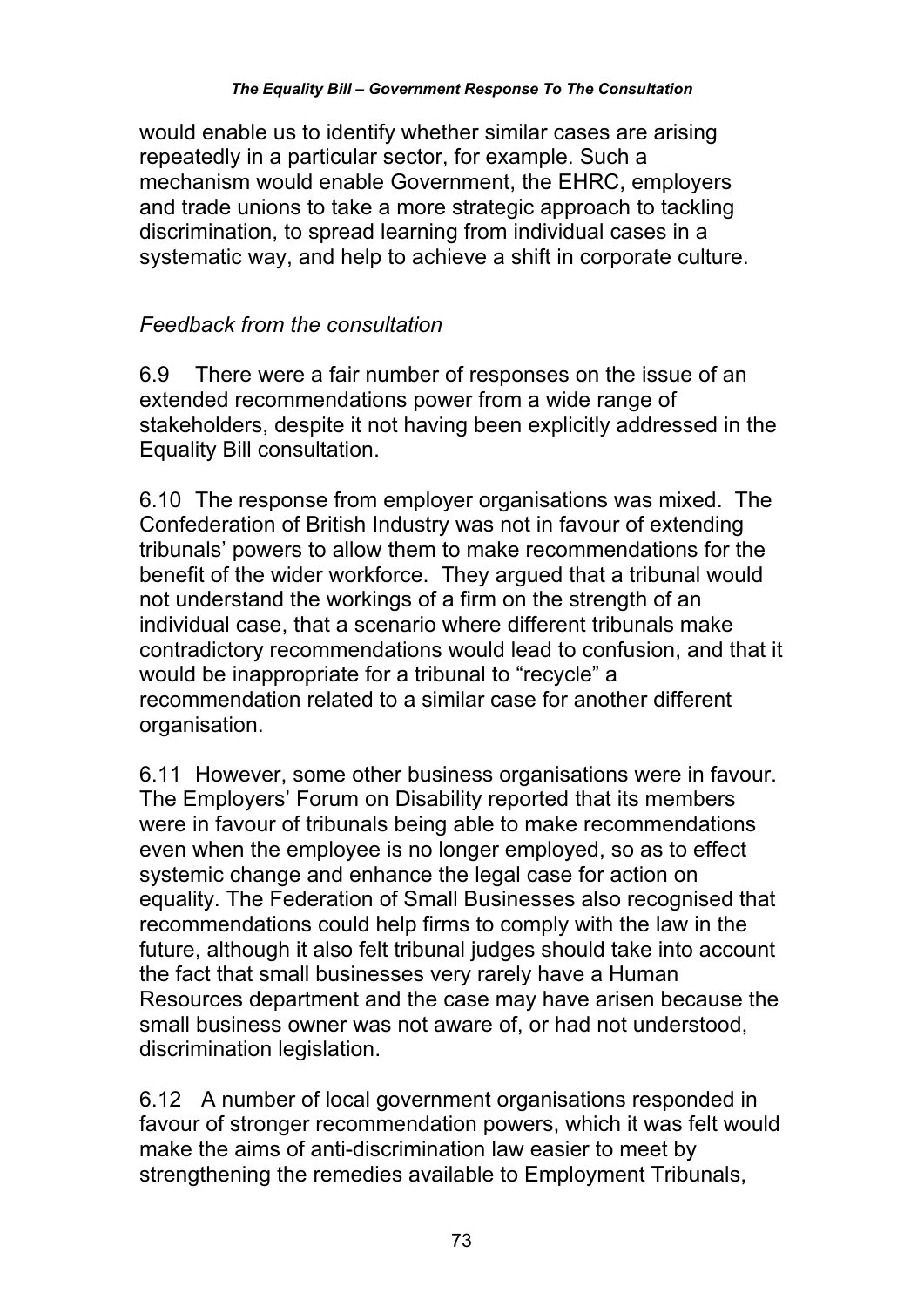would enable us to identify whether similar cases are arising repeatedly in a particular sector, for example. Such a mechanism would enable Government, the EHRC, employers and trade unions to take a more strategic approach to tackling discrimination, to spread learning from individual cases in a systematic way, and help to achieve a shift in corporate culture.

*Feedback from the consultation*

6.9 There were a fair number of responses on the issue of an extended recommendations power from a wide range of stakeholders, despite it not having been explicitly addressed in the Equality Bill consultation.

6.10 The response from employer organisations was mixed. The Confederation of British Industry was not in favour of extending tribunals' powers to allow them to make recommendations for the benefit of the wider workforce. They argued that a tribunal would not understand the workings of a firm on the strength of an individual case, that a scenario where different tribunals make contradictory recommendations would lead to confusion, and that it would be inappropriate for a tribunal to "recycle" a recommendation related to a similar case for another different organisation.

6.11 However, some other business organisations were in favour. The Employers' Forum on Disability reported that its members were in favour of tribunals being able to make recommendations even when the employee is no longer employed, so as to effect systemic change and enhance the legal case for action on equality. The Federation of Small Businesses also recognised that recommendations could help firms to comply with the law in the future, although it also felt tribunal judges should take into account the fact that small businesses very rarely have a Human Resources department and the case may have arisen because the small business owner was not aware of, or had not understood, discrimination legislation.

6.12 A number of local government organisations responded in favour of stronger recommendation powers, which it was felt would make the aims of anti-discrimination law easier to meet by strengthening the remedies available to Employment Tribunals,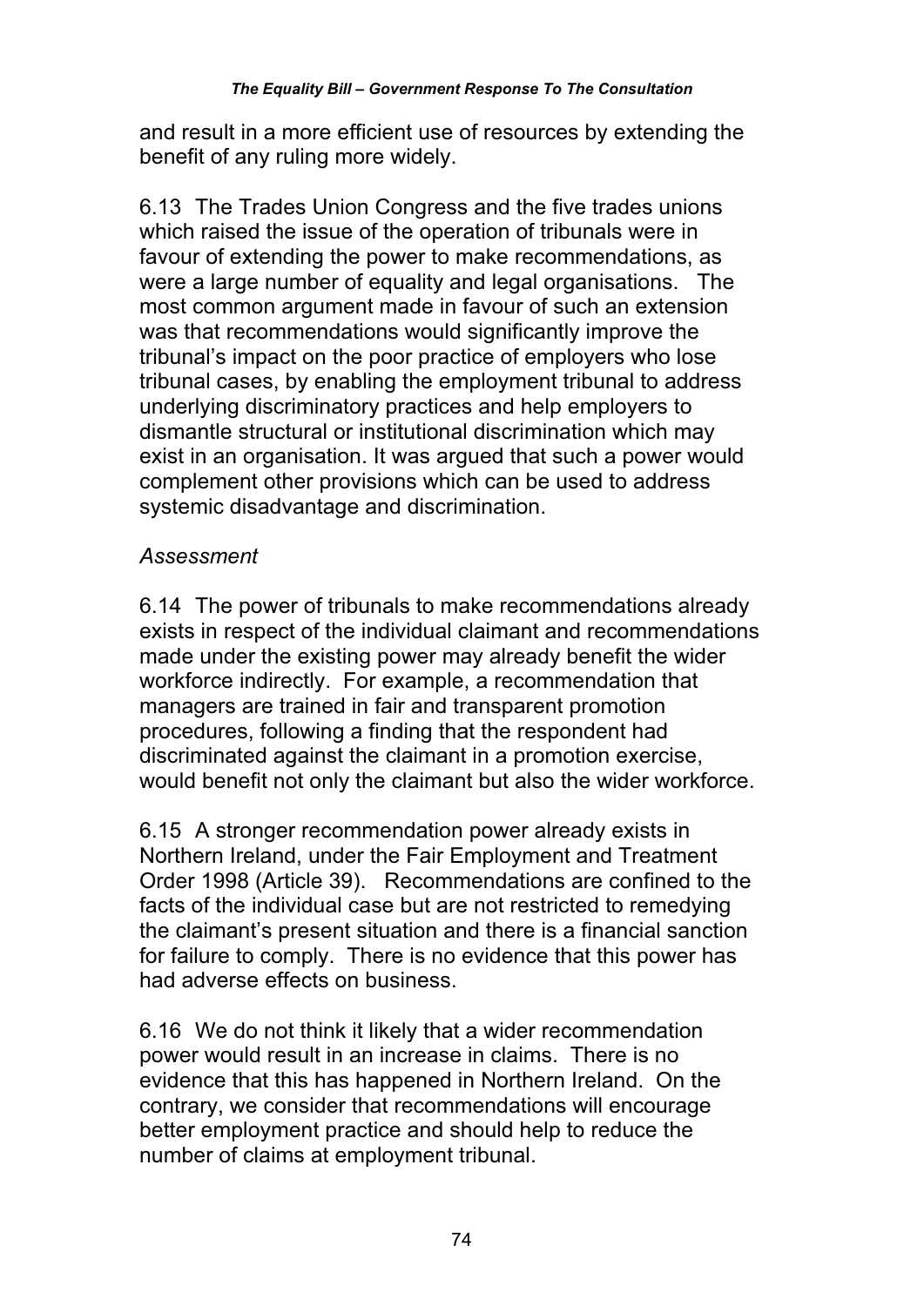and result in a more efficient use of resources by extending the benefit of any ruling more widely.

6.13 The Trades Union Congress and the five trades unions which raised the issue of the operation of tribunals were in favour of extending the power to make recommendations, as were a large number of equality and legal organisations. The most common argument made in favour of such an extension was that recommendations would significantly improve the tribunal's impact on the poor practice of employers who lose tribunal cases, by enabling the employment tribunal to address underlying discriminatory practices and help employers to dismantle structural or institutional discrimination which may exist in an organisation. It was argued that such a power would complement other provisions which can be used to address systemic disadvantage and discrimination.

*Assessment*

6.14 The power of tribunals to make recommendations already exists in respect of the individual claimant and recommendations made under the existing power may already benefit the wider workforce indirectly. For example, a recommendation that managers are trained in fair and transparent promotion procedures, following a finding that the respondent had discriminated against the claimant in a promotion exercise, would benefit not only the claimant but also the wider workforce.

6.15 A stronger recommendation power already exists in Northern Ireland, under the Fair Employment and Treatment Order 1998 (Article 39). Recommendations are confined to the facts of the individual case but are not restricted to remedying the claimant's present situation and there is a financial sanction for failure to comply. There is no evidence that this power has had adverse effects on business.

6.16 We do not think it likely that a wider recommendation power would result in an increase in claims. There is no evidence that this has happened in Northern Ireland. On the contrary, we consider that recommendations will encourage better employment practice and should help to reduce the number of claims at employment tribunal.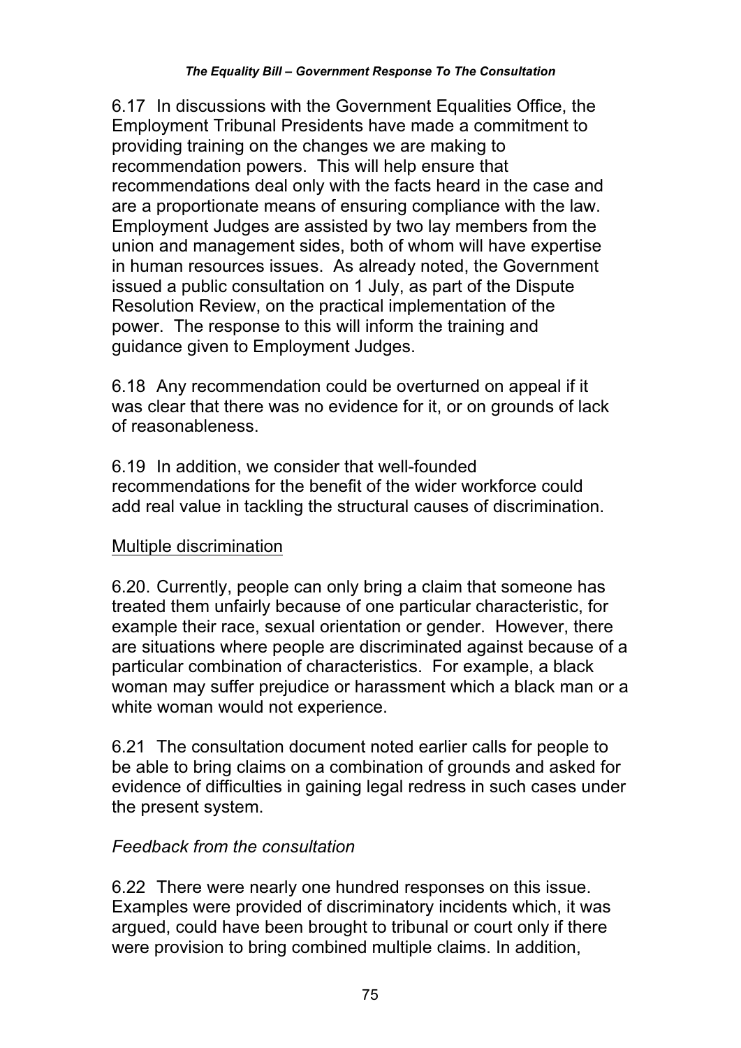6.17 In discussions with the Government Equalities Office, the Employment Tribunal Presidents have made a commitment to providing training on the changes we are making to recommendation powers. This will help ensure that recommendations deal only with the facts heard in the case and are a proportionate means of ensuring compliance with the law. Employment Judges are assisted by two lay members from the union and management sides, both of whom will have expertise in human resources issues. As already noted, the Government issued a public consultation on 1 July, as part of the Dispute Resolution Review, on the practical implementation of the power. The response to this will inform the training and guidance given to Employment Judges.

6.18 Any recommendation could be overturned on appeal if it was clear that there was no evidence for it, or on grounds of lack of reasonableness.

6.19 In addition, we consider that well-founded recommendations for the benefit of the wider workforce could add real value in tackling the structural causes of discrimination.

<u>Multiple discrimination</u>

6.20. Currently, people can only bring a claim that someone has treated them unfairly because of one particular characteristic, for example their race, sexual orientation or gender. However, there are situations where people are discriminated against because of a particular combination of characteristics. For example, a black woman may suffer prejudice or harassment which a black man or a white woman would not experience.

6.21 The consultation document noted earlier calls for people to be able to bring claims on a combination of grounds and asked for evidence of difficulties in gaining legal redress in such cases under the present system.

*Feedback from the consultation*

6.22 There were nearly one hundred responses on this issue. Examples were provided of discriminatory incidents which, it was argued, could have been brought to tribunal or court only if there were provision to bring combined multiple claims. In addition,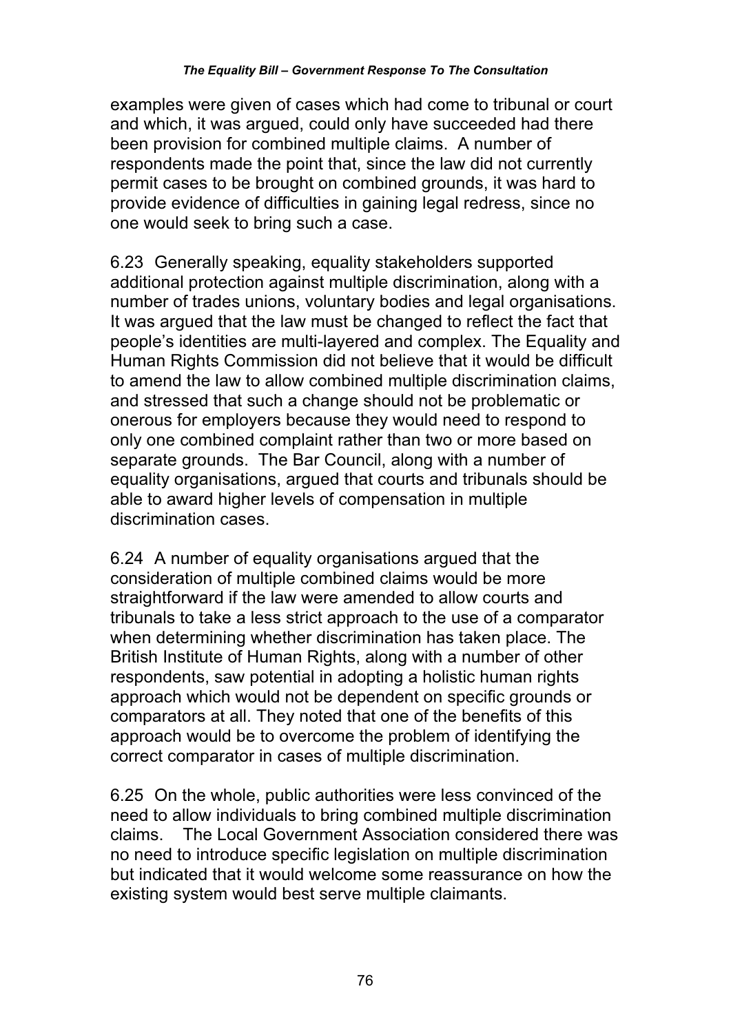examples were given of cases which had come to tribunal or court and which, it was argued, could only have succeeded had there been provision for combined multiple claims. A number of respondents made the point that, since the law did not currently permit cases to be brought on combined grounds, it was hard to provide evidence of difficulties in gaining legal redress, since no one would seek to bring such a case.

6.23 Generally speaking, equality stakeholders supported additional protection against multiple discrimination, along with a number of trades unions, voluntary bodies and legal organisations. It was argued that the law must be changed to reflect the fact that people's identities are multi-layered and complex. The Equality and Human Rights Commission did not believe that it would be difficult to amend the law to allow combined multiple discrimination claims, and stressed that such a change should not be problematic or onerous for employers because they would need to respond to only one combined complaint rather than two or more based on separate grounds. The Bar Council, along with a number of equality organisations, argued that courts and tribunals should be able to award higher levels of compensation in multiple discrimination cases.

6.24 A number of equality organisations argued that the consideration of multiple combined claims would be more straightforward if the law were amended to allow courts and tribunals to take a less strict approach to the use of a comparator when determining whether discrimination has taken place. The British Institute of Human Rights, along with a number of other respondents, saw potential in adopting a holistic human rights approach which would not be dependent on specific grounds or comparators at all. They noted that one of the benefits of this approach would be to overcome the problem of identifying the correct comparator in cases of multiple discrimination.

6.25 On the whole, public authorities were less convinced of the need to allow individuals to bring combined multiple discrimination claims. The Local Government Association considered there was no need to introduce specific legislation on multiple discrimination but indicated that it would welcome some reassurance on how the existing system would best serve multiple claimants.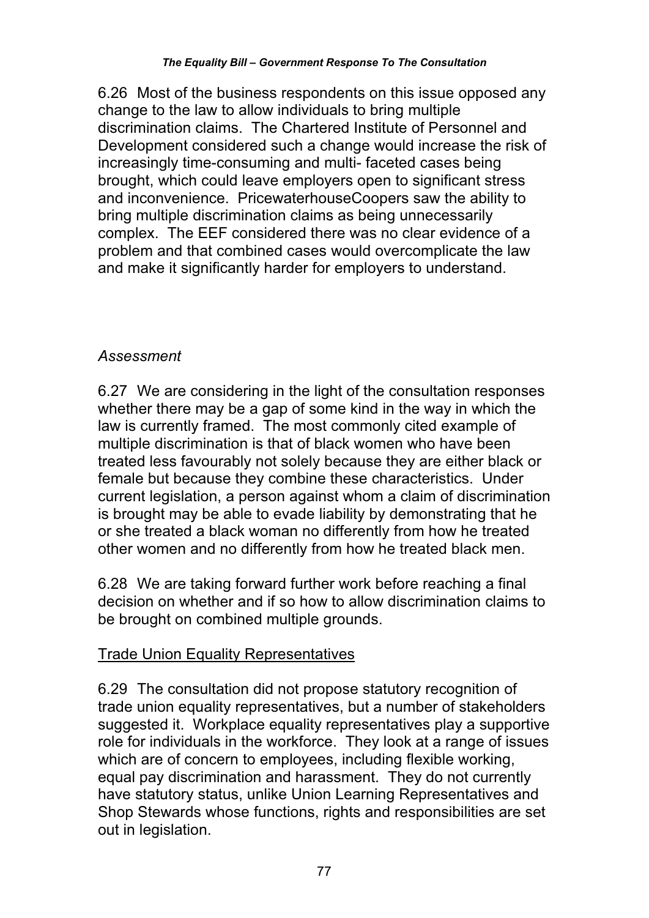6.26 Most of the business respondents on this issue opposed any change to the law to allow individuals to bring multiple discrimination claims. The Chartered Institute of Personnel and Development considered such a change would increase the risk of increasingly time-consuming and multi- faceted cases being brought, which could leave employers open to significant stress and inconvenience. PricewaterhouseCoopers saw the ability to bring multiple discrimination claims as being unnecessarily complex. The EEF considered there was no clear evidence of a problem and that combined cases would overcomplicate the law and make it significantly harder for employers to understand.

*Assessment*

6.27 We are considering in the light of the consultation responses whether there may be a gap of some kind in the way in which the law is currently framed. The most commonly cited example of multiple discrimination is that of black women who have been treated less favourably not solely because they are either black or female but because they combine these characteristics. Under current legislation, a person against whom a claim of discrimination is brought may be able to evade liability by demonstrating that he or she treated a black woman no differently from how he treated other women and no differently from how he treated black men.

6.28 We are taking forward further work before reaching a final decision on whether and if so how to allow discrimination claims to be brought on combined multiple grounds.

<u>Trade Union Equality Representatives</u>

6.29 The consultation did not propose statutory recognition of trade union equality representatives, but a number of stakeholders suggested it. Workplace equality representatives play a supportive role for individuals in the workforce. They look at a range of issues which are of concern to employees, including flexible working, equal pay discrimination and harassment. They do not currently have statutory status, unlike Union Learning Representatives and Shop Stewards whose functions, rights and responsibilities are set out in legislation.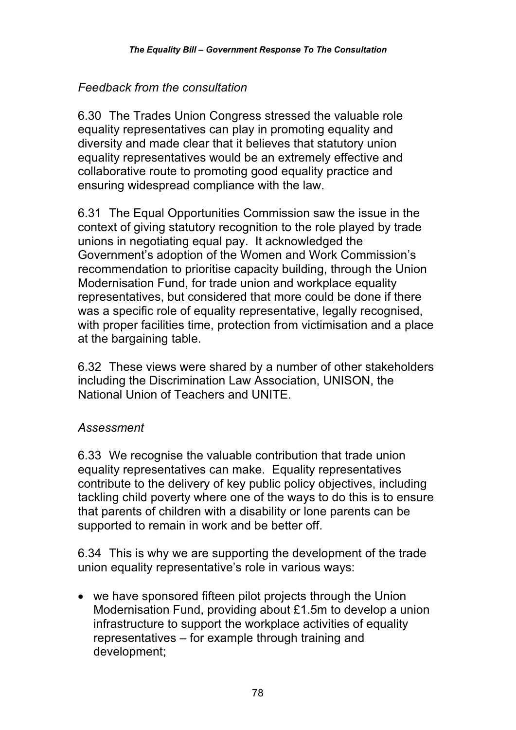*Feedback from the consultation*

6.30 The Trades Union Congress stressed the valuable role equality representatives can play in promoting equality and diversity and made clear that it believes that statutory union equality representatives would be an extremely effective and collaborative route to promoting good equality practice and ensuring widespread compliance with the law.

6.31 The Equal Opportunities Commission saw the issue in the context of giving statutory recognition to the role played by trade unions in negotiating equal pay. It acknowledged the Government's adoption of the Women and Work Commission's recommendation to prioritise capacity building, through the Union Modernisation Fund, for trade union and workplace equality representatives, but considered that more could be done if there was a specific role of equality representative, legally recognised, with proper facilities time, protection from victimisation and a place at the bargaining table.

6.32 These views were shared by a number of other stakeholders including the Discrimination Law Association, UNISON, the National Union of Teachers and UNITE.

*Assessment*

6.33 We recognise the valuable contribution that trade union equality representatives can make. Equality representatives contribute to the delivery of key public policy objectives, including tackling child poverty where one of the ways to do this is to ensure that parents of children with a disability or lone parents can be supported to remain in work and be better off.

6.34 This is why we are supporting the development of the trade union equality representative's role in various ways:

- we have sponsored fifteen pilot projects through the Union Modernisation Fund, providing about £1.5m to develop a union infrastructure to support the workplace activities of equality representatives – for example through training and development;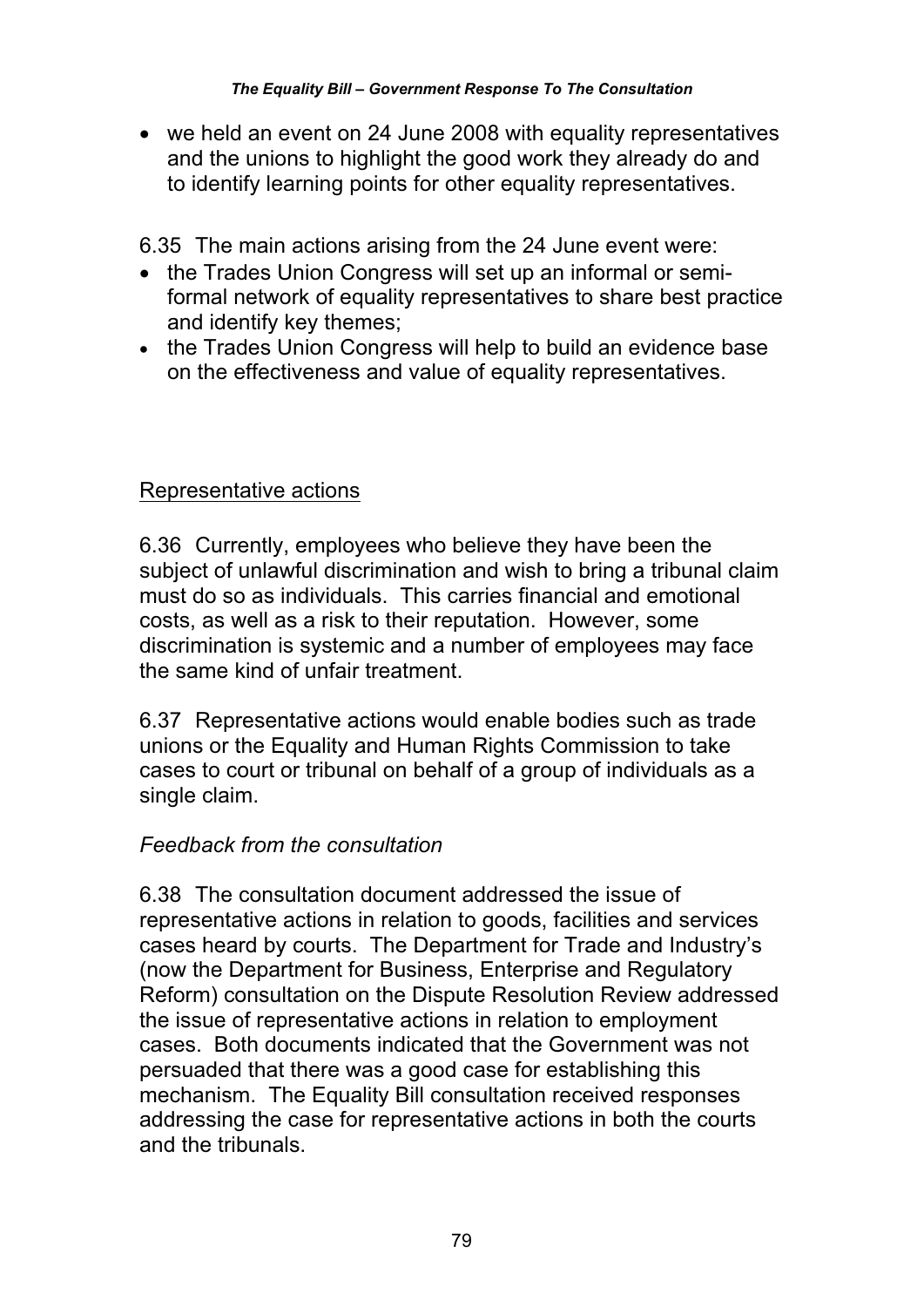- we held an event on 24 June 2008 with equality representatives and the unions to highlight the good work they already do and to identify learning points for other equality representatives.

6.35 The main actions arising from the 24 June event were:

- the Trades Union Congress will set up an informal or semi-formal network of equality representatives to share best practice and identify key themes;
- the Trades Union Congress will help to build an evidence base on the effectiveness and value of equality representatives.

## Representative actions

6.36 Currently, employees who believe they have been the subject of unlawful discrimination and wish to bring a tribunal claim must do so as individuals. This carries financial and emotional costs, as well as a risk to their reputation. However, some discrimination is systemic and a number of employees may face the same kind of unfair treatment.

6.37 Representative actions would enable bodies such as trade unions or the Equality and Human Rights Commission to take cases to court or tribunal on behalf of a group of individuals as a single claim.

### *Feedback from the consultation*

6.38 The consultation document addressed the issue of representative actions in relation to goods, facilities and services cases heard by courts. The Department for Trade and Industry's (now the Department for Business, Enterprise and Regulatory Reform) consultation on the Dispute Resolution Review addressed the issue of representative actions in relation to employment cases. Both documents indicated that the Government was not persuaded that there was a good case for establishing this mechanism. The Equality Bill consultation received responses addressing the case for representative actions in both the courts and the tribunals.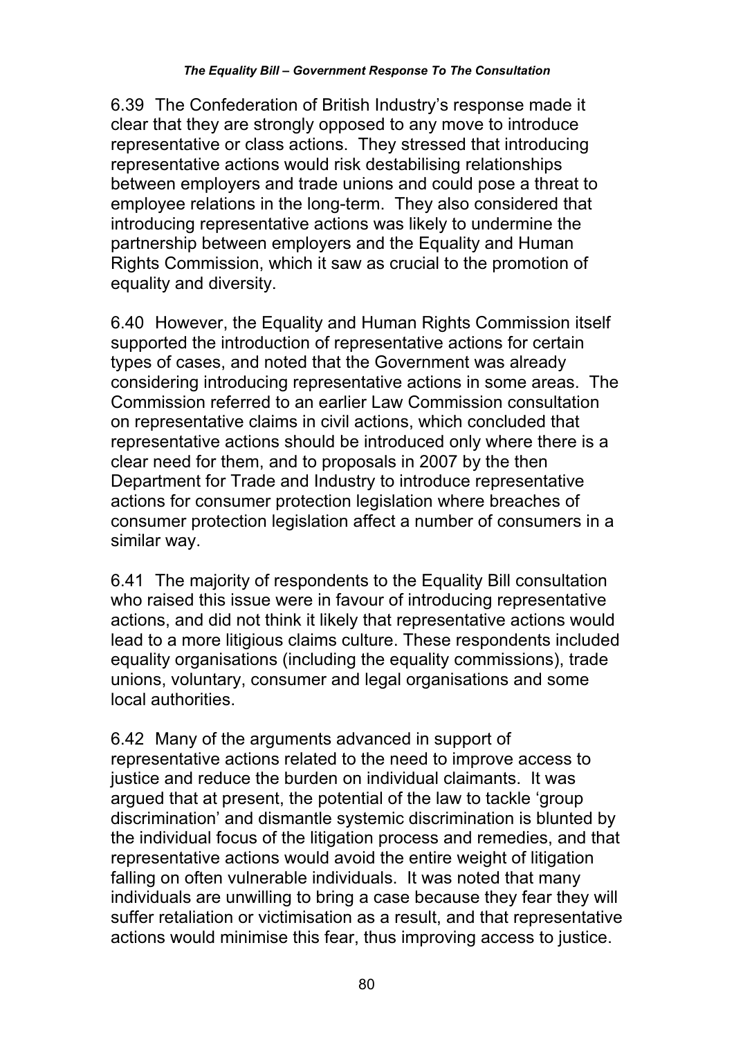6.39 The Confederation of British Industry's response made it clear that they are strongly opposed to any move to introduce representative or class actions. They stressed that introducing representative actions would risk destabilising relationships between employers and trade unions and could pose a threat to employee relations in the long-term. They also considered that introducing representative actions was likely to undermine the partnership between employers and the Equality and Human Rights Commission, which it saw as crucial to the promotion of equality and diversity.

6.40 However, the Equality and Human Rights Commission itself supported the introduction of representative actions for certain types of cases, and noted that the Government was already considering introducing representative actions in some areas. The Commission referred to an earlier Law Commission consultation on representative claims in civil actions, which concluded that representative actions should be introduced only where there is a clear need for them, and to proposals in 2007 by the then Department for Trade and Industry to introduce representative actions for consumer protection legislation where breaches of consumer protection legislation affect a number of consumers in a similar way.

6.41 The majority of respondents to the Equality Bill consultation who raised this issue were in favour of introducing representative actions, and did not think it likely that representative actions would lead to a more litigious claims culture. These respondents included equality organisations (including the equality commissions), trade unions, voluntary, consumer and legal organisations and some local authorities.

6.42 Many of the arguments advanced in support of representative actions related to the need to improve access to justice and reduce the burden on individual claimants. It was argued that at present, the potential of the law to tackle 'group discrimination' and dismantle systemic discrimination is blunted by the individual focus of the litigation process and remedies, and that representative actions would avoid the entire weight of litigation falling on often vulnerable individuals. It was noted that many individuals are unwilling to bring a case because they fear they will suffer retaliation or victimisation as a result, and that representative actions would minimise this fear, thus improving access to justice.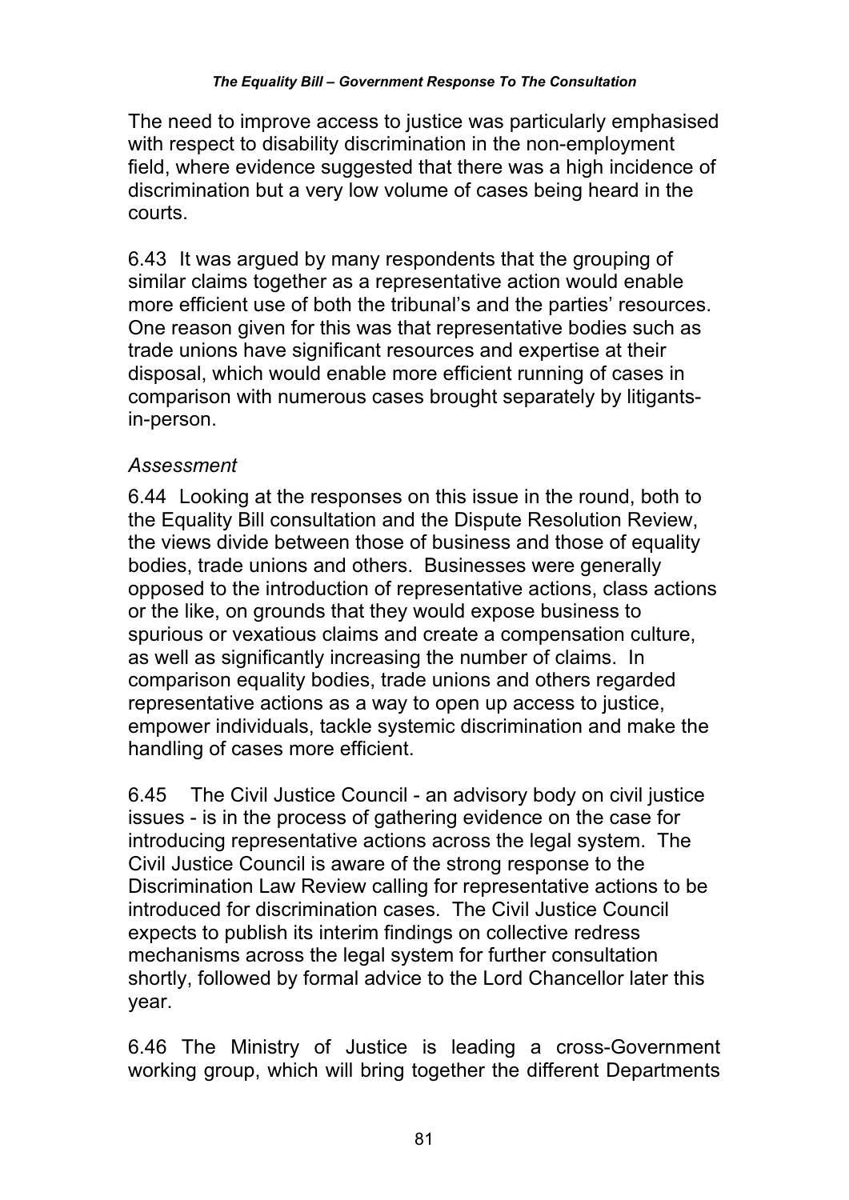The need to improve access to justice was particularly emphasised with respect to disability discrimination in the non-employment field, where evidence suggested that there was a high incidence of discrimination but a very low volume of cases being heard in the courts.

6.43 It was argued by many respondents that the grouping of similar claims together as a representative action would enable more efficient use of both the tribunal's and the parties' resources. One reason given for this was that representative bodies such as trade unions have significant resources and expertise at their disposal, which would enable more efficient running of cases in comparison with numerous cases brought separately by litigants-in-person.

*Assessment*

6.44 Looking at the responses on this issue in the round, both to the Equality Bill consultation and the Dispute Resolution Review, the views divide between those of business and those of equality bodies, trade unions and others. Businesses were generally opposed to the introduction of representative actions, class actions or the like, on grounds that they would expose business to spurious or vexatious claims and create a compensation culture, as well as significantly increasing the number of claims. In comparison equality bodies, trade unions and others regarded representative actions as a way to open up access to justice, empower individuals, tackle systemic discrimination and make the handling of cases more efficient.

6.45 The Civil Justice Council - an advisory body on civil justice issues - is in the process of gathering evidence on the case for introducing representative actions across the legal system. The Civil Justice Council is aware of the strong response to the Discrimination Law Review calling for representative actions to be introduced for discrimination cases. The Civil Justice Council expects to publish its interim findings on collective redress mechanisms across the legal system for further consultation shortly, followed by formal advice to the Lord Chancellor later this year.

6.46 The Ministry of Justice is leading a cross-Government working group, which will bring together the different Departments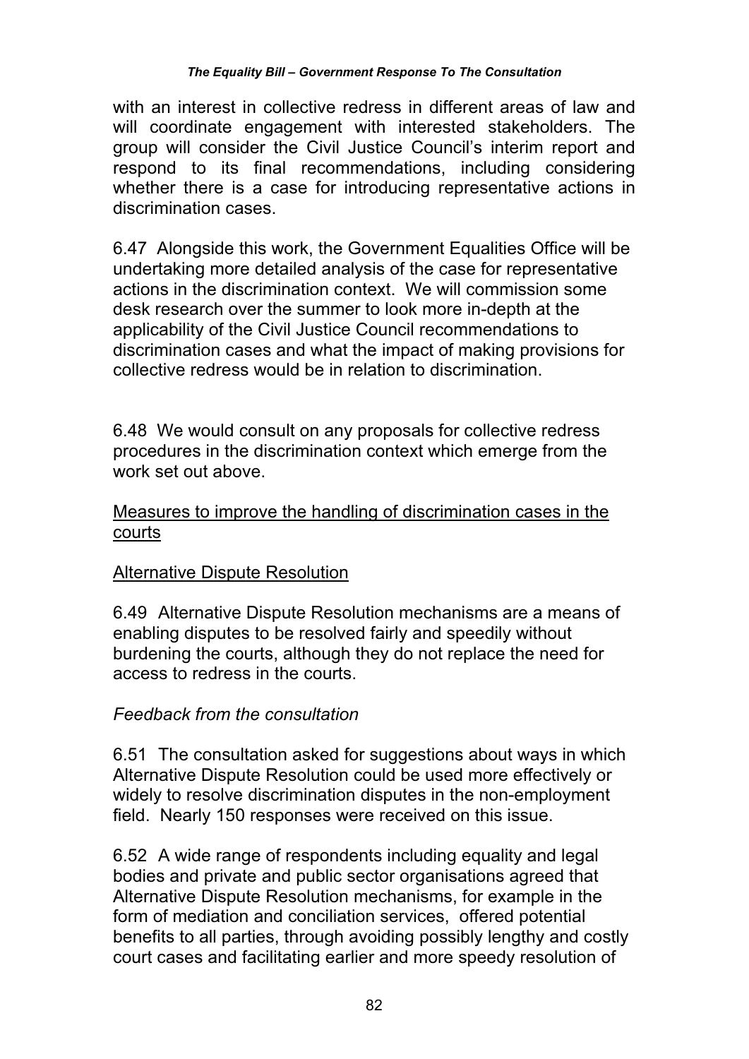with an interest in collective redress in different areas of law and will coordinate engagement with interested stakeholders. The group will consider the Civil Justice Council's interim report and respond to its final recommendations, including considering whether there is a case for introducing representative actions in discrimination cases.

6.47 Alongside this work, the Government Equalities Office will be undertaking more detailed analysis of the case for representative actions in the discrimination context. We will commission some desk research over the summer to look more in-depth at the applicability of the Civil Justice Council recommendations to discrimination cases and what the impact of making provisions for collective redress would be in relation to discrimination.

6.48 We would consult on any proposals for collective redress procedures in the discrimination context which emerge from the work set out above.

<u>Measures to improve the handling of discrimination cases in the courts</u>

<u>Alternative Dispute Resolution</u>

6.49 Alternative Dispute Resolution mechanisms are a means of enabling disputes to be resolved fairly and speedily without burdening the courts, although they do not replace the need for access to redress in the courts.

*Feedback from the consultation*

6.51 The consultation asked for suggestions about ways in which Alternative Dispute Resolution could be used more effectively or widely to resolve discrimination disputes in the non-employment field. Nearly 150 responses were received on this issue.

6.52 A wide range of respondents including equality and legal bodies and private and public sector organisations agreed that Alternative Dispute Resolution mechanisms, for example in the form of mediation and conciliation services, offered potential benefits to all parties, through avoiding possibly lengthy and costly court cases and facilitating earlier and more speedy resolution of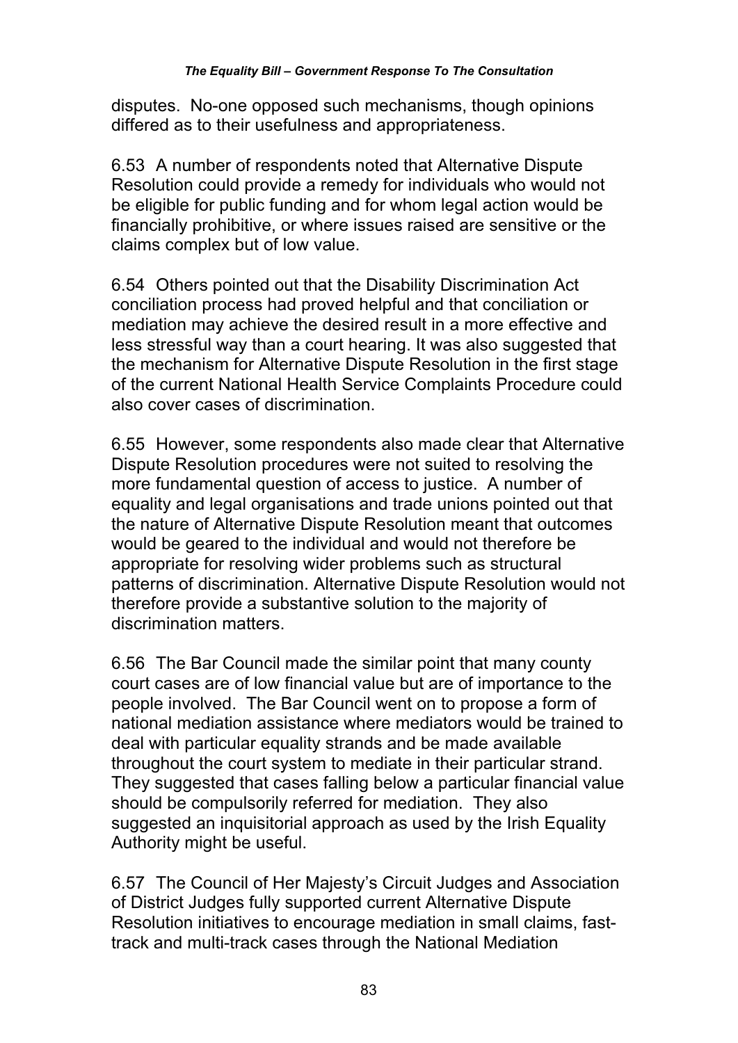disputes. No-one opposed such mechanisms, though opinions differed as to their usefulness and appropriateness.

6.53 A number of respondents noted that Alternative Dispute Resolution could provide a remedy for individuals who would not be eligible for public funding and for whom legal action would be financially prohibitive, or where issues raised are sensitive or the claims complex but of low value.

6.54 Others pointed out that the Disability Discrimination Act conciliation process had proved helpful and that conciliation or mediation may achieve the desired result in a more effective and less stressful way than a court hearing. It was also suggested that the mechanism for Alternative Dispute Resolution in the first stage of the current National Health Service Complaints Procedure could also cover cases of discrimination.

6.55 However, some respondents also made clear that Alternative Dispute Resolution procedures were not suited to resolving the more fundamental question of access to justice. A number of equality and legal organisations and trade unions pointed out that the nature of Alternative Dispute Resolution meant that outcomes would be geared to the individual and would not therefore be appropriate for resolving wider problems such as structural patterns of discrimination. Alternative Dispute Resolution would not therefore provide a substantive solution to the majority of discrimination matters.

6.56 The Bar Council made the similar point that many county court cases are of low financial value but are of importance to the people involved. The Bar Council went on to propose a form of national mediation assistance where mediators would be trained to deal with particular equality strands and be made available throughout the court system to mediate in their particular strand. They suggested that cases falling below a particular financial value should be compulsorily referred for mediation. They also suggested an inquisitorial approach as used by the Irish Equality Authority might be useful.

6.57 The Council of Her Majesty's Circuit Judges and Association of District Judges fully supported current Alternative Dispute Resolution initiatives to encourage mediation in small claims, fast-track and multi-track cases through the National Mediation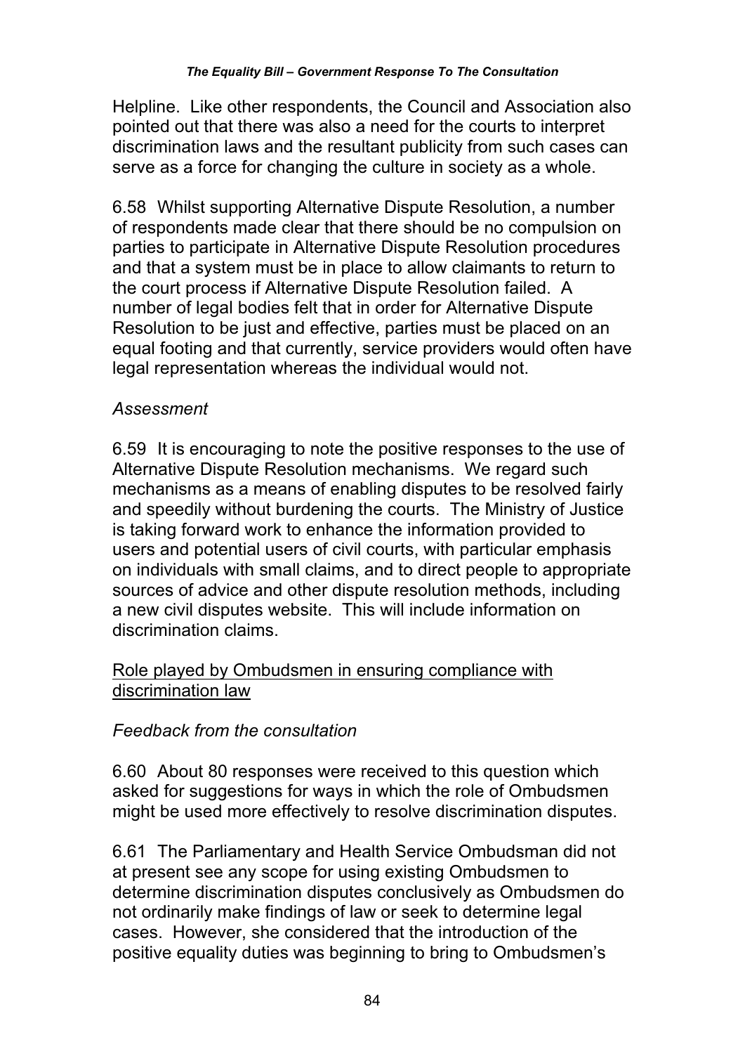Helpline. Like other respondents, the Council and Association also pointed out that there was also a need for the courts to interpret discrimination laws and the resultant publicity from such cases can serve as a force for changing the culture in society as a whole.

6.58 Whilst supporting Alternative Dispute Resolution, a number of respondents made clear that there should be no compulsion on parties to participate in Alternative Dispute Resolution procedures and that a system must be in place to allow claimants to return to the court process if Alternative Dispute Resolution failed. A number of legal bodies felt that in order for Alternative Dispute Resolution to be just and effective, parties must be placed on an equal footing and that currently, service providers would often have legal representation whereas the individual would not.

*Assessment*

6.59 It is encouraging to note the positive responses to the use of Alternative Dispute Resolution mechanisms. We regard such mechanisms as a means of enabling disputes to be resolved fairly and speedily without burdening the courts. The Ministry of Justice is taking forward work to enhance the information provided to users and potential users of civil courts, with particular emphasis on individuals with small claims, and to direct people to appropriate sources of advice and other dispute resolution methods, including a new civil disputes website. This will include information on discrimination claims.

<u>Role played by Ombudsmen in ensuring compliance with discrimination law</u>

*Feedback from the consultation*

6.60 About 80 responses were received to this question which asked for suggestions for ways in which the role of Ombudsmen might be used more effectively to resolve discrimination disputes.

6.61 The Parliamentary and Health Service Ombudsman did not at present see any scope for using existing Ombudsmen to determine discrimination disputes conclusively as Ombudsmen do not ordinarily make findings of law or seek to determine legal cases. However, she considered that the introduction of the positive equality duties was beginning to bring to Ombudsmen's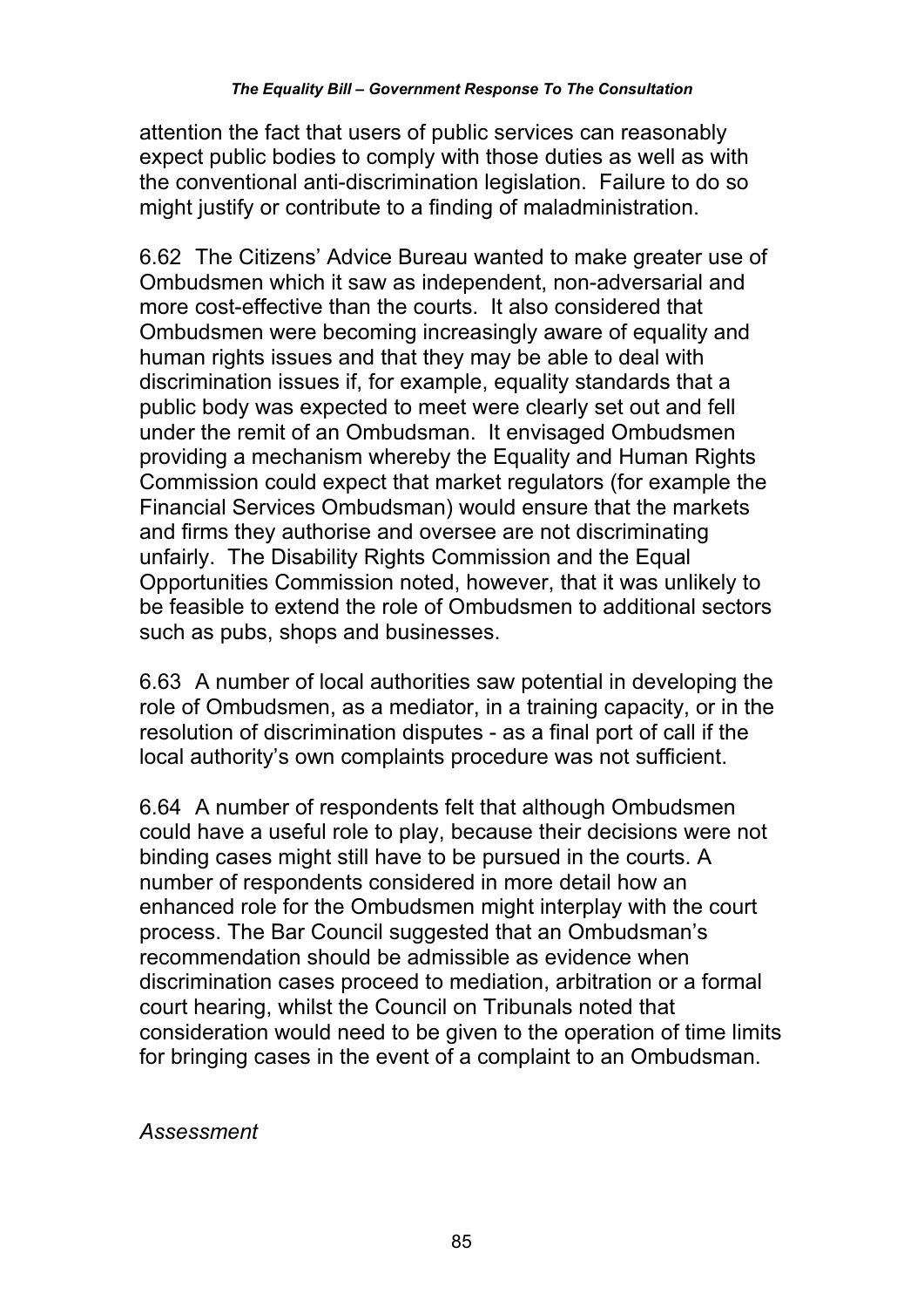attention the fact that users of public services can reasonably expect public bodies to comply with those duties as well as with the conventional anti-discrimination legislation. Failure to do so might justify or contribute to a finding of maladministration.

6.62 The Citizens' Advice Bureau wanted to make greater use of Ombudsmen which it saw as independent, non-adversarial and more cost-effective than the courts. It also considered that Ombudsmen were becoming increasingly aware of equality and human rights issues and that they may be able to deal with discrimination issues if, for example, equality standards that a public body was expected to meet were clearly set out and fell under the remit of an Ombudsman. It envisaged Ombudsmen providing a mechanism whereby the Equality and Human Rights Commission could expect that market regulators (for example the Financial Services Ombudsman) would ensure that the markets and firms they authorise and oversee are not discriminating unfairly. The Disability Rights Commission and the Equal Opportunities Commission noted, however, that it was unlikely to be feasible to extend the role of Ombudsmen to additional sectors such as pubs, shops and businesses.

6.63 A number of local authorities saw potential in developing the role of Ombudsmen, as a mediator, in a training capacity, or in the resolution of discrimination disputes - as a final port of call if the local authority's own complaints procedure was not sufficient.

6.64 A number of respondents felt that although Ombudsmen could have a useful role to play, because their decisions were not binding cases might still have to be pursued in the courts. A number of respondents considered in more detail how an enhanced role for the Ombudsmen might interplay with the court process. The Bar Council suggested that an Ombudsman's recommendation should be admissible as evidence when discrimination cases proceed to mediation, arbitration or a formal court hearing, whilst the Council on Tribunals noted that consideration would need to be given to the operation of time limits for bringing cases in the event of a complaint to an Ombudsman.

*Assessment*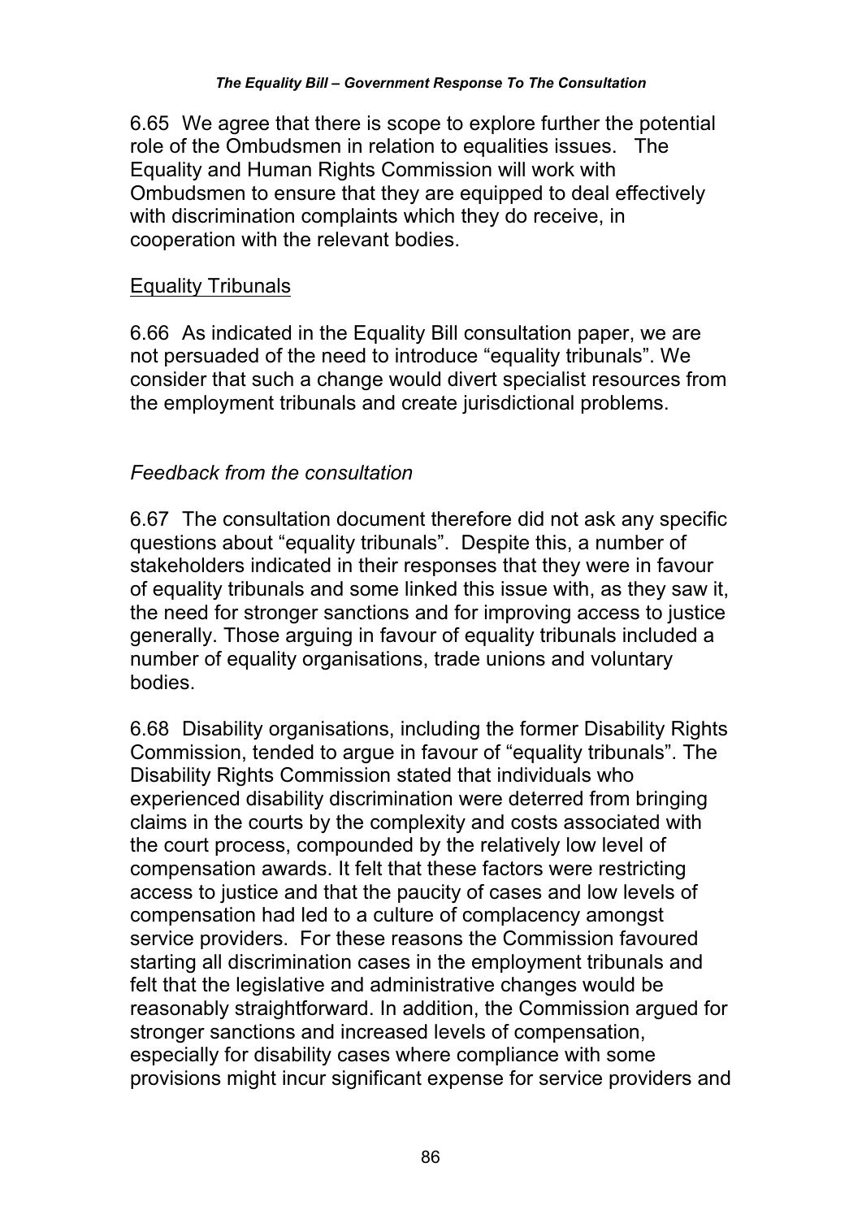6.65 We agree that there is scope to explore further the potential role of the Ombudsmen in relation to equalities issues. The Equality and Human Rights Commission will work with Ombudsmen to ensure that they are equipped to deal effectively with discrimination complaints which they do receive, in cooperation with the relevant bodies.

## Equality Tribunals

6.66 As indicated in the Equality Bill consultation paper, we are not persuaded of the need to introduce "equality tribunals". We consider that such a change would divert specialist resources from the employment tribunals and create jurisdictional problems.

### *Feedback from the consultation*

6.67 The consultation document therefore did not ask any specific questions about "equality tribunals". Despite this, a number of stakeholders indicated in their responses that they were in favour of equality tribunals and some linked this issue with, as they saw it, the need for stronger sanctions and for improving access to justice generally. Those arguing in favour of equality tribunals included a number of equality organisations, trade unions and voluntary bodies.

6.68 Disability organisations, including the former Disability Rights Commission, tended to argue in favour of "equality tribunals". The Disability Rights Commission stated that individuals who experienced disability discrimination were deterred from bringing claims in the courts by the complexity and costs associated with the court process, compounded by the relatively low level of compensation awards. It felt that these factors were restricting access to justice and that the paucity of cases and low levels of compensation had led to a culture of complacency amongst service providers. For these reasons the Commission favoured starting all discrimination cases in the employment tribunals and felt that the legislative and administrative changes would be reasonably straightforward. In addition, the Commission argued for stronger sanctions and increased levels of compensation, especially for disability cases where compliance with some provisions might incur significant expense for service providers and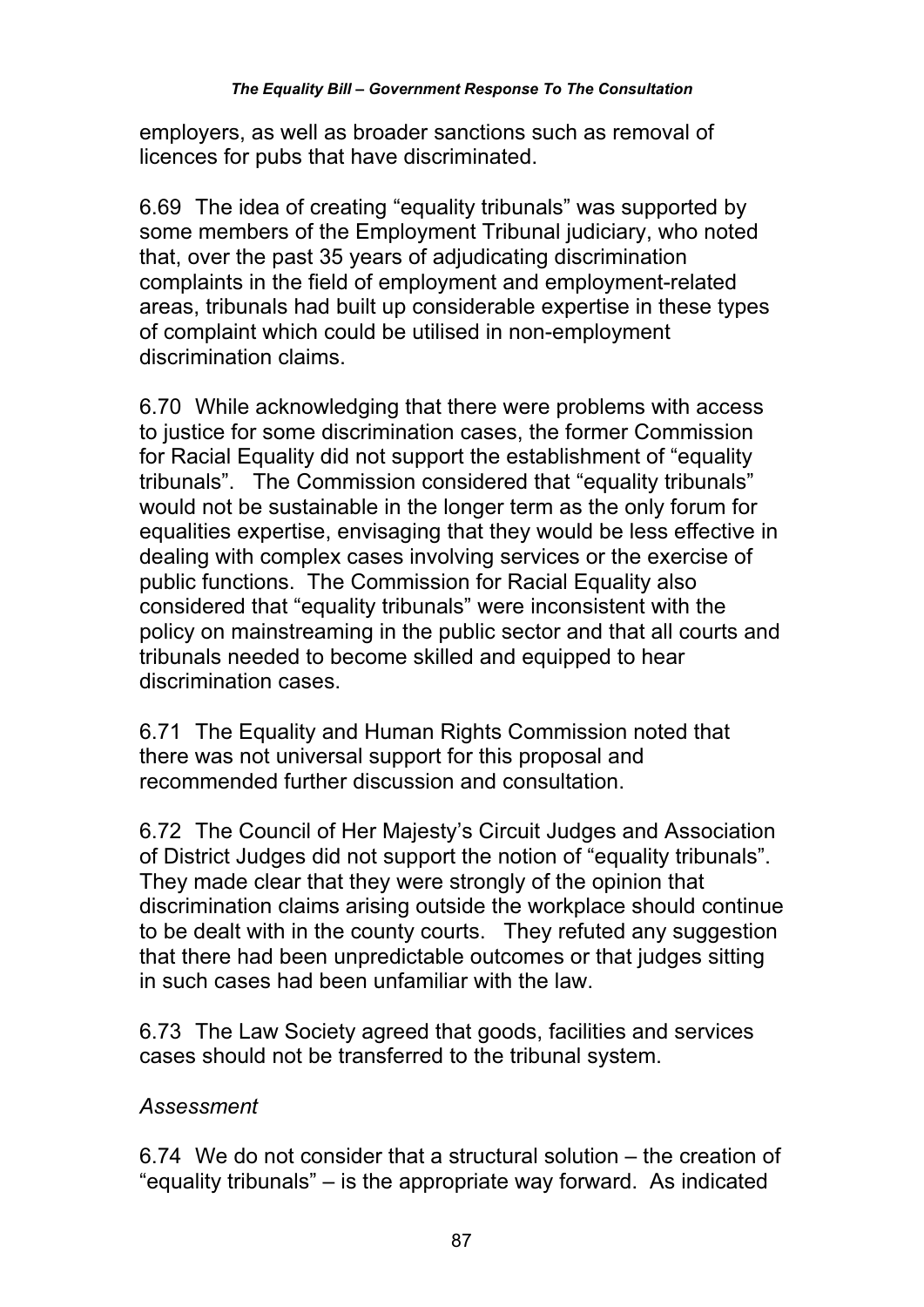employers, as well as broader sanctions such as removal of licences for pubs that have discriminated.

6.69 The idea of creating “equality tribunals” was supported by some members of the Employment Tribunal judiciary, who noted that, over the past 35 years of adjudicating discrimination complaints in the field of employment and employment-related areas, tribunals had built up considerable expertise in these types of complaint which could be utilised in non-employment discrimination claims.

6.70 While acknowledging that there were problems with access to justice for some discrimination cases, the former Commission for Racial Equality did not support the establishment of “equality tribunals”. The Commission considered that “equality tribunals” would not be sustainable in the longer term as the only forum for equalities expertise, envisaging that they would be less effective in dealing with complex cases involving services or the exercise of public functions. The Commission for Racial Equality also considered that “equality tribunals” were inconsistent with the policy on mainstreaming in the public sector and that all courts and tribunals needed to become skilled and equipped to hear discrimination cases.

6.71 The Equality and Human Rights Commission noted that there was not universal support for this proposal and recommended further discussion and consultation.

6.72 The Council of Her Majesty’s Circuit Judges and Association of District Judges did not support the notion of “equality tribunals”. They made clear that they were strongly of the opinion that discrimination claims arising outside the workplace should continue to be dealt with in the county courts. They refuted any suggestion that there had been unpredictable outcomes or that judges sitting in such cases had been unfamiliar with the law.

6.73 The Law Society agreed that goods, facilities and services cases should not be transferred to the tribunal system.

*Assessment*

6.74 We do not consider that a structural solution – the creation of “equality tribunals” – is the appropriate way forward. As indicated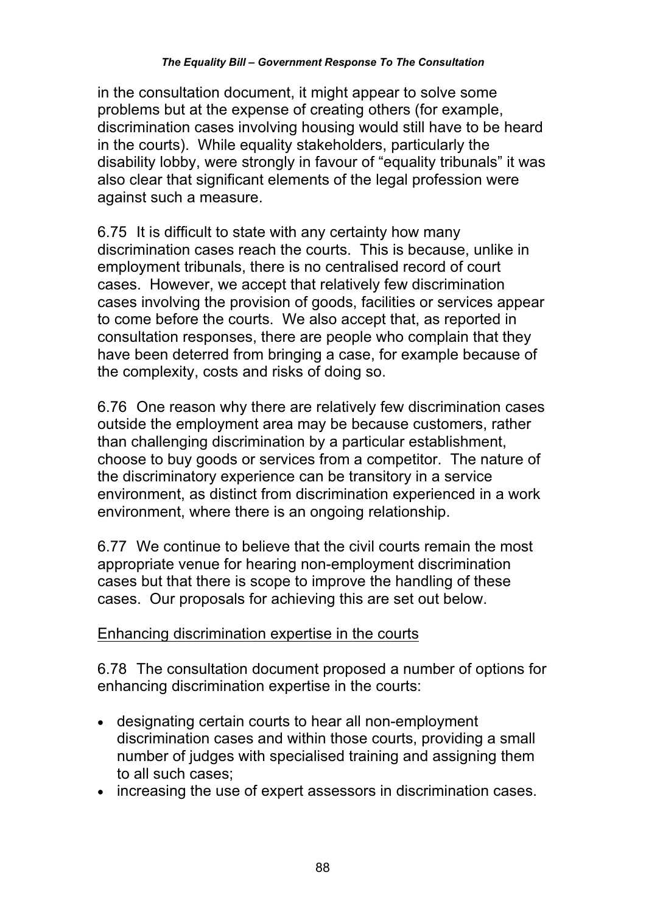in the consultation document, it might appear to solve some problems but at the expense of creating others (for example, discrimination cases involving housing would still have to be heard in the courts). While equality stakeholders, particularly the disability lobby, were strongly in favour of "equality tribunals" it was also clear that significant elements of the legal profession were against such a measure.

6.75 It is difficult to state with any certainty how many discrimination cases reach the courts. This is because, unlike in employment tribunals, there is no centralised record of court cases. However, we accept that relatively few discrimination cases involving the provision of goods, facilities or services appear to come before the courts. We also accept that, as reported in consultation responses, there are people who complain that they have been deterred from bringing a case, for example because of the complexity, costs and risks of doing so.

6.76 One reason why there are relatively few discrimination cases outside the employment area may be because customers, rather than challenging discrimination by a particular establishment, choose to buy goods or services from a competitor. The nature of the discriminatory experience can be transitory in a service environment, as distinct from discrimination experienced in a work environment, where there is an ongoing relationship.

6.77 We continue to believe that the civil courts remain the most appropriate venue for hearing non-employment discrimination cases but that there is scope to improve the handling of these cases. Our proposals for achieving this are set out below.

Enhancing discrimination expertise in the courts

6.78 The consultation document proposed a number of options for enhancing discrimination expertise in the courts:

- designating certain courts to hear all non-employment discrimination cases and within those courts, providing a small number of judges with specialised training and assigning them to all such cases;
- increasing the use of expert assessors in discrimination cases.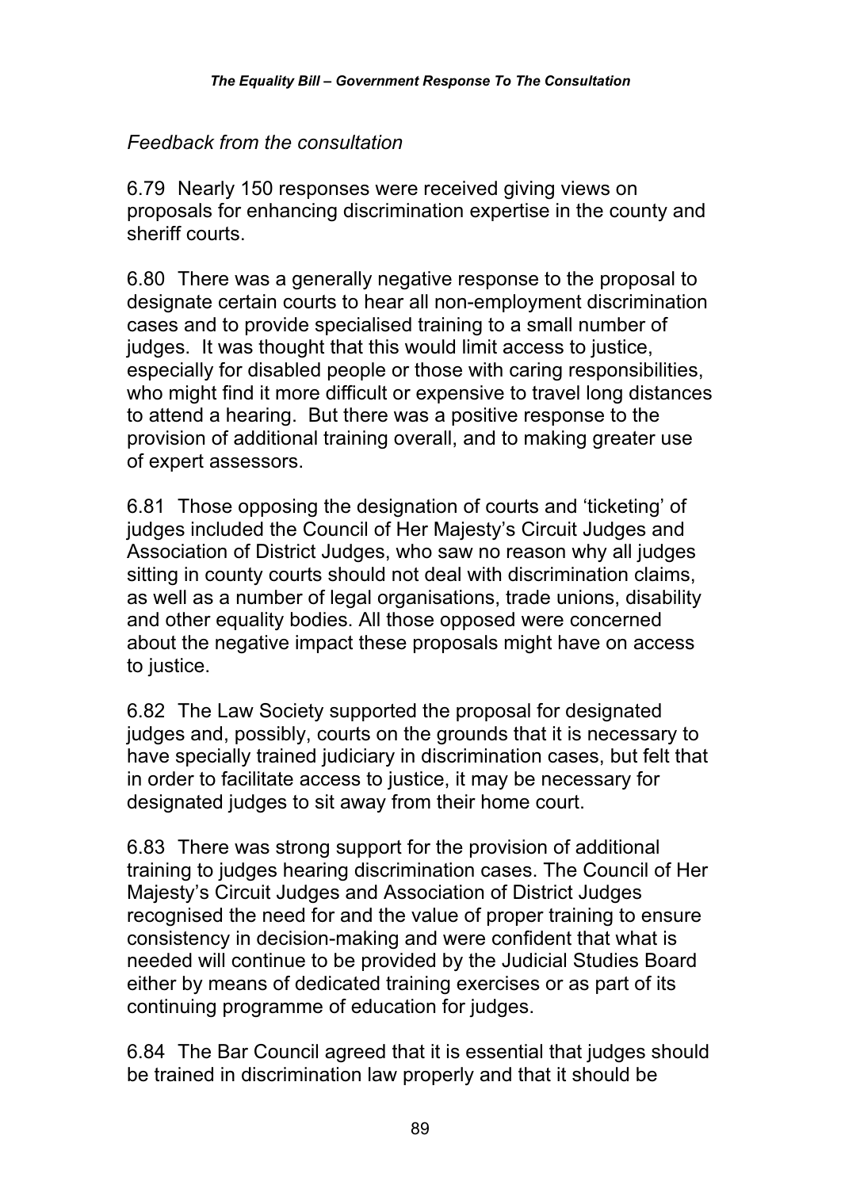*Feedback from the consultation*

6.79 Nearly 150 responses were received giving views on proposals for enhancing discrimination expertise in the county and sheriff courts.

6.80 There was a generally negative response to the proposal to designate certain courts to hear all non-employment discrimination cases and to provide specialised training to a small number of judges. It was thought that this would limit access to justice, especially for disabled people or those with caring responsibilities, who might find it more difficult or expensive to travel long distances to attend a hearing. But there was a positive response to the provision of additional training overall, and to making greater use of expert assessors.

6.81 Those opposing the designation of courts and 'ticketing' of judges included the Council of Her Majesty's Circuit Judges and Association of District Judges, who saw no reason why all judges sitting in county courts should not deal with discrimination claims, as well as a number of legal organisations, trade unions, disability and other equality bodies. All those opposed were concerned about the negative impact these proposals might have on access to justice.

6.82 The Law Society supported the proposal for designated judges and, possibly, courts on the grounds that it is necessary to have specially trained judiciary in discrimination cases, but felt that in order to facilitate access to justice, it may be necessary for designated judges to sit away from their home court.

6.83 There was strong support for the provision of additional training to judges hearing discrimination cases. The Council of Her Majesty's Circuit Judges and Association of District Judges recognised the need for and the value of proper training to ensure consistency in decision-making and were confident that what is needed will continue to be provided by the Judicial Studies Board either by means of dedicated training exercises or as part of its continuing programme of education for judges.

6.84 The Bar Council agreed that it is essential that judges should be trained in discrimination law properly and that it should be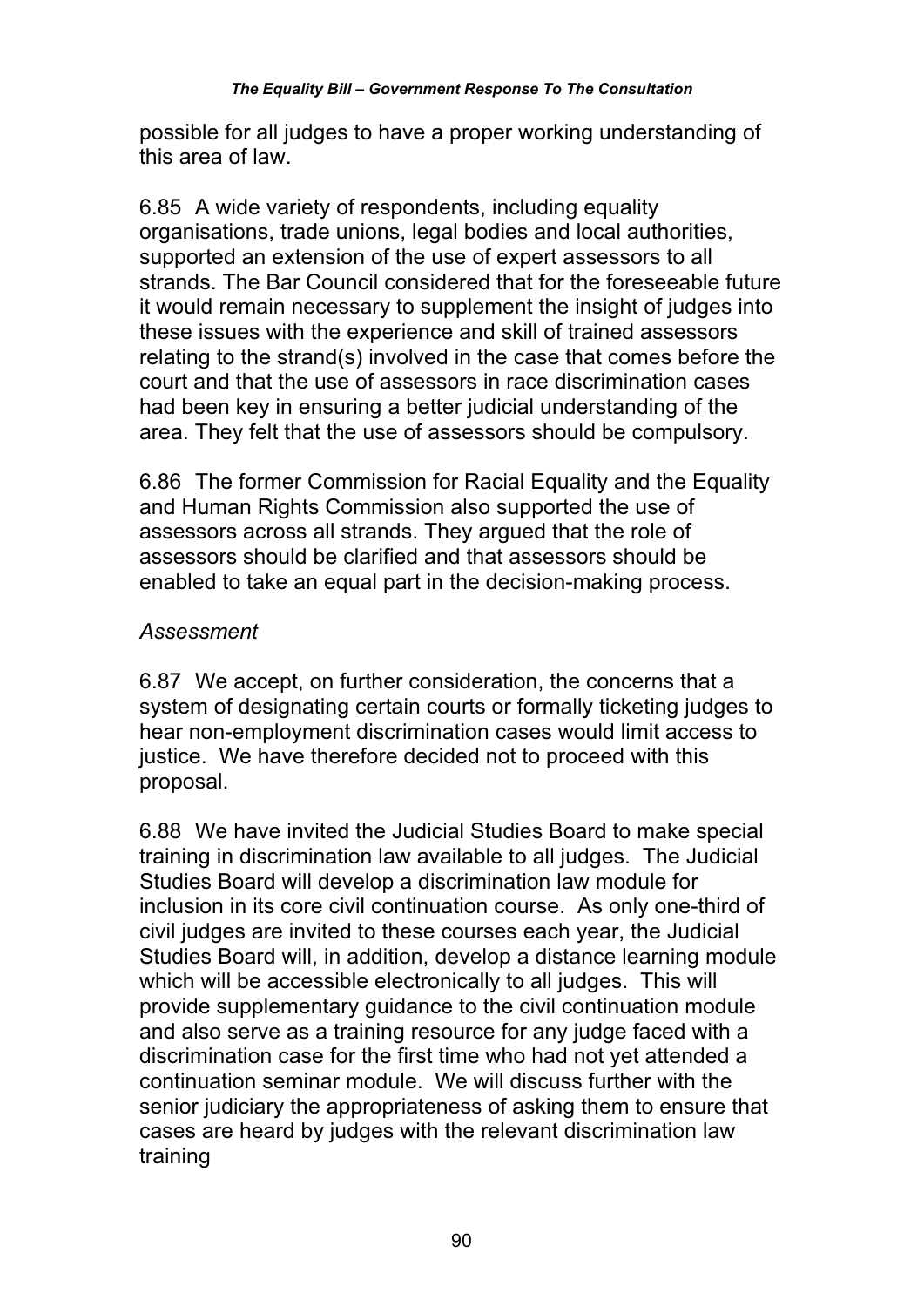possible for all judges to have a proper working understanding of this area of law.

6.85 A wide variety of respondents, including equality organisations, trade unions, legal bodies and local authorities, supported an extension of the use of expert assessors to all strands. The Bar Council considered that for the foreseeable future it would remain necessary to supplement the insight of judges into these issues with the experience and skill of trained assessors relating to the strand(s) involved in the case that comes before the court and that the use of assessors in race discrimination cases had been key in ensuring a better judicial understanding of the area. They felt that the use of assessors should be compulsory.

6.86 The former Commission for Racial Equality and the Equality and Human Rights Commission also supported the use of assessors across all strands. They argued that the role of assessors should be clarified and that assessors should be enabled to take an equal part in the decision-making process.

*Assessment*

6.87 We accept, on further consideration, the concerns that a system of designating certain courts or formally ticketing judges to hear non-employment discrimination cases would limit access to justice. We have therefore decided not to proceed with this proposal.

6.88 We have invited the Judicial Studies Board to make special training in discrimination law available to all judges. The Judicial Studies Board will develop a discrimination law module for inclusion in its core civil continuation course. As only one-third of civil judges are invited to these courses each year, the Judicial Studies Board will, in addition, develop a distance learning module which will be accessible electronically to all judges. This will provide supplementary guidance to the civil continuation module and also serve as a training resource for any judge faced with a discrimination case for the first time who had not yet attended a continuation seminar module. We will discuss further with the senior judiciary the appropriateness of asking them to ensure that cases are heard by judges with the relevant discrimination law training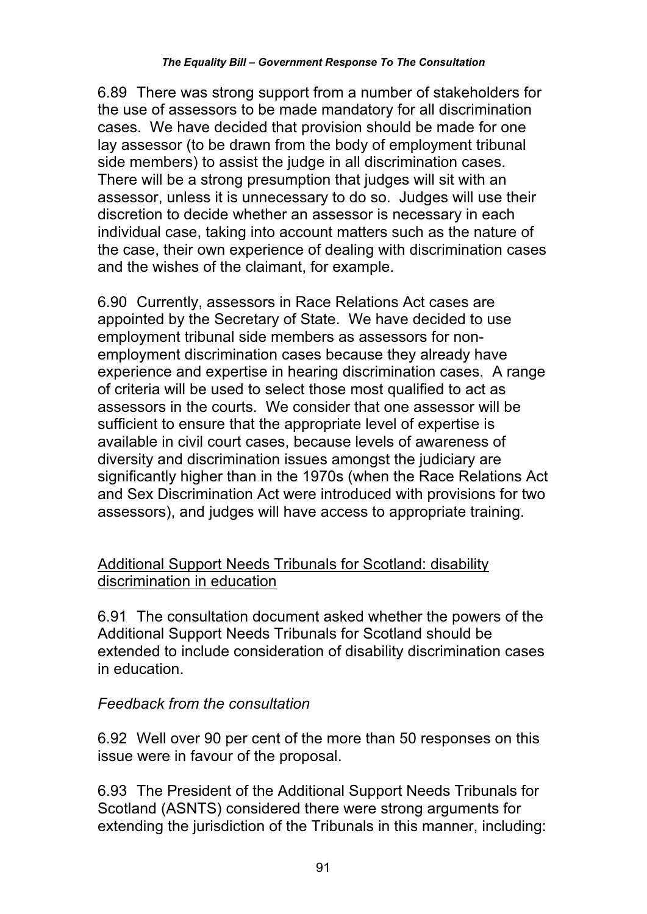6.89 There was strong support from a number of stakeholders for the use of assessors to be made mandatory for all discrimination cases. We have decided that provision should be made for one lay assessor (to be drawn from the body of employment tribunal side members) to assist the judge in all discrimination cases. There will be a strong presumption that judges will sit with an assessor, unless it is unnecessary to do so. Judges will use their discretion to decide whether an assessor is necessary in each individual case, taking into account matters such as the nature of the case, their own experience of dealing with discrimination cases and the wishes of the claimant, for example.

6.90 Currently, assessors in Race Relations Act cases are appointed by the Secretary of State. We have decided to use employment tribunal side members as assessors for non-employment discrimination cases because they already have experience and expertise in hearing discrimination cases. A range of criteria will be used to select those most qualified to act as assessors in the courts. We consider that one assessor will be sufficient to ensure that the appropriate level of expertise is available in civil court cases, because levels of awareness of diversity and discrimination issues amongst the judiciary are significantly higher than in the 1970s (when the Race Relations Act and Sex Discrimination Act were introduced with provisions for two assessors), and judges will have access to appropriate training.

<u>Additional Support Needs Tribunals for Scotland: disability discrimination in education</u>

6.91 The consultation document asked whether the powers of the Additional Support Needs Tribunals for Scotland should be extended to include consideration of disability discrimination cases in education.

*Feedback from the consultation*

6.92 Well over 90 per cent of the more than 50 responses on this issue were in favour of the proposal.

6.93 The President of the Additional Support Needs Tribunals for Scotland (ASNTS) considered there were strong arguments for extending the jurisdiction of the Tribunals in this manner, including: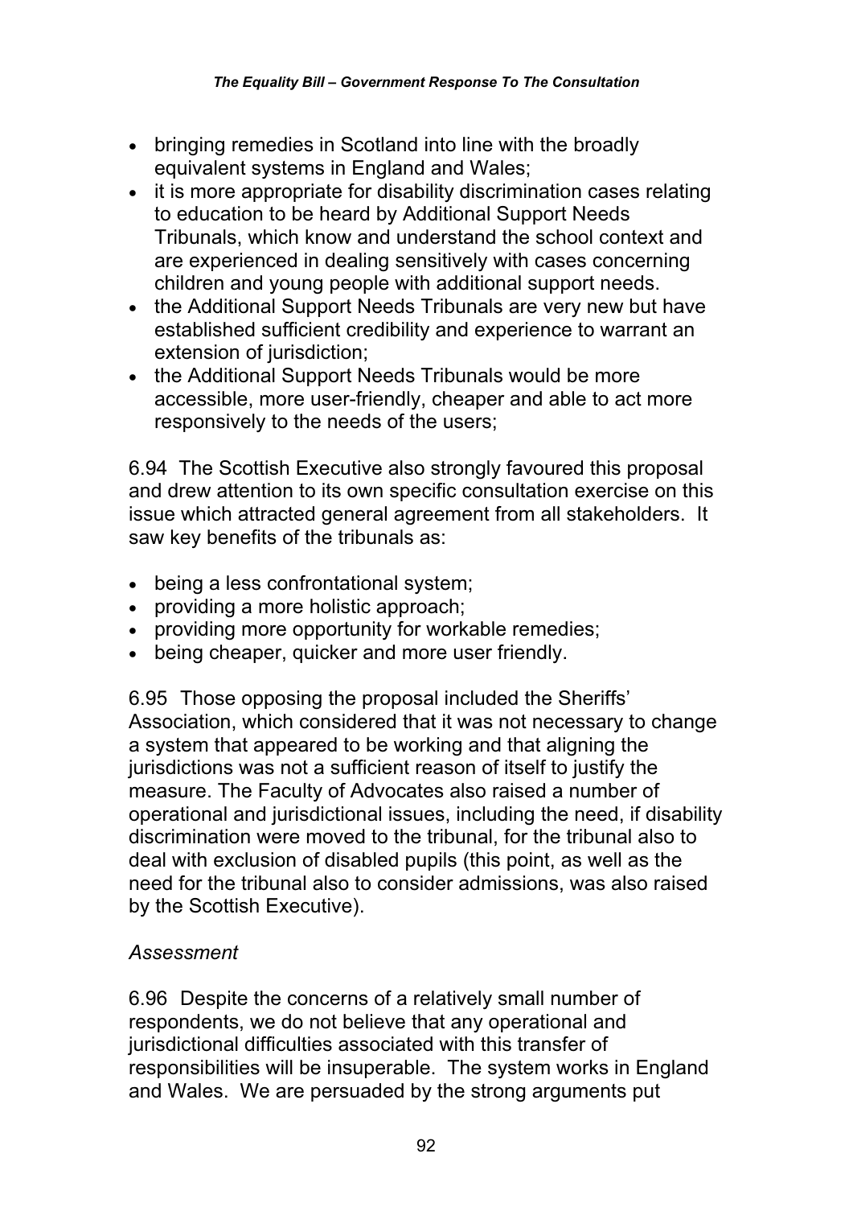- bringing remedies in Scotland into line with the broadly equivalent systems in England and Wales;
- it is more appropriate for disability discrimination cases relating to education to be heard by Additional Support Needs Tribunals, which know and understand the school context and are experienced in dealing sensitively with cases concerning children and young people with additional support needs.
- the Additional Support Needs Tribunals are very new but have established sufficient credibility and experience to warrant an extension of jurisdiction;
- the Additional Support Needs Tribunals would be more accessible, more user-friendly, cheaper and able to act more responsively to the needs of the users;

6.94 The Scottish Executive also strongly favoured this proposal and drew attention to its own specific consultation exercise on this issue which attracted general agreement from all stakeholders. It saw key benefits of the tribunals as:

- being a less confrontational system;
- providing a more holistic approach;
- providing more opportunity for workable remedies;
- being cheaper, quicker and more user friendly.

6.95 Those opposing the proposal included the Sheriffs' Association, which considered that it was not necessary to change a system that appeared to be working and that aligning the jurisdictions was not a sufficient reason of itself to justify the measure. The Faculty of Advocates also raised a number of operational and jurisdictional issues, including the need, if disability discrimination were moved to the tribunal, for the tribunal also to deal with exclusion of disabled pupils (this point, as well as the need for the tribunal also to consider admissions, was also raised by the Scottish Executive).

*Assessment*

6.96 Despite the concerns of a relatively small number of respondents, we do not believe that any operational and jurisdictional difficulties associated with this transfer of responsibilities will be insuperable. The system works in England and Wales. We are persuaded by the strong arguments put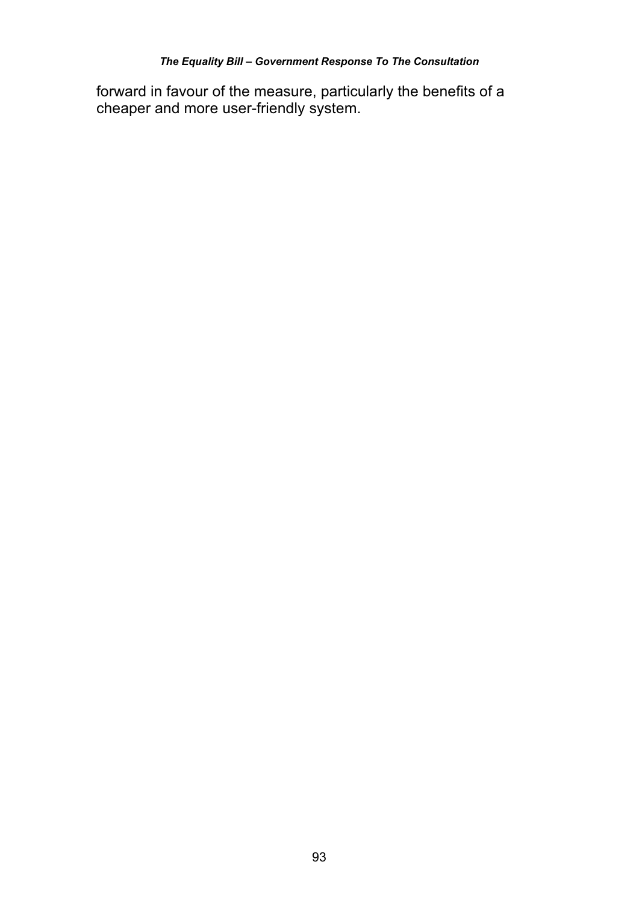forward in favour of the measure, particularly the benefits of a cheaper and more user-friendly system.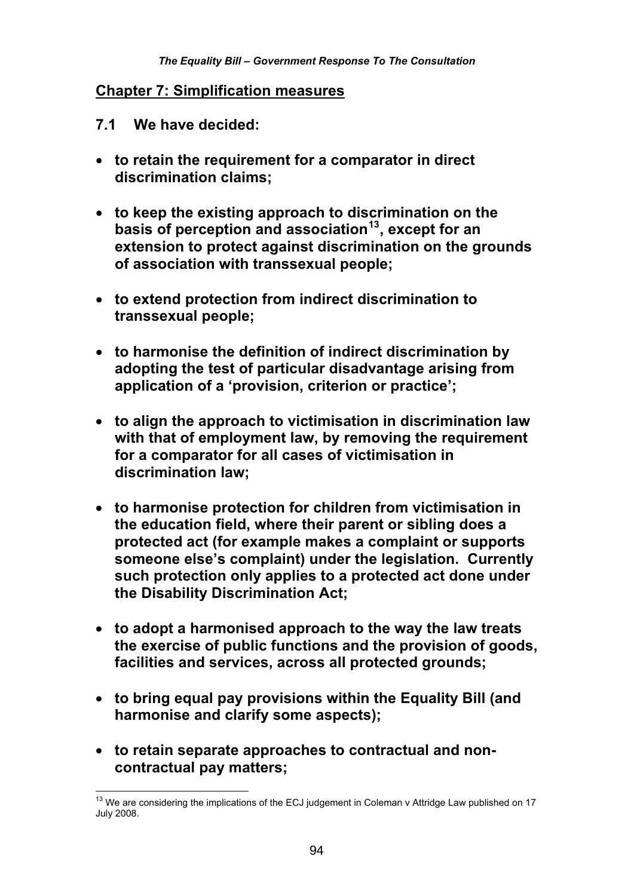## Chapter 7: Simplification measures

**7.1 We have decided:**

- **to retain the requirement for a comparator in direct discrimination claims;**
- **to keep the existing approach to discrimination on the basis of perception and association[13], except for an extension to protect against discrimination on the grounds of association with transsexual people;**
- **to extend protection from indirect discrimination to transsexual people;**
- **to harmonise the definition of indirect discrimination by adopting the test of particular disadvantage arising from application of a 'provision, criterion or practice';**
- **to align the approach to victimisation in discrimination law with that of employment law, by removing the requirement for a comparator for all cases of victimisation in discrimination law;**
- **to harmonise protection for children from victimisation in the education field, where their parent or sibling does a protected act (for example makes a complaint or supports someone else's complaint) under the legislation. Currently such protection only applies to a protected act done under the Disability Discrimination Act;**
- **to adopt a harmonised approach to the way the law treats the exercise of public functions and the provision of goods, facilities and services, across all protected grounds;**
- **to bring equal pay provisions within the Equality Bill (and harmonise and clarify some aspects);**
- **to retain separate approaches to contractual and non-contractual pay matters;**

[13] We are considering the implications of the ECJ judgement in Coleman v Attridge Law published on 17 July 2008.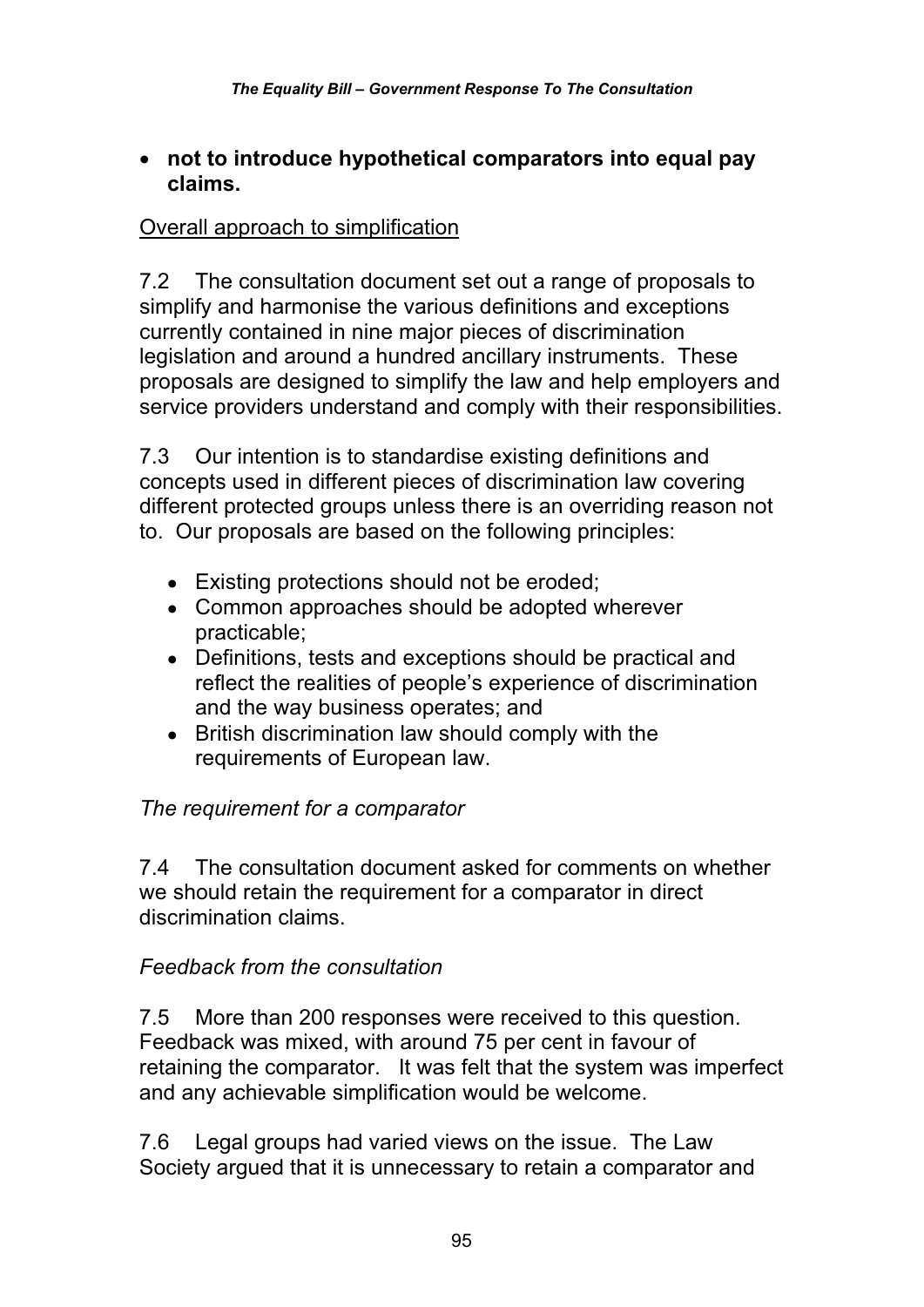- **not to introduce hypothetical comparators into equal pay claims.**

Overall approach to simplification

7.2 The consultation document set out a range of proposals to simplify and harmonise the various definitions and exceptions currently contained in nine major pieces of discrimination legislation and around a hundred ancillary instruments. These proposals are designed to simplify the law and help employers and service providers understand and comply with their responsibilities.

7.3 Our intention is to standardise existing definitions and concepts used in different pieces of discrimination law covering different protected groups unless there is an overriding reason not to. Our proposals are based on the following principles:

- Existing protections should not be eroded;
- Common approaches should be adopted wherever practicable;
- Definitions, tests and exceptions should be practical and reflect the realities of people's experience of discrimination and the way business operates; and
- British discrimination law should comply with the requirements of European law.

*The requirement for a comparator*

7.4 The consultation document asked for comments on whether we should retain the requirement for a comparator in direct discrimination claims.

*Feedback from the consultation*

7.5 More than 200 responses were received to this question. Feedback was mixed, with around 75 per cent in favour of retaining the comparator. It was felt that the system was imperfect and any achievable simplification would be welcome.

7.6 Legal groups had varied views on the issue. The Law Society argued that it is unnecessary to retain a comparator and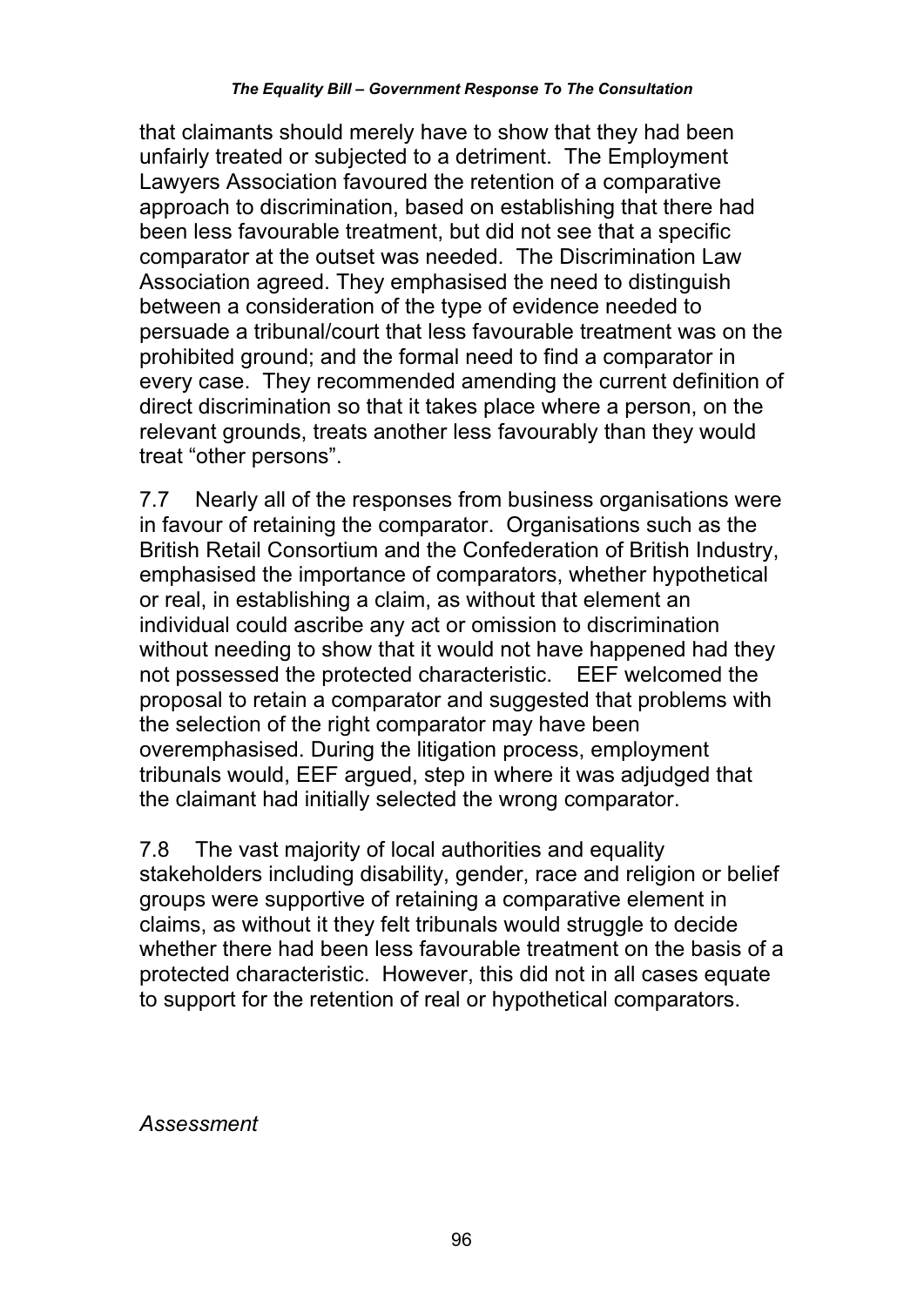that claimants should merely have to show that they had been unfairly treated or subjected to a detriment. The Employment Lawyers Association favoured the retention of a comparative approach to discrimination, based on establishing that there had been less favourable treatment, but did not see that a specific comparator at the outset was needed. The Discrimination Law Association agreed. They emphasised the need to distinguish between a consideration of the type of evidence needed to persuade a tribunal/court that less favourable treatment was on the prohibited ground; and the formal need to find a comparator in every case. They recommended amending the current definition of direct discrimination so that it takes place where a person, on the relevant grounds, treats another less favourably than they would treat "other persons".

7.7 Nearly all of the responses from business organisations were in favour of retaining the comparator. Organisations such as the British Retail Consortium and the Confederation of British Industry, emphasised the importance of comparators, whether hypothetical or real, in establishing a claim, as without that element an individual could ascribe any act or omission to discrimination without needing to show that it would not have happened had they not possessed the protected characteristic. EEF welcomed the proposal to retain a comparator and suggested that problems with the selection of the right comparator may have been overemphasised. During the litigation process, employment tribunals would, EEF argued, step in where it was adjudged that the claimant had initially selected the wrong comparator.

7.8 The vast majority of local authorities and equality stakeholders including disability, gender, race and religion or belief groups were supportive of retaining a comparative element in claims, as without it they felt tribunals would struggle to decide whether there had been less favourable treatment on the basis of a protected characteristic. However, this did not in all cases equate to support for the retention of real or hypothetical comparators.

*Assessment*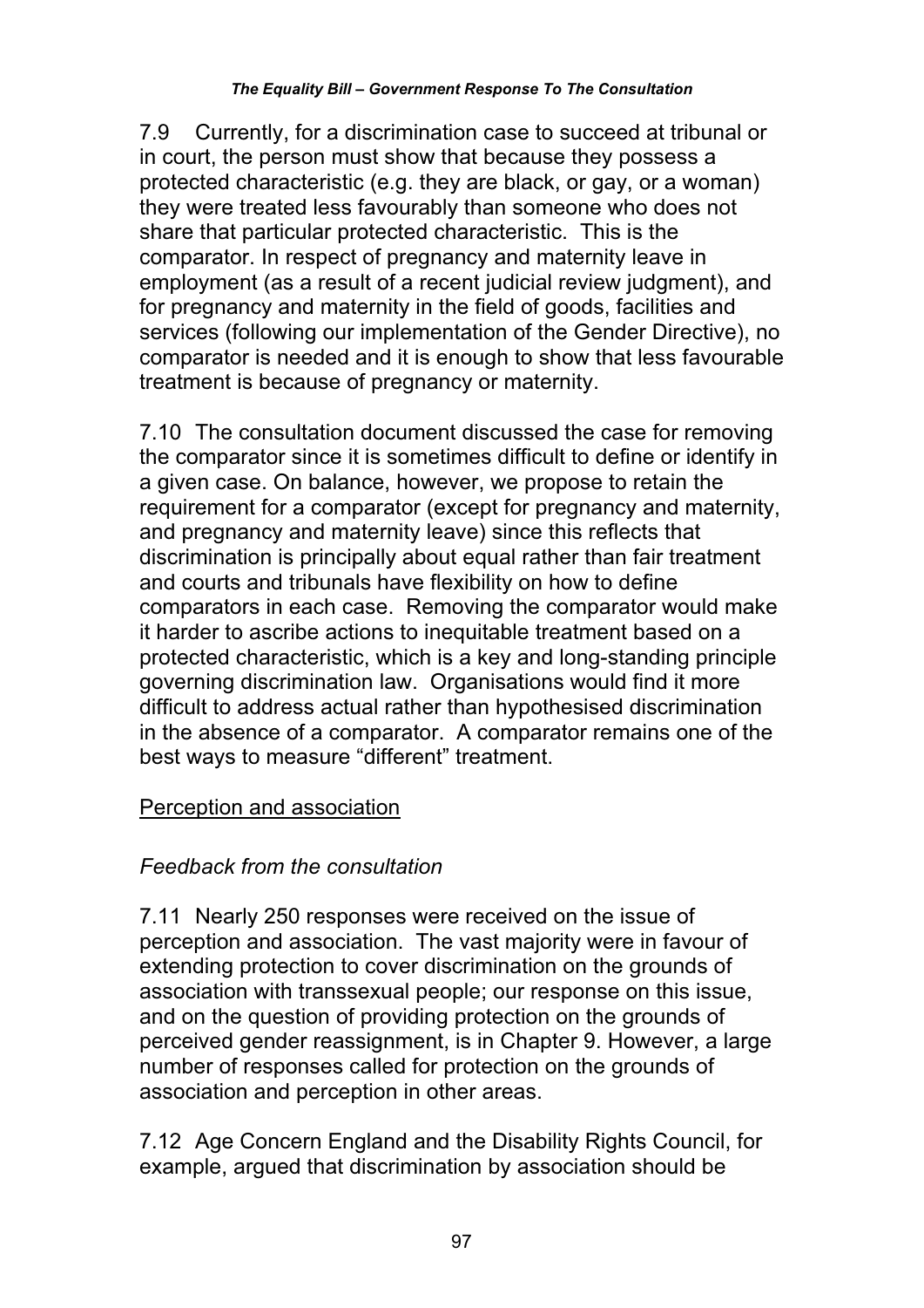7.9 Currently, for a discrimination case to succeed at tribunal or in court, the person must show that because they possess a protected characteristic (e.g. they are black, or gay, or a woman) they were treated less favourably than someone who does not share that particular protected characteristic. This is the comparator. In respect of pregnancy and maternity leave in employment (as a result of a recent judicial review judgment), and for pregnancy and maternity in the field of goods, facilities and services (following our implementation of the Gender Directive), no comparator is needed and it is enough to show that less favourable treatment is because of pregnancy or maternity.

7.10 The consultation document discussed the case for removing the comparator since it is sometimes difficult to define or identify in a given case. On balance, however, we propose to retain the requirement for a comparator (except for pregnancy and maternity, and pregnancy and maternity leave) since this reflects that discrimination is principally about equal rather than fair treatment and courts and tribunals have flexibility on how to define comparators in each case. Removing the comparator would make it harder to ascribe actions to inequitable treatment based on a protected characteristic, which is a key and long-standing principle governing discrimination law. Organisations would find it more difficult to address actual rather than hypothesised discrimination in the absence of a comparator. A comparator remains one of the best ways to measure "different" treatment.

<u>Perception and association</u>

*Feedback from the consultation*

7.11 Nearly 250 responses were received on the issue of perception and association. The vast majority were in favour of extending protection to cover discrimination on the grounds of association with transsexual people; our response on this issue, and on the question of providing protection on the grounds of perceived gender reassignment, is in Chapter 9. However, a large number of responses called for protection on the grounds of association and perception in other areas.

7.12 Age Concern England and the Disability Rights Council, for example, argued that discrimination by association should be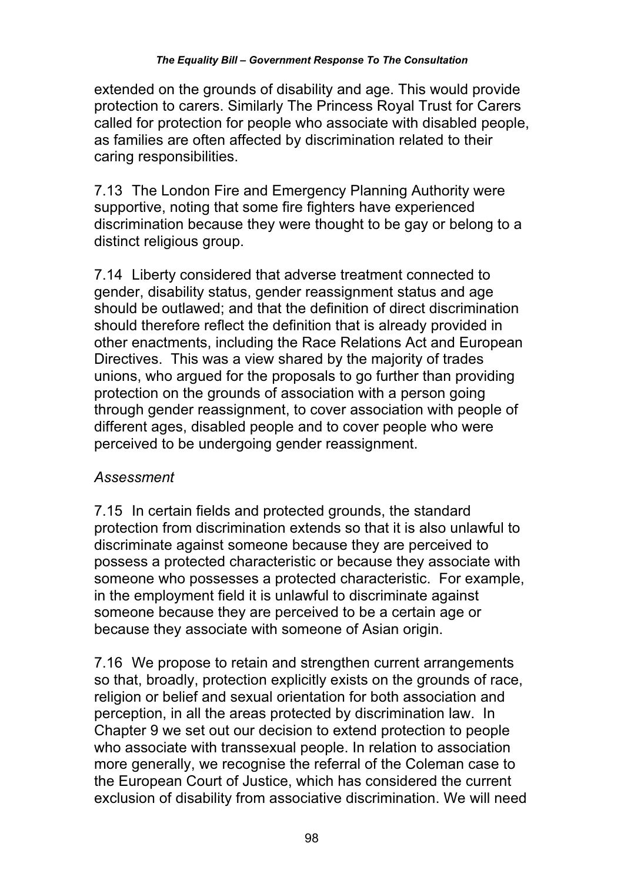extended on the grounds of disability and age. This would provide protection to carers. Similarly The Princess Royal Trust for Carers called for protection for people who associate with disabled people, as families are often affected by discrimination related to their caring responsibilities.

7.13 The London Fire and Emergency Planning Authority were supportive, noting that some fire fighters have experienced discrimination because they were thought to be gay or belong to a distinct religious group.

7.14 Liberty considered that adverse treatment connected to gender, disability status, gender reassignment status and age should be outlawed; and that the definition of direct discrimination should therefore reflect the definition that is already provided in other enactments, including the Race Relations Act and European Directives. This was a view shared by the majority of trades unions, who argued for the proposals to go further than providing protection on the grounds of association with a person going through gender reassignment, to cover association with people of different ages, disabled people and to cover people who were perceived to be undergoing gender reassignment.

*Assessment*

7.15 In certain fields and protected grounds, the standard protection from discrimination extends so that it is also unlawful to discriminate against someone because they are perceived to possess a protected characteristic or because they associate with someone who possesses a protected characteristic. For example, in the employment field it is unlawful to discriminate against someone because they are perceived to be a certain age or because they associate with someone of Asian origin.

7.16 We propose to retain and strengthen current arrangements so that, broadly, protection explicitly exists on the grounds of race, religion or belief and sexual orientation for both association and perception, in all the areas protected by discrimination law. In Chapter 9 we set out our decision to extend protection to people who associate with transsexual people. In relation to association more generally, we recognise the referral of the Coleman case to the European Court of Justice, which has considered the current exclusion of disability from associative discrimination. We will need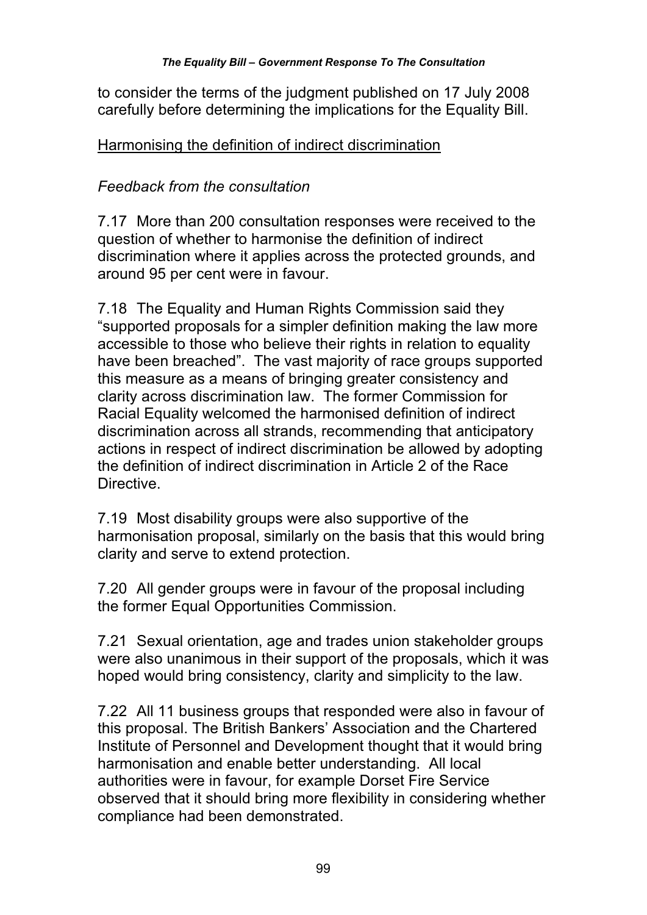to consider the terms of the judgment published on 17 July 2008 carefully before determining the implications for the Equality Bill.

## Harmonising the definition of indirect discrimination

*Feedback from the consultation*

7.17 More than 200 consultation responses were received to the question of whether to harmonise the definition of indirect discrimination where it applies across the protected grounds, and around 95 per cent were in favour.

7.18 The Equality and Human Rights Commission said they "supported proposals for a simpler definition making the law more accessible to those who believe their rights in relation to equality have been breached". The vast majority of race groups supported this measure as a means of bringing greater consistency and clarity across discrimination law. The former Commission for Racial Equality welcomed the harmonised definition of indirect discrimination across all strands, recommending that anticipatory actions in respect of indirect discrimination be allowed by adopting the definition of indirect discrimination in Article 2 of the Race Directive.

7.19 Most disability groups were also supportive of the harmonisation proposal, similarly on the basis that this would bring clarity and serve to extend protection.

7.20 All gender groups were in favour of the proposal including the former Equal Opportunities Commission.

7.21 Sexual orientation, age and trades union stakeholder groups were also unanimous in their support of the proposals, which it was hoped would bring consistency, clarity and simplicity to the law.

7.22 All 11 business groups that responded were also in favour of this proposal. The British Bankers' Association and the Chartered Institute of Personnel and Development thought that it would bring harmonisation and enable better understanding. All local authorities were in favour, for example Dorset Fire Service observed that it should bring more flexibility in considering whether compliance had been demonstrated.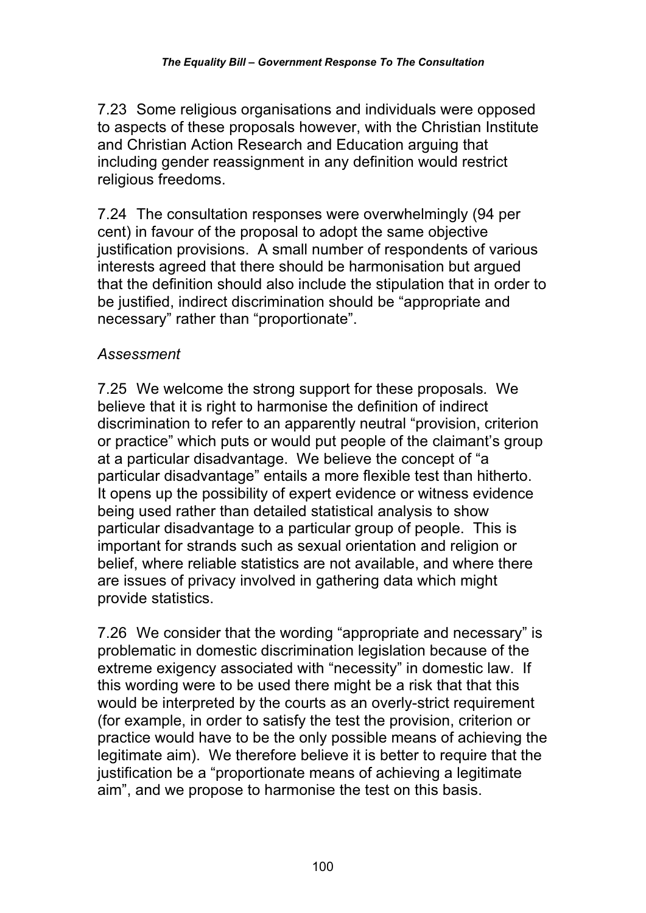7.23 Some religious organisations and individuals were opposed to aspects of these proposals however, with the Christian Institute and Christian Action Research and Education arguing that including gender reassignment in any definition would restrict religious freedoms.

7.24 The consultation responses were overwhelmingly (94 per cent) in favour of the proposal to adopt the same objective justification provisions. A small number of respondents of various interests agreed that there should be harmonisation but argued that the definition should also include the stipulation that in order to be justified, indirect discrimination should be "appropriate and necessary" rather than "proportionate".

*Assessment*

7.25 We welcome the strong support for these proposals. We believe that it is right to harmonise the definition of indirect discrimination to refer to an apparently neutral "provision, criterion or practice" which puts or would put people of the claimant's group at a particular disadvantage. We believe the concept of "a particular disadvantage" entails a more flexible test than hitherto. It opens up the possibility of expert evidence or witness evidence being used rather than detailed statistical analysis to show particular disadvantage to a particular group of people. This is important for strands such as sexual orientation and religion or belief, where reliable statistics are not available, and where there are issues of privacy involved in gathering data which might provide statistics.

7.26 We consider that the wording "appropriate and necessary" is problematic in domestic discrimination legislation because of the extreme exigency associated with "necessity" in domestic law. If this wording were to be used there might be a risk that that this would be interpreted by the courts as an overly-strict requirement (for example, in order to satisfy the test the provision, criterion or practice would have to be the only possible means of achieving the legitimate aim). We therefore believe it is better to require that the justification be a "proportionate means of achieving a legitimate aim", and we propose to harmonise the test on this basis.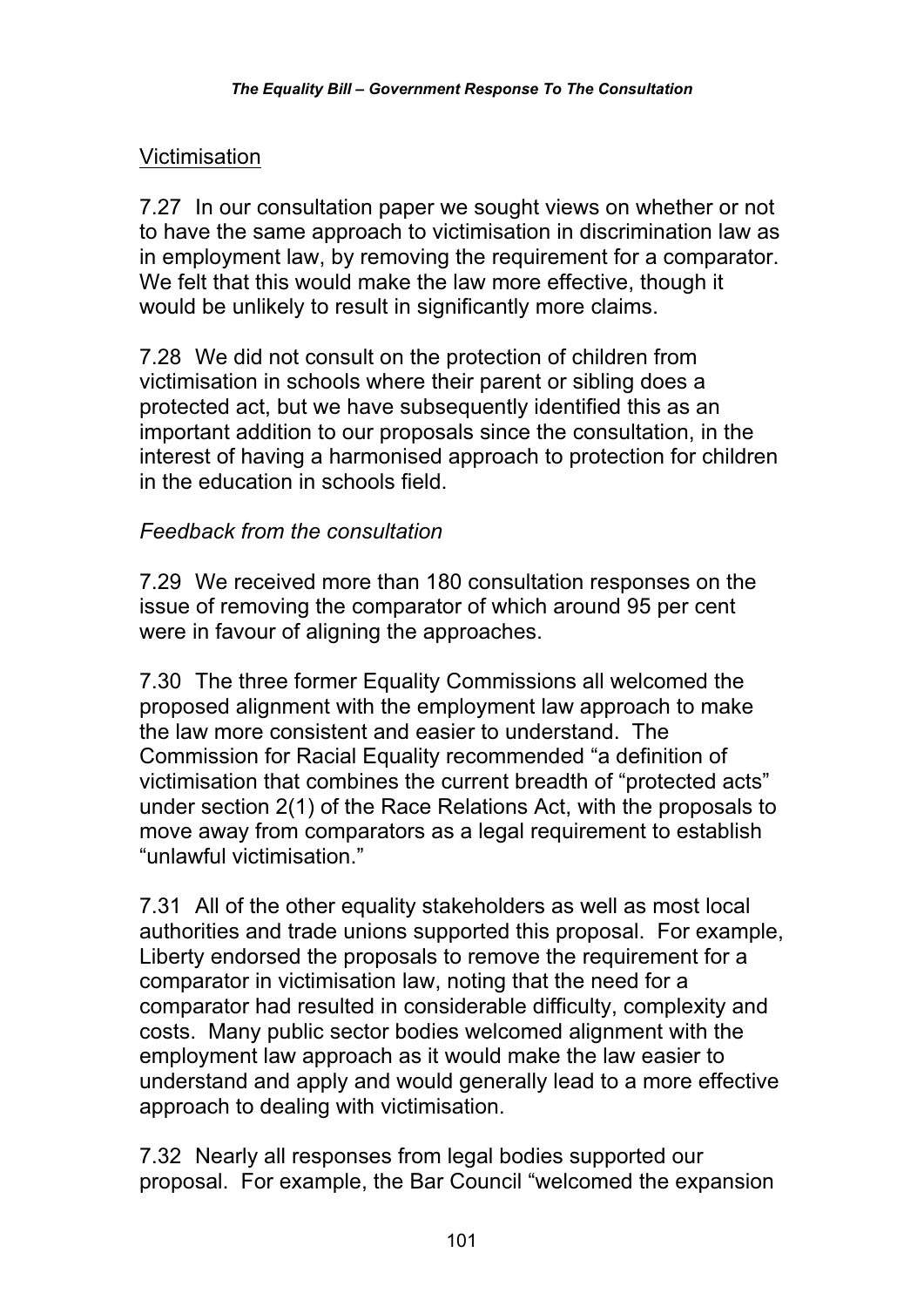## Victimisation

7.27 In our consultation paper we sought views on whether or not to have the same approach to victimisation in discrimination law as in employment law, by removing the requirement for a comparator. We felt that this would make the law more effective, though it would be unlikely to result in significantly more claims.

7.28 We did not consult on the protection of children from victimisation in schools where their parent or sibling does a protected act, but we have subsequently identified this as an important addition to our proposals since the consultation, in the interest of having a harmonised approach to protection for children in the education in schools field.

*Feedback from the consultation*

7.29 We received more than 180 consultation responses on the issue of removing the comparator of which around 95 per cent were in favour of aligning the approaches.

7.30 The three former Equality Commissions all welcomed the proposed alignment with the employment law approach to make the law more consistent and easier to understand. The Commission for Racial Equality recommended "a definition of victimisation that combines the current breadth of "protected acts" under section 2(1) of the Race Relations Act, with the proposals to move away from comparators as a legal requirement to establish "unlawful victimisation."

7.31 All of the other equality stakeholders as well as most local authorities and trade unions supported this proposal. For example, Liberty endorsed the proposals to remove the requirement for a comparator in victimisation law, noting that the need for a comparator had resulted in considerable difficulty, complexity and costs. Many public sector bodies welcomed alignment with the employment law approach as it would make the law easier to understand and apply and would generally lead to a more effective approach to dealing with victimisation.

7.32 Nearly all responses from legal bodies supported our proposal. For example, the Bar Council "welcomed the expansion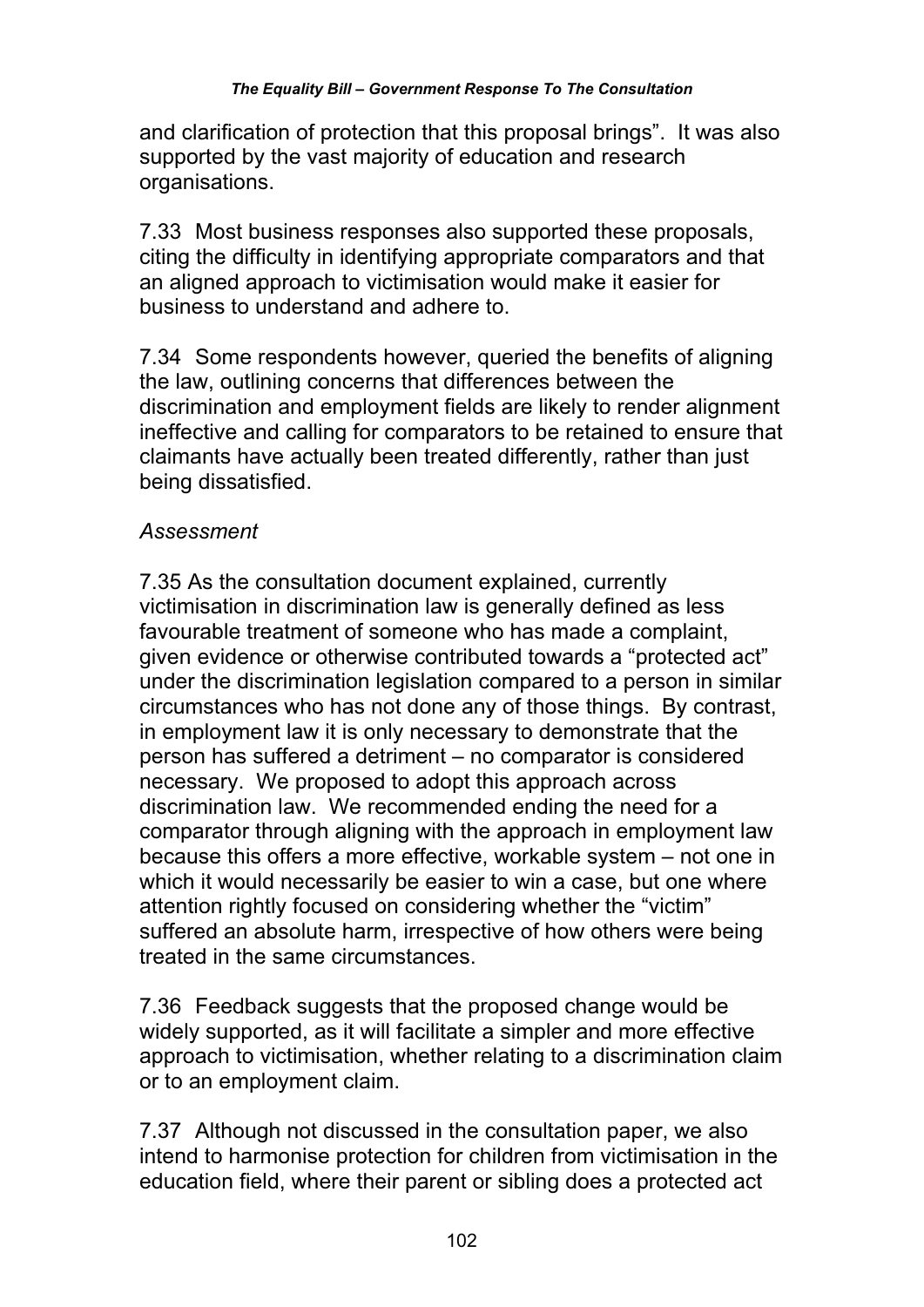and clarification of protection that this proposal brings". It was also supported by the vast majority of education and research organisations.

7.33 Most business responses also supported these proposals, citing the difficulty in identifying appropriate comparators and that an aligned approach to victimisation would make it easier for business to understand and adhere to.

7.34 Some respondents however, queried the benefits of aligning the law, outlining concerns that differences between the discrimination and employment fields are likely to render alignment ineffective and calling for comparators to be retained to ensure that claimants have actually been treated differently, rather than just being dissatisfied.

*Assessment*

7.35 As the consultation document explained, currently victimisation in discrimination law is generally defined as less favourable treatment of someone who has made a complaint, given evidence or otherwise contributed towards a "protected act" under the discrimination legislation compared to a person in similar circumstances who has not done any of those things. By contrast, in employment law it is only necessary to demonstrate that the person has suffered a detriment – no comparator is considered necessary. We proposed to adopt this approach across discrimination law. We recommended ending the need for a comparator through aligning with the approach in employment law because this offers a more effective, workable system – not one in which it would necessarily be easier to win a case, but one where attention rightly focused on considering whether the "victim" suffered an absolute harm, irrespective of how others were being treated in the same circumstances.

7.36 Feedback suggests that the proposed change would be widely supported, as it will facilitate a simpler and more effective approach to victimisation, whether relating to a discrimination claim or to an employment claim.

7.37 Although not discussed in the consultation paper, we also intend to harmonise protection for children from victimisation in the education field, where their parent or sibling does a protected act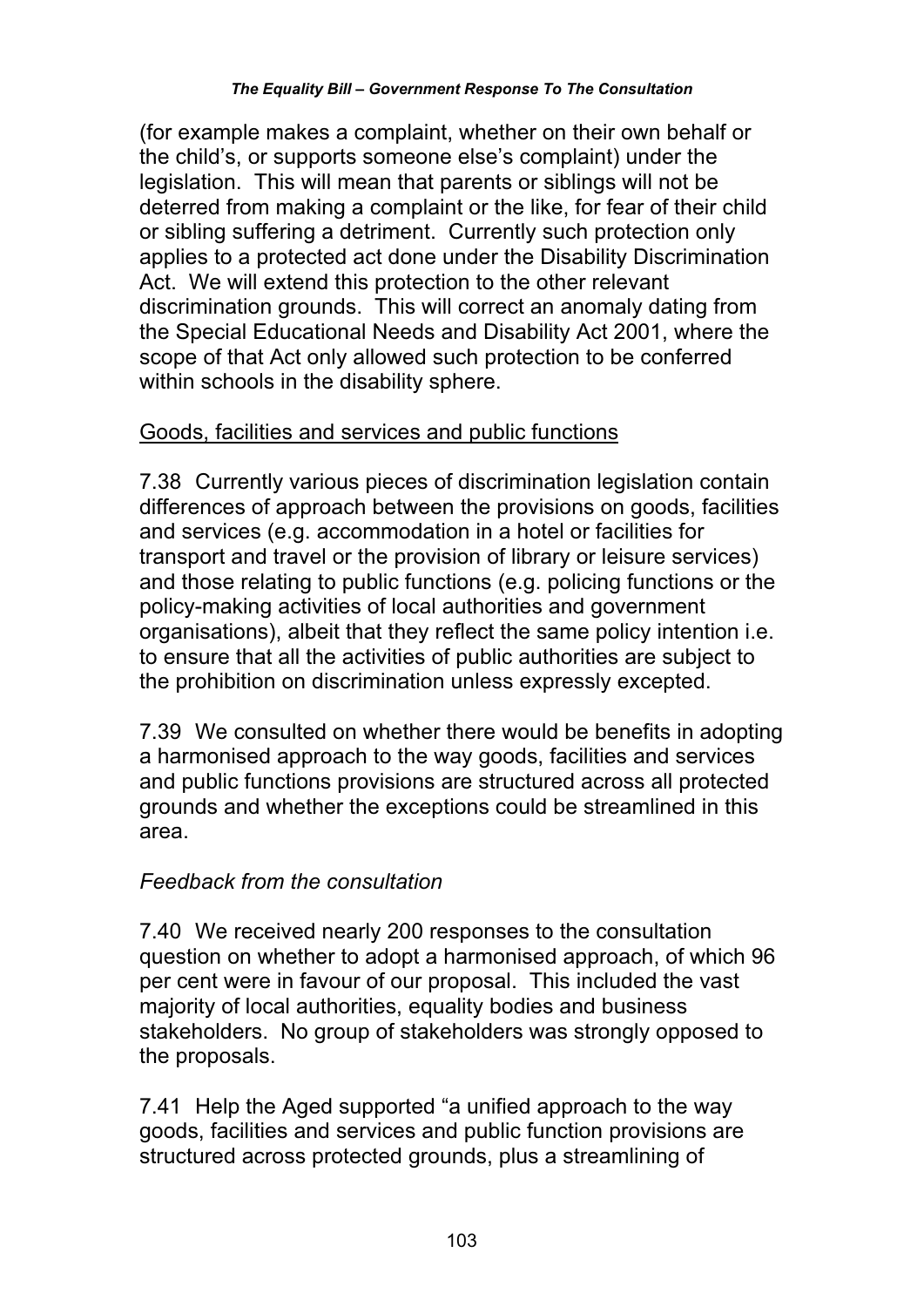(for example makes a complaint, whether on their own behalf or the child's, or supports someone else's complaint) under the legislation. This will mean that parents or siblings will not be deterred from making a complaint or the like, for fear of their child or sibling suffering a detriment. Currently such protection only applies to a protected act done under the Disability Discrimination Act. We will extend this protection to the other relevant discrimination grounds. This will correct an anomaly dating from the Special Educational Needs and Disability Act 2001, where the scope of that Act only allowed such protection to be conferred within schools in the disability sphere.

<u>Goods, facilities and services and public functions</u>

7.38 Currently various pieces of discrimination legislation contain differences of approach between the provisions on goods, facilities and services (e.g. accommodation in a hotel or facilities for transport and travel or the provision of library or leisure services) and those relating to public functions (e.g. policing functions or the policy-making activities of local authorities and government organisations), albeit that they reflect the same policy intention i.e. to ensure that all the activities of public authorities are subject to the prohibition on discrimination unless expressly excepted.

7.39 We consulted on whether there would be benefits in adopting a harmonised approach to the way goods, facilities and services and public functions provisions are structured across all protected grounds and whether the exceptions could be streamlined in this area.

*Feedback from the consultation*

7.40 We received nearly 200 responses to the consultation question on whether to adopt a harmonised approach, of which 96 per cent were in favour of our proposal. This included the vast majority of local authorities, equality bodies and business stakeholders. No group of stakeholders was strongly opposed to the proposals.

7.41 Help the Aged supported "a unified approach to the way goods, facilities and services and public function provisions are structured across protected grounds, plus a streamlining of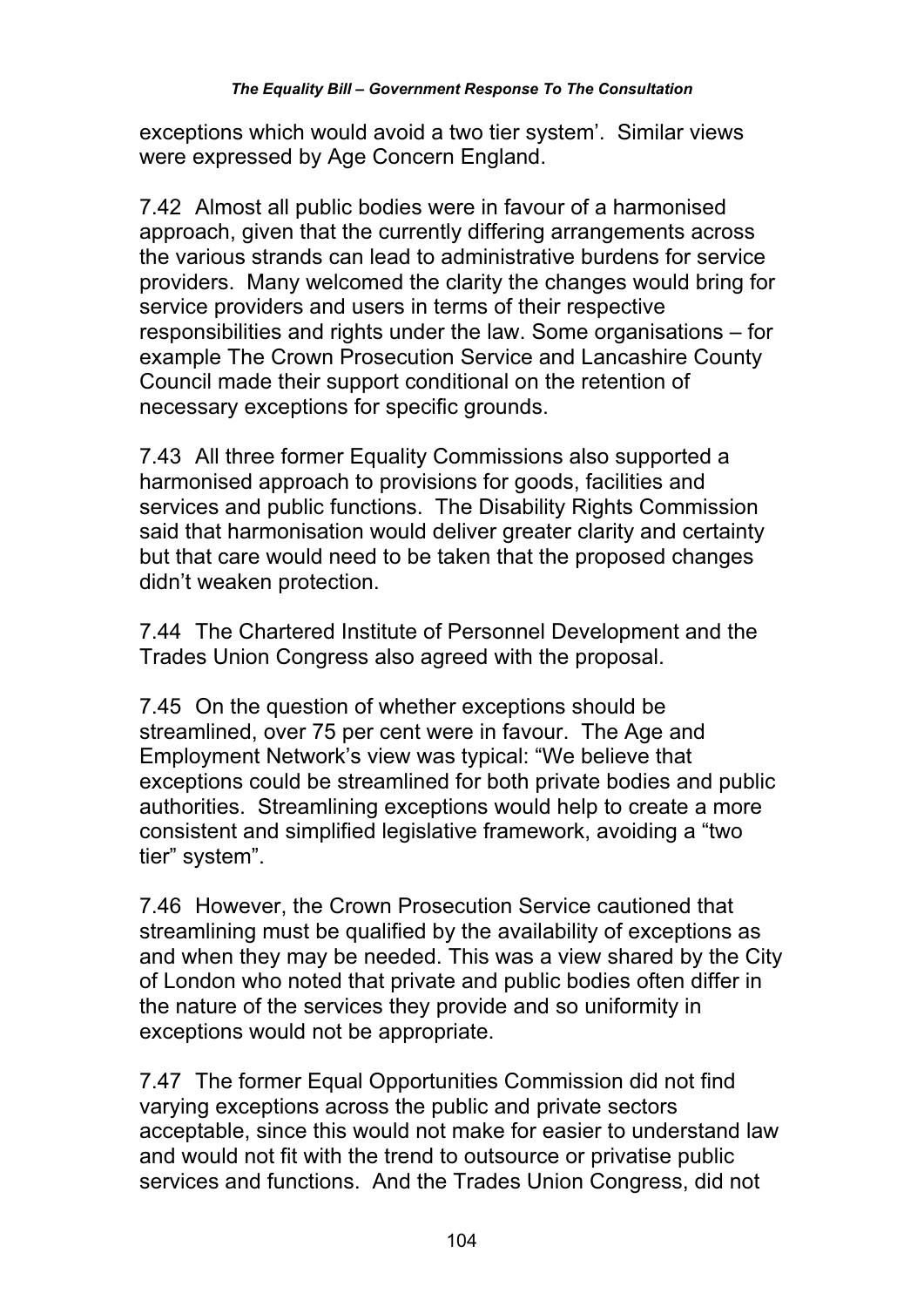exceptions which would avoid a two tier system'. Similar views were expressed by Age Concern England.

7.42 Almost all public bodies were in favour of a harmonised approach, given that the currently differing arrangements across the various strands can lead to administrative burdens for service providers. Many welcomed the clarity the changes would bring for service providers and users in terms of their respective responsibilities and rights under the law. Some organisations – for example The Crown Prosecution Service and Lancashire County Council made their support conditional on the retention of necessary exceptions for specific grounds.

7.43 All three former Equality Commissions also supported a harmonised approach to provisions for goods, facilities and services and public functions. The Disability Rights Commission said that harmonisation would deliver greater clarity and certainty but that care would need to be taken that the proposed changes didn't weaken protection.

7.44 The Chartered Institute of Personnel Development and the Trades Union Congress also agreed with the proposal.

7.45 On the question of whether exceptions should be streamlined, over 75 per cent were in favour. The Age and Employment Network's view was typical: "We believe that exceptions could be streamlined for both private bodies and public authorities. Streamlining exceptions would help to create a more consistent and simplified legislative framework, avoiding a "two tier" system".

7.46 However, the Crown Prosecution Service cautioned that streamlining must be qualified by the availability of exceptions as and when they may be needed. This was a view shared by the City of London who noted that private and public bodies often differ in the nature of the services they provide and so uniformity in exceptions would not be appropriate.

7.47 The former Equal Opportunities Commission did not find varying exceptions across the public and private sectors acceptable, since this would not make for easier to understand law and would not fit with the trend to outsource or privatise public services and functions. And the Trades Union Congress, did not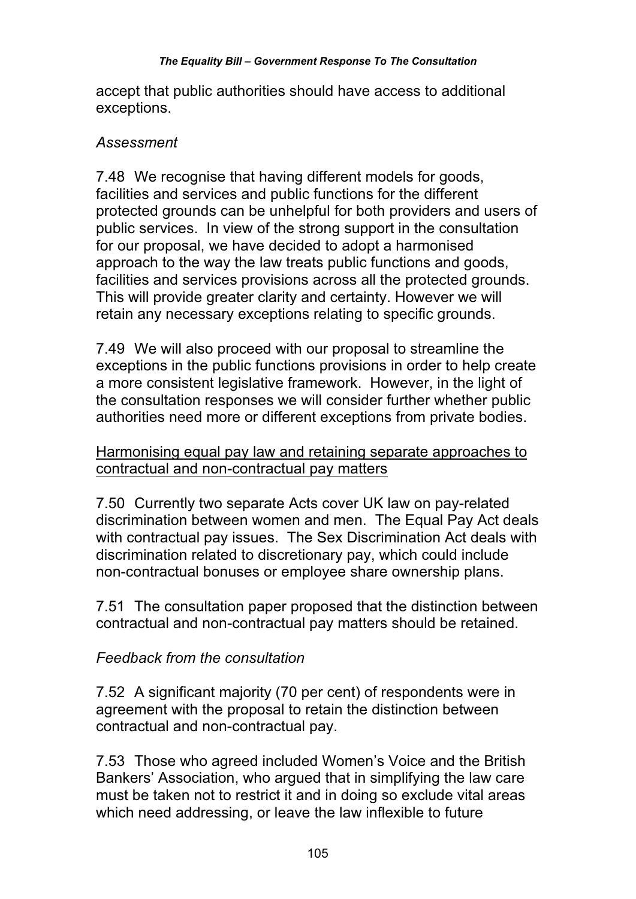accept that public authorities should have access to additional exceptions.

*Assessment*

7.48 We recognise that having different models for goods, facilities and services and public functions for the different protected grounds can be unhelpful for both providers and users of public services. In view of the strong support in the consultation for our proposal, we have decided to adopt a harmonised approach to the way the law treats public functions and goods, facilities and services provisions across all the protected grounds. This will provide greater clarity and certainty. However we will retain any necessary exceptions relating to specific grounds.

7.49 We will also proceed with our proposal to streamline the exceptions in the public functions provisions in order to help create a more consistent legislative framework. However, in the light of the consultation responses we will consider further whether public authorities need more or different exceptions from private bodies.

<u>Harmonising equal pay law and retaining separate approaches to contractual and non-contractual pay matters</u>

7.50 Currently two separate Acts cover UK law on pay-related discrimination between women and men. The Equal Pay Act deals with contractual pay issues. The Sex Discrimination Act deals with discrimination related to discretionary pay, which could include non-contractual bonuses or employee share ownership plans.

7.51 The consultation paper proposed that the distinction between contractual and non-contractual pay matters should be retained.

*Feedback from the consultation*

7.52 A significant majority (70 per cent) of respondents were in agreement with the proposal to retain the distinction between contractual and non-contractual pay.

7.53 Those who agreed included Women's Voice and the British Bankers' Association, who argued that in simplifying the law care must be taken not to restrict it and in doing so exclude vital areas which need addressing, or leave the law inflexible to future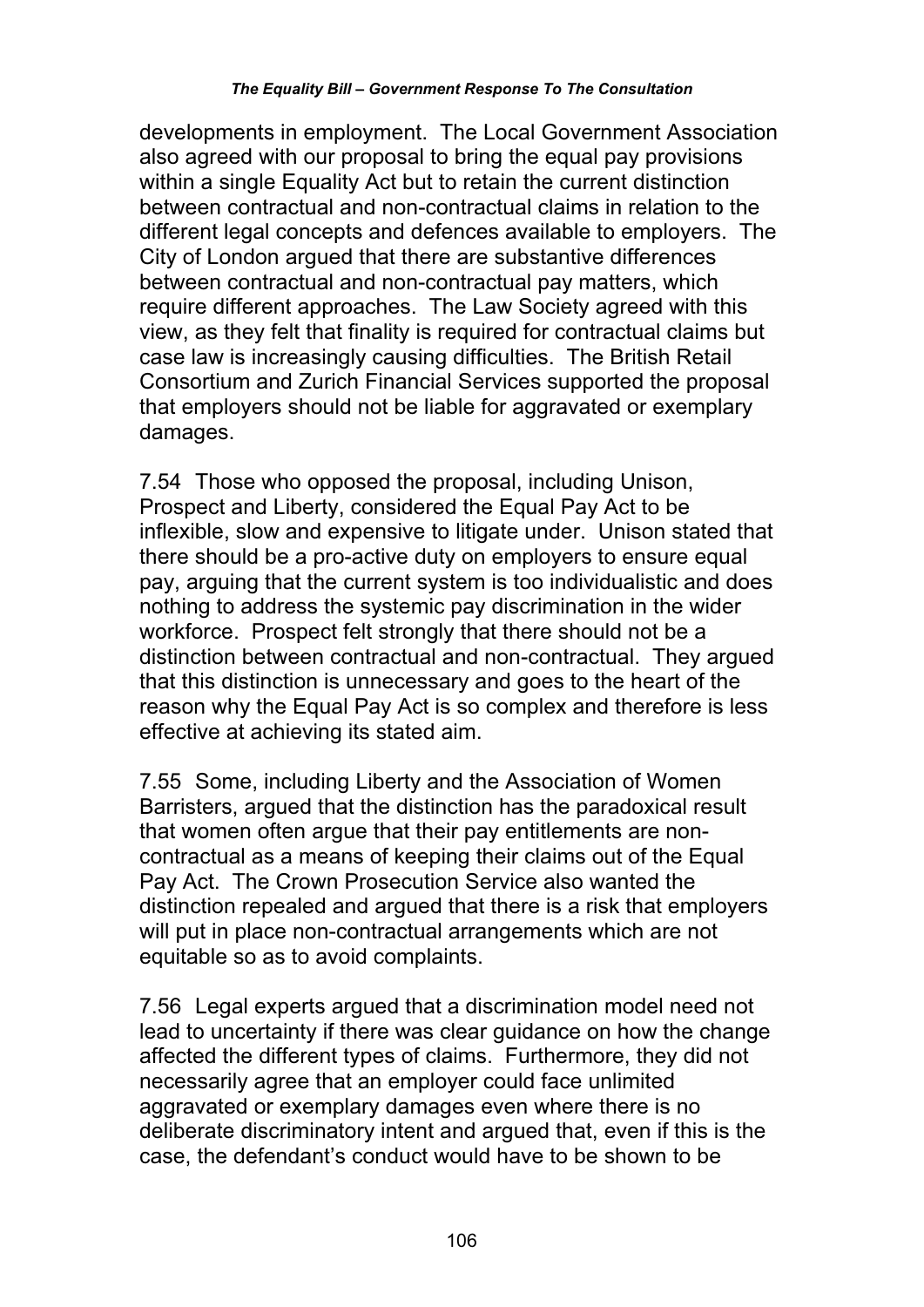developments in employment. The Local Government Association also agreed with our proposal to bring the equal pay provisions within a single Equality Act but to retain the current distinction between contractual and non-contractual claims in relation to the different legal concepts and defences available to employers. The City of London argued that there are substantive differences between contractual and non-contractual pay matters, which require different approaches. The Law Society agreed with this view, as they felt that finality is required for contractual claims but case law is increasingly causing difficulties. The British Retail Consortium and Zurich Financial Services supported the proposal that employers should not be liable for aggravated or exemplary damages.

7.54 Those who opposed the proposal, including Unison, Prospect and Liberty, considered the Equal Pay Act to be inflexible, slow and expensive to litigate under. Unison stated that there should be a pro-active duty on employers to ensure equal pay, arguing that the current system is too individualistic and does nothing to address the systemic pay discrimination in the wider workforce. Prospect felt strongly that there should not be a distinction between contractual and non-contractual. They argued that this distinction is unnecessary and goes to the heart of the reason why the Equal Pay Act is so complex and therefore is less effective at achieving its stated aim.

7.55 Some, including Liberty and the Association of Women Barristers, argued that the distinction has the paradoxical result that women often argue that their pay entitlements are non-contractual as a means of keeping their claims out of the Equal Pay Act. The Crown Prosecution Service also wanted the distinction repealed and argued that there is a risk that employers will put in place non-contractual arrangements which are not equitable so as to avoid complaints.

7.56 Legal experts argued that a discrimination model need not lead to uncertainty if there was clear guidance on how the change affected the different types of claims. Furthermore, they did not necessarily agree that an employer could face unlimited aggravated or exemplary damages even where there is no deliberate discriminatory intent and argued that, even if this is the case, the defendant's conduct would have to be shown to be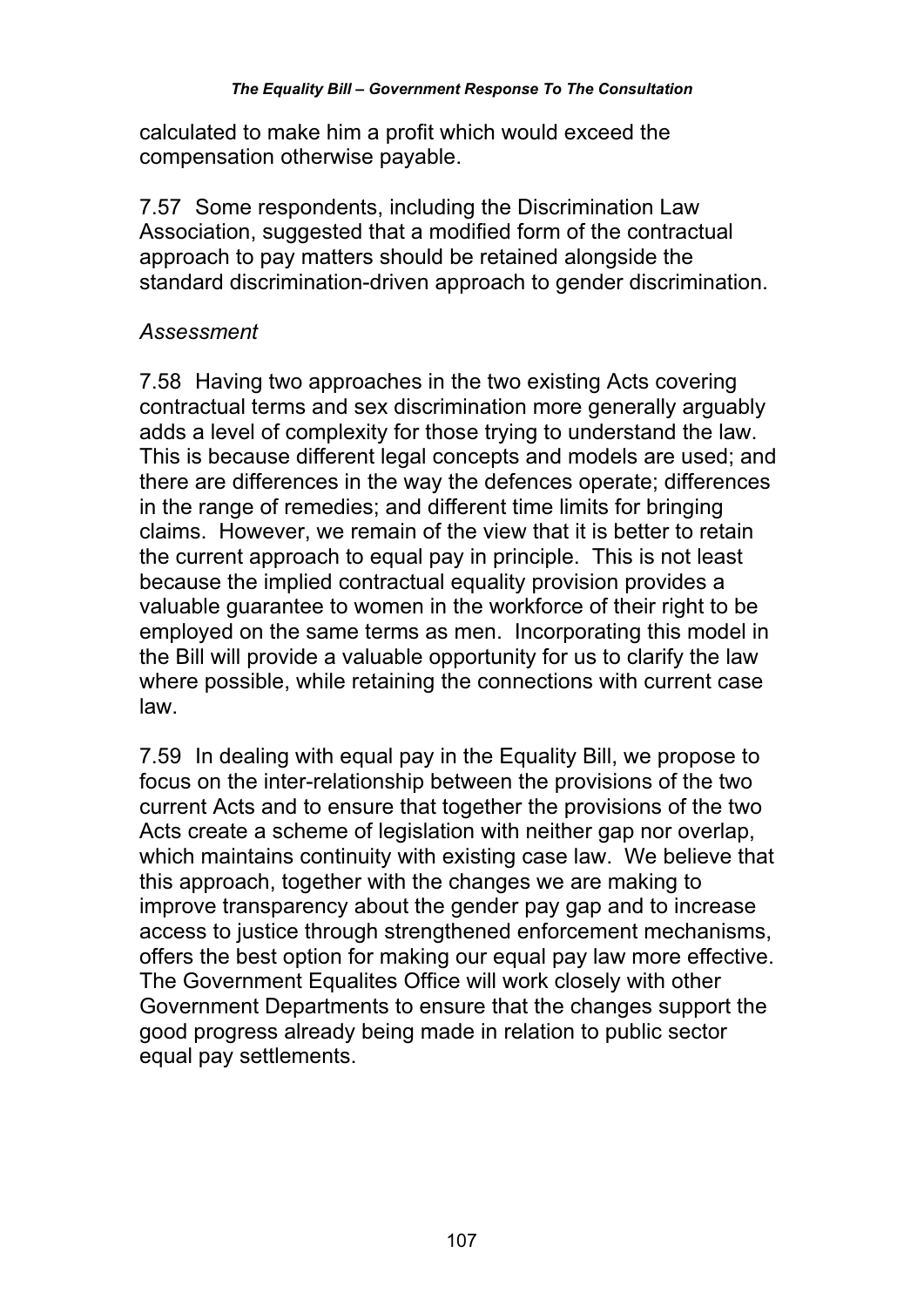calculated to make him a profit which would exceed the compensation otherwise payable.

7.57 Some respondents, including the Discrimination Law Association, suggested that a modified form of the contractual approach to pay matters should be retained alongside the standard discrimination-driven approach to gender discrimination.

*Assessment*

7.58 Having two approaches in the two existing Acts covering contractual terms and sex discrimination more generally arguably adds a level of complexity for those trying to understand the law. This is because different legal concepts and models are used; and there are differences in the way the defences operate; differences in the range of remedies; and different time limits for bringing claims. However, we remain of the view that it is better to retain the current approach to equal pay in principle. This is not least because the implied contractual equality provision provides a valuable guarantee to women in the workforce of their right to be employed on the same terms as men. Incorporating this model in the Bill will provide a valuable opportunity for us to clarify the law where possible, while retaining the connections with current case law.

7.59 In dealing with equal pay in the Equality Bill, we propose to focus on the inter-relationship between the provisions of the two current Acts and to ensure that together the provisions of the two Acts create a scheme of legislation with neither gap nor overlap, which maintains continuity with existing case law. We believe that this approach, together with the changes we are making to improve transparency about the gender pay gap and to increase access to justice through strengthened enforcement mechanisms, offers the best option for making our equal pay law more effective. The Government Equalites Office will work closely with other Government Departments to ensure that the changes support the good progress already being made in relation to public sector equal pay settlements.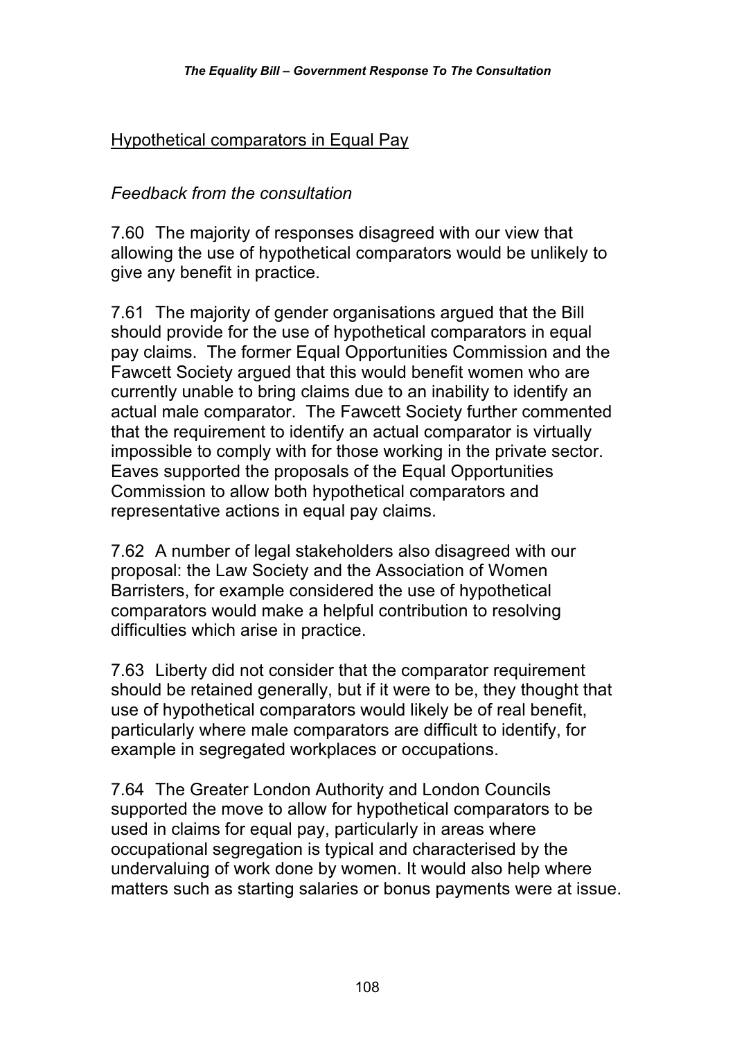Hypothetical comparators in Equal Pay

*Feedback from the consultation*

7.60 The majority of responses disagreed with our view that allowing the use of hypothetical comparators would be unlikely to give any benefit in practice.

7.61 The majority of gender organisations argued that the Bill should provide for the use of hypothetical comparators in equal pay claims. The former Equal Opportunities Commission and the Fawcett Society argued that this would benefit women who are currently unable to bring claims due to an inability to identify an actual male comparator. The Fawcett Society further commented that the requirement to identify an actual comparator is virtually impossible to comply with for those working in the private sector. Eaves supported the proposals of the Equal Opportunities Commission to allow both hypothetical comparators and representative actions in equal pay claims.

7.62 A number of legal stakeholders also disagreed with our proposal: the Law Society and the Association of Women Barristers, for example considered the use of hypothetical comparators would make a helpful contribution to resolving difficulties which arise in practice.

7.63 Liberty did not consider that the comparator requirement should be retained generally, but if it were to be, they thought that use of hypothetical comparators would likely be of real benefit, particularly where male comparators are difficult to identify, for example in segregated workplaces or occupations.

7.64 The Greater London Authority and London Councils supported the move to allow for hypothetical comparators to be used in claims for equal pay, particularly in areas where occupational segregation is typical and characterised by the undervaluing of work done by women. It would also help where matters such as starting salaries or bonus payments were at issue.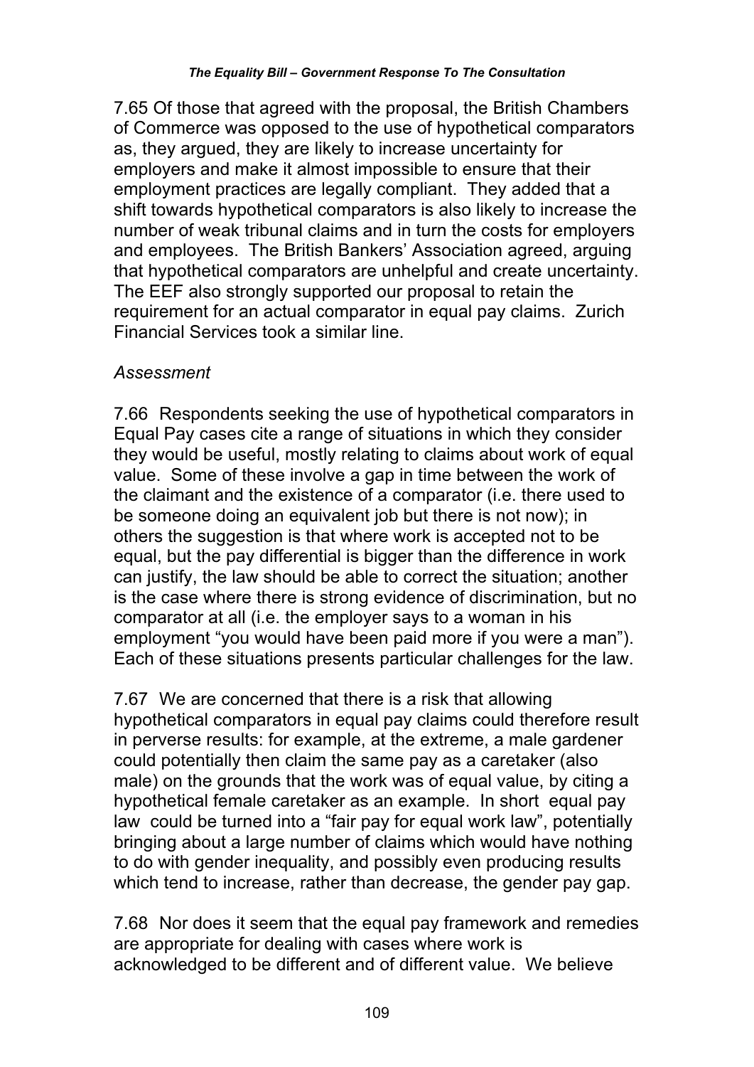7.65 Of those that agreed with the proposal, the British Chambers of Commerce was opposed to the use of hypothetical comparators as, they argued, they are likely to increase uncertainty for employers and make it almost impossible to ensure that their employment practices are legally compliant. They added that a shift towards hypothetical comparators is also likely to increase the number of weak tribunal claims and in turn the costs for employers and employees. The British Bankers' Association agreed, arguing that hypothetical comparators are unhelpful and create uncertainty. The EEF also strongly supported our proposal to retain the requirement for an actual comparator in equal pay claims. Zurich Financial Services took a similar line.

*Assessment*

7.66 Respondents seeking the use of hypothetical comparators in Equal Pay cases cite a range of situations in which they consider they would be useful, mostly relating to claims about work of equal value. Some of these involve a gap in time between the work of the claimant and the existence of a comparator (i.e. there used to be someone doing an equivalent job but there is not now); in others the suggestion is that where work is accepted not to be equal, but the pay differential is bigger than the difference in work can justify, the law should be able to correct the situation; another is the case where there is strong evidence of discrimination, but no comparator at all (i.e. the employer says to a woman in his employment "you would have been paid more if you were a man"). Each of these situations presents particular challenges for the law.

7.67 We are concerned that there is a risk that allowing hypothetical comparators in equal pay claims could therefore result in perverse results: for example, at the extreme, a male gardener could potentially then claim the same pay as a caretaker (also male) on the grounds that the work was of equal value, by citing a hypothetical female caretaker as an example. In short equal pay law could be turned into a "fair pay for equal work law", potentially bringing about a large number of claims which would have nothing to do with gender inequality, and possibly even producing results which tend to increase, rather than decrease, the gender pay gap.

7.68 Nor does it seem that the equal pay framework and remedies are appropriate for dealing with cases where work is acknowledged to be different and of different value. We believe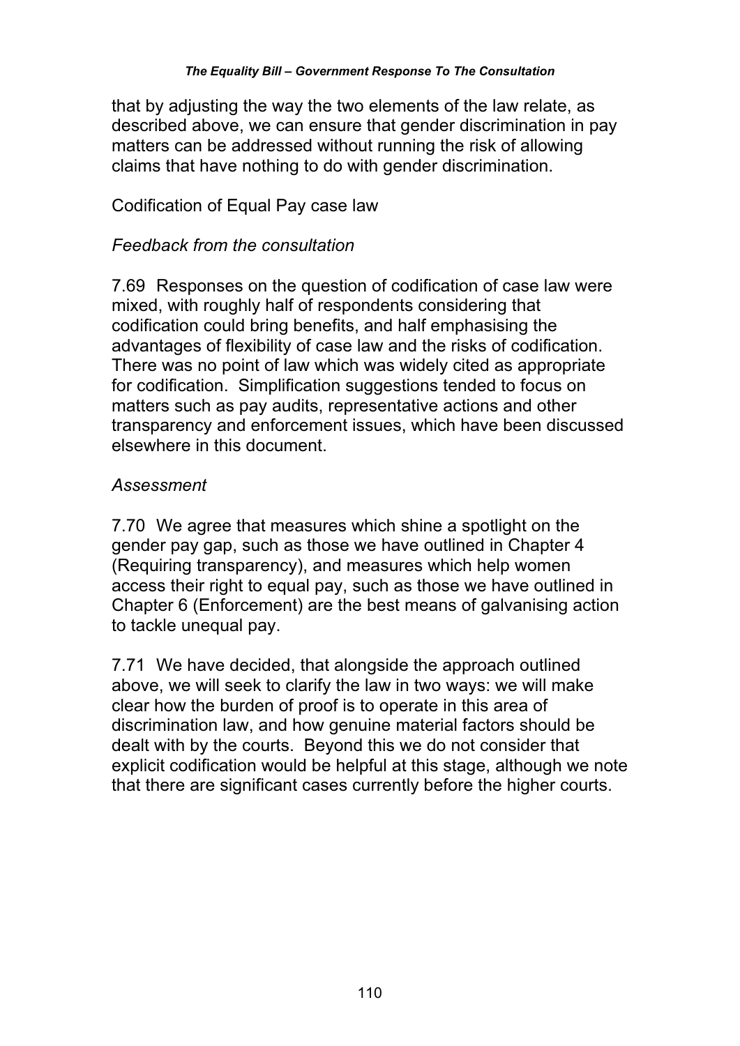that by adjusting the way the two elements of the law relate, as described above, we can ensure that gender discrimination in pay matters can be addressed without running the risk of allowing claims that have nothing to do with gender discrimination.

## Codification of Equal Pay case law

### *Feedback from the consultation*

7.69 Responses on the question of codification of case law were mixed, with roughly half of respondents considering that codification could bring benefits, and half emphasising the advantages of flexibility of case law and the risks of codification. There was no point of law which was widely cited as appropriate for codification. Simplification suggestions tended to focus on matters such as pay audits, representative actions and other transparency and enforcement issues, which have been discussed elsewhere in this document.

### *Assessment*

7.70 We agree that measures which shine a spotlight on the gender pay gap, such as those we have outlined in Chapter 4 (Requiring transparency), and measures which help women access their right to equal pay, such as those we have outlined in Chapter 6 (Enforcement) are the best means of galvanising action to tackle unequal pay.

7.71 We have decided, that alongside the approach outlined above, we will seek to clarify the law in two ways: we will make clear how the burden of proof is to operate in this area of discrimination law, and how genuine material factors should be dealt with by the courts. Beyond this we do not consider that explicit codification would be helpful at this stage, although we note that there are significant cases currently before the higher courts.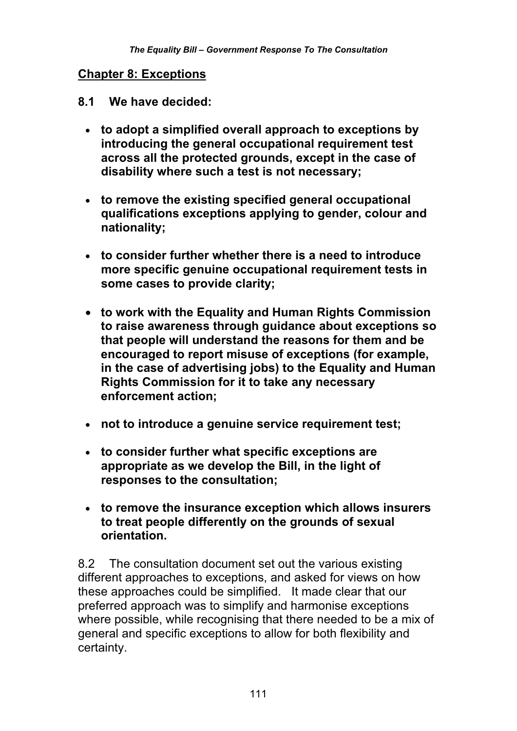## Chapter 8: Exceptions

**8.1 We have decided:**

- **to adopt a simplified overall approach to exceptions by introducing the general occupational requirement test across all the protected grounds, except in the case of disability where such a test is not necessary;**
- **to remove the existing specified general occupational qualifications exceptions applying to gender, colour and nationality;**
- **to consider further whether there is a need to introduce more specific genuine occupational requirement tests in some cases to provide clarity;**
- **to work with the Equality and Human Rights Commission to raise awareness through guidance about exceptions so that people will understand the reasons for them and be encouraged to report misuse of exceptions (for example, in the case of advertising jobs) to the Equality and Human Rights Commission for it to take any necessary enforcement action;**
- **not to introduce a genuine service requirement test;**
- **to consider further what specific exceptions are appropriate as we develop the Bill, in the light of responses to the consultation;**
- **to remove the insurance exception which allows insurers to treat people differently on the grounds of sexual orientation.**

8.2 The consultation document set out the various existing different approaches to exceptions, and asked for views on how these approaches could be simplified. It made clear that our preferred approach was to simplify and harmonise exceptions where possible, while recognising that there needed to be a mix of general and specific exceptions to allow for both flexibility and certainty.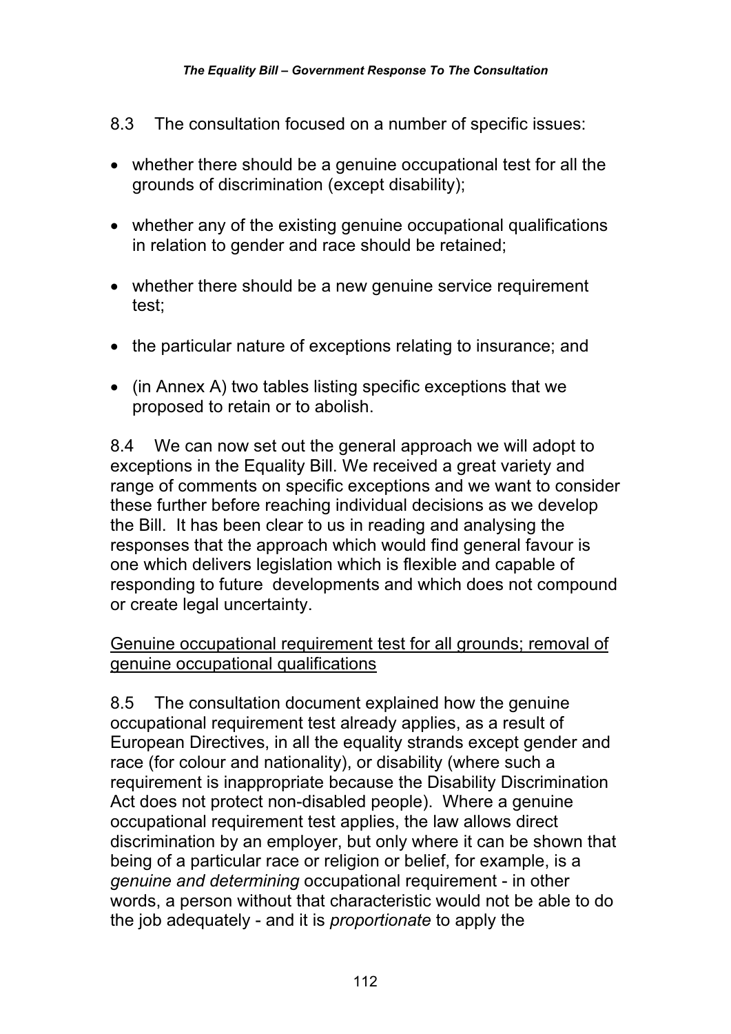8.3 The consultation focused on a number of specific issues:

- whether there should be a genuine occupational test for all the grounds of discrimination (except disability);
- whether any of the existing genuine occupational qualifications in relation to gender and race should be retained;
- whether there should be a new genuine service requirement test;
- the particular nature of exceptions relating to insurance; and
- (in Annex A) two tables listing specific exceptions that we proposed to retain or to abolish.

8.4 We can now set out the general approach we will adopt to exceptions in the Equality Bill. We received a great variety and range of comments on specific exceptions and we want to consider these further before reaching individual decisions as we develop the Bill. It has been clear to us in reading and analysing the responses that the approach which would find general favour is one which delivers legislation which is flexible and capable of responding to future developments and which does not compound or create legal uncertainty.

<u>Genuine occupational requirement test for all grounds; removal of genuine occupational qualifications</u>

8.5 The consultation document explained how the genuine occupational requirement test already applies, as a result of European Directives, in all the equality strands except gender and race (for colour and nationality), or disability (where such a requirement is inappropriate because the Disability Discrimination Act does not protect non-disabled people). Where a genuine occupational requirement test applies, the law allows direct discrimination by an employer, but only where it can be shown that being of a particular race or religion or belief, for example, is a *genuine and determining* occupational requirement - in other words, a person without that characteristic would not be able to do the job adequately - and it is *proportionate* to apply the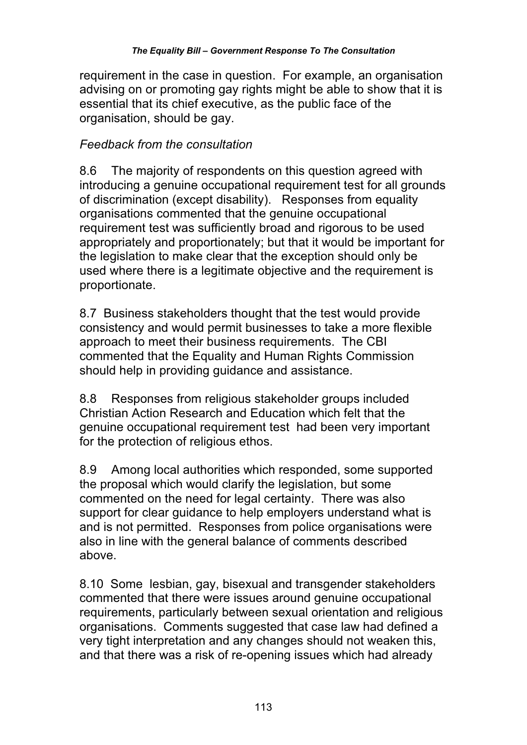requirement in the case in question. For example, an organisation advising on or promoting gay rights might be able to show that it is essential that its chief executive, as the public face of the organisation, should be gay.

*Feedback from the consultation*

8.6 The majority of respondents on this question agreed with introducing a genuine occupational requirement test for all grounds of discrimination (except disability). Responses from equality organisations commented that the genuine occupational requirement test was sufficiently broad and rigorous to be used appropriately and proportionately; but that it would be important for the legislation to make clear that the exception should only be used where there is a legitimate objective and the requirement is proportionate.

8.7 Business stakeholders thought that the test would provide consistency and would permit businesses to take a more flexible approach to meet their business requirements. The CBI commented that the Equality and Human Rights Commission should help in providing guidance and assistance.

8.8 Responses from religious stakeholder groups included Christian Action Research and Education which felt that the genuine occupational requirement test had been very important for the protection of religious ethos.

8.9 Among local authorities which responded, some supported the proposal which would clarify the legislation, but some commented on the need for legal certainty. There was also support for clear guidance to help employers understand what is and is not permitted. Responses from police organisations were also in line with the general balance of comments described above.

8.10 Some lesbian, gay, bisexual and transgender stakeholders commented that there were issues around genuine occupational requirements, particularly between sexual orientation and religious organisations. Comments suggested that case law had defined a very tight interpretation and any changes should not weaken this, and that there was a risk of re-opening issues which had already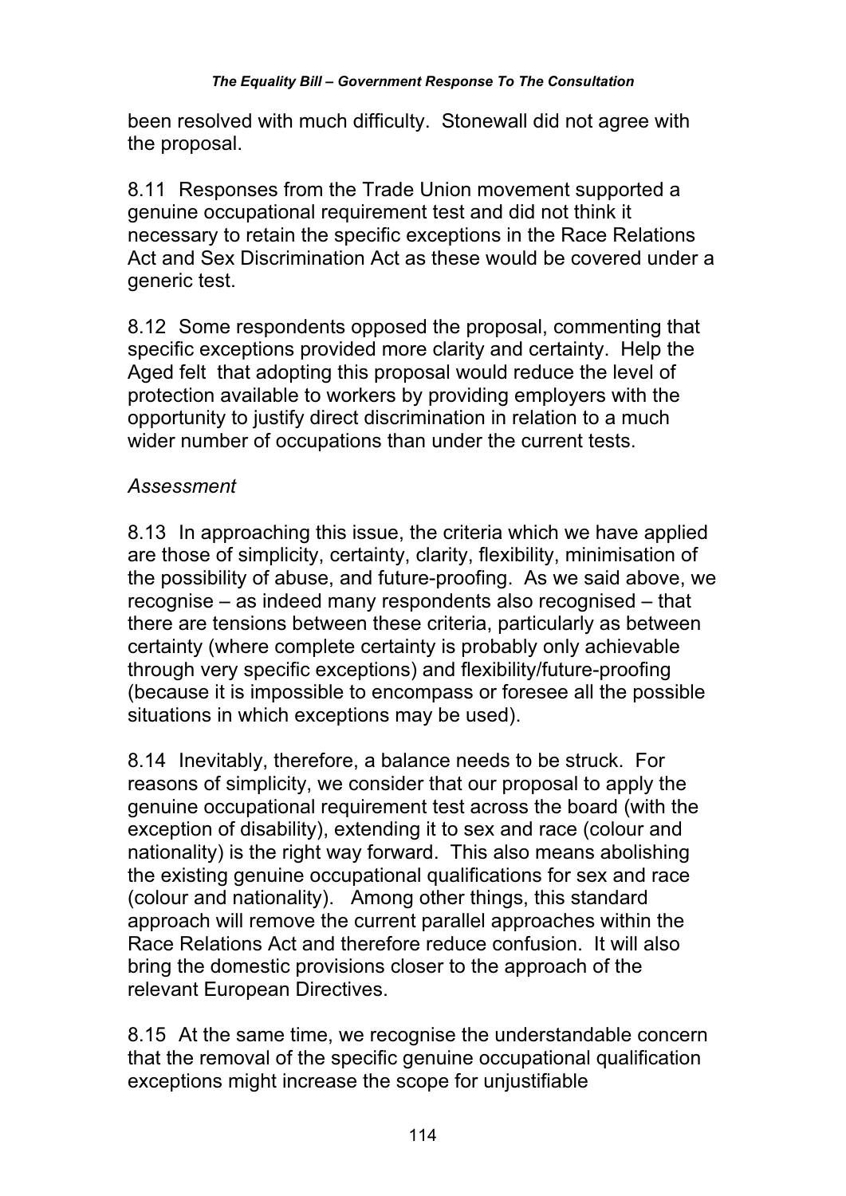been resolved with much difficulty. Stonewall did not agree with the proposal.

8.11 Responses from the Trade Union movement supported a genuine occupational requirement test and did not think it necessary to retain the specific exceptions in the Race Relations Act and Sex Discrimination Act as these would be covered under a generic test.

8.12 Some respondents opposed the proposal, commenting that specific exceptions provided more clarity and certainty. Help the Aged felt that adopting this proposal would reduce the level of protection available to workers by providing employers with the opportunity to justify direct discrimination in relation to a much wider number of occupations than under the current tests.

*Assessment*

8.13 In approaching this issue, the criteria which we have applied are those of simplicity, certainty, clarity, flexibility, minimisation of the possibility of abuse, and future-proofing. As we said above, we recognise – as indeed many respondents also recognised – that there are tensions between these criteria, particularly as between certainty (where complete certainty is probably only achievable through very specific exceptions) and flexibility/future-proofing (because it is impossible to encompass or foresee all the possible situations in which exceptions may be used).

8.14 Inevitably, therefore, a balance needs to be struck. For reasons of simplicity, we consider that our proposal to apply the genuine occupational requirement test across the board (with the exception of disability), extending it to sex and race (colour and nationality) is the right way forward. This also means abolishing the existing genuine occupational qualifications for sex and race (colour and nationality). Among other things, this standard approach will remove the current parallel approaches within the Race Relations Act and therefore reduce confusion. It will also bring the domestic provisions closer to the approach of the relevant European Directives.

8.15 At the same time, we recognise the understandable concern that the removal of the specific genuine occupational qualification exceptions might increase the scope for unjustifiable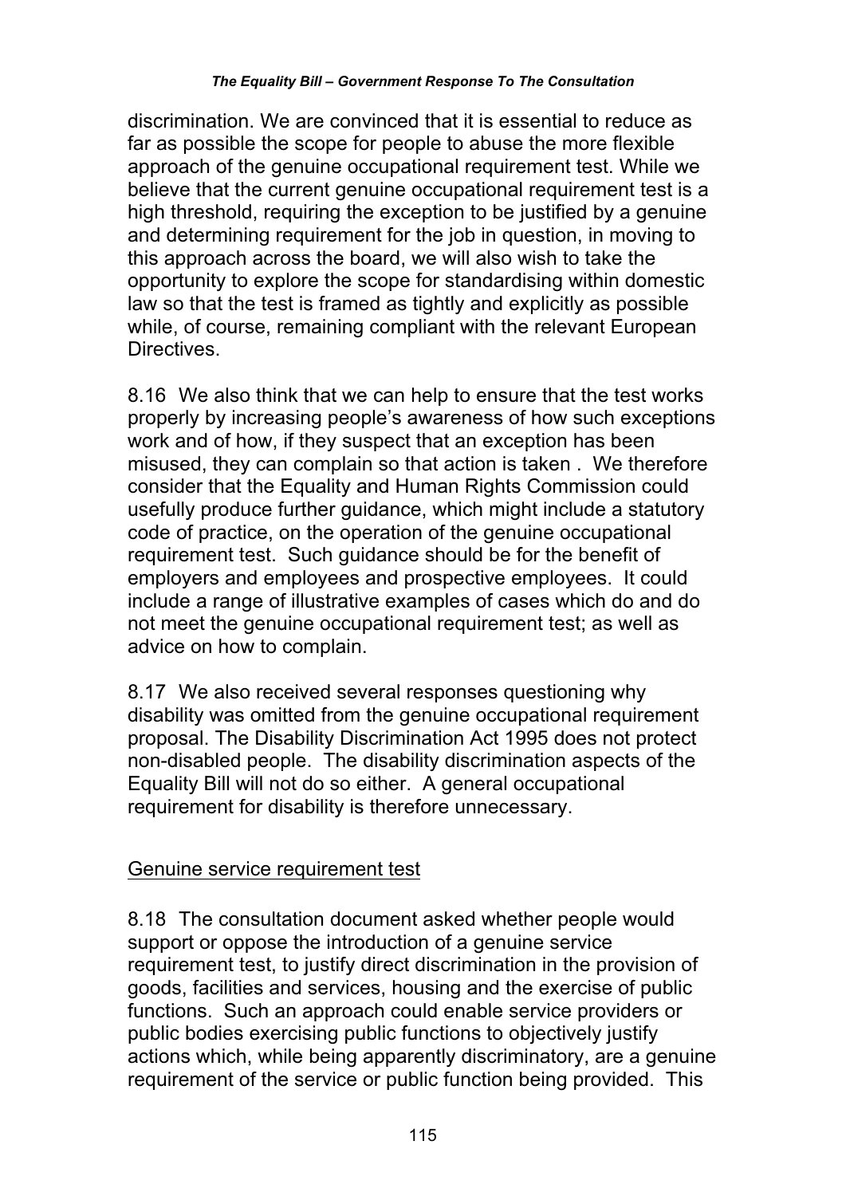discrimination. We are convinced that it is essential to reduce as far as possible the scope for people to abuse the more flexible approach of the genuine occupational requirement test. While we believe that the current genuine occupational requirement test is a high threshold, requiring the exception to be justified by a genuine and determining requirement for the job in question, in moving to this approach across the board, we will also wish to take the opportunity to explore the scope for standardising within domestic law so that the test is framed as tightly and explicitly as possible while, of course, remaining compliant with the relevant European Directives.

8.16 We also think that we can help to ensure that the test works properly by increasing people's awareness of how such exceptions work and of how, if they suspect that an exception has been misused, they can complain so that action is taken . We therefore consider that the Equality and Human Rights Commission could usefully produce further guidance, which might include a statutory code of practice, on the operation of the genuine occupational requirement test. Such guidance should be for the benefit of employers and employees and prospective employees. It could include a range of illustrative examples of cases which do and do not meet the genuine occupational requirement test; as well as advice on how to complain.

8.17 We also received several responses questioning why disability was omitted from the genuine occupational requirement proposal. The Disability Discrimination Act 1995 does not protect non-disabled people. The disability discrimination aspects of the Equality Bill will not do so either. A general occupational requirement for disability is therefore unnecessary.

Genuine service requirement test

8.18 The consultation document asked whether people would support or oppose the introduction of a genuine service requirement test, to justify direct discrimination in the provision of goods, facilities and services, housing and the exercise of public functions. Such an approach could enable service providers or public bodies exercising public functions to objectively justify actions which, while being apparently discriminatory, are a genuine requirement of the service or public function being provided. This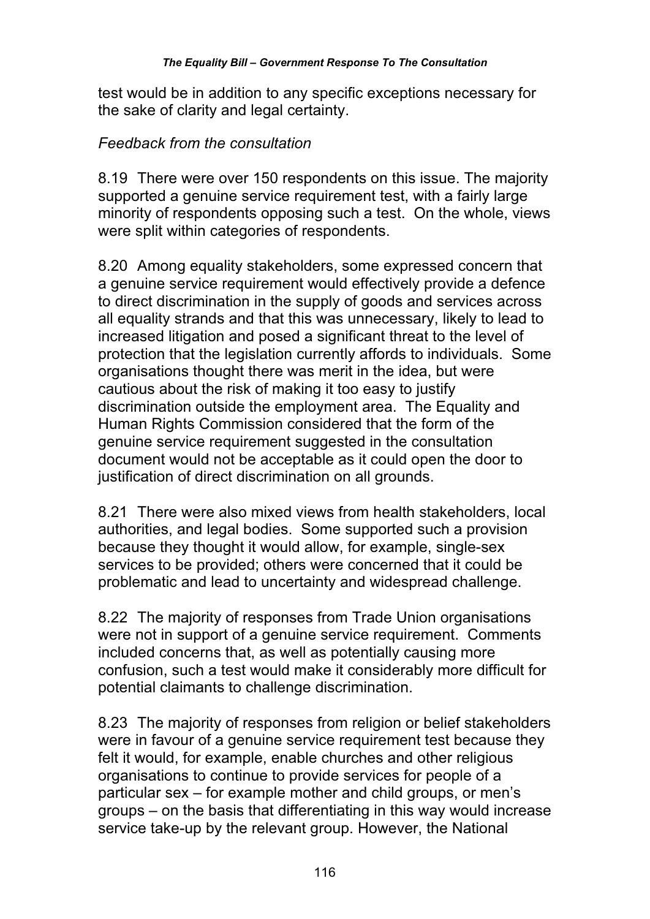test would be in addition to any specific exceptions necessary for the sake of clarity and legal certainty.

*Feedback from the consultation*

8.19 There were over 150 respondents on this issue. The majority supported a genuine service requirement test, with a fairly large minority of respondents opposing such a test. On the whole, views were split within categories of respondents.

8.20 Among equality stakeholders, some expressed concern that a genuine service requirement would effectively provide a defence to direct discrimination in the supply of goods and services across all equality strands and that this was unnecessary, likely to lead to increased litigation and posed a significant threat to the level of protection that the legislation currently affords to individuals. Some organisations thought there was merit in the idea, but were cautious about the risk of making it too easy to justify discrimination outside the employment area. The Equality and Human Rights Commission considered that the form of the genuine service requirement suggested in the consultation document would not be acceptable as it could open the door to justification of direct discrimination on all grounds.

8.21 There were also mixed views from health stakeholders, local authorities, and legal bodies. Some supported such a provision because they thought it would allow, for example, single-sex services to be provided; others were concerned that it could be problematic and lead to uncertainty and widespread challenge.

8.22 The majority of responses from Trade Union organisations were not in support of a genuine service requirement. Comments included concerns that, as well as potentially causing more confusion, such a test would make it considerably more difficult for potential claimants to challenge discrimination.

8.23 The majority of responses from religion or belief stakeholders were in favour of a genuine service requirement test because they felt it would, for example, enable churches and other religious organisations to continue to provide services for people of a particular sex – for example mother and child groups, or men's groups – on the basis that differentiating in this way would increase service take-up by the relevant group. However, the National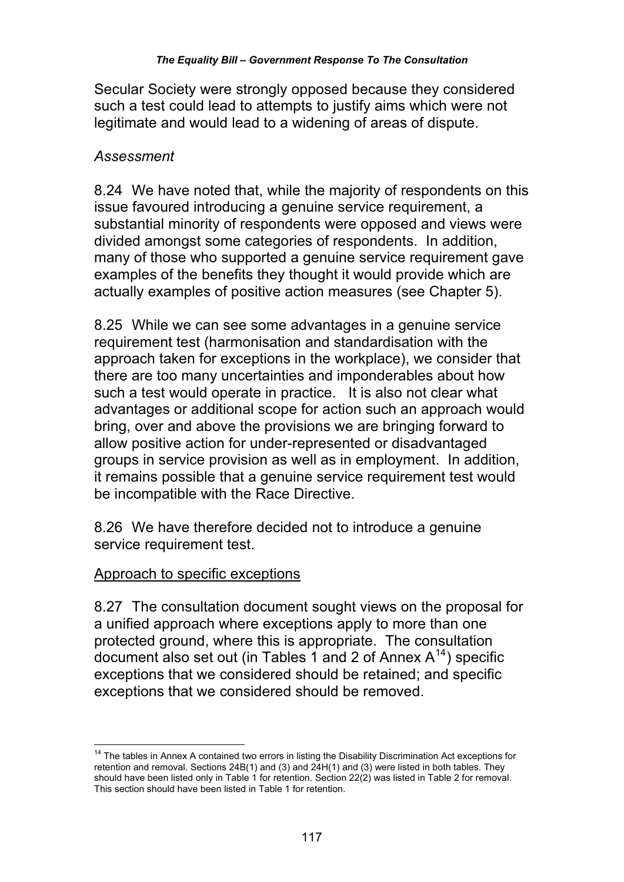Secular Society were strongly opposed because they considered such a test could lead to attempts to justify aims which were not legitimate and would lead to a widening of areas of dispute.

*Assessment*

8.24 We have noted that, while the majority of respondents on this issue favoured introducing a genuine service requirement, a substantial minority of respondents were opposed and views were divided amongst some categories of respondents. In addition, many of those who supported a genuine service requirement gave examples of the benefits they thought it would provide which are actually examples of positive action measures (see Chapter 5).

8.25 While we can see some advantages in a genuine service requirement test (harmonisation and standardisation with the approach taken for exceptions in the workplace), we consider that there are too many uncertainties and imponderables about how such a test would operate in practice. It is also not clear what advantages or additional scope for action such an approach would bring, over and above the provisions we are bringing forward to allow positive action for under-represented or disadvantaged groups in service provision as well as in employment. In addition, it remains possible that a genuine service requirement test would be incompatible with the Race Directive.

8.26 We have therefore decided not to introduce a genuine service requirement test.

<u>Approach to specific exceptions</u>

8.27 The consultation document sought views on the proposal for a unified approach where exceptions apply to more than one protected ground, where this is appropriate. The consultation document also set out (in Tables 1 and 2 of Annex A[14]) specific exceptions that we considered should be retained; and specific exceptions that we considered should be removed.

[14] The tables in Annex A contained two errors in listing the Disability Discrimination Act exceptions for retention and removal. Sections 24B(1) and (3) and 24H(1) and (3) were listed in both tables. They should have been listed only in Table 1 for retention. Section 22(2) was listed in Table 2 for removal. This section should have been listed in Table 1 for retention.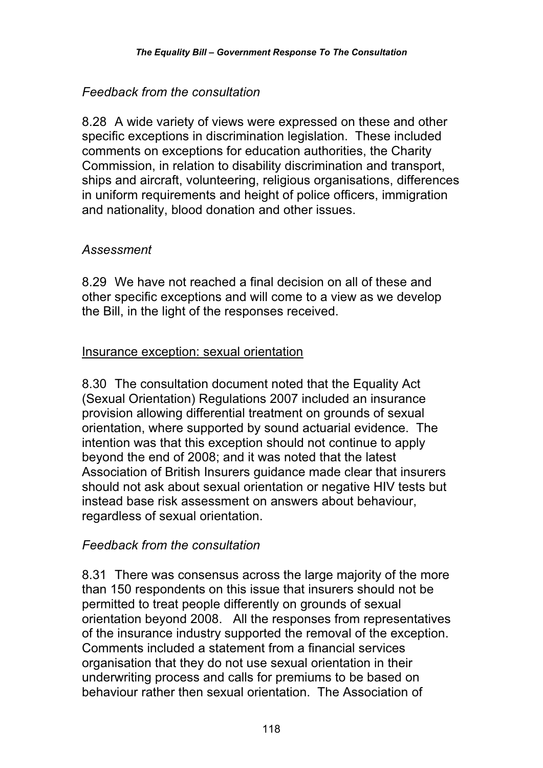*Feedback from the consultation*

8.28 A wide variety of views were expressed on these and other specific exceptions in discrimination legislation. These included comments on exceptions for education authorities, the Charity Commission, in relation to disability discrimination and transport, ships and aircraft, volunteering, religious organisations, differences in uniform requirements and height of police officers, immigration and nationality, blood donation and other issues.

*Assessment*

8.29 We have not reached a final decision on all of these and other specific exceptions and will come to a view as we develop the Bill, in the light of the responses received.

<u>Insurance exception: sexual orientation</u>

8.30 The consultation document noted that the Equality Act (Sexual Orientation) Regulations 2007 included an insurance provision allowing differential treatment on grounds of sexual orientation, where supported by sound actuarial evidence. The intention was that this exception should not continue to apply beyond the end of 2008; and it was noted that the latest Association of British Insurers guidance made clear that insurers should not ask about sexual orientation or negative HIV tests but instead base risk assessment on answers about behaviour, regardless of sexual orientation.

*Feedback from the consultation*

8.31 There was consensus across the large majority of the more than 150 respondents on this issue that insurers should not be permitted to treat people differently on grounds of sexual orientation beyond 2008. All the responses from representatives of the insurance industry supported the removal of the exception. Comments included a statement from a financial services organisation that they do not use sexual orientation in their underwriting process and calls for premiums to be based on behaviour rather then sexual orientation. The Association of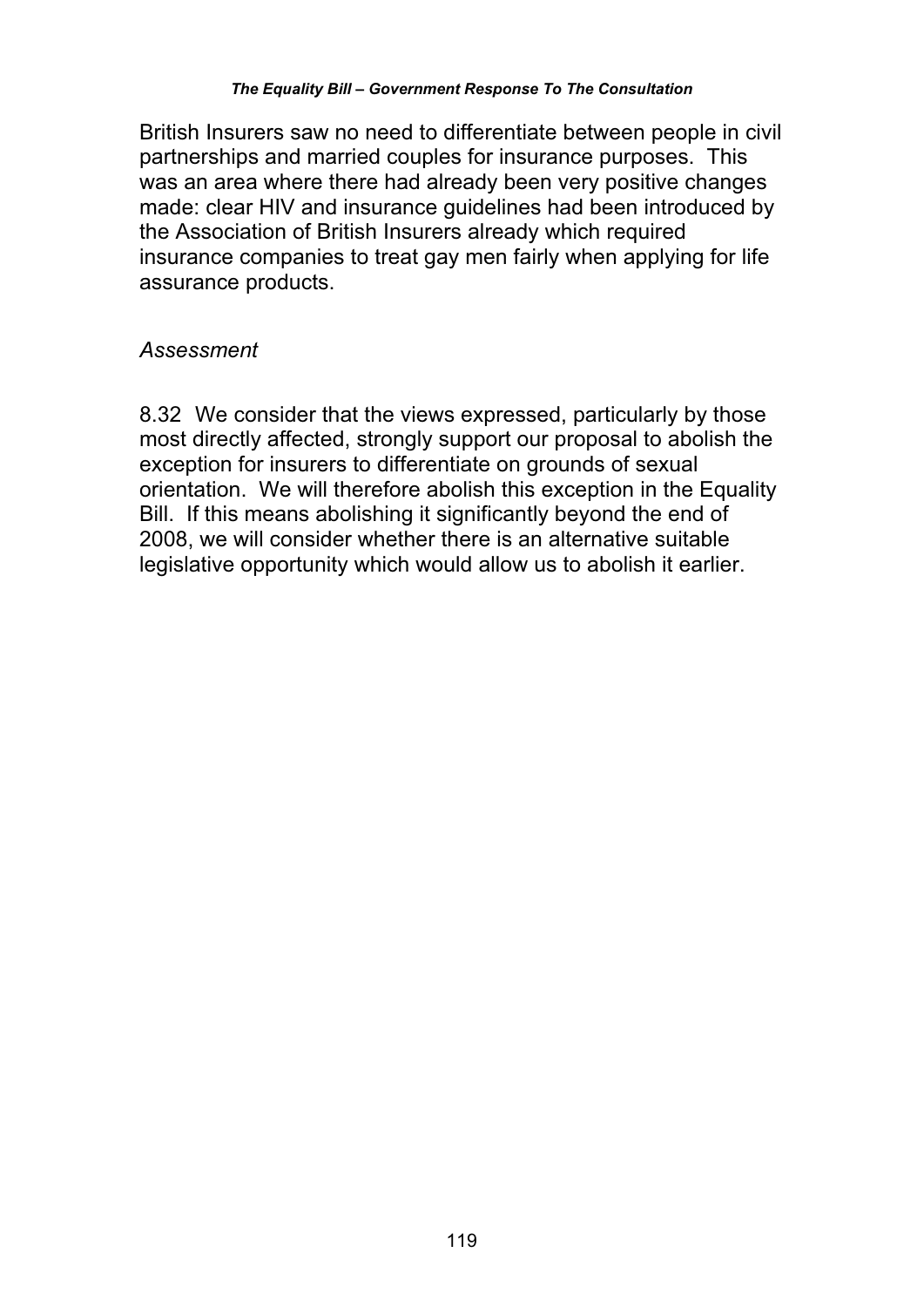British Insurers saw no need to differentiate between people in civil partnerships and married couples for insurance purposes. This was an area where there had already been very positive changes made: clear HIV and insurance guidelines had been introduced by the Association of British Insurers already which required insurance companies to treat gay men fairly when applying for life assurance products.

*Assessment*

8.32 We consider that the views expressed, particularly by those most directly affected, strongly support our proposal to abolish the exception for insurers to differentiate on grounds of sexual orientation. We will therefore abolish this exception in the Equality Bill. If this means abolishing it significantly beyond the end of 2008, we will consider whether there is an alternative suitable legislative opportunity which would allow us to abolish it earlier.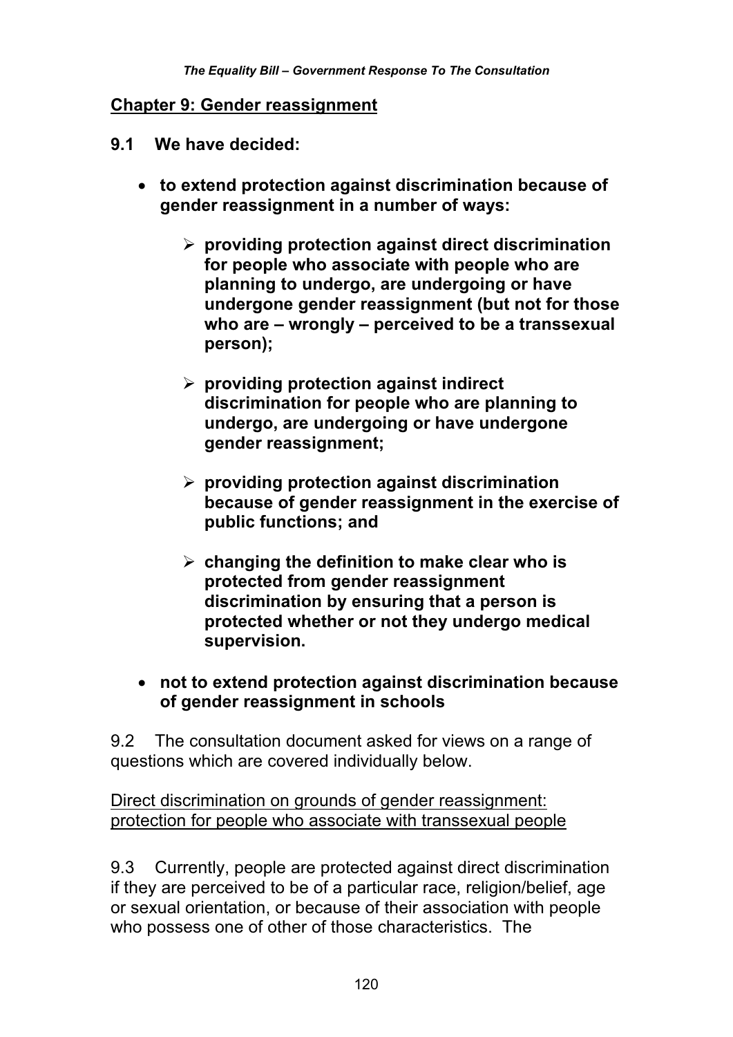## Chapter 9: Gender reassignment

**9.1 We have decided:**

- **to extend protection against discrimination because of gender reassignment in a number of ways:**
  - **providing protection against direct discrimination for people who associate with people who are planning to undergo, are undergoing or have undergone gender reassignment (but not for those who are – wrongly – perceived to be a transsexual person);**
  - **providing protection against indirect discrimination for people who are planning to undergo, are undergoing or have undergone gender reassignment;**
  - **providing protection against discrimination because of gender reassignment in the exercise of public functions; and**
  - **changing the definition to make clear who is protected from gender reassignment discrimination by ensuring that a person is protected whether or not they undergo medical supervision.**
- **not to extend protection against discrimination because of gender reassignment in schools**

9.2 The consultation document asked for views on a range of questions which are covered individually below.

Direct discrimination on grounds of gender reassignment: protection for people who associate with transsexual people

9.3 Currently, people are protected against direct discrimination if they are perceived to be of a particular race, religion/belief, age or sexual orientation, or because of their association with people who possess one of other of those characteristics. The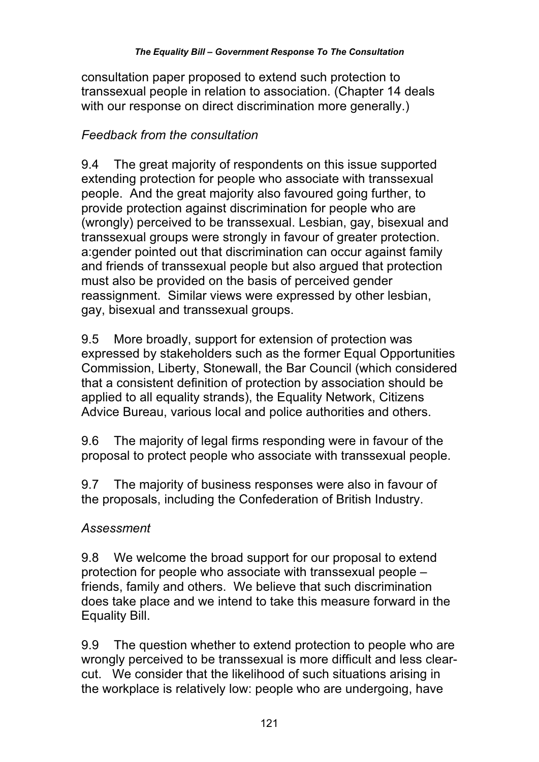consultation paper proposed to extend such protection to transsexual people in relation to association. (Chapter 14 deals with our response on direct discrimination more generally.)

*Feedback from the consultation*

9.4 The great majority of respondents on this issue supported extending protection for people who associate with transsexual people. And the great majority also favoured going further, to provide protection against discrimination for people who are (wrongly) perceived to be transsexual. Lesbian, gay, bisexual and transsexual groups were strongly in favour of greater protection. a:gender pointed out that discrimination can occur against family and friends of transsexual people but also argued that protection must also be provided on the basis of perceived gender reassignment. Similar views were expressed by other lesbian, gay, bisexual and transsexual groups.

9.5 More broadly, support for extension of protection was expressed by stakeholders such as the former Equal Opportunities Commission, Liberty, Stonewall, the Bar Council (which considered that a consistent definition of protection by association should be applied to all equality strands), the Equality Network, Citizens Advice Bureau, various local and police authorities and others.

9.6 The majority of legal firms responding were in favour of the proposal to protect people who associate with transsexual people.

9.7 The majority of business responses were also in favour of the proposals, including the Confederation of British Industry.

*Assessment*

9.8 We welcome the broad support for our proposal to extend protection for people who associate with transsexual people – friends, family and others. We believe that such discrimination does take place and we intend to take this measure forward in the Equality Bill.

9.9 The question whether to extend protection to people who are wrongly perceived to be transsexual is more difficult and less clear-cut. We consider that the likelihood of such situations arising in the workplace is relatively low: people who are undergoing, have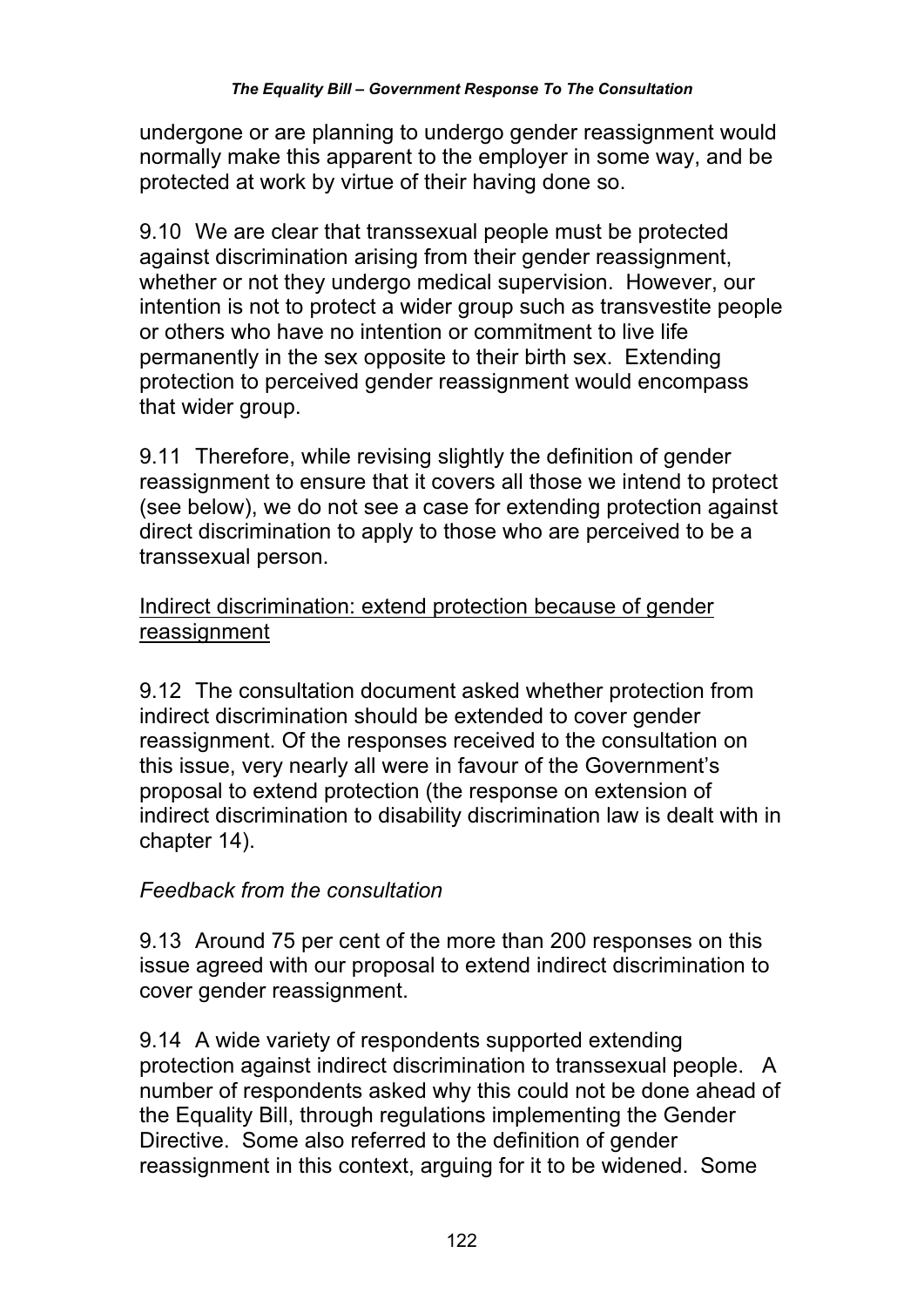undergone or are planning to undergo gender reassignment would normally make this apparent to the employer in some way, and be protected at work by virtue of their having done so.

9.10 We are clear that transsexual people must be protected against discrimination arising from their gender reassignment, whether or not they undergo medical supervision. However, our intention is not to protect a wider group such as transvestite people or others who have no intention or commitment to live life permanently in the sex opposite to their birth sex. Extending protection to perceived gender reassignment would encompass that wider group.

9.11 Therefore, while revising slightly the definition of gender reassignment to ensure that it covers all those we intend to protect (see below), we do not see a case for extending protection against direct discrimination to apply to those who are perceived to be a transsexual person.

<u>Indirect discrimination: extend protection because of gender reassignment</u>

9.12 The consultation document asked whether protection from indirect discrimination should be extended to cover gender reassignment. Of the responses received to the consultation on this issue, very nearly all were in favour of the Government's proposal to extend protection (the response on extension of indirect discrimination to disability discrimination law is dealt with in chapter 14).

*Feedback from the consultation*

9.13 Around 75 per cent of the more than 200 responses on this issue agreed with our proposal to extend indirect discrimination to cover gender reassignment.

9.14 A wide variety of respondents supported extending protection against indirect discrimination to transsexual people. A number of respondents asked why this could not be done ahead of the Equality Bill, through regulations implementing the Gender Directive. Some also referred to the definition of gender reassignment in this context, arguing for it to be widened. Some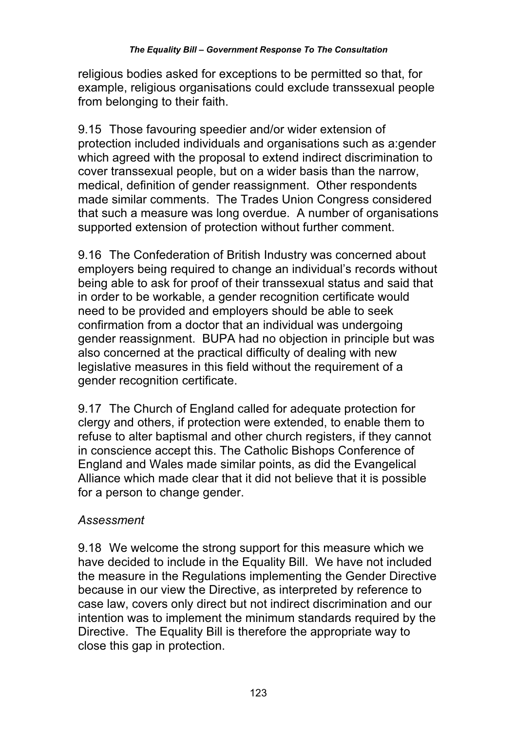religious bodies asked for exceptions to be permitted so that, for example, religious organisations could exclude transsexual people from belonging to their faith.

9.15 Those favouring speedier and/or wider extension of protection included individuals and organisations such as a:gender which agreed with the proposal to extend indirect discrimination to cover transsexual people, but on a wider basis than the narrow, medical, definition of gender reassignment. Other respondents made similar comments. The Trades Union Congress considered that such a measure was long overdue. A number of organisations supported extension of protection without further comment.

9.16 The Confederation of British Industry was concerned about employers being required to change an individual's records without being able to ask for proof of their transsexual status and said that in order to be workable, a gender recognition certificate would need to be provided and employers should be able to seek confirmation from a doctor that an individual was undergoing gender reassignment. BUPA had no objection in principle but was also concerned at the practical difficulty of dealing with new legislative measures in this field without the requirement of a gender recognition certificate.

9.17 The Church of England called for adequate protection for clergy and others, if protection were extended, to enable them to refuse to alter baptismal and other church registers, if they cannot in conscience accept this. The Catholic Bishops Conference of England and Wales made similar points, as did the Evangelical Alliance which made clear that it did not believe that it is possible for a person to change gender.

*Assessment*

9.18 We welcome the strong support for this measure which we have decided to include in the Equality Bill. We have not included the measure in the Regulations implementing the Gender Directive because in our view the Directive, as interpreted by reference to case law, covers only direct but not indirect discrimination and our intention was to implement the minimum standards required by the Directive. The Equality Bill is therefore the appropriate way to close this gap in protection.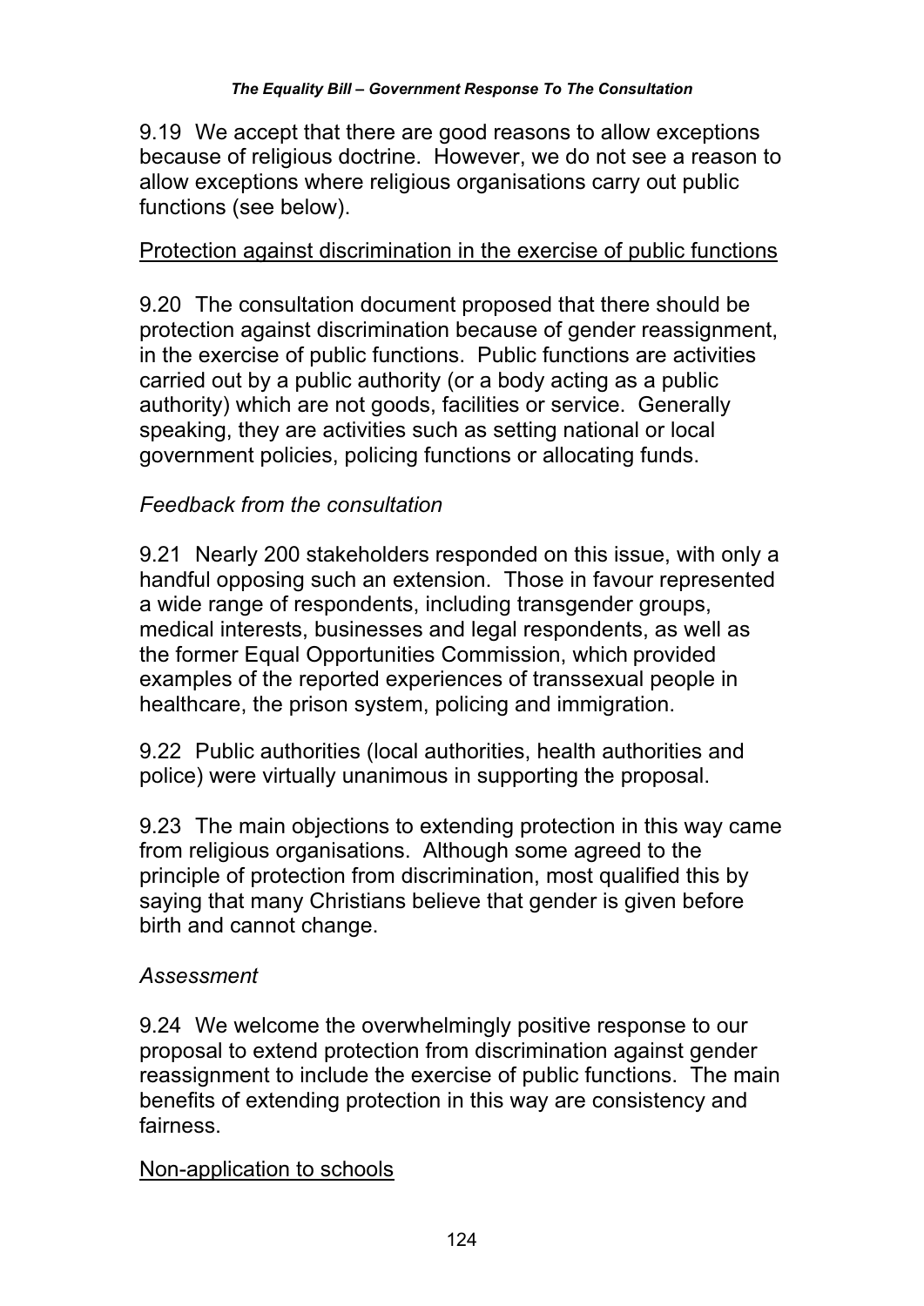9.19 We accept that there are good reasons to allow exceptions because of religious doctrine. However, we do not see a reason to allow exceptions where religious organisations carry out public functions (see below).

<u>Protection against discrimination in the exercise of public functions</u>

9.20 The consultation document proposed that there should be protection against discrimination because of gender reassignment, in the exercise of public functions. Public functions are activities carried out by a public authority (or a body acting as a public authority) which are not goods, facilities or service. Generally speaking, they are activities such as setting national or local government policies, policing functions or allocating funds.

*Feedback from the consultation*

9.21 Nearly 200 stakeholders responded on this issue, with only a handful opposing such an extension. Those in favour represented a wide range of respondents, including transgender groups, medical interests, businesses and legal respondents, as well as the former Equal Opportunities Commission, which provided examples of the reported experiences of transsexual people in healthcare, the prison system, policing and immigration.

9.22 Public authorities (local authorities, health authorities and police) were virtually unanimous in supporting the proposal.

9.23 The main objections to extending protection in this way came from religious organisations. Although some agreed to the principle of protection from discrimination, most qualified this by saying that many Christians believe that gender is given before birth and cannot change.

*Assessment*

9.24 We welcome the overwhelmingly positive response to our proposal to extend protection from discrimination against gender reassignment to include the exercise of public functions. The main benefits of extending protection in this way are consistency and fairness.

<u>Non-application to schools</u>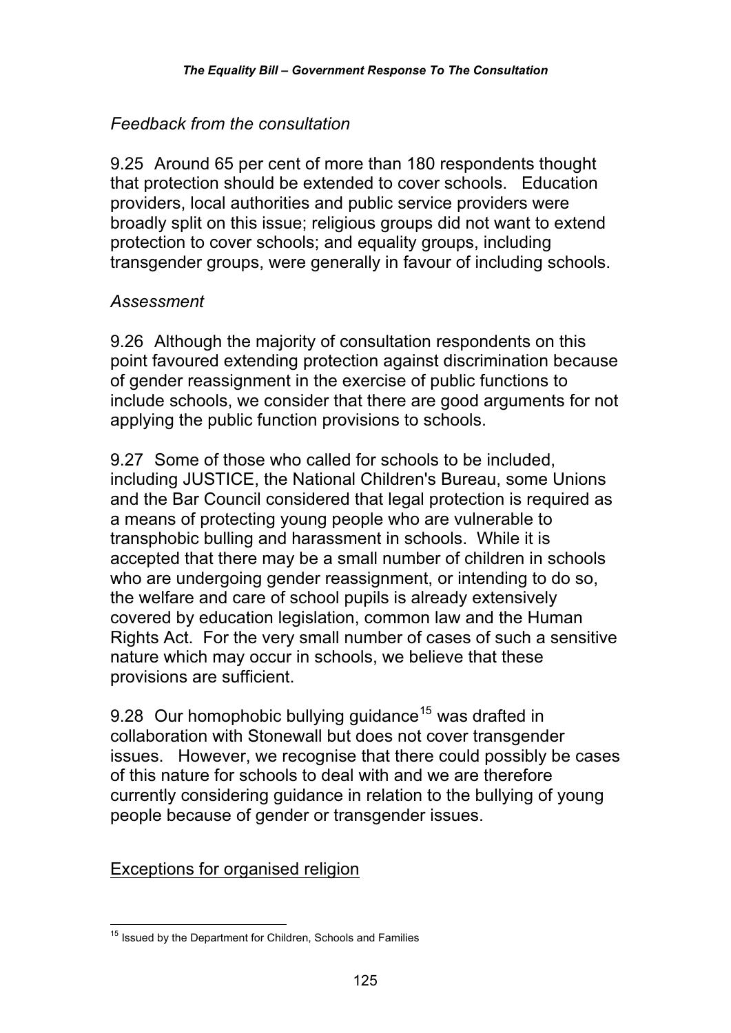*Feedback from the consultation*

9.25 Around 65 per cent of more than 180 respondents thought that protection should be extended to cover schools. Education providers, local authorities and public service providers were broadly split on this issue; religious groups did not want to extend protection to cover schools; and equality groups, including transgender groups, were generally in favour of including schools.

*Assessment*

9.26 Although the majority of consultation respondents on this point favoured extending protection against discrimination because of gender reassignment in the exercise of public functions to include schools, we consider that there are good arguments for not applying the public function provisions to schools.

9.27 Some of those who called for schools to be included, including JUSTICE, the National Children's Bureau, some Unions and the Bar Council considered that legal protection is required as a means of protecting young people who are vulnerable to transphobic bulling and harassment in schools. While it is accepted that there may be a small number of children in schools who are undergoing gender reassignment, or intending to do so, the welfare and care of school pupils is already extensively covered by education legislation, common law and the Human Rights Act. For the very small number of cases of such a sensitive nature which may occur in schools, we believe that these provisions are sufficient.

9.28 Our homophobic bullying guidance[15] was drafted in collaboration with Stonewall but does not cover transgender issues. However, we recognise that there could possibly be cases of this nature for schools to deal with and we are therefore currently considering guidance in relation to the bullying of young people because of gender or transgender issues.

<u>Exceptions for organised religion</u>

[15] Issued by the Department for Children, Schools and Families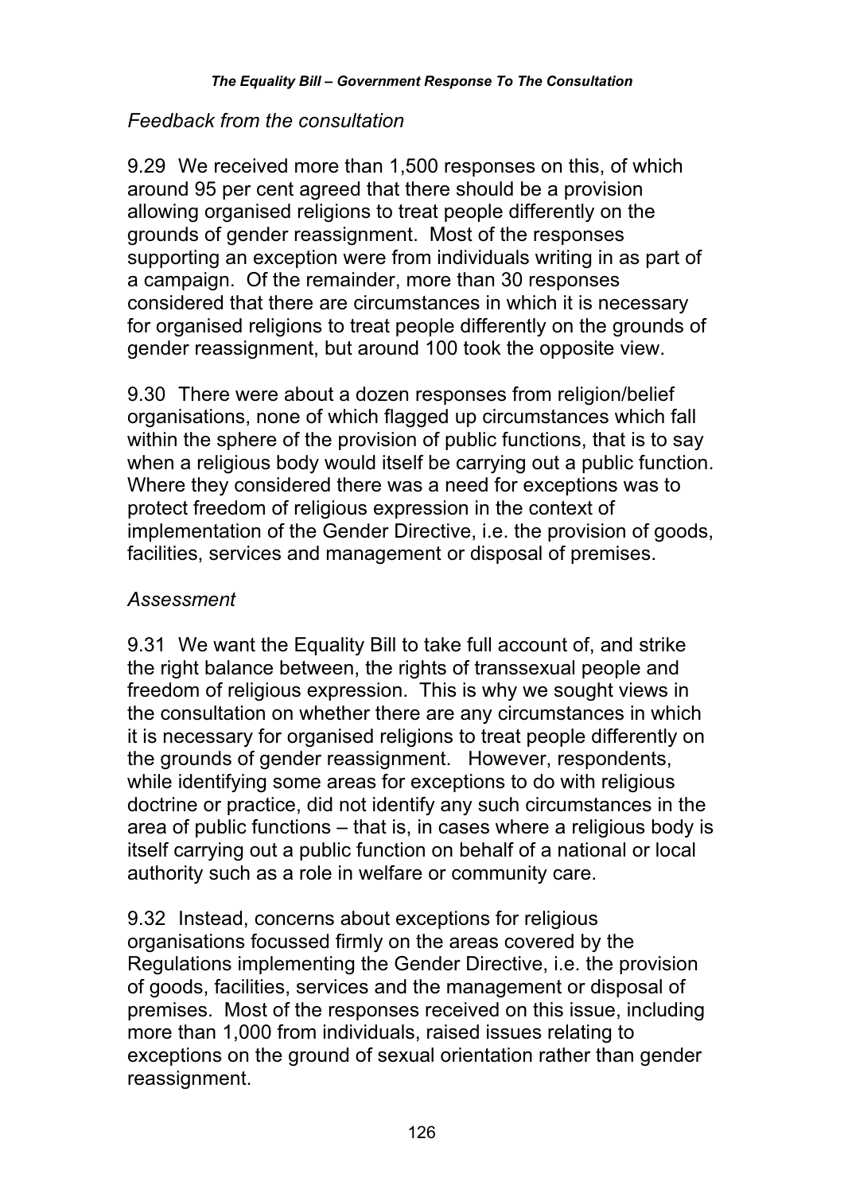*Feedback from the consultation*

9.29 We received more than 1,500 responses on this, of which around 95 per cent agreed that there should be a provision allowing organised religions to treat people differently on the grounds of gender reassignment. Most of the responses supporting an exception were from individuals writing in as part of a campaign. Of the remainder, more than 30 responses considered that there are circumstances in which it is necessary for organised religions to treat people differently on the grounds of gender reassignment, but around 100 took the opposite view.

9.30 There were about a dozen responses from religion/belief organisations, none of which flagged up circumstances which fall within the sphere of the provision of public functions, that is to say when a religious body would itself be carrying out a public function. Where they considered there was a need for exceptions was to protect freedom of religious expression in the context of implementation of the Gender Directive, i.e. the provision of goods, facilities, services and management or disposal of premises.

*Assessment*

9.31 We want the Equality Bill to take full account of, and strike the right balance between, the rights of transsexual people and freedom of religious expression. This is why we sought views in the consultation on whether there are any circumstances in which it is necessary for organised religions to treat people differently on the grounds of gender reassignment. However, respondents, while identifying some areas for exceptions to do with religious doctrine or practice, did not identify any such circumstances in the area of public functions – that is, in cases where a religious body is itself carrying out a public function on behalf of a national or local authority such as a role in welfare or community care.

9.32 Instead, concerns about exceptions for religious organisations focussed firmly on the areas covered by the Regulations implementing the Gender Directive, i.e. the provision of goods, facilities, services and the management or disposal of premises. Most of the responses received on this issue, including more than 1,000 from individuals, raised issues relating to exceptions on the ground of sexual orientation rather than gender reassignment.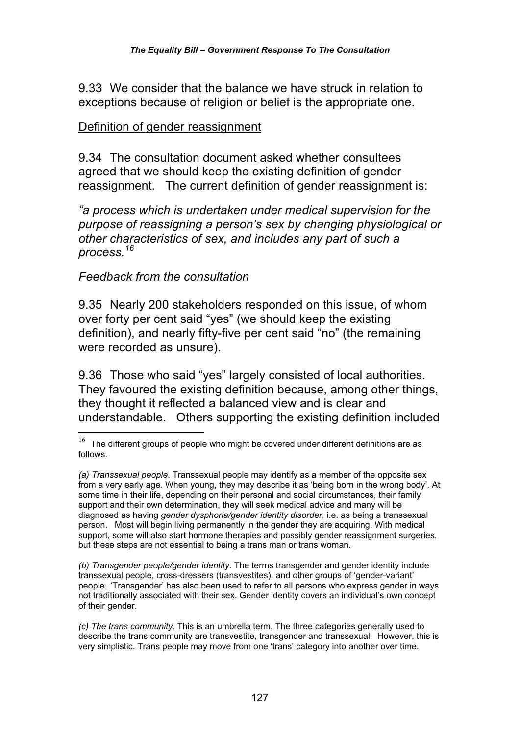9.33 We consider that the balance we have struck in relation to exceptions because of religion or belief is the appropriate one.

<u>Definition of gender reassignment</u>

9.34 The consultation document asked whether consultees agreed that we should keep the existing definition of gender reassignment. The current definition of gender reassignment is:

*"a process which is undertaken under medical supervision for the purpose of reassigning a person's sex by changing physiological or other characteristics of sex, and includes any part of such a process.*[16]

*Feedback from the consultation*

9.35 Nearly 200 stakeholders responded on this issue, of whom over forty per cent said "yes" (we should keep the existing definition), and nearly fifty-five per cent said "no" (the remaining were recorded as unsure).

9.36 Those who said "yes" largely consisted of local authorities. They favoured the existing definition because, among other things, they thought it reflected a balanced view and is clear and understandable. Others supporting the existing definition included

---

[16] The different groups of people who might be covered under different definitions are as follows.

*(a) Transsexual people*. Transsexual people may identify as a member of the opposite sex from a very early age. When young, they may describe it as 'being born in the wrong body'. At some time in their life, depending on their personal and social circumstances, their family support and their own determination, they will seek medical advice and many will be diagnosed as having *gender dysphoria/gender identity disorder*, i.e. as being a transsexual person. Most will begin living permanently in the gender they are acquiring. With medical support, some will also start hormone therapies and possibly gender reassignment surgeries, but these steps are not essential to being a trans man or trans woman.

*(b) Transgender people/gender identity*. The terms transgender and gender identity include transsexual people, cross-dressers (transvestites), and other groups of 'gender-variant' people. 'Transgender' has also been used to refer to all persons who express gender in ways not traditionally associated with their sex. Gender identity covers an individual's own concept of their gender.

*(c) The trans community*. This is an umbrella term. The three categories generally used to describe the trans community are transvestite, transgender and transsexual. However, this is very simplistic. Trans people may move from one 'trans' category into another over time.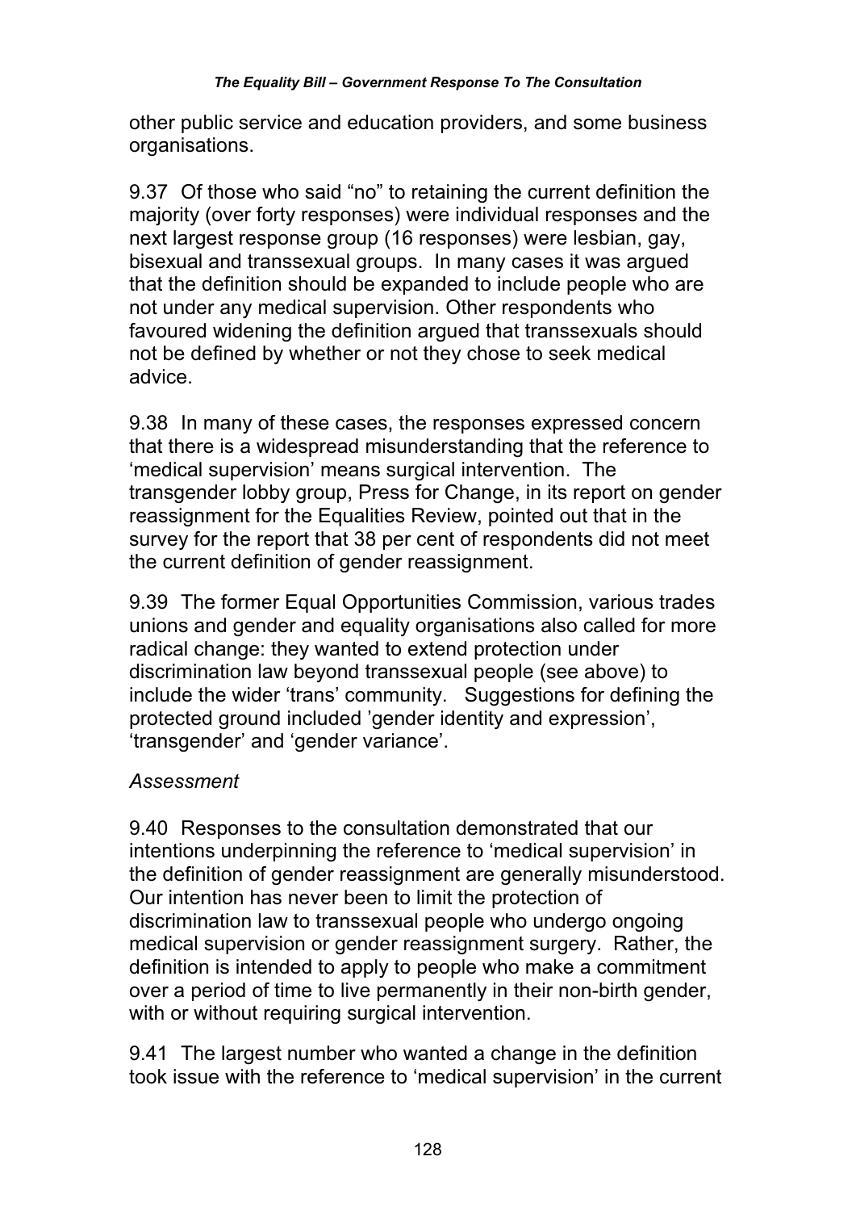other public service and education providers, and some business organisations.

9.37 Of those who said "no" to retaining the current definition the majority (over forty responses) were individual responses and the next largest response group (16 responses) were lesbian, gay, bisexual and transsexual groups. In many cases it was argued that the definition should be expanded to include people who are not under any medical supervision. Other respondents who favoured widening the definition argued that transsexuals should not be defined by whether or not they chose to seek medical advice.

9.38 In many of these cases, the responses expressed concern that there is a widespread misunderstanding that the reference to 'medical supervision' means surgical intervention. The transgender lobby group, Press for Change, in its report on gender reassignment for the Equalities Review, pointed out that in the survey for the report that 38 per cent of respondents did not meet the current definition of gender reassignment.

9.39 The former Equal Opportunities Commission, various trades unions and gender and equality organisations also called for more radical change: they wanted to extend protection under discrimination law beyond transsexual people (see above) to include the wider 'trans' community. Suggestions for defining the protected ground included 'gender identity and expression', 'transgender' and 'gender variance'.

*Assessment*

9.40 Responses to the consultation demonstrated that our intentions underpinning the reference to 'medical supervision' in the definition of gender reassignment are generally misunderstood. Our intention has never been to limit the protection of discrimination law to transsexual people who undergo ongoing medical supervision or gender reassignment surgery. Rather, the definition is intended to apply to people who make a commitment over a period of time to live permanently in their non-birth gender, with or without requiring surgical intervention.

9.41 The largest number who wanted a change in the definition took issue with the reference to 'medical supervision' in the current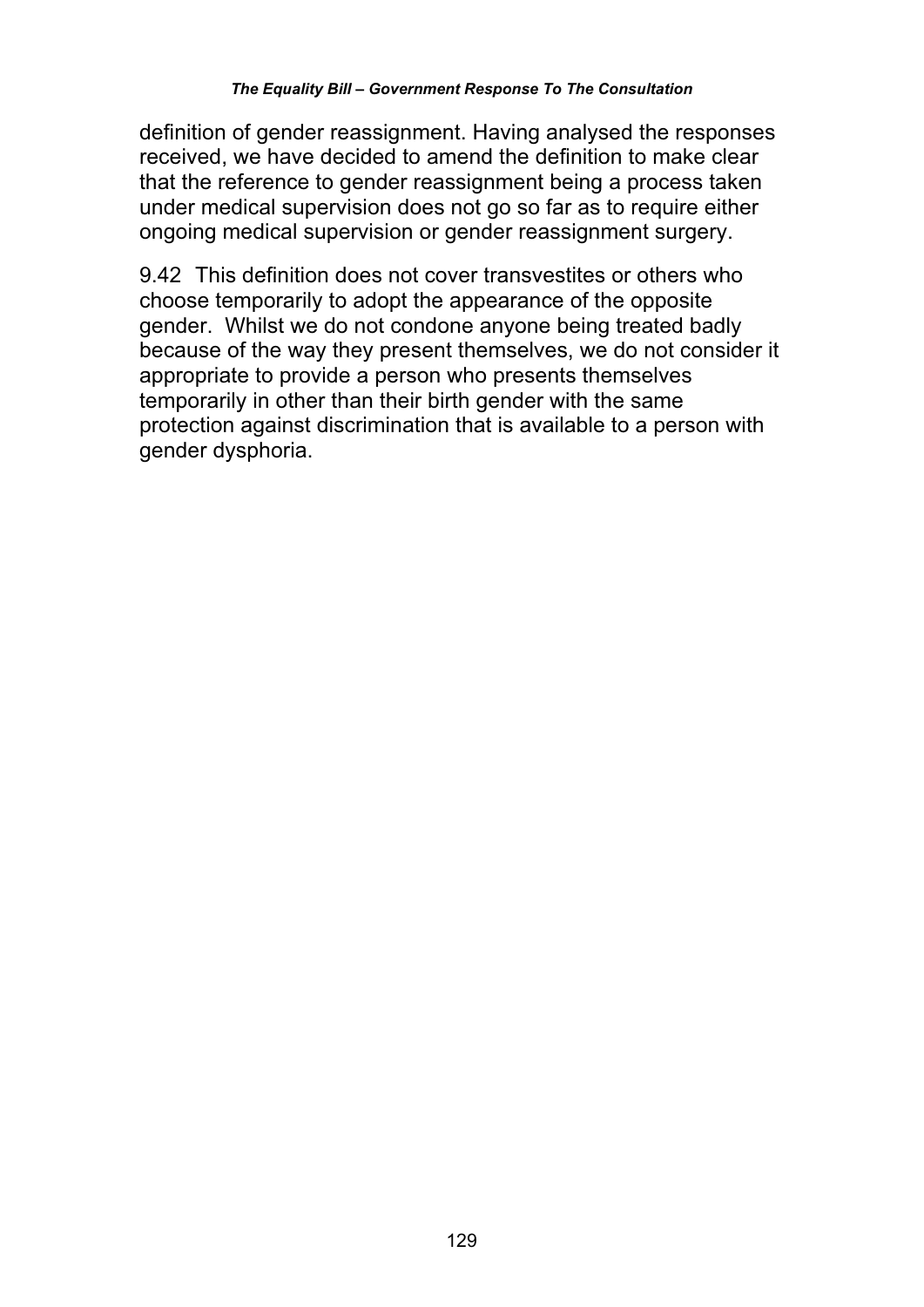definition of gender reassignment. Having analysed the responses received, we have decided to amend the definition to make clear that the reference to gender reassignment being a process taken under medical supervision does not go so far as to require either ongoing medical supervision or gender reassignment surgery.

9.42 This definition does not cover transvestites or others who choose temporarily to adopt the appearance of the opposite gender. Whilst we do not condone anyone being treated badly because of the way they present themselves, we do not consider it appropriate to provide a person who presents themselves temporarily in other than their birth gender with the same protection against discrimination that is available to a person with gender dysphoria.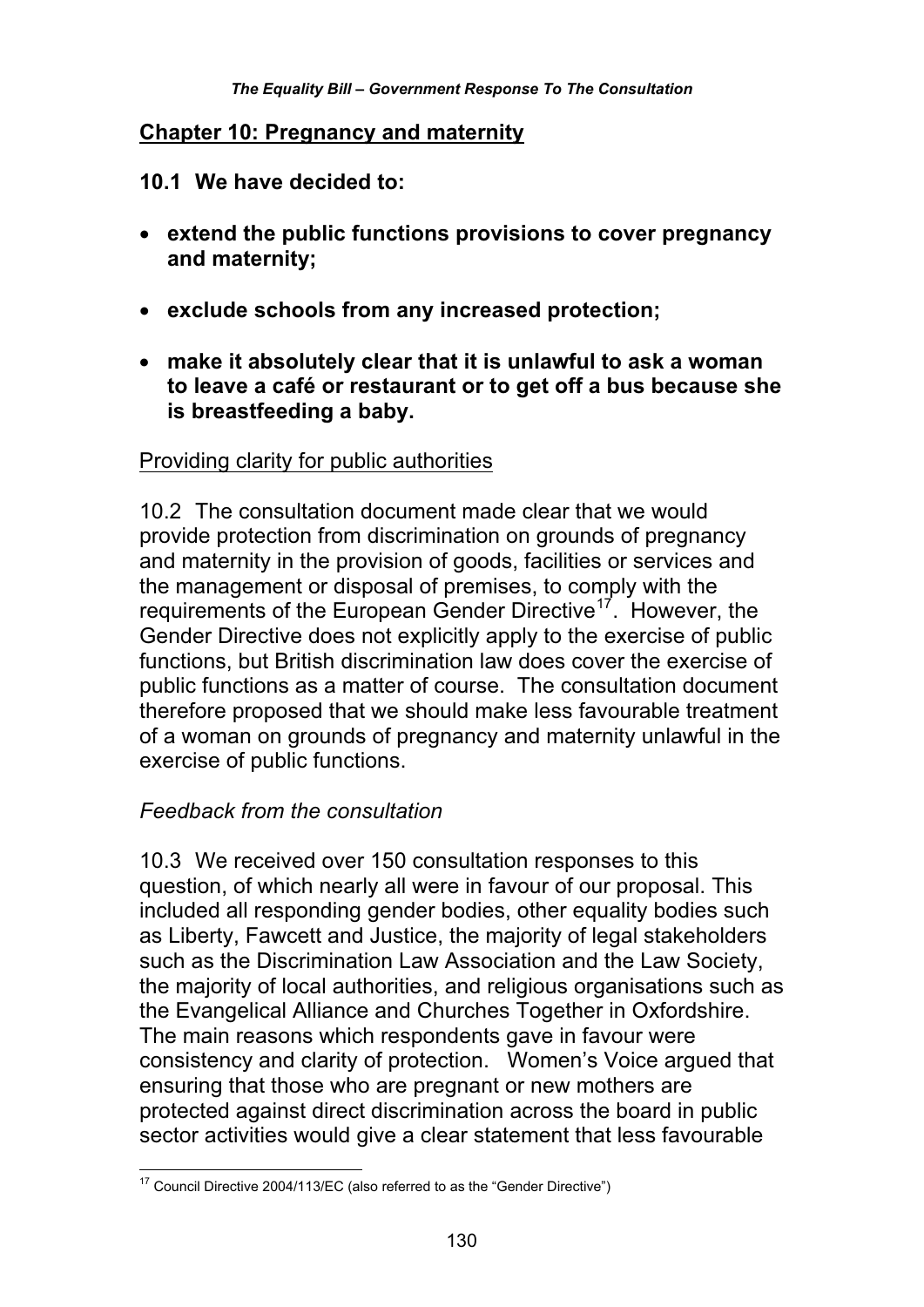## Chapter 10: Pregnancy and maternity

### 10.1 We have decided to:

- **extend the public functions provisions to cover pregnancy and maternity;**
- **exclude schools from any increased protection;**
- **make it absolutely clear that it is unlawful to ask a woman to leave a café or restaurant or to get off a bus because she is breastfeeding a baby.**

Providing clarity for public authorities

10.2 The consultation document made clear that we would provide protection from discrimination on grounds of pregnancy and maternity in the provision of goods, facilities or services and the management or disposal of premises, to comply with the requirements of the European Gender Directive[17]. However, the Gender Directive does not explicitly apply to the exercise of public functions, but British discrimination law does cover the exercise of public functions as a matter of course. The consultation document therefore proposed that we should make less favourable treatment of a woman on grounds of pregnancy and maternity unlawful in the exercise of public functions.

*Feedback from the consultation*

10.3 We received over 150 consultation responses to this question, of which nearly all were in favour of our proposal. This included all responding gender bodies, other equality bodies such as Liberty, Fawcett and Justice, the majority of legal stakeholders such as the Discrimination Law Association and the Law Society, the majority of local authorities, and religious organisations such as the Evangelical Alliance and Churches Together in Oxfordshire. The main reasons which respondents gave in favour were consistency and clarity of protection. Women's Voice argued that ensuring that those who are pregnant or new mothers are protected against direct discrimination across the board in public sector activities would give a clear statement that less favourable

[17] Council Directive 2004/113/EC (also referred to as the "Gender Directive")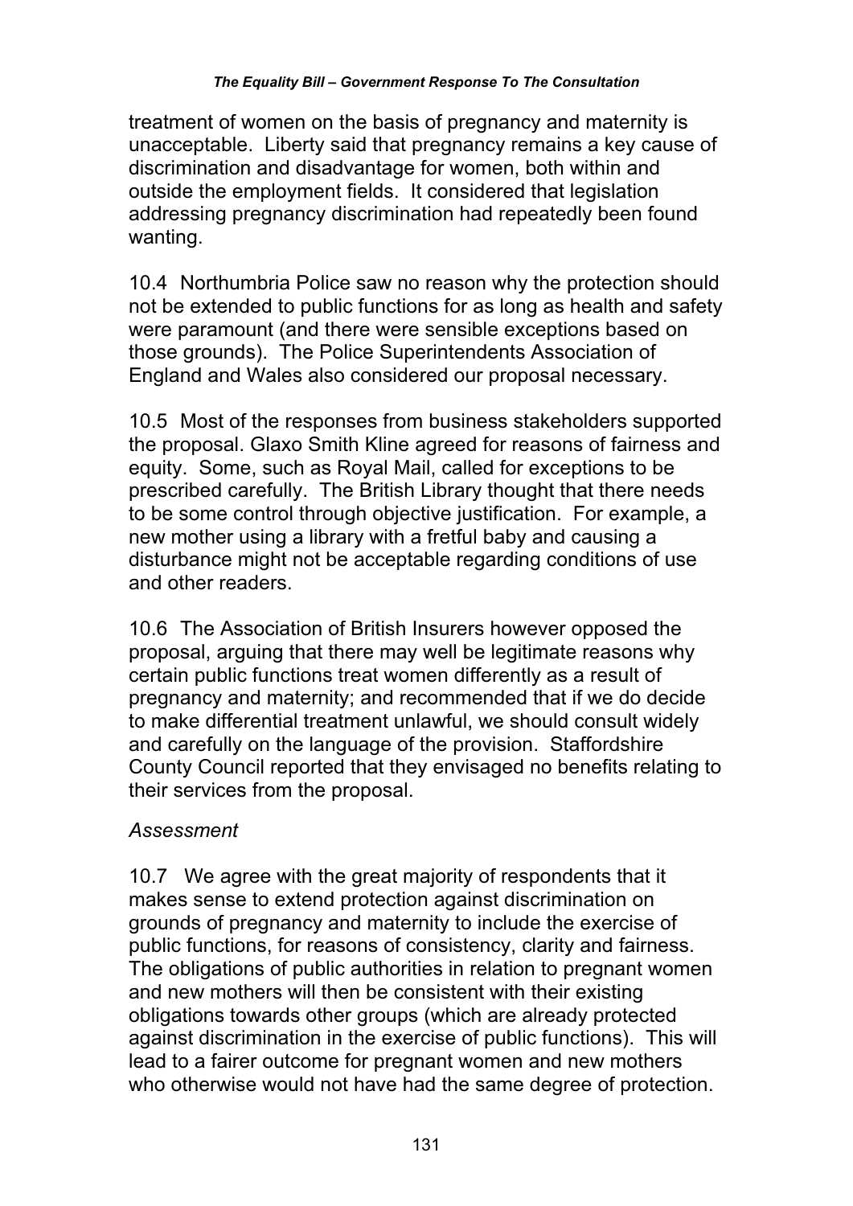treatment of women on the basis of pregnancy and maternity is unacceptable. Liberty said that pregnancy remains a key cause of discrimination and disadvantage for women, both within and outside the employment fields. It considered that legislation addressing pregnancy discrimination had repeatedly been found wanting.

10.4 Northumbria Police saw no reason why the protection should not be extended to public functions for as long as health and safety were paramount (and there were sensible exceptions based on those grounds). The Police Superintendents Association of England and Wales also considered our proposal necessary.

10.5 Most of the responses from business stakeholders supported the proposal. Glaxo Smith Kline agreed for reasons of fairness and equity. Some, such as Royal Mail, called for exceptions to be prescribed carefully. The British Library thought that there needs to be some control through objective justification. For example, a new mother using a library with a fretful baby and causing a disturbance might not be acceptable regarding conditions of use and other readers.

10.6 The Association of British Insurers however opposed the proposal, arguing that there may well be legitimate reasons why certain public functions treat women differently as a result of pregnancy and maternity; and recommended that if we do decide to make differential treatment unlawful, we should consult widely and carefully on the language of the provision. Staffordshire County Council reported that they envisaged no benefits relating to their services from the proposal.

*Assessment*

10.7 We agree with the great majority of respondents that it makes sense to extend protection against discrimination on grounds of pregnancy and maternity to include the exercise of public functions, for reasons of consistency, clarity and fairness. The obligations of public authorities in relation to pregnant women and new mothers will then be consistent with their existing obligations towards other groups (which are already protected against discrimination in the exercise of public functions). This will lead to a fairer outcome for pregnant women and new mothers who otherwise would not have had the same degree of protection.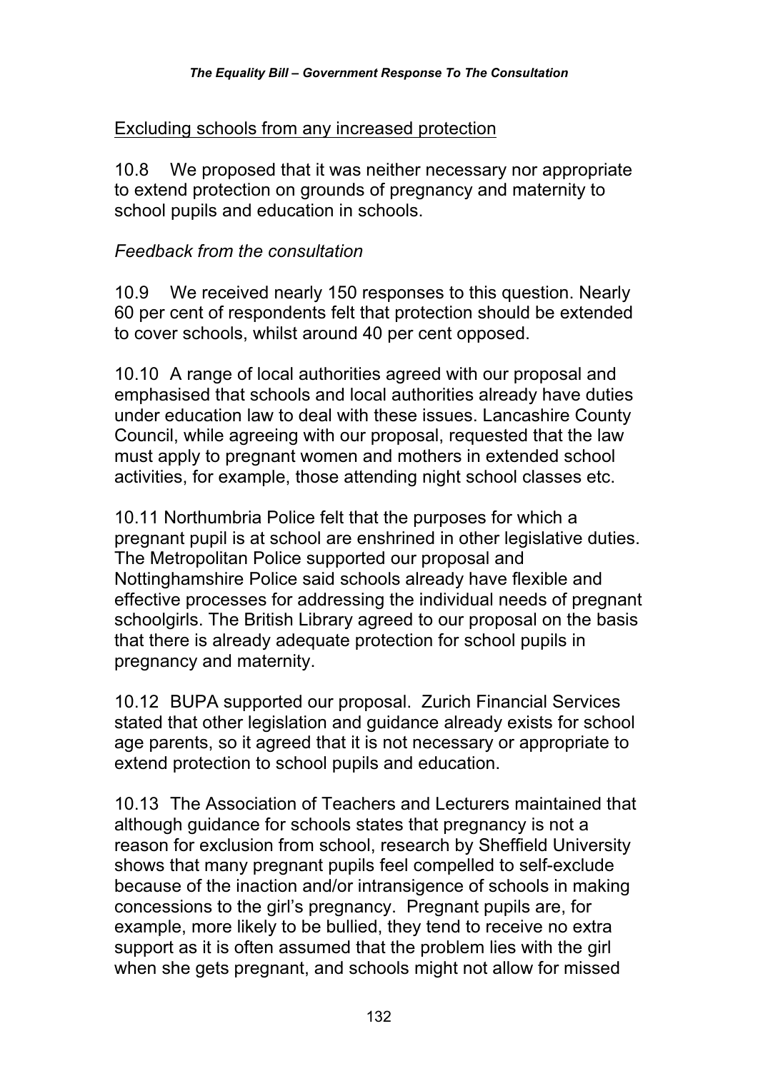<u>Excluding schools from any increased protection</u>

10.8 We proposed that it was neither necessary nor appropriate to extend protection on grounds of pregnancy and maternity to school pupils and education in schools.

*Feedback from the consultation*

10.9 We received nearly 150 responses to this question. Nearly 60 per cent of respondents felt that protection should be extended to cover schools, whilst around 40 per cent opposed.

10.10 A range of local authorities agreed with our proposal and emphasised that schools and local authorities already have duties under education law to deal with these issues. Lancashire County Council, while agreeing with our proposal, requested that the law must apply to pregnant women and mothers in extended school activities, for example, those attending night school classes etc.

10.11 Northumbria Police felt that the purposes for which a pregnant pupil is at school are enshrined in other legislative duties. The Metropolitan Police supported our proposal and Nottinghamshire Police said schools already have flexible and effective processes for addressing the individual needs of pregnant schoolgirls. The British Library agreed to our proposal on the basis that there is already adequate protection for school pupils in pregnancy and maternity.

10.12 BUPA supported our proposal. Zurich Financial Services stated that other legislation and guidance already exists for school age parents, so it agreed that it is not necessary or appropriate to extend protection to school pupils and education.

10.13 The Association of Teachers and Lecturers maintained that although guidance for schools states that pregnancy is not a reason for exclusion from school, research by Sheffield University shows that many pregnant pupils feel compelled to self-exclude because of the inaction and/or intransigence of schools in making concessions to the girl's pregnancy. Pregnant pupils are, for example, more likely to be bullied, they tend to receive no extra support as it is often assumed that the problem lies with the girl when she gets pregnant, and schools might not allow for missed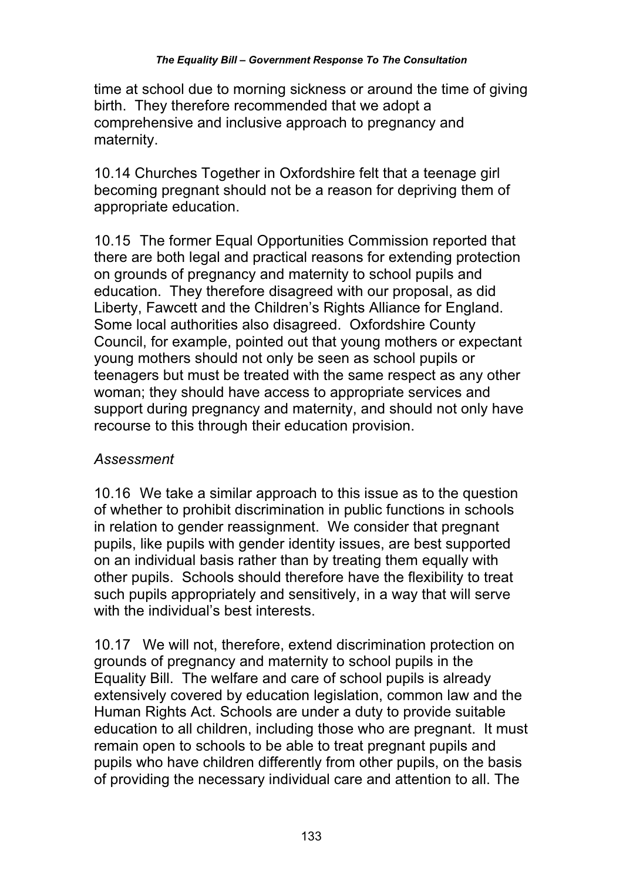time at school due to morning sickness or around the time of giving birth. They therefore recommended that we adopt a comprehensive and inclusive approach to pregnancy and maternity.

10.14 Churches Together in Oxfordshire felt that a teenage girl becoming pregnant should not be a reason for depriving them of appropriate education.

10.15 The former Equal Opportunities Commission reported that there are both legal and practical reasons for extending protection on grounds of pregnancy and maternity to school pupils and education. They therefore disagreed with our proposal, as did Liberty, Fawcett and the Children's Rights Alliance for England. Some local authorities also disagreed. Oxfordshire County Council, for example, pointed out that young mothers or expectant young mothers should not only be seen as school pupils or teenagers but must be treated with the same respect as any other woman; they should have access to appropriate services and support during pregnancy and maternity, and should not only have recourse to this through their education provision.

*Assessment*

10.16 We take a similar approach to this issue as to the question of whether to prohibit discrimination in public functions in schools in relation to gender reassignment. We consider that pregnant pupils, like pupils with gender identity issues, are best supported on an individual basis rather than by treating them equally with other pupils. Schools should therefore have the flexibility to treat such pupils appropriately and sensitively, in a way that will serve with the individual's best interests.

10.17 We will not, therefore, extend discrimination protection on grounds of pregnancy and maternity to school pupils in the Equality Bill. The welfare and care of school pupils is already extensively covered by education legislation, common law and the Human Rights Act. Schools are under a duty to provide suitable education to all children, including those who are pregnant. It must remain open to schools to be able to treat pregnant pupils and pupils who have children differently from other pupils, on the basis of providing the necessary individual care and attention to all. The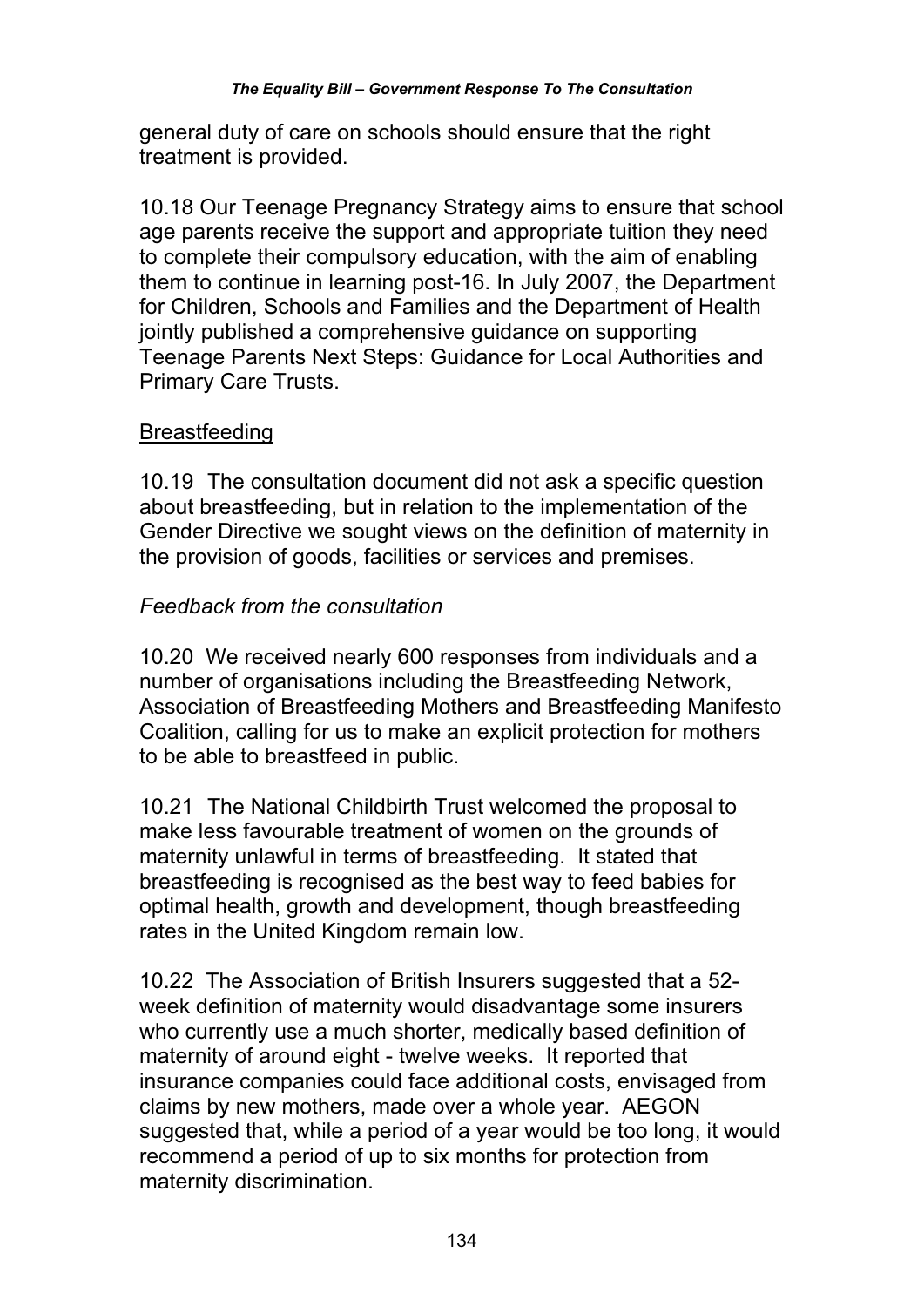general duty of care on schools should ensure that the right treatment is provided.

10.18 Our Teenage Pregnancy Strategy aims to ensure that school age parents receive the support and appropriate tuition they need to complete their compulsory education, with the aim of enabling them to continue in learning post-16. In July 2007, the Department for Children, Schools and Families and the Department of Health jointly published a comprehensive guidance on supporting Teenage Parents Next Steps: Guidance for Local Authorities and Primary Care Trusts.

Breastfeeding

10.19 The consultation document did not ask a specific question about breastfeeding, but in relation to the implementation of the Gender Directive we sought views on the definition of maternity in the provision of goods, facilities or services and premises.

*Feedback from the consultation*

10.20 We received nearly 600 responses from individuals and a number of organisations including the Breastfeeding Network, Association of Breastfeeding Mothers and Breastfeeding Manifesto Coalition, calling for us to make an explicit protection for mothers to be able to breastfeed in public.

10.21 The National Childbirth Trust welcomed the proposal to make less favourable treatment of women on the grounds of maternity unlawful in terms of breastfeeding. It stated that breastfeeding is recognised as the best way to feed babies for optimal health, growth and development, though breastfeeding rates in the United Kingdom remain low.

10.22 The Association of British Insurers suggested that a 52-week definition of maternity would disadvantage some insurers who currently use a much shorter, medically based definition of maternity of around eight - twelve weeks. It reported that insurance companies could face additional costs, envisaged from claims by new mothers, made over a whole year. AEGON suggested that, while a period of a year would be too long, it would recommend a period of up to six months for protection from maternity discrimination.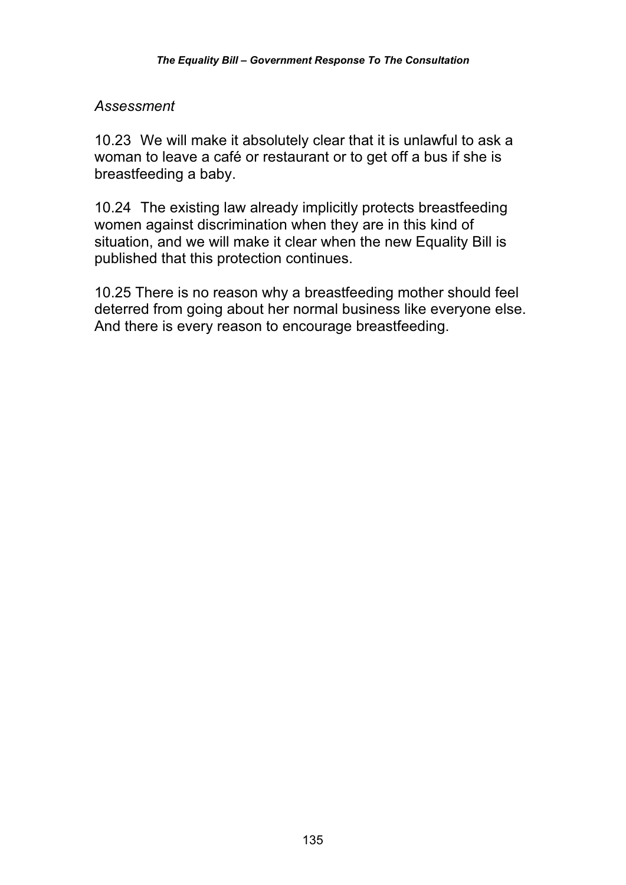*Assessment*

10.23 We will make it absolutely clear that it is unlawful to ask a woman to leave a café or restaurant or to get off a bus if she is breastfeeding a baby.

10.24 The existing law already implicitly protects breastfeeding women against discrimination when they are in this kind of situation, and we will make it clear when the new Equality Bill is published that this protection continues.

10.25 There is no reason why a breastfeeding mother should feel deterred from going about her normal business like everyone else. And there is every reason to encourage breastfeeding.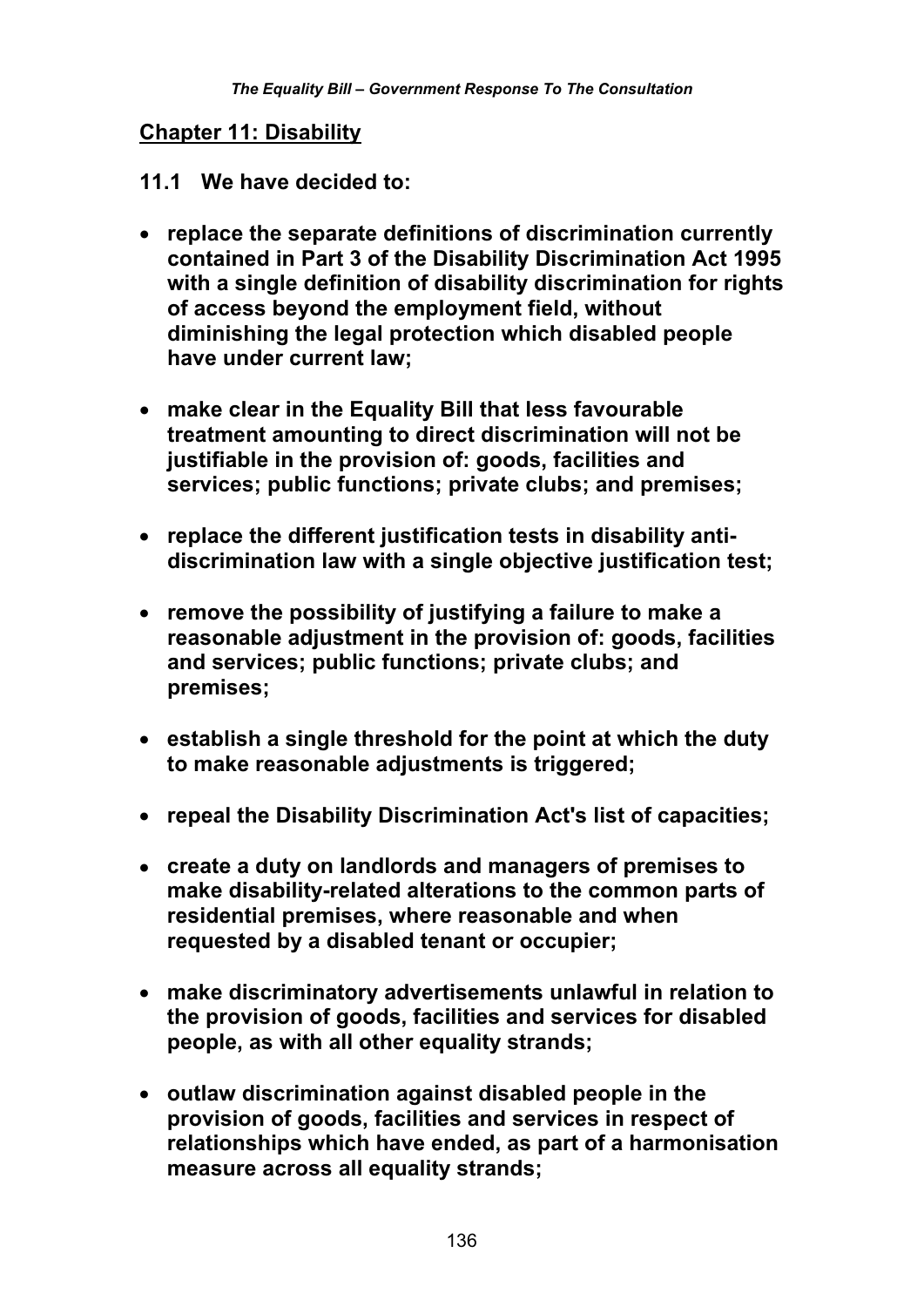## Chapter 11: Disability

**11.1 We have decided to:**

- **replace the separate definitions of discrimination currently contained in Part 3 of the Disability Discrimination Act 1995 with a single definition of disability discrimination for rights of access beyond the employment field, without diminishing the legal protection which disabled people have under current law;**

- **make clear in the Equality Bill that less favourable treatment amounting to direct discrimination will not be justifiable in the provision of: goods, facilities and services; public functions; private clubs; and premises;**

- **replace the different justification tests in disability anti-discrimination law with a single objective justification test;**

- **remove the possibility of justifying a failure to make a reasonable adjustment in the provision of: goods, facilities and services; public functions; private clubs; and premises;**

- **establish a single threshold for the point at which the duty to make reasonable adjustments is triggered;**

- **repeal the Disability Discrimination Act's list of capacities;**

- **create a duty on landlords and managers of premises to make disability-related alterations to the common parts of residential premises, where reasonable and when requested by a disabled tenant or occupier;**

- **make discriminatory advertisements unlawful in relation to the provision of goods, facilities and services for disabled people, as with all other equality strands;**

- **outlaw discrimination against disabled people in the provision of goods, facilities and services in respect of relationships which have ended, as part of a harmonisation measure across all equality strands;**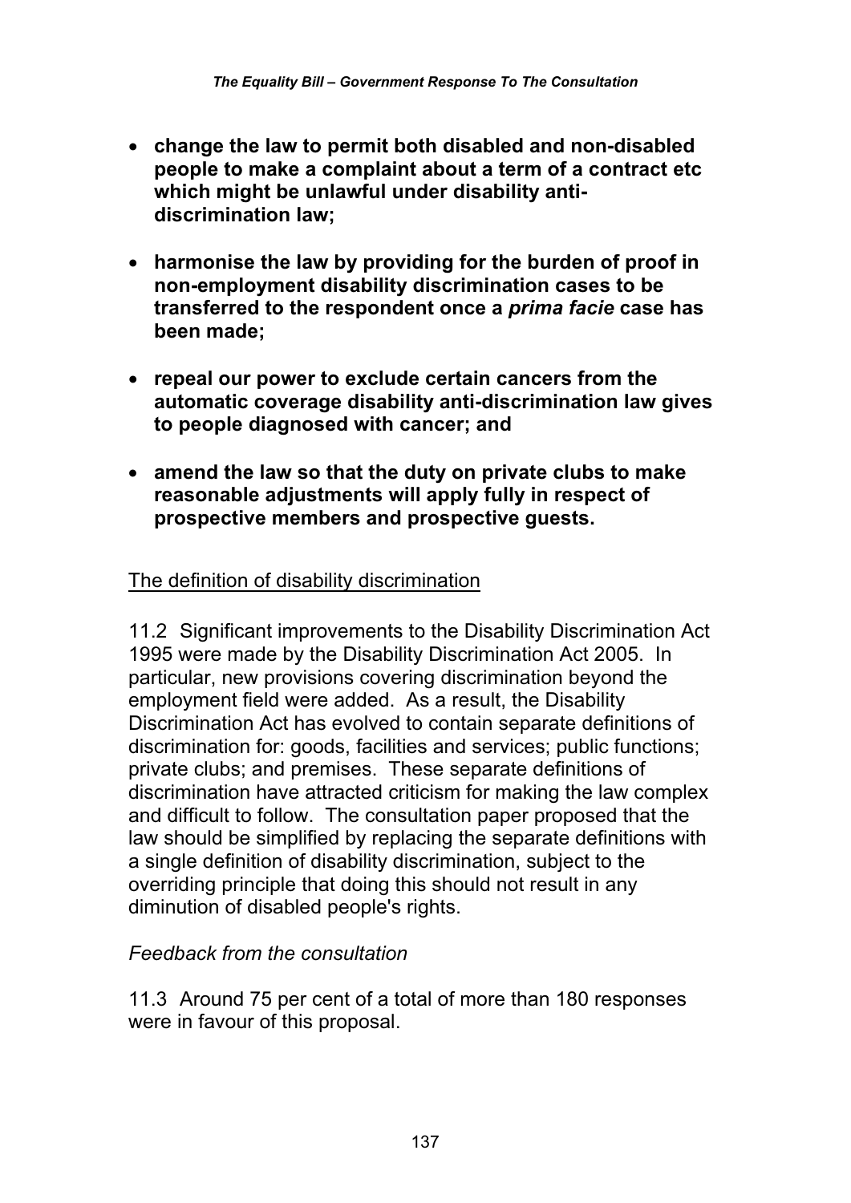- **change the law to permit both disabled and non-disabled people to make a complaint about a term of a contract etc which might be unlawful under disability anti-discrimination law;**

- **harmonise the law by providing for the burden of proof in non-employment disability discrimination cases to be transferred to the respondent once a *prima facie* case has been made;**

- **repeal our power to exclude certain cancers from the automatic coverage disability anti-discrimination law gives to people diagnosed with cancer; and**

- **amend the law so that the duty on private clubs to make reasonable adjustments will apply fully in respect of prospective members and prospective guests.**

<u>The definition of disability discrimination</u>

11.2 Significant improvements to the Disability Discrimination Act 1995 were made by the Disability Discrimination Act 2005. In particular, new provisions covering discrimination beyond the employment field were added. As a result, the Disability Discrimination Act has evolved to contain separate definitions of discrimination for: goods, facilities and services; public functions; private clubs; and premises. These separate definitions of discrimination have attracted criticism for making the law complex and difficult to follow. The consultation paper proposed that the law should be simplified by replacing the separate definitions with a single definition of disability discrimination, subject to the overriding principle that doing this should not result in any diminution of disabled people's rights.

*Feedback from the consultation*

11.3 Around 75 per cent of a total of more than 180 responses were in favour of this proposal.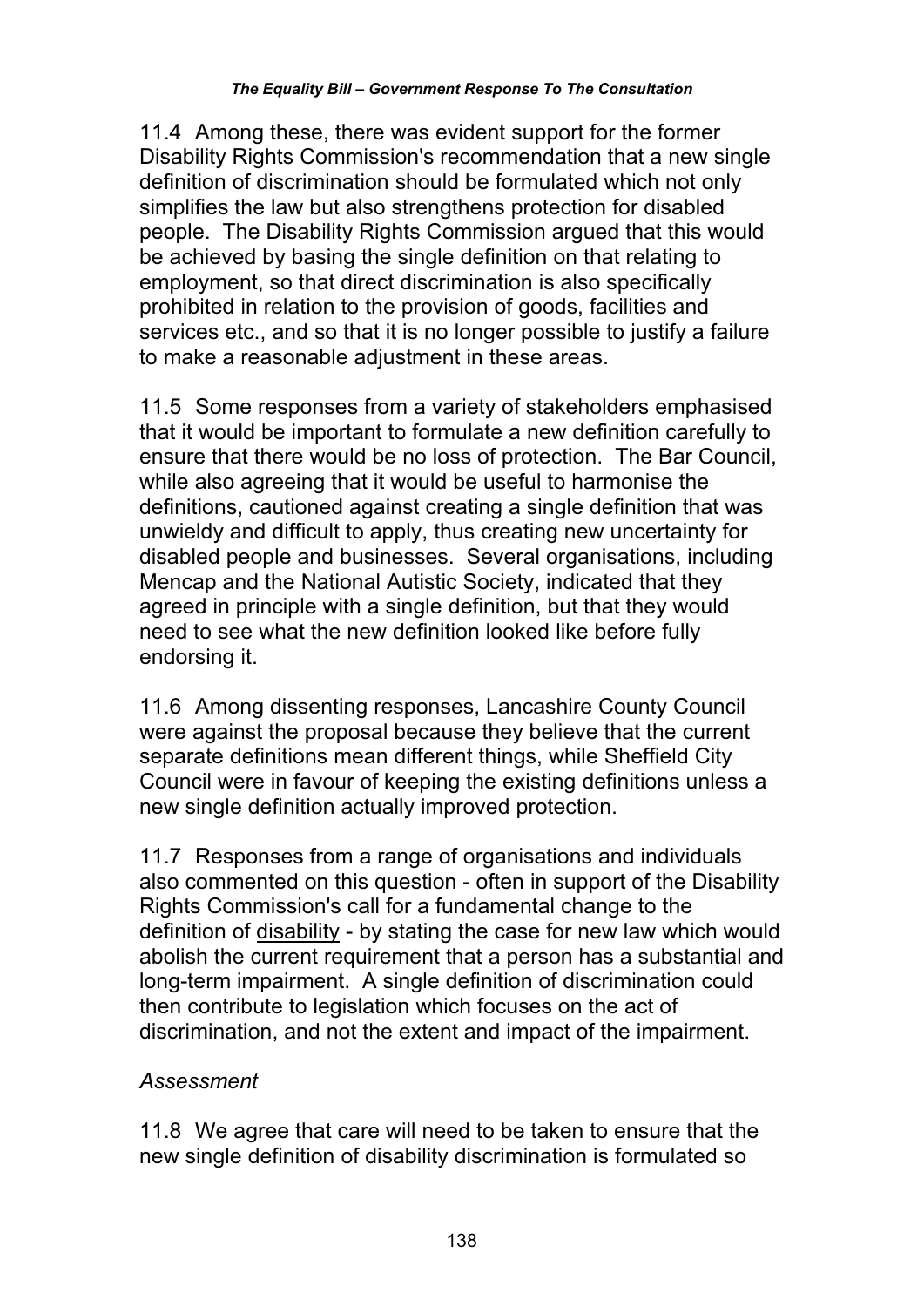11.4 Among these, there was evident support for the former Disability Rights Commission's recommendation that a new single definition of discrimination should be formulated which not only simplifies the law but also strengthens protection for disabled people. The Disability Rights Commission argued that this would be achieved by basing the single definition on that relating to employment, so that direct discrimination is also specifically prohibited in relation to the provision of goods, facilities and services etc., and so that it is no longer possible to justify a failure to make a reasonable adjustment in these areas.

11.5 Some responses from a variety of stakeholders emphasised that it would be important to formulate a new definition carefully to ensure that there would be no loss of protection. The Bar Council, while also agreeing that it would be useful to harmonise the definitions, cautioned against creating a single definition that was unwieldy and difficult to apply, thus creating new uncertainty for disabled people and businesses. Several organisations, including Mencap and the National Autistic Society, indicated that they agreed in principle with a single definition, but that they would need to see what the new definition looked like before fully endorsing it.

11.6 Among dissenting responses, Lancashire County Council were against the proposal because they believe that the current separate definitions mean different things, while Sheffield City Council were in favour of keeping the existing definitions unless a new single definition actually improved protection.

11.7 Responses from a range of organisations and individuals also commented on this question - often in support of the Disability Rights Commission's call for a fundamental change to the definition of disability - by stating the case for new law which would abolish the current requirement that a person has a substantial and long-term impairment. A single definition of discrimination could then contribute to legislation which focuses on the act of discrimination, and not the extent and impact of the impairment.

*Assessment*

11.8 We agree that care will need to be taken to ensure that the new single definition of disability discrimination is formulated so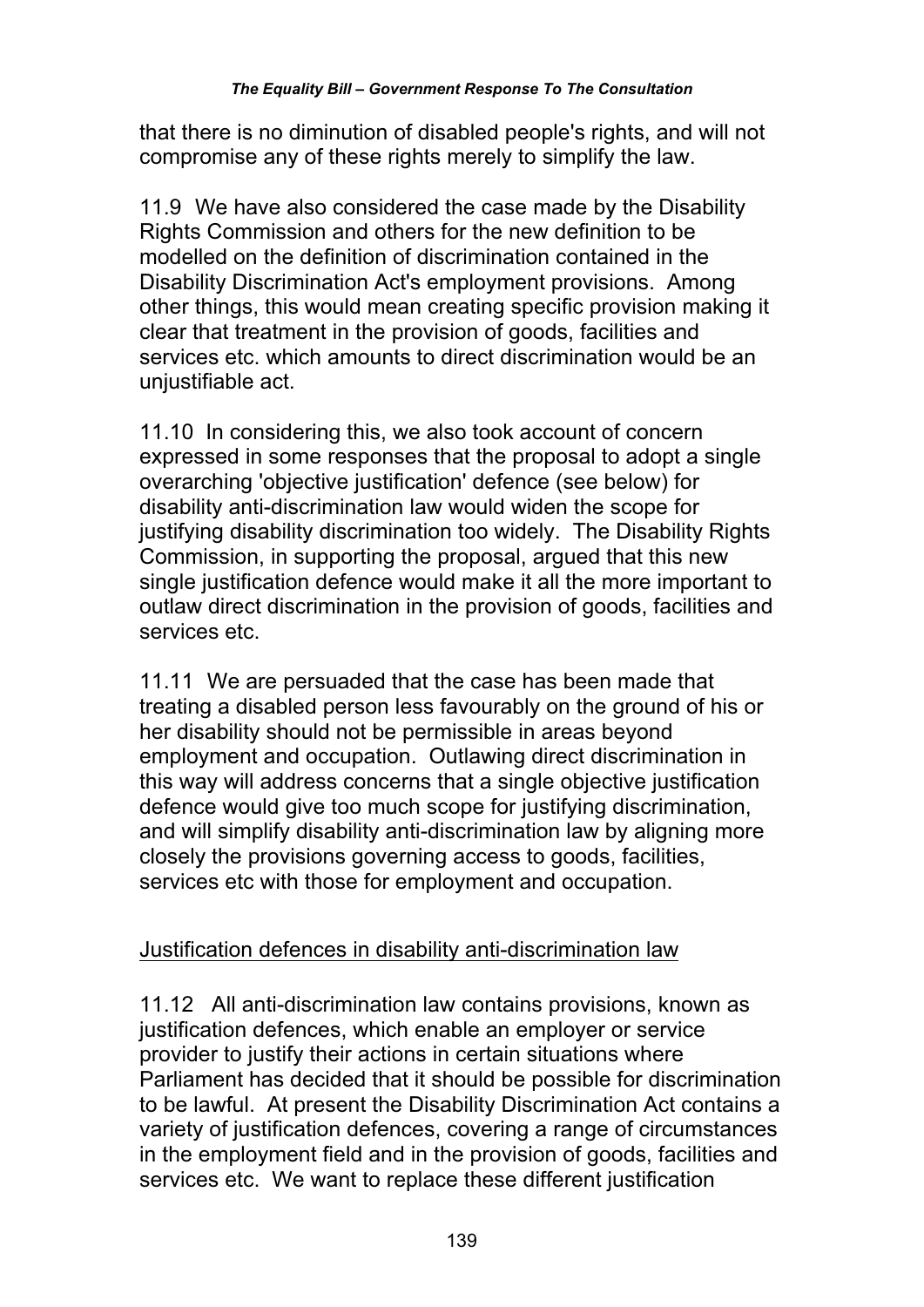that there is no diminution of disabled people's rights, and will not compromise any of these rights merely to simplify the law.

11.9 We have also considered the case made by the Disability Rights Commission and others for the new definition to be modelled on the definition of discrimination contained in the Disability Discrimination Act's employment provisions. Among other things, this would mean creating specific provision making it clear that treatment in the provision of goods, facilities and services etc. which amounts to direct discrimination would be an unjustifiable act.

11.10 In considering this, we also took account of concern expressed in some responses that the proposal to adopt a single overarching 'objective justification' defence (see below) for disability anti-discrimination law would widen the scope for justifying disability discrimination too widely. The Disability Rights Commission, in supporting the proposal, argued that this new single justification defence would make it all the more important to outlaw direct discrimination in the provision of goods, facilities and services etc.

11.11 We are persuaded that the case has been made that treating a disabled person less favourably on the ground of his or her disability should not be permissible in areas beyond employment and occupation. Outlawing direct discrimination in this way will address concerns that a single objective justification defence would give too much scope for justifying discrimination, and will simplify disability anti-discrimination law by aligning more closely the provisions governing access to goods, facilities, services etc with those for employment and occupation.

## Justification defences in disability anti-discrimination law

11.12 All anti-discrimination law contains provisions, known as justification defences, which enable an employer or service provider to justify their actions in certain situations where Parliament has decided that it should be possible for discrimination to be lawful. At present the Disability Discrimination Act contains a variety of justification defences, covering a range of circumstances in the employment field and in the provision of goods, facilities and services etc. We want to replace these different justification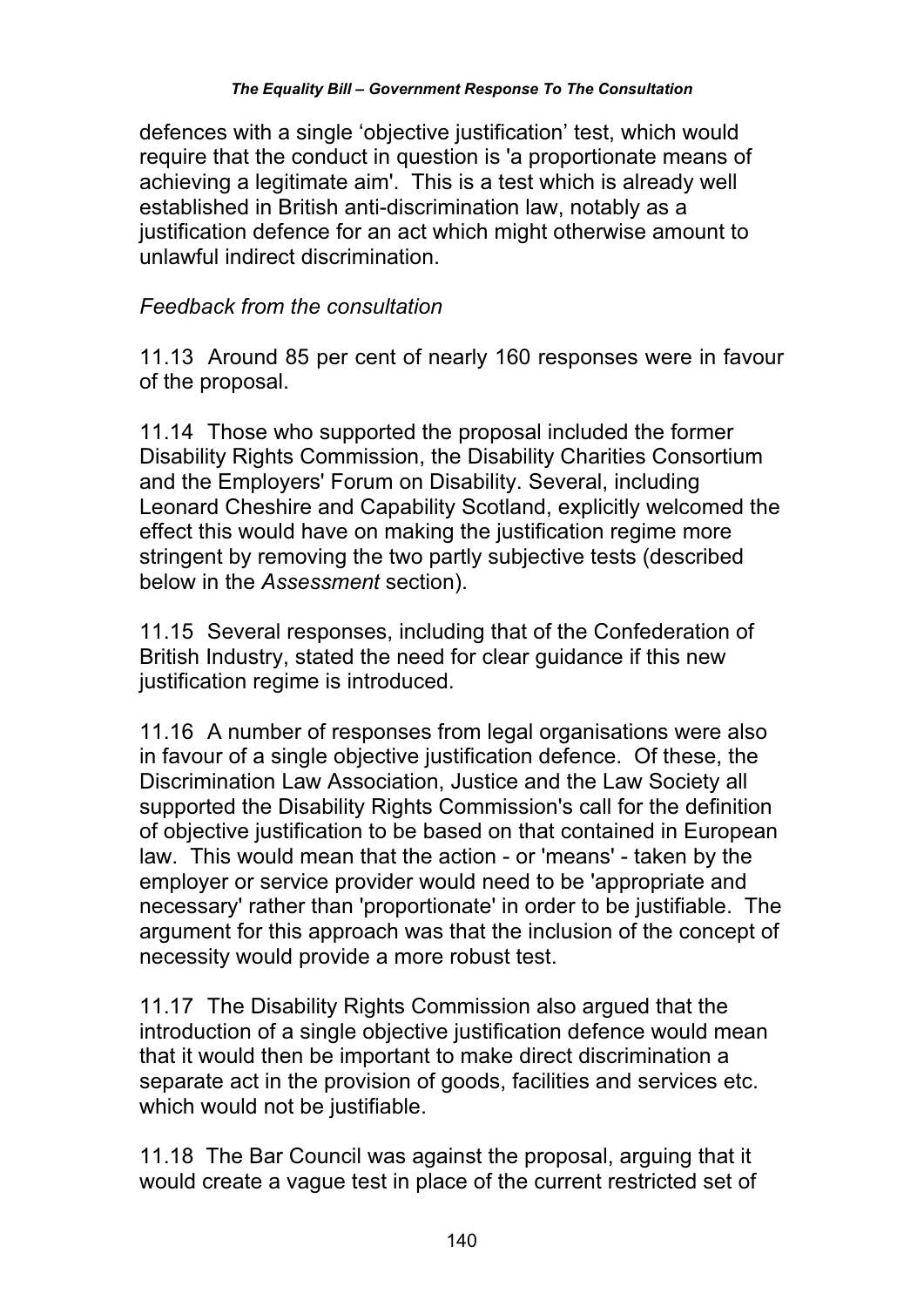defences with a single 'objective justification' test, which would require that the conduct in question is 'a proportionate means of achieving a legitimate aim'. This is a test which is already well established in British anti-discrimination law, notably as a justification defence for an act which might otherwise amount to unlawful indirect discrimination.

*Feedback from the consultation*

11.13 Around 85 per cent of nearly 160 responses were in favour of the proposal.

11.14 Those who supported the proposal included the former Disability Rights Commission, the Disability Charities Consortium and the Employers' Forum on Disability. Several, including Leonard Cheshire and Capability Scotland, explicitly welcomed the effect this would have on making the justification regime more stringent by removing the two partly subjective tests (described below in the *Assessment* section).

11.15 Several responses, including that of the Confederation of British Industry, stated the need for clear guidance if this new justification regime is introduced.

11.16 A number of responses from legal organisations were also in favour of a single objective justification defence. Of these, the Discrimination Law Association, Justice and the Law Society all supported the Disability Rights Commission's call for the definition of objective justification to be based on that contained in European law. This would mean that the action - or 'means' - taken by the employer or service provider would need to be 'appropriate and necessary' rather than 'proportionate' in order to be justifiable. The argument for this approach was that the inclusion of the concept of necessity would provide a more robust test.

11.17 The Disability Rights Commission also argued that the introduction of a single objective justification defence would mean that it would then be important to make direct discrimination a separate act in the provision of goods, facilities and services etc. which would not be justifiable.

11.18 The Bar Council was against the proposal, arguing that it would create a vague test in place of the current restricted set of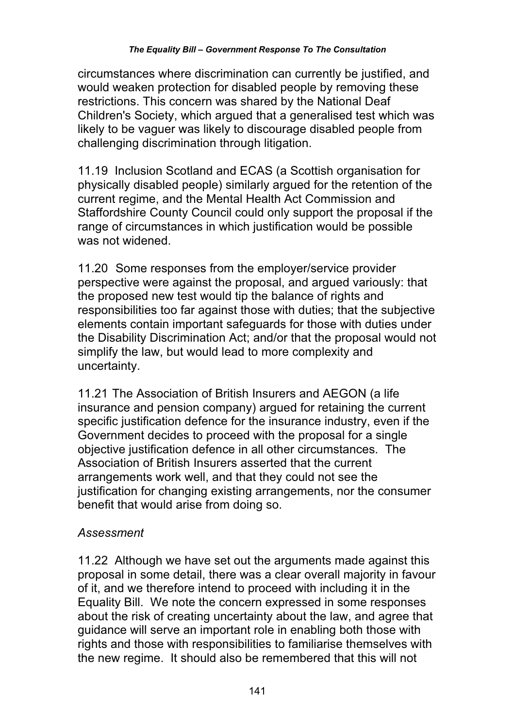circumstances where discrimination can currently be justified, and would weaken protection for disabled people by removing these restrictions. This concern was shared by the National Deaf Children's Society, which argued that a generalised test which was likely to be vaguer was likely to discourage disabled people from challenging discrimination through litigation.

11.19 Inclusion Scotland and ECAS (a Scottish organisation for physically disabled people) similarly argued for the retention of the current regime, and the Mental Health Act Commission and Staffordshire County Council could only support the proposal if the range of circumstances in which justification would be possible was not widened.

11.20 Some responses from the employer/service provider perspective were against the proposal, and argued variously: that the proposed new test would tip the balance of rights and responsibilities too far against those with duties; that the subjective elements contain important safeguards for those with duties under the Disability Discrimination Act; and/or that the proposal would not simplify the law, but would lead to more complexity and uncertainty.

11.21 The Association of British Insurers and AEGON (a life insurance and pension company) argued for retaining the current specific justification defence for the insurance industry, even if the Government decides to proceed with the proposal for a single objective justification defence in all other circumstances. The Association of British Insurers asserted that the current arrangements work well, and that they could not see the justification for changing existing arrangements, nor the consumer benefit that would arise from doing so.

*Assessment*

11.22 Although we have set out the arguments made against this proposal in some detail, there was a clear overall majority in favour of it, and we therefore intend to proceed with including it in the Equality Bill. We note the concern expressed in some responses about the risk of creating uncertainty about the law, and agree that guidance will serve an important role in enabling both those with rights and those with responsibilities to familiarise themselves with the new regime. It should also be remembered that this will not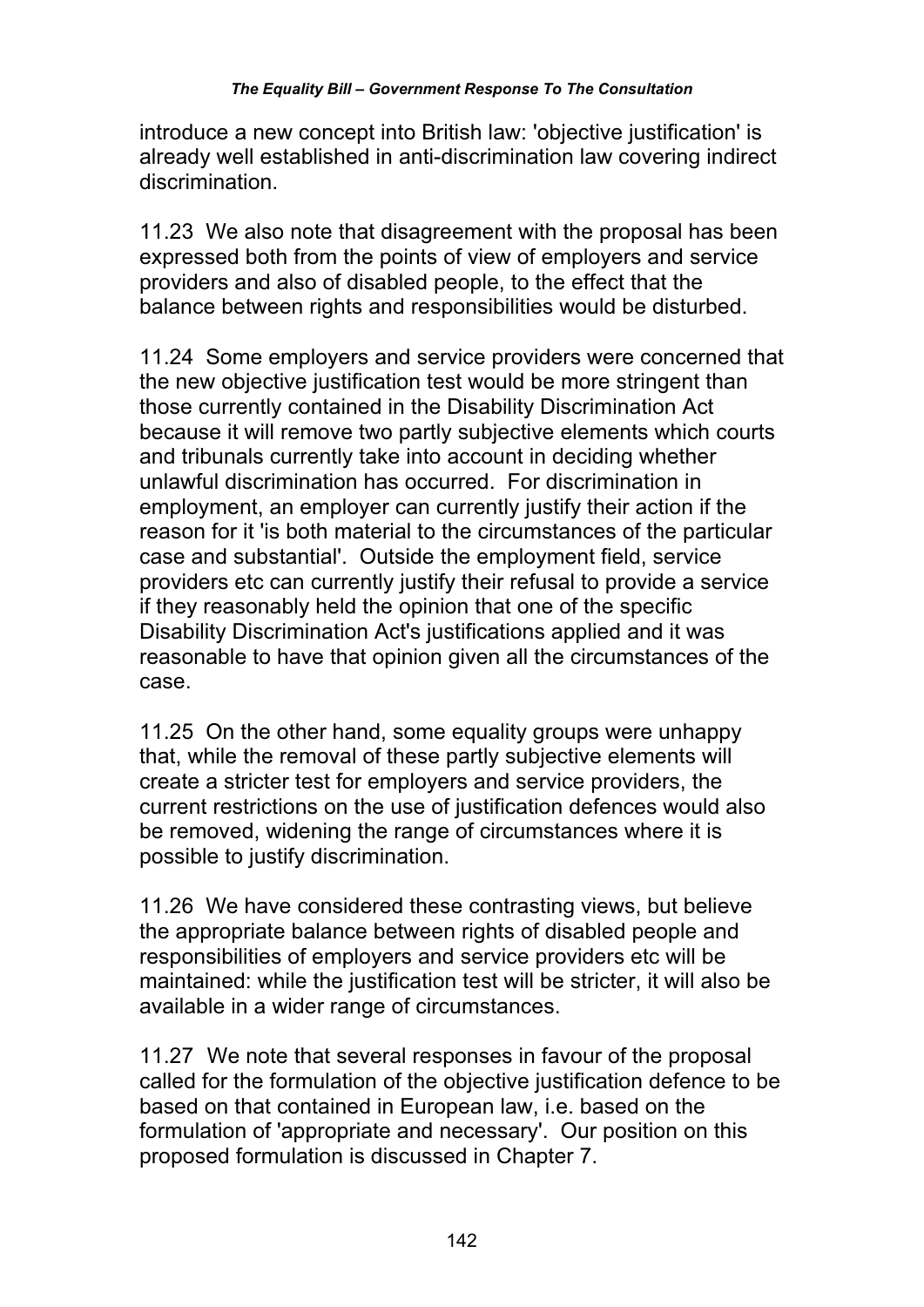introduce a new concept into British law: 'objective justification' is already well established in anti-discrimination law covering indirect discrimination.

11.23 We also note that disagreement with the proposal has been expressed both from the points of view of employers and service providers and also of disabled people, to the effect that the balance between rights and responsibilities would be disturbed.

11.24 Some employers and service providers were concerned that the new objective justification test would be more stringent than those currently contained in the Disability Discrimination Act because it will remove two partly subjective elements which courts and tribunals currently take into account in deciding whether unlawful discrimination has occurred. For discrimination in employment, an employer can currently justify their action if the reason for it 'is both material to the circumstances of the particular case and substantial'. Outside the employment field, service providers etc can currently justify their refusal to provide a service if they reasonably held the opinion that one of the specific Disability Discrimination Act's justifications applied and it was reasonable to have that opinion given all the circumstances of the case.

11.25 On the other hand, some equality groups were unhappy that, while the removal of these partly subjective elements will create a stricter test for employers and service providers, the current restrictions on the use of justification defences would also be removed, widening the range of circumstances where it is possible to justify discrimination.

11.26 We have considered these contrasting views, but believe the appropriate balance between rights of disabled people and responsibilities of employers and service providers etc will be maintained: while the justification test will be stricter, it will also be available in a wider range of circumstances.

11.27 We note that several responses in favour of the proposal called for the formulation of the objective justification defence to be based on that contained in European law, i.e. based on the formulation of 'appropriate and necessary'. Our position on this proposed formulation is discussed in Chapter 7.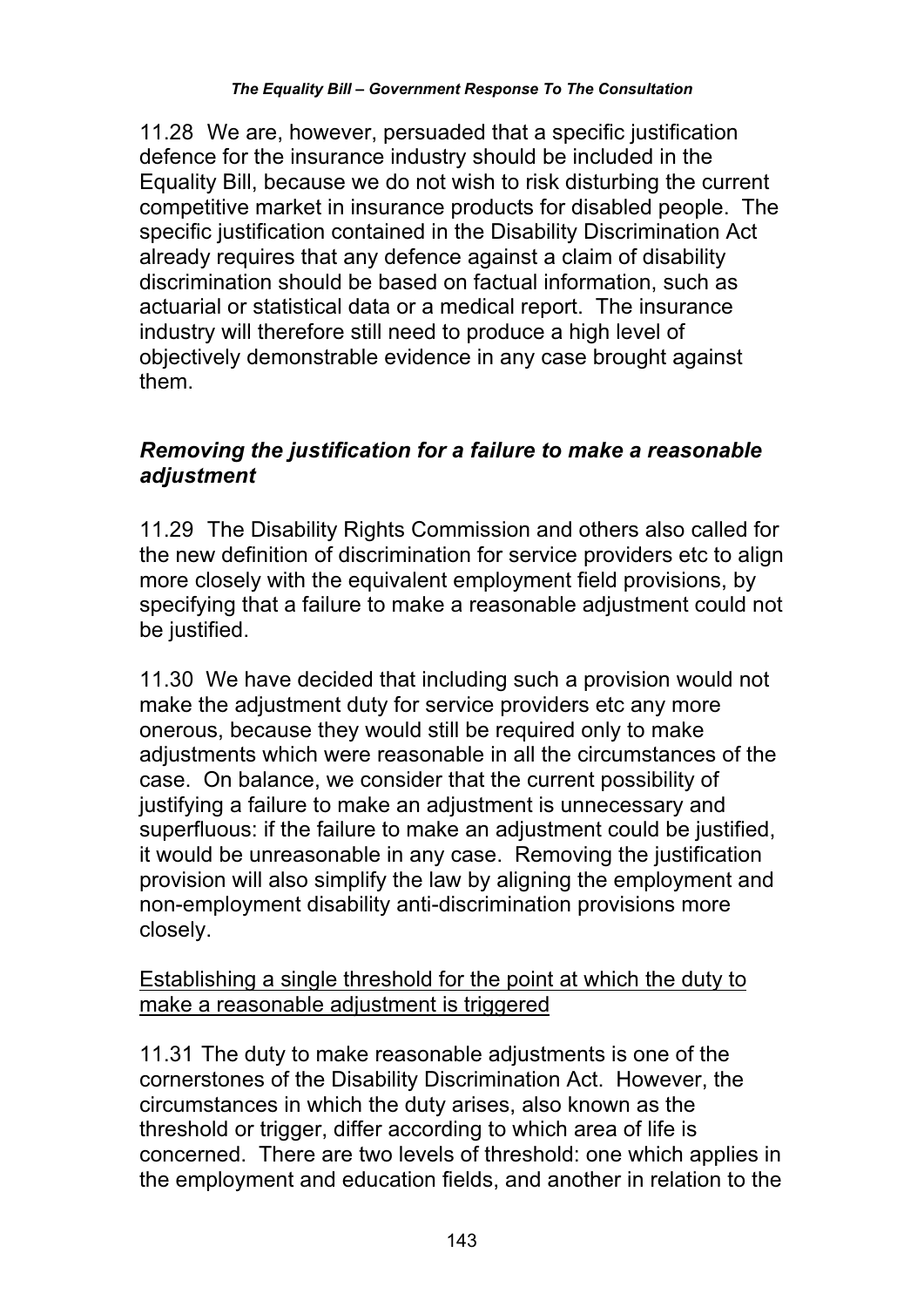11.28 We are, however, persuaded that a specific justification defence for the insurance industry should be included in the Equality Bill, because we do not wish to risk disturbing the current competitive market in insurance products for disabled people. The specific justification contained in the Disability Discrimination Act already requires that any defence against a claim of disability discrimination should be based on factual information, such as actuarial or statistical data or a medical report. The insurance industry will therefore still need to produce a high level of objectively demonstrable evidence in any case brought against them.

### *Removing the justification for a failure to make a reasonable adjustment*

11.29 The Disability Rights Commission and others also called for the new definition of discrimination for service providers etc to align more closely with the equivalent employment field provisions, by specifying that a failure to make a reasonable adjustment could not be justified.

11.30 We have decided that including such a provision would not make the adjustment duty for service providers etc any more onerous, because they would still be required only to make adjustments which were reasonable in all the circumstances of the case. On balance, we consider that the current possibility of justifying a failure to make an adjustment is unnecessary and superfluous: if the failure to make an adjustment could be justified, it would be unreasonable in any case. Removing the justification provision will also simplify the law by aligning the employment and non-employment disability anti-discrimination provisions more closely.

<u>Establishing a single threshold for the point at which the duty to make a reasonable adjustment is triggered</u>

11.31 The duty to make reasonable adjustments is one of the cornerstones of the Disability Discrimination Act. However, the circumstances in which the duty arises, also known as the threshold or trigger, differ according to which area of life is concerned. There are two levels of threshold: one which applies in the employment and education fields, and another in relation to the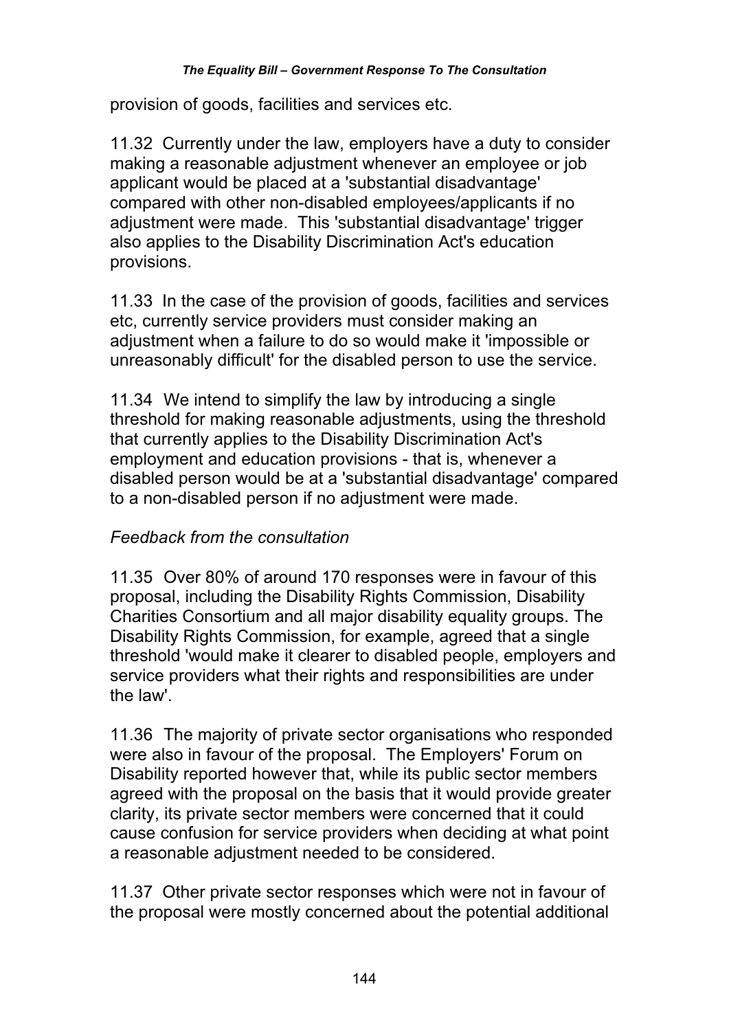provision of goods, facilities and services etc.

11.32 Currently under the law, employers have a duty to consider making a reasonable adjustment whenever an employee or job applicant would be placed at a 'substantial disadvantage' compared with other non-disabled employees/applicants if no adjustment were made. This 'substantial disadvantage' trigger also applies to the Disability Discrimination Act's education provisions.

11.33 In the case of the provision of goods, facilities and services etc, currently service providers must consider making an adjustment when a failure to do so would make it 'impossible or unreasonably difficult' for the disabled person to use the service.

11.34 We intend to simplify the law by introducing a single threshold for making reasonable adjustments, using the threshold that currently applies to the Disability Discrimination Act's employment and education provisions - that is, whenever a disabled person would be at a 'substantial disadvantage' compared to a non-disabled person if no adjustment were made.

*Feedback from the consultation*

11.35 Over 80% of around 170 responses were in favour of this proposal, including the Disability Rights Commission, Disability Charities Consortium and all major disability equality groups. The Disability Rights Commission, for example, agreed that a single threshold 'would make it clearer to disabled people, employers and service providers what their rights and responsibilities are under the law'.

11.36 The majority of private sector organisations who responded were also in favour of the proposal. The Employers' Forum on Disability reported however that, while its public sector members agreed with the proposal on the basis that it would provide greater clarity, its private sector members were concerned that it could cause confusion for service providers when deciding at what point a reasonable adjustment needed to be considered.

11.37 Other private sector responses which were not in favour of the proposal were mostly concerned about the potential additional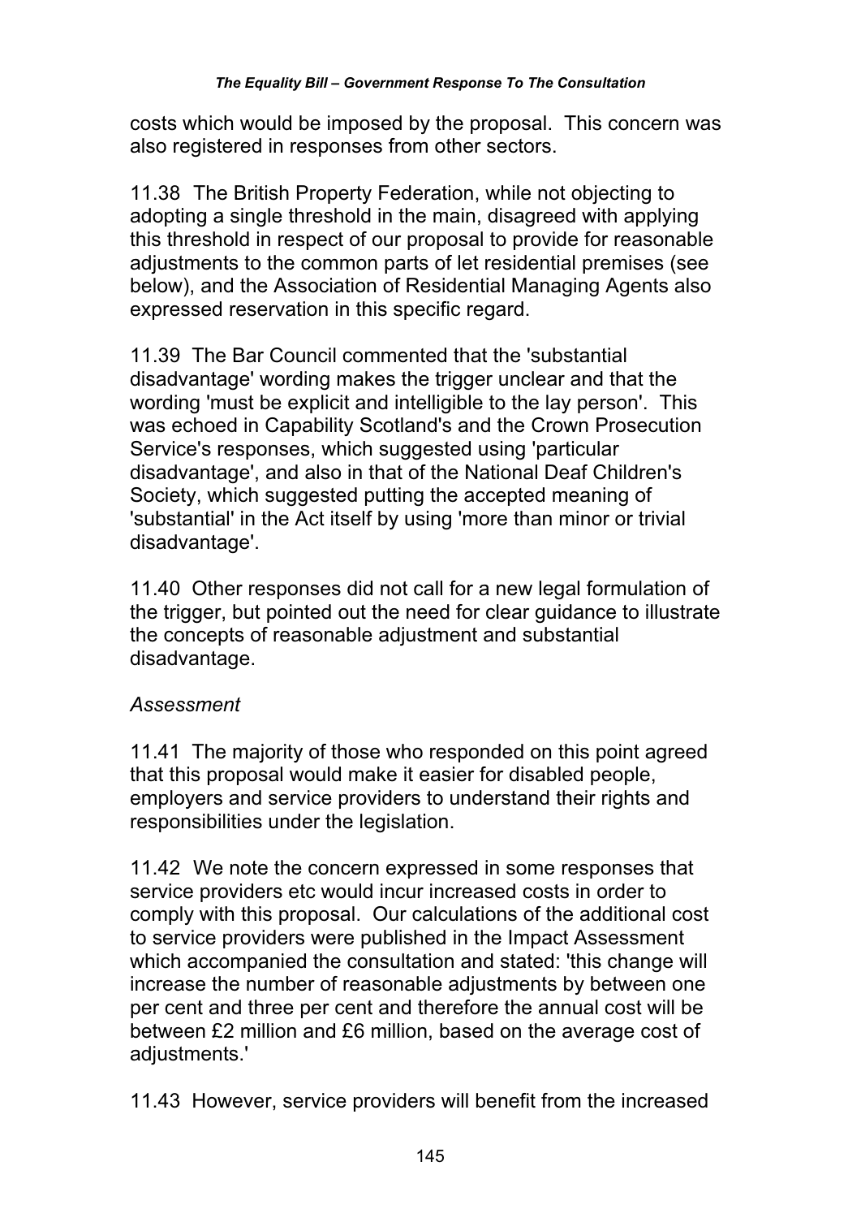costs which would be imposed by the proposal. This concern was also registered in responses from other sectors.

11.38 The British Property Federation, while not objecting to adopting a single threshold in the main, disagreed with applying this threshold in respect of our proposal to provide for reasonable adjustments to the common parts of let residential premises (see below), and the Association of Residential Managing Agents also expressed reservation in this specific regard.

11.39 The Bar Council commented that the 'substantial disadvantage' wording makes the trigger unclear and that the wording 'must be explicit and intelligible to the lay person'. This was echoed in Capability Scotland's and the Crown Prosecution Service's responses, which suggested using 'particular disadvantage', and also in that of the National Deaf Children's Society, which suggested putting the accepted meaning of 'substantial' in the Act itself by using 'more than minor or trivial disadvantage'.

11.40 Other responses did not call for a new legal formulation of the trigger, but pointed out the need for clear guidance to illustrate the concepts of reasonable adjustment and substantial disadvantage.

*Assessment*

11.41 The majority of those who responded on this point agreed that this proposal would make it easier for disabled people, employers and service providers to understand their rights and responsibilities under the legislation.

11.42 We note the concern expressed in some responses that service providers etc would incur increased costs in order to comply with this proposal. Our calculations of the additional cost to service providers were published in the Impact Assessment which accompanied the consultation and stated: 'this change will increase the number of reasonable adjustments by between one per cent and three per cent and therefore the annual cost will be between £2 million and £6 million, based on the average cost of adjustments.'

11.43 However, service providers will benefit from the increased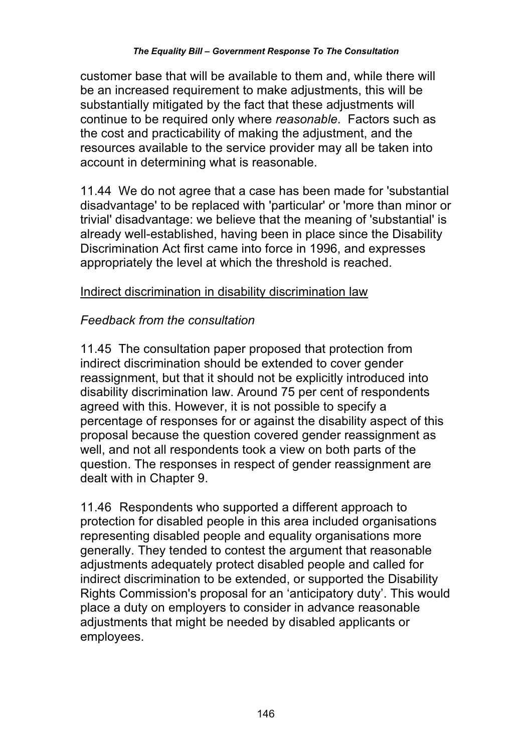customer base that will be available to them and, while there will be an increased requirement to make adjustments, this will be substantially mitigated by the fact that these adjustments will continue to be required only where *reasonable*. Factors such as the cost and practicability of making the adjustment, and the resources available to the service provider may all be taken into account in determining what is reasonable.

11.44 We do not agree that a case has been made for 'substantial disadvantage' to be replaced with 'particular' or 'more than minor or trivial' disadvantage: we believe that the meaning of 'substantial' is already well-established, having been in place since the Disability Discrimination Act first came into force in 1996, and expresses appropriately the level at which the threshold is reached.

<u>Indirect discrimination in disability discrimination law</u>

*Feedback from the consultation*

11.45 The consultation paper proposed that protection from indirect discrimination should be extended to cover gender reassignment, but that it should not be explicitly introduced into disability discrimination law. Around 75 per cent of respondents agreed with this. However, it is not possible to specify a percentage of responses for or against the disability aspect of this proposal because the question covered gender reassignment as well, and not all respondents took a view on both parts of the question. The responses in respect of gender reassignment are dealt with in Chapter 9.

11.46 Respondents who supported a different approach to protection for disabled people in this area included organisations representing disabled people and equality organisations more generally. They tended to contest the argument that reasonable adjustments adequately protect disabled people and called for indirect discrimination to be extended, or supported the Disability Rights Commission's proposal for an 'anticipatory duty'. This would place a duty on employers to consider in advance reasonable adjustments that might be needed by disabled applicants or employees.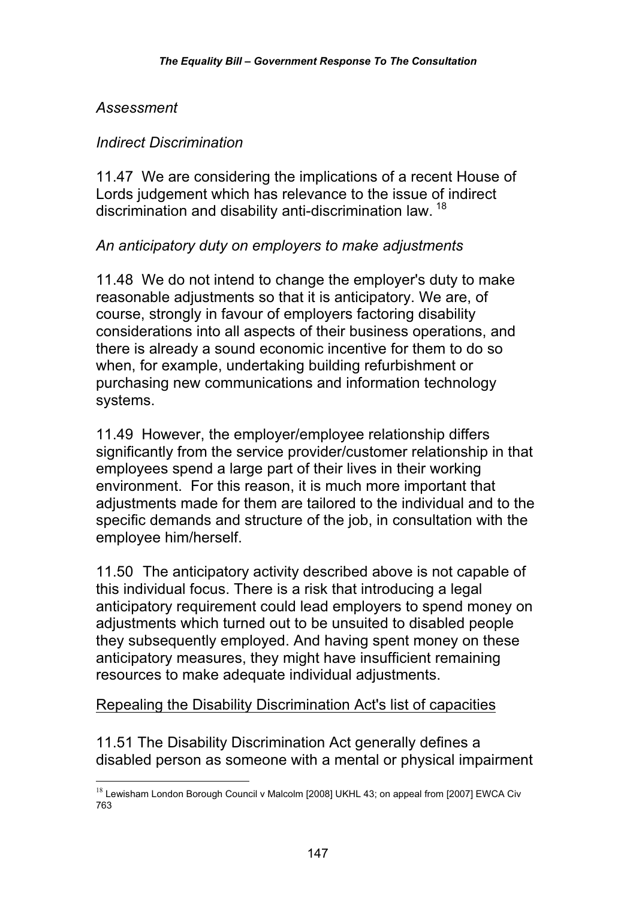*Assessment*

*Indirect Discrimination*

11.47 We are considering the implications of a recent House of Lords judgement which has relevance to the issue of indirect discrimination and disability anti-discrimination law. [18]

*An anticipatory duty on employers to make adjustments*

11.48 We do not intend to change the employer's duty to make reasonable adjustments so that it is anticipatory. We are, of course, strongly in favour of employers factoring disability considerations into all aspects of their business operations, and there is already a sound economic incentive for them to do so when, for example, undertaking building refurbishment or purchasing new communications and information technology systems.

11.49 However, the employer/employee relationship differs significantly from the service provider/customer relationship in that employees spend a large part of their lives in their working environment. For this reason, it is much more important that adjustments made for them are tailored to the individual and to the specific demands and structure of the job, in consultation with the employee him/herself.

11.50 The anticipatory activity described above is not capable of this individual focus. There is a risk that introducing a legal anticipatory requirement could lead employers to spend money on adjustments which turned out to be unsuited to disabled people they subsequently employed. And having spent money on these anticipatory measures, they might have insufficient remaining resources to make adequate individual adjustments.

<u>Repealing the Disability Discrimination Act's list of capacities</u>

11.51 The Disability Discrimination Act generally defines a disabled person as someone with a mental or physical impairment

---

[18] Lewisham London Borough Council v Malcolm [2008] UKHL 43; on appeal from [2007] EWCA Civ 763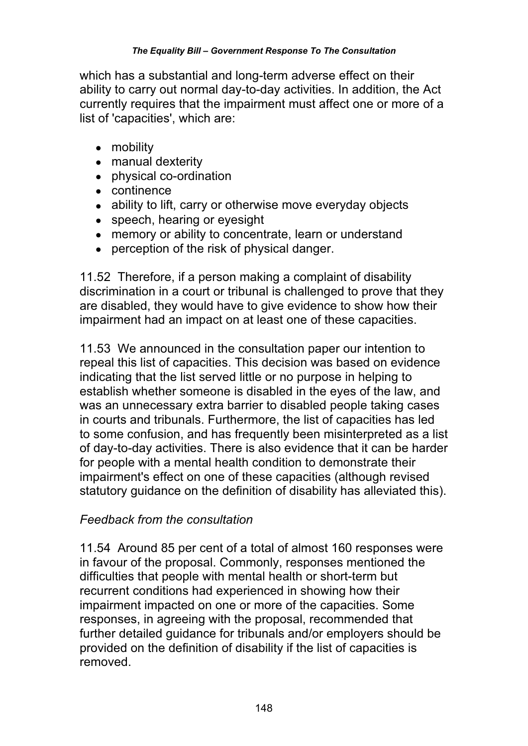which has a substantial and long-term adverse effect on their ability to carry out normal day-to-day activities. In addition, the Act currently requires that the impairment must affect one or more of a list of 'capacities', which are:

- mobility
- manual dexterity
- physical co-ordination
- continence
- ability to lift, carry or otherwise move everyday objects
- speech, hearing or eyesight
- memory or ability to concentrate, learn or understand
- perception of the risk of physical danger.

11.52 Therefore, if a person making a complaint of disability discrimination in a court or tribunal is challenged to prove that they are disabled, they would have to give evidence to show how their impairment had an impact on at least one of these capacities.

11.53 We announced in the consultation paper our intention to repeal this list of capacities. This decision was based on evidence indicating that the list served little or no purpose in helping to establish whether someone is disabled in the eyes of the law, and was an unnecessary extra barrier to disabled people taking cases in courts and tribunals. Furthermore, the list of capacities has led to some confusion, and has frequently been misinterpreted as a list of day-to-day activities. There is also evidence that it can be harder for people with a mental health condition to demonstrate their impairment's effect on one of these capacities (although revised statutory guidance on the definition of disability has alleviated this).

*Feedback from the consultation*

11.54 Around 85 per cent of a total of almost 160 responses were in favour of the proposal. Commonly, responses mentioned the difficulties that people with mental health or short-term but recurrent conditions had experienced in showing how their impairment impacted on one or more of the capacities. Some responses, in agreeing with the proposal, recommended that further detailed guidance for tribunals and/or employers should be provided on the definition of disability if the list of capacities is removed.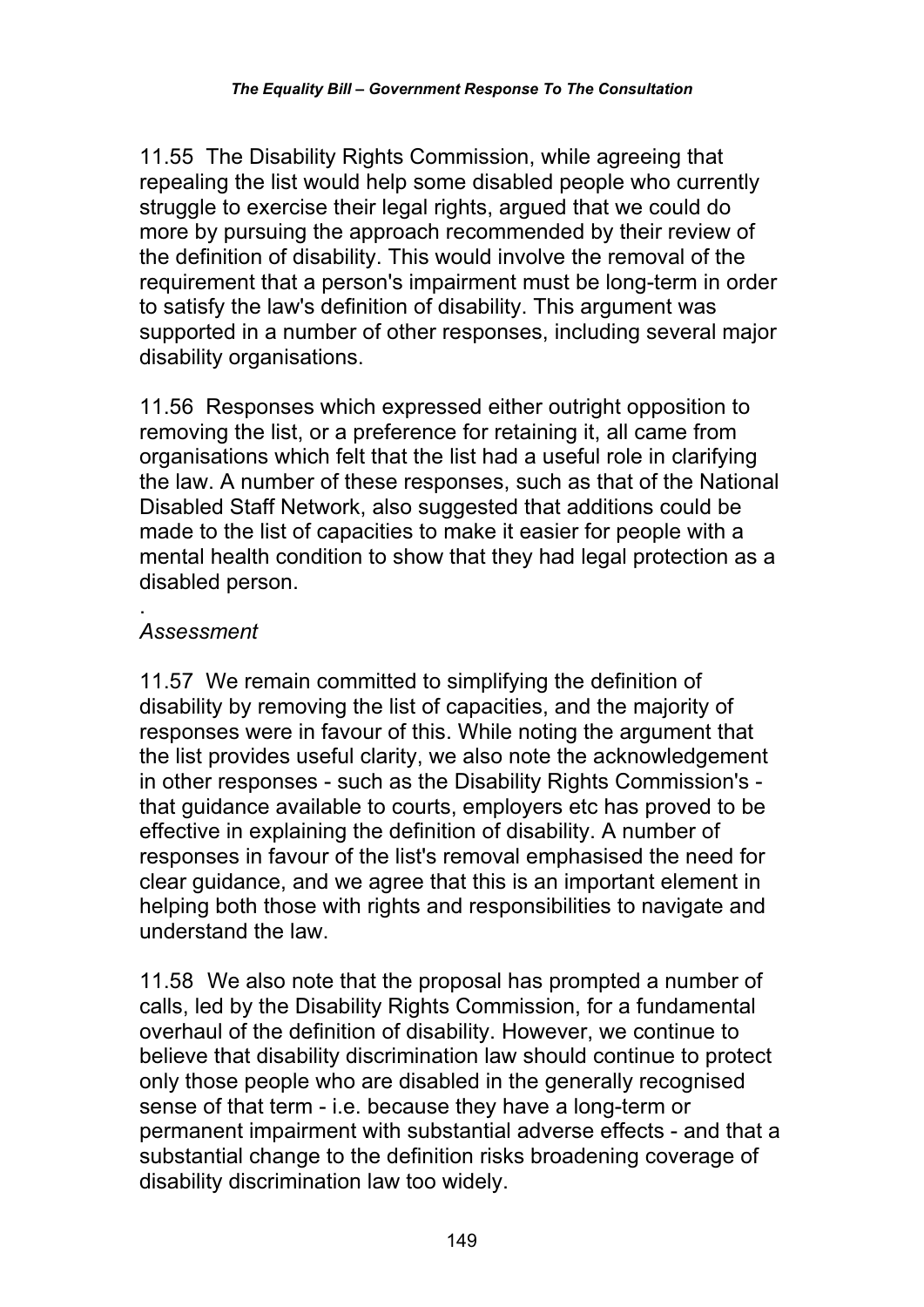11.55 The Disability Rights Commission, while agreeing that repealing the list would help some disabled people who currently struggle to exercise their legal rights, argued that we could do more by pursuing the approach recommended by their review of the definition of disability. This would involve the removal of the requirement that a person's impairment must be long-term in order to satisfy the law's definition of disability. This argument was supported in a number of other responses, including several major disability organisations.

11.56 Responses which expressed either outright opposition to removing the list, or a preference for retaining it, all came from organisations which felt that the list had a useful role in clarifying the law. A number of these responses, such as that of the National Disabled Staff Network, also suggested that additions could be made to the list of capacities to make it easier for people with a mental health condition to show that they had legal protection as a disabled person.

.

*Assessment*

11.57 We remain committed to simplifying the definition of disability by removing the list of capacities, and the majority of responses were in favour of this. While noting the argument that the list provides useful clarity, we also note the acknowledgement in other responses - such as the Disability Rights Commission's - that guidance available to courts, employers etc has proved to be effective in explaining the definition of disability. A number of responses in favour of the list's removal emphasised the need for clear guidance, and we agree that this is an important element in helping both those with rights and responsibilities to navigate and understand the law.

11.58 We also note that the proposal has prompted a number of calls, led by the Disability Rights Commission, for a fundamental overhaul of the definition of disability. However, we continue to believe that disability discrimination law should continue to protect only those people who are disabled in the generally recognised sense of that term - i.e. because they have a long-term or permanent impairment with substantial adverse effects - and that a substantial change to the definition risks broadening coverage of disability discrimination law too widely.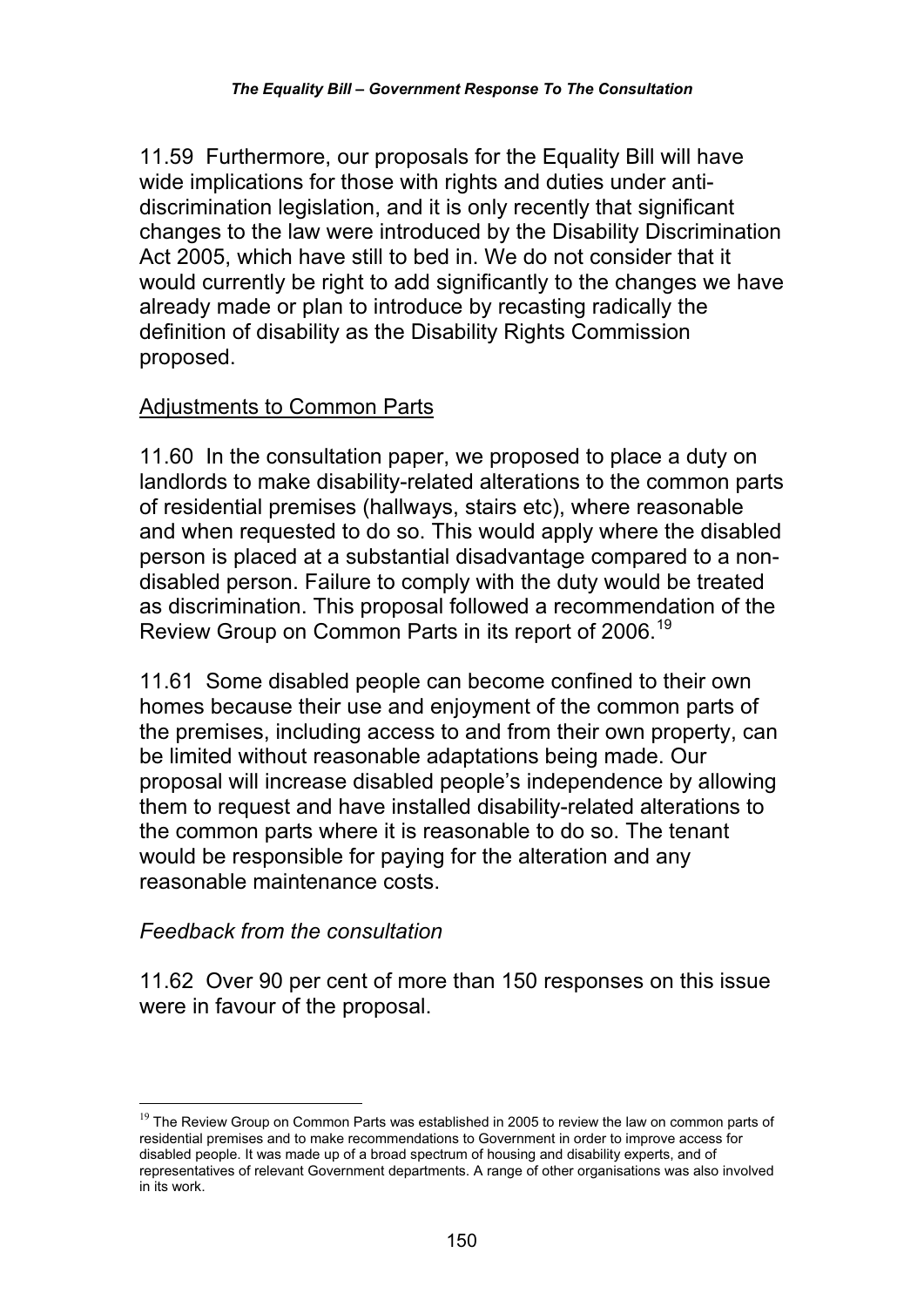11.59 Furthermore, our proposals for the Equality Bill will have wide implications for those with rights and duties under anti-discrimination legislation, and it is only recently that significant changes to the law were introduced by the Disability Discrimination Act 2005, which have still to bed in. We do not consider that it would currently be right to add significantly to the changes we have already made or plan to introduce by recasting radically the definition of disability as the Disability Rights Commission proposed.

Adjustments to Common Parts

11.60 In the consultation paper, we proposed to place a duty on landlords to make disability-related alterations to the common parts of residential premises (hallways, stairs etc), where reasonable and when requested to do so. This would apply where the disabled person is placed at a substantial disadvantage compared to a non-disabled person. Failure to comply with the duty would be treated as discrimination. This proposal followed a recommendation of the Review Group on Common Parts in its report of 2006.[19]

11.61 Some disabled people can become confined to their own homes because their use and enjoyment of the common parts of the premises, including access to and from their own property, can be limited without reasonable adaptations being made. Our proposal will increase disabled people's independence by allowing them to request and have installed disability-related alterations to the common parts where it is reasonable to do so. The tenant would be responsible for paying for the alteration and any reasonable maintenance costs.

*Feedback from the consultation*

11.62 Over 90 per cent of more than 150 responses on this issue were in favour of the proposal.

---

[19] The Review Group on Common Parts was established in 2005 to review the law on common parts of residential premises and to make recommendations to Government in order to improve access for disabled people. It was made up of a broad spectrum of housing and disability experts, and of representatives of relevant Government departments. A range of other organisations was also involved in its work.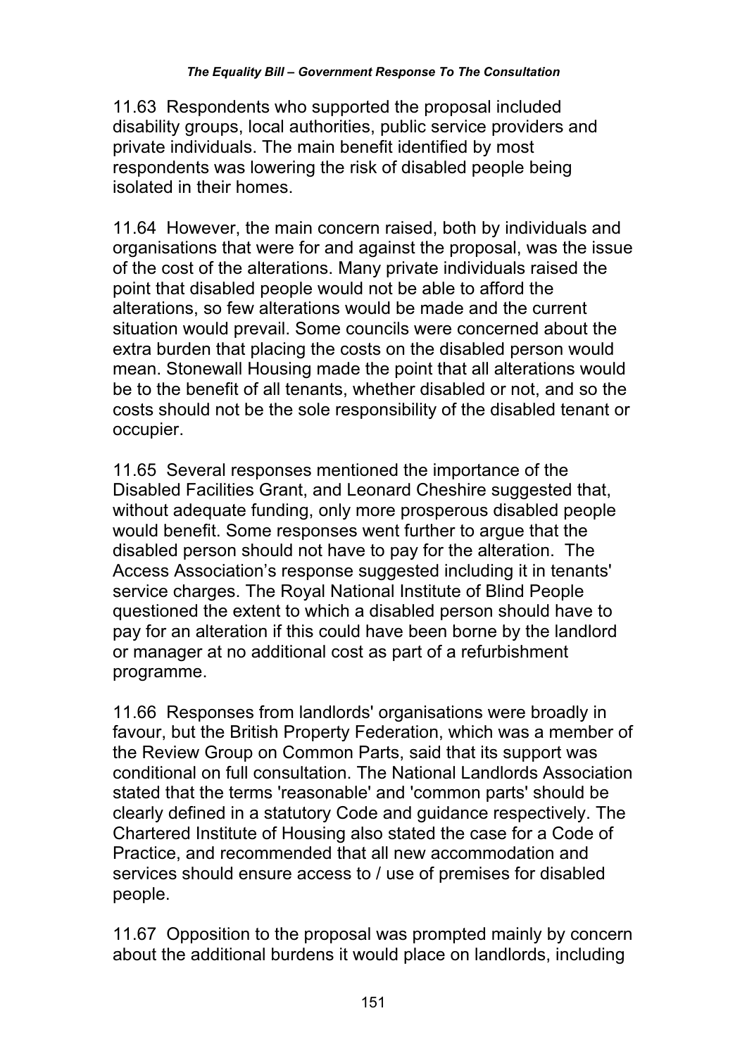11.63 Respondents who supported the proposal included disability groups, local authorities, public service providers and private individuals. The main benefit identified by most respondents was lowering the risk of disabled people being isolated in their homes.

11.64 However, the main concern raised, both by individuals and organisations that were for and against the proposal, was the issue of the cost of the alterations. Many private individuals raised the point that disabled people would not be able to afford the alterations, so few alterations would be made and the current situation would prevail. Some councils were concerned about the extra burden that placing the costs on the disabled person would mean. Stonewall Housing made the point that all alterations would be to the benefit of all tenants, whether disabled or not, and so the costs should not be the sole responsibility of the disabled tenant or occupier.

11.65 Several responses mentioned the importance of the Disabled Facilities Grant, and Leonard Cheshire suggested that, without adequate funding, only more prosperous disabled people would benefit. Some responses went further to argue that the disabled person should not have to pay for the alteration. The Access Association's response suggested including it in tenants' service charges. The Royal National Institute of Blind People questioned the extent to which a disabled person should have to pay for an alteration if this could have been borne by the landlord or manager at no additional cost as part of a refurbishment programme.

11.66 Responses from landlords' organisations were broadly in favour, but the British Property Federation, which was a member of the Review Group on Common Parts, said that its support was conditional on full consultation. The National Landlords Association stated that the terms 'reasonable' and 'common parts' should be clearly defined in a statutory Code and guidance respectively. The Chartered Institute of Housing also stated the case for a Code of Practice, and recommended that all new accommodation and services should ensure access to / use of premises for disabled people.

11.67 Opposition to the proposal was prompted mainly by concern about the additional burdens it would place on landlords, including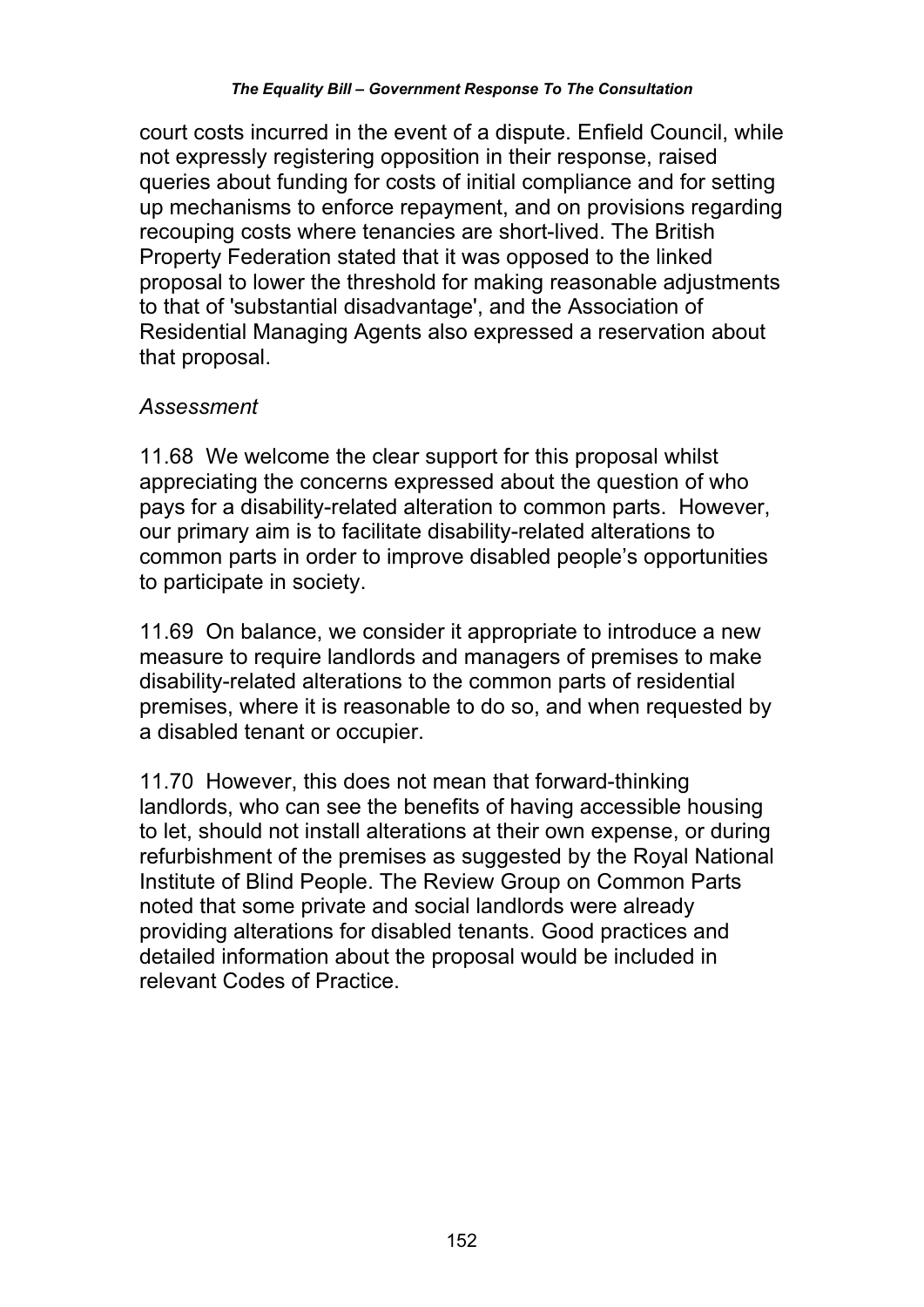court costs incurred in the event of a dispute. Enfield Council, while not expressly registering opposition in their response, raised queries about funding for costs of initial compliance and for setting up mechanisms to enforce repayment, and on provisions regarding recouping costs where tenancies are short-lived. The British Property Federation stated that it was opposed to the linked proposal to lower the threshold for making reasonable adjustments to that of 'substantial disadvantage', and the Association of Residential Managing Agents also expressed a reservation about that proposal.

*Assessment*

11.68 We welcome the clear support for this proposal whilst appreciating the concerns expressed about the question of who pays for a disability-related alteration to common parts. However, our primary aim is to facilitate disability-related alterations to common parts in order to improve disabled people's opportunities to participate in society.

11.69 On balance, we consider it appropriate to introduce a new measure to require landlords and managers of premises to make disability-related alterations to the common parts of residential premises, where it is reasonable to do so, and when requested by a disabled tenant or occupier.

11.70 However, this does not mean that forward-thinking landlords, who can see the benefits of having accessible housing to let, should not install alterations at their own expense, or during refurbishment of the premises as suggested by the Royal National Institute of Blind People. The Review Group on Common Parts noted that some private and social landlords were already providing alterations for disabled tenants. Good practices and detailed information about the proposal would be included in relevant Codes of Practice.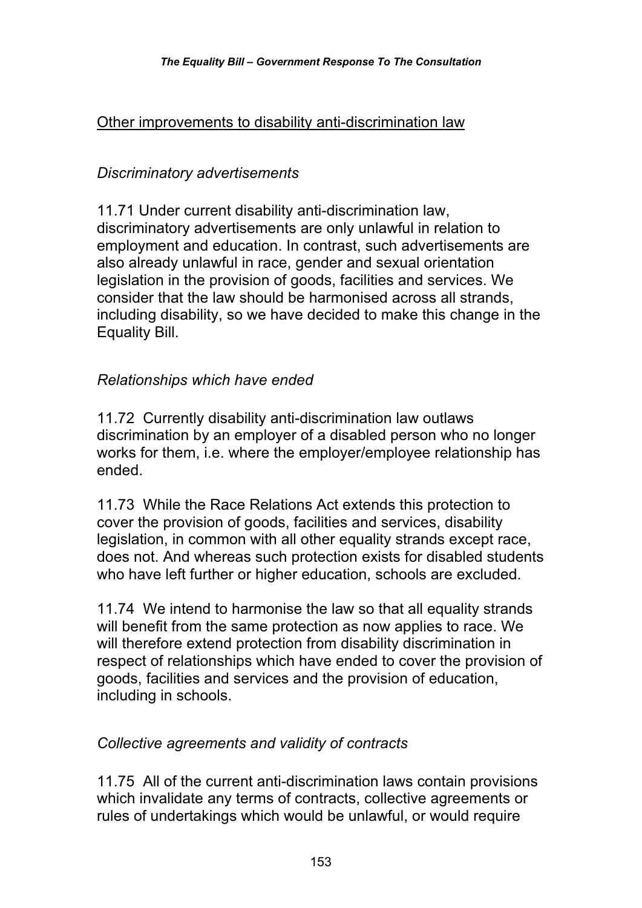Other improvements to disability anti-discrimination law

*Discriminatory advertisements*

11.71 Under current disability anti-discrimination law, discriminatory advertisements are only unlawful in relation to employment and education. In contrast, such advertisements are also already unlawful in race, gender and sexual orientation legislation in the provision of goods, facilities and services. We consider that the law should be harmonised across all strands, including disability, so we have decided to make this change in the Equality Bill.

*Relationships which have ended*

11.72 Currently disability anti-discrimination law outlaws discrimination by an employer of a disabled person who no longer works for them, i.e. where the employer/employee relationship has ended.

11.73 While the Race Relations Act extends this protection to cover the provision of goods, facilities and services, disability legislation, in common with all other equality strands except race, does not. And whereas such protection exists for disabled students who have left further or higher education, schools are excluded.

11.74 We intend to harmonise the law so that all equality strands will benefit from the same protection as now applies to race. We will therefore extend protection from disability discrimination in respect of relationships which have ended to cover the provision of goods, facilities and services and the provision of education, including in schools.

*Collective agreements and validity of contracts*

11.75 All of the current anti-discrimination laws contain provisions which invalidate any terms of contracts, collective agreements or rules of undertakings which would be unlawful, or would require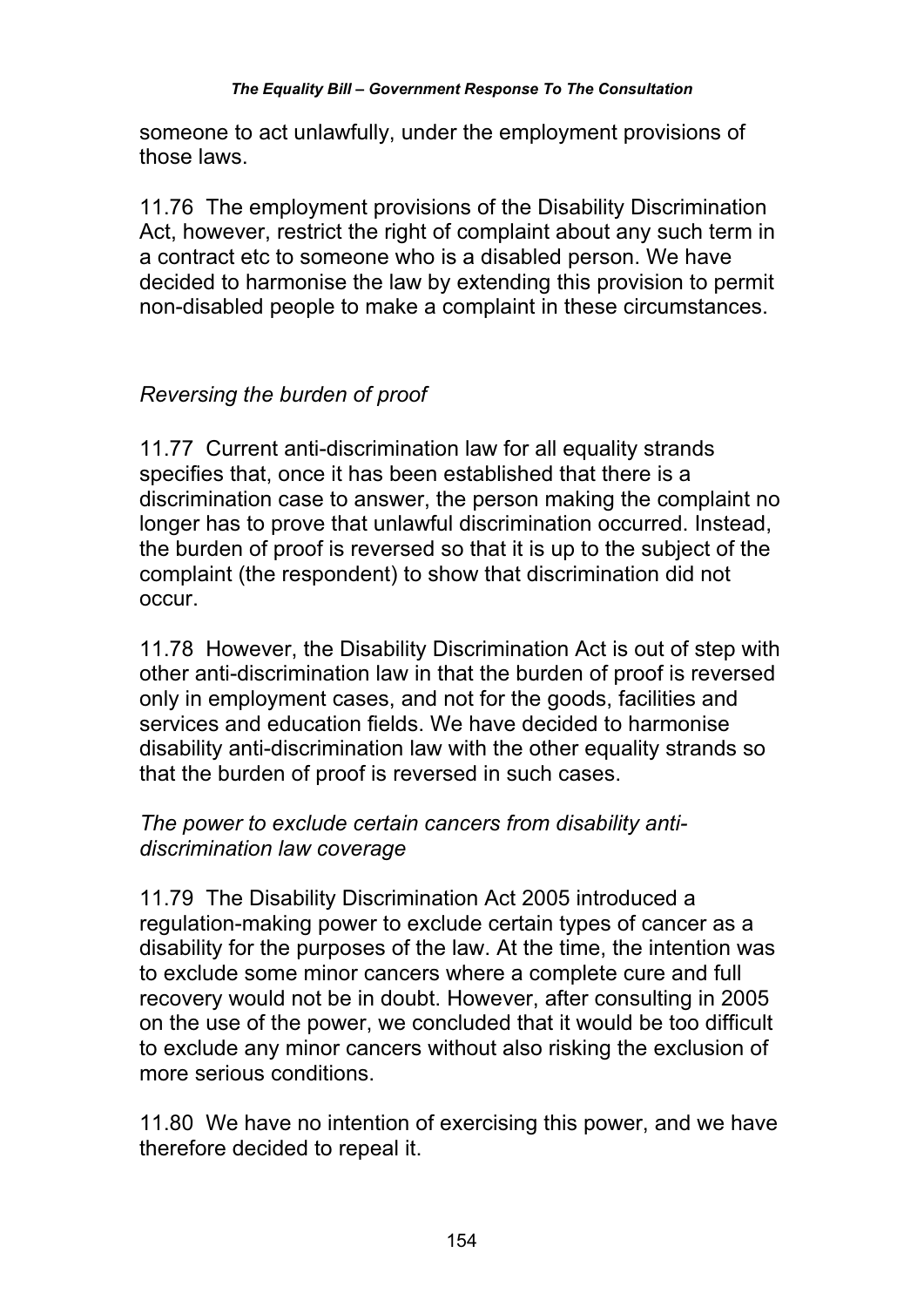someone to act unlawfully, under the employment provisions of those laws.

11.76 The employment provisions of the Disability Discrimination Act, however, restrict the right of complaint about any such term in a contract etc to someone who is a disabled person. We have decided to harmonise the law by extending this provision to permit non-disabled people to make a complaint in these circumstances.

*Reversing the burden of proof*

11.77 Current anti-discrimination law for all equality strands specifies that, once it has been established that there is a discrimination case to answer, the person making the complaint no longer has to prove that unlawful discrimination occurred. Instead, the burden of proof is reversed so that it is up to the subject of the complaint (the respondent) to show that discrimination did not occur.

11.78 However, the Disability Discrimination Act is out of step with other anti-discrimination law in that the burden of proof is reversed only in employment cases, and not for the goods, facilities and services and education fields. We have decided to harmonise disability anti-discrimination law with the other equality strands so that the burden of proof is reversed in such cases.

*The power to exclude certain cancers from disability anti-discrimination law coverage*

11.79 The Disability Discrimination Act 2005 introduced a regulation-making power to exclude certain types of cancer as a disability for the purposes of the law. At the time, the intention was to exclude some minor cancers where a complete cure and full recovery would not be in doubt. However, after consulting in 2005 on the use of the power, we concluded that it would be too difficult to exclude any minor cancers without also risking the exclusion of more serious conditions.

11.80 We have no intention of exercising this power, and we have therefore decided to repeal it.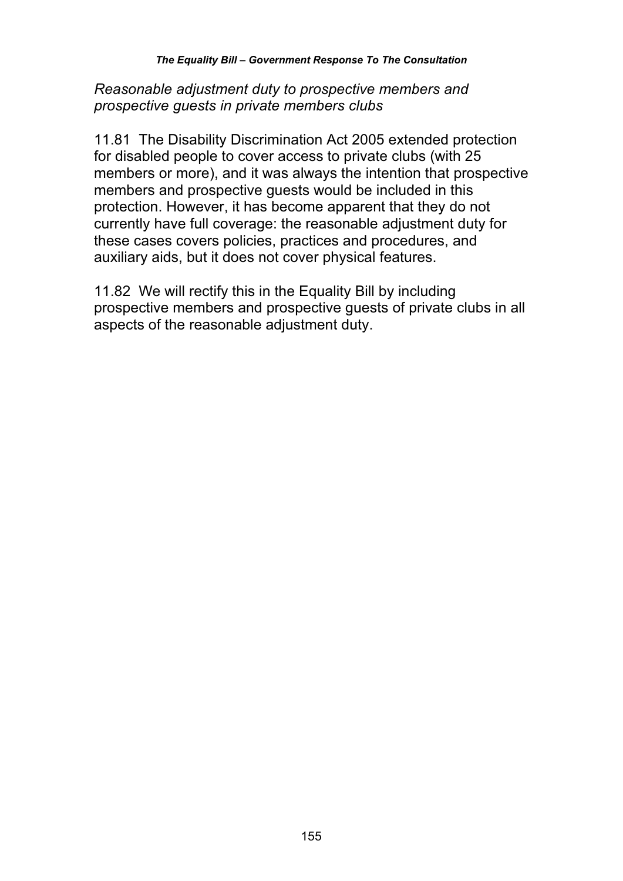*Reasonable adjustment duty to prospective members and prospective guests in private members clubs*

11.81 The Disability Discrimination Act 2005 extended protection for disabled people to cover access to private clubs (with 25 members or more), and it was always the intention that prospective members and prospective guests would be included in this protection. However, it has become apparent that they do not currently have full coverage: the reasonable adjustment duty for these cases covers policies, practices and procedures, and auxiliary aids, but it does not cover physical features.

11.82 We will rectify this in the Equality Bill by including prospective members and prospective guests of private clubs in all aspects of the reasonable adjustment duty.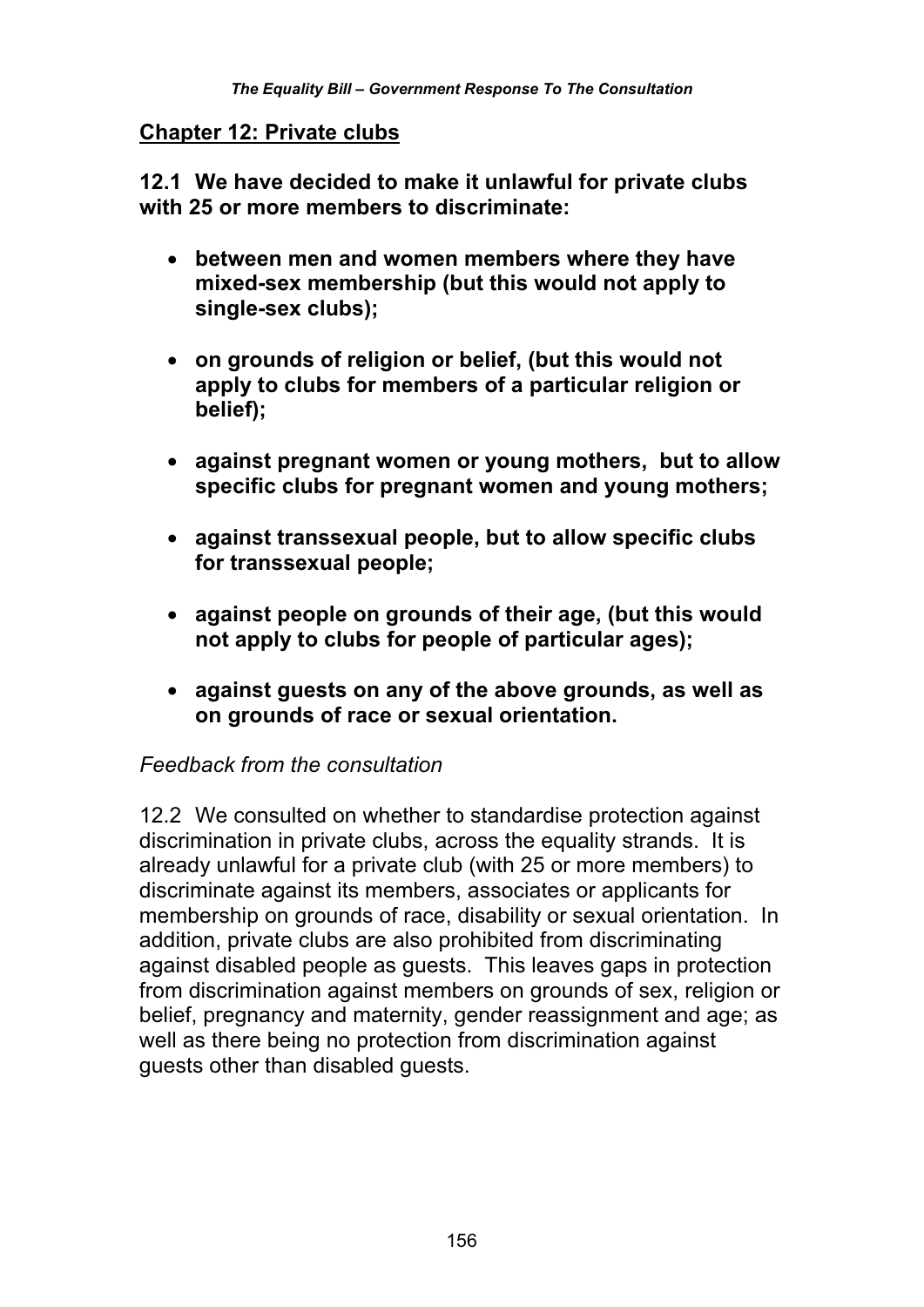## Chapter 12: Private clubs

**12.1 We have decided to make it unlawful for private clubs with 25 or more members to discriminate:**

- **between men and women members where they have mixed-sex membership (but this would not apply to single-sex clubs);**
- **on grounds of religion or belief, (but this would not apply to clubs for members of a particular religion or belief);**
- **against pregnant women or young mothers, but to allow specific clubs for pregnant women and young mothers;**
- **against transsexual people, but to allow specific clubs for transsexual people;**
- **against people on grounds of their age, (but this would not apply to clubs for people of particular ages);**
- **against guests on any of the above grounds, as well as on grounds of race or sexual orientation.**

*Feedback from the consultation*

12.2 We consulted on whether to standardise protection against discrimination in private clubs, across the equality strands. It is already unlawful for a private club (with 25 or more members) to discriminate against its members, associates or applicants for membership on grounds of race, disability or sexual orientation. In addition, private clubs are also prohibited from discriminating against disabled people as guests. This leaves gaps in protection from discrimination against members on grounds of sex, religion or belief, pregnancy and maternity, gender reassignment and age; as well as there being no protection from discrimination against guests other than disabled guests.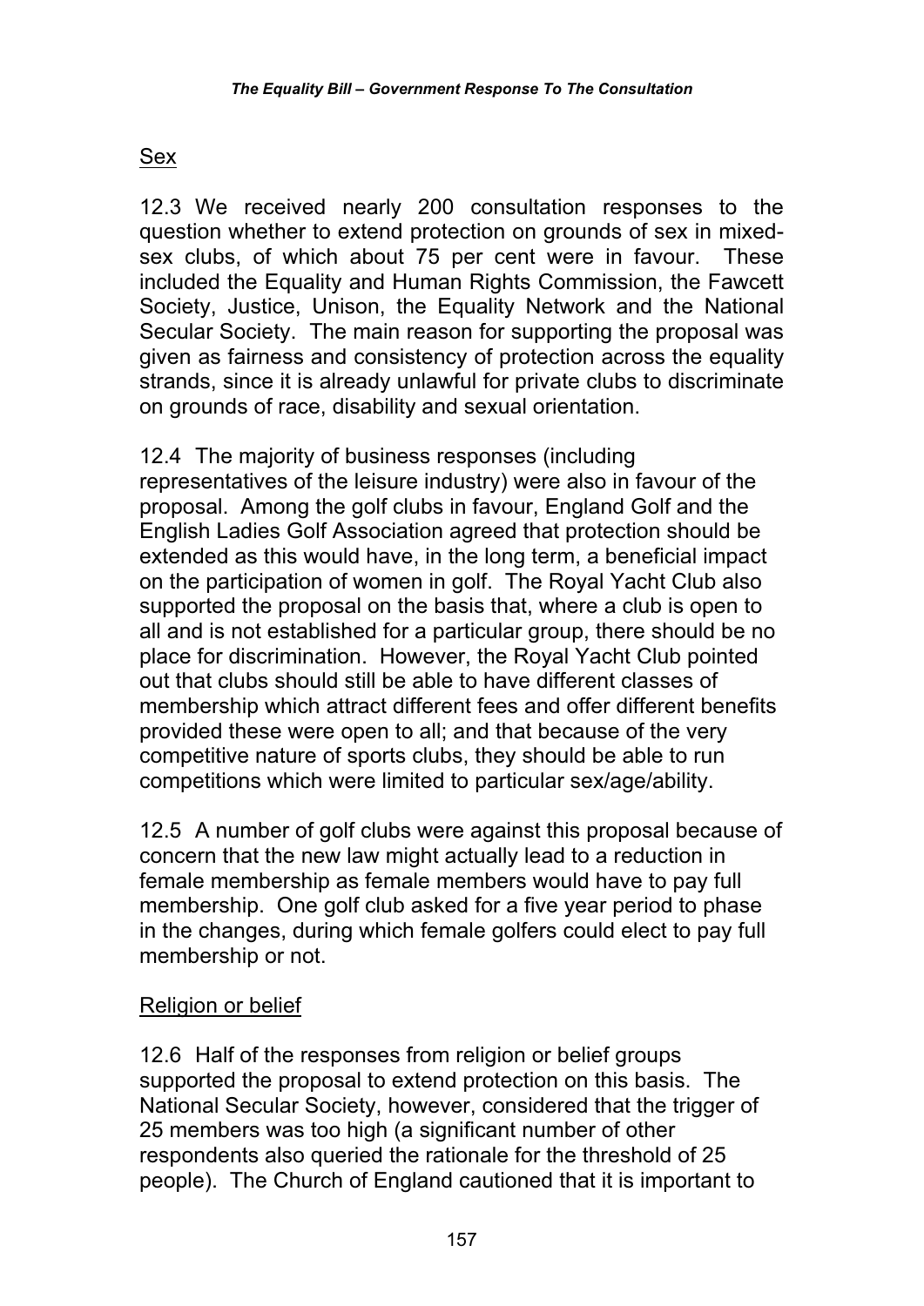<u>Sex</u>

12.3 We received nearly 200 consultation responses to the question whether to extend protection on grounds of sex in mixed-sex clubs, of which about 75 per cent were in favour. These included the Equality and Human Rights Commission, the Fawcett Society, Justice, Unison, the Equality Network and the National Secular Society. The main reason for supporting the proposal was given as fairness and consistency of protection across the equality strands, since it is already unlawful for private clubs to discriminate on grounds of race, disability and sexual orientation.

12.4 The majority of business responses (including representatives of the leisure industry) were also in favour of the proposal. Among the golf clubs in favour, England Golf and the English Ladies Golf Association agreed that protection should be extended as this would have, in the long term, a beneficial impact on the participation of women in golf. The Royal Yacht Club also supported the proposal on the basis that, where a club is open to all and is not established for a particular group, there should be no place for discrimination. However, the Royal Yacht Club pointed out that clubs should still be able to have different classes of membership which attract different fees and offer different benefits provided these were open to all; and that because of the very competitive nature of sports clubs, they should be able to run competitions which were limited to particular sex/age/ability.

12.5 A number of golf clubs were against this proposal because of concern that the new law might actually lead to a reduction in female membership as female members would have to pay full membership. One golf club asked for a five year period to phase in the changes, during which female golfers could elect to pay full membership or not.

<u>Religion or belief</u>

12.6 Half of the responses from religion or belief groups supported the proposal to extend protection on this basis. The National Secular Society, however, considered that the trigger of 25 members was too high (a significant number of other respondents also queried the rationale for the threshold of 25 people). The Church of England cautioned that it is important to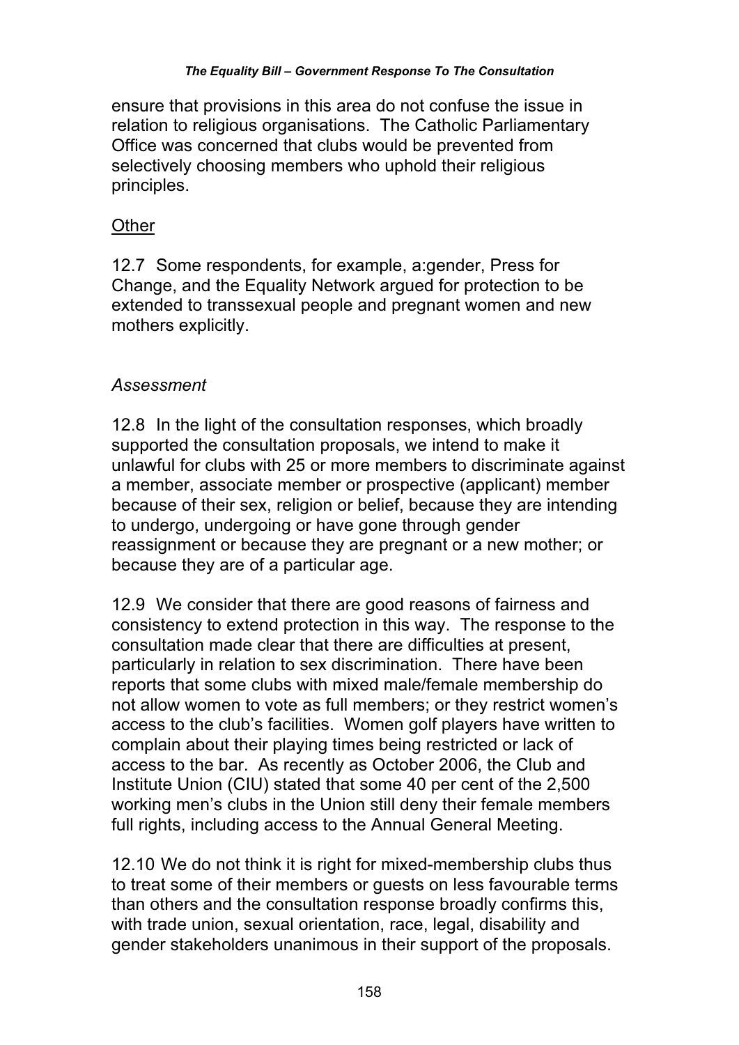ensure that provisions in this area do not confuse the issue in relation to religious organisations. The Catholic Parliamentary Office was concerned that clubs would be prevented from selectively choosing members who uphold their religious principles.

Other

12.7 Some respondents, for example, a:gender, Press for Change, and the Equality Network argued for protection to be extended to transsexual people and pregnant women and new mothers explicitly.

*Assessment*

12.8 In the light of the consultation responses, which broadly supported the consultation proposals, we intend to make it unlawful for clubs with 25 or more members to discriminate against a member, associate member or prospective (applicant) member because of their sex, religion or belief, because they are intending to undergo, undergoing or have gone through gender reassignment or because they are pregnant or a new mother; or because they are of a particular age.

12.9 We consider that there are good reasons of fairness and consistency to extend protection in this way. The response to the consultation made clear that there are difficulties at present, particularly in relation to sex discrimination. There have been reports that some clubs with mixed male/female membership do not allow women to vote as full members; or they restrict women's access to the club's facilities. Women golf players have written to complain about their playing times being restricted or lack of access to the bar. As recently as October 2006, the Club and Institute Union (CIU) stated that some 40 per cent of the 2,500 working men's clubs in the Union still deny their female members full rights, including access to the Annual General Meeting.

12.10 We do not think it is right for mixed-membership clubs thus to treat some of their members or guests on less favourable terms than others and the consultation response broadly confirms this, with trade union, sexual orientation, race, legal, disability and gender stakeholders unanimous in their support of the proposals.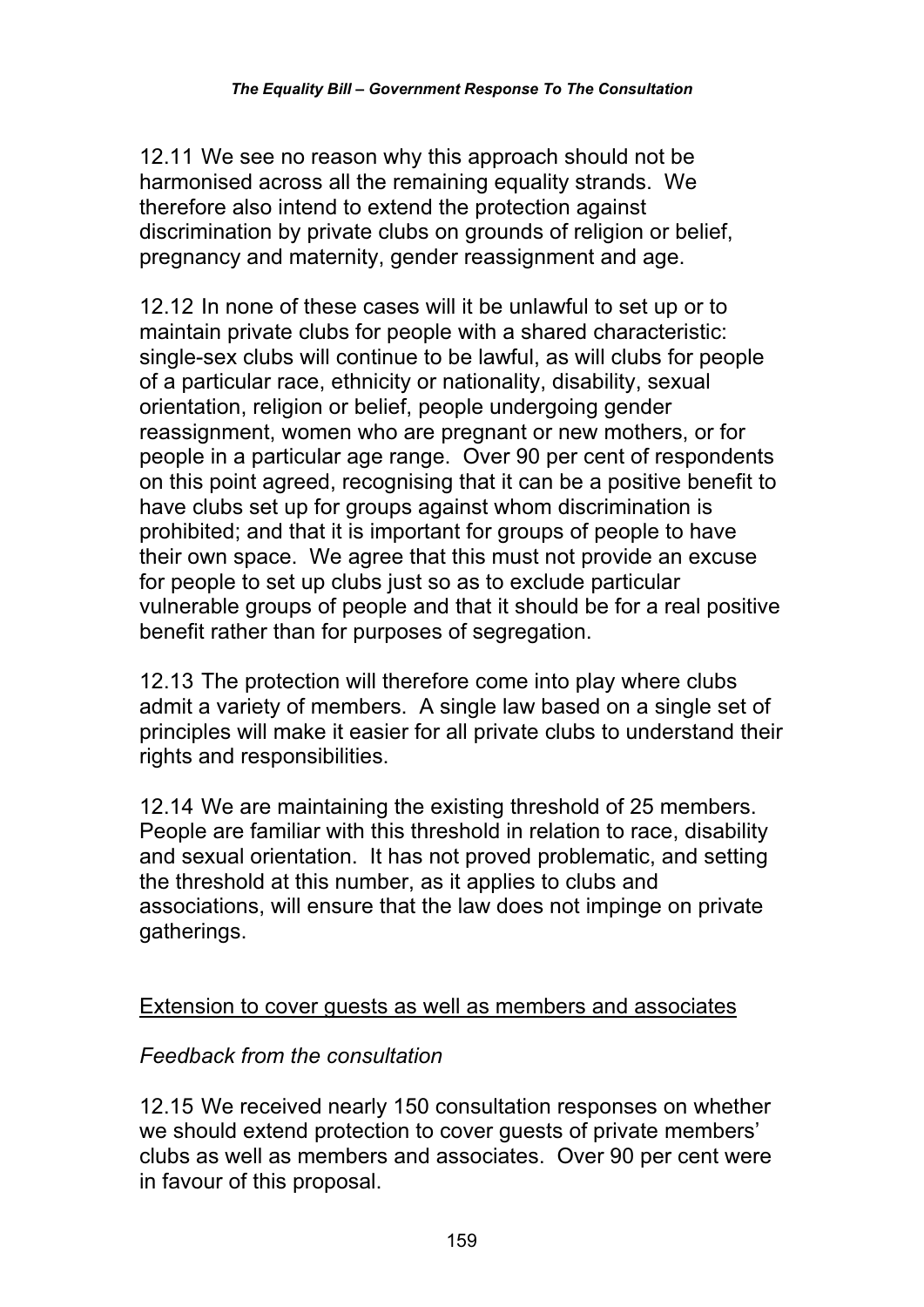12.11 We see no reason why this approach should not be harmonised across all the remaining equality strands. We therefore also intend to extend the protection against discrimination by private clubs on grounds of religion or belief, pregnancy and maternity, gender reassignment and age.

12.12 In none of these cases will it be unlawful to set up or to maintain private clubs for people with a shared characteristic: single-sex clubs will continue to be lawful, as will clubs for people of a particular race, ethnicity or nationality, disability, sexual orientation, religion or belief, people undergoing gender reassignment, women who are pregnant or new mothers, or for people in a particular age range. Over 90 per cent of respondents on this point agreed, recognising that it can be a positive benefit to have clubs set up for groups against whom discrimination is prohibited; and that it is important for groups of people to have their own space. We agree that this must not provide an excuse for people to set up clubs just so as to exclude particular vulnerable groups of people and that it should be for a real positive benefit rather than for purposes of segregation.

12.13 The protection will therefore come into play where clubs admit a variety of members. A single law based on a single set of principles will make it easier for all private clubs to understand their rights and responsibilities.

12.14 We are maintaining the existing threshold of 25 members. People are familiar with this threshold in relation to race, disability and sexual orientation. It has not proved problematic, and setting the threshold at this number, as it applies to clubs and associations, will ensure that the law does not impinge on private gatherings.

<u>Extension to cover guests as well as members and associates</u>

*Feedback from the consultation*

12.15 We received nearly 150 consultation responses on whether we should extend protection to cover guests of private members' clubs as well as members and associates. Over 90 per cent were in favour of this proposal.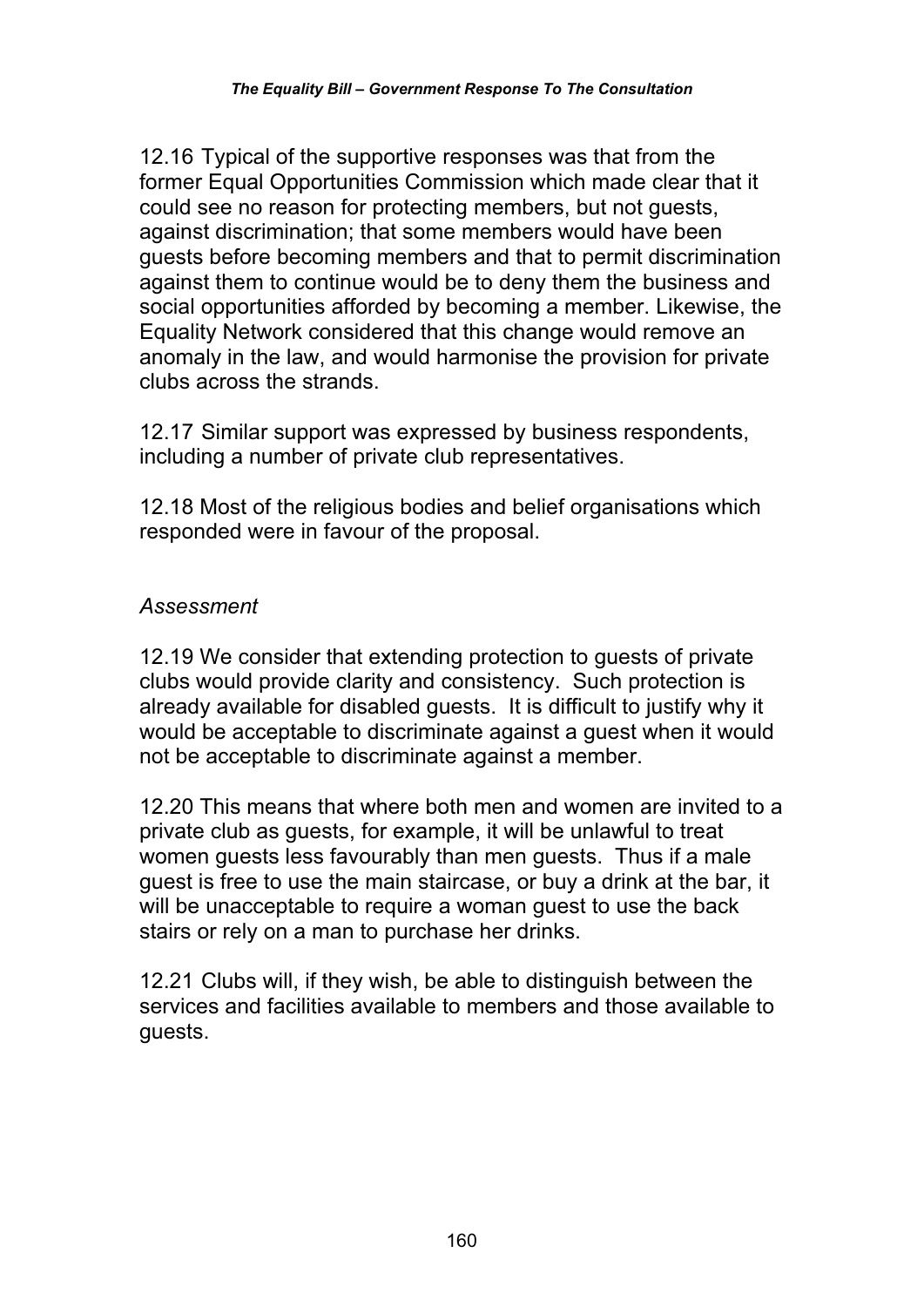12.16 Typical of the supportive responses was that from the former Equal Opportunities Commission which made clear that it could see no reason for protecting members, but not guests, against discrimination; that some members would have been guests before becoming members and that to permit discrimination against them to continue would be to deny them the business and social opportunities afforded by becoming a member. Likewise, the Equality Network considered that this change would remove an anomaly in the law, and would harmonise the provision for private clubs across the strands.

12.17 Similar support was expressed by business respondents, including a number of private club representatives.

12.18 Most of the religious bodies and belief organisations which responded were in favour of the proposal.

*Assessment*

12.19 We consider that extending protection to guests of private clubs would provide clarity and consistency. Such protection is already available for disabled guests. It is difficult to justify why it would be acceptable to discriminate against a guest when it would not be acceptable to discriminate against a member.

12.20 This means that where both men and women are invited to a private club as guests, for example, it will be unlawful to treat women guests less favourably than men guests. Thus if a male guest is free to use the main staircase, or buy a drink at the bar, it will be unacceptable to require a woman guest to use the back stairs or rely on a man to purchase her drinks.

12.21 Clubs will, if they wish, be able to distinguish between the services and facilities available to members and those available to guests.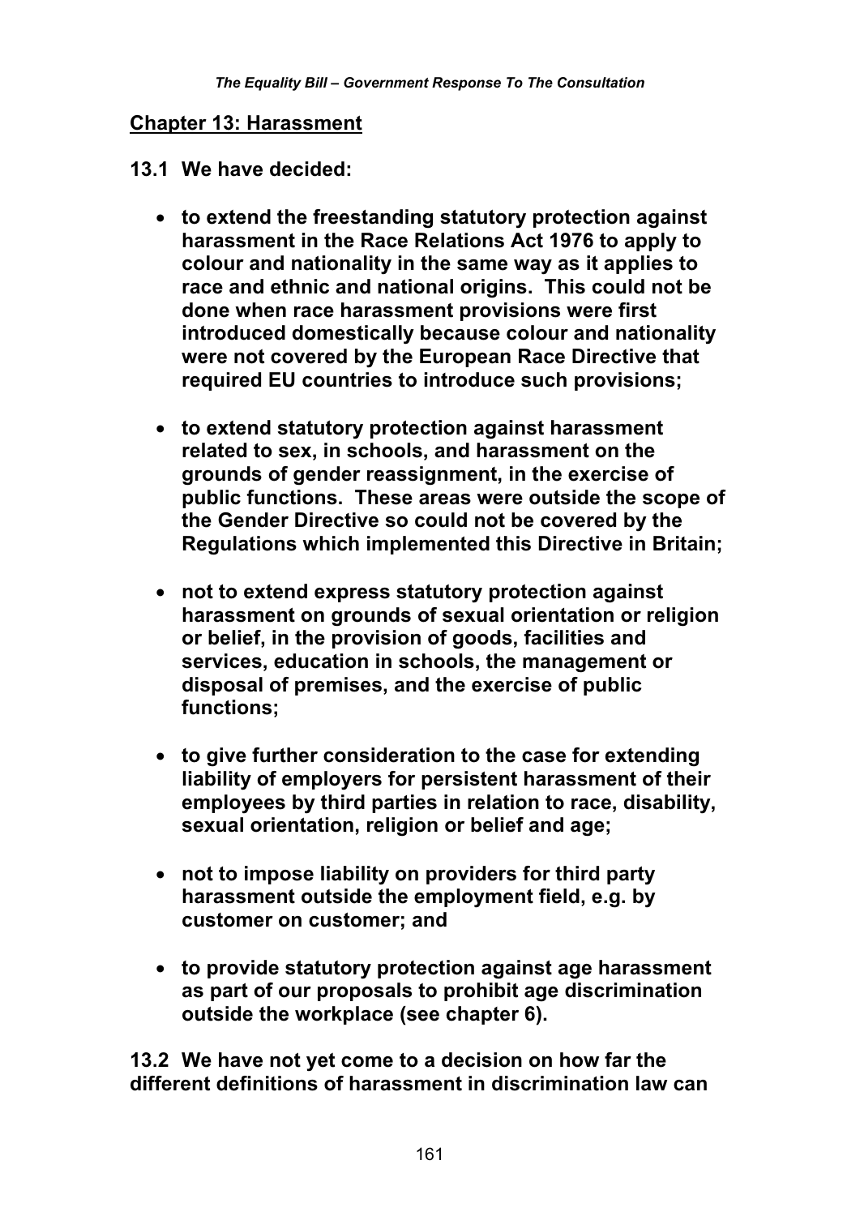## Chapter 13: Harassment

**13.1 We have decided:**

- **to extend the freestanding statutory protection against harassment in the Race Relations Act 1976 to apply to colour and nationality in the same way as it applies to race and ethnic and national origins. This could not be done when race harassment provisions were first introduced domestically because colour and nationality were not covered by the European Race Directive that required EU countries to introduce such provisions;**

- **to extend statutory protection against harassment related to sex, in schools, and harassment on the grounds of gender reassignment, in the exercise of public functions. These areas were outside the scope of the Gender Directive so could not be covered by the Regulations which implemented this Directive in Britain;**

- **not to extend express statutory protection against harassment on grounds of sexual orientation or religion or belief, in the provision of goods, facilities and services, education in schools, the management or disposal of premises, and the exercise of public functions;**

- **to give further consideration to the case for extending liability of employers for persistent harassment of their employees by third parties in relation to race, disability, sexual orientation, religion or belief and age;**

- **not to impose liability on providers for third party harassment outside the employment field, e.g. by customer on customer; and**

- **to provide statutory protection against age harassment as part of our proposals to prohibit age discrimination outside the workplace (see chapter 6).**

**13.2 We have not yet come to a decision on how far the different definitions of harassment in discrimination law can**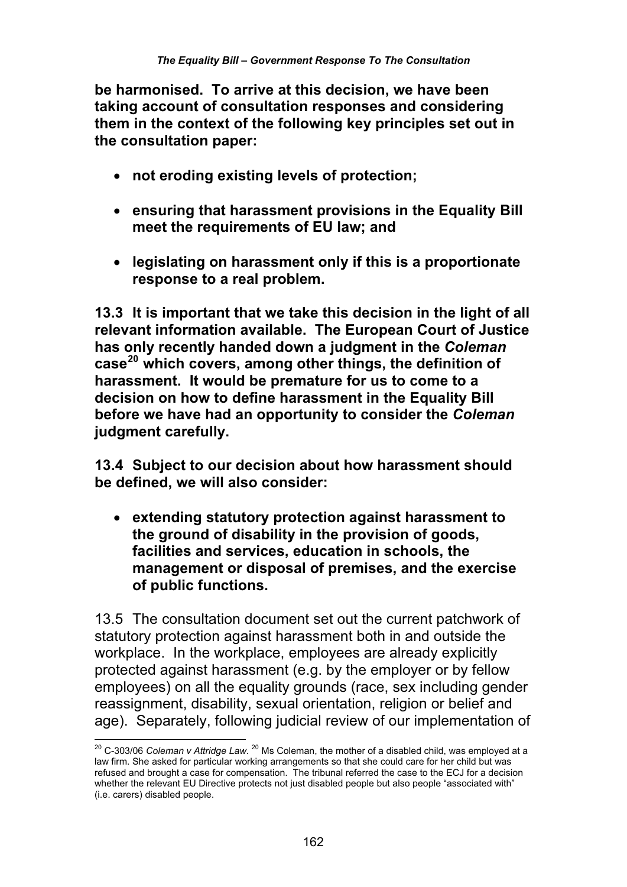**be harmonised. To arrive at this decision, we have been taking account of consultation responses and considering them in the context of the following key principles set out in the consultation paper:**

- **not eroding existing levels of protection;**
- **ensuring that harassment provisions in the Equality Bill meet the requirements of EU law; and**
- **legislating on harassment only if this is a proportionate response to a real problem.**

**13.3 It is important that we take this decision in the light of all relevant information available. The European Court of Justice has only recently handed down a judgment in the *Coleman* case[20] which covers, among other things, the definition of harassment. It would be premature for us to come to a decision on how to define harassment in the Equality Bill before we have had an opportunity to consider the *Coleman* judgment carefully.**

**13.4 Subject to our decision about how harassment should be defined, we will also consider:**

- **extending statutory protection against harassment to the ground of disability in the provision of goods, facilities and services, education in schools, the management or disposal of premises, and the exercise of public functions.**

13.5 The consultation document set out the current patchwork of statutory protection against harassment both in and outside the workplace. In the workplace, employees are already explicitly protected against harassment (e.g. by the employer or by fellow employees) on all the equality grounds (race, sex including gender reassignment, disability, sexual orientation, religion or belief and age). Separately, following judicial review of our implementation of

---

[20] C-303/06 *Coleman v Attridge Law*. [20] Ms Coleman, the mother of a disabled child, was employed at a law firm. She asked for particular working arrangements so that she could care for her child but was refused and brought a case for compensation. The tribunal referred the case to the ECJ for a decision whether the relevant EU Directive protects not just disabled people but also people "associated with" (i.e. carers) disabled people.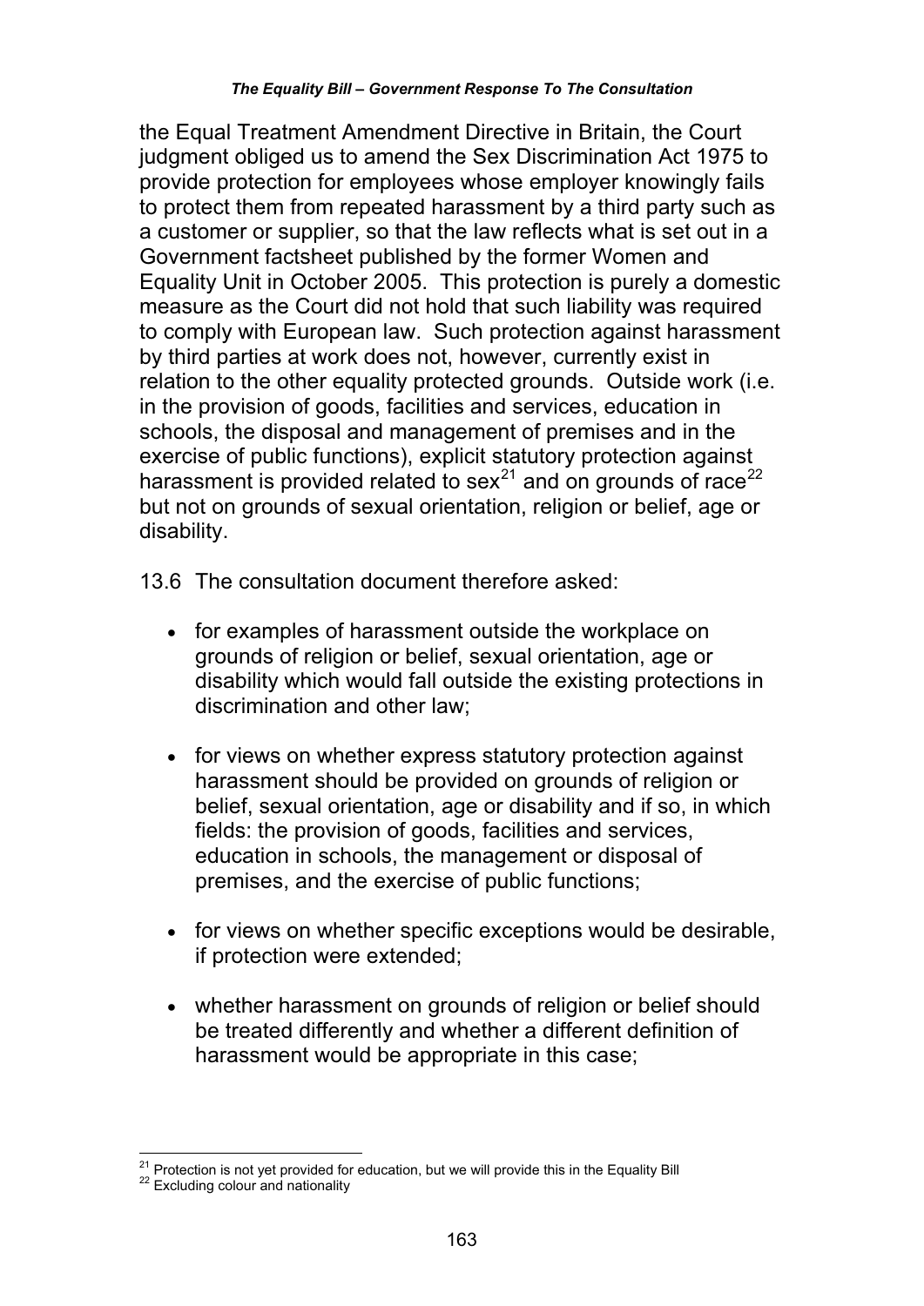the Equal Treatment Amendment Directive in Britain, the Court judgment obliged us to amend the Sex Discrimination Act 1975 to provide protection for employees whose employer knowingly fails to protect them from repeated harassment by a third party such as a customer or supplier, so that the law reflects what is set out in a Government factsheet published by the former Women and Equality Unit in October 2005. This protection is purely a domestic measure as the Court did not hold that such liability was required to comply with European law. Such protection against harassment by third parties at work does not, however, currently exist in relation to the other equality protected grounds. Outside work (i.e. in the provision of goods, facilities and services, education in schools, the disposal and management of premises and in the exercise of public functions), explicit statutory protection against harassment is provided related to sex[21] and on grounds of race[22] but not on grounds of sexual orientation, religion or belief, age or disability.

13.6 The consultation document therefore asked:

- for examples of harassment outside the workplace on grounds of religion or belief, sexual orientation, age or disability which would fall outside the existing protections in discrimination and other law;
- for views on whether express statutory protection against harassment should be provided on grounds of religion or belief, sexual orientation, age or disability and if so, in which fields: the provision of goods, facilities and services, education in schools, the management or disposal of premises, and the exercise of public functions;
- for views on whether specific exceptions would be desirable, if protection were extended;
- whether harassment on grounds of religion or belief should be treated differently and whether a different definition of harassment would be appropriate in this case;

---

[21] Protection is not yet provided for education, but we will provide this in the Equality Bill

[22] Excluding colour and nationality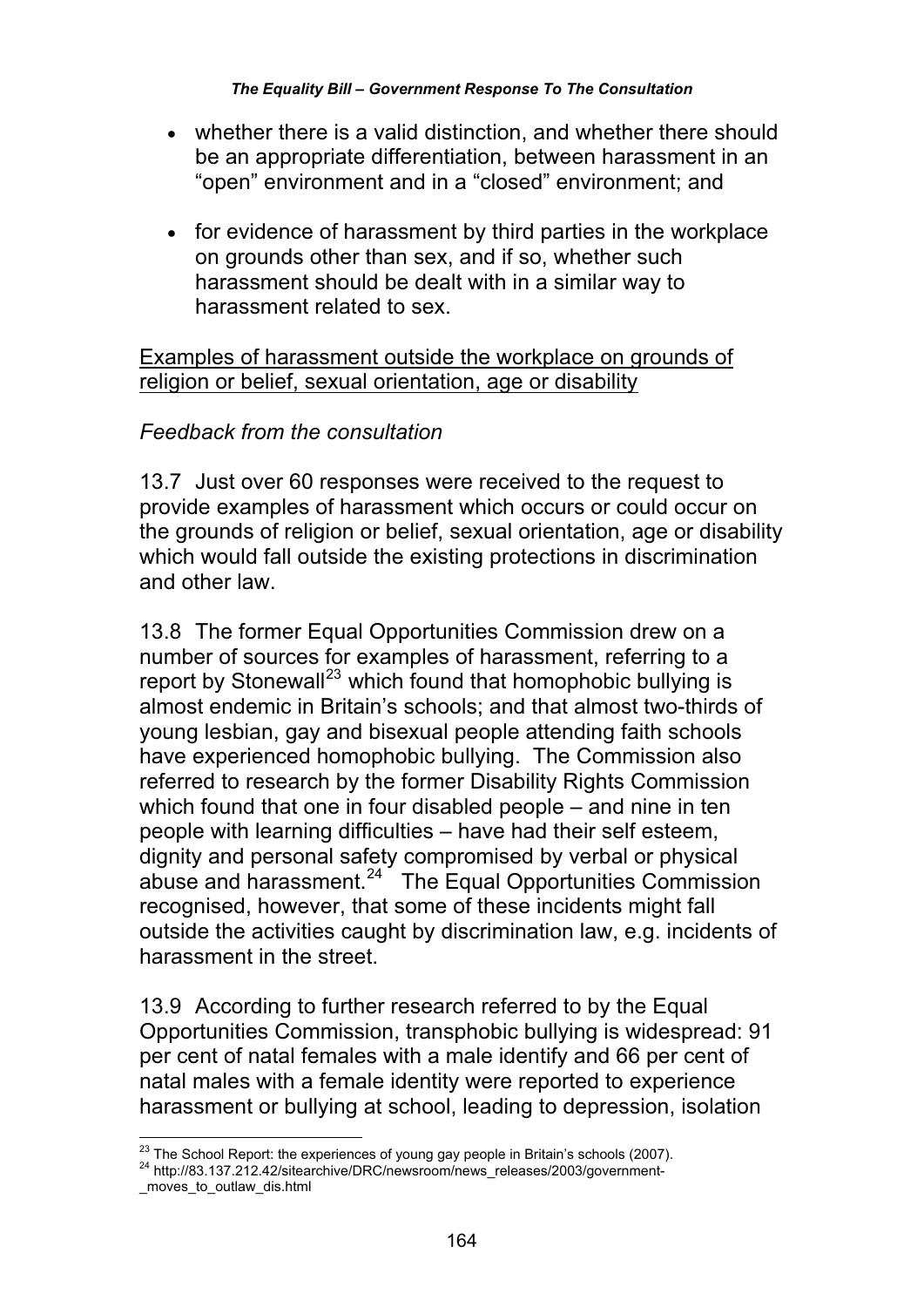- whether there is a valid distinction, and whether there should be an appropriate differentiation, between harassment in an "open" environment and in a "closed" environment; and

- for evidence of harassment by third parties in the workplace on grounds other than sex, and if so, whether such harassment should be dealt with in a similar way to harassment related to sex.

Examples of harassment outside the workplace on grounds of religion or belief, sexual orientation, age or disability

*Feedback from the consultation*

13.7 Just over 60 responses were received to the request to provide examples of harassment which occurs or could occur on the grounds of religion or belief, sexual orientation, age or disability which would fall outside the existing protections in discrimination and other law.

13.8 The former Equal Opportunities Commission drew on a number of sources for examples of harassment, referring to a report by Stonewall[23] which found that homophobic bullying is almost endemic in Britain's schools; and that almost two-thirds of young lesbian, gay and bisexual people attending faith schools have experienced homophobic bullying. The Commission also referred to research by the former Disability Rights Commission which found that one in four disabled people – and nine in ten people with learning difficulties – have had their self esteem, dignity and personal safety compromised by verbal or physical abuse and harassment.[24] The Equal Opportunities Commission recognised, however, that some of these incidents might fall outside the activities caught by discrimination law, e.g. incidents of harassment in the street.

13.9 According to further research referred to by the Equal Opportunities Commission, transphobic bullying is widespread: 91 per cent of natal females with a male identify and 66 per cent of natal males with a female identity were reported to experience harassment or bullying at school, leading to depression, isolation

---

[23] The School Report: the experiences of young gay people in Britain's schools (2007).

[24] http://83.137.212.42/sitearchive/DRC/newsroom/news_releases/2003/government-_moves_to_outlaw_dis.html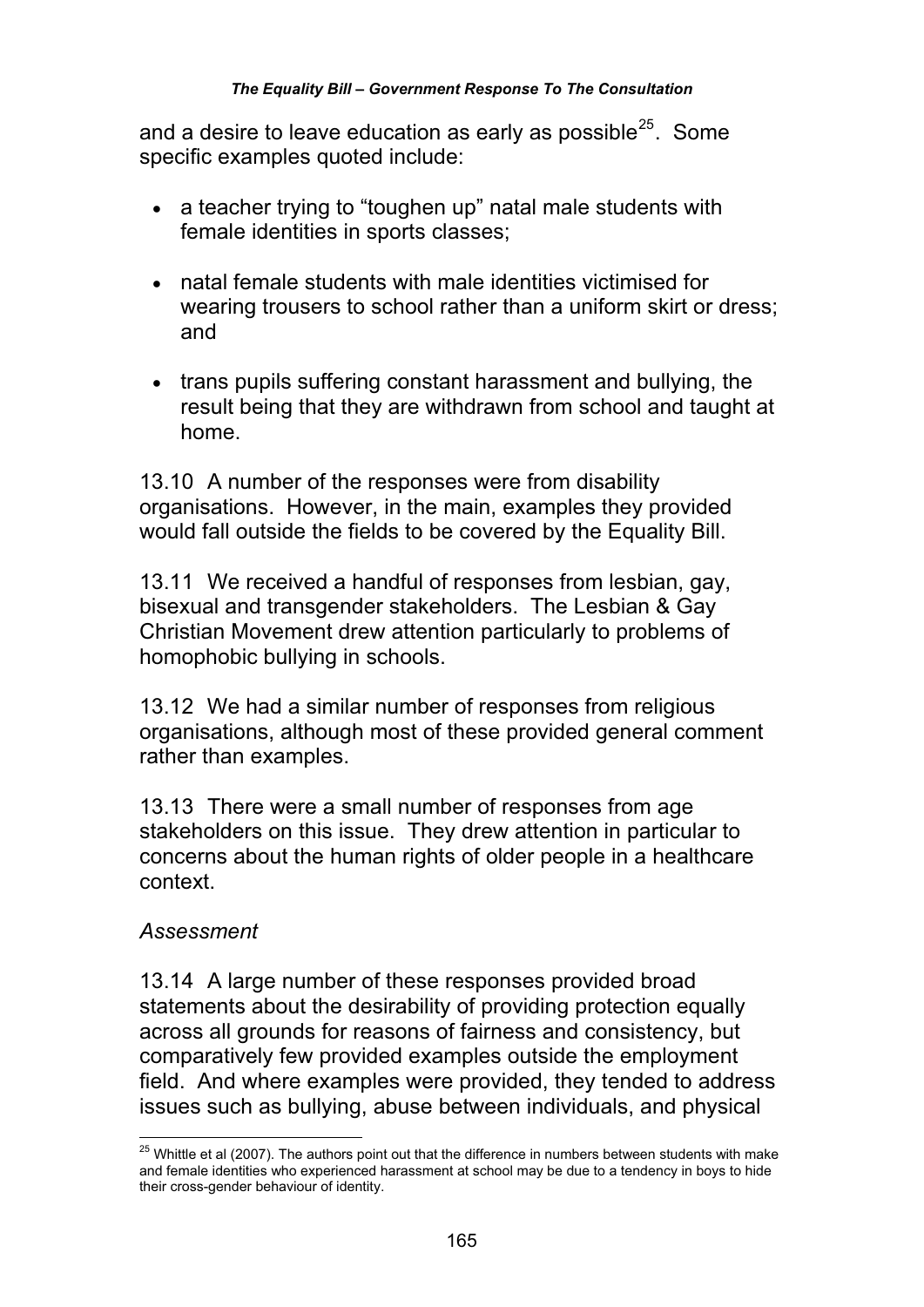and a desire to leave education as early as possible[25]. Some specific examples quoted include:

- a teacher trying to "toughen up" natal male students with female identities in sports classes;
- natal female students with male identities victimised for wearing trousers to school rather than a uniform skirt or dress; and
- trans pupils suffering constant harassment and bullying, the result being that they are withdrawn from school and taught at home.

13.10 A number of the responses were from disability organisations. However, in the main, examples they provided would fall outside the fields to be covered by the Equality Bill.

13.11 We received a handful of responses from lesbian, gay, bisexual and transgender stakeholders. The Lesbian & Gay Christian Movement drew attention particularly to problems of homophobic bullying in schools.

13.12 We had a similar number of responses from religious organisations, although most of these provided general comment rather than examples.

13.13 There were a small number of responses from age stakeholders on this issue. They drew attention in particular to concerns about the human rights of older people in a healthcare context.

*Assessment*

13.14 A large number of these responses provided broad statements about the desirability of providing protection equally across all grounds for reasons of fairness and consistency, but comparatively few provided examples outside the employment field. And where examples were provided, they tended to address issues such as bullying, abuse between individuals, and physical

[25] Whittle et al (2007). The authors point out that the difference in numbers between students with make and female identities who experienced harassment at school may be due to a tendency in boys to hide their cross-gender behaviour of identity.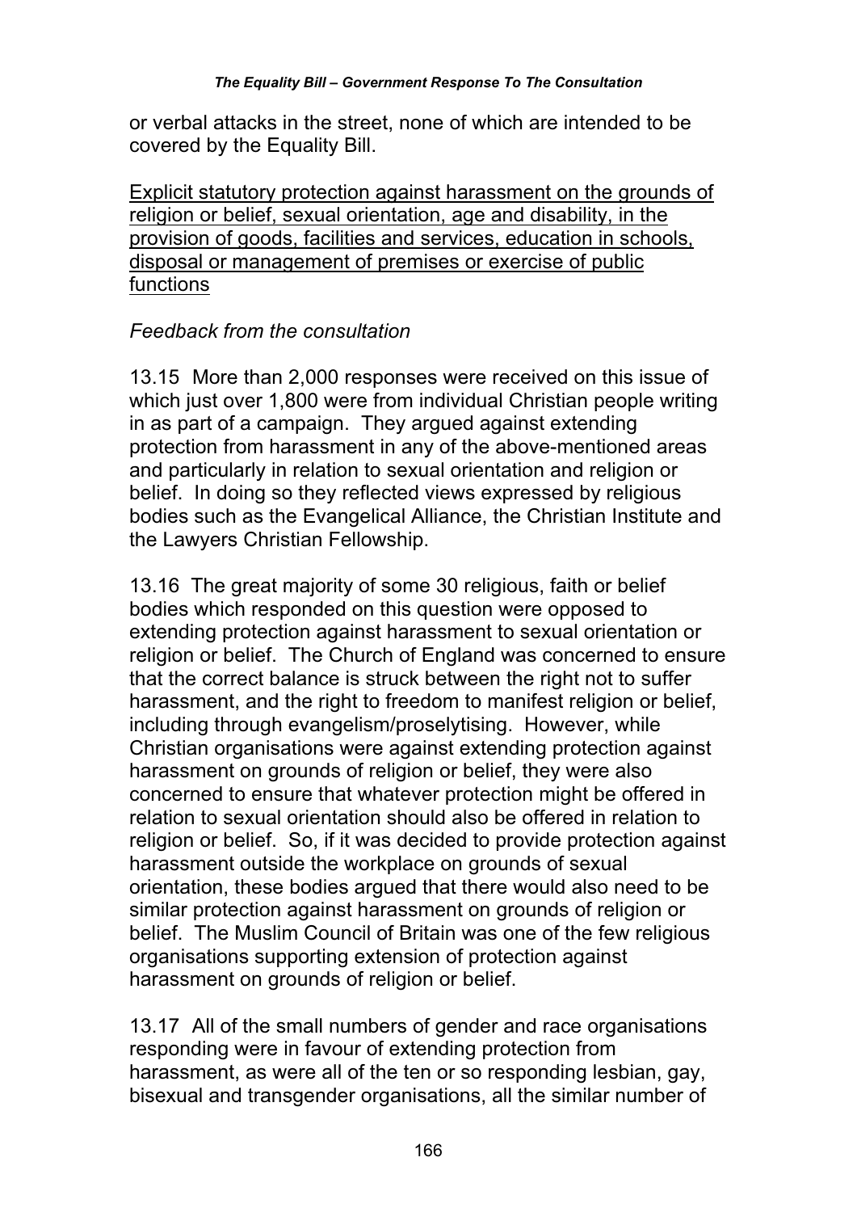or verbal attacks in the street, none of which are intended to be covered by the Equality Bill.

<u>Explicit statutory protection against harassment on the grounds of religion or belief, sexual orientation, age and disability, in the provision of goods, facilities and services, education in schools, disposal or management of premises or exercise of public functions</u>

*Feedback from the consultation*

13.15 More than 2,000 responses were received on this issue of which just over 1,800 were from individual Christian people writing in as part of a campaign. They argued against extending protection from harassment in any of the above-mentioned areas and particularly in relation to sexual orientation and religion or belief. In doing so they reflected views expressed by religious bodies such as the Evangelical Alliance, the Christian Institute and the Lawyers Christian Fellowship.

13.16 The great majority of some 30 religious, faith or belief bodies which responded on this question were opposed to extending protection against harassment to sexual orientation or religion or belief. The Church of England was concerned to ensure that the correct balance is struck between the right not to suffer harassment, and the right to freedom to manifest religion or belief, including through evangelism/proselytising. However, while Christian organisations were against extending protection against harassment on grounds of religion or belief, they were also concerned to ensure that whatever protection might be offered in relation to sexual orientation should also be offered in relation to religion or belief. So, if it was decided to provide protection against harassment outside the workplace on grounds of sexual orientation, these bodies argued that there would also need to be similar protection against harassment on grounds of religion or belief. The Muslim Council of Britain was one of the few religious organisations supporting extension of protection against harassment on grounds of religion or belief.

13.17 All of the small numbers of gender and race organisations responding were in favour of extending protection from harassment, as were all of the ten or so responding lesbian, gay, bisexual and transgender organisations, all the similar number of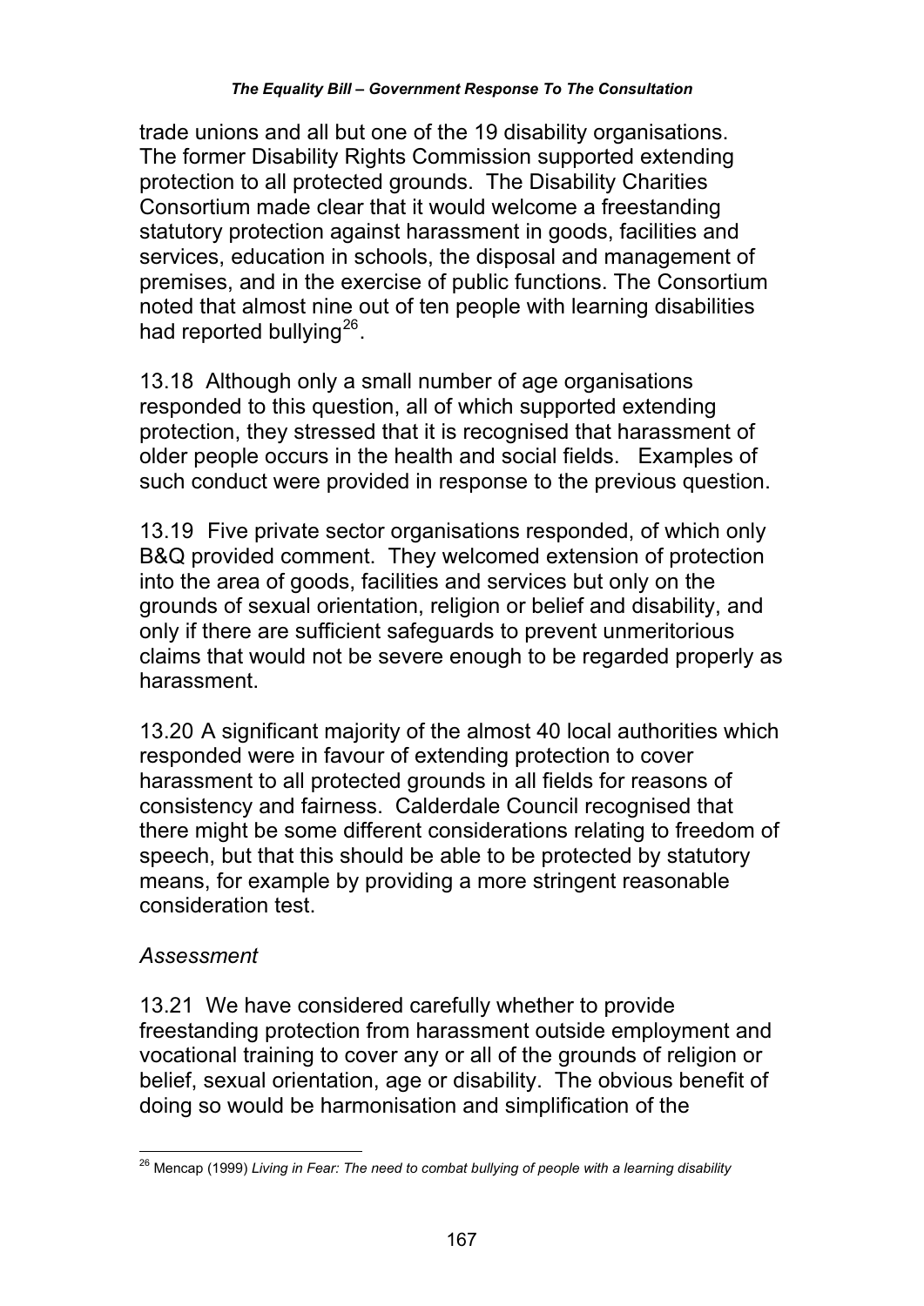trade unions and all but one of the 19 disability organisations. The former Disability Rights Commission supported extending protection to all protected grounds. The Disability Charities Consortium made clear that it would welcome a freestanding statutory protection against harassment in goods, facilities and services, education in schools, the disposal and management of premises, and in the exercise of public functions. The Consortium noted that almost nine out of ten people with learning disabilities had reported bullying[26].

13.18 Although only a small number of age organisations responded to this question, all of which supported extending protection, they stressed that it is recognised that harassment of older people occurs in the health and social fields. Examples of such conduct were provided in response to the previous question.

13.19 Five private sector organisations responded, of which only B&Q provided comment. They welcomed extension of protection into the area of goods, facilities and services but only on the grounds of sexual orientation, religion or belief and disability, and only if there are sufficient safeguards to prevent unmeritorious claims that would not be severe enough to be regarded properly as harassment.

13.20 A significant majority of the almost 40 local authorities which responded were in favour of extending protection to cover harassment to all protected grounds in all fields for reasons of consistency and fairness. Calderdale Council recognised that there might be some different considerations relating to freedom of speech, but that this should be able to be protected by statutory means, for example by providing a more stringent reasonable consideration test.

*Assessment*

13.21 We have considered carefully whether to provide freestanding protection from harassment outside employment and vocational training to cover any or all of the grounds of religion or belief, sexual orientation, age or disability. The obvious benefit of doing so would be harmonisation and simplification of the

---

[26] Mencap (1999) *Living in Fear: The need to combat bullying of people with a learning disability*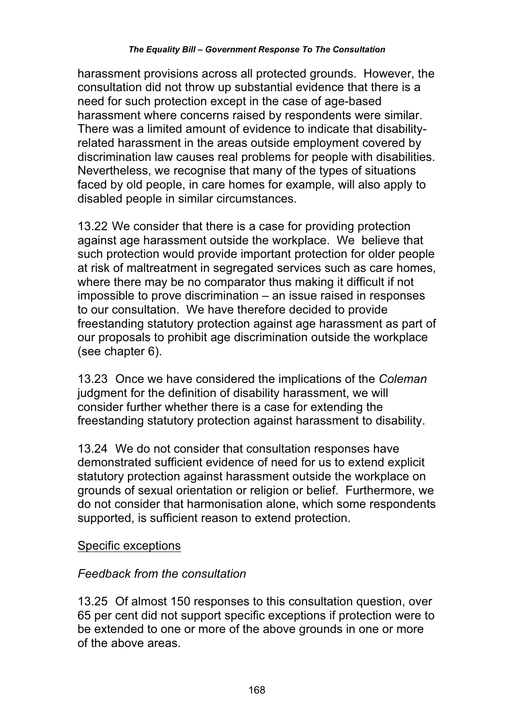harassment provisions across all protected grounds. However, the consultation did not throw up substantial evidence that there is a need for such protection except in the case of age-based harassment where concerns raised by respondents were similar. There was a limited amount of evidence to indicate that disability-related harassment in the areas outside employment covered by discrimination law causes real problems for people with disabilities. Nevertheless, we recognise that many of the types of situations faced by old people, in care homes for example, will also apply to disabled people in similar circumstances.

13.22 We consider that there is a case for providing protection against age harassment outside the workplace. We believe that such protection would provide important protection for older people at risk of maltreatment in segregated services such as care homes, where there may be no comparator thus making it difficult if not impossible to prove discrimination – an issue raised in responses to our consultation. We have therefore decided to provide freestanding statutory protection against age harassment as part of our proposals to prohibit age discrimination outside the workplace (see chapter 6).

13.23 Once we have considered the implications of the *Coleman* judgment for the definition of disability harassment, we will consider further whether there is a case for extending the freestanding statutory protection against harassment to disability.

13.24 We do not consider that consultation responses have demonstrated sufficient evidence of need for us to extend explicit statutory protection against harassment outside the workplace on grounds of sexual orientation or religion or belief. Furthermore, we do not consider that harmonisation alone, which some respondents supported, is sufficient reason to extend protection.

<u>Specific exceptions</u>

*Feedback from the consultation*

13.25 Of almost 150 responses to this consultation question, over 65 per cent did not support specific exceptions if protection were to be extended to one or more of the above grounds in one or more of the above areas.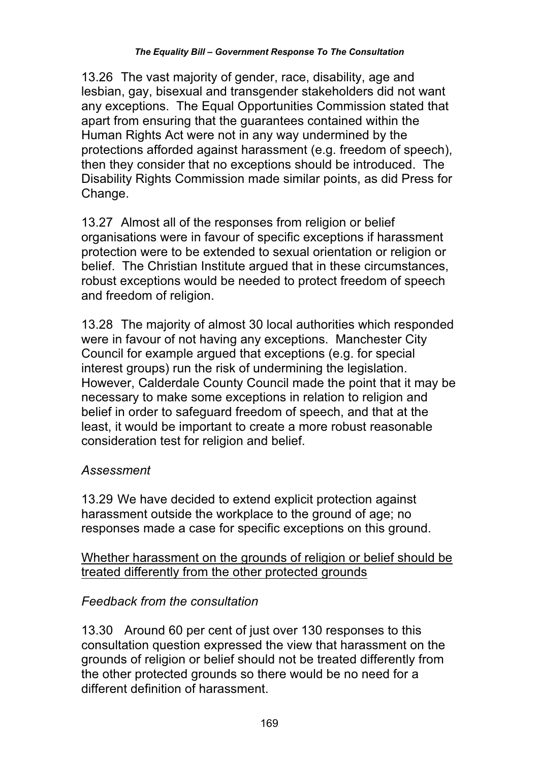13.26 The vast majority of gender, race, disability, age and lesbian, gay, bisexual and transgender stakeholders did not want any exceptions. The Equal Opportunities Commission stated that apart from ensuring that the guarantees contained within the Human Rights Act were not in any way undermined by the protections afforded against harassment (e.g. freedom of speech), then they consider that no exceptions should be introduced. The Disability Rights Commission made similar points, as did Press for Change.

13.27 Almost all of the responses from religion or belief organisations were in favour of specific exceptions if harassment protection were to be extended to sexual orientation or religion or belief. The Christian Institute argued that in these circumstances, robust exceptions would be needed to protect freedom of speech and freedom of religion.

13.28 The majority of almost 30 local authorities which responded were in favour of not having any exceptions. Manchester City Council for example argued that exceptions (e.g. for special interest groups) run the risk of undermining the legislation. However, Calderdale County Council made the point that it may be necessary to make some exceptions in relation to religion and belief in order to safeguard freedom of speech, and that at the least, it would be important to create a more robust reasonable consideration test for religion and belief.

*Assessment*

13.29 We have decided to extend explicit protection against harassment outside the workplace to the ground of age; no responses made a case for specific exceptions on this ground.

<u>Whether harassment on the grounds of religion or belief should be treated differently from the other protected grounds</u>

*Feedback from the consultation*

13.30 Around 60 per cent of just over 130 responses to this consultation question expressed the view that harassment on the grounds of religion or belief should not be treated differently from the other protected grounds so there would be no need for a different definition of harassment.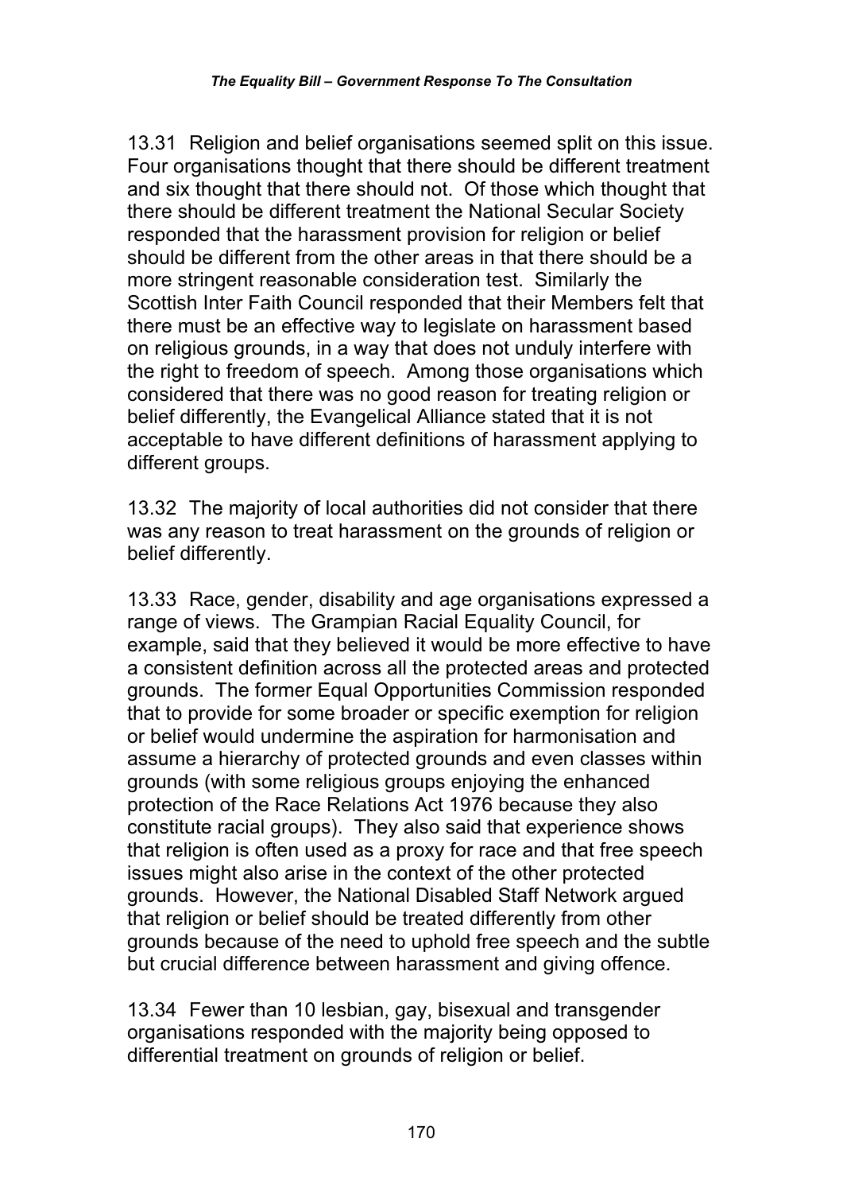13.31 Religion and belief organisations seemed split on this issue. Four organisations thought that there should be different treatment and six thought that there should not. Of those which thought that there should be different treatment the National Secular Society responded that the harassment provision for religion or belief should be different from the other areas in that there should be a more stringent reasonable consideration test. Similarly the Scottish Inter Faith Council responded that their Members felt that there must be an effective way to legislate on harassment based on religious grounds, in a way that does not unduly interfere with the right to freedom of speech. Among those organisations which considered that there was no good reason for treating religion or belief differently, the Evangelical Alliance stated that it is not acceptable to have different definitions of harassment applying to different groups.

13.32 The majority of local authorities did not consider that there was any reason to treat harassment on the grounds of religion or belief differently.

13.33 Race, gender, disability and age organisations expressed a range of views. The Grampian Racial Equality Council, for example, said that they believed it would be more effective to have a consistent definition across all the protected areas and protected grounds. The former Equal Opportunities Commission responded that to provide for some broader or specific exemption for religion or belief would undermine the aspiration for harmonisation and assume a hierarchy of protected grounds and even classes within grounds (with some religious groups enjoying the enhanced protection of the Race Relations Act 1976 because they also constitute racial groups). They also said that experience shows that religion is often used as a proxy for race and that free speech issues might also arise in the context of the other protected grounds. However, the National Disabled Staff Network argued that religion or belief should be treated differently from other grounds because of the need to uphold free speech and the subtle but crucial difference between harassment and giving offence.

13.34 Fewer than 10 lesbian, gay, bisexual and transgender organisations responded with the majority being opposed to differential treatment on grounds of religion or belief.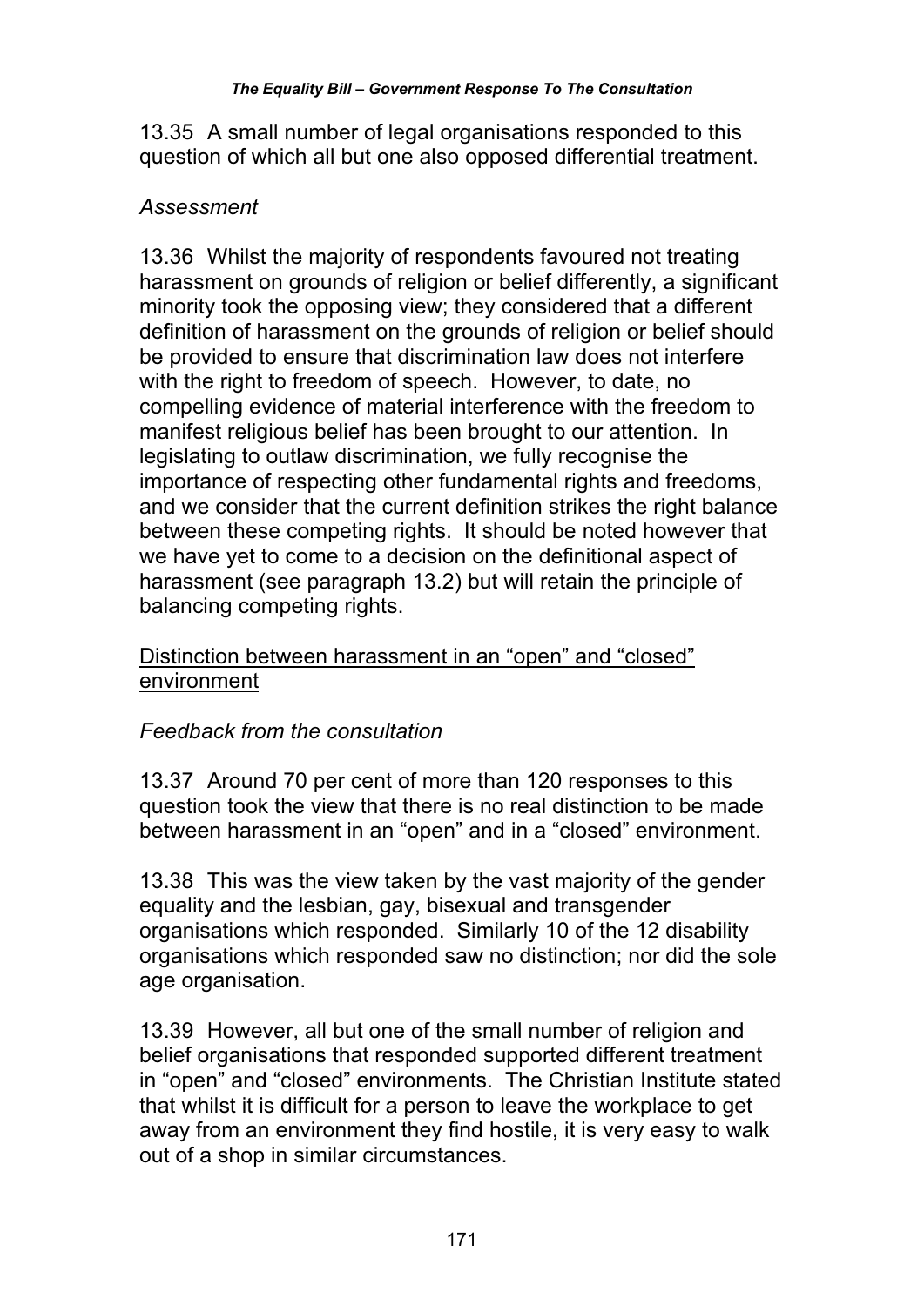13.35 A small number of legal organisations responded to this question of which all but one also opposed differential treatment.

*Assessment*

13.36 Whilst the majority of respondents favoured not treating harassment on grounds of religion or belief differently, a significant minority took the opposing view; they considered that a different definition of harassment on the grounds of religion or belief should be provided to ensure that discrimination law does not interfere with the right to freedom of speech. However, to date, no compelling evidence of material interference with the freedom to manifest religious belief has been brought to our attention. In legislating to outlaw discrimination, we fully recognise the importance of respecting other fundamental rights and freedoms, and we consider that the current definition strikes the right balance between these competing rights. It should be noted however that we have yet to come to a decision on the definitional aspect of harassment (see paragraph 13.2) but will retain the principle of balancing competing rights.

<u>Distinction between harassment in an “open” and “closed” environment</u>

*Feedback from the consultation*

13.37 Around 70 per cent of more than 120 responses to this question took the view that there is no real distinction to be made between harassment in an “open” and in a “closed” environment.

13.38 This was the view taken by the vast majority of the gender equality and the lesbian, gay, bisexual and transgender organisations which responded. Similarly 10 of the 12 disability organisations which responded saw no distinction; nor did the sole age organisation.

13.39 However, all but one of the small number of religion and belief organisations that responded supported different treatment in “open” and “closed” environments. The Christian Institute stated that whilst it is difficult for a person to leave the workplace to get away from an environment they find hostile, it is very easy to walk out of a shop in similar circumstances.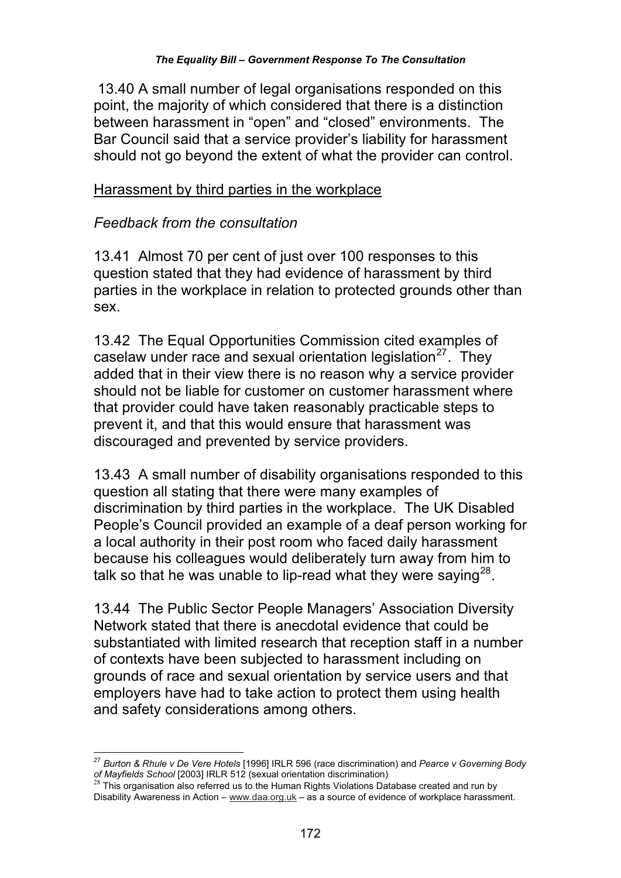13.40 A small number of legal organisations responded on this point, the majority of which considered that there is a distinction between harassment in “open” and “closed” environments. The Bar Council said that a service provider’s liability for harassment should not go beyond the extent of what the provider can control.

<u>Harassment by third parties in the workplace</u>

*Feedback from the consultation*

13.41 Almost 70 per cent of just over 100 responses to this question stated that they had evidence of harassment by third parties in the workplace in relation to protected grounds other than sex.

13.42 The Equal Opportunities Commission cited examples of caselaw under race and sexual orientation legislation[27]. They added that in their view there is no reason why a service provider should not be liable for customer on customer harassment where that provider could have taken reasonably practicable steps to prevent it, and that this would ensure that harassment was discouraged and prevented by service providers.

13.43 A small number of disability organisations responded to this question all stating that there were many examples of discrimination by third parties in the workplace. The UK Disabled People’s Council provided an example of a deaf person working for a local authority in their post room who faced daily harassment because his colleagues would deliberately turn away from him to talk so that he was unable to lip-read what they were saying[28].

13.44 The Public Sector People Managers’ Association Diversity Network stated that there is anecdotal evidence that could be substantiated with limited research that reception staff in a number of contexts have been subjected to harassment including on grounds of race and sexual orientation by service users and that employers have had to take action to protect them using health and safety considerations among others.

---

[27] *Burton & Rhule v De Vere Hotels* [1996] IRLR 596 (race discrimination) and *Pearce v Governing Body of Mayfields School* [2003] IRLR 512 (sexual orientation discrimination)

[28] This organisation also referred us to the Human Rights Violations Database created and run by Disability Awareness in Action – www.daa.org.uk – as a source of evidence of workplace harassment.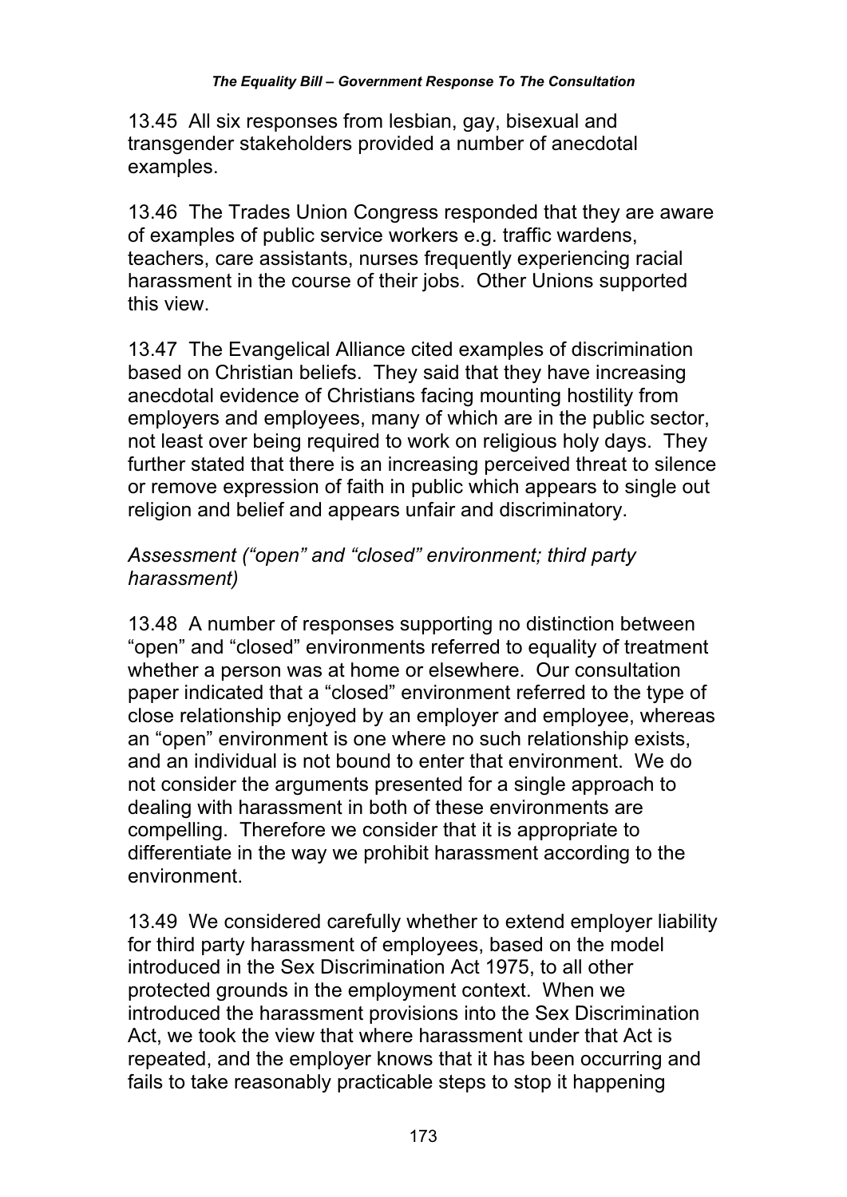13.45 All six responses from lesbian, gay, bisexual and transgender stakeholders provided a number of anecdotal examples.

13.46 The Trades Union Congress responded that they are aware of examples of public service workers e.g. traffic wardens, teachers, care assistants, nurses frequently experiencing racial harassment in the course of their jobs. Other Unions supported this view.

13.47 The Evangelical Alliance cited examples of discrimination based on Christian beliefs. They said that they have increasing anecdotal evidence of Christians facing mounting hostility from employers and employees, many of which are in the public sector, not least over being required to work on religious holy days. They further stated that there is an increasing perceived threat to silence or remove expression of faith in public which appears to single out religion and belief and appears unfair and discriminatory.

*Assessment ("open" and "closed" environment; third party harassment)*

13.48 A number of responses supporting no distinction between "open" and "closed" environments referred to equality of treatment whether a person was at home or elsewhere. Our consultation paper indicated that a "closed" environment referred to the type of close relationship enjoyed by an employer and employee, whereas an "open" environment is one where no such relationship exists, and an individual is not bound to enter that environment. We do not consider the arguments presented for a single approach to dealing with harassment in both of these environments are compelling. Therefore we consider that it is appropriate to differentiate in the way we prohibit harassment according to the environment.

13.49 We considered carefully whether to extend employer liability for third party harassment of employees, based on the model introduced in the Sex Discrimination Act 1975, to all other protected grounds in the employment context. When we introduced the harassment provisions into the Sex Discrimination Act, we took the view that where harassment under that Act is repeated, and the employer knows that it has been occurring and fails to take reasonably practicable steps to stop it happening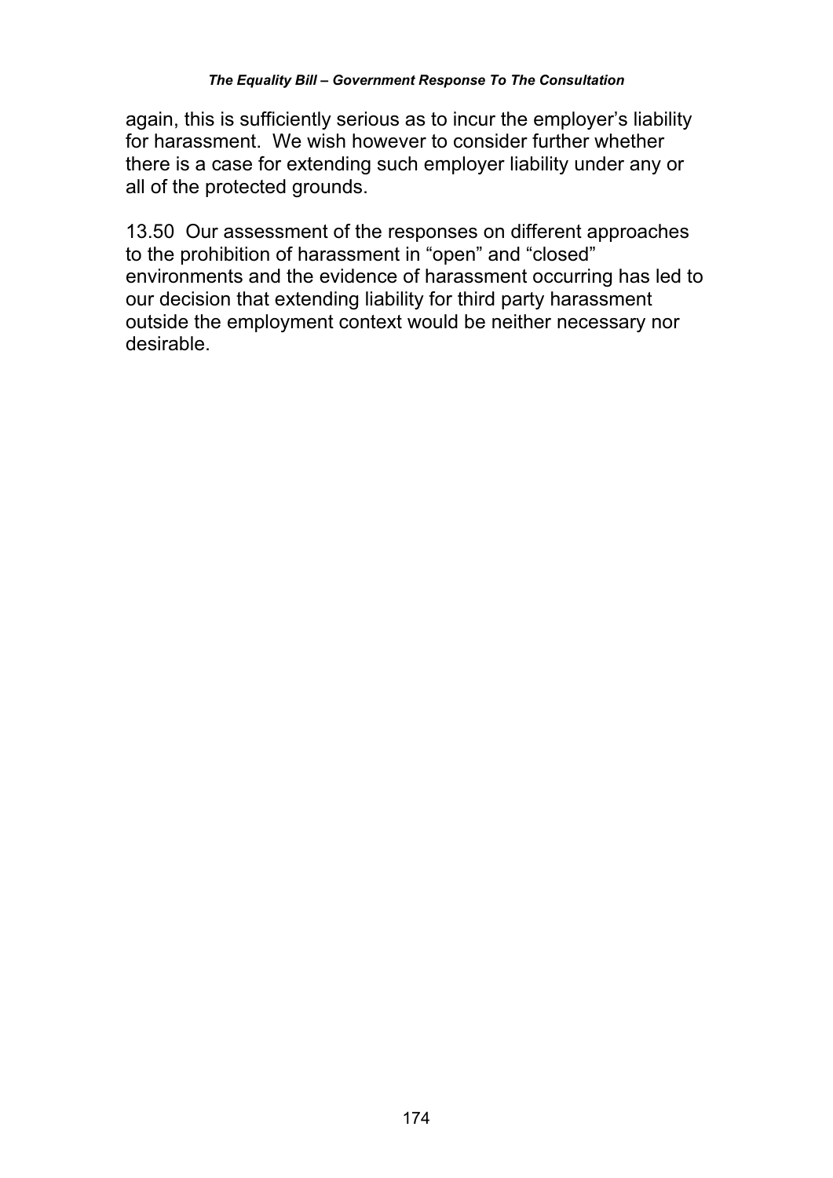again, this is sufficiently serious as to incur the employer's liability for harassment. We wish however to consider further whether there is a case for extending such employer liability under any or all of the protected grounds.

13.50 Our assessment of the responses on different approaches to the prohibition of harassment in "open" and "closed" environments and the evidence of harassment occurring has led to our decision that extending liability for third party harassment outside the employment context would be neither necessary nor desirable.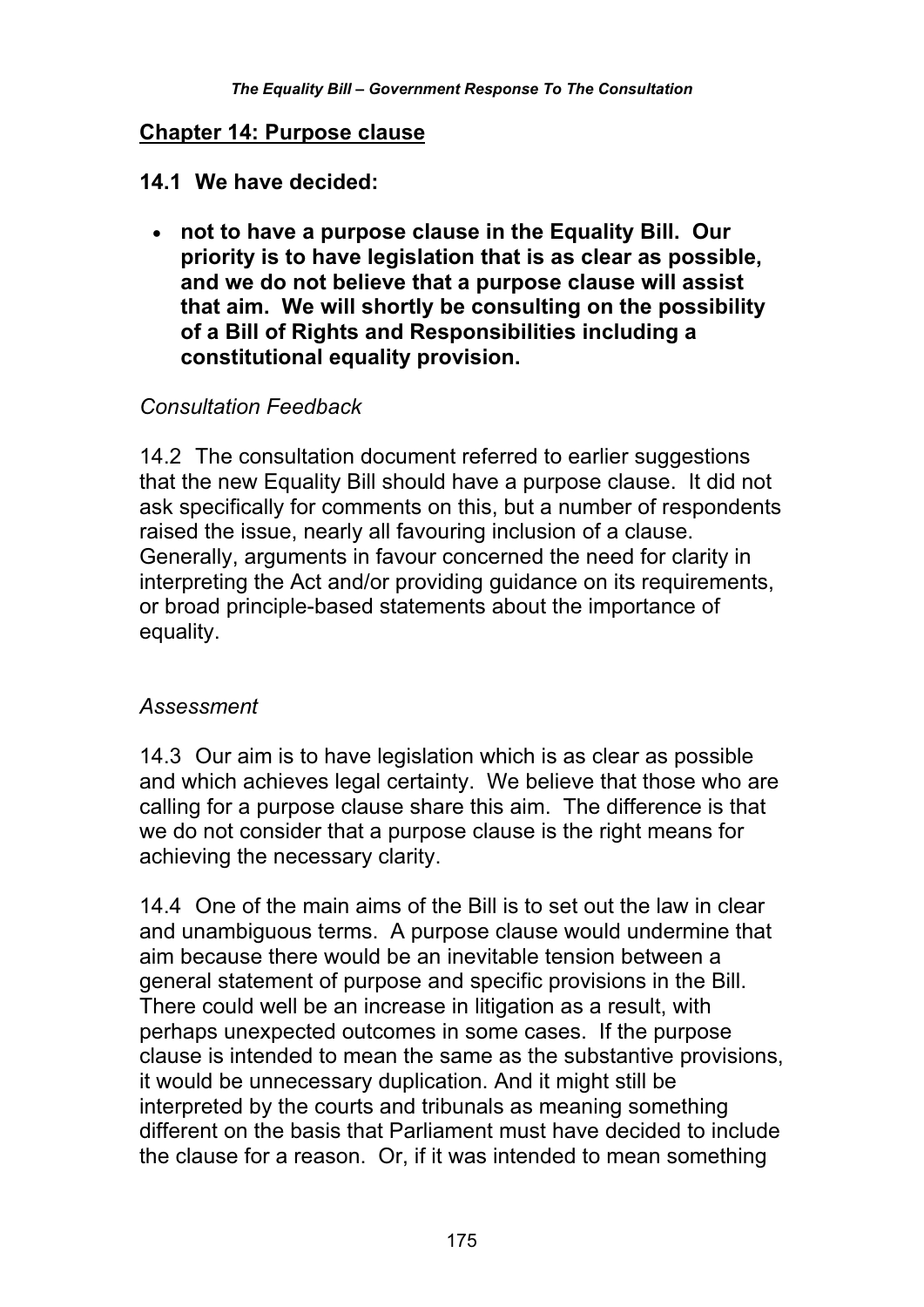## Chapter 14: Purpose clause

**14.1 We have decided:**

- **not to have a purpose clause in the Equality Bill. Our priority is to have legislation that is as clear as possible, and we do not believe that a purpose clause will assist that aim. We will shortly be consulting on the possibility of a Bill of Rights and Responsibilities including a constitutional equality provision.**

*Consultation Feedback*

14.2 The consultation document referred to earlier suggestions that the new Equality Bill should have a purpose clause. It did not ask specifically for comments on this, but a number of respondents raised the issue, nearly all favouring inclusion of a clause. Generally, arguments in favour concerned the need for clarity in interpreting the Act and/or providing guidance on its requirements, or broad principle-based statements about the importance of equality.

*Assessment*

14.3 Our aim is to have legislation which is as clear as possible and which achieves legal certainty. We believe that those who are calling for a purpose clause share this aim. The difference is that we do not consider that a purpose clause is the right means for achieving the necessary clarity.

14.4 One of the main aims of the Bill is to set out the law in clear and unambiguous terms. A purpose clause would undermine that aim because there would be an inevitable tension between a general statement of purpose and specific provisions in the Bill. There could well be an increase in litigation as a result, with perhaps unexpected outcomes in some cases. If the purpose clause is intended to mean the same as the substantive provisions, it would be unnecessary duplication. And it might still be interpreted by the courts and tribunals as meaning something different on the basis that Parliament must have decided to include the clause for a reason. Or, if it was intended to mean something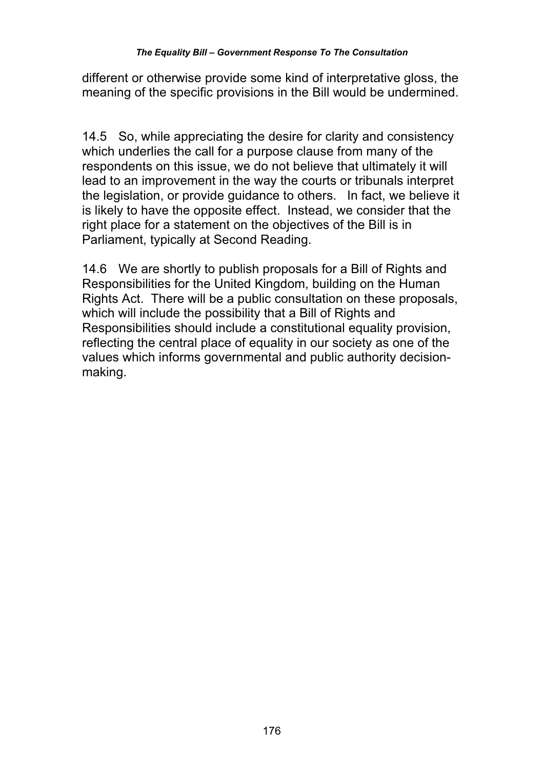different or otherwise provide some kind of interpretative gloss, the meaning of the specific provisions in the Bill would be undermined.

14.5 So, while appreciating the desire for clarity and consistency which underlies the call for a purpose clause from many of the respondents on this issue, we do not believe that ultimately it will lead to an improvement in the way the courts or tribunals interpret the legislation, or provide guidance to others. In fact, we believe it is likely to have the opposite effect. Instead, we consider that the right place for a statement on the objectives of the Bill is in Parliament, typically at Second Reading.

14.6 We are shortly to publish proposals for a Bill of Rights and Responsibilities for the United Kingdom, building on the Human Rights Act. There will be a public consultation on these proposals, which will include the possibility that a Bill of Rights and Responsibilities should include a constitutional equality provision, reflecting the central place of equality in our society as one of the values which informs governmental and public authority decision-making.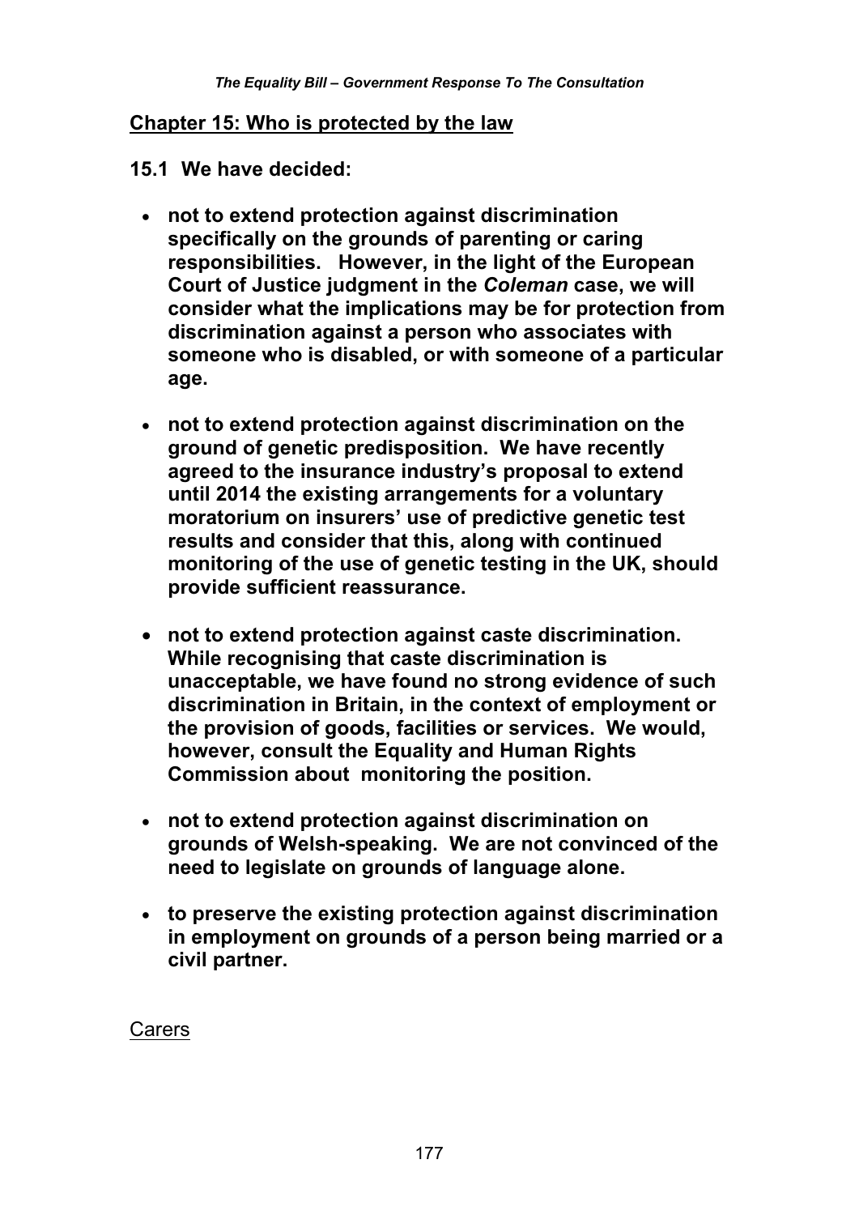## Chapter 15: Who is protected by the law

**15.1 We have decided:**

- **not to extend protection against discrimination specifically on the grounds of parenting or caring responsibilities. However, in the light of the European Court of Justice judgment in the *Coleman* case, we will consider what the implications may be for protection from discrimination against a person who associates with someone who is disabled, or with someone of a particular age.**

- **not to extend protection against discrimination on the ground of genetic predisposition. We have recently agreed to the insurance industry's proposal to extend until 2014 the existing arrangements for a voluntary moratorium on insurers' use of predictive genetic test results and consider that this, along with continued monitoring of the use of genetic testing in the UK, should provide sufficient reassurance.**

- **not to extend protection against caste discrimination. While recognising that caste discrimination is unacceptable, we have found no strong evidence of such discrimination in Britain, in the context of employment or the provision of goods, facilities or services. We would, however, consult the Equality and Human Rights Commission about monitoring the position.**

- **not to extend protection against discrimination on grounds of Welsh-speaking. We are not convinced of the need to legislate on grounds of language alone.**

- **to preserve the existing protection against discrimination in employment on grounds of a person being married or a civil partner.**

### Carers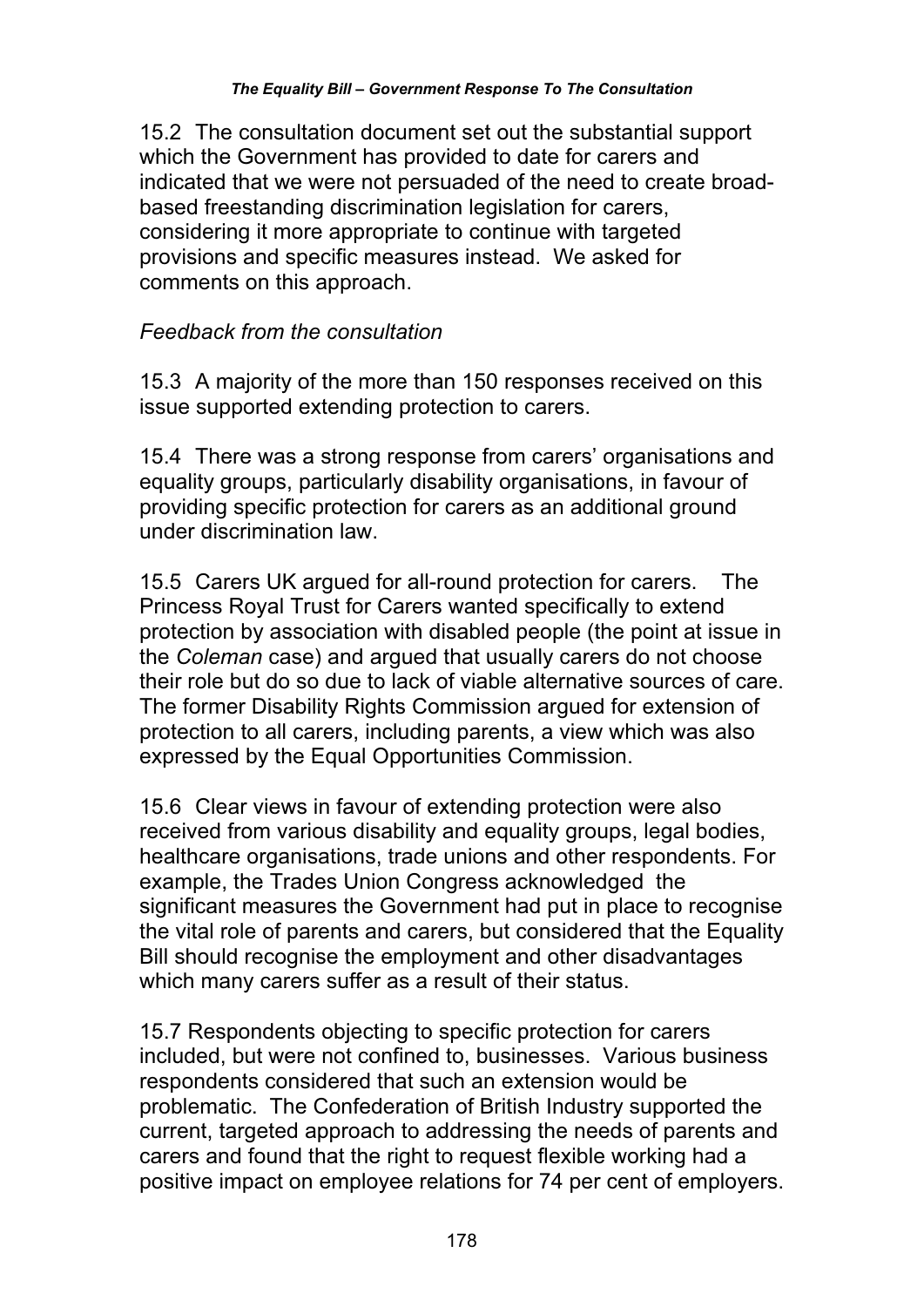15.2 The consultation document set out the substantial support which the Government has provided to date for carers and indicated that we were not persuaded of the need to create broad-based freestanding discrimination legislation for carers, considering it more appropriate to continue with targeted provisions and specific measures instead. We asked for comments on this approach.

*Feedback from the consultation*

15.3 A majority of the more than 150 responses received on this issue supported extending protection to carers.

15.4 There was a strong response from carers' organisations and equality groups, particularly disability organisations, in favour of providing specific protection for carers as an additional ground under discrimination law.

15.5 Carers UK argued for all-round protection for carers. The Princess Royal Trust for Carers wanted specifically to extend protection by association with disabled people (the point at issue in the *Coleman* case) and argued that usually carers do not choose their role but do so due to lack of viable alternative sources of care. The former Disability Rights Commission argued for extension of protection to all carers, including parents, a view which was also expressed by the Equal Opportunities Commission.

15.6 Clear views in favour of extending protection were also received from various disability and equality groups, legal bodies, healthcare organisations, trade unions and other respondents. For example, the Trades Union Congress acknowledged the significant measures the Government had put in place to recognise the vital role of parents and carers, but considered that the Equality Bill should recognise the employment and other disadvantages which many carers suffer as a result of their status.

15.7 Respondents objecting to specific protection for carers included, but were not confined to, businesses. Various business respondents considered that such an extension would be problematic. The Confederation of British Industry supported the current, targeted approach to addressing the needs of parents and carers and found that the right to request flexible working had a positive impact on employee relations for 74 per cent of employers.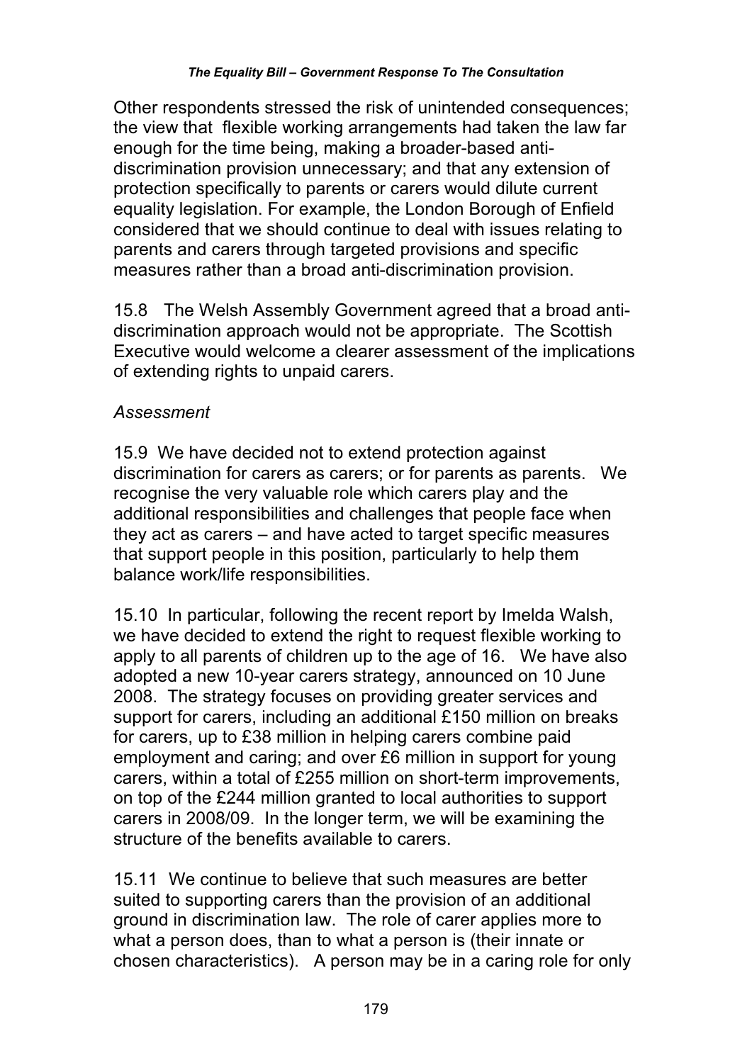Other respondents stressed the risk of unintended consequences; the view that flexible working arrangements had taken the law far enough for the time being, making a broader-based anti-discrimination provision unnecessary; and that any extension of protection specifically to parents or carers would dilute current equality legislation. For example, the London Borough of Enfield considered that we should continue to deal with issues relating to parents and carers through targeted provisions and specific measures rather than a broad anti-discrimination provision.

15.8 The Welsh Assembly Government agreed that a broad anti-discrimination approach would not be appropriate. The Scottish Executive would welcome a clearer assessment of the implications of extending rights to unpaid carers.

*Assessment*

15.9 We have decided not to extend protection against discrimination for carers as carers; or for parents as parents. We recognise the very valuable role which carers play and the additional responsibilities and challenges that people face when they act as carers – and have acted to target specific measures that support people in this position, particularly to help them balance work/life responsibilities.

15.10 In particular, following the recent report by Imelda Walsh, we have decided to extend the right to request flexible working to apply to all parents of children up to the age of 16. We have also adopted a new 10-year carers strategy, announced on 10 June 2008. The strategy focuses on providing greater services and support for carers, including an additional £150 million on breaks for carers, up to £38 million in helping carers combine paid employment and caring; and over £6 million in support for young carers, within a total of £255 million on short-term improvements, on top of the £244 million granted to local authorities to support carers in 2008/09. In the longer term, we will be examining the structure of the benefits available to carers.

15.11 We continue to believe that such measures are better suited to supporting carers than the provision of an additional ground in discrimination law. The role of carer applies more to what a person does, than to what a person is (their innate or chosen characteristics). A person may be in a caring role for only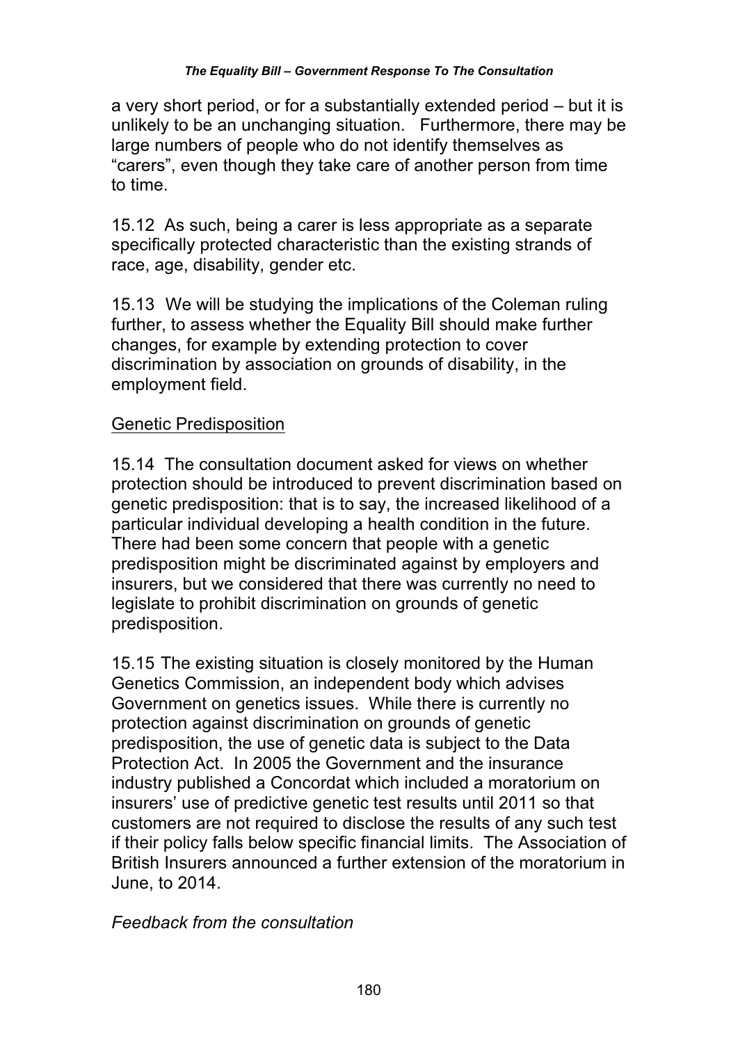a very short period, or for a substantially extended period – but it is unlikely to be an unchanging situation. Furthermore, there may be large numbers of people who do not identify themselves as "carers", even though they take care of another person from time to time.

15.12 As such, being a carer is less appropriate as a separate specifically protected characteristic than the existing strands of race, age, disability, gender etc.

15.13 We will be studying the implications of the Coleman ruling further, to assess whether the Equality Bill should make further changes, for example by extending protection to cover discrimination by association on grounds of disability, in the employment field.

<u>Genetic Predisposition</u>

15.14 The consultation document asked for views on whether protection should be introduced to prevent discrimination based on genetic predisposition: that is to say, the increased likelihood of a particular individual developing a health condition in the future. There had been some concern that people with a genetic predisposition might be discriminated against by employers and insurers, but we considered that there was currently no need to legislate to prohibit discrimination on grounds of genetic predisposition.

15.15 The existing situation is closely monitored by the Human Genetics Commission, an independent body which advises Government on genetics issues. While there is currently no protection against discrimination on grounds of genetic predisposition, the use of genetic data is subject to the Data Protection Act. In 2005 the Government and the insurance industry published a Concordat which included a moratorium on insurers' use of predictive genetic test results until 2011 so that customers are not required to disclose the results of any such test if their policy falls below specific financial limits. The Association of British Insurers announced a further extension of the moratorium in June, to 2014.

*Feedback from the consultation*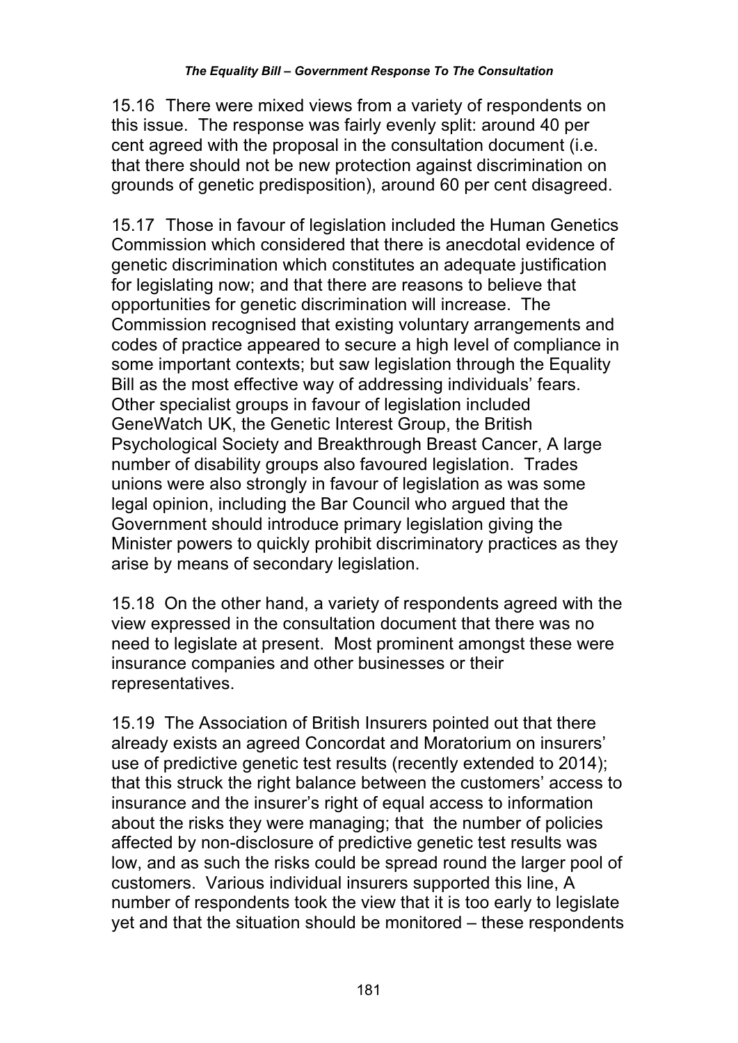15.16 There were mixed views from a variety of respondents on this issue. The response was fairly evenly split: around 40 per cent agreed with the proposal in the consultation document (i.e. that there should not be new protection against discrimination on grounds of genetic predisposition), around 60 per cent disagreed.

15.17 Those in favour of legislation included the Human Genetics Commission which considered that there is anecdotal evidence of genetic discrimination which constitutes an adequate justification for legislating now; and that there are reasons to believe that opportunities for genetic discrimination will increase. The Commission recognised that existing voluntary arrangements and codes of practice appeared to secure a high level of compliance in some important contexts; but saw legislation through the Equality Bill as the most effective way of addressing individuals' fears. Other specialist groups in favour of legislation included GeneWatch UK, the Genetic Interest Group, the British Psychological Society and Breakthrough Breast Cancer, A large number of disability groups also favoured legislation. Trades unions were also strongly in favour of legislation as was some legal opinion, including the Bar Council who argued that the Government should introduce primary legislation giving the Minister powers to quickly prohibit discriminatory practices as they arise by means of secondary legislation.

15.18 On the other hand, a variety of respondents agreed with the view expressed in the consultation document that there was no need to legislate at present. Most prominent amongst these were insurance companies and other businesses or their representatives.

15.19 The Association of British Insurers pointed out that there already exists an agreed Concordat and Moratorium on insurers' use of predictive genetic test results (recently extended to 2014); that this struck the right balance between the customers' access to insurance and the insurer's right of equal access to information about the risks they were managing; that the number of policies affected by non-disclosure of predictive genetic test results was low, and as such the risks could be spread round the larger pool of customers. Various individual insurers supported this line, A number of respondents took the view that it is too early to legislate yet and that the situation should be monitored – these respondents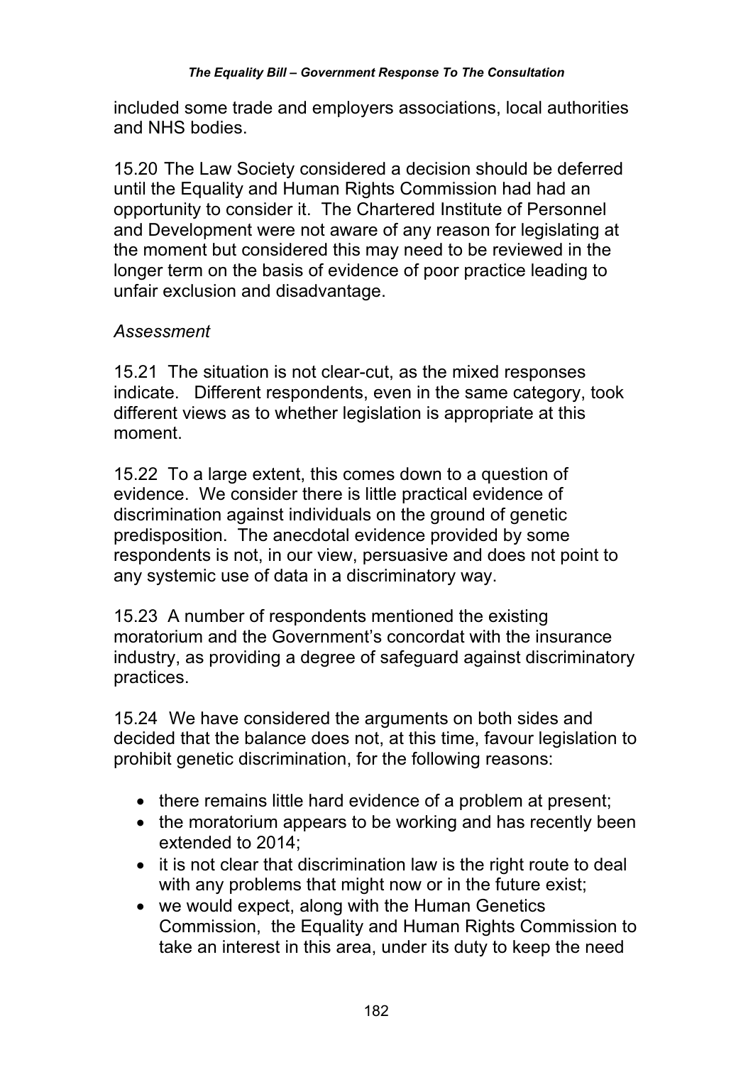included some trade and employers associations, local authorities and NHS bodies.

15.20 The Law Society considered a decision should be deferred until the Equality and Human Rights Commission had had an opportunity to consider it. The Chartered Institute of Personnel and Development were not aware of any reason for legislating at the moment but considered this may need to be reviewed in the longer term on the basis of evidence of poor practice leading to unfair exclusion and disadvantage.

*Assessment*

15.21 The situation is not clear-cut, as the mixed responses indicate. Different respondents, even in the same category, took different views as to whether legislation is appropriate at this moment.

15.22 To a large extent, this comes down to a question of evidence. We consider there is little practical evidence of discrimination against individuals on the ground of genetic predisposition. The anecdotal evidence provided by some respondents is not, in our view, persuasive and does not point to any systemic use of data in a discriminatory way.

15.23 A number of respondents mentioned the existing moratorium and the Government's concordat with the insurance industry, as providing a degree of safeguard against discriminatory practices.

15.24 We have considered the arguments on both sides and decided that the balance does not, at this time, favour legislation to prohibit genetic discrimination, for the following reasons:

- there remains little hard evidence of a problem at present;
- the moratorium appears to be working and has recently been extended to 2014;
- it is not clear that discrimination law is the right route to deal with any problems that might now or in the future exist;
- we would expect, along with the Human Genetics Commission, the Equality and Human Rights Commission to take an interest in this area, under its duty to keep the need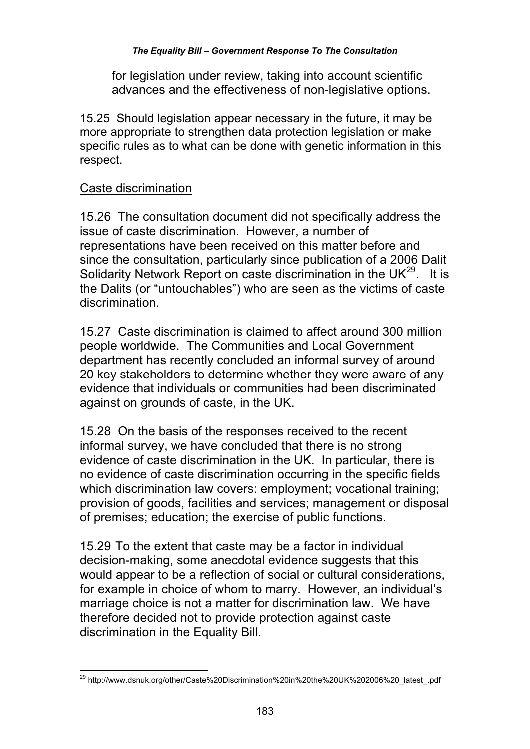for legislation under review, taking into account scientific advances and the effectiveness of non-legislative options.

15.25 Should legislation appear necessary in the future, it may be more appropriate to strengthen data protection legislation or make specific rules as to what can be done with genetic information in this respect.

Caste discrimination

15.26 The consultation document did not specifically address the issue of caste discrimination. However, a number of representations have been received on this matter before and since the consultation, particularly since publication of a 2006 Dalit Solidarity Network Report on caste discrimination in the UK[29]. It is the Dalits (or "untouchables") who are seen as the victims of caste discrimination.

15.27 Caste discrimination is claimed to affect around 300 million people worldwide. The Communities and Local Government department has recently concluded an informal survey of around 20 key stakeholders to determine whether they were aware of any evidence that individuals or communities had been discriminated against on grounds of caste, in the UK.

15.28 On the basis of the responses received to the recent informal survey, we have concluded that there is no strong evidence of caste discrimination in the UK. In particular, there is no evidence of caste discrimination occurring in the specific fields which discrimination law covers: employment; vocational training; provision of goods, facilities and services; management or disposal of premises; education; the exercise of public functions.

15.29 To the extent that caste may be a factor in individual decision-making, some anecdotal evidence suggests that this would appear to be a reflection of social or cultural considerations, for example in choice of whom to marry. However, an individual's marriage choice is not a matter for discrimination law. We have therefore decided not to provide protection against caste discrimination in the Equality Bill.

---

[29] http://www.dsnuk.org/other/Caste%20Discrimination%20in%20the%20UK%202006%20_latest_.pdf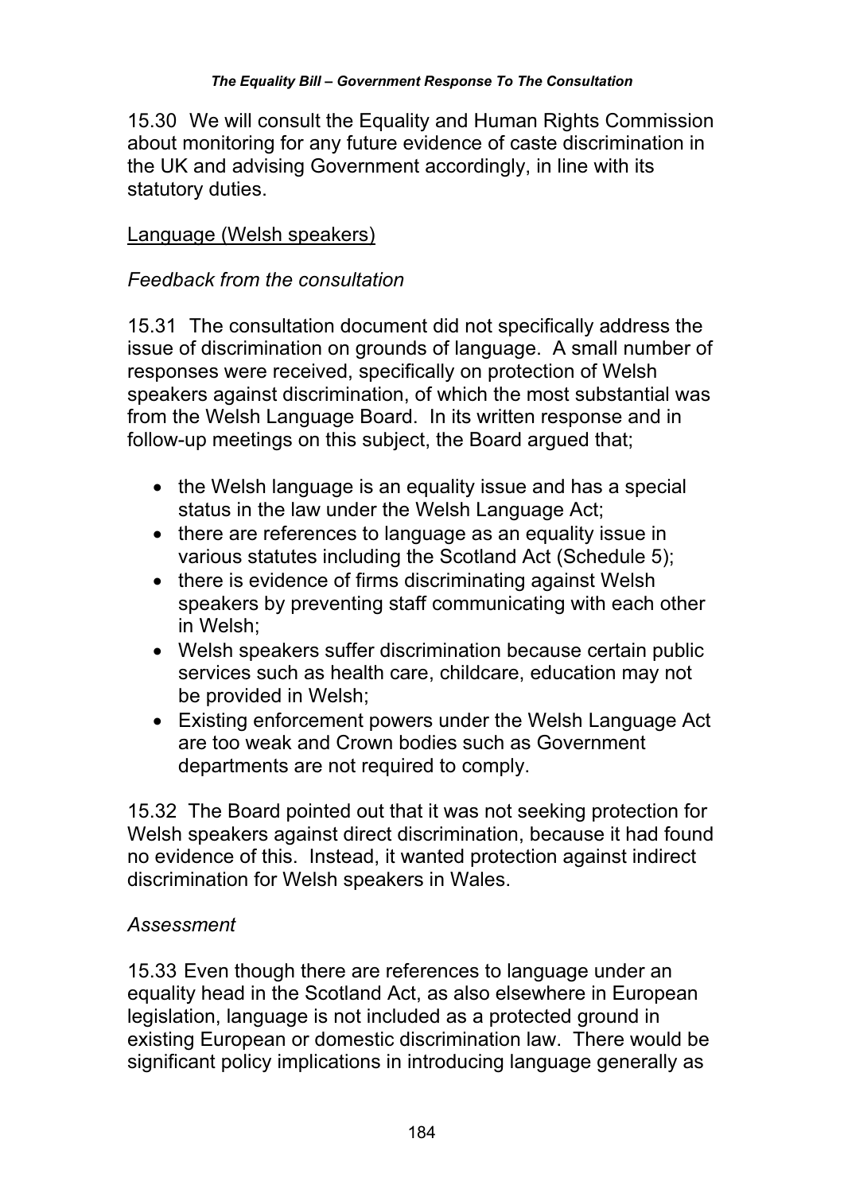15.30 We will consult the Equality and Human Rights Commission about monitoring for any future evidence of caste discrimination in the UK and advising Government accordingly, in line with its statutory duties.

<u>Language (Welsh speakers)</u>

*Feedback from the consultation*

15.31 The consultation document did not specifically address the issue of discrimination on grounds of language. A small number of responses were received, specifically on protection of Welsh speakers against discrimination, of which the most substantial was from the Welsh Language Board. In its written response and in follow-up meetings on this subject, the Board argued that;

- the Welsh language is an equality issue and has a special status in the law under the Welsh Language Act;
- there are references to language as an equality issue in various statutes including the Scotland Act (Schedule 5);
- there is evidence of firms discriminating against Welsh speakers by preventing staff communicating with each other in Welsh;
- Welsh speakers suffer discrimination because certain public services such as health care, childcare, education may not be provided in Welsh;
- Existing enforcement powers under the Welsh Language Act are too weak and Crown bodies such as Government departments are not required to comply.

15.32 The Board pointed out that it was not seeking protection for Welsh speakers against direct discrimination, because it had found no evidence of this. Instead, it wanted protection against indirect discrimination for Welsh speakers in Wales.

*Assessment*

15.33 Even though there are references to language under an equality head in the Scotland Act, as also elsewhere in European legislation, language is not included as a protected ground in existing European or domestic discrimination law. There would be significant policy implications in introducing language generally as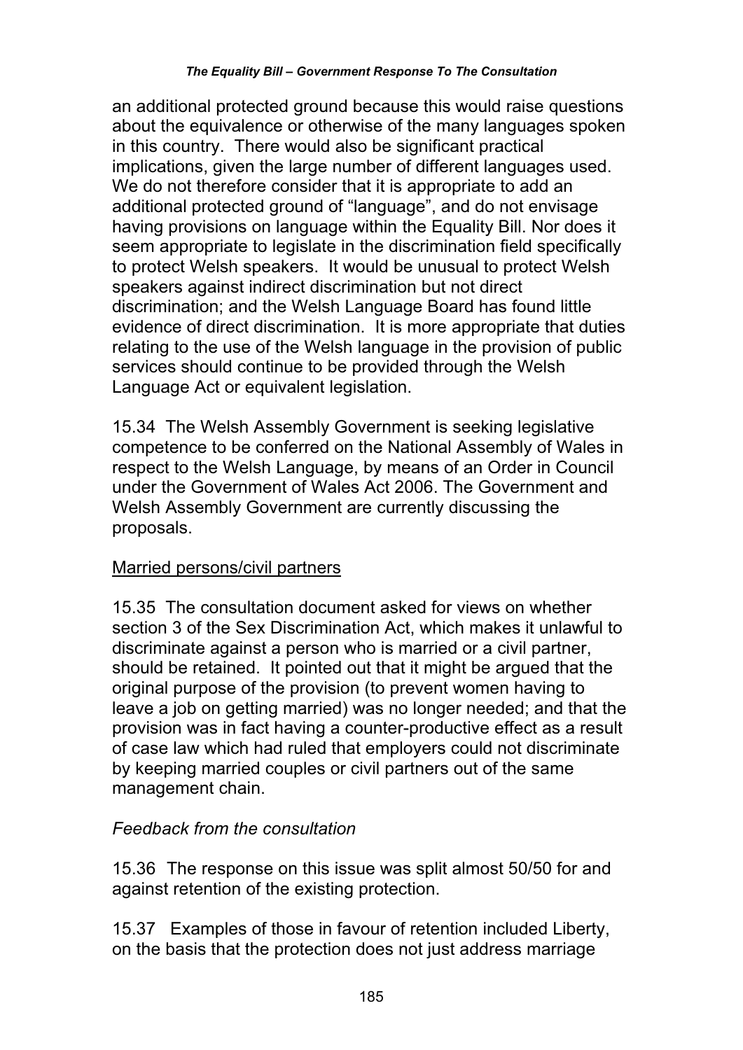an additional protected ground because this would raise questions about the equivalence or otherwise of the many languages spoken in this country. There would also be significant practical implications, given the large number of different languages used. We do not therefore consider that it is appropriate to add an additional protected ground of "language", and do not envisage having provisions on language within the Equality Bill. Nor does it seem appropriate to legislate in the discrimination field specifically to protect Welsh speakers. It would be unusual to protect Welsh speakers against indirect discrimination but not direct discrimination; and the Welsh Language Board has found little evidence of direct discrimination. It is more appropriate that duties relating to the use of the Welsh language in the provision of public services should continue to be provided through the Welsh Language Act or equivalent legislation.

15.34 The Welsh Assembly Government is seeking legislative competence to be conferred on the National Assembly of Wales in respect to the Welsh Language, by means of an Order in Council under the Government of Wales Act 2006. The Government and Welsh Assembly Government are currently discussing the proposals.

<u>Married persons/civil partners</u>

15.35 The consultation document asked for views on whether section 3 of the Sex Discrimination Act, which makes it unlawful to discriminate against a person who is married or a civil partner, should be retained. It pointed out that it might be argued that the original purpose of the provision (to prevent women having to leave a job on getting married) was no longer needed; and that the provision was in fact having a counter-productive effect as a result of case law which had ruled that employers could not discriminate by keeping married couples or civil partners out of the same management chain.

*Feedback from the consultation*

15.36 The response on this issue was split almost 50/50 for and against retention of the existing protection.

15.37 Examples of those in favour of retention included Liberty, on the basis that the protection does not just address marriage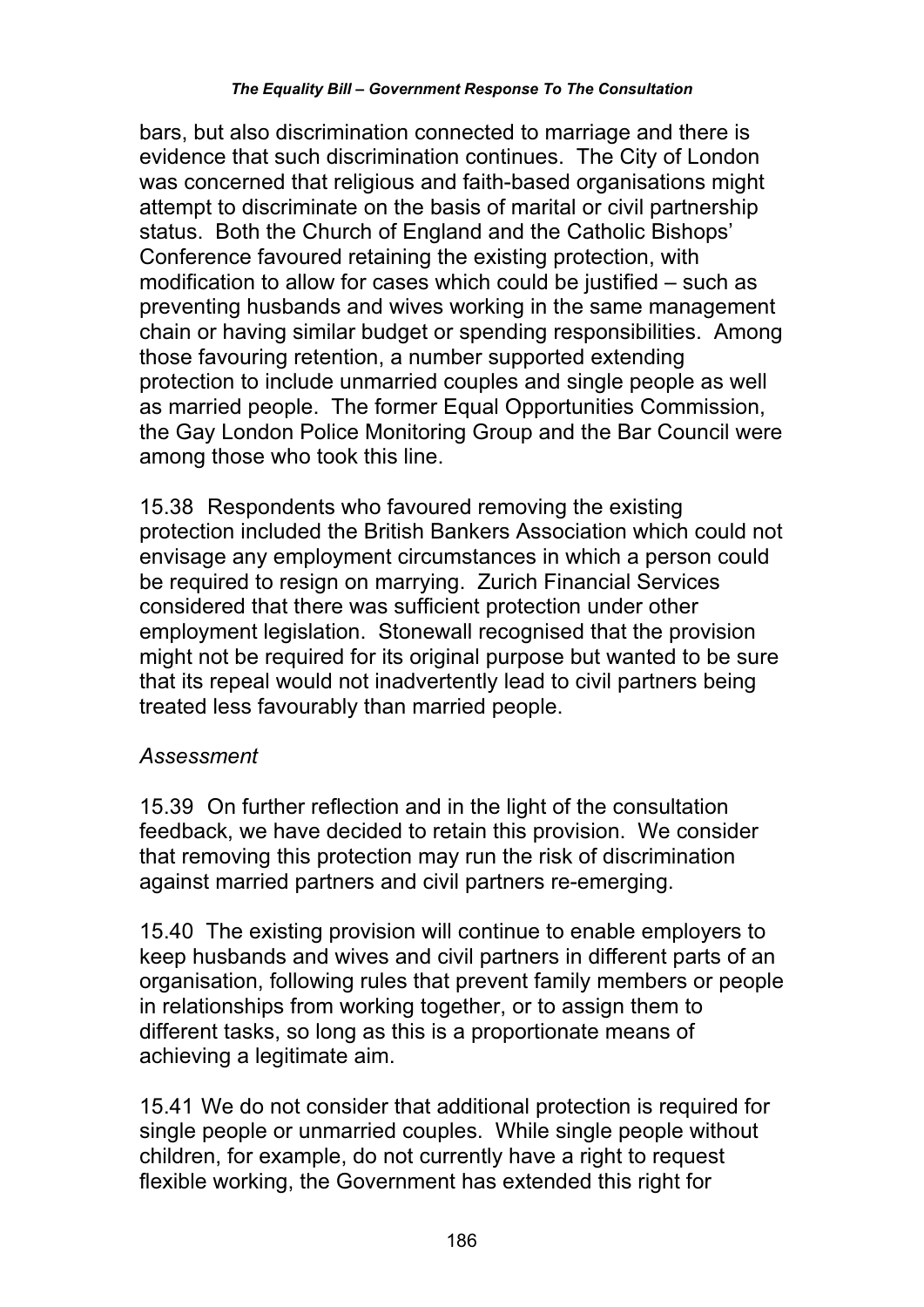bars, but also discrimination connected to marriage and there is evidence that such discrimination continues. The City of London was concerned that religious and faith-based organisations might attempt to discriminate on the basis of marital or civil partnership status. Both the Church of England and the Catholic Bishops' Conference favoured retaining the existing protection, with modification to allow for cases which could be justified – such as preventing husbands and wives working in the same management chain or having similar budget or spending responsibilities. Among those favouring retention, a number supported extending protection to include unmarried couples and single people as well as married people. The former Equal Opportunities Commission, the Gay London Police Monitoring Group and the Bar Council were among those who took this line.

15.38 Respondents who favoured removing the existing protection included the British Bankers Association which could not envisage any employment circumstances in which a person could be required to resign on marrying. Zurich Financial Services considered that there was sufficient protection under other employment legislation. Stonewall recognised that the provision might not be required for its original purpose but wanted to be sure that its repeal would not inadvertently lead to civil partners being treated less favourably than married people.

*Assessment*

15.39 On further reflection and in the light of the consultation feedback, we have decided to retain this provision. We consider that removing this protection may run the risk of discrimination against married partners and civil partners re-emerging.

15.40 The existing provision will continue to enable employers to keep husbands and wives and civil partners in different parts of an organisation, following rules that prevent family members or people in relationships from working together, or to assign them to different tasks, so long as this is a proportionate means of achieving a legitimate aim.

15.41 We do not consider that additional protection is required for single people or unmarried couples. While single people without children, for example, do not currently have a right to request flexible working, the Government has extended this right for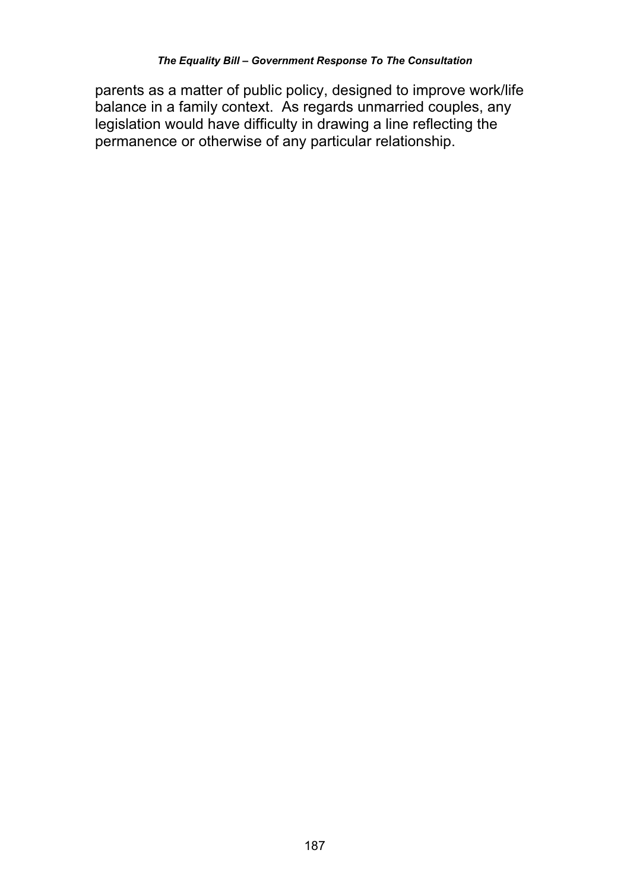parents as a matter of public policy, designed to improve work/life balance in a family context. As regards unmarried couples, any legislation would have difficulty in drawing a line reflecting the permanence or otherwise of any particular relationship.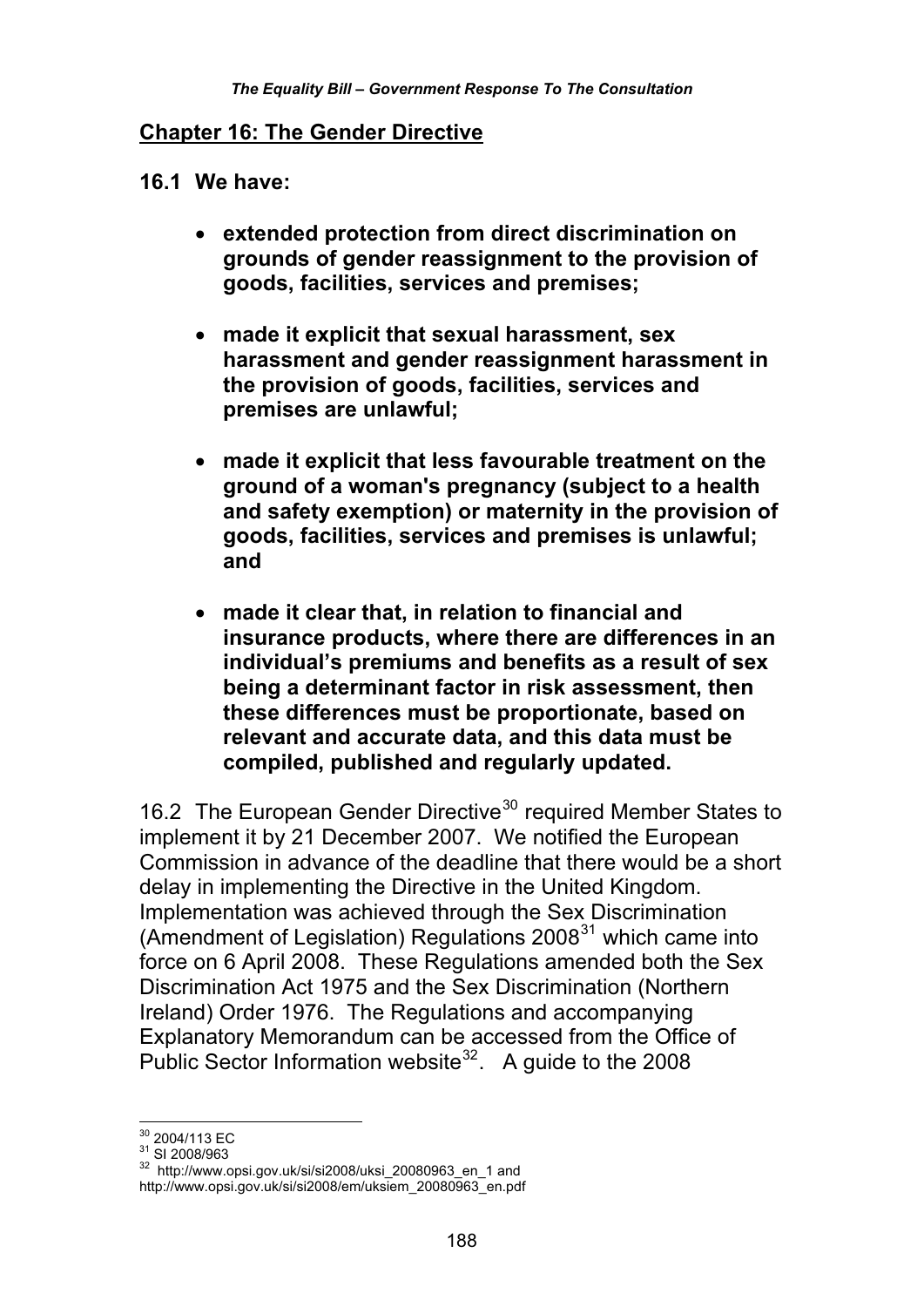## Chapter 16: The Gender Directive

**16.1 We have:**

- **extended protection from direct discrimination on grounds of gender reassignment to the provision of goods, facilities, services and premises;**
- **made it explicit that sexual harassment, sex harassment and gender reassignment harassment in the provision of goods, facilities, services and premises are unlawful;**
- **made it explicit that less favourable treatment on the ground of a woman's pregnancy (subject to a health and safety exemption) or maternity in the provision of goods, facilities, services and premises is unlawful; and**
- **made it clear that, in relation to financial and insurance products, where there are differences in an individual's premiums and benefits as a result of sex being a determinant factor in risk assessment, then these differences must be proportionate, based on relevant and accurate data, and this data must be compiled, published and regularly updated.**

16.2 The European Gender Directive[30] required Member States to implement it by 21 December 2007. We notified the European Commission in advance of the deadline that there would be a short delay in implementing the Directive in the United Kingdom. Implementation was achieved through the Sex Discrimination (Amendment of Legislation) Regulations 2008[31] which came into force on 6 April 2008. These Regulations amended both the Sex Discrimination Act 1975 and the Sex Discrimination (Northern Ireland) Order 1976. The Regulations and accompanying Explanatory Memorandum can be accessed from the Office of Public Sector Information website[32]. A guide to the 2008

---

[30] 2004/113 EC

[31] SI 2008/963

[32] http://www.opsi.gov.uk/si/si2008/uksi_20080963_en_1 and http://www.opsi.gov.uk/si/si2008/em/uksiem_20080963_en.pdf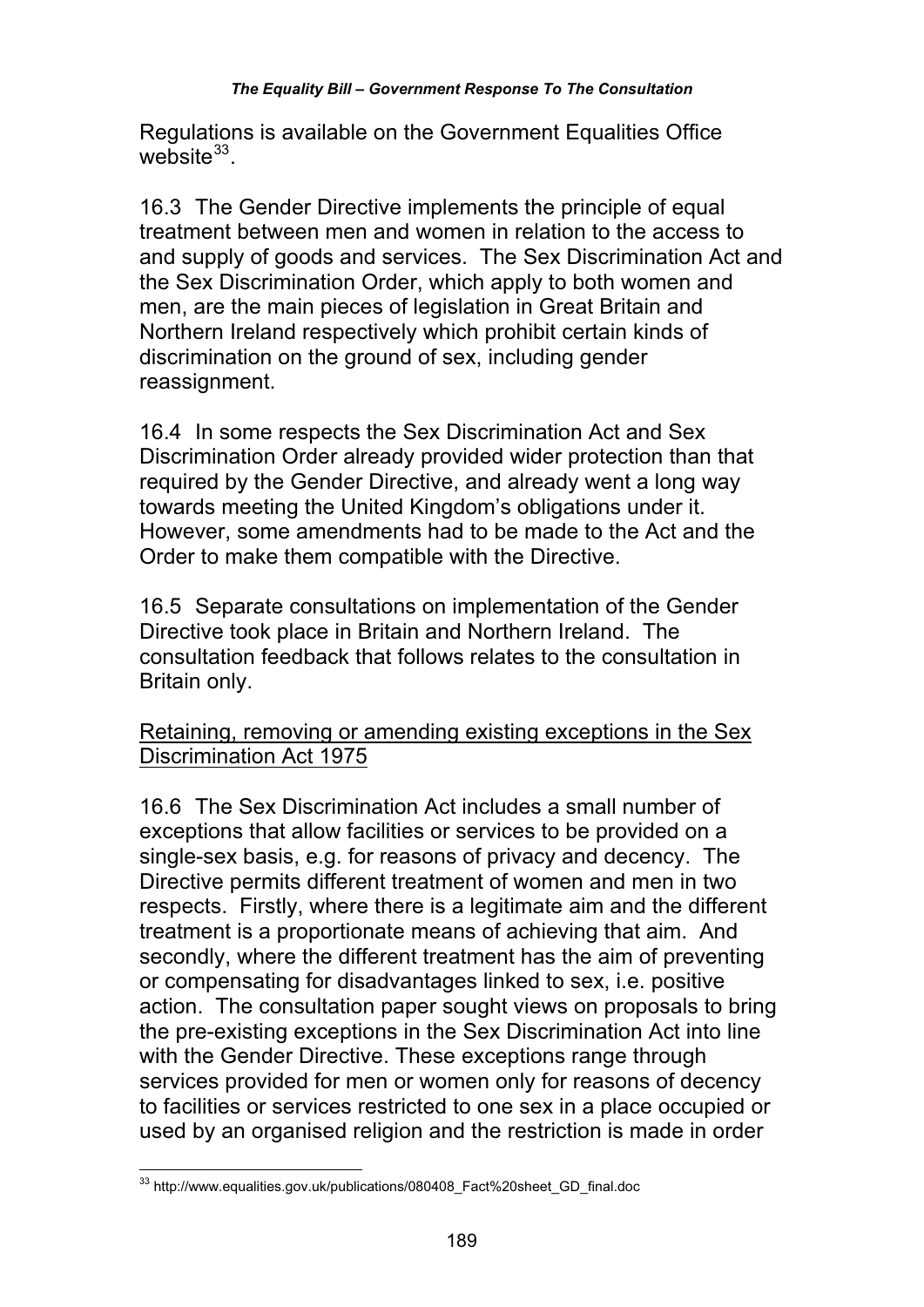Regulations is available on the Government Equalities Office website[33].

16.3 The Gender Directive implements the principle of equal treatment between men and women in relation to the access to and supply of goods and services. The Sex Discrimination Act and the Sex Discrimination Order, which apply to both women and men, are the main pieces of legislation in Great Britain and Northern Ireland respectively which prohibit certain kinds of discrimination on the ground of sex, including gender reassignment.

16.4 In some respects the Sex Discrimination Act and Sex Discrimination Order already provided wider protection than that required by the Gender Directive, and already went a long way towards meeting the United Kingdom's obligations under it. However, some amendments had to be made to the Act and the Order to make them compatible with the Directive.

16.5 Separate consultations on implementation of the Gender Directive took place in Britain and Northern Ireland. The consultation feedback that follows relates to the consultation in Britain only.

<u>Retaining, removing or amending existing exceptions in the Sex Discrimination Act 1975</u>

16.6 The Sex Discrimination Act includes a small number of exceptions that allow facilities or services to be provided on a single-sex basis, e.g. for reasons of privacy and decency. The Directive permits different treatment of women and men in two respects. Firstly, where there is a legitimate aim and the different treatment is a proportionate means of achieving that aim. And secondly, where the different treatment has the aim of preventing or compensating for disadvantages linked to sex, i.e. positive action. The consultation paper sought views on proposals to bring the pre-existing exceptions in the Sex Discrimination Act into line with the Gender Directive. These exceptions range through services provided for men or women only for reasons of decency to facilities or services restricted to one sex in a place occupied or used by an organised religion and the restriction is made in order

[33] http://www.equalities.gov.uk/publications/080408_Fact%20sheet_GD_final.doc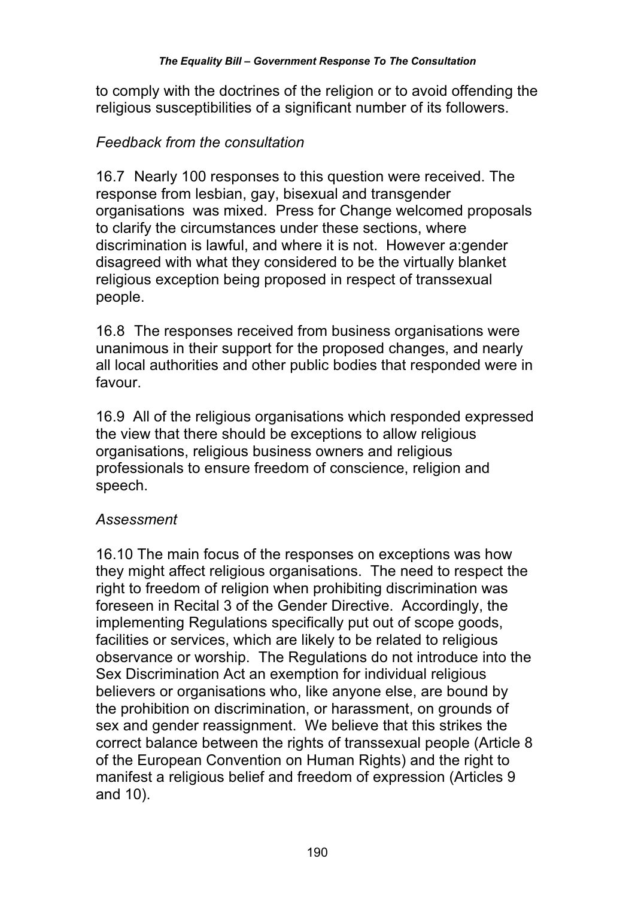to comply with the doctrines of the religion or to avoid offending the religious susceptibilities of a significant number of its followers.

*Feedback from the consultation*

16.7 Nearly 100 responses to this question were received. The response from lesbian, gay, bisexual and transgender organisations was mixed. Press for Change welcomed proposals to clarify the circumstances under these sections, where discrimination is lawful, and where it is not. However a:gender disagreed with what they considered to be the virtually blanket religious exception being proposed in respect of transsexual people.

16.8 The responses received from business organisations were unanimous in their support for the proposed changes, and nearly all local authorities and other public bodies that responded were in favour.

16.9 All of the religious organisations which responded expressed the view that there should be exceptions to allow religious organisations, religious business owners and religious professionals to ensure freedom of conscience, religion and speech.

*Assessment*

16.10 The main focus of the responses on exceptions was how they might affect religious organisations. The need to respect the right to freedom of religion when prohibiting discrimination was foreseen in Recital 3 of the Gender Directive. Accordingly, the implementing Regulations specifically put out of scope goods, facilities or services, which are likely to be related to religious observance or worship. The Regulations do not introduce into the Sex Discrimination Act an exemption for individual religious believers or organisations who, like anyone else, are bound by the prohibition on discrimination, or harassment, on grounds of sex and gender reassignment. We believe that this strikes the correct balance between the rights of transsexual people (Article 8 of the European Convention on Human Rights) and the right to manifest a religious belief and freedom of expression (Articles 9 and 10).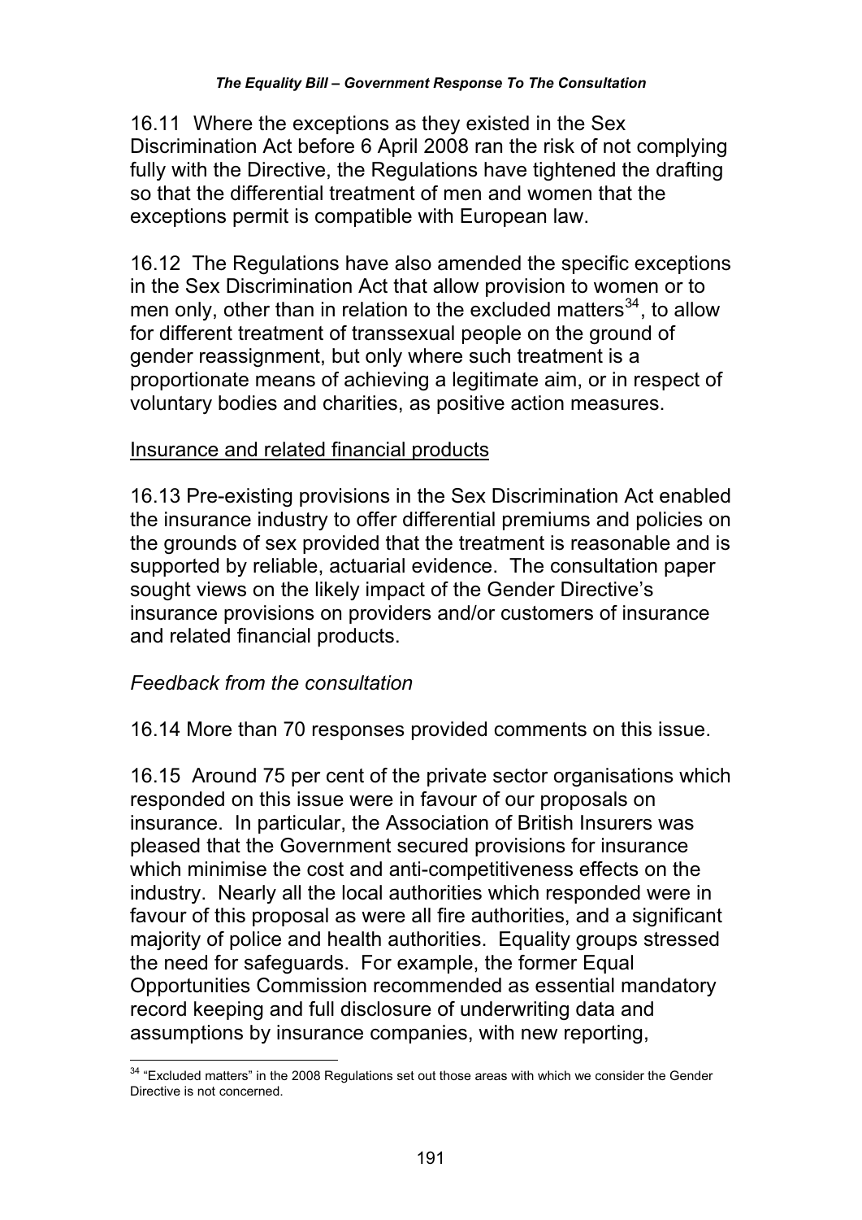16.11 Where the exceptions as they existed in the Sex Discrimination Act before 6 April 2008 ran the risk of not complying fully with the Directive, the Regulations have tightened the drafting so that the differential treatment of men and women that the exceptions permit is compatible with European law.

16.12 The Regulations have also amended the specific exceptions in the Sex Discrimination Act that allow provision to women or to men only, other than in relation to the excluded matters[34], to allow for different treatment of transsexual people on the ground of gender reassignment, but only where such treatment is a proportionate means of achieving a legitimate aim, or in respect of voluntary bodies and charities, as positive action measures.

Insurance and related financial products

16.13 Pre-existing provisions in the Sex Discrimination Act enabled the insurance industry to offer differential premiums and policies on the grounds of sex provided that the treatment is reasonable and is supported by reliable, actuarial evidence. The consultation paper sought views on the likely impact of the Gender Directive's insurance provisions on providers and/or customers of insurance and related financial products.

*Feedback from the consultation*

16.14 More than 70 responses provided comments on this issue.

16.15 Around 75 per cent of the private sector organisations which responded on this issue were in favour of our proposals on insurance. In particular, the Association of British Insurers was pleased that the Government secured provisions for insurance which minimise the cost and anti-competitiveness effects on the industry. Nearly all the local authorities which responded were in favour of this proposal as were all fire authorities, and a significant majority of police and health authorities. Equality groups stressed the need for safeguards. For example, the former Equal Opportunities Commission recommended as essential mandatory record keeping and full disclosure of underwriting data and assumptions by insurance companies, with new reporting,

---

[34] "Excluded matters" in the 2008 Regulations set out those areas with which we consider the Gender Directive is not concerned.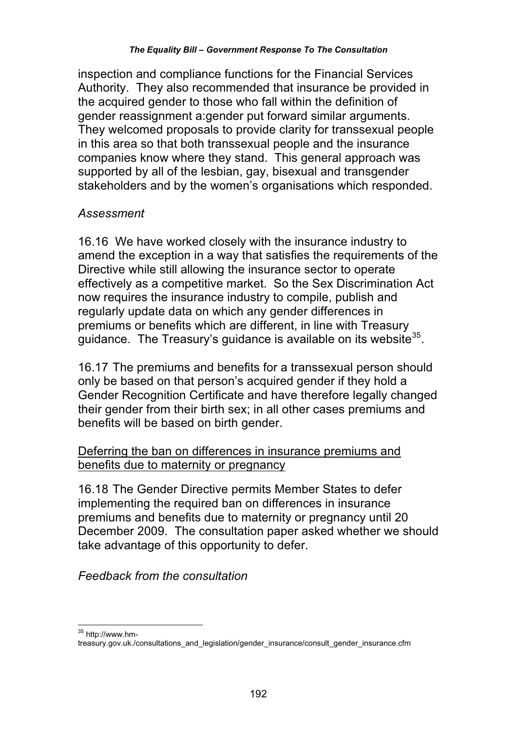inspection and compliance functions for the Financial Services Authority. They also recommended that insurance be provided in the acquired gender to those who fall within the definition of gender reassignment a:gender put forward similar arguments. They welcomed proposals to provide clarity for transsexual people in this area so that both transsexual people and the insurance companies know where they stand. This general approach was supported by all of the lesbian, gay, bisexual and transgender stakeholders and by the women's organisations which responded.

*Assessment*

16.16 We have worked closely with the insurance industry to amend the exception in a way that satisfies the requirements of the Directive while still allowing the insurance sector to operate effectively as a competitive market. So the Sex Discrimination Act now requires the insurance industry to compile, publish and regularly update data on which any gender differences in premiums or benefits which are different, in line with Treasury guidance. The Treasury's guidance is available on its website[35].

16.17 The premiums and benefits for a transsexual person should only be based on that person's acquired gender if they hold a Gender Recognition Certificate and have therefore legally changed their gender from their birth sex; in all other cases premiums and benefits will be based on birth gender.

<u>Deferring the ban on differences in insurance premiums and benefits due to maternity or pregnancy</u>

16.18 The Gender Directive permits Member States to defer implementing the required ban on differences in insurance premiums and benefits due to maternity or pregnancy until 20 December 2009. The consultation paper asked whether we should take advantage of this opportunity to defer.

*Feedback from the consultation*

---

[35] http://www.hm-treasury.gov.uk./consultations_and_legislation/gender_insurance/consult_gender_insurance.cfm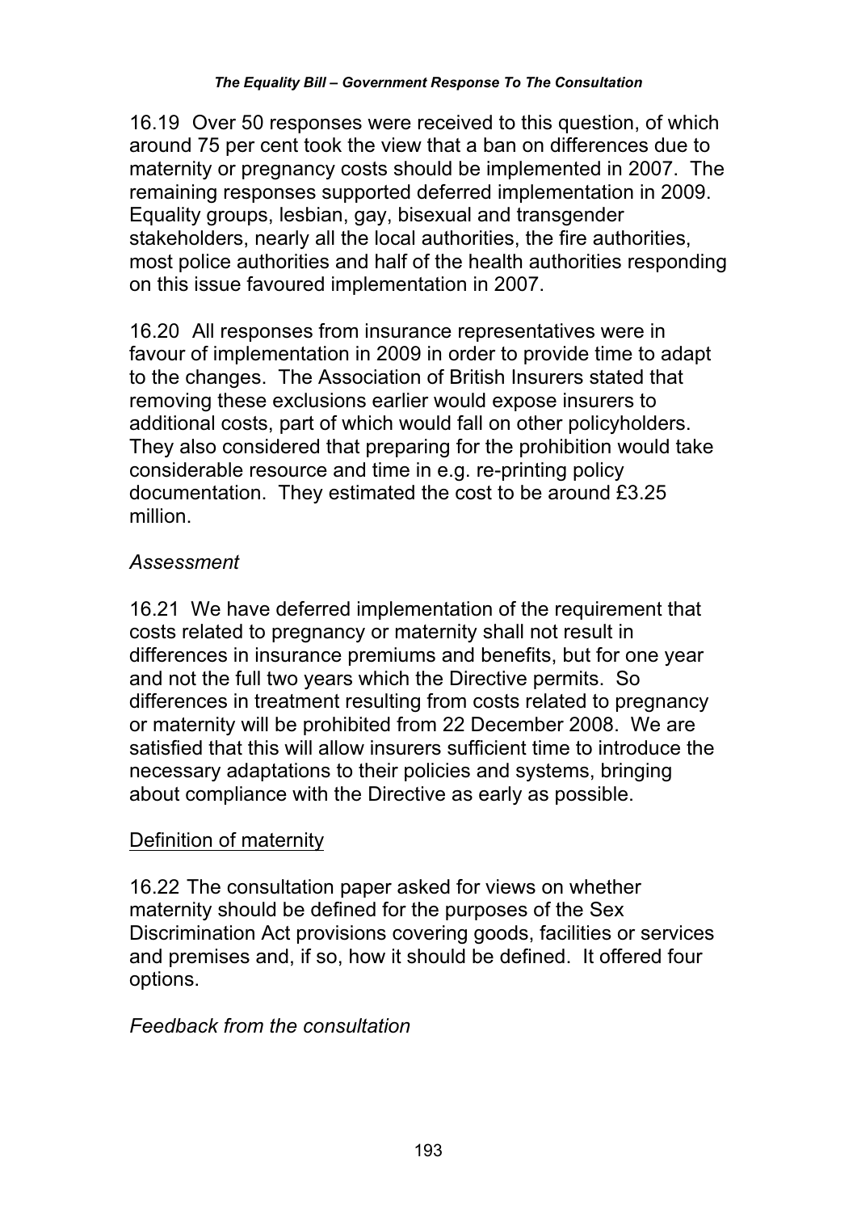16.19 Over 50 responses were received to this question, of which around 75 per cent took the view that a ban on differences due to maternity or pregnancy costs should be implemented in 2007. The remaining responses supported deferred implementation in 2009. Equality groups, lesbian, gay, bisexual and transgender stakeholders, nearly all the local authorities, the fire authorities, most police authorities and half of the health authorities responding on this issue favoured implementation in 2007.

16.20 All responses from insurance representatives were in favour of implementation in 2009 in order to provide time to adapt to the changes. The Association of British Insurers stated that removing these exclusions earlier would expose insurers to additional costs, part of which would fall on other policyholders. They also considered that preparing for the prohibition would take considerable resource and time in e.g. re-printing policy documentation. They estimated the cost to be around £3.25 million.

*Assessment*

16.21 We have deferred implementation of the requirement that costs related to pregnancy or maternity shall not result in differences in insurance premiums and benefits, but for one year and not the full two years which the Directive permits. So differences in treatment resulting from costs related to pregnancy or maternity will be prohibited from 22 December 2008. We are satisfied that this will allow insurers sufficient time to introduce the necessary adaptations to their policies and systems, bringing about compliance with the Directive as early as possible.

Definition of maternity

16.22 The consultation paper asked for views on whether maternity should be defined for the purposes of the Sex Discrimination Act provisions covering goods, facilities or services and premises and, if so, how it should be defined. It offered four options.

*Feedback from the consultation*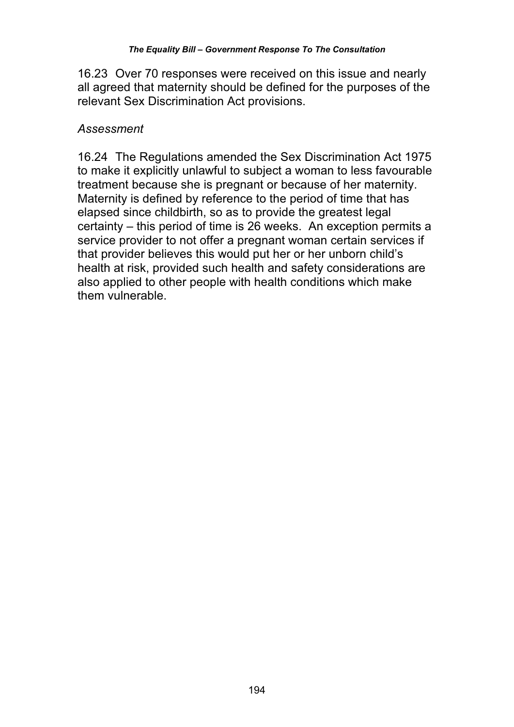16.23 Over 70 responses were received on this issue and nearly all agreed that maternity should be defined for the purposes of the relevant Sex Discrimination Act provisions.

*Assessment*

16.24 The Regulations amended the Sex Discrimination Act 1975 to make it explicitly unlawful to subject a woman to less favourable treatment because she is pregnant or because of her maternity. Maternity is defined by reference to the period of time that has elapsed since childbirth, so as to provide the greatest legal certainty – this period of time is 26 weeks. An exception permits a service provider to not offer a pregnant woman certain services if that provider believes this would put her or her unborn child's health at risk, provided such health and safety considerations are also applied to other people with health conditions which make them vulnerable.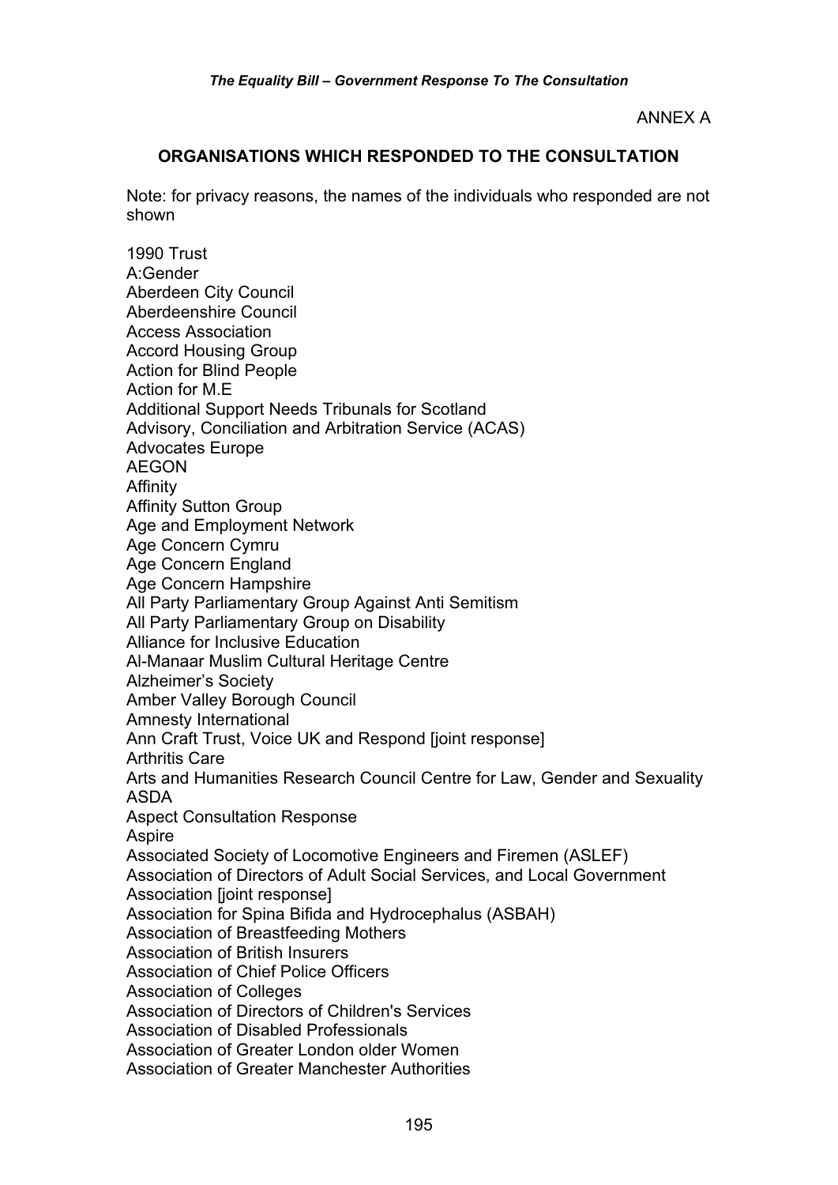ANNEX A

## ORGANISATIONS WHICH RESPONDED TO THE CONSULTATION

Note: for privacy reasons, the names of the individuals who responded are not shown

1990 Trust
A:Gender
Aberdeen City Council
Aberdeenshire Council
Access Association
Accord Housing Group
Action for Blind People
Action for M.E
Additional Support Needs Tribunals for Scotland
Advisory, Conciliation and Arbitration Service (ACAS)
Advocates Europe
AEGON
Affinity
Affinity Sutton Group
Age and Employment Network
Age Concern Cymru
Age Concern England
Age Concern Hampshire
All Party Parliamentary Group Against Anti Semitism
All Party Parliamentary Group on Disability
Alliance for Inclusive Education
Al-Manaar Muslim Cultural Heritage Centre
Alzheimer's Society
Amber Valley Borough Council
Amnesty International
Ann Craft Trust, Voice UK and Respond [joint response]
Arthritis Care
Arts and Humanities Research Council Centre for Law, Gender and Sexuality
ASDA
Aspect Consultation Response
Aspire
Associated Society of Locomotive Engineers and Firemen (ASLEF)
Association of Directors of Adult Social Services, and Local Government Association [joint response]
Association for Spina Bifida and Hydrocephalus (ASBAH)
Association of Breastfeeding Mothers
Association of British Insurers
Association of Chief Police Officers
Association of Colleges
Association of Directors of Children's Services
Association of Disabled Professionals
Association of Greater London older Women
Association of Greater Manchester Authorities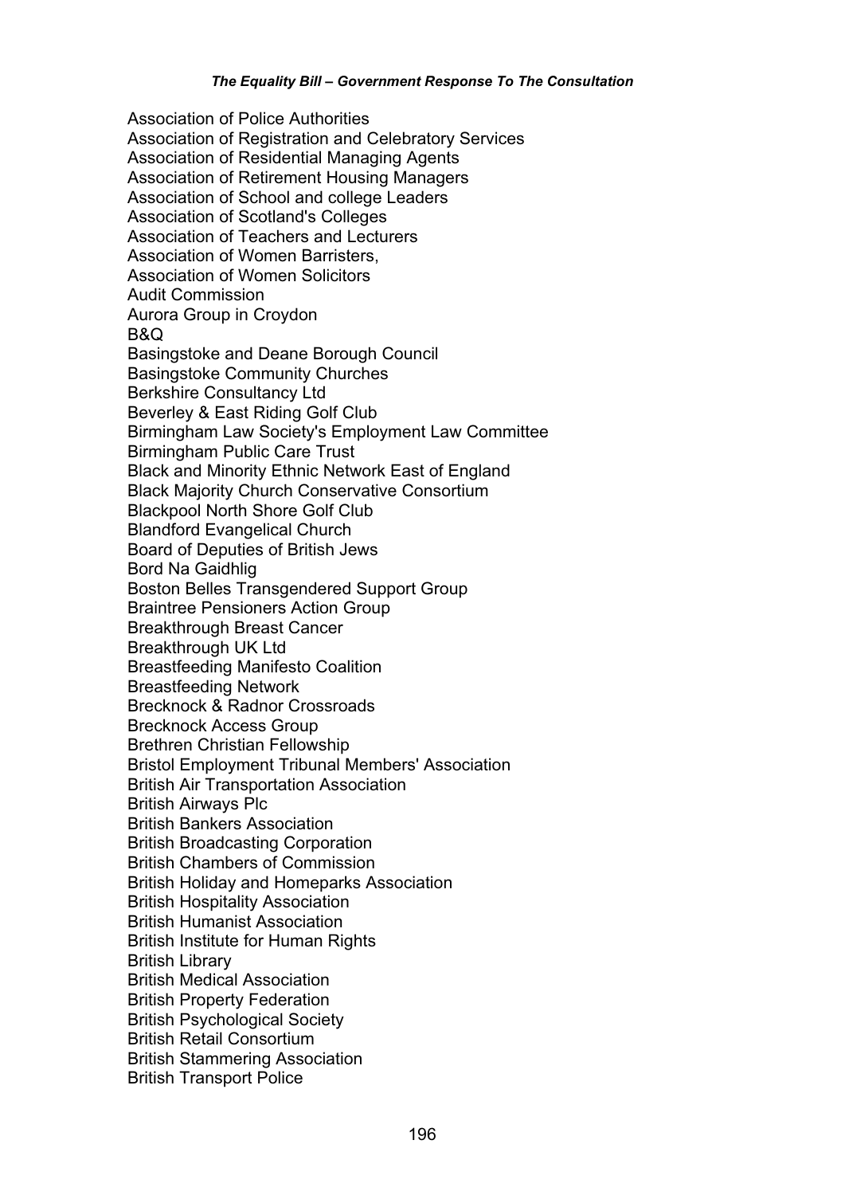Association of Police Authorities
Association of Registration and Celebratory Services
Association of Residential Managing Agents
Association of Retirement Housing Managers
Association of School and college Leaders
Association of Scotland's Colleges
Association of Teachers and Lecturers
Association of Women Barristers,
Association of Women Solicitors
Audit Commission
Aurora Group in Croydon
B&Q
Basingstoke and Deane Borough Council
Basingstoke Community Churches
Berkshire Consultancy Ltd
Beverley & East Riding Golf Club
Birmingham Law Society's Employment Law Committee
Birmingham Public Care Trust
Black and Minority Ethnic Network East of England
Black Majority Church Conservative Consortium
Blackpool North Shore Golf Club
Blandford Evangelical Church
Board of Deputies of British Jews
Bord Na Gaidhlig
Boston Belles Transgendered Support Group
Braintree Pensioners Action Group
Breakthrough Breast Cancer
Breakthrough UK Ltd
Breastfeeding Manifesto Coalition
Breastfeeding Network
Brecknock & Radnor Crossroads
Brecknock Access Group
Brethren Christian Fellowship
Bristol Employment Tribunal Members' Association
British Air Transportation Association
British Airways Plc
British Bankers Association
British Broadcasting Corporation
British Chambers of Commission
British Holiday and Homeparks Association
British Hospitality Association
British Humanist Association
British Institute for Human Rights
British Library
British Medical Association
British Property Federation
British Psychological Society
British Retail Consortium
British Stammering Association
British Transport Police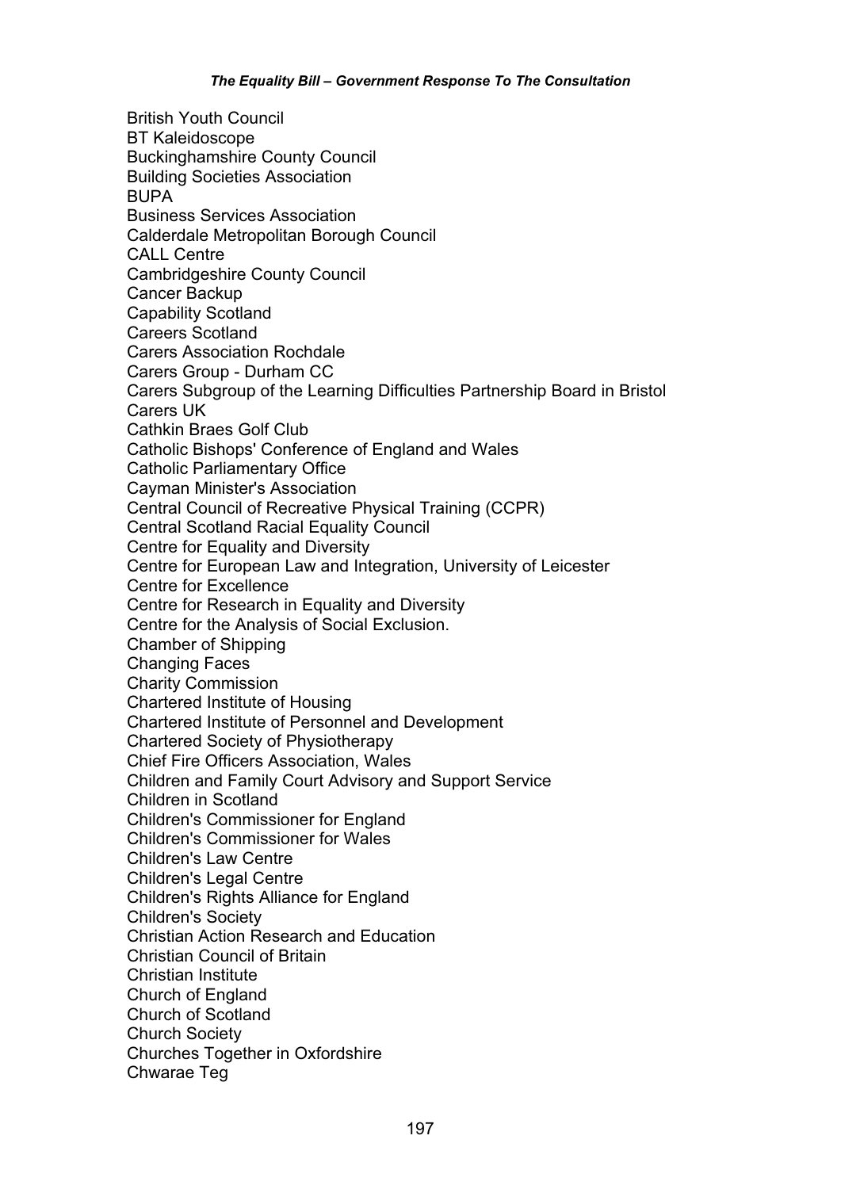British Youth Council
BT Kaleidoscope
Buckinghamshire County Council
Building Societies Association
BUPA
Business Services Association
Calderdale Metropolitan Borough Council
CALL Centre
Cambridgeshire County Council
Cancer Backup
Capability Scotland
Careers Scotland
Carers Association Rochdale
Carers Group - Durham CC
Carers Subgroup of the Learning Difficulties Partnership Board in Bristol
Carers UK
Cathkin Braes Golf Club
Catholic Bishops' Conference of England and Wales
Catholic Parliamentary Office
Cayman Minister's Association
Central Council of Recreative Physical Training (CCPR)
Central Scotland Racial Equality Council
Centre for Equality and Diversity
Centre for European Law and Integration, University of Leicester
Centre for Excellence
Centre for Research in Equality and Diversity
Centre for the Analysis of Social Exclusion.
Chamber of Shipping
Changing Faces
Charity Commission
Chartered Institute of Housing
Chartered Institute of Personnel and Development
Chartered Society of Physiotherapy
Chief Fire Officers Association, Wales
Children and Family Court Advisory and Support Service
Children in Scotland
Children's Commissioner for England
Children's Commissioner for Wales
Children's Law Centre
Children's Legal Centre
Children's Rights Alliance for England
Children's Society
Christian Action Research and Education
Christian Council of Britain
Christian Institute
Church of England
Church of Scotland
Church Society
Churches Together in Oxfordshire
Chwarae Teg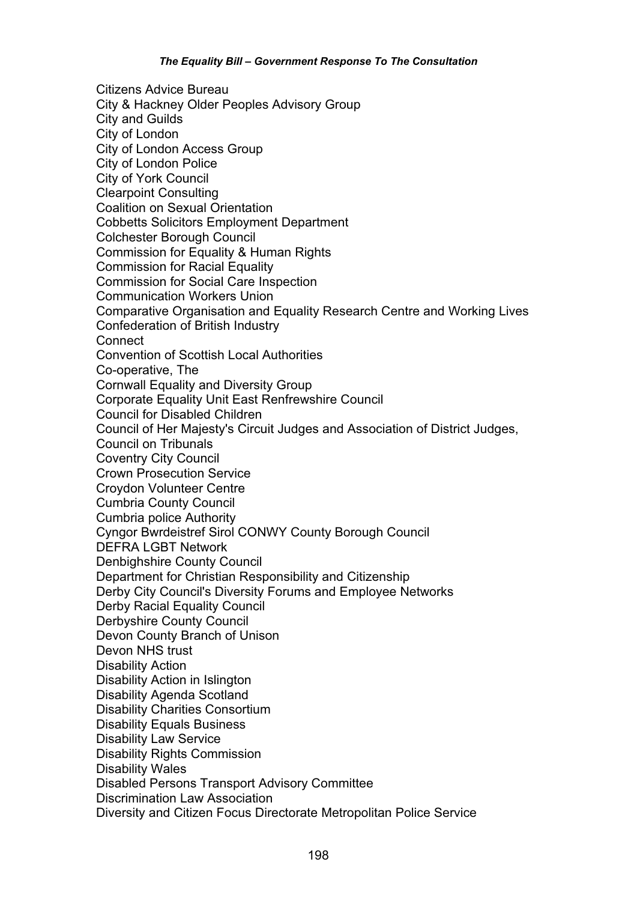Citizens Advice Bureau
City & Hackney Older Peoples Advisory Group
City and Guilds
City of London
City of London Access Group
City of London Police
City of York Council
Clearpoint Consulting
Coalition on Sexual Orientation
Cobbetts Solicitors Employment Department
Colchester Borough Council
Commission for Equality & Human Rights
Commission for Racial Equality
Commission for Social Care Inspection
Communication Workers Union
Comparative Organisation and Equality Research Centre and Working Lives
Confederation of British Industry
Connect
Convention of Scottish Local Authorities
Co-operative, The
Cornwall Equality and Diversity Group
Corporate Equality Unit East Renfrewshire Council
Council for Disabled Children
Council of Her Majesty's Circuit Judges and Association of District Judges,
Council on Tribunals
Coventry City Council
Crown Prosecution Service
Croydon Volunteer Centre
Cumbria County Council
Cumbria police Authority
Cyngor Bwrdeistref Sirol CONWY County Borough Council
DEFRA LGBT Network
Denbighshire County Council
Department for Christian Responsibility and Citizenship
Derby City Council's Diversity Forums and Employee Networks
Derby Racial Equality Council
Derbyshire County Council
Devon County Branch of Unison
Devon NHS trust
Disability Action
Disability Action in Islington
Disability Agenda Scotland
Disability Charities Consortium
Disability Equals Business
Disability Law Service
Disability Rights Commission
Disability Wales
Disabled Persons Transport Advisory Committee
Discrimination Law Association
Diversity and Citizen Focus Directorate Metropolitan Police Service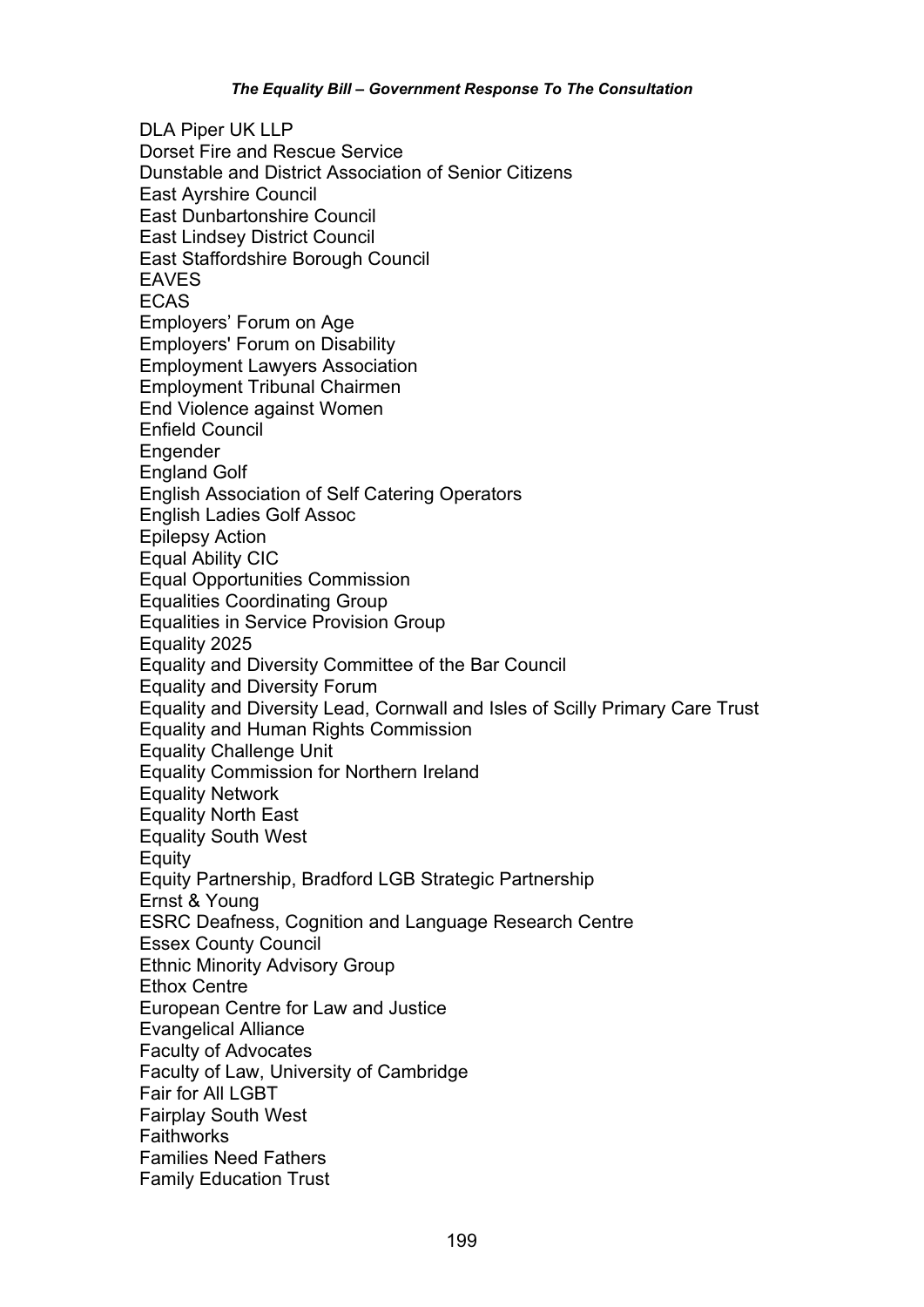DLA Piper UK LLP
Dorset Fire and Rescue Service
Dunstable and District Association of Senior Citizens
East Ayrshire Council
East Dunbartonshire Council
East Lindsey District Council
East Staffordshire Borough Council
EAVES
ECAS
Employers' Forum on Age
Employers' Forum on Disability
Employment Lawyers Association
Employment Tribunal Chairmen
End Violence against Women
Enfield Council
Engender
England Golf
English Association of Self Catering Operators
English Ladies Golf Assoc
Epilepsy Action
Equal Ability CIC
Equal Opportunities Commission
Equalities Coordinating Group
Equalities in Service Provision Group
Equality 2025
Equality and Diversity Committee of the Bar Council
Equality and Diversity Forum
Equality and Diversity Lead, Cornwall and Isles of Scilly Primary Care Trust
Equality and Human Rights Commission
Equality Challenge Unit
Equality Commission for Northern Ireland
Equality Network
Equality North East
Equality South West
Equity
Equity Partnership, Bradford LGB Strategic Partnership
Ernst & Young
ESRC Deafness, Cognition and Language Research Centre
Essex County Council
Ethnic Minority Advisory Group
Ethox Centre
European Centre for Law and Justice
Evangelical Alliance
Faculty of Advocates
Faculty of Law, University of Cambridge
Fair for All LGBT
Fairplay South West
Faithworks
Families Need Fathers
Family Education Trust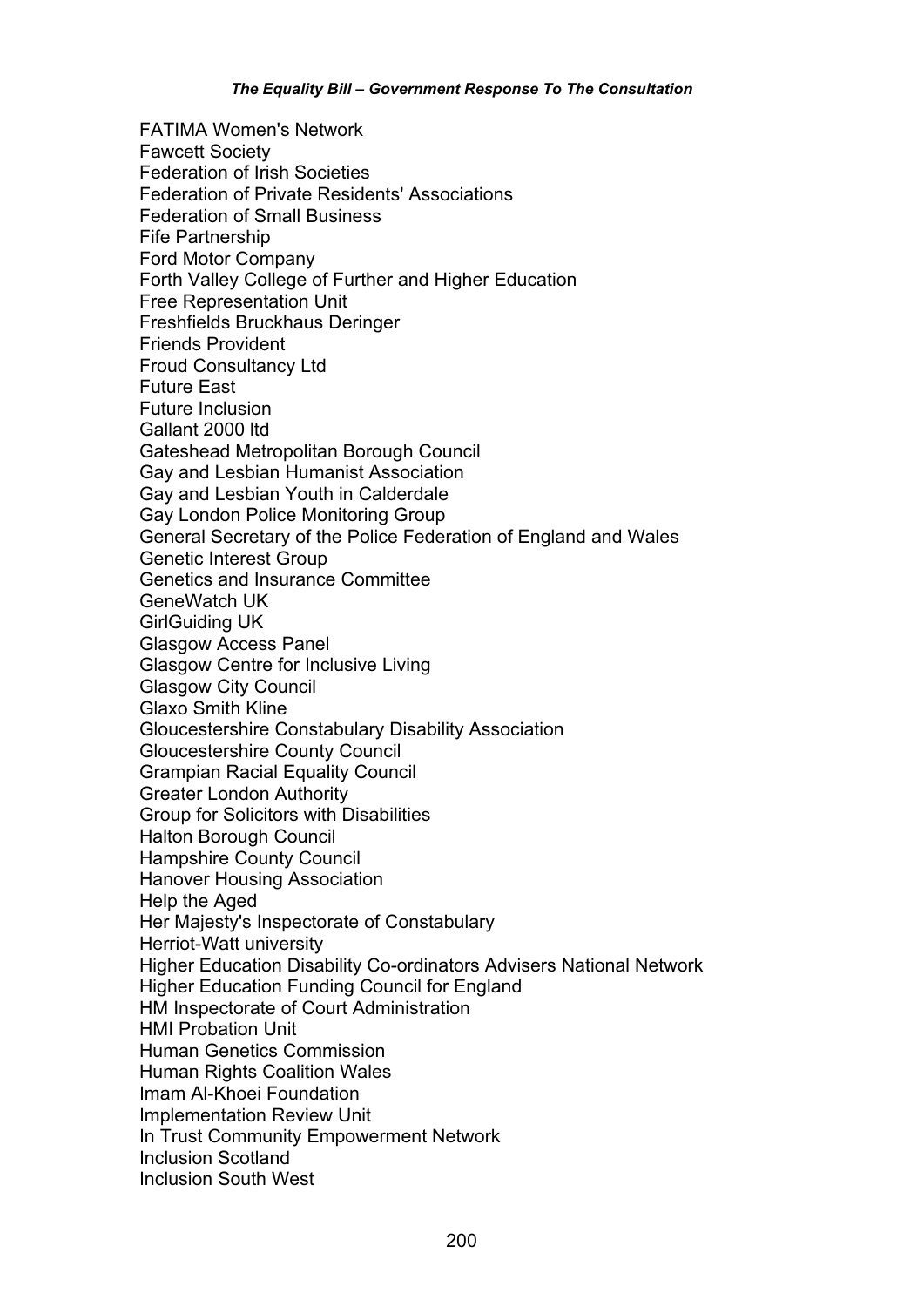FATIMA Women's Network
Fawcett Society
Federation of Irish Societies
Federation of Private Residents' Associations
Federation of Small Business
Fife Partnership
Ford Motor Company
Forth Valley College of Further and Higher Education
Free Representation Unit
Freshfields Bruckhaus Deringer
Friends Provident
Froud Consultancy Ltd
Future East
Future Inclusion
Gallant 2000 ltd
Gateshead Metropolitan Borough Council
Gay and Lesbian Humanist Association
Gay and Lesbian Youth in Calderdale
Gay London Police Monitoring Group
General Secretary of the Police Federation of England and Wales
Genetic Interest Group
Genetics and Insurance Committee
GeneWatch UK
GirlGuiding UK
Glasgow Access Panel
Glasgow Centre for Inclusive Living
Glasgow City Council
Glaxo Smith Kline
Gloucestershire Constabulary Disability Association
Gloucestershire County Council
Grampian Racial Equality Council
Greater London Authority
Group for Solicitors with Disabilities
Halton Borough Council
Hampshire County Council
Hanover Housing Association
Help the Aged
Her Majesty's Inspectorate of Constabulary
Herriot-Watt university
Higher Education Disability Co-ordinators Advisers National Network
Higher Education Funding Council for England
HM Inspectorate of Court Administration
HMI Probation Unit
Human Genetics Commission
Human Rights Coalition Wales
Imam Al-Khoei Foundation
Implementation Review Unit
In Trust Community Empowerment Network
Inclusion Scotland
Inclusion South West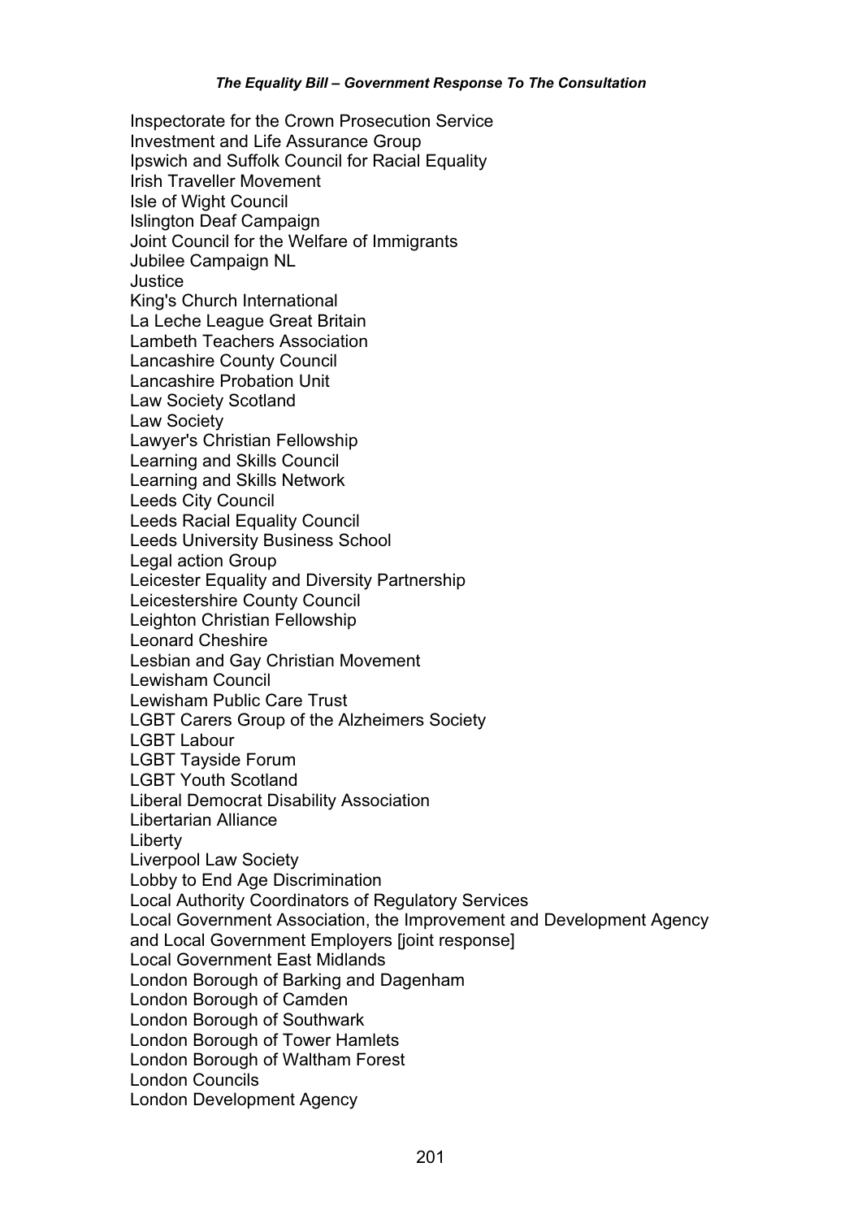Inspectorate for the Crown Prosecution Service
Investment and Life Assurance Group
Ipswich and Suffolk Council for Racial Equality
Irish Traveller Movement
Isle of Wight Council
Islington Deaf Campaign
Joint Council for the Welfare of Immigrants
Jubilee Campaign NL
Justice
King's Church International
La Leche League Great Britain
Lambeth Teachers Association
Lancashire County Council
Lancashire Probation Unit
Law Society Scotland
Law Society
Lawyer's Christian Fellowship
Learning and Skills Council
Learning and Skills Network
Leeds City Council
Leeds Racial Equality Council
Leeds University Business School
Legal action Group
Leicester Equality and Diversity Partnership
Leicestershire County Council
Leighton Christian Fellowship
Leonard Cheshire
Lesbian and Gay Christian Movement
Lewisham Council
Lewisham Public Care Trust
LGBT Carers Group of the Alzheimers Society
LGBT Labour
LGBT Tayside Forum
LGBT Youth Scotland
Liberal Democrat Disability Association
Libertarian Alliance
Liberty
Liverpool Law Society
Lobby to End Age Discrimination
Local Authority Coordinators of Regulatory Services
Local Government Association, the Improvement and Development Agency and Local Government Employers [joint response]
Local Government East Midlands
London Borough of Barking and Dagenham
London Borough of Camden
London Borough of Southwark
London Borough of Tower Hamlets
London Borough of Waltham Forest
London Councils
London Development Agency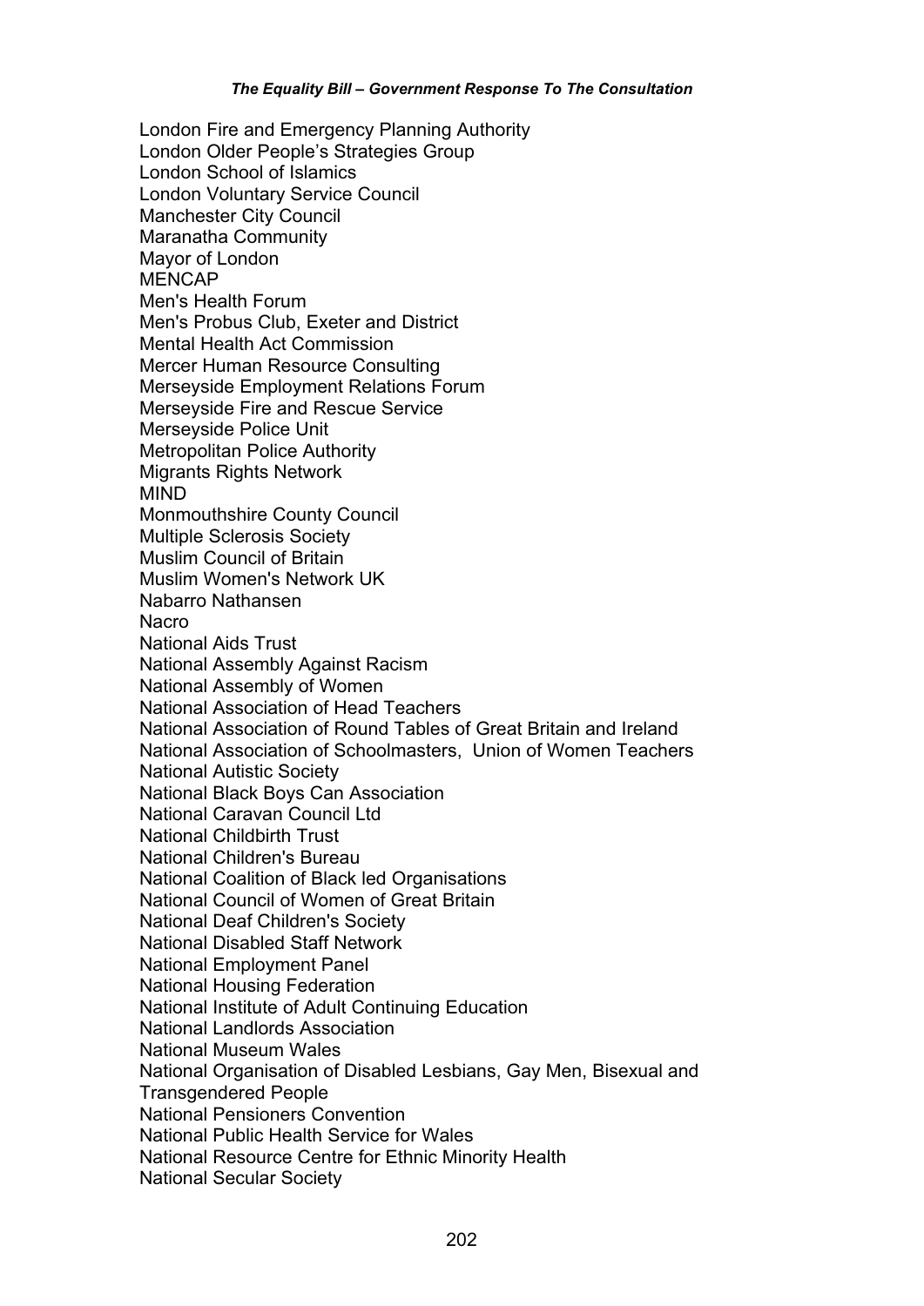London Fire and Emergency Planning Authority
London Older People's Strategies Group
London School of Islamics
London Voluntary Service Council
Manchester City Council
Maranatha Community
Mayor of London
MENCAP
Men's Health Forum
Men's Probus Club, Exeter and District
Mental Health Act Commission
Mercer Human Resource Consulting
Merseyside Employment Relations Forum
Merseyside Fire and Rescue Service
Merseyside Police Unit
Metropolitan Police Authority
Migrants Rights Network
MIND
Monmouthshire County Council
Multiple Sclerosis Society
Muslim Council of Britain
Muslim Women's Network UK
Nabarro Nathansen
Nacro
National Aids Trust
National Assembly Against Racism
National Assembly of Women
National Association of Head Teachers
National Association of Round Tables of Great Britain and Ireland
National Association of Schoolmasters, Union of Women Teachers
National Autistic Society
National Black Boys Can Association
National Caravan Council Ltd
National Childbirth Trust
National Children's Bureau
National Coalition of Black led Organisations
National Council of Women of Great Britain
National Deaf Children's Society
National Disabled Staff Network
National Employment Panel
National Housing Federation
National Institute of Adult Continuing Education
National Landlords Association
National Museum Wales
National Organisation of Disabled Lesbians, Gay Men, Bisexual and Transgendered People
National Pensioners Convention
National Public Health Service for Wales
National Resource Centre for Ethnic Minority Health
National Secular Society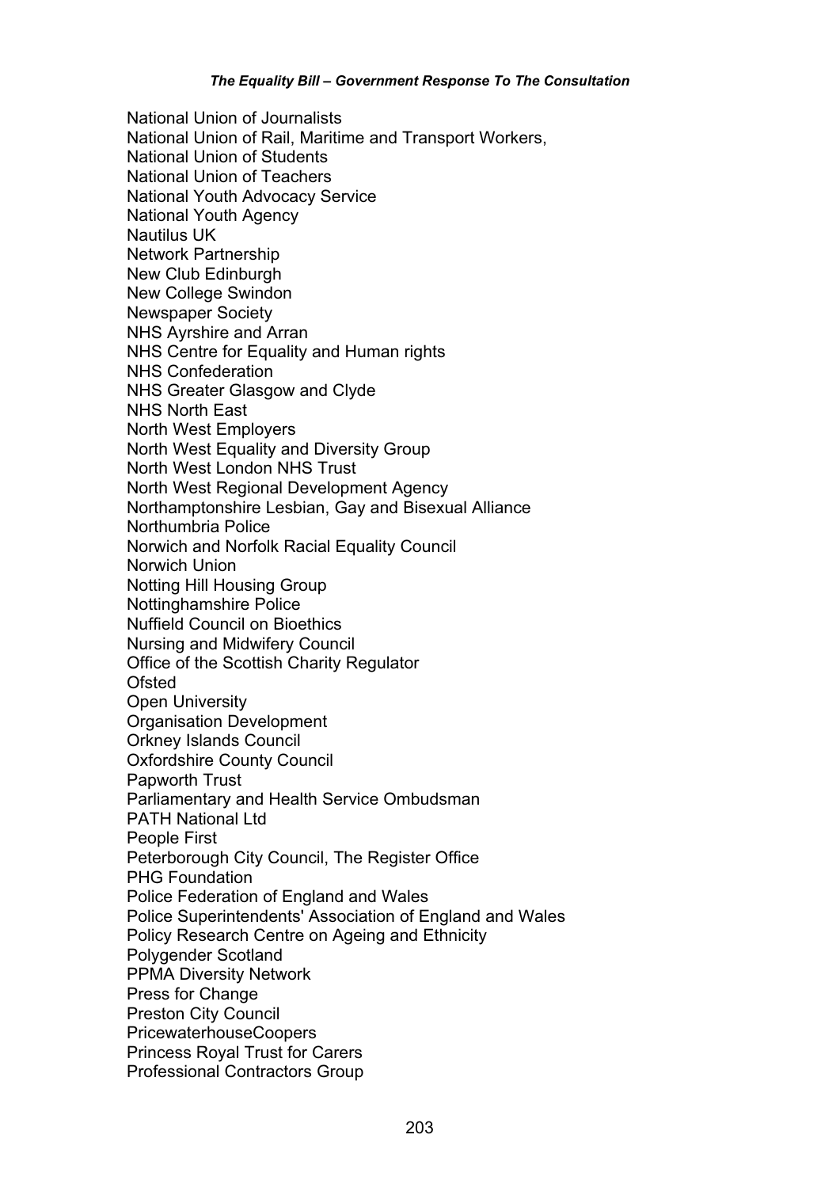National Union of Journalists
National Union of Rail, Maritime and Transport Workers,
National Union of Students
National Union of Teachers
National Youth Advocacy Service
National Youth Agency
Nautilus UK
Network Partnership
New Club Edinburgh
New College Swindon
Newspaper Society
NHS Ayrshire and Arran
NHS Centre for Equality and Human rights
NHS Confederation
NHS Greater Glasgow and Clyde
NHS North East
North West Employers
North West Equality and Diversity Group
North West London NHS Trust
North West Regional Development Agency
Northamptonshire Lesbian, Gay and Bisexual Alliance
Northumbria Police
Norwich and Norfolk Racial Equality Council
Norwich Union
Notting Hill Housing Group
Nottinghamshire Police
Nuffield Council on Bioethics
Nursing and Midwifery Council
Office of the Scottish Charity Regulator
Ofsted
Open University
Organisation Development
Orkney Islands Council
Oxfordshire County Council
Papworth Trust
Parliamentary and Health Service Ombudsman
PATH National Ltd
People First
Peterborough City Council, The Register Office
PHG Foundation
Police Federation of England and Wales
Police Superintendents' Association of England and Wales
Policy Research Centre on Ageing and Ethnicity
Polygender Scotland
PPMA Diversity Network
Press for Change
Preston City Council
PricewaterhouseCoopers
Princess Royal Trust for Carers
Professional Contractors Group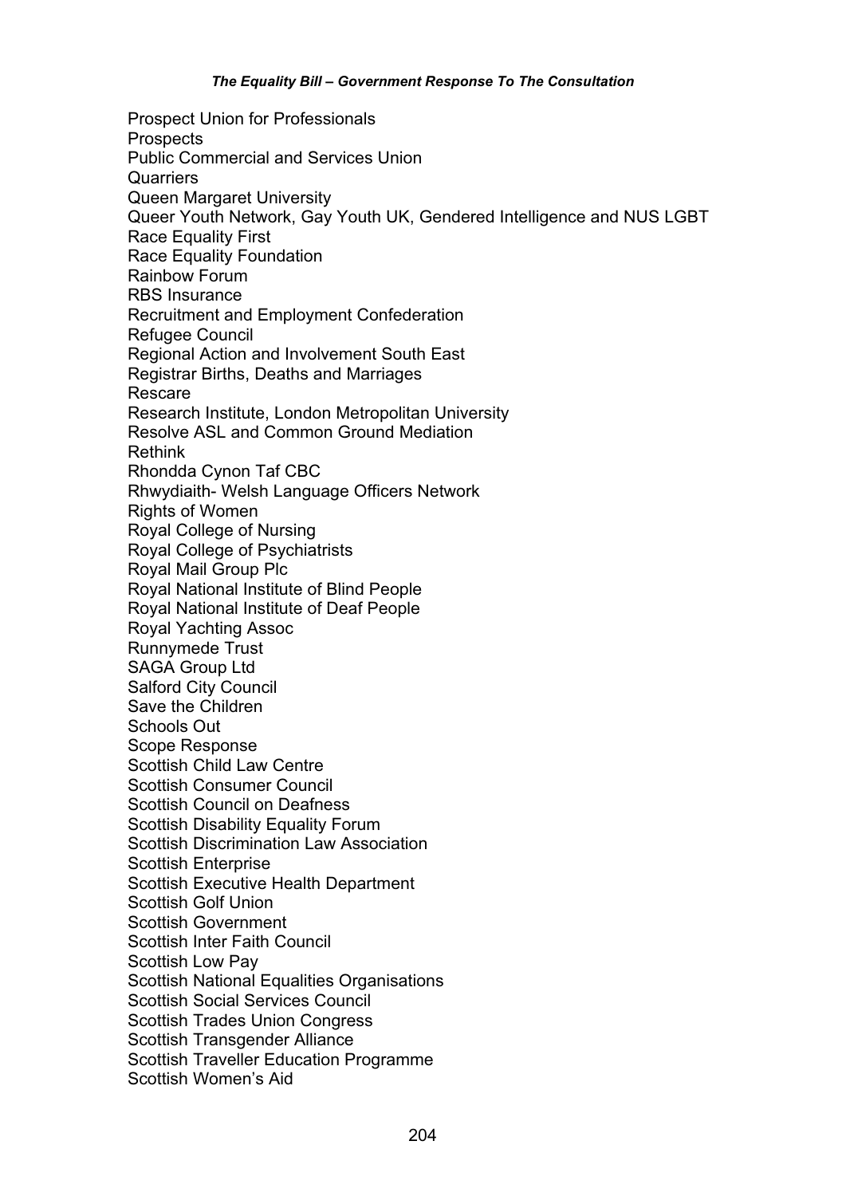Prospect Union for Professionals
Prospects
Public Commercial and Services Union
Quarriers
Queen Margaret University
Queer Youth Network, Gay Youth UK, Gendered Intelligence and NUS LGBT
Race Equality First
Race Equality Foundation
Rainbow Forum
RBS Insurance
Recruitment and Employment Confederation
Refugee Council
Regional Action and Involvement South East
Registrar Births, Deaths and Marriages
Rescare
Research Institute, London Metropolitan University
Resolve ASL and Common Ground Mediation
Rethink
Rhondda Cynon Taf CBC
Rhwydiaith- Welsh Language Officers Network
Rights of Women
Royal College of Nursing
Royal College of Psychiatrists
Royal Mail Group Plc
Royal National Institute of Blind People
Royal National Institute of Deaf People
Royal Yachting Assoc
Runnymede Trust
SAGA Group Ltd
Salford City Council
Save the Children
Schools Out
Scope Response
Scottish Child Law Centre
Scottish Consumer Council
Scottish Council on Deafness
Scottish Disability Equality Forum
Scottish Discrimination Law Association
Scottish Enterprise
Scottish Executive Health Department
Scottish Golf Union
Scottish Government
Scottish Inter Faith Council
Scottish Low Pay
Scottish National Equalities Organisations
Scottish Social Services Council
Scottish Trades Union Congress
Scottish Transgender Alliance
Scottish Traveller Education Programme
Scottish Women's Aid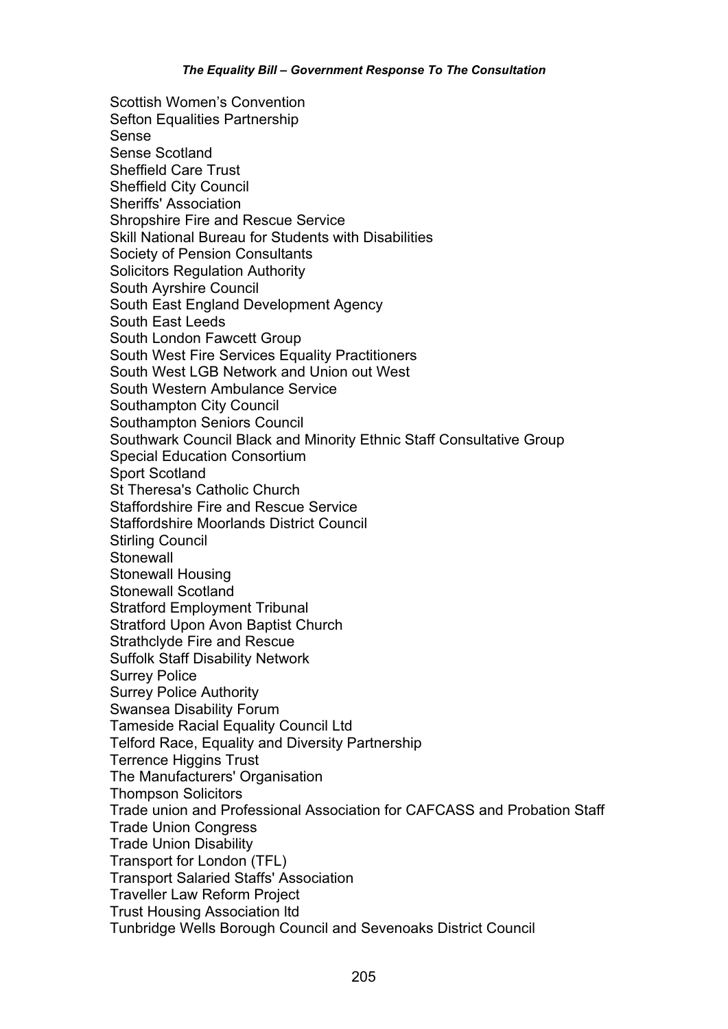Scottish Women's Convention
Sefton Equalities Partnership
Sense
Sense Scotland
Sheffield Care Trust
Sheffield City Council
Sheriffs' Association
Shropshire Fire and Rescue Service
Skill National Bureau for Students with Disabilities
Society of Pension Consultants
Solicitors Regulation Authority
South Ayrshire Council
South East England Development Agency
South East Leeds
South London Fawcett Group
South West Fire Services Equality Practitioners
South West LGB Network and Union out West
South Western Ambulance Service
Southampton City Council
Southampton Seniors Council
Southwark Council Black and Minority Ethnic Staff Consultative Group
Special Education Consortium
Sport Scotland
St Theresa's Catholic Church
Staffordshire Fire and Rescue Service
Staffordshire Moorlands District Council
Stirling Council
Stonewall
Stonewall Housing
Stonewall Scotland
Stratford Employment Tribunal
Stratford Upon Avon Baptist Church
Strathclyde Fire and Rescue
Suffolk Staff Disability Network
Surrey Police
Surrey Police Authority
Swansea Disability Forum
Tameside Racial Equality Council Ltd
Telford Race, Equality and Diversity Partnership
Terrence Higgins Trust
The Manufacturers' Organisation
Thompson Solicitors
Trade union and Professional Association for CAFCASS and Probation Staff
Trade Union Congress
Trade Union Disability
Transport for London (TFL)
Transport Salaried Staffs' Association
Traveller Law Reform Project
Trust Housing Association ltd
Tunbridge Wells Borough Council and Sevenoaks District Council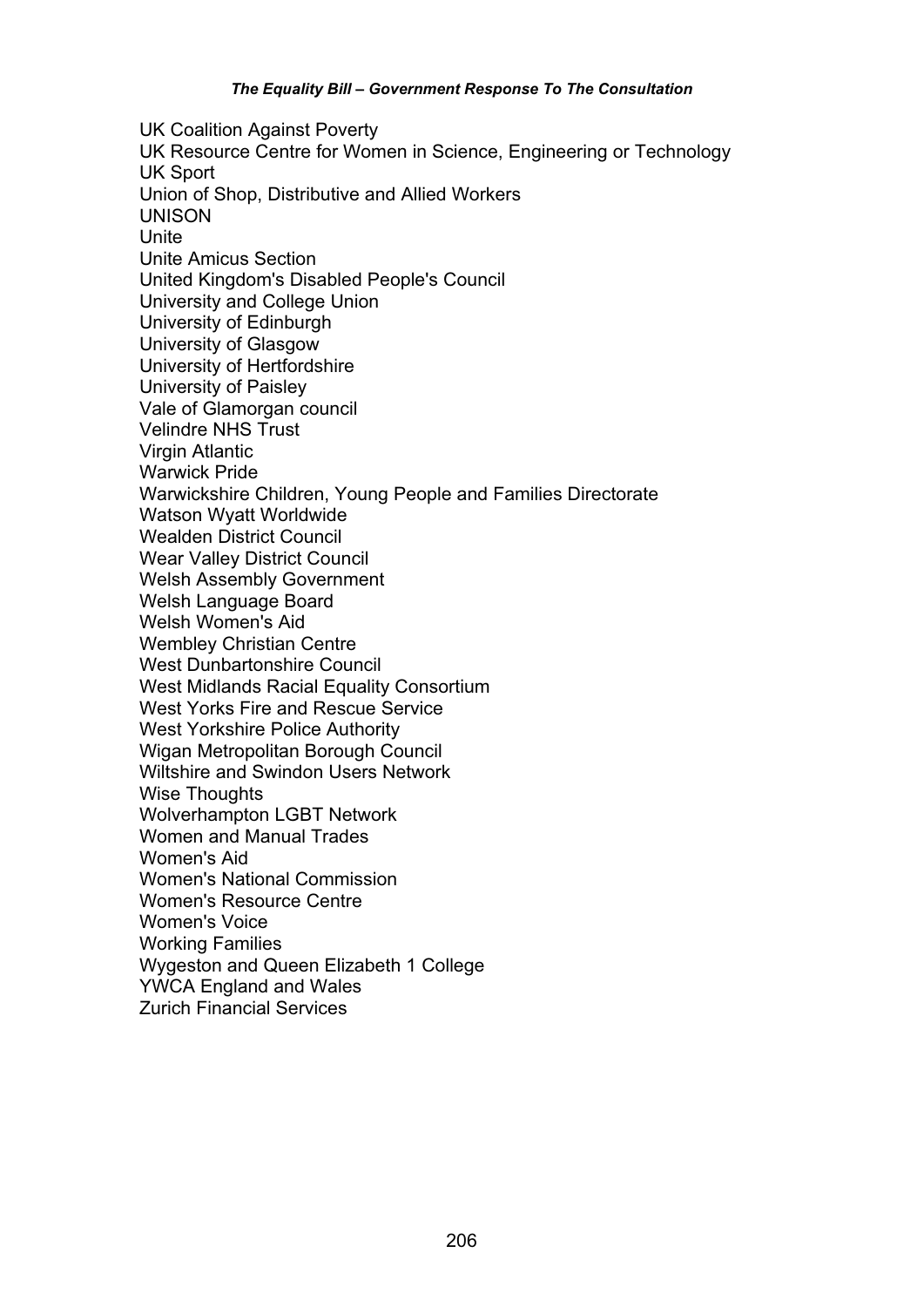UK Coalition Against Poverty
UK Resource Centre for Women in Science, Engineering or Technology
UK Sport
Union of Shop, Distributive and Allied Workers
UNISON
Unite
Unite Amicus Section
United Kingdom's Disabled People's Council
University and College Union
University of Edinburgh
University of Glasgow
University of Hertfordshire
University of Paisley
Vale of Glamorgan council
Velindre NHS Trust
Virgin Atlantic
Warwick Pride
Warwickshire Children, Young People and Families Directorate
Watson Wyatt Worldwide
Wealden District Council
Wear Valley District Council
Welsh Assembly Government
Welsh Language Board
Welsh Women's Aid
Wembley Christian Centre
West Dunbartonshire Council
West Midlands Racial Equality Consortium
West Yorks Fire and Rescue Service
West Yorkshire Police Authority
Wigan Metropolitan Borough Council
Wiltshire and Swindon Users Network
Wise Thoughts
Wolverhampton LGBT Network
Women and Manual Trades
Women's Aid
Women's National Commission
Women's Resource Centre
Women's Voice
Working Families
Wygeston and Queen Elizabeth 1 College
YWCA England and Wales
Zurich Financial Services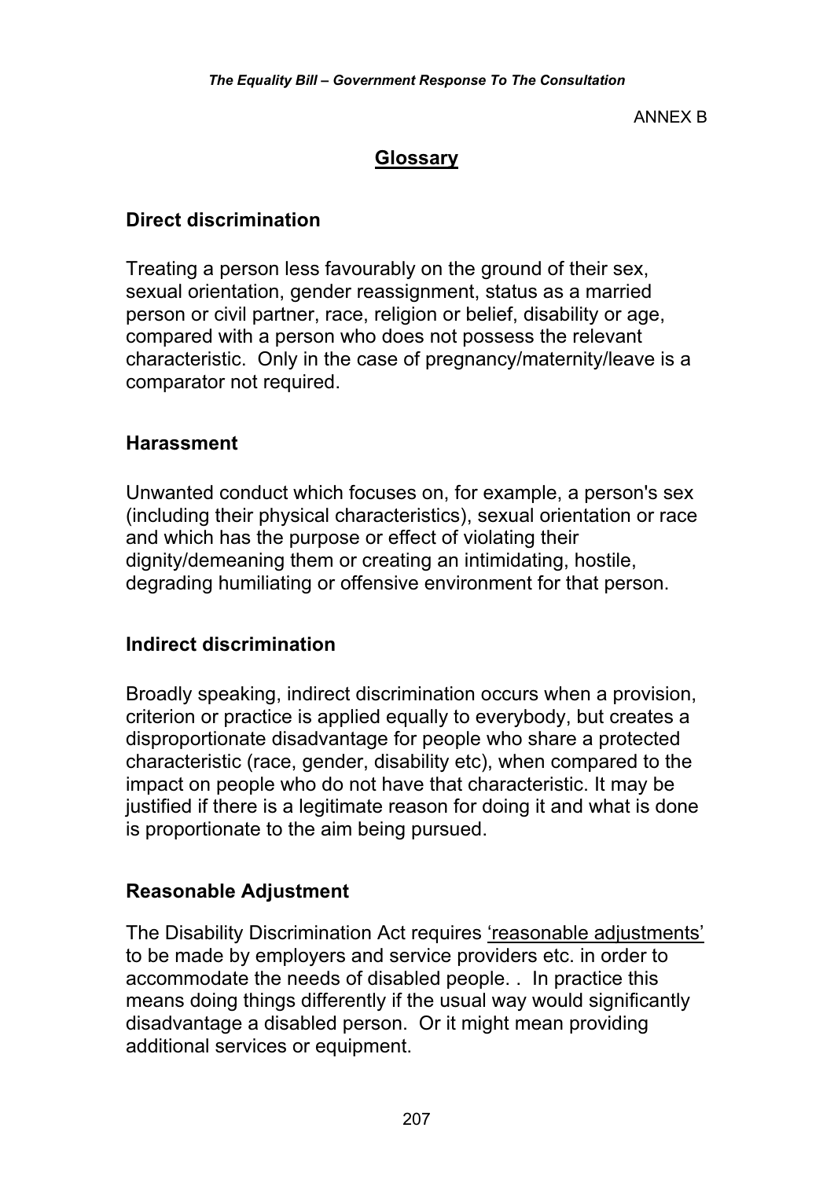ANNEX B

## Glossary

### Direct discrimination

Treating a person less favourably on the ground of their sex, sexual orientation, gender reassignment, status as a married person or civil partner, race, religion or belief, disability or age, compared with a person who does not possess the relevant characteristic. Only in the case of pregnancy/maternity/leave is a comparator not required.

### Harassment

Unwanted conduct which focuses on, for example, a person's sex (including their physical characteristics), sexual orientation or race and which has the purpose or effect of violating their dignity/demeaning them or creating an intimidating, hostile, degrading humiliating or offensive environment for that person.

### Indirect discrimination

Broadly speaking, indirect discrimination occurs when a provision, criterion or practice is applied equally to everybody, but creates a disproportionate disadvantage for people who share a protected characteristic (race, gender, disability etc), when compared to the impact on people who do not have that characteristic. It may be justified if there is a legitimate reason for doing it and what is done is proportionate to the aim being pursued.

### Reasonable Adjustment

The Disability Discrimination Act requires 'reasonable adjustments' to be made by employers and service providers etc. in order to accommodate the needs of disabled people. . In practice this means doing things differently if the usual way would significantly disadvantage a disabled person. Or it might mean providing additional services or equipment.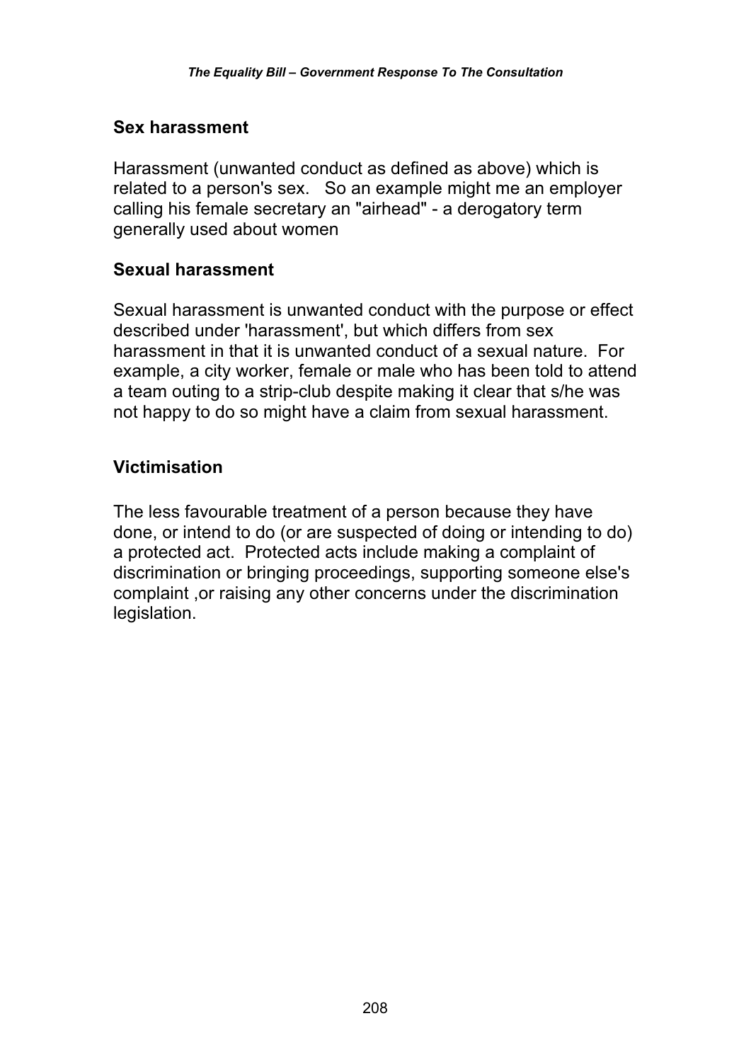## Sex harassment

Harassment (unwanted conduct as defined as above) which is related to a person's sex. So an example might me an employer calling his female secretary an "airhead" - a derogatory term generally used about women

## Sexual harassment

Sexual harassment is unwanted conduct with the purpose or effect described under 'harassment', but which differs from sex harassment in that it is unwanted conduct of a sexual nature. For example, a city worker, female or male who has been told to attend a team outing to a strip-club despite making it clear that s/he was not happy to do so might have a claim from sexual harassment.

## Victimisation

The less favourable treatment of a person because they have done, or intend to do (or are suspected of doing or intending to do) a protected act. Protected acts include making a complaint of discrimination or bringing proceedings, supporting someone else's complaint ,or raising any other concerns under the discrimination legislation.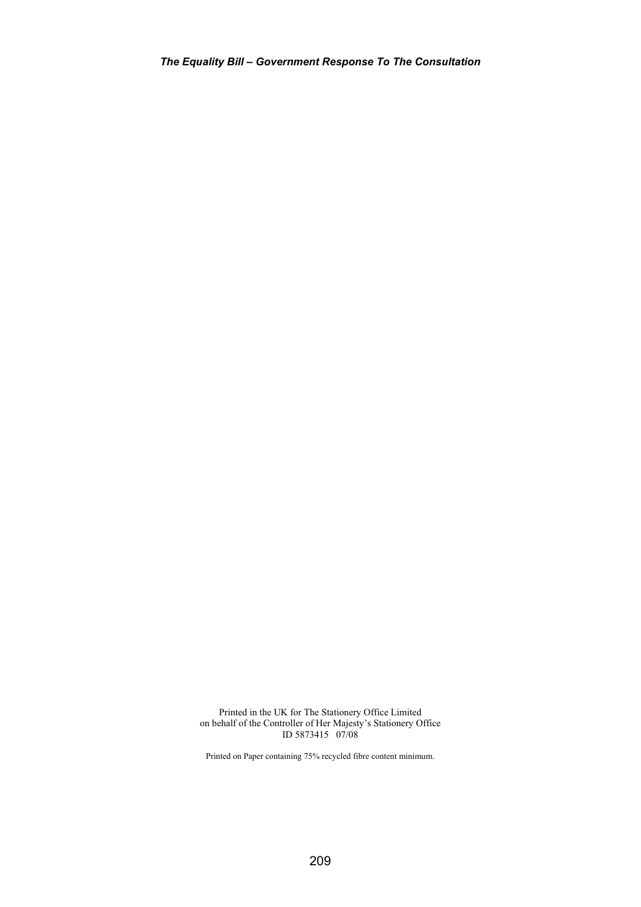Printed in the UK for The Stationery Office Limited
on behalf of the Controller of Her Majesty's Stationery Office
ID 5873415 07/08

Printed on Paper containing 75% recycled fibre content minimum.